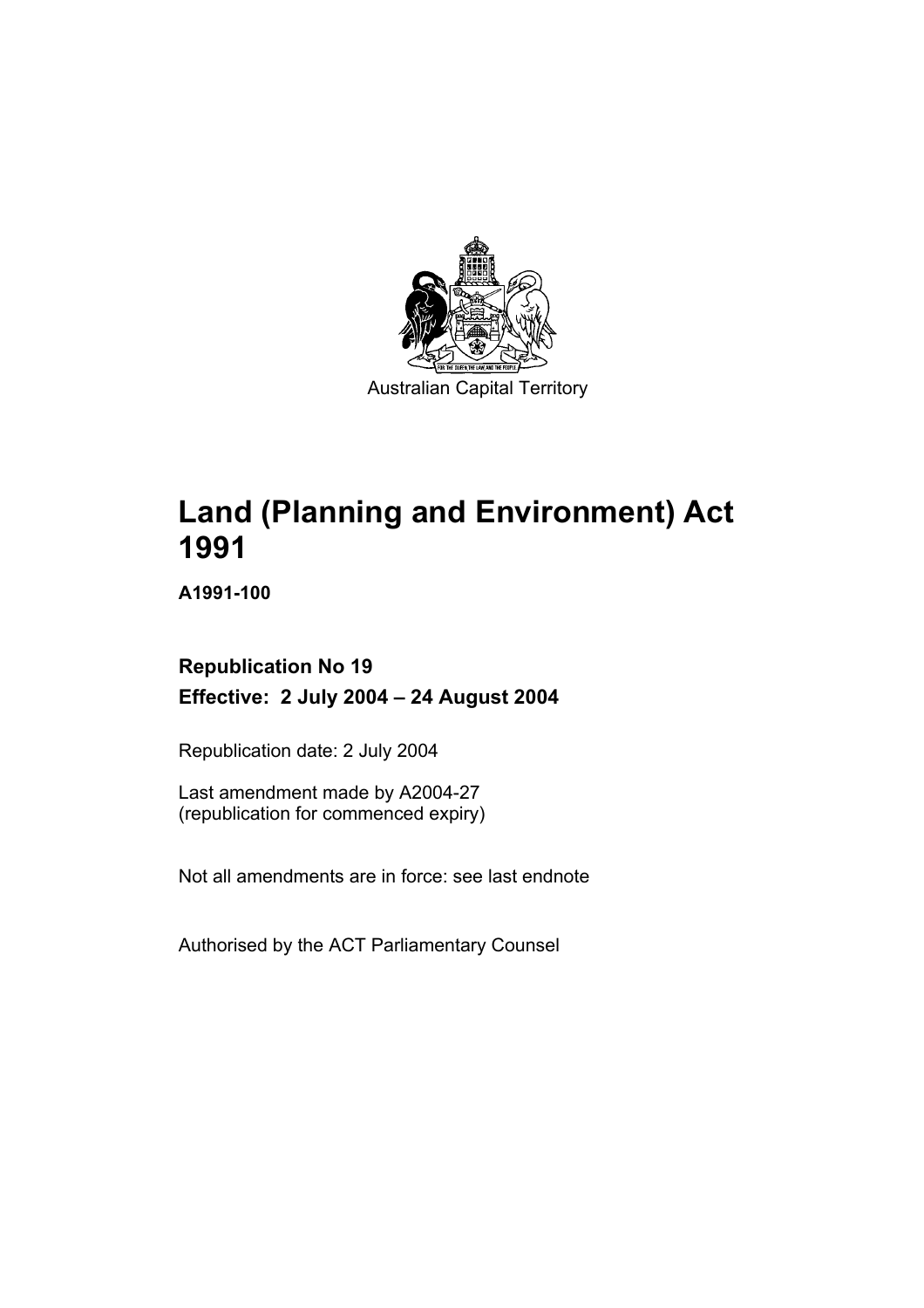Australian Capital Territory

# Land (Planning and Environment) Act 1991

**A1991-100**

**Republication No 19**

**Effective: 2 July 2004 – 24 August 2004**

Republication date: 2 July 2004

Last amendment made by A2004-27
(republication for commenced expiry)

Not all amendments are in force: see last endnote

Authorised by the ACT Parliamentary Counsel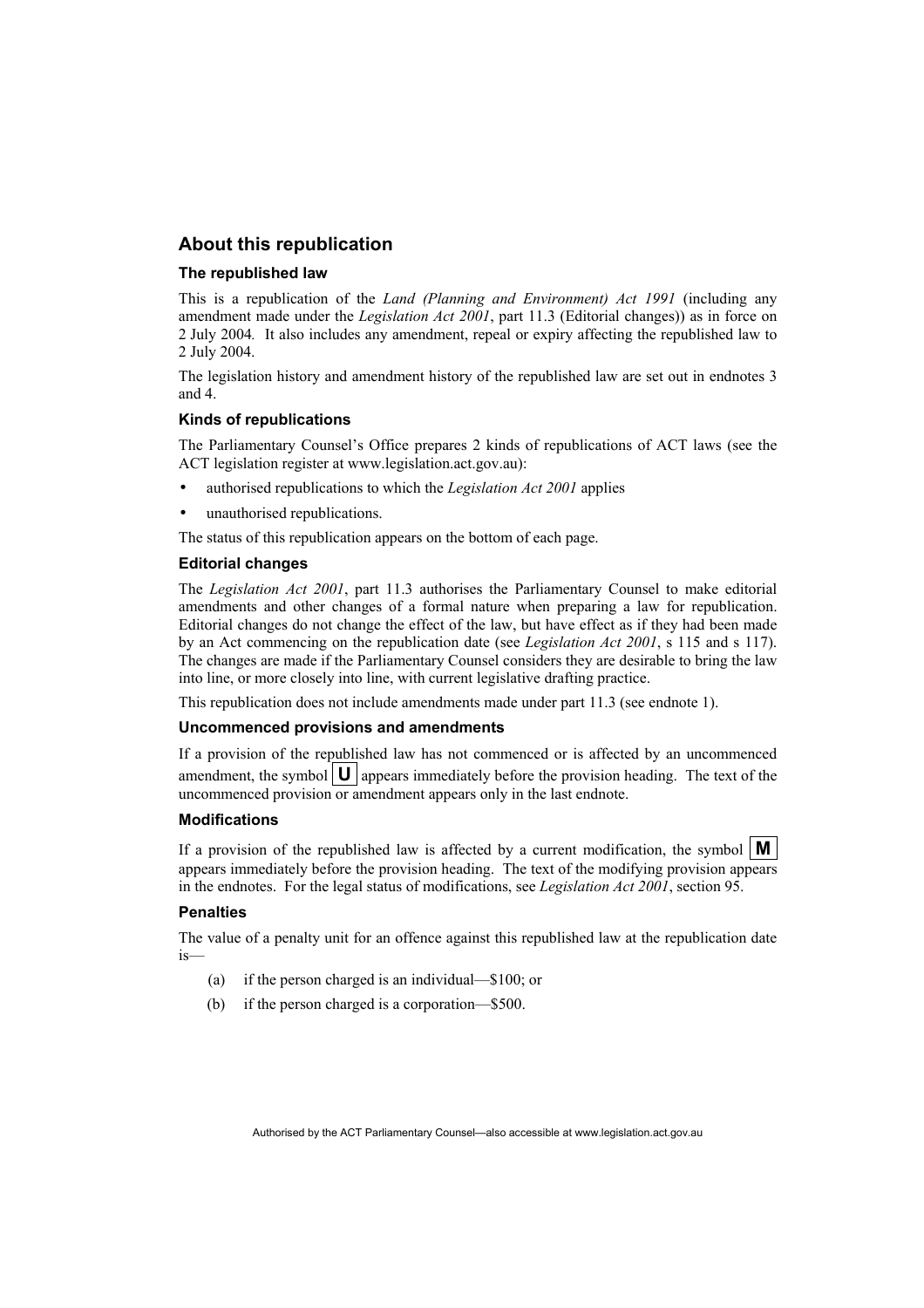## About this republication

### The republished law

This is a republication of the *Land (Planning and Environment) Act 1991* (including any amendment made under the *Legislation Act 2001*, part 11.3 (Editorial changes)) as in force on 2 July 2004*.* It also includes any amendment, repeal or expiry affecting the republished law to 2 July 2004.

The legislation history and amendment history of the republished law are set out in endnotes 3 and 4.

### Kinds of republications

The Parliamentary Counsel's Office prepares 2 kinds of republications of ACT laws (see the ACT legislation register at www.legislation.act.gov.au):

- authorised republications to which the *Legislation Act 2001* applies
- unauthorised republications.

The status of this republication appears on the bottom of each page.

### Editorial changes

The *Legislation Act 2001*, part 11.3 authorises the Parliamentary Counsel to make editorial amendments and other changes of a formal nature when preparing a law for republication. Editorial changes do not change the effect of the law, but have effect as if they had been made by an Act commencing on the republication date (see *Legislation Act 2001*, s 115 and s 117). The changes are made if the Parliamentary Counsel considers they are desirable to bring the law into line, or more closely into line, with current legislative drafting practice.

This republication does not include amendments made under part 11.3 (see endnote 1).

### Uncommenced provisions and amendments

If a provision of the republished law has not commenced or is affected by an uncommenced amendment, the symbol **U** appears immediately before the provision heading. The text of the uncommenced provision or amendment appears only in the last endnote.

### Modifications

If a provision of the republished law is affected by a current modification, the symbol **M** appears immediately before the provision heading. The text of the modifying provision appears in the endnotes. For the legal status of modifications, see *Legislation Act 2001*, section 95.

### Penalties

The value of a penalty unit for an offence against this republished law at the republication date is—

(a) if the person charged is an individual—$100; or

(b) if the person charged is a corporation—$500.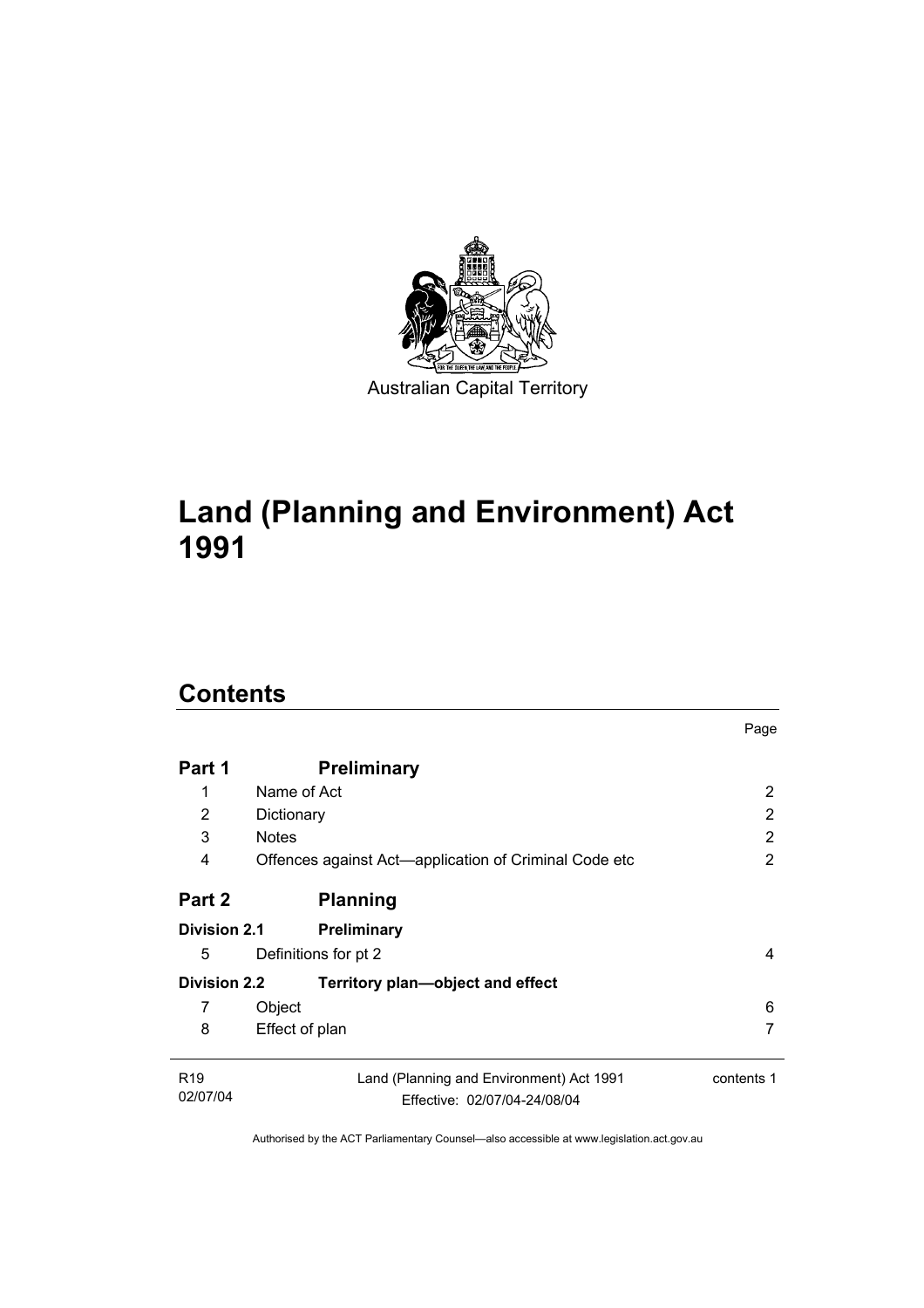Australian Capital Territory

# Land (Planning and Environment) Act 1991

## Contents

| | | Page |
|---|---|---|
| **Part 1** | **Preliminary** | |
| 1 | Name of Act | 2 |
| 2 | Dictionary | 2 |
| 3 | Notes | 2 |
| 4 | Offences against Act—application of Criminal Code etc | 2 |
| **Part 2** | **Planning** | |
| **Division 2.1** | **Preliminary** | |
| 5 | Definitions for pt 2 | 4 |
| **Division 2.2** | **Territory plan—object and effect** | |
| 7 | Object | 6 |
| 8 | Effect of plan | 7 |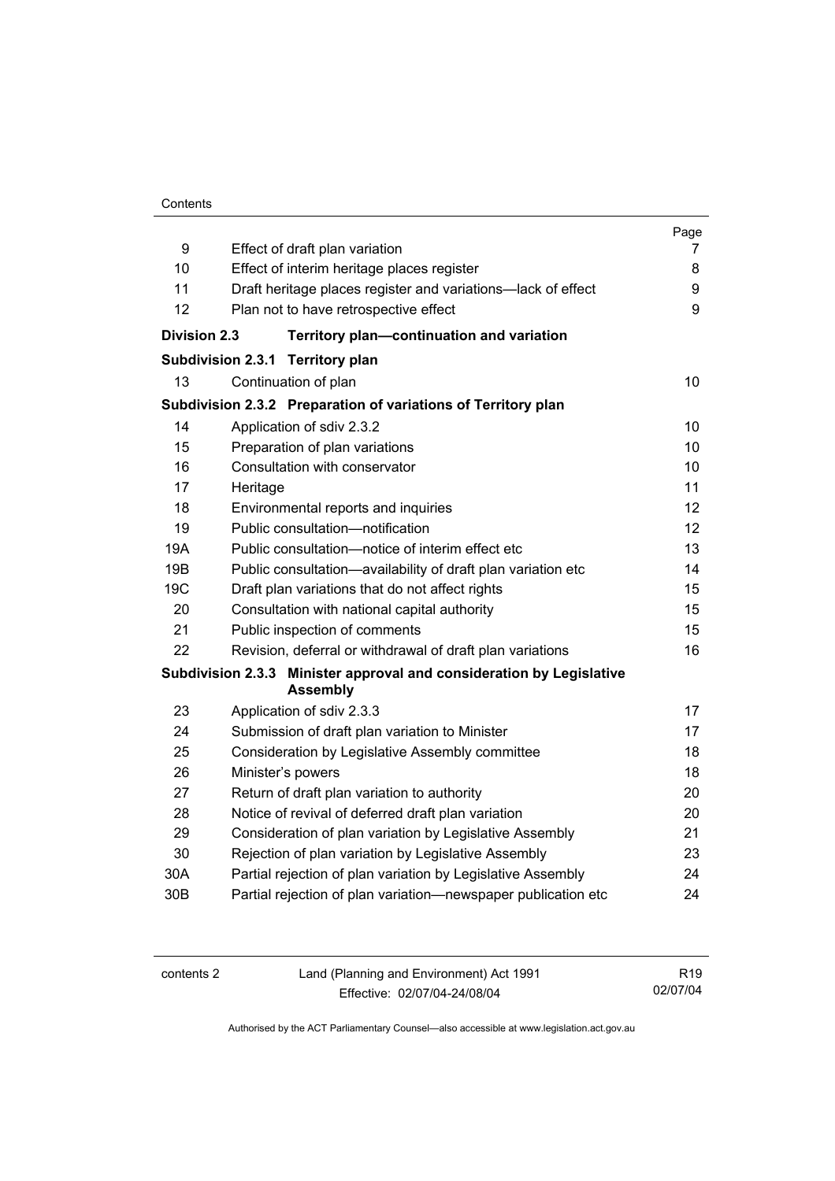| | | Page |
|---|---|---|
| 9 | Effect of draft plan variation | 7 |
| 10 | Effect of interim heritage places register | 8 |
| 11 | Draft heritage places register and variations—lack of effect | 9 |
| 12 | Plan not to have retrospective effect | 9 |
| **Division 2.3** | **Territory plan—continuation and variation** | |
| **Subdivision 2.3.1** | **Territory plan** | |
| 13 | Continuation of plan | 10 |
| **Subdivision 2.3.2** | **Preparation of variations of Territory plan** | |
| 14 | Application of sdiv 2.3.2 | 10 |
| 15 | Preparation of plan variations | 10 |
| 16 | Consultation with conservator | 10 |
| 17 | Heritage | 11 |
| 18 | Environmental reports and inquiries | 12 |
| 19 | Public consultation—notification | 12 |
| 19A | Public consultation—notice of interim effect etc | 13 |
| 19B | Public consultation—availability of draft plan variation etc | 14 |
| 19C | Draft plan variations that do not affect rights | 15 |
| 20 | Consultation with national capital authority | 15 |
| 21 | Public inspection of comments | 15 |
| 22 | Revision, deferral or withdrawal of draft plan variations | 16 |
| **Subdivision 2.3.3** | **Minister approval and consideration by Legislative Assembly** | |
| 23 | Application of sdiv 2.3.3 | 17 |
| 24 | Submission of draft plan variation to Minister | 17 |
| 25 | Consideration by Legislative Assembly committee | 18 |
| 26 | Minister's powers | 18 |
| 27 | Return of draft plan variation to authority | 20 |
| 28 | Notice of revival of deferred draft plan variation | 20 |
| 29 | Consideration of plan variation by Legislative Assembly | 21 |
| 30 | Rejection of plan variation by Legislative Assembly | 23 |
| 30A | Partial rejection of plan variation by Legislative Assembly | 24 |
| 30B | Partial rejection of plan variation—newspaper publication etc | 24 |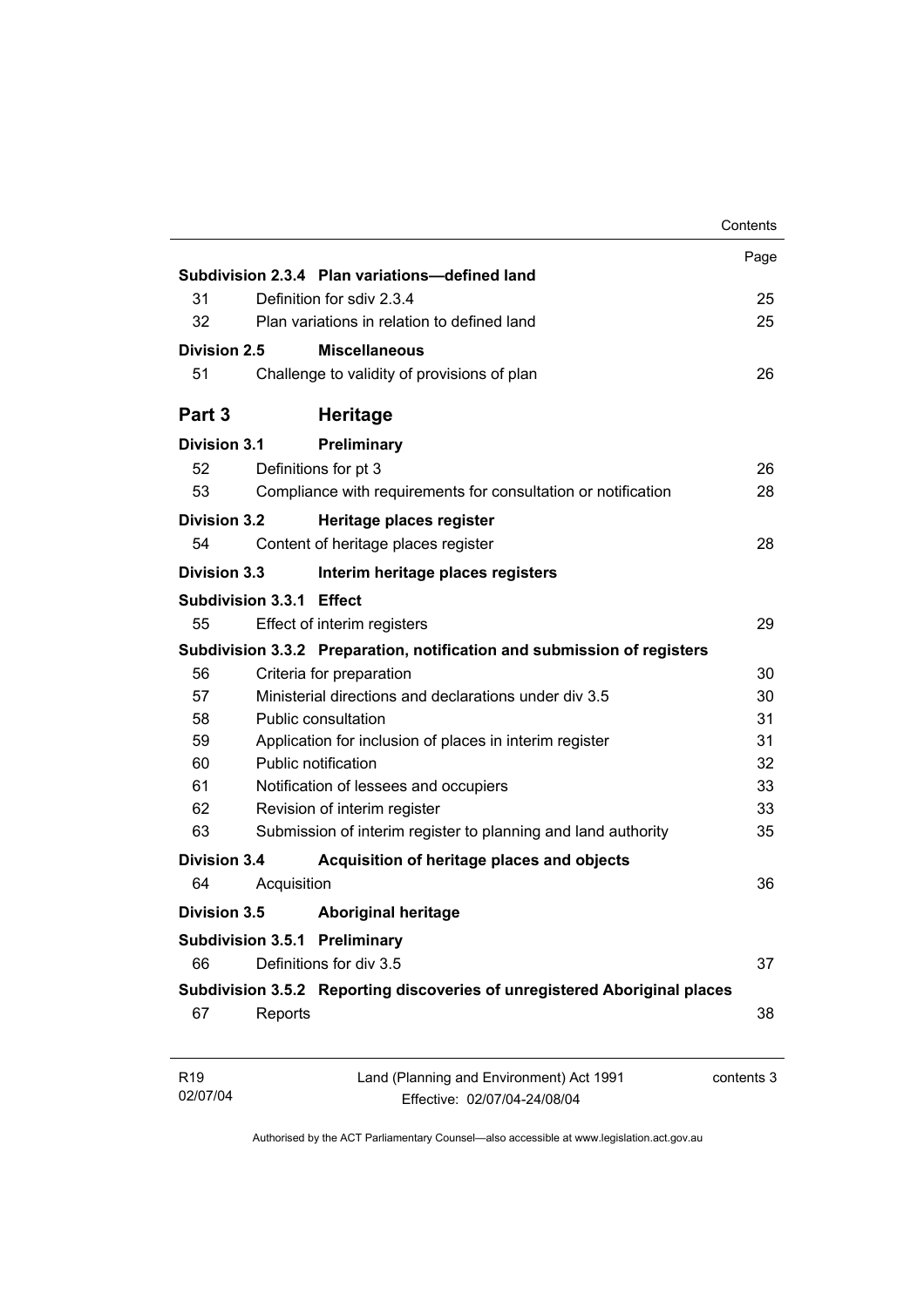| | | Page |
|---|---|---|
| **Subdivision 2.3.4** | **Plan variations—defined land** | |
| 31 | Definition for sdiv 2.3.4 | 25 |
| 32 | Plan variations in relation to defined land | 25 |
| **Division 2.5** | **Miscellaneous** | |
| 51 | Challenge to validity of provisions of plan | 26 |
| **Part 3** | **Heritage** | |
| **Division 3.1** | **Preliminary** | |
| 52 | Definitions for pt 3 | 26 |
| 53 | Compliance with requirements for consultation or notification | 28 |
| **Division 3.2** | **Heritage places register** | |
| 54 | Content of heritage places register | 28 |
| **Division 3.3** | **Interim heritage places registers** | |
| **Subdivision 3.3.1** | **Effect** | |
| 55 | Effect of interim registers | 29 |
| **Subdivision 3.3.2** | **Preparation, notification and submission of registers** | |
| 56 | Criteria for preparation | 30 |
| 57 | Ministerial directions and declarations under div 3.5 | 30 |
| 58 | Public consultation | 31 |
| 59 | Application for inclusion of places in interim register | 31 |
| 60 | Public notification | 32 |
| 61 | Notification of lessees and occupiers | 33 |
| 62 | Revision of interim register | 33 |
| 63 | Submission of interim register to planning and land authority | 35 |
| **Division 3.4** | **Acquisition of heritage places and objects** | |
| 64 | Acquisition | 36 |
| **Division 3.5** | **Aboriginal heritage** | |
| **Subdivision 3.5.1** | **Preliminary** | |
| 66 | Definitions for div 3.5 | 37 |
| **Subdivision 3.5.2** | **Reporting discoveries of unregistered Aboriginal places** | |
| 67 | Reports | 38 |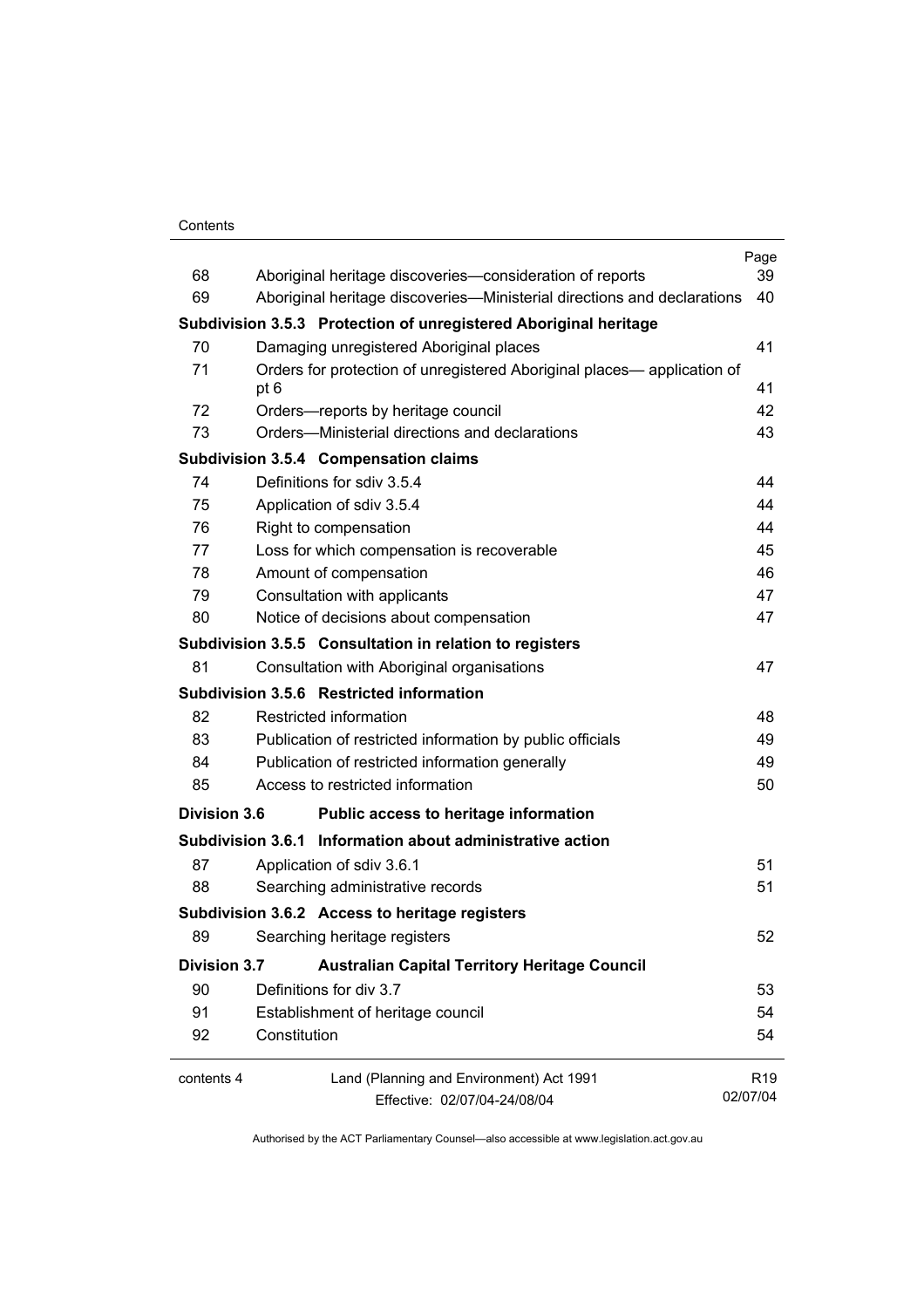| | | Page |
|---|---|---|
| 68 | Aboriginal heritage discoveries—consideration of reports | 39 |
| 69 | Aboriginal heritage discoveries—Ministerial directions and declarations | 40 |
| **Subdivision 3.5.3** | **Protection of unregistered Aboriginal heritage** | |
| 70 | Damaging unregistered Aboriginal places | 41 |
| 71 | Orders for protection of unregistered Aboriginal places— application of pt 6 | 41 |
| 72 | Orders—reports by heritage council | 42 |
| 73 | Orders—Ministerial directions and declarations | 43 |
| **Subdivision 3.5.4** | **Compensation claims** | |
| 74 | Definitions for sdiv 3.5.4 | 44 |
| 75 | Application of sdiv 3.5.4 | 44 |
| 76 | Right to compensation | 44 |
| 77 | Loss for which compensation is recoverable | 45 |
| 78 | Amount of compensation | 46 |
| 79 | Consultation with applicants | 47 |
| 80 | Notice of decisions about compensation | 47 |
| **Subdivision 3.5.5** | **Consultation in relation to registers** | |
| 81 | Consultation with Aboriginal organisations | 47 |
| **Subdivision 3.5.6** | **Restricted information** | |
| 82 | Restricted information | 48 |
| 83 | Publication of restricted information by public officials | 49 |
| 84 | Publication of restricted information generally | 49 |
| 85 | Access to restricted information | 50 |
| **Division 3.6** | **Public access to heritage information** | |
| **Subdivision 3.6.1** | **Information about administrative action** | |
| 87 | Application of sdiv 3.6.1 | 51 |
| 88 | Searching administrative records | 51 |
| **Subdivision 3.6.2** | **Access to heritage registers** | |
| 89 | Searching heritage registers | 52 |
| **Division 3.7** | **Australian Capital Territory Heritage Council** | |
| 90 | Definitions for div 3.7 | 53 |
| 91 | Establishment of heritage council | 54 |
| 92 | Constitution | 54 |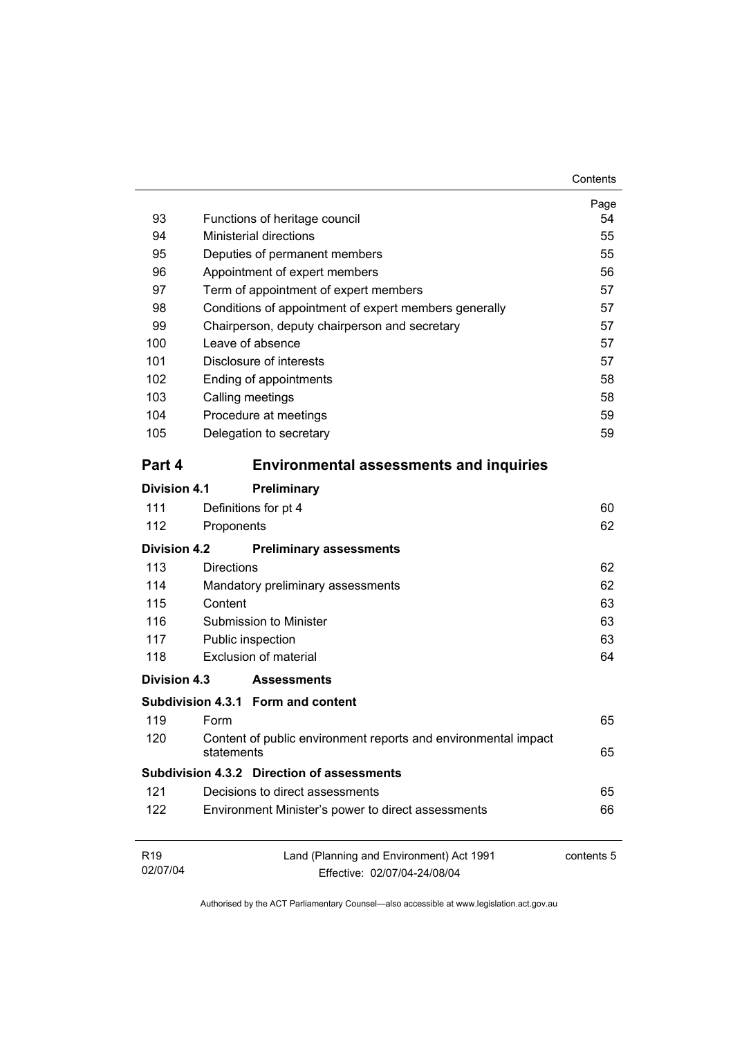| | | Page |
|---|---|---|
| 93 | Functions of heritage council | 54 |
| 94 | Ministerial directions | 55 |
| 95 | Deputies of permanent members | 55 |
| 96 | Appointment of expert members | 56 |
| 97 | Term of appointment of expert members | 57 |
| 98 | Conditions of appointment of expert members generally | 57 |
| 99 | Chairperson, deputy chairperson and secretary | 57 |
| 100 | Leave of absence | 57 |
| 101 | Disclosure of interests | 57 |
| 102 | Ending of appointments | 58 |
| 103 | Calling meetings | 58 |
| 104 | Procedure at meetings | 59 |
| 105 | Delegation to secretary | 59 |

## Part 4 Environmental assessments and inquiries

**Division 4.1 Preliminary**

| | | |
|---|---|---|
| 111 | Definitions for pt 4 | 60 |
| 112 | Proponents | 62 |

**Division 4.2 Preliminary assessments**

| | | |
|---|---|---|
| 113 | Directions | 62 |
| 114 | Mandatory preliminary assessments | 62 |
| 115 | Content | 63 |
| 116 | Submission to Minister | 63 |
| 117 | Public inspection | 63 |
| 118 | Exclusion of material | 64 |

**Division 4.3 Assessments**

**Subdivision 4.3.1 Form and content**

| | | |
|---|---|---|
| 119 | Form | 65 |
| 120 | Content of public environment reports and environmental impact statements | 65 |

**Subdivision 4.3.2 Direction of assessments**

| | | |
|---|---|---|
| 121 | Decisions to direct assessments | 65 |
| 122 | Environment Minister's power to direct assessments | 66 |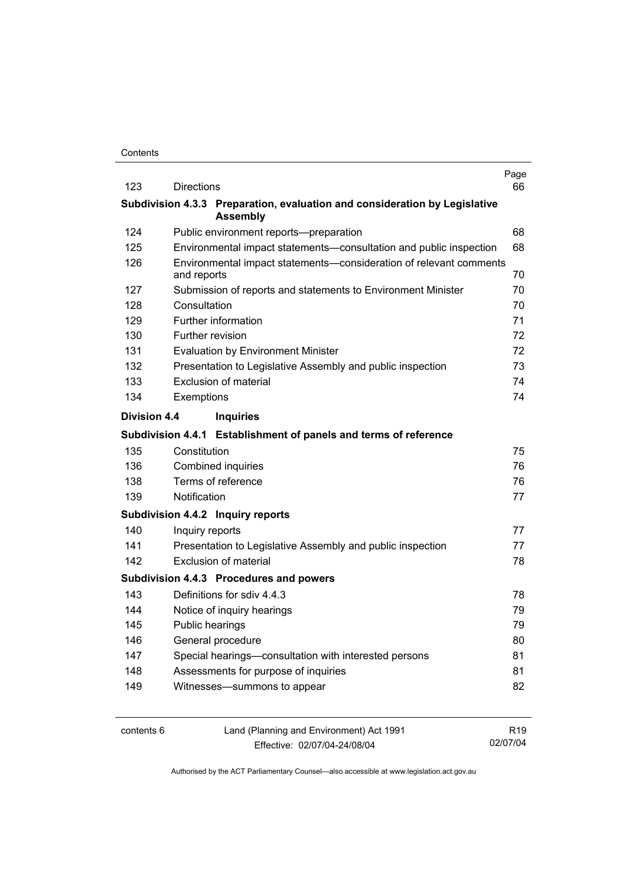| | | Page |
|---|---|---|
| 123 | Directions | 66 |
| **Subdivision 4.3.3** | **Preparation, evaluation and consideration by Legislative Assembly** | |
| 124 | Public environment reports—preparation | 68 |
| 125 | Environmental impact statements—consultation and public inspection | 68 |
| 126 | Environmental impact statements—consideration of relevant comments and reports | 70 |
| 127 | Submission of reports and statements to Environment Minister | 70 |
| 128 | Consultation | 70 |
| 129 | Further information | 71 |
| 130 | Further revision | 72 |
| 131 | Evaluation by Environment Minister | 72 |
| 132 | Presentation to Legislative Assembly and public inspection | 73 |
| 133 | Exclusion of material | 74 |
| 134 | Exemptions | 74 |
| **Division 4.4** | **Inquiries** | |
| **Subdivision 4.4.1** | **Establishment of panels and terms of reference** | |
| 135 | Constitution | 75 |
| 136 | Combined inquiries | 76 |
| 138 | Terms of reference | 76 |
| 139 | Notification | 77 |
| **Subdivision 4.4.2** | **Inquiry reports** | |
| 140 | Inquiry reports | 77 |
| 141 | Presentation to Legislative Assembly and public inspection | 77 |
| 142 | Exclusion of material | 78 |
| **Subdivision 4.4.3** | **Procedures and powers** | |
| 143 | Definitions for sdiv 4.4.3 | 78 |
| 144 | Notice of inquiry hearings | 79 |
| 145 | Public hearings | 79 |
| 146 | General procedure | 80 |
| 147 | Special hearings—consultation with interested persons | 81 |
| 148 | Assessments for purpose of inquiries | 81 |
| 149 | Witnesses—summons to appear | 82 |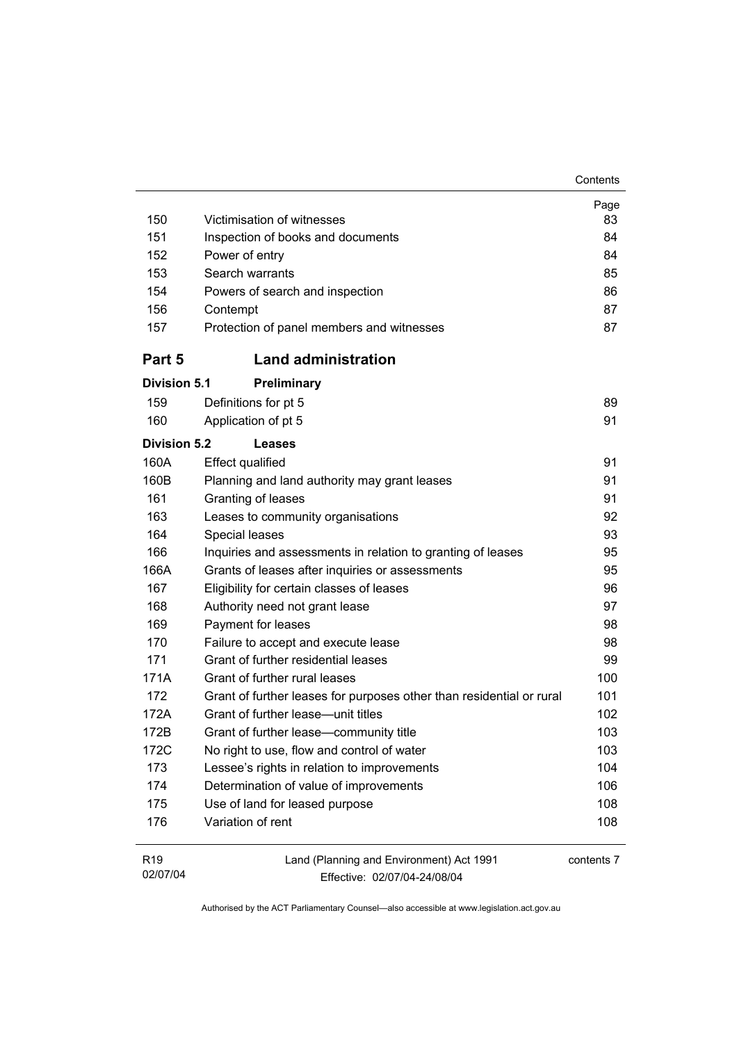| | | Page |
|---|---|---|
| 150 | Victimisation of witnesses | 83 |
| 151 | Inspection of books and documents | 84 |
| 152 | Power of entry | 84 |
| 153 | Search warrants | 85 |
| 154 | Powers of search and inspection | 86 |
| 156 | Contempt | 87 |
| 157 | Protection of panel members and witnesses | 87 |

## Part 5 Land administration

### Division 5.1 Preliminary

| | | |
|---|---|---|
| 159 | Definitions for pt 5 | 89 |
| 160 | Application of pt 5 | 91 |

### Division 5.2 Leases

| | | |
|---|---|---|
| 160A | Effect qualified | 91 |
| 160B | Planning and land authority may grant leases | 91 |
| 161 | Granting of leases | 91 |
| 163 | Leases to community organisations | 92 |
| 164 | Special leases | 93 |
| 166 | Inquiries and assessments in relation to granting of leases | 95 |
| 166A | Grants of leases after inquiries or assessments | 95 |
| 167 | Eligibility for certain classes of leases | 96 |
| 168 | Authority need not grant lease | 97 |
| 169 | Payment for leases | 98 |
| 170 | Failure to accept and execute lease | 98 |
| 171 | Grant of further residential leases | 99 |
| 171A | Grant of further rural leases | 100 |
| 172 | Grant of further leases for purposes other than residential or rural | 101 |
| 172A | Grant of further lease—unit titles | 102 |
| 172B | Grant of further lease—community title | 103 |
| 172C | No right to use, flow and control of water | 103 |
| 173 | Lessee's rights in relation to improvements | 104 |
| 174 | Determination of value of improvements | 106 |
| 175 | Use of land for leased purpose | 108 |
| 176 | Variation of rent | 108 |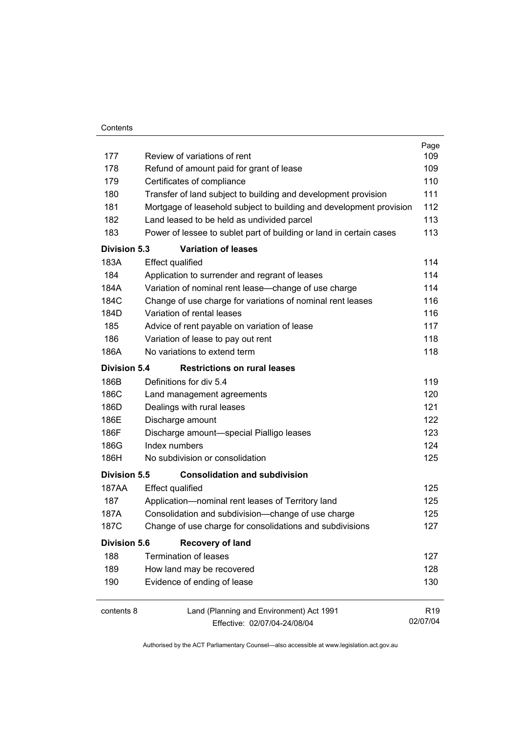| | | Page |
|---|---|---|
| 177 | Review of variations of rent | 109 |
| 178 | Refund of amount paid for grant of lease | 109 |
| 179 | Certificates of compliance | 110 |
| 180 | Transfer of land subject to building and development provision | 111 |
| 181 | Mortgage of leasehold subject to building and development provision | 112 |
| 182 | Land leased to be held as undivided parcel | 113 |
| 183 | Power of lessee to sublet part of building or land in certain cases | 113 |
| **Division 5.3** | **Variation of leases** | |
| 183A | Effect qualified | 114 |
| 184 | Application to surrender and regrant of leases | 114 |
| 184A | Variation of nominal rent lease—change of use charge | 114 |
| 184C | Change of use charge for variations of nominal rent leases | 116 |
| 184D | Variation of rental leases | 116 |
| 185 | Advice of rent payable on variation of lease | 117 |
| 186 | Variation of lease to pay out rent | 118 |
| 186A | No variations to extend term | 118 |
| **Division 5.4** | **Restrictions on rural leases** | |
| 186B | Definitions for div 5.4 | 119 |
| 186C | Land management agreements | 120 |
| 186D | Dealings with rural leases | 121 |
| 186E | Discharge amount | 122 |
| 186F | Discharge amount—special Pialligo leases | 123 |
| 186G | Index numbers | 124 |
| 186H | No subdivision or consolidation | 125 |
| **Division 5.5** | **Consolidation and subdivision** | |
| 187AA | Effect qualified | 125 |
| 187 | Application—nominal rent leases of Territory land | 125 |
| 187A | Consolidation and subdivision—change of use charge | 125 |
| 187C | Change of use charge for consolidations and subdivisions | 127 |
| **Division 5.6** | **Recovery of land** | |
| 188 | Termination of leases | 127 |
| 189 | How land may be recovered | 128 |
| 190 | Evidence of ending of lease | 130 |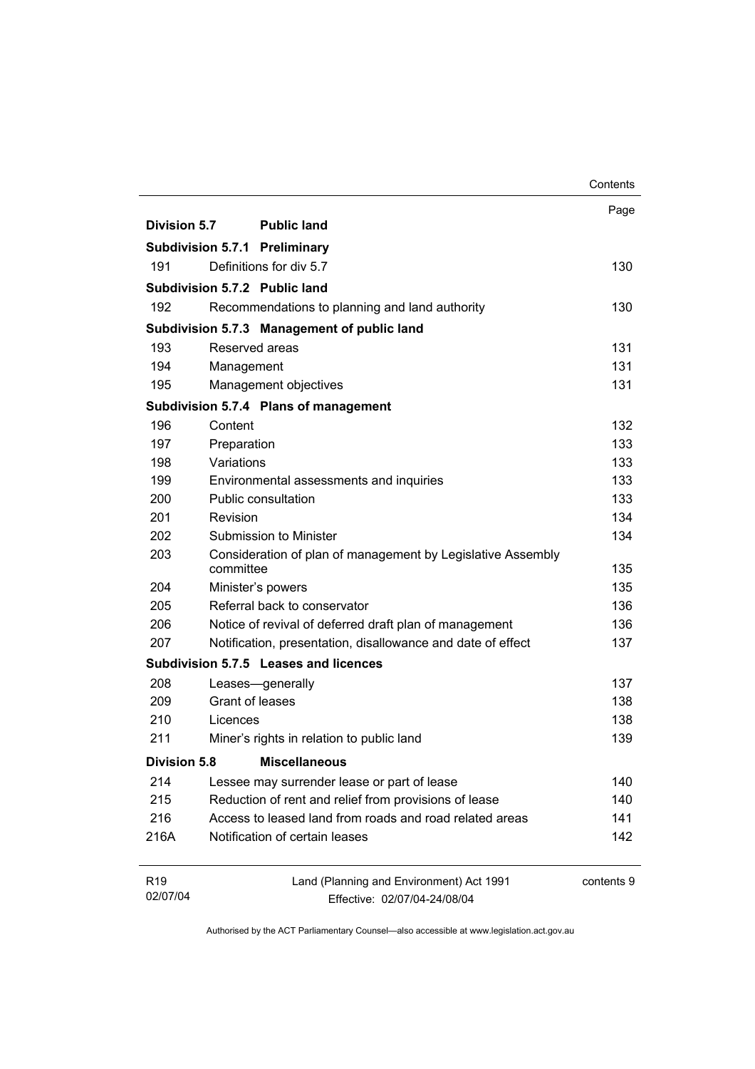| | | Page |
|---|---|---|
| **Division 5.7** | **Public land** | |
| **Subdivision 5.7.1** | **Preliminary** | |
| 191 | Definitions for div 5.7 | 130 |
| **Subdivision 5.7.2** | **Public land** | |
| 192 | Recommendations to planning and land authority | 130 |
| **Subdivision 5.7.3** | **Management of public land** | |
| 193 | Reserved areas | 131 |
| 194 | Management | 131 |
| 195 | Management objectives | 131 |
| **Subdivision 5.7.4** | **Plans of management** | |
| 196 | Content | 132 |
| 197 | Preparation | 133 |
| 198 | Variations | 133 |
| 199 | Environmental assessments and inquiries | 133 |
| 200 | Public consultation | 133 |
| 201 | Revision | 134 |
| 202 | Submission to Minister | 134 |
| 203 | Consideration of plan of management by Legislative Assembly committee | 135 |
| 204 | Minister's powers | 135 |
| 205 | Referral back to conservator | 136 |
| 206 | Notice of revival of deferred draft plan of management | 136 |
| 207 | Notification, presentation, disallowance and date of effect | 137 |
| **Subdivision 5.7.5** | **Leases and licences** | |
| 208 | Leases—generally | 137 |
| 209 | Grant of leases | 138 |
| 210 | Licences | 138 |
| 211 | Miner's rights in relation to public land | 139 |
| **Division 5.8** | **Miscellaneous** | |
| 214 | Lessee may surrender lease or part of lease | 140 |
| 215 | Reduction of rent and relief from provisions of lease | 140 |
| 216 | Access to leased land from roads and road related areas | 141 |
| 216A | Notification of certain leases | 142 |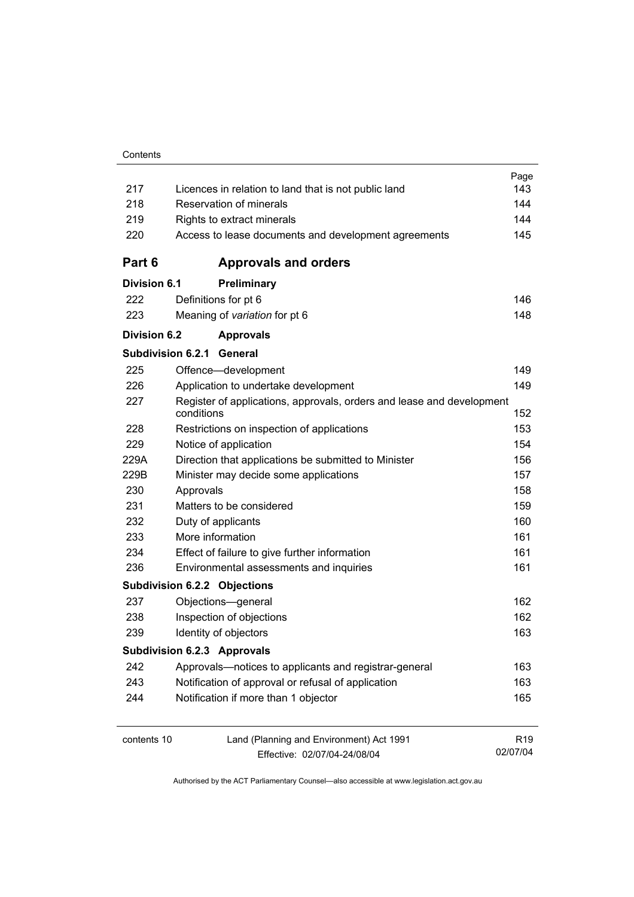| | | Page |
|---|---|---|
| 217 | Licences in relation to land that is not public land | 143 |
| 218 | Reservation of minerals | 144 |
| 219 | Rights to extract minerals | 144 |
| 220 | Access to lease documents and development agreements | 145 |

## Part 6 Approvals and orders

### Division 6.1 Preliminary

| | | |
|---|---|---|
| 222 | Definitions for pt 6 | 146 |
| 223 | Meaning of *variation* for pt 6 | 148 |

### Division 6.2 Approvals

#### Subdivision 6.2.1 General

| | | |
|---|---|---|
| 225 | Offence—development | 149 |
| 226 | Application to undertake development | 149 |
| 227 | Register of applications, approvals, orders and lease and development conditions | 152 |
| 228 | Restrictions on inspection of applications | 153 |
| 229 | Notice of application | 154 |
| 229A | Direction that applications be submitted to Minister | 156 |
| 229B | Minister may decide some applications | 157 |
| 230 | Approvals | 158 |
| 231 | Matters to be considered | 159 |
| 232 | Duty of applicants | 160 |
| 233 | More information | 161 |
| 234 | Effect of failure to give further information | 161 |
| 236 | Environmental assessments and inquiries | 161 |

#### Subdivision 6.2.2 Objections

| | | |
|---|---|---|
| 237 | Objections—general | 162 |
| 238 | Inspection of objections | 162 |
| 239 | Identity of objectors | 163 |

#### Subdivision 6.2.3 Approvals

| | | |
|---|---|---|
| 242 | Approvals—notices to applicants and registrar-general | 163 |
| 243 | Notification of approval or refusal of application | 163 |
| 244 | Notification if more than 1 objector | 165 |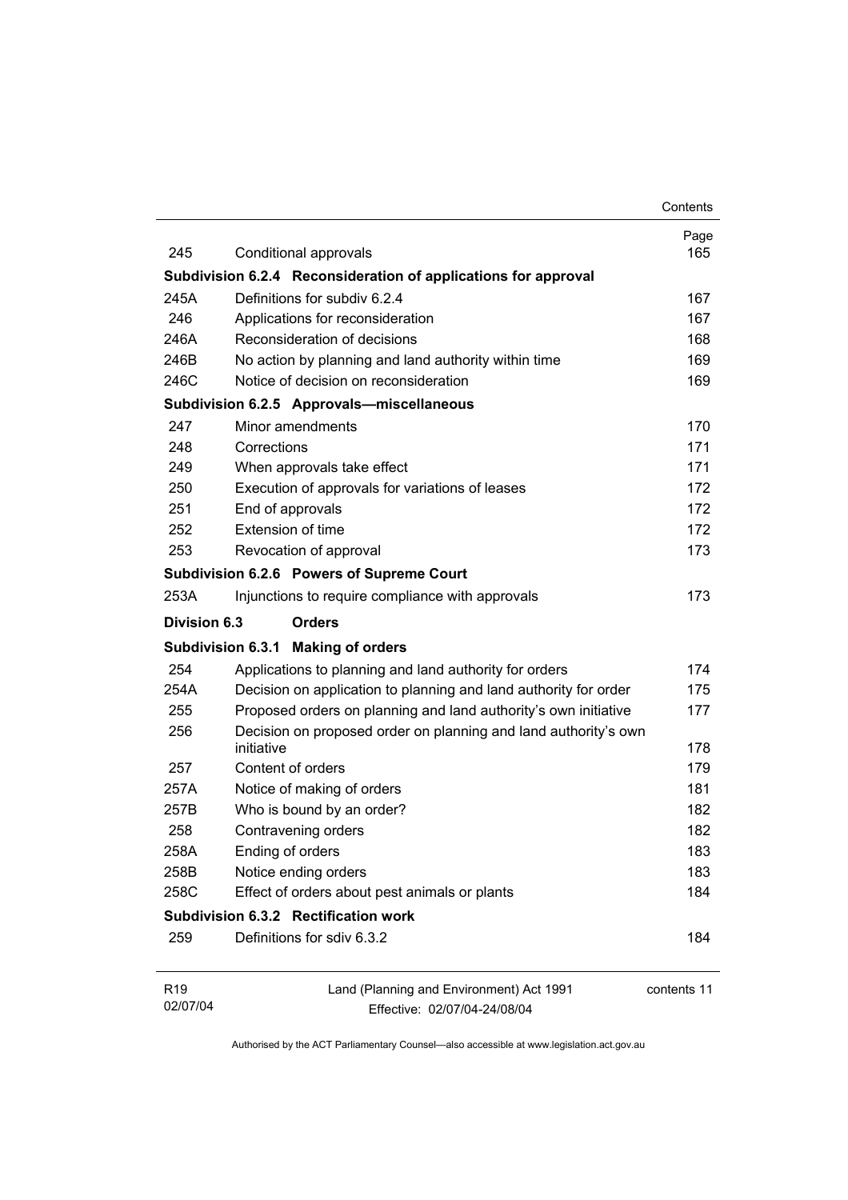| | | Page |
|---|---|---|
| 245 | Conditional approvals | 165 |
| **Subdivision 6.2.4** | **Reconsideration of applications for approval** | |
| 245A | Definitions for subdiv 6.2.4 | 167 |
| 246 | Applications for reconsideration | 167 |
| 246A | Reconsideration of decisions | 168 |
| 246B | No action by planning and land authority within time | 169 |
| 246C | Notice of decision on reconsideration | 169 |
| **Subdivision 6.2.5** | **Approvals—miscellaneous** | |
| 247 | Minor amendments | 170 |
| 248 | Corrections | 171 |
| 249 | When approvals take effect | 171 |
| 250 | Execution of approvals for variations of leases | 172 |
| 251 | End of approvals | 172 |
| 252 | Extension of time | 172 |
| 253 | Revocation of approval | 173 |
| **Subdivision 6.2.6** | **Powers of Supreme Court** | |
| 253A | Injunctions to require compliance with approvals | 173 |
| **Division 6.3** | **Orders** | |
| **Subdivision 6.3.1** | **Making of orders** | |
| 254 | Applications to planning and land authority for orders | 174 |
| 254A | Decision on application to planning and land authority for order | 175 |
| 255 | Proposed orders on planning and land authority's own initiative | 177 |
| 256 | Decision on proposed order on planning and land authority's own initiative | 178 |
| 257 | Content of orders | 179 |
| 257A | Notice of making of orders | 181 |
| 257B | Who is bound by an order? | 182 |
| 258 | Contravening orders | 182 |
| 258A | Ending of orders | 183 |
| 258B | Notice ending orders | 183 |
| 258C | Effect of orders about pest animals or plants | 184 |
| **Subdivision 6.3.2** | **Rectification work** | |
| 259 | Definitions for sdiv 6.3.2 | 184 |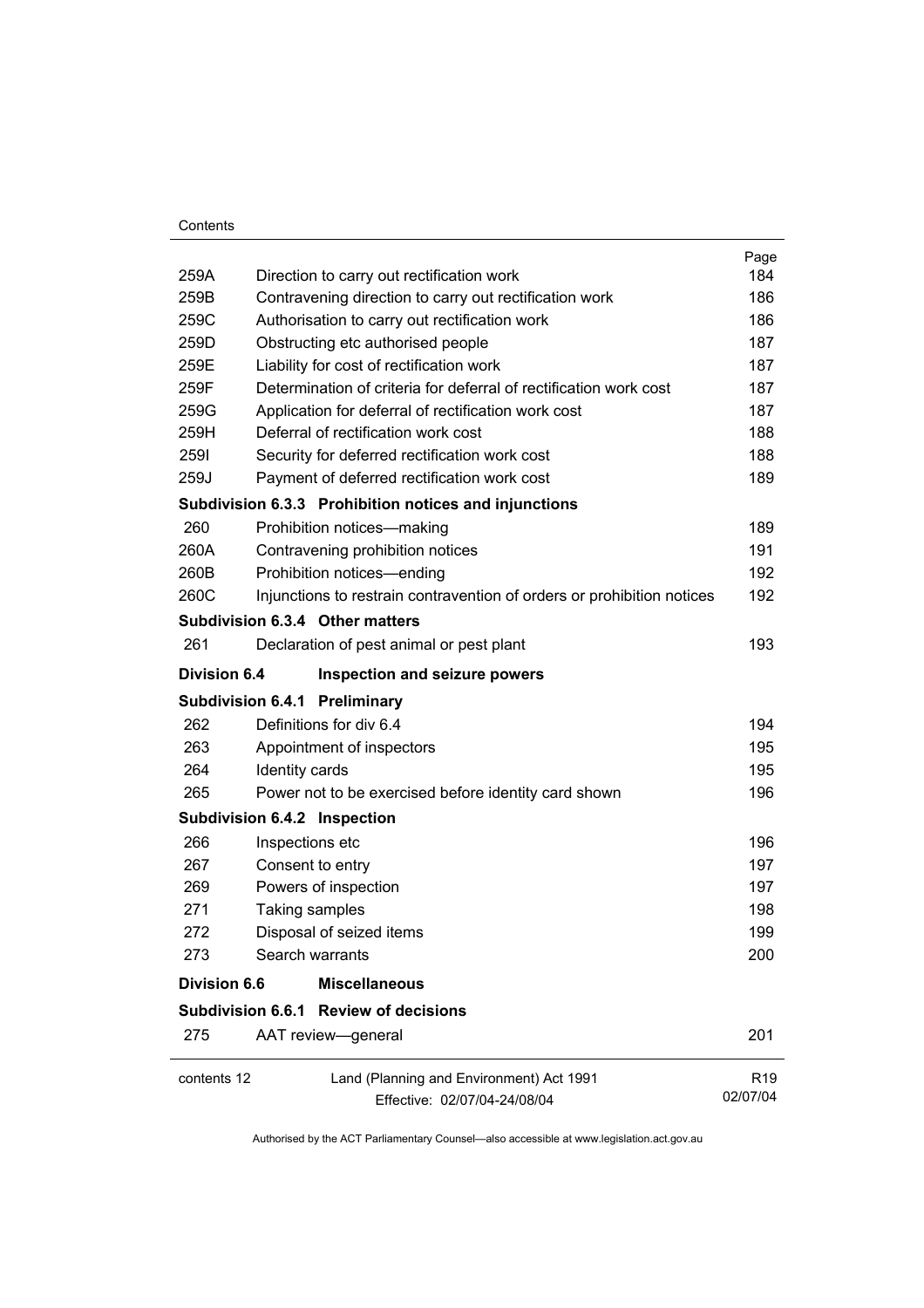| | | Page |
|---|---|---|
| 259A | Direction to carry out rectification work | 184 |
| 259B | Contravening direction to carry out rectification work | 186 |
| 259C | Authorisation to carry out rectification work | 186 |
| 259D | Obstructing etc authorised people | 187 |
| 259E | Liability for cost of rectification work | 187 |
| 259F | Determination of criteria for deferral of rectification work cost | 187 |
| 259G | Application for deferral of rectification work cost | 187 |
| 259H | Deferral of rectification work cost | 188 |
| 259I | Security for deferred rectification work cost | 188 |
| 259J | Payment of deferred rectification work cost | 189 |
| **Subdivision 6.3.3** | **Prohibition notices and injunctions** | |
| 260 | Prohibition notices—making | 189 |
| 260A | Contravening prohibition notices | 191 |
| 260B | Prohibition notices—ending | 192 |
| 260C | Injunctions to restrain contravention of orders or prohibition notices | 192 |
| **Subdivision 6.3.4** | **Other matters** | |
| 261 | Declaration of pest animal or pest plant | 193 |
| **Division 6.4** | **Inspection and seizure powers** | |
| **Subdivision 6.4.1** | **Preliminary** | |
| 262 | Definitions for div 6.4 | 194 |
| 263 | Appointment of inspectors | 195 |
| 264 | Identity cards | 195 |
| 265 | Power not to be exercised before identity card shown | 196 |
| **Subdivision 6.4.2** | **Inspection** | |
| 266 | Inspections etc | 196 |
| 267 | Consent to entry | 197 |
| 269 | Powers of inspection | 197 |
| 271 | Taking samples | 198 |
| 272 | Disposal of seized items | 199 |
| 273 | Search warrants | 200 |
| **Division 6.6** | **Miscellaneous** | |
| **Subdivision 6.6.1** | **Review of decisions** | |
| 275 | AAT review—general | 201 |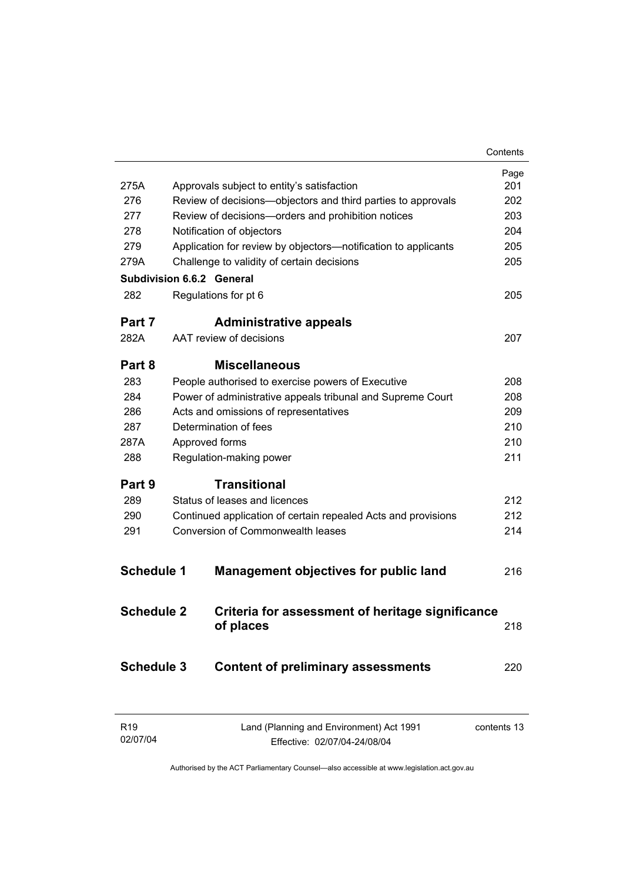| | | Page |
|---|---|---|
| 275A | Approvals subject to entity's satisfaction | 201 |
| 276 | Review of decisions—objectors and third parties to approvals | 202 |
| 277 | Review of decisions—orders and prohibition notices | 203 |
| 278 | Notification of objectors | 204 |
| 279 | Application for review by objectors—notification to applicants | 205 |
| 279A | Challenge to validity of certain decisions | 205 |
| **Subdivision 6.6.2** | **General** | |
| 282 | Regulations for pt 6 | 205 |

## Part 7 Administrative appeals

| | | |
|---|---|---|
| 282A | AAT review of decisions | 207 |

## Part 8 Miscellaneous

| | | |
|---|---|---|
| 283 | People authorised to exercise powers of Executive | 208 |
| 284 | Power of administrative appeals tribunal and Supreme Court | 208 |
| 286 | Acts and omissions of representatives | 209 |
| 287 | Determination of fees | 210 |
| 287A | Approved forms | 210 |
| 288 | Regulation-making power | 211 |

## Part 9 Transitional

| | | |
|---|---|---|
| 289 | Status of leases and licences | 212 |
| 290 | Continued application of certain repealed Acts and provisions | 212 |
| 291 | Conversion of Commonwealth leases | 214 |

## Schedule 1 Management objectives for public land — 216

## Schedule 2 Criteria for assessment of heritage significance of places — 218

## Schedule 3 Content of preliminary assessments — 220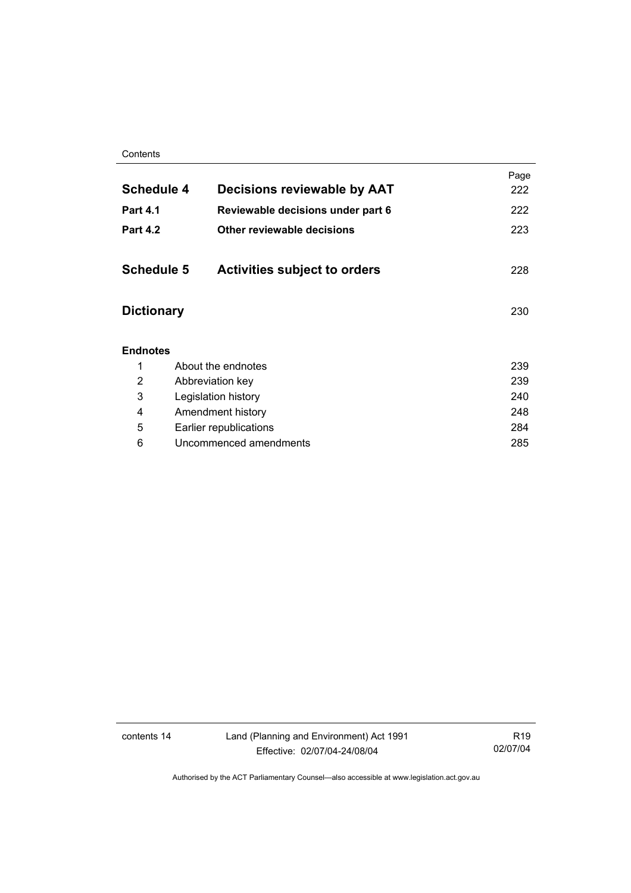| | | Page |
|---|---|---|
| **Schedule 4** | **Decisions reviewable by AAT** | 222 |
| **Part 4.1** | **Reviewable decisions under part 6** | 222 |
| **Part 4.2** | **Other reviewable decisions** | 223 |
| **Schedule 5** | **Activities subject to orders** | 228 |
| **Dictionary** | | 230 |

**Endnotes**

| | | |
|---|---|---|
| 1 | About the endnotes | 239 |
| 2 | Abbreviation key | 239 |
| 3 | Legislation history | 240 |
| 4 | Amendment history | 248 |
| 5 | Earlier republications | 284 |
| 6 | Uncommenced amendments | 285 |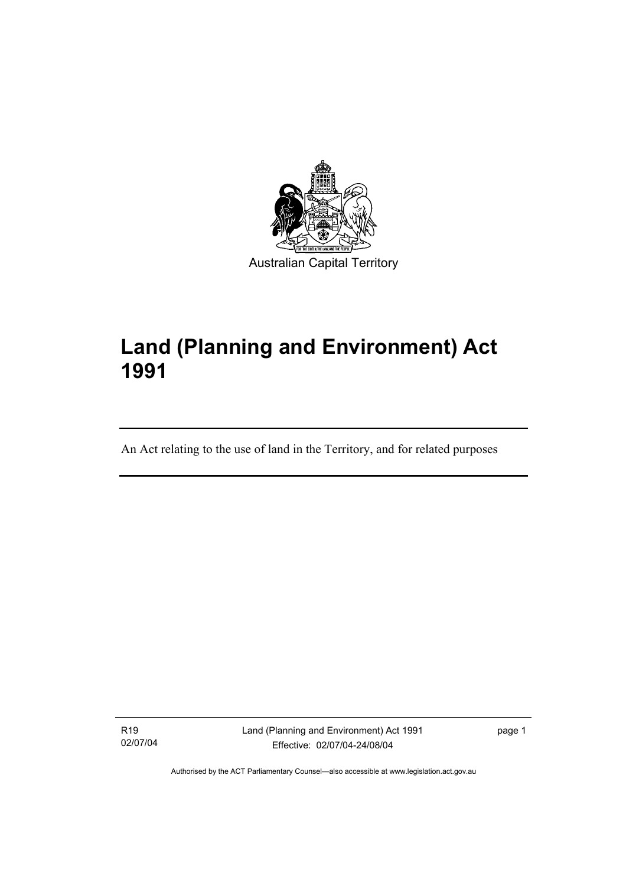Australian Capital Territory

# Land (Planning and Environment) Act 1991

An Act relating to the use of land in the Territory, and for related purposes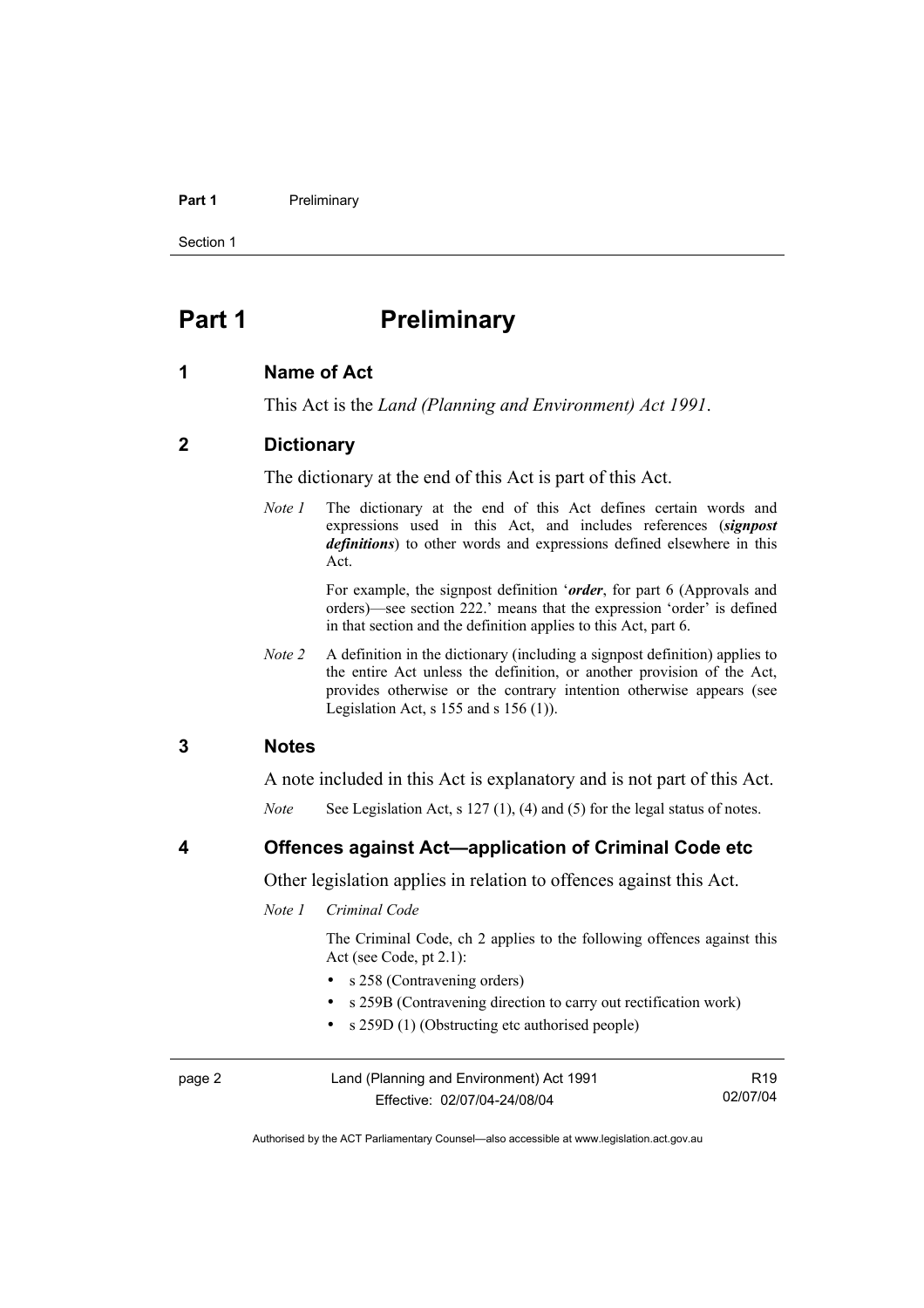# Part 1 Preliminary

## 1 Name of Act

This Act is the *Land (Planning and Environment) Act 1991*.

## 2 Dictionary

The dictionary at the end of this Act is part of this Act.

*Note 1* The dictionary at the end of this Act defines certain words and expressions used in this Act, and includes references (***signpost definitions***) to other words and expressions defined elsewhere in this Act.

For example, the signpost definition '***order***, for part 6 (Approvals and orders)—see section 222.' means that the expression 'order' is defined in that section and the definition applies to this Act, part 6.

*Note 2* A definition in the dictionary (including a signpost definition) applies to the entire Act unless the definition, or another provision of the Act, provides otherwise or the contrary intention otherwise appears (see Legislation Act, s 155 and s 156 (1)).

## 3 Notes

A note included in this Act is explanatory and is not part of this Act.

*Note* See Legislation Act, s 127 (1), (4) and (5) for the legal status of notes.

## 4 Offences against Act—application of Criminal Code etc

Other legislation applies in relation to offences against this Act.

*Note 1* *Criminal Code*

The Criminal Code, ch 2 applies to the following offences against this Act (see Code, pt 2.1):

- s 258 (Contravening orders)
- s 259B (Contravening direction to carry out rectification work)
- s 259D (1) (Obstructing etc authorised people)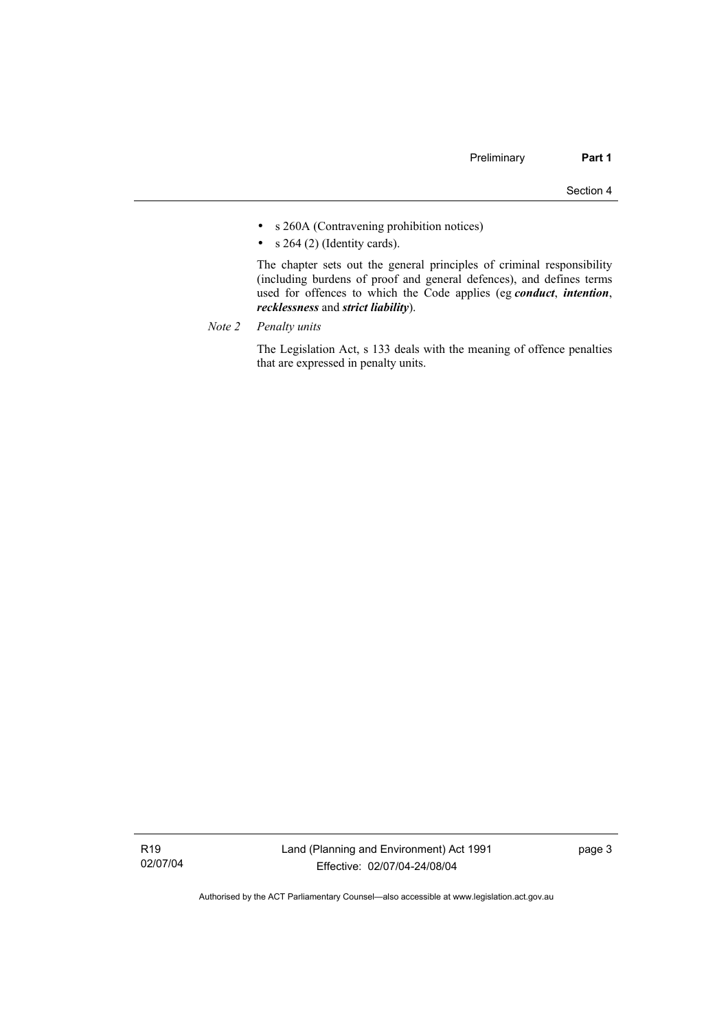- s 260A (Contravening prohibition notices)
- s 264 (2) (Identity cards).

The chapter sets out the general principles of criminal responsibility (including burdens of proof and general defences), and defines terms used for offences to which the Code applies (eg ***conduct***, ***intention***, ***recklessness*** and ***strict liability***).

*Note 2 Penalty units*

The Legislation Act, s 133 deals with the meaning of offence penalties that are expressed in penalty units.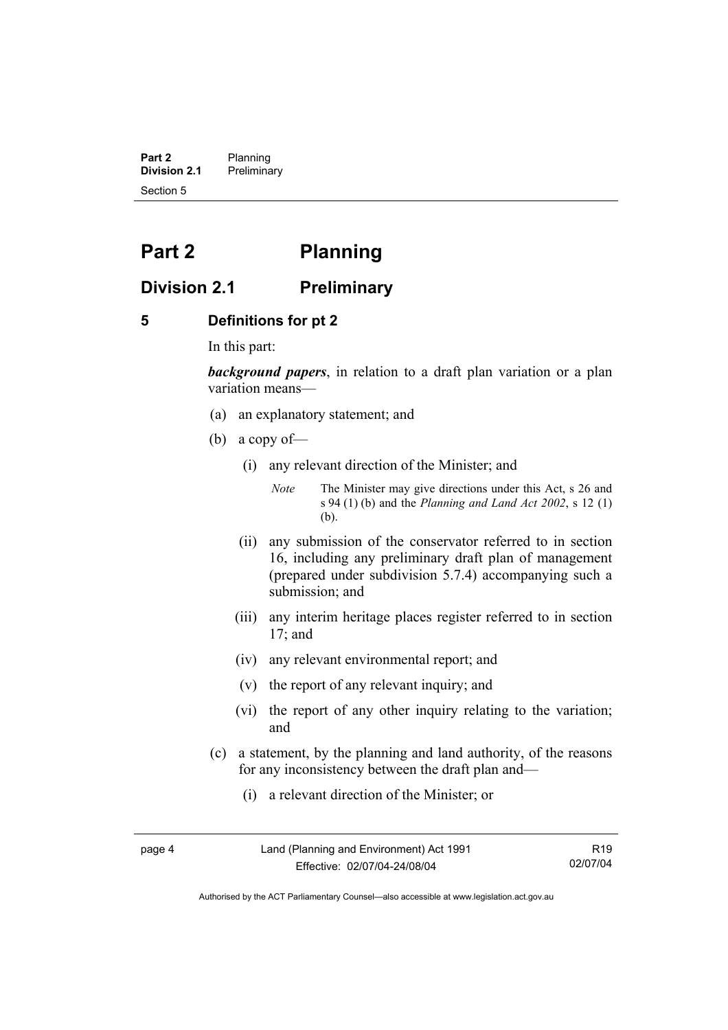# Part 2 Planning

## Division 2.1 Preliminary

### 5 Definitions for pt 2

In this part:

***background papers***, in relation to a draft plan variation or a plan variation means—

(a) an explanatory statement; and

(b) a copy of—

(i) any relevant direction of the Minister; and

*Note* The Minister may give directions under this Act, s 26 and s 94 (1) (b) and the *Planning and Land Act 2002*, s 12 (1) (b).

(ii) any submission of the conservator referred to in section 16, including any preliminary draft plan of management (prepared under subdivision 5.7.4) accompanying such a submission; and

(iii) any interim heritage places register referred to in section 17; and

(iv) any relevant environmental report; and

(v) the report of any relevant inquiry; and

(vi) the report of any other inquiry relating to the variation; and

(c) a statement, by the planning and land authority, of the reasons for any inconsistency between the draft plan and—

(i) a relevant direction of the Minister; or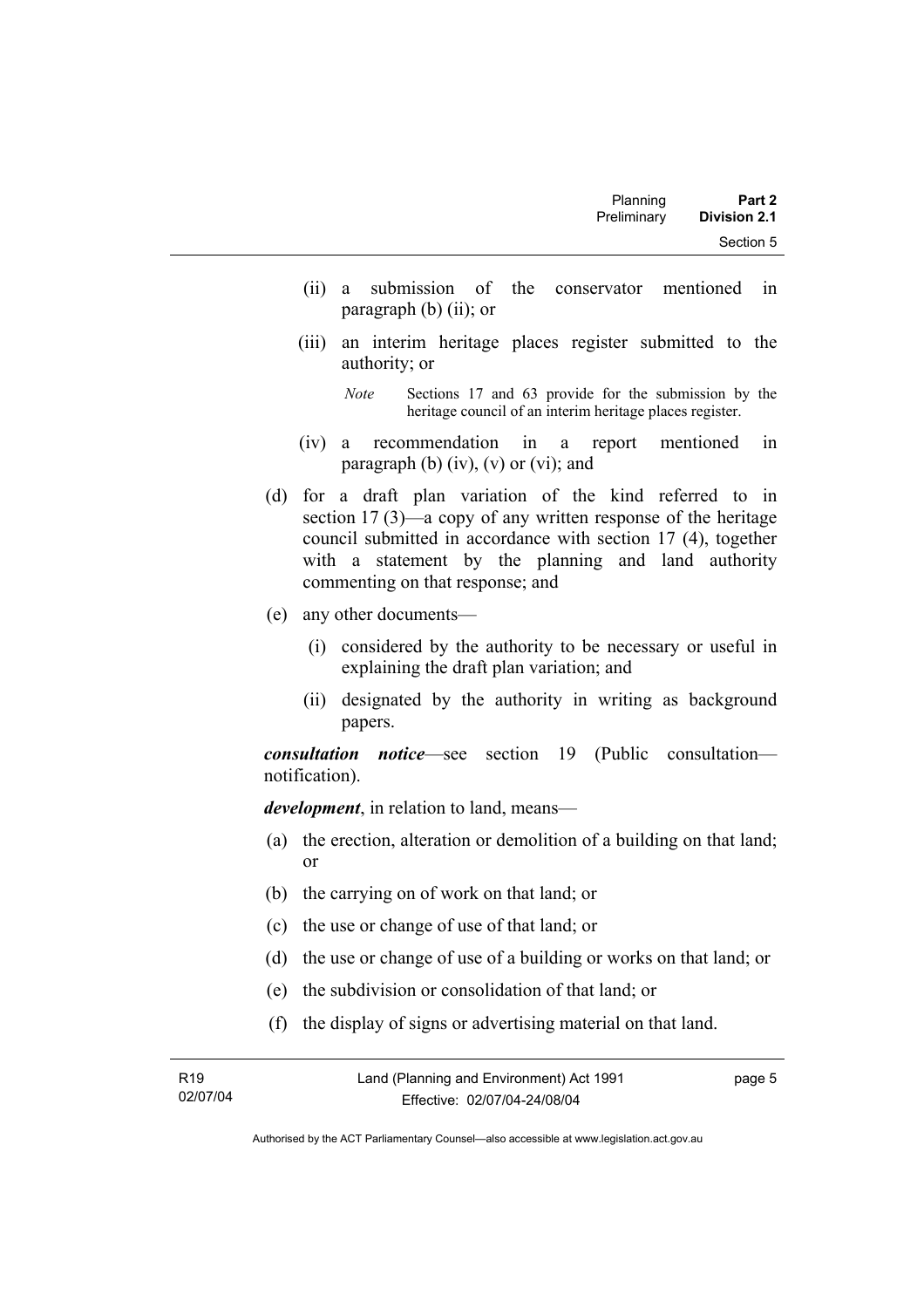(ii) a submission of the conservator mentioned in paragraph (b) (ii); or

(iii) an interim heritage places register submitted to the authority; or

*Note* Sections 17 and 63 provide for the submission by the heritage council of an interim heritage places register.

(iv) a recommendation in a report mentioned in paragraph (b) (iv), (v) or (vi); and

(d) for a draft plan variation of the kind referred to in section 17 (3)—a copy of any written response of the heritage council submitted in accordance with section 17 (4), together with a statement by the planning and land authority commenting on that response; and

(e) any other documents—

(i) considered by the authority to be necessary or useful in explaining the draft plan variation; and

(ii) designated by the authority in writing as background papers.

***consultation notice***—see section 19 (Public consultation—notification).

***development***, in relation to land, means—

(a) the erection, alteration or demolition of a building on that land; or

(b) the carrying on of work on that land; or

(c) the use or change of use of that land; or

(d) the use or change of use of a building or works on that land; or

(e) the subdivision or consolidation of that land; or

(f) the display of signs or advertising material on that land.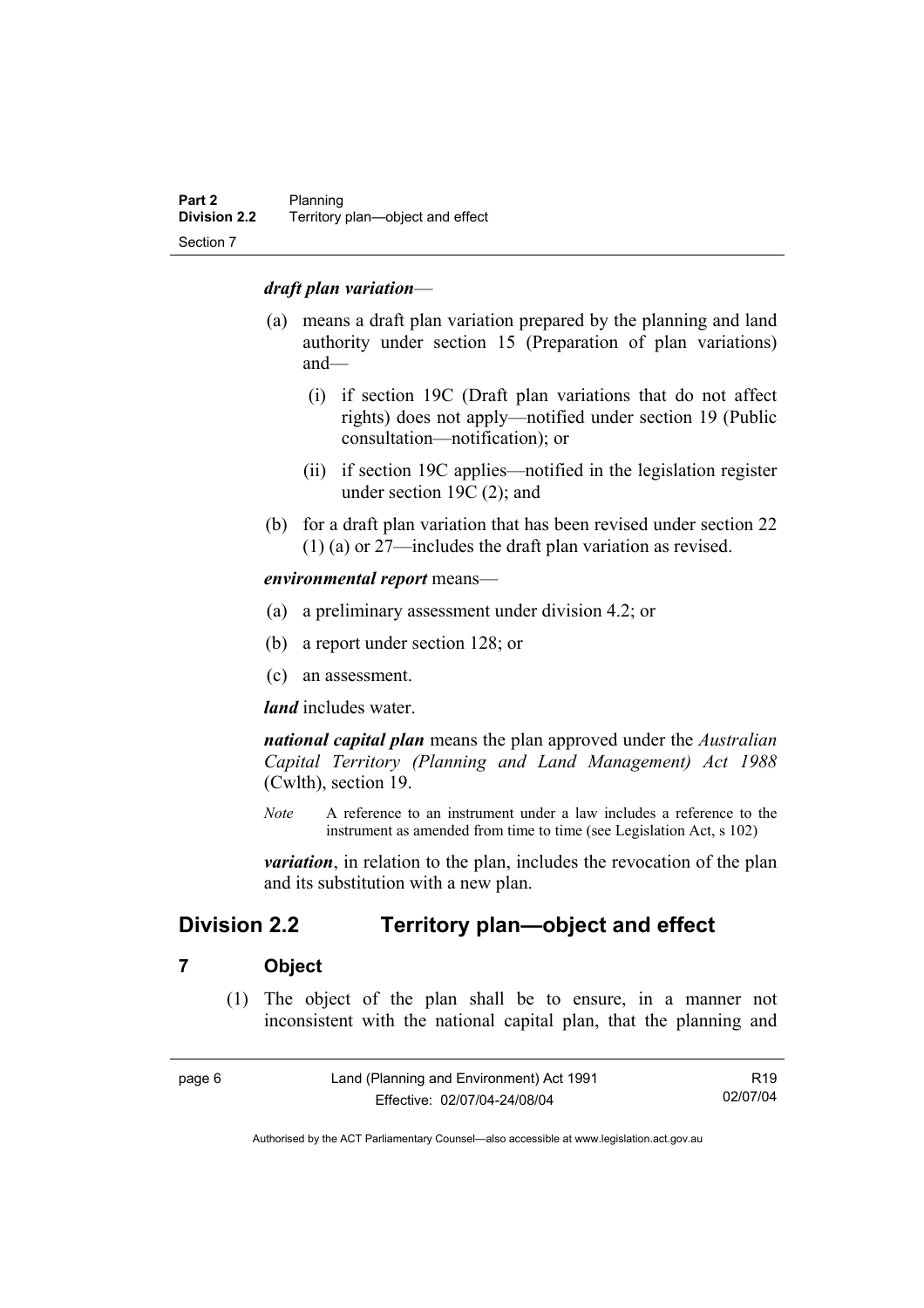***draft plan variation***—

(a) means a draft plan variation prepared by the planning and land authority under section 15 (Preparation of plan variations) and—

  (i) if section 19C (Draft plan variations that do not affect rights) does not apply—notified under section 19 (Public consultation—notification); or

  (ii) if section 19C applies—notified in the legislation register under section 19C (2); and

(b) for a draft plan variation that has been revised under section 22 (1) (a) or 27—includes the draft plan variation as revised.

***environmental report*** means—

(a) a preliminary assessment under division 4.2; or

(b) a report under section 128; or

(c) an assessment.

***land*** includes water.

***national capital plan*** means the plan approved under the *Australian Capital Territory (Planning and Land Management) Act 1988* (Cwlth), section 19.

*Note* A reference to an instrument under a law includes a reference to the instrument as amended from time to time (see Legislation Act, s 102)

***variation***, in relation to the plan, includes the revocation of the plan and its substitution with a new plan.

## Division 2.2 Territory plan—object and effect

### 7 Object

(1) The object of the plan shall be to ensure, in a manner not inconsistent with the national capital plan, that the planning and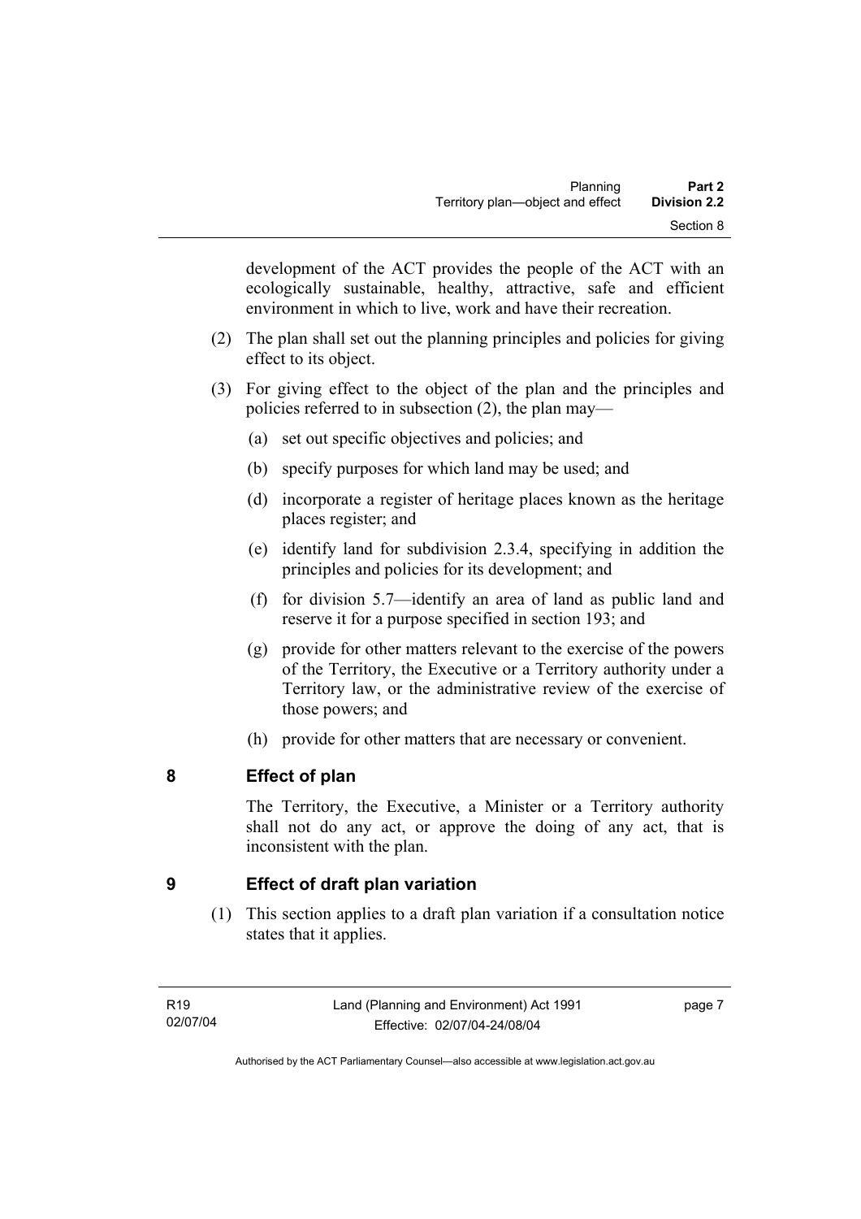development of the ACT provides the people of the ACT with an ecologically sustainable, healthy, attractive, safe and efficient environment in which to live, work and have their recreation.

(2) The plan shall set out the planning principles and policies for giving effect to its object.

(3) For giving effect to the object of the plan and the principles and policies referred to in subsection (2), the plan may—

(a) set out specific objectives and policies; and

(b) specify purposes for which land may be used; and

(d) incorporate a register of heritage places known as the heritage places register; and

(e) identify land for subdivision 2.3.4, specifying in addition the principles and policies for its development; and

(f) for division 5.7—identify an area of land as public land and reserve it for a purpose specified in section 193; and

(g) provide for other matters relevant to the exercise of the powers of the Territory, the Executive or a Territory authority under a Territory law, or the administrative review of the exercise of those powers; and

(h) provide for other matters that are necessary or convenient.

## 8 Effect of plan

The Territory, the Executive, a Minister or a Territory authority shall not do any act, or approve the doing of any act, that is inconsistent with the plan.

## 9 Effect of draft plan variation

(1) This section applies to a draft plan variation if a consultation notice states that it applies.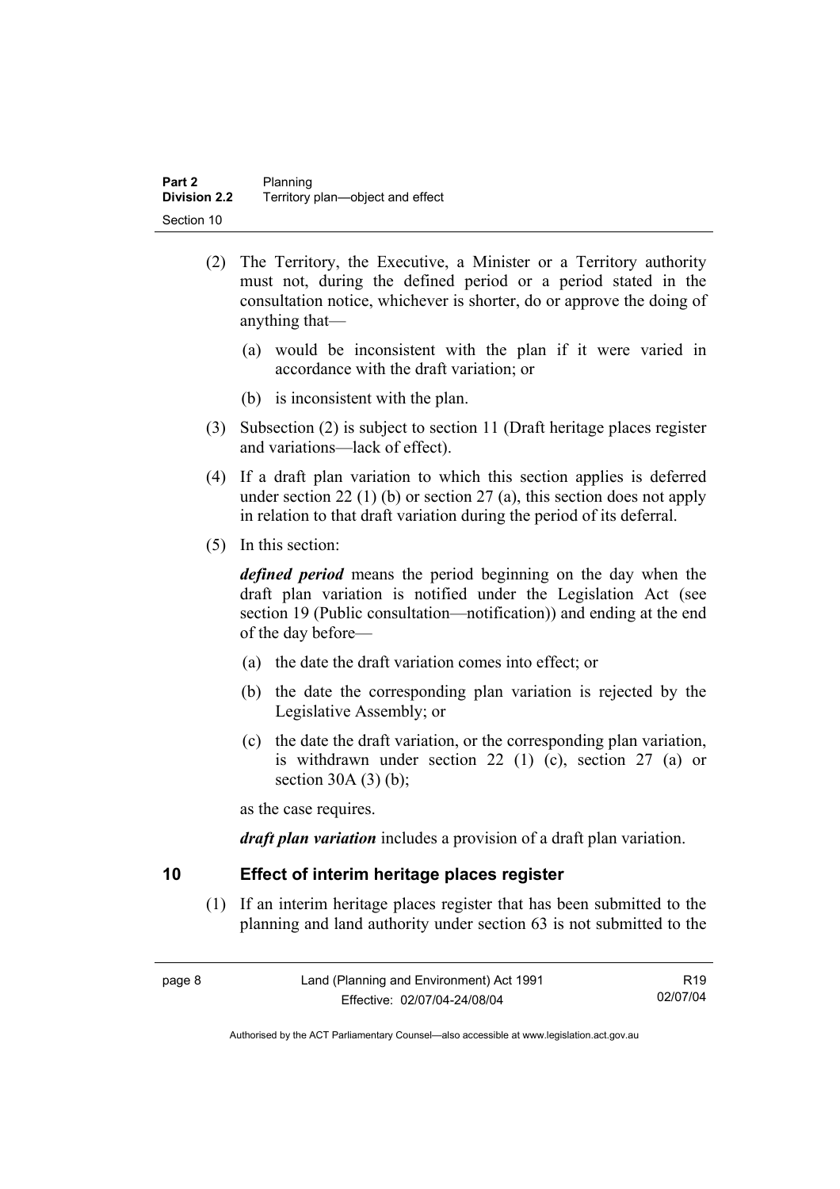(2) The Territory, the Executive, a Minister or a Territory authority must not, during the defined period or a period stated in the consultation notice, whichever is shorter, do or approve the doing of anything that—

(a) would be inconsistent with the plan if it were varied in accordance with the draft variation; or

(b) is inconsistent with the plan.

(3) Subsection (2) is subject to section 11 (Draft heritage places register and variations—lack of effect).

(4) If a draft plan variation to which this section applies is deferred under section 22 (1) (b) or section 27 (a), this section does not apply in relation to that draft variation during the period of its deferral.

(5) In this section:

***defined period*** means the period beginning on the day when the draft plan variation is notified under the Legislation Act (see section 19 (Public consultation—notification)) and ending at the end of the day before—

(a) the date the draft variation comes into effect; or

(b) the date the corresponding plan variation is rejected by the Legislative Assembly; or

(c) the date the draft variation, or the corresponding plan variation, is withdrawn under section 22 (1) (c), section 27 (a) or section 30A (3) (b);

as the case requires.

***draft plan variation*** includes a provision of a draft plan variation.

## 10 Effect of interim heritage places register

(1) If an interim heritage places register that has been submitted to the planning and land authority under section 63 is not submitted to the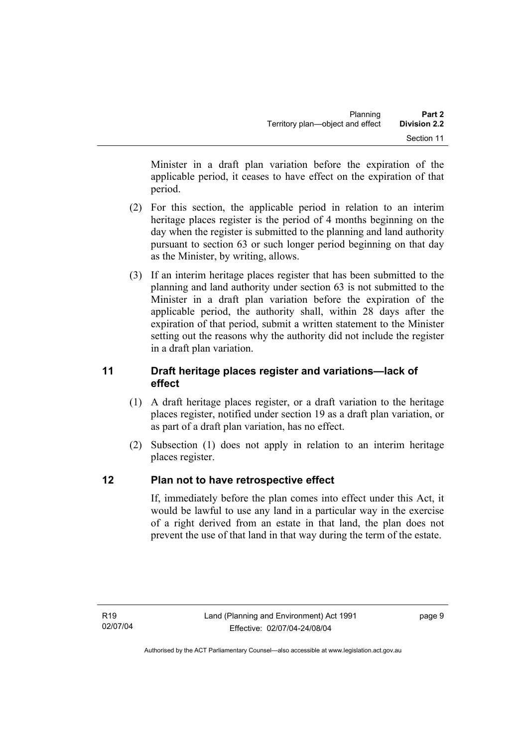Minister in a draft plan variation before the expiration of the applicable period, it ceases to have effect on the expiration of that period.

(2) For this section, the applicable period in relation to an interim heritage places register is the period of 4 months beginning on the day when the register is submitted to the planning and land authority pursuant to section 63 or such longer period beginning on that day as the Minister, by writing, allows.

(3) If an interim heritage places register that has been submitted to the planning and land authority under section 63 is not submitted to the Minister in a draft plan variation before the expiration of the applicable period, the authority shall, within 28 days after the expiration of that period, submit a written statement to the Minister setting out the reasons why the authority did not include the register in a draft plan variation.

## 11 Draft heritage places register and variations—lack of effect

(1) A draft heritage places register, or a draft variation to the heritage places register, notified under section 19 as a draft plan variation, or as part of a draft plan variation, has no effect.

(2) Subsection (1) does not apply in relation to an interim heritage places register.

## 12 Plan not to have retrospective effect

If, immediately before the plan comes into effect under this Act, it would be lawful to use any land in a particular way in the exercise of a right derived from an estate in that land, the plan does not prevent the use of that land in that way during the term of the estate.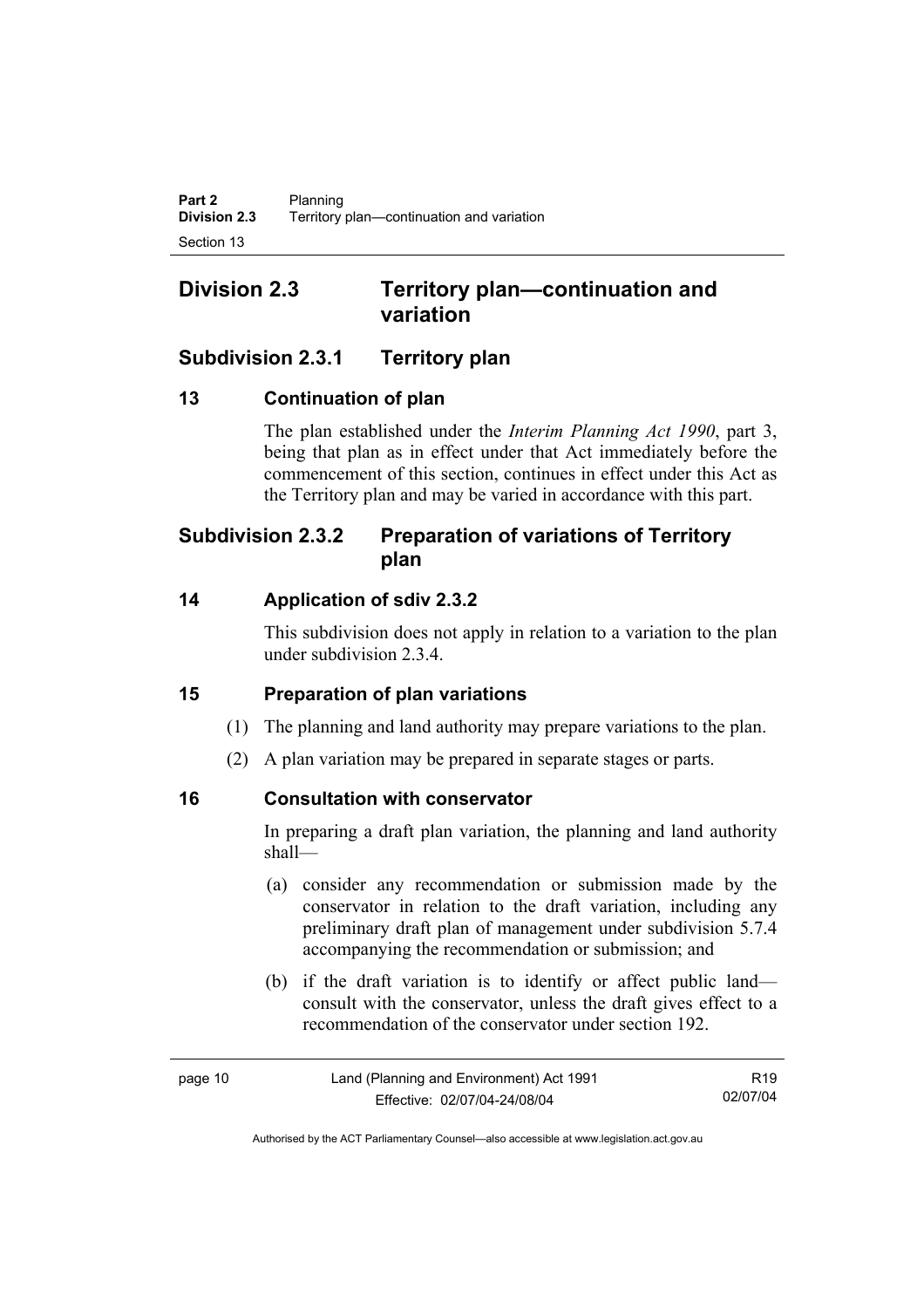# Division 2.3 Territory plan—continuation and variation

## Subdivision 2.3.1 Territory plan

### 13 Continuation of plan

The plan established under the *Interim Planning Act 1990*, part 3, being that plan as in effect under that Act immediately before the commencement of this section, continues in effect under this Act as the Territory plan and may be varied in accordance with this part.

## Subdivision 2.3.2 Preparation of variations of Territory plan

### 14 Application of sdiv 2.3.2

This subdivision does not apply in relation to a variation to the plan under subdivision 2.3.4.

### 15 Preparation of plan variations

(1) The planning and land authority may prepare variations to the plan.

(2) A plan variation may be prepared in separate stages or parts.

### 16 Consultation with conservator

In preparing a draft plan variation, the planning and land authority shall—

(a) consider any recommendation or submission made by the conservator in relation to the draft variation, including any preliminary draft plan of management under subdivision 5.7.4 accompanying the recommendation or submission; and

(b) if the draft variation is to identify or affect public land—consult with the conservator, unless the draft gives effect to a recommendation of the conservator under section 192.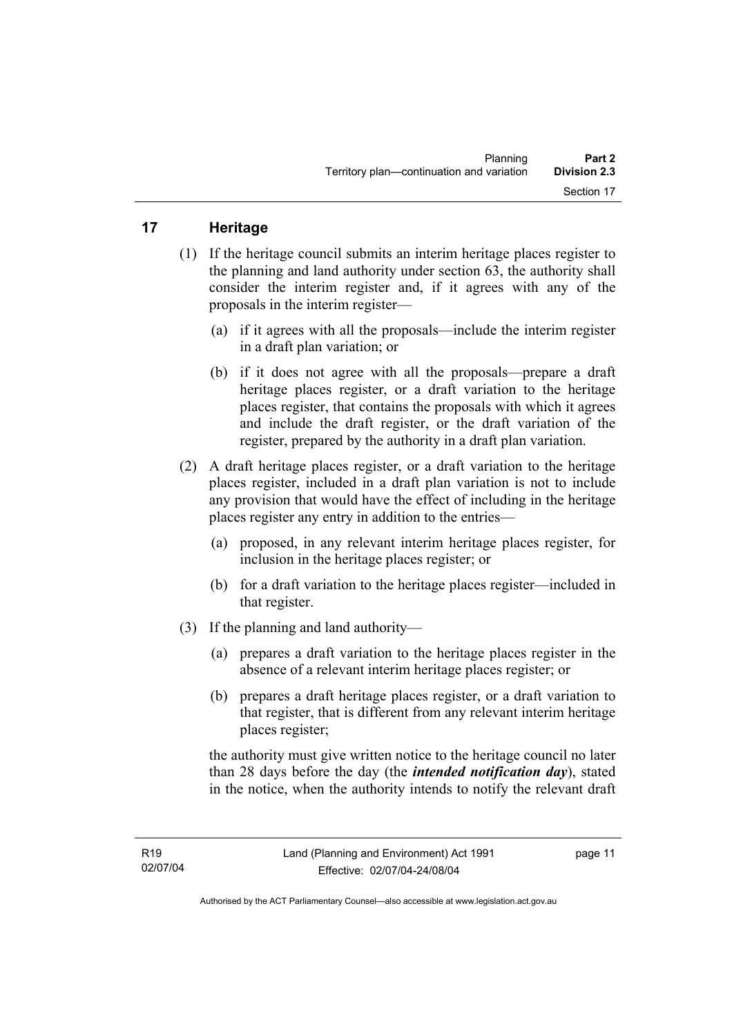## 17 Heritage

(1) If the heritage council submits an interim heritage places register to the planning and land authority under section 63, the authority shall consider the interim register and, if it agrees with any of the proposals in the interim register—

(a) if it agrees with all the proposals—include the interim register in a draft plan variation; or

(b) if it does not agree with all the proposals—prepare a draft heritage places register, or a draft variation to the heritage places register, that contains the proposals with which it agrees and include the draft register, or the draft variation of the register, prepared by the authority in a draft plan variation.

(2) A draft heritage places register, or a draft variation to the heritage places register, included in a draft plan variation is not to include any provision that would have the effect of including in the heritage places register any entry in addition to the entries—

(a) proposed, in any relevant interim heritage places register, for inclusion in the heritage places register; or

(b) for a draft variation to the heritage places register—included in that register.

(3) If the planning and land authority—

(a) prepares a draft variation to the heritage places register in the absence of a relevant interim heritage places register; or

(b) prepares a draft heritage places register, or a draft variation to that register, that is different from any relevant interim heritage places register;

the authority must give written notice to the heritage council no later than 28 days before the day (the ***intended notification day***), stated in the notice, when the authority intends to notify the relevant draft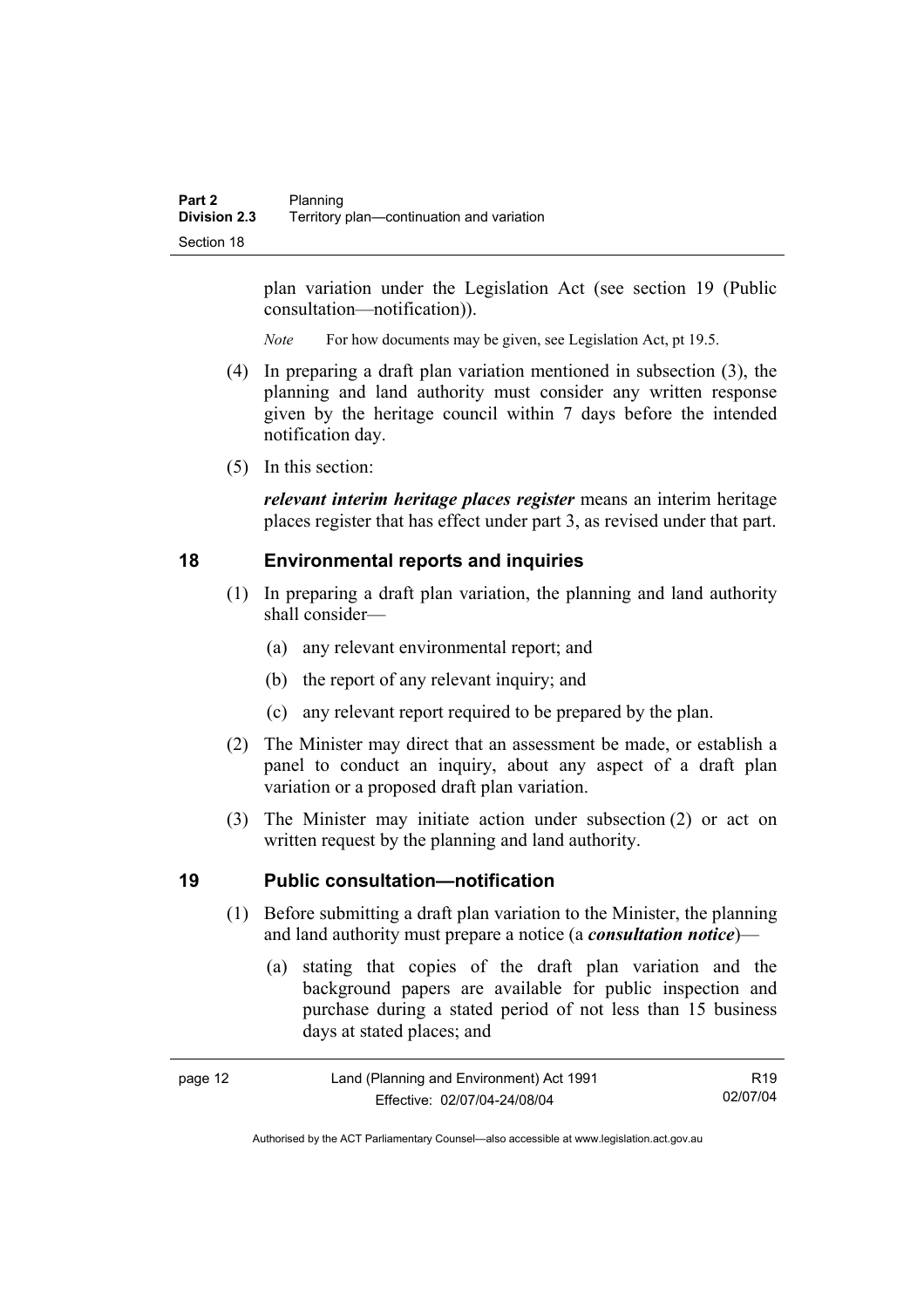plan variation under the Legislation Act (see section 19 (Public consultation—notification)).

*Note* For how documents may be given, see Legislation Act, pt 19.5.

(4) In preparing a draft plan variation mentioned in subsection (3), the planning and land authority must consider any written response given by the heritage council within 7 days before the intended notification day.

(5) In this section:

***relevant interim heritage places register*** means an interim heritage places register that has effect under part 3, as revised under that part.

## 18 Environmental reports and inquiries

(1) In preparing a draft plan variation, the planning and land authority shall consider—

(a) any relevant environmental report; and

(b) the report of any relevant inquiry; and

(c) any relevant report required to be prepared by the plan.

(2) The Minister may direct that an assessment be made, or establish a panel to conduct an inquiry, about any aspect of a draft plan variation or a proposed draft plan variation.

(3) The Minister may initiate action under subsection (2) or act on written request by the planning and land authority.

## 19 Public consultation—notification

(1) Before submitting a draft plan variation to the Minister, the planning and land authority must prepare a notice (a ***consultation notice***)—

(a) stating that copies of the draft plan variation and the background papers are available for public inspection and purchase during a stated period of not less than 15 business days at stated places; and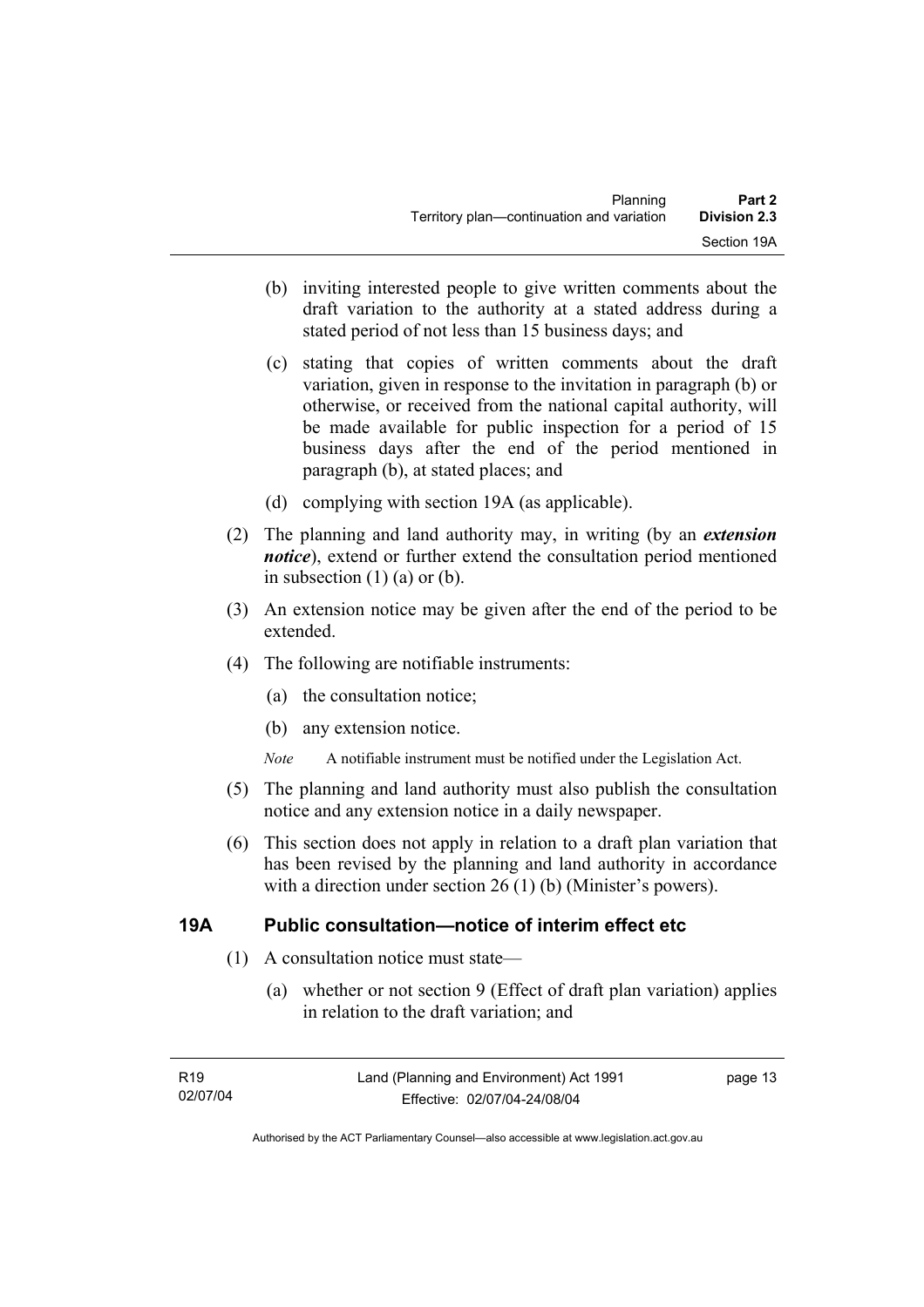(b) inviting interested people to give written comments about the draft variation to the authority at a stated address during a stated period of not less than 15 business days; and

(c) stating that copies of written comments about the draft variation, given in response to the invitation in paragraph (b) or otherwise, or received from the national capital authority, will be made available for public inspection for a period of 15 business days after the end of the period mentioned in paragraph (b), at stated places; and

(d) complying with section 19A (as applicable).

(2) The planning and land authority may, in writing (by an ***extension notice***), extend or further extend the consultation period mentioned in subsection (1) (a) or (b).

(3) An extension notice may be given after the end of the period to be extended.

(4) The following are notifiable instruments:

(a) the consultation notice;

(b) any extension notice.

*Note* A notifiable instrument must be notified under the Legislation Act.

(5) The planning and land authority must also publish the consultation notice and any extension notice in a daily newspaper.

(6) This section does not apply in relation to a draft plan variation that has been revised by the planning and land authority in accordance with a direction under section 26 (1) (b) (Minister's powers).

## 19A Public consultation—notice of interim effect etc

(1) A consultation notice must state—

(a) whether or not section 9 (Effect of draft plan variation) applies in relation to the draft variation; and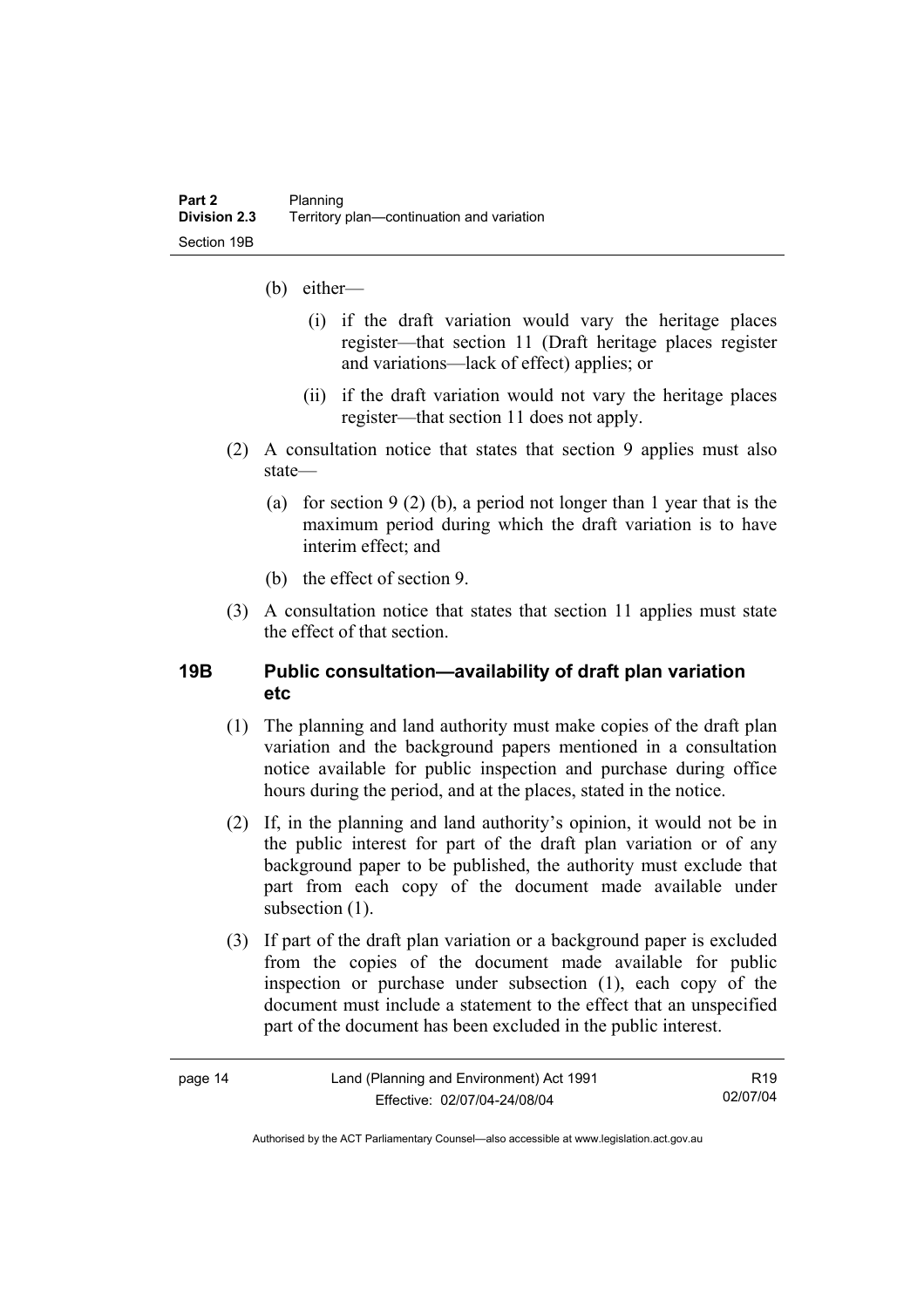(b) either—

  (i) if the draft variation would vary the heritage places register—that section 11 (Draft heritage places register and variations—lack of effect) applies; or

  (ii) if the draft variation would not vary the heritage places register—that section 11 does not apply.

(2) A consultation notice that states that section 9 applies must also state—

  (a) for section 9 (2) (b), a period not longer than 1 year that is the maximum period during which the draft variation is to have interim effect; and

  (b) the effect of section 9.

(3) A consultation notice that states that section 11 applies must state the effect of that section.

### 19B Public consultation—availability of draft plan variation etc

(1) The planning and land authority must make copies of the draft plan variation and the background papers mentioned in a consultation notice available for public inspection and purchase during office hours during the period, and at the places, stated in the notice.

(2) If, in the planning and land authority's opinion, it would not be in the public interest for part of the draft plan variation or of any background paper to be published, the authority must exclude that part from each copy of the document made available under subsection (1).

(3) If part of the draft plan variation or a background paper is excluded from the copies of the document made available for public inspection or purchase under subsection (1), each copy of the document must include a statement to the effect that an unspecified part of the document has been excluded in the public interest.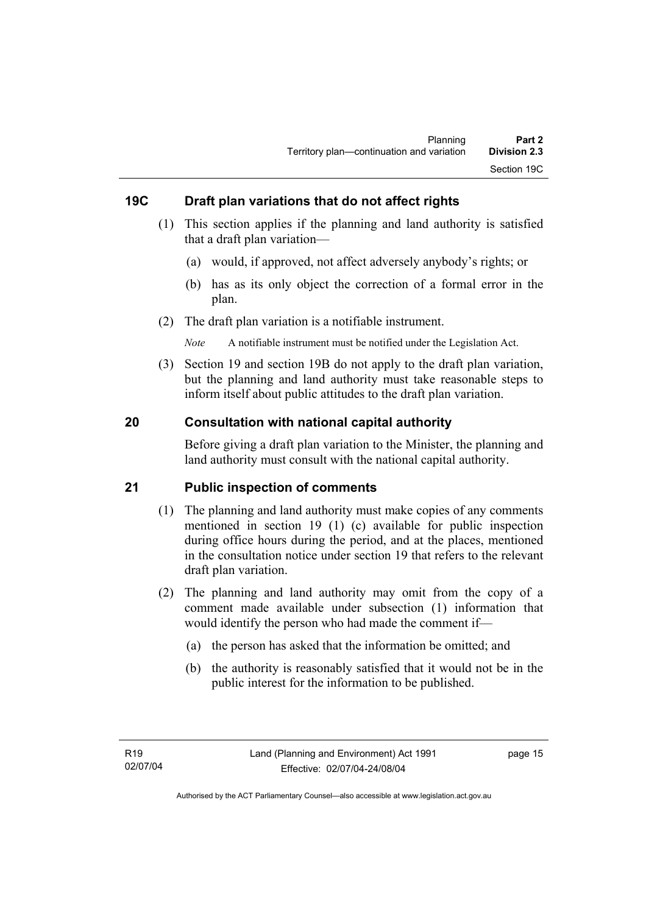## 19C Draft plan variations that do not affect rights

(1) This section applies if the planning and land authority is satisfied that a draft plan variation—

(a) would, if approved, not affect adversely anybody's rights; or

(b) has as its only object the correction of a formal error in the plan.

(2) The draft plan variation is a notifiable instrument.

*Note* A notifiable instrument must be notified under the Legislation Act.

(3) Section 19 and section 19B do not apply to the draft plan variation, but the planning and land authority must take reasonable steps to inform itself about public attitudes to the draft plan variation.

## 20 Consultation with national capital authority

Before giving a draft plan variation to the Minister, the planning and land authority must consult with the national capital authority.

## 21 Public inspection of comments

(1) The planning and land authority must make copies of any comments mentioned in section 19 (1) (c) available for public inspection during office hours during the period, and at the places, mentioned in the consultation notice under section 19 that refers to the relevant draft plan variation.

(2) The planning and land authority may omit from the copy of a comment made available under subsection (1) information that would identify the person who had made the comment if—

(a) the person has asked that the information be omitted; and

(b) the authority is reasonably satisfied that it would not be in the public interest for the information to be published.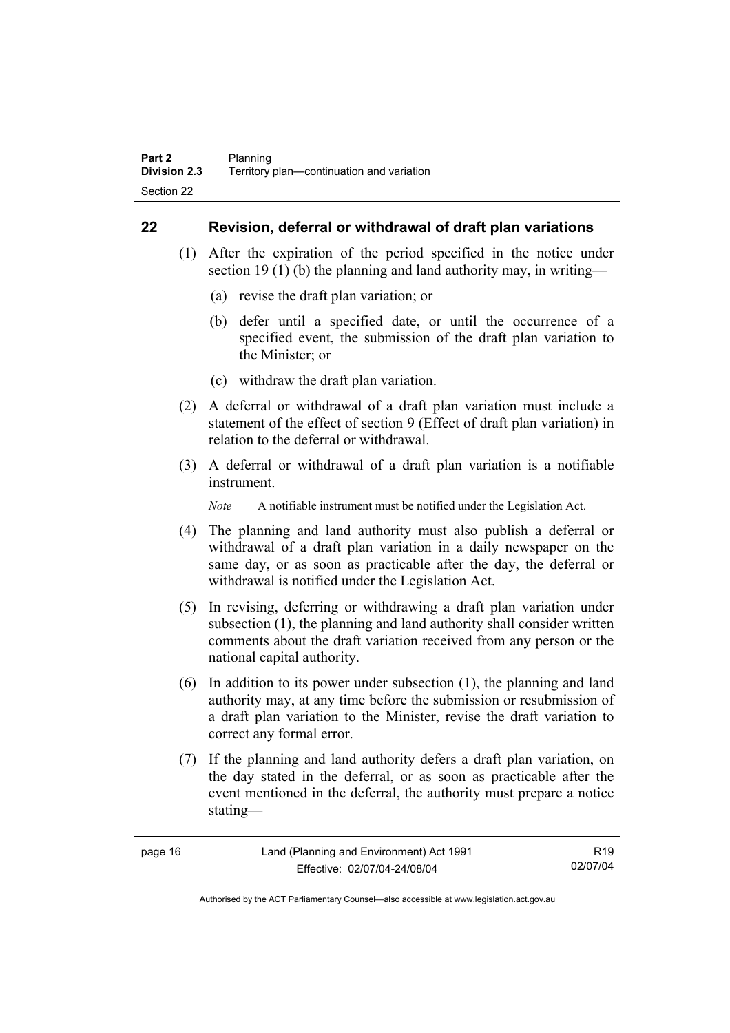## 22 Revision, deferral or withdrawal of draft plan variations

(1) After the expiration of the period specified in the notice under section 19 (1) (b) the planning and land authority may, in writing—

(a) revise the draft plan variation; or

(b) defer until a specified date, or until the occurrence of a specified event, the submission of the draft plan variation to the Minister; or

(c) withdraw the draft plan variation.

(2) A deferral or withdrawal of a draft plan variation must include a statement of the effect of section 9 (Effect of draft plan variation) in relation to the deferral or withdrawal.

(3) A deferral or withdrawal of a draft plan variation is a notifiable instrument.

*Note* A notifiable instrument must be notified under the Legislation Act.

(4) The planning and land authority must also publish a deferral or withdrawal of a draft plan variation in a daily newspaper on the same day, or as soon as practicable after the day, the deferral or withdrawal is notified under the Legislation Act.

(5) In revising, deferring or withdrawing a draft plan variation under subsection (1), the planning and land authority shall consider written comments about the draft variation received from any person or the national capital authority.

(6) In addition to its power under subsection (1), the planning and land authority may, at any time before the submission or resubmission of a draft plan variation to the Minister, revise the draft variation to correct any formal error.

(7) If the planning and land authority defers a draft plan variation, on the day stated in the deferral, or as soon as practicable after the event mentioned in the deferral, the authority must prepare a notice stating—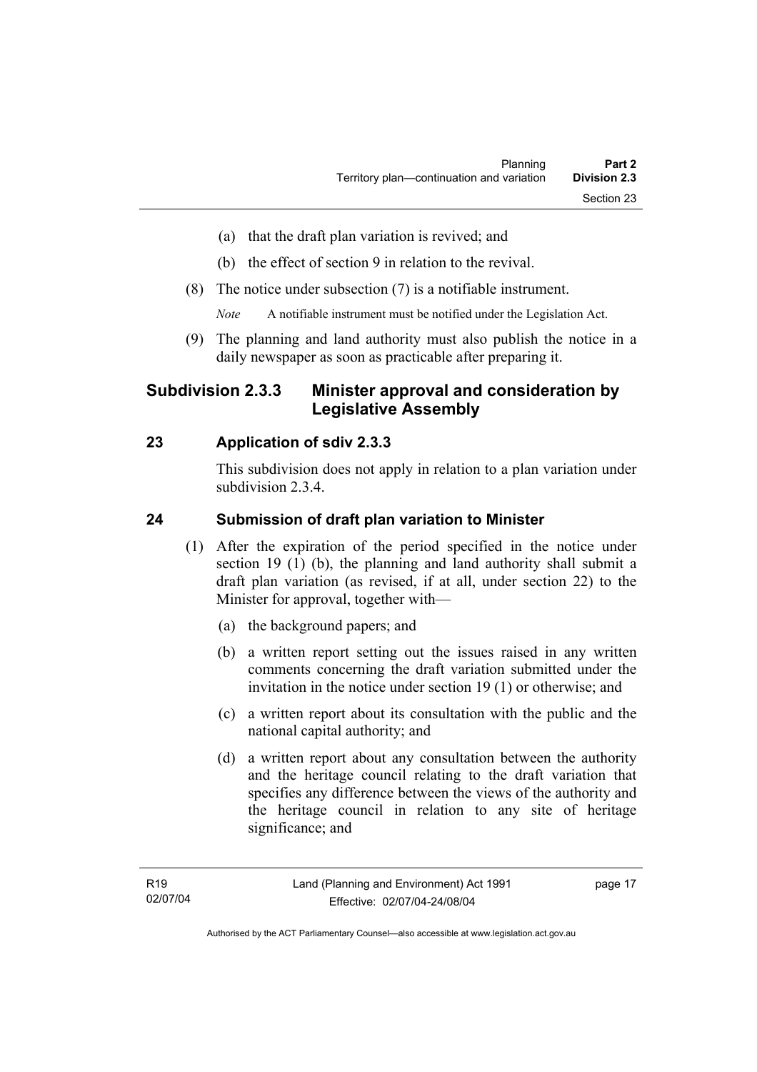(a) that the draft plan variation is revived; and

(b) the effect of section 9 in relation to the revival.

(8) The notice under subsection (7) is a notifiable instrument.

*Note* A notifiable instrument must be notified under the Legislation Act.

(9) The planning and land authority must also publish the notice in a daily newspaper as soon as practicable after preparing it.

## Subdivision 2.3.3 Minister approval and consideration by Legislative Assembly

### 23 Application of sdiv 2.3.3

This subdivision does not apply in relation to a plan variation under subdivision 2.3.4.

### 24 Submission of draft plan variation to Minister

(1) After the expiration of the period specified in the notice under section 19 (1) (b), the planning and land authority shall submit a draft plan variation (as revised, if at all, under section 22) to the Minister for approval, together with—

(a) the background papers; and

(b) a written report setting out the issues raised in any written comments concerning the draft variation submitted under the invitation in the notice under section 19 (1) or otherwise; and

(c) a written report about its consultation with the public and the national capital authority; and

(d) a written report about any consultation between the authority and the heritage council relating to the draft variation that specifies any difference between the views of the authority and the heritage council in relation to any site of heritage significance; and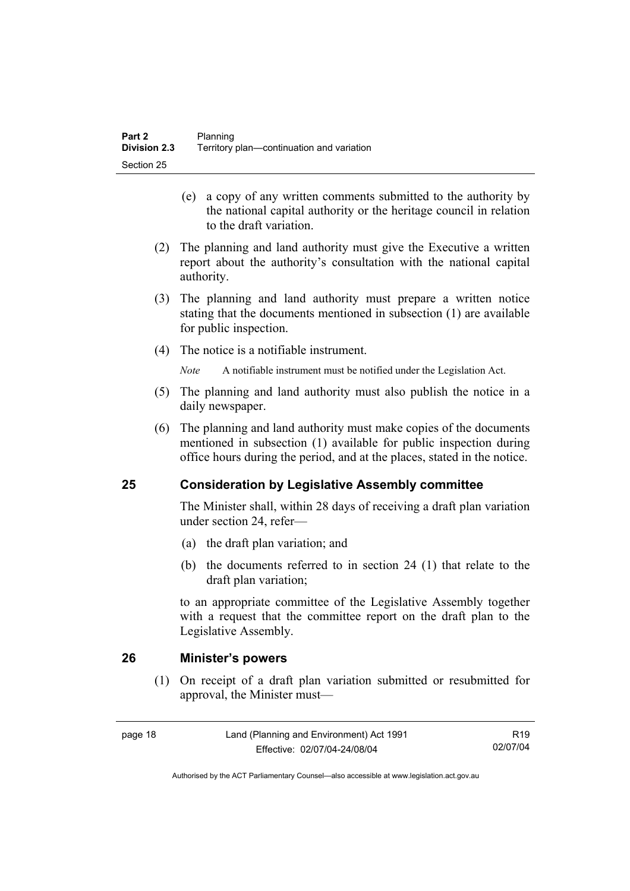(e) a copy of any written comments submitted to the authority by the national capital authority or the heritage council in relation to the draft variation.

(2) The planning and land authority must give the Executive a written report about the authority's consultation with the national capital authority.

(3) The planning and land authority must prepare a written notice stating that the documents mentioned in subsection (1) are available for public inspection.

(4) The notice is a notifiable instrument.

*Note* A notifiable instrument must be notified under the Legislation Act.

(5) The planning and land authority must also publish the notice in a daily newspaper.

(6) The planning and land authority must make copies of the documents mentioned in subsection (1) available for public inspection during office hours during the period, and at the places, stated in the notice.

## 25 Consideration by Legislative Assembly committee

The Minister shall, within 28 days of receiving a draft plan variation under section 24, refer—

(a) the draft plan variation; and

(b) the documents referred to in section 24 (1) that relate to the draft plan variation;

to an appropriate committee of the Legislative Assembly together with a request that the committee report on the draft plan to the Legislative Assembly.

## 26 Minister's powers

(1) On receipt of a draft plan variation submitted or resubmitted for approval, the Minister must—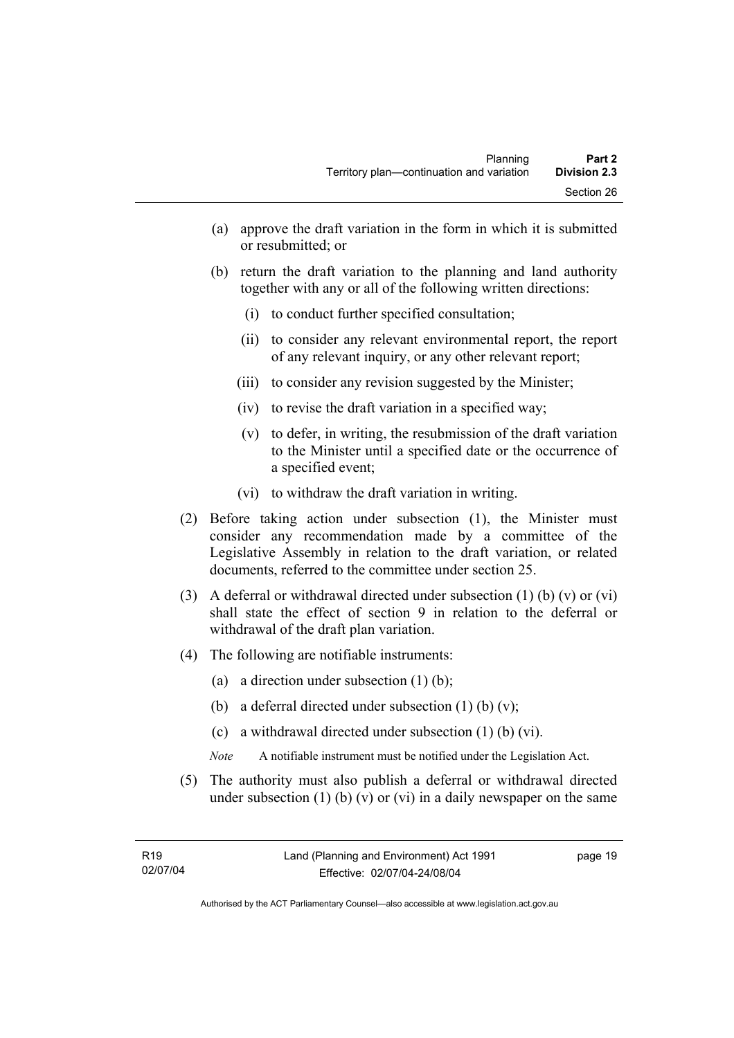(a) approve the draft variation in the form in which it is submitted or resubmitted; or

(b) return the draft variation to the planning and land authority together with any or all of the following written directions:

   (i) to conduct further specified consultation;

   (ii) to consider any relevant environmental report, the report of any relevant inquiry, or any other relevant report;

   (iii) to consider any revision suggested by the Minister;

   (iv) to revise the draft variation in a specified way;

   (v) to defer, in writing, the resubmission of the draft variation to the Minister until a specified date or the occurrence of a specified event;

   (vi) to withdraw the draft variation in writing.

(2) Before taking action under subsection (1), the Minister must consider any recommendation made by a committee of the Legislative Assembly in relation to the draft variation, or related documents, referred to the committee under section 25.

(3) A deferral or withdrawal directed under subsection (1) (b) (v) or (vi) shall state the effect of section 9 in relation to the deferral or withdrawal of the draft plan variation.

(4) The following are notifiable instruments:

   (a) a direction under subsection (1) (b);

   (b) a deferral directed under subsection (1) (b) (v);

   (c) a withdrawal directed under subsection (1) (b) (vi).

   *Note* A notifiable instrument must be notified under the Legislation Act.

(5) The authority must also publish a deferral or withdrawal directed under subsection (1) (b) (v) or (vi) in a daily newspaper on the same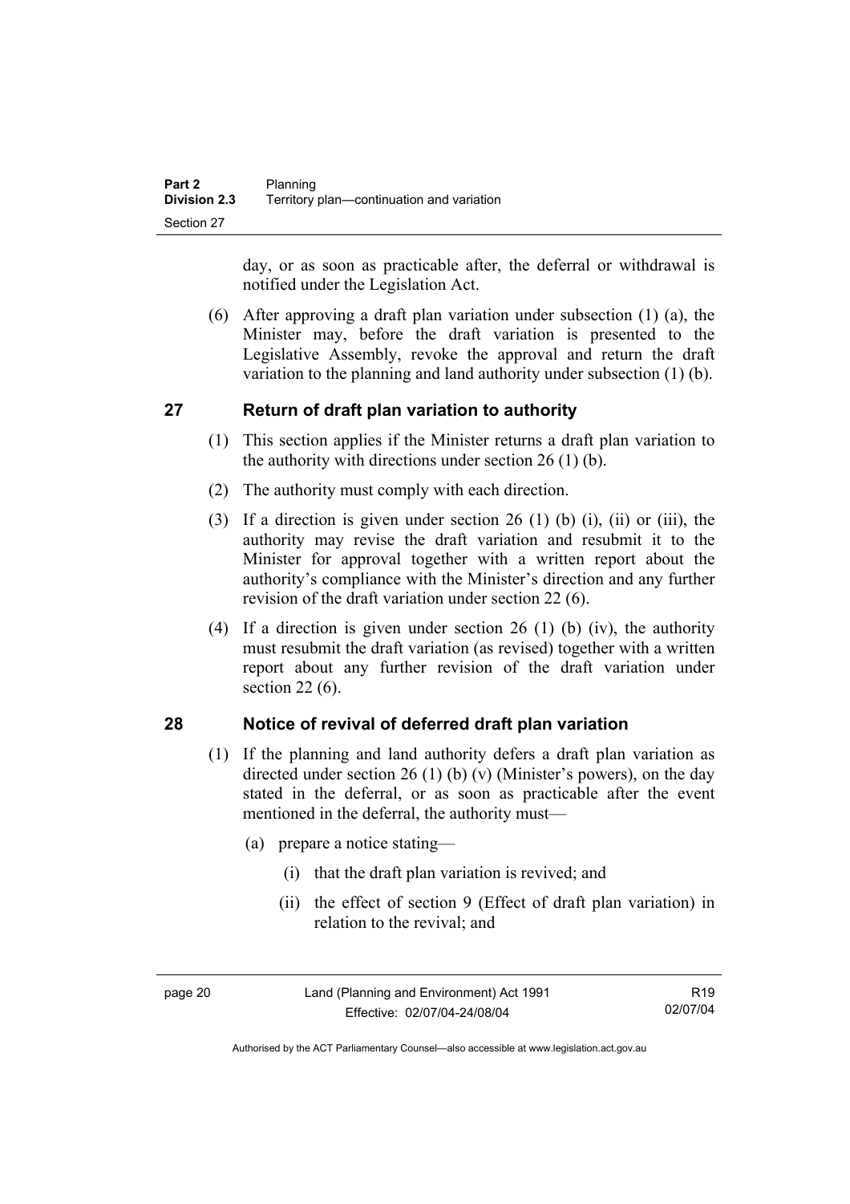day, or as soon as practicable after, the deferral or withdrawal is notified under the Legislation Act.

(6) After approving a draft plan variation under subsection (1) (a), the Minister may, before the draft variation is presented to the Legislative Assembly, revoke the approval and return the draft variation to the planning and land authority under subsection (1) (b).

## 27 Return of draft plan variation to authority

(1) This section applies if the Minister returns a draft plan variation to the authority with directions under section 26 (1) (b).

(2) The authority must comply with each direction.

(3) If a direction is given under section 26 (1) (b) (i), (ii) or (iii), the authority may revise the draft variation and resubmit it to the Minister for approval together with a written report about the authority's compliance with the Minister's direction and any further revision of the draft variation under section 22 (6).

(4) If a direction is given under section 26 (1) (b) (iv), the authority must resubmit the draft variation (as revised) together with a written report about any further revision of the draft variation under section 22 (6).

## 28 Notice of revival of deferred draft plan variation

(1) If the planning and land authority defers a draft plan variation as directed under section 26 (1) (b) (v) (Minister's powers), on the day stated in the deferral, or as soon as practicable after the event mentioned in the deferral, the authority must—

(a) prepare a notice stating—

(i) that the draft plan variation is revived; and

(ii) the effect of section 9 (Effect of draft plan variation) in relation to the revival; and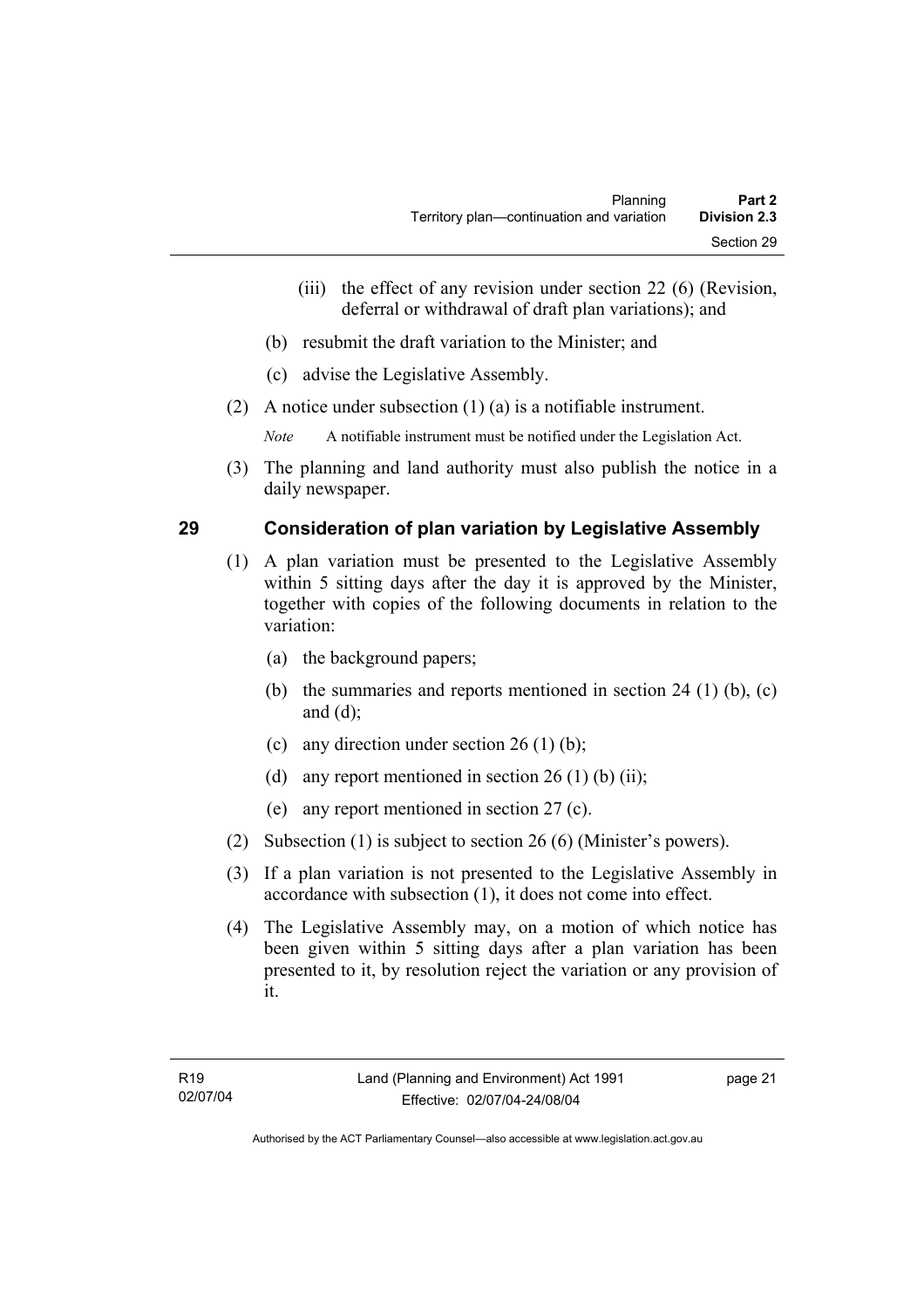(iii) the effect of any revision under section 22 (6) (Revision, deferral or withdrawal of draft plan variations); and

(b) resubmit the draft variation to the Minister; and

(c) advise the Legislative Assembly.

(2) A notice under subsection (1) (a) is a notifiable instrument.

*Note* A notifiable instrument must be notified under the Legislation Act.

(3) The planning and land authority must also publish the notice in a daily newspaper.

## 29 Consideration of plan variation by Legislative Assembly

(1) A plan variation must be presented to the Legislative Assembly within 5 sitting days after the day it is approved by the Minister, together with copies of the following documents in relation to the variation:

(a) the background papers;

(b) the summaries and reports mentioned in section 24 (1) (b), (c) and (d);

(c) any direction under section 26 (1) (b);

(d) any report mentioned in section 26 (1) (b) (ii);

(e) any report mentioned in section 27 (c).

(2) Subsection (1) is subject to section 26 (6) (Minister's powers).

(3) If a plan variation is not presented to the Legislative Assembly in accordance with subsection (1), it does not come into effect.

(4) The Legislative Assembly may, on a motion of which notice has been given within 5 sitting days after a plan variation has been presented to it, by resolution reject the variation or any provision of it.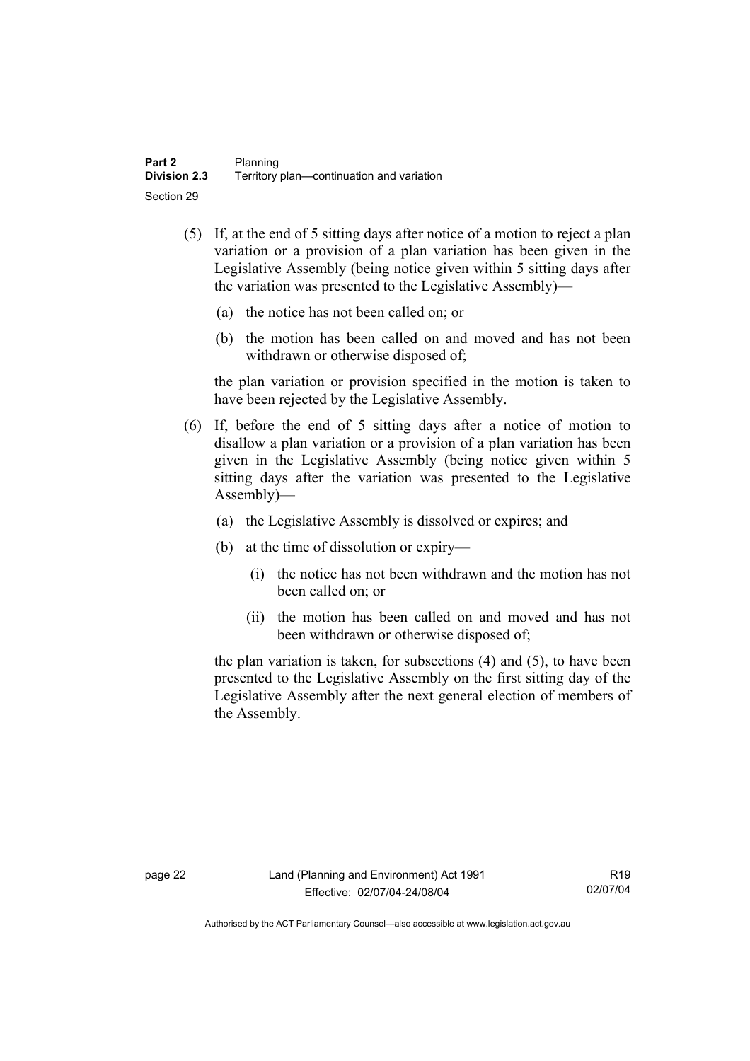(5) If, at the end of 5 sitting days after notice of a motion to reject a plan variation or a provision of a plan variation has been given in the Legislative Assembly (being notice given within 5 sitting days after the variation was presented to the Legislative Assembly)—

(a) the notice has not been called on; or

(b) the motion has been called on and moved and has not been withdrawn or otherwise disposed of;

the plan variation or provision specified in the motion is taken to have been rejected by the Legislative Assembly.

(6) If, before the end of 5 sitting days after a notice of motion to disallow a plan variation or a provision of a plan variation has been given in the Legislative Assembly (being notice given within 5 sitting days after the variation was presented to the Legislative Assembly)—

(a) the Legislative Assembly is dissolved or expires; and

(b) at the time of dissolution or expiry—

(i) the notice has not been withdrawn and the motion has not been called on; or

(ii) the motion has been called on and moved and has not been withdrawn or otherwise disposed of;

the plan variation is taken, for subsections (4) and (5), to have been presented to the Legislative Assembly on the first sitting day of the Legislative Assembly after the next general election of members of the Assembly.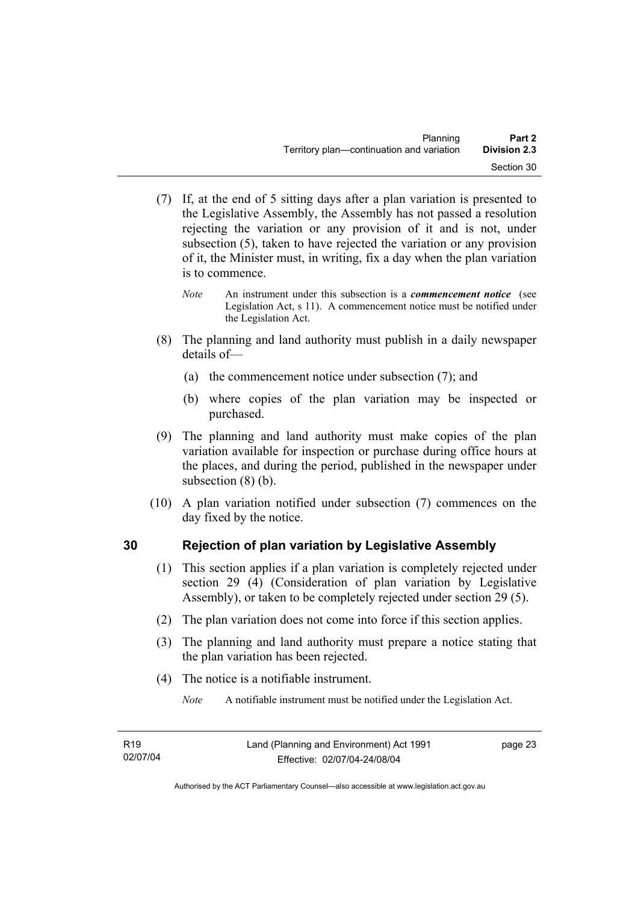(7) If, at the end of 5 sitting days after a plan variation is presented to the Legislative Assembly, the Assembly has not passed a resolution rejecting the variation or any provision of it and is not, under subsection (5), taken to have rejected the variation or any provision of it, the Minister must, in writing, fix a day when the plan variation is to commence.

*Note* An instrument under this subsection is a ***commencement notice*** (see Legislation Act, s 11). A commencement notice must be notified under the Legislation Act.

(8) The planning and land authority must publish in a daily newspaper details of—

(a) the commencement notice under subsection (7); and

(b) where copies of the plan variation may be inspected or purchased.

(9) The planning and land authority must make copies of the plan variation available for inspection or purchase during office hours at the places, and during the period, published in the newspaper under subsection (8) (b).

(10) A plan variation notified under subsection (7) commences on the day fixed by the notice.

## 30 Rejection of plan variation by Legislative Assembly

(1) This section applies if a plan variation is completely rejected under section 29 (4) (Consideration of plan variation by Legislative Assembly), or taken to be completely rejected under section 29 (5).

(2) The plan variation does not come into force if this section applies.

(3) The planning and land authority must prepare a notice stating that the plan variation has been rejected.

(4) The notice is a notifiable instrument.

*Note* A notifiable instrument must be notified under the Legislation Act.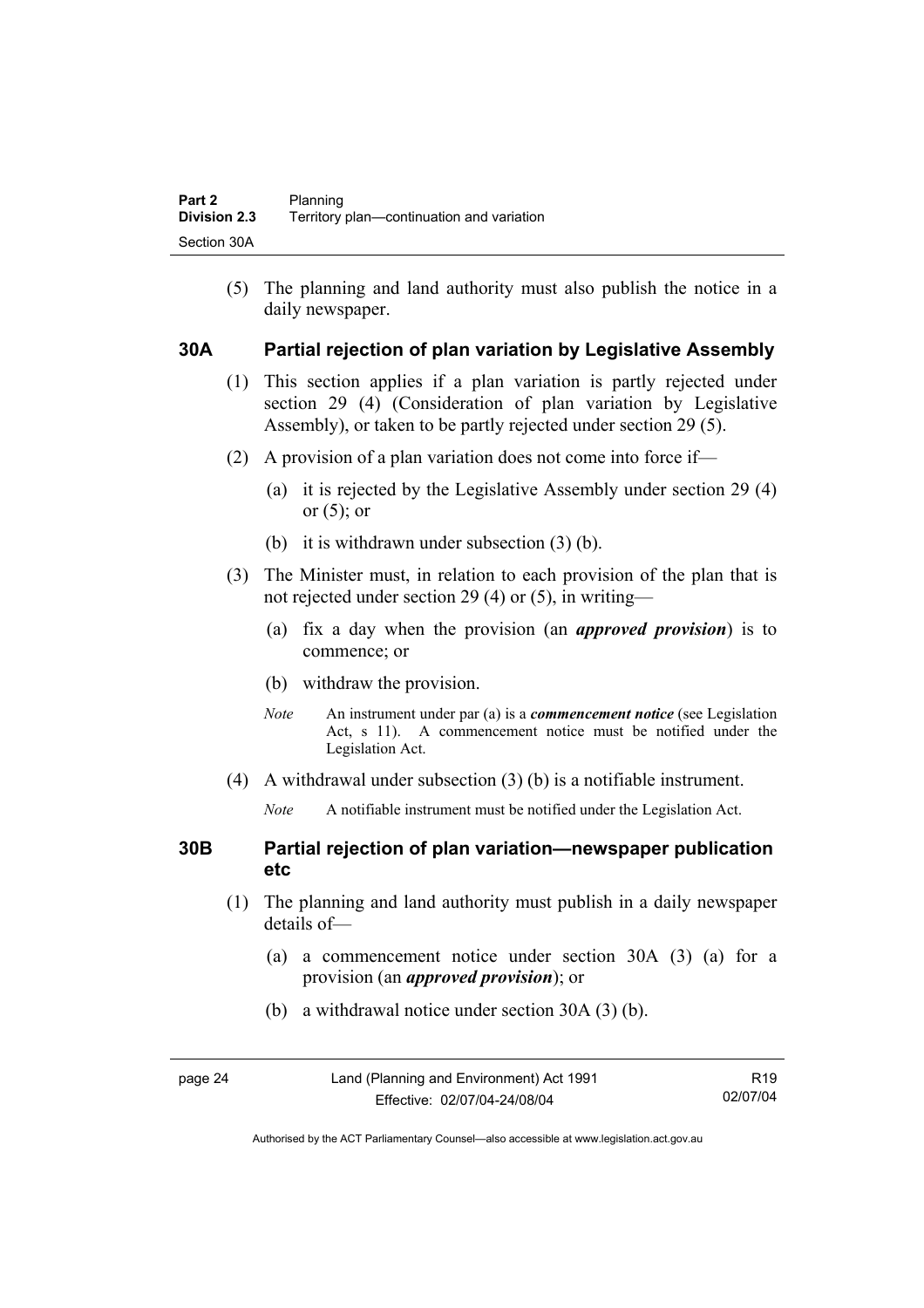(5) The planning and land authority must also publish the notice in a daily newspaper.

### 30A Partial rejection of plan variation by Legislative Assembly

(1) This section applies if a plan variation is partly rejected under section 29 (4) (Consideration of plan variation by Legislative Assembly), or taken to be partly rejected under section 29 (5).

(2) A provision of a plan variation does not come into force if—

(a) it is rejected by the Legislative Assembly under section 29 (4) or (5); or

(b) it is withdrawn under subsection (3) (b).

(3) The Minister must, in relation to each provision of the plan that is not rejected under section 29 (4) or (5), in writing—

(a) fix a day when the provision (an ***approved provision***) is to commence; or

(b) withdraw the provision.

*Note* An instrument under par (a) is a ***commencement notice*** (see Legislation Act, s 11). A commencement notice must be notified under the Legislation Act.

(4) A withdrawal under subsection (3) (b) is a notifiable instrument.

*Note* A notifiable instrument must be notified under the Legislation Act.

### 30B Partial rejection of plan variation—newspaper publication etc

(1) The planning and land authority must publish in a daily newspaper details of—

(a) a commencement notice under section 30A (3) (a) for a provision (an ***approved provision***); or

(b) a withdrawal notice under section 30A (3) (b).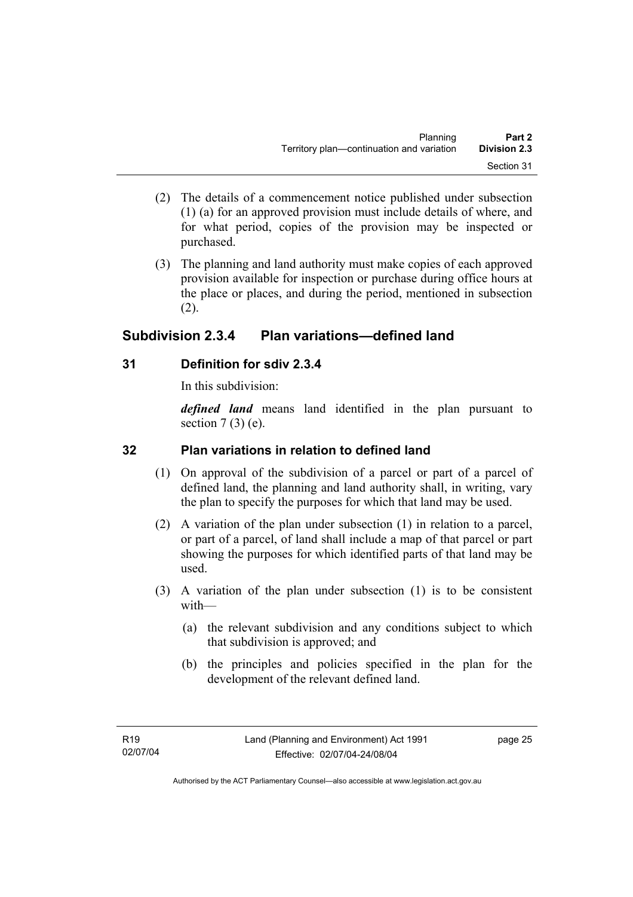(2) The details of a commencement notice published under subsection (1) (a) for an approved provision must include details of where, and for what period, copies of the provision may be inspected or purchased.

(3) The planning and land authority must make copies of each approved provision available for inspection or purchase during office hours at the place or places, and during the period, mentioned in subsection (2).

## Subdivision 2.3.4 Plan variations—defined land

### 31 Definition for sdiv 2.3.4

In this subdivision:

***defined land*** means land identified in the plan pursuant to section 7 (3) (e).

### 32 Plan variations in relation to defined land

(1) On approval of the subdivision of a parcel or part of a parcel of defined land, the planning and land authority shall, in writing, vary the plan to specify the purposes for which that land may be used.

(2) A variation of the plan under subsection (1) in relation to a parcel, or part of a parcel, of land shall include a map of that parcel or part showing the purposes for which identified parts of that land may be used.

(3) A variation of the plan under subsection (1) is to be consistent with—

(a) the relevant subdivision and any conditions subject to which that subdivision is approved; and

(b) the principles and policies specified in the plan for the development of the relevant defined land.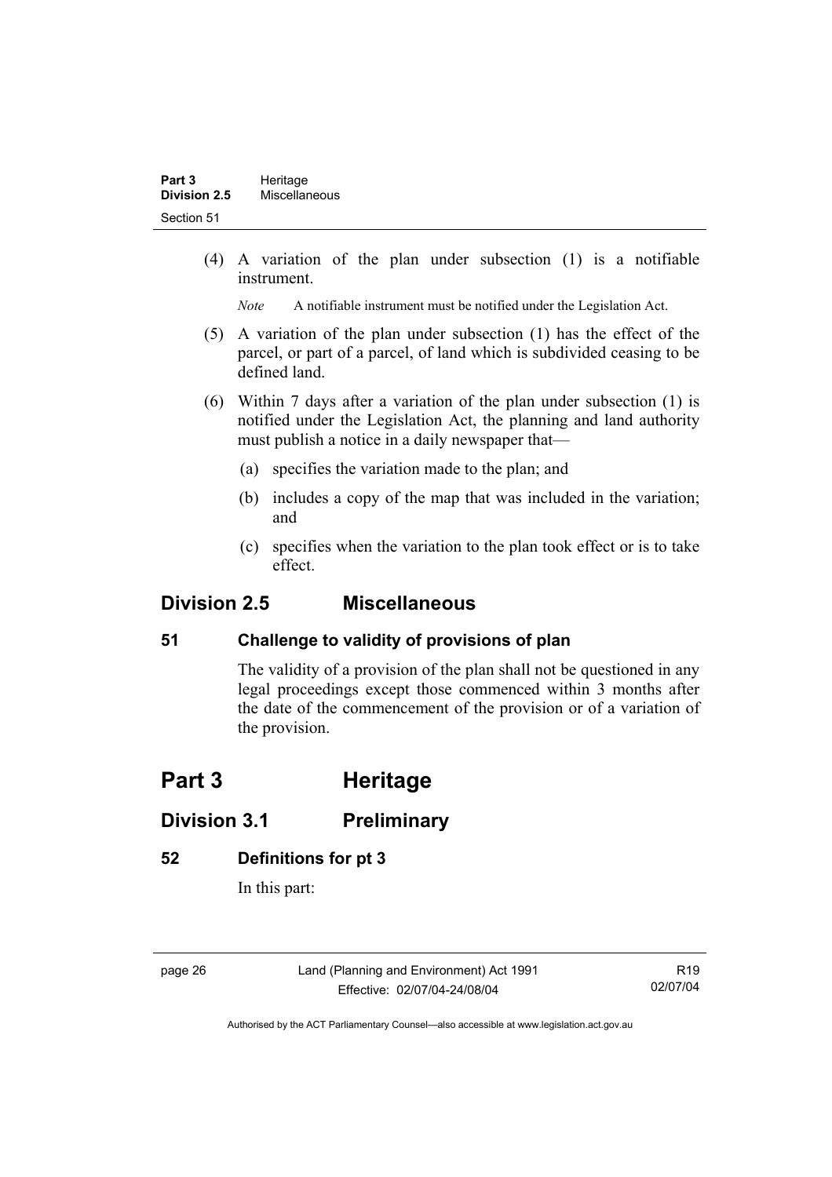(4) A variation of the plan under subsection (1) is a notifiable instrument.

*Note* A notifiable instrument must be notified under the Legislation Act.

(5) A variation of the plan under subsection (1) has the effect of the parcel, or part of a parcel, of land which is subdivided ceasing to be defined land.

(6) Within 7 days after a variation of the plan under subsection (1) is notified under the Legislation Act, the planning and land authority must publish a notice in a daily newspaper that—

(a) specifies the variation made to the plan; and

(b) includes a copy of the map that was included in the variation; and

(c) specifies when the variation to the plan took effect or is to take effect.

## Division 2.5 Miscellaneous

### 51 Challenge to validity of provisions of plan

The validity of a provision of the plan shall not be questioned in any legal proceedings except those commenced within 3 months after the date of the commencement of the provision or of a variation of the provision.

# Part 3 Heritage

## Division 3.1 Preliminary

### 52 Definitions for pt 3

In this part: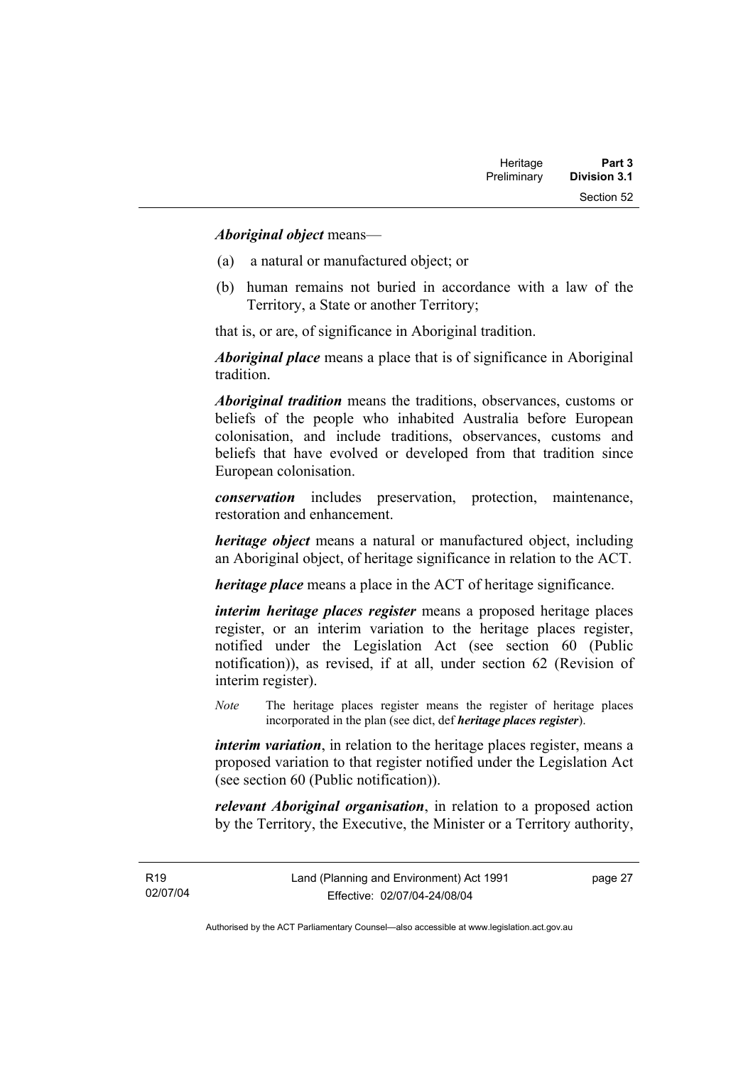***Aboriginal object*** means—

(a) a natural or manufactured object; or

(b) human remains not buried in accordance with a law of the Territory, a State or another Territory;

that is, or are, of significance in Aboriginal tradition.

***Aboriginal place*** means a place that is of significance in Aboriginal tradition.

***Aboriginal tradition*** means the traditions, observances, customs or beliefs of the people who inhabited Australia before European colonisation, and include traditions, observances, customs and beliefs that have evolved or developed from that tradition since European colonisation.

***conservation*** includes preservation, protection, maintenance, restoration and enhancement.

***heritage object*** means a natural or manufactured object, including an Aboriginal object, of heritage significance in relation to the ACT.

***heritage place*** means a place in the ACT of heritage significance.

***interim heritage places register*** means a proposed heritage places register, or an interim variation to the heritage places register, notified under the Legislation Act (see section 60 (Public notification)), as revised, if at all, under section 62 (Revision of interim register).

*Note* The heritage places register means the register of heritage places incorporated in the plan (see dict, def ***heritage places register***).

***interim variation***, in relation to the heritage places register, means a proposed variation to that register notified under the Legislation Act (see section 60 (Public notification)).

***relevant Aboriginal organisation***, in relation to a proposed action by the Territory, the Executive, the Minister or a Territory authority,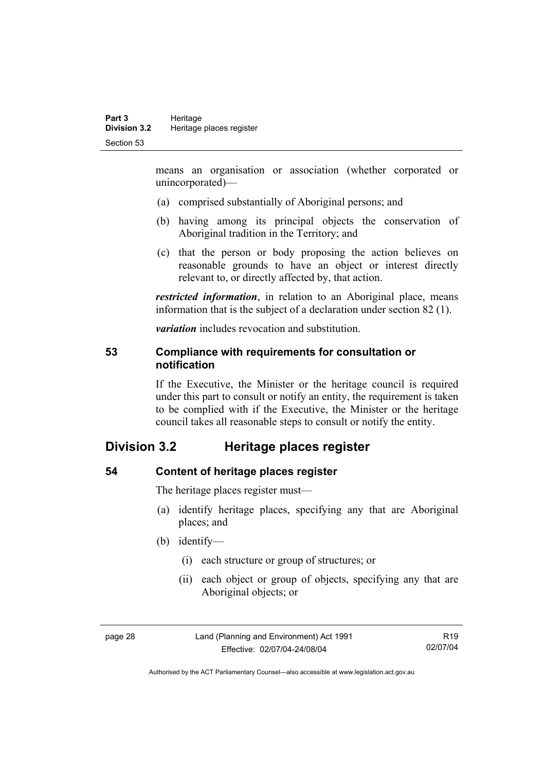means an organisation or association (whether corporated or unincorporated)—

(a) comprised substantially of Aboriginal persons; and

(b) having among its principal objects the conservation of Aboriginal tradition in the Territory; and

(c) that the person or body proposing the action believes on reasonable grounds to have an object or interest directly relevant to, or directly affected by, that action.

***restricted information***, in relation to an Aboriginal place, means information that is the subject of a declaration under section 82 (1).

***variation*** includes revocation and substitution.

### 53 Compliance with requirements for consultation or notification

If the Executive, the Minister or the heritage council is required under this part to consult or notify an entity, the requirement is taken to be complied with if the Executive, the Minister or the heritage council takes all reasonable steps to consult or notify the entity.

## Division 3.2 Heritage places register

### 54 Content of heritage places register

The heritage places register must—

(a) identify heritage places, specifying any that are Aboriginal places; and

(b) identify—

(i) each structure or group of structures; or

(ii) each object or group of objects, specifying any that are Aboriginal objects; or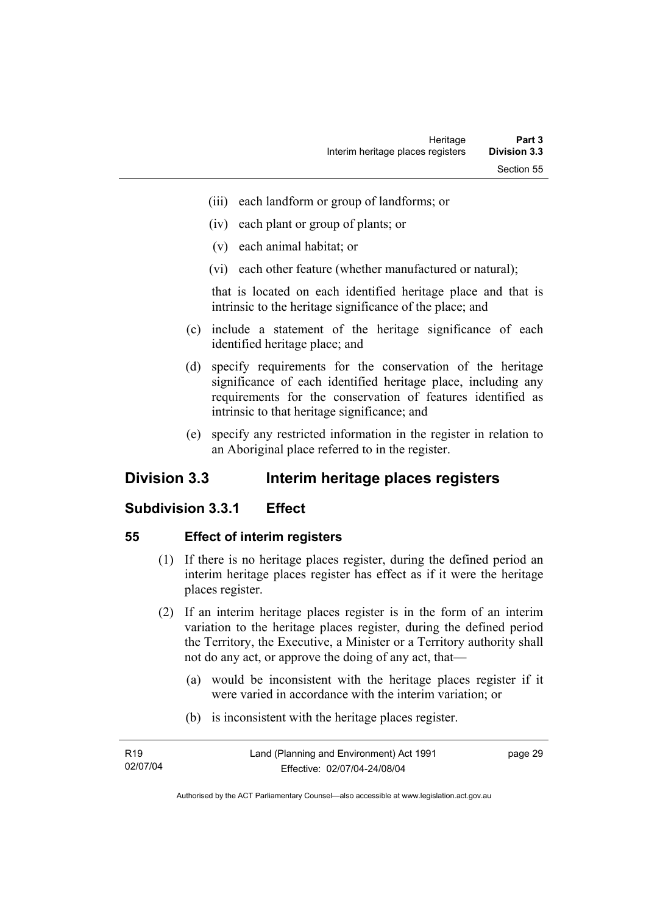(iii) each landform or group of landforms; or

(iv) each plant or group of plants; or

(v) each animal habitat; or

(vi) each other feature (whether manufactured or natural);

that is located on each identified heritage place and that is intrinsic to the heritage significance of the place; and

(c) include a statement of the heritage significance of each identified heritage place; and

(d) specify requirements for the conservation of the heritage significance of each identified heritage place, including any requirements for the conservation of features identified as intrinsic to that heritage significance; and

(e) specify any restricted information in the register in relation to an Aboriginal place referred to in the register.

## Division 3.3 Interim heritage places registers

### Subdivision 3.3.1 Effect

#### 55 Effect of interim registers

(1) If there is no heritage places register, during the defined period an interim heritage places register has effect as if it were the heritage places register.

(2) If an interim heritage places register is in the form of an interim variation to the heritage places register, during the defined period the Territory, the Executive, a Minister or a Territory authority shall not do any act, or approve the doing of any act, that—

(a) would be inconsistent with the heritage places register if it were varied in accordance with the interim variation; or

(b) is inconsistent with the heritage places register.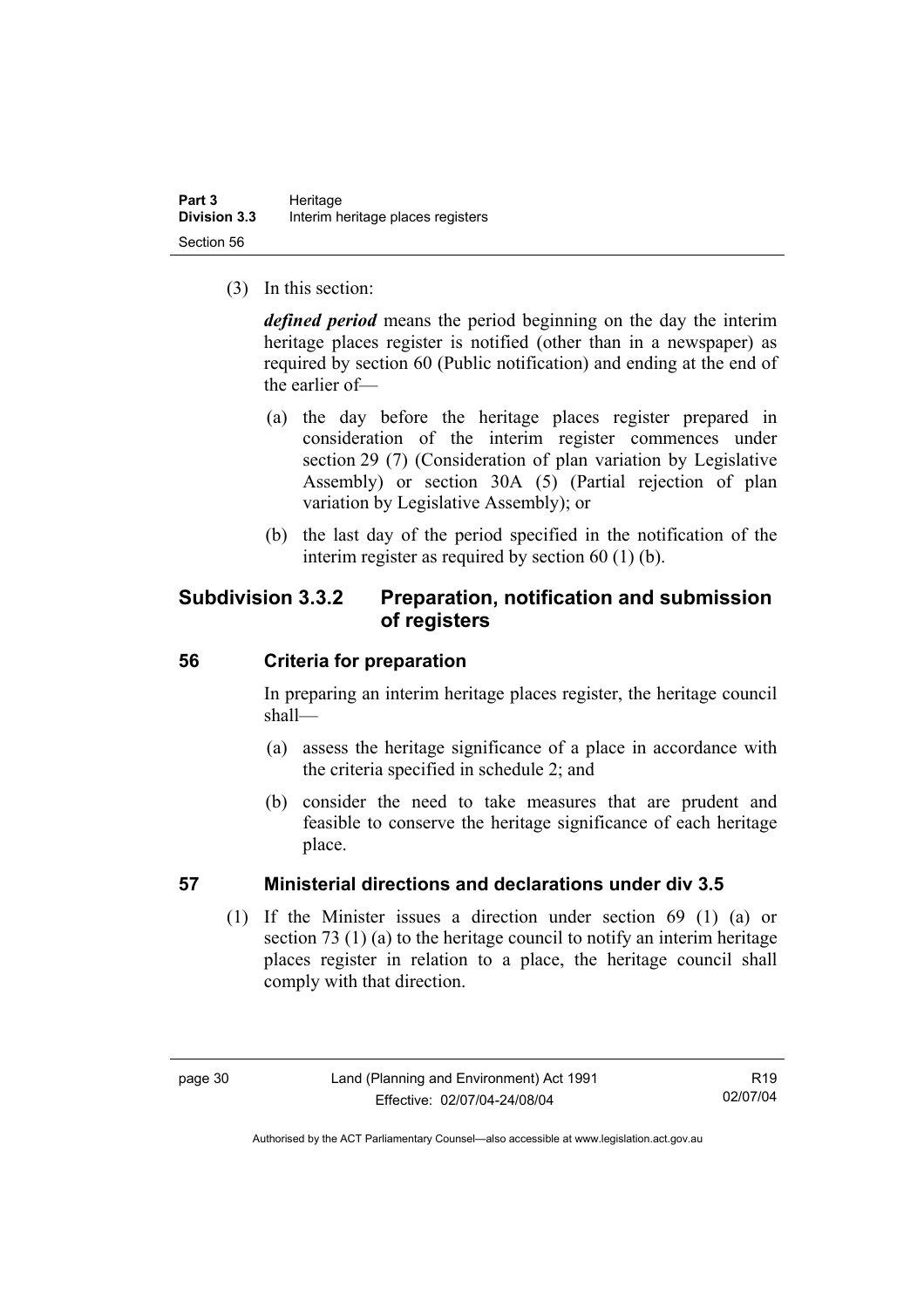(3) In this section:

***defined period*** means the period beginning on the day the interim heritage places register is notified (other than in a newspaper) as required by section 60 (Public notification) and ending at the end of the earlier of—

(a) the day before the heritage places register prepared in consideration of the interim register commences under section 29 (7) (Consideration of plan variation by Legislative Assembly) or section 30A (5) (Partial rejection of plan variation by Legislative Assembly); or

(b) the last day of the period specified in the notification of the interim register as required by section 60 (1) (b).

## Subdivision 3.3.2 Preparation, notification and submission of registers

### 56 Criteria for preparation

In preparing an interim heritage places register, the heritage council shall—

(a) assess the heritage significance of a place in accordance with the criteria specified in schedule 2; and

(b) consider the need to take measures that are prudent and feasible to conserve the heritage significance of each heritage place.

### 57 Ministerial directions and declarations under div 3.5

(1) If the Minister issues a direction under section 69 (1) (a) or section 73 (1) (a) to the heritage council to notify an interim heritage places register in relation to a place, the heritage council shall comply with that direction.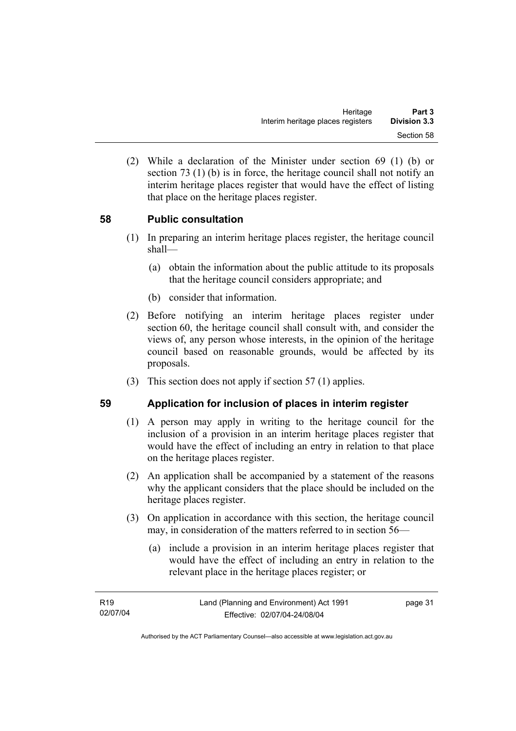(2) While a declaration of the Minister under section 69 (1) (b) or section 73 (1) (b) is in force, the heritage council shall not notify an interim heritage places register that would have the effect of listing that place on the heritage places register.

## 58 Public consultation

(1) In preparing an interim heritage places register, the heritage council shall—

(a) obtain the information about the public attitude to its proposals that the heritage council considers appropriate; and

(b) consider that information.

(2) Before notifying an interim heritage places register under section 60, the heritage council shall consult with, and consider the views of, any person whose interests, in the opinion of the heritage council based on reasonable grounds, would be affected by its proposals.

(3) This section does not apply if section 57 (1) applies.

## 59 Application for inclusion of places in interim register

(1) A person may apply in writing to the heritage council for the inclusion of a provision in an interim heritage places register that would have the effect of including an entry in relation to that place on the heritage places register.

(2) An application shall be accompanied by a statement of the reasons why the applicant considers that the place should be included on the heritage places register.

(3) On application in accordance with this section, the heritage council may, in consideration of the matters referred to in section 56—

(a) include a provision in an interim heritage places register that would have the effect of including an entry in relation to the relevant place in the heritage places register; or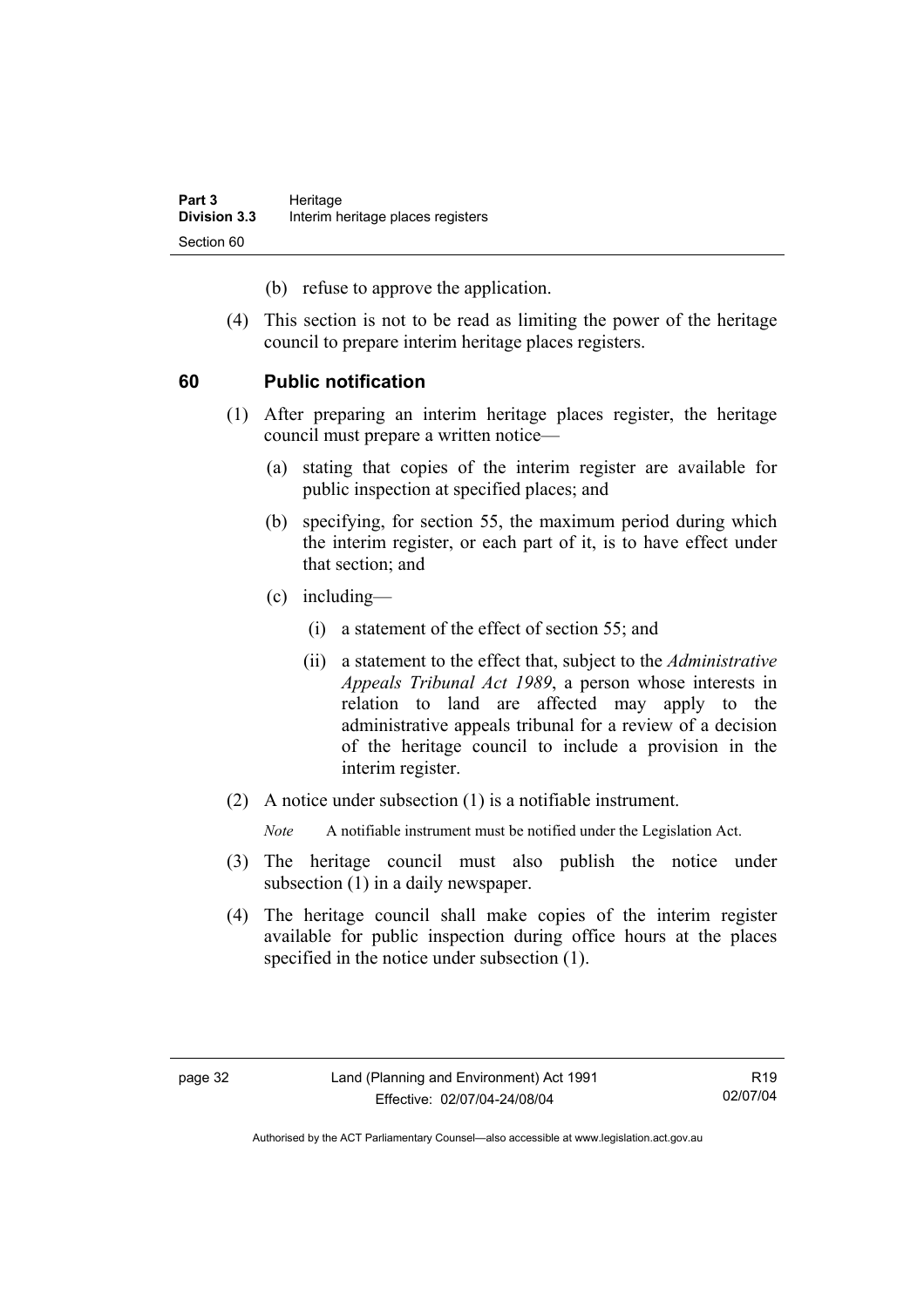(b) refuse to approve the application.

(4) This section is not to be read as limiting the power of the heritage council to prepare interim heritage places registers.

## 60 Public notification

(1) After preparing an interim heritage places register, the heritage council must prepare a written notice—

(a) stating that copies of the interim register are available for public inspection at specified places; and

(b) specifying, for section 55, the maximum period during which the interim register, or each part of it, is to have effect under that section; and

(c) including—

(i) a statement of the effect of section 55; and

(ii) a statement to the effect that, subject to the *Administrative Appeals Tribunal Act 1989*, a person whose interests in relation to land are affected may apply to the administrative appeals tribunal for a review of a decision of the heritage council to include a provision in the interim register.

(2) A notice under subsection (1) is a notifiable instrument.

*Note* A notifiable instrument must be notified under the Legislation Act.

(3) The heritage council must also publish the notice under subsection (1) in a daily newspaper.

(4) The heritage council shall make copies of the interim register available for public inspection during office hours at the places specified in the notice under subsection (1).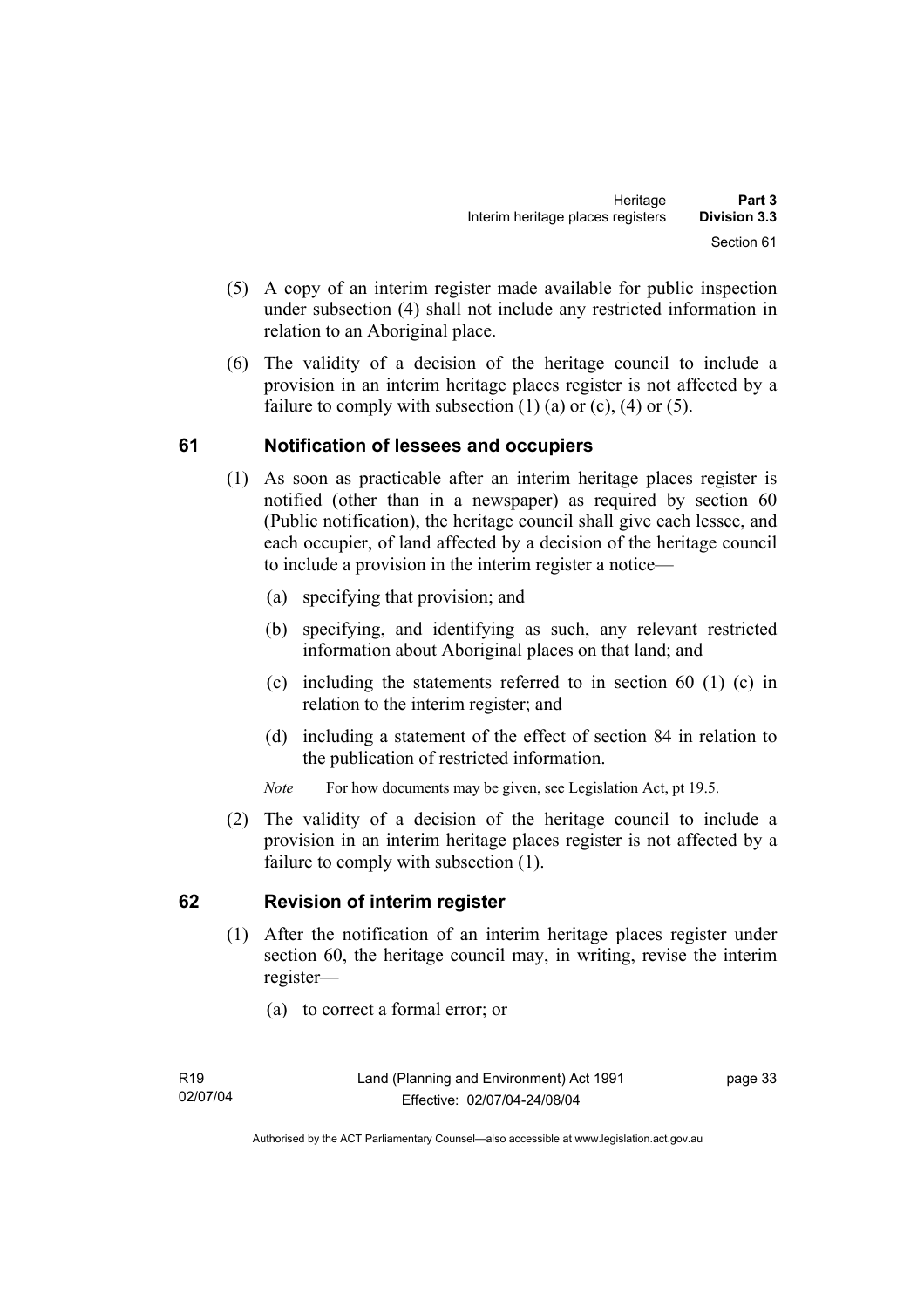(5) A copy of an interim register made available for public inspection under subsection (4) shall not include any restricted information in relation to an Aboriginal place.

(6) The validity of a decision of the heritage council to include a provision in an interim heritage places register is not affected by a failure to comply with subsection (1) (a) or (c), (4) or (5).

## 61 Notification of lessees and occupiers

(1) As soon as practicable after an interim heritage places register is notified (other than in a newspaper) as required by section 60 (Public notification), the heritage council shall give each lessee, and each occupier, of land affected by a decision of the heritage council to include a provision in the interim register a notice—

(a) specifying that provision; and

(b) specifying, and identifying as such, any relevant restricted information about Aboriginal places on that land; and

(c) including the statements referred to in section 60 (1) (c) in relation to the interim register; and

(d) including a statement of the effect of section 84 in relation to the publication of restricted information.

*Note* For how documents may be given, see Legislation Act, pt 19.5.

(2) The validity of a decision of the heritage council to include a provision in an interim heritage places register is not affected by a failure to comply with subsection (1).

## 62 Revision of interim register

(1) After the notification of an interim heritage places register under section 60, the heritage council may, in writing, revise the interim register—

(a) to correct a formal error; or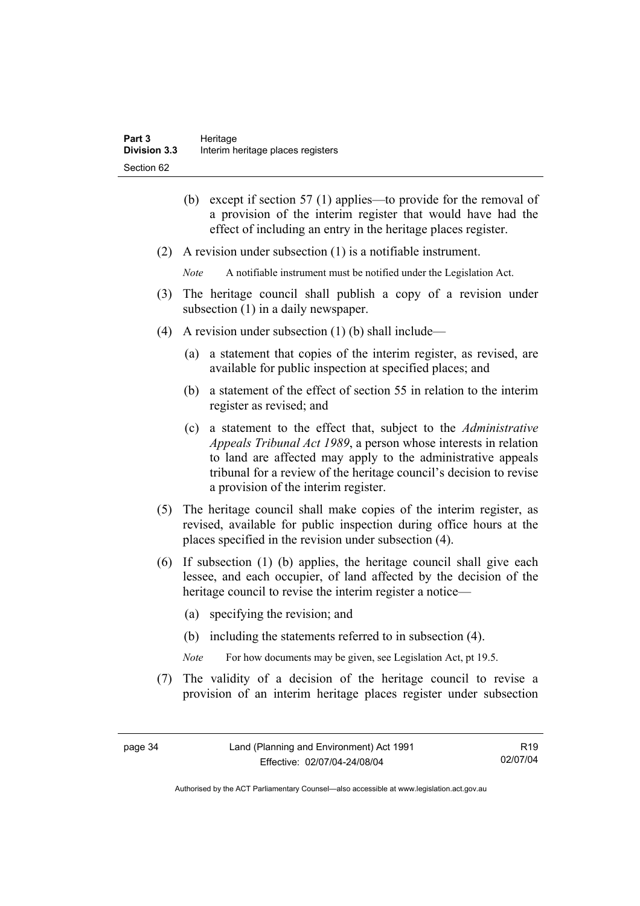(b) except if section 57 (1) applies—to provide for the removal of a provision of the interim register that would have had the effect of including an entry in the heritage places register.

(2) A revision under subsection (1) is a notifiable instrument.

*Note* A notifiable instrument must be notified under the Legislation Act.

(3) The heritage council shall publish a copy of a revision under subsection (1) in a daily newspaper.

(4) A revision under subsection (1) (b) shall include—

(a) a statement that copies of the interim register, as revised, are available for public inspection at specified places; and

(b) a statement of the effect of section 55 in relation to the interim register as revised; and

(c) a statement to the effect that, subject to the *Administrative Appeals Tribunal Act 1989*, a person whose interests in relation to land are affected may apply to the administrative appeals tribunal for a review of the heritage council's decision to revise a provision of the interim register.

(5) The heritage council shall make copies of the interim register, as revised, available for public inspection during office hours at the places specified in the revision under subsection (4).

(6) If subsection (1) (b) applies, the heritage council shall give each lessee, and each occupier, of land affected by the decision of the heritage council to revise the interim register a notice—

(a) specifying the revision; and

(b) including the statements referred to in subsection (4).

*Note* For how documents may be given, see Legislation Act, pt 19.5.

(7) The validity of a decision of the heritage council to revise a provision of an interim heritage places register under subsection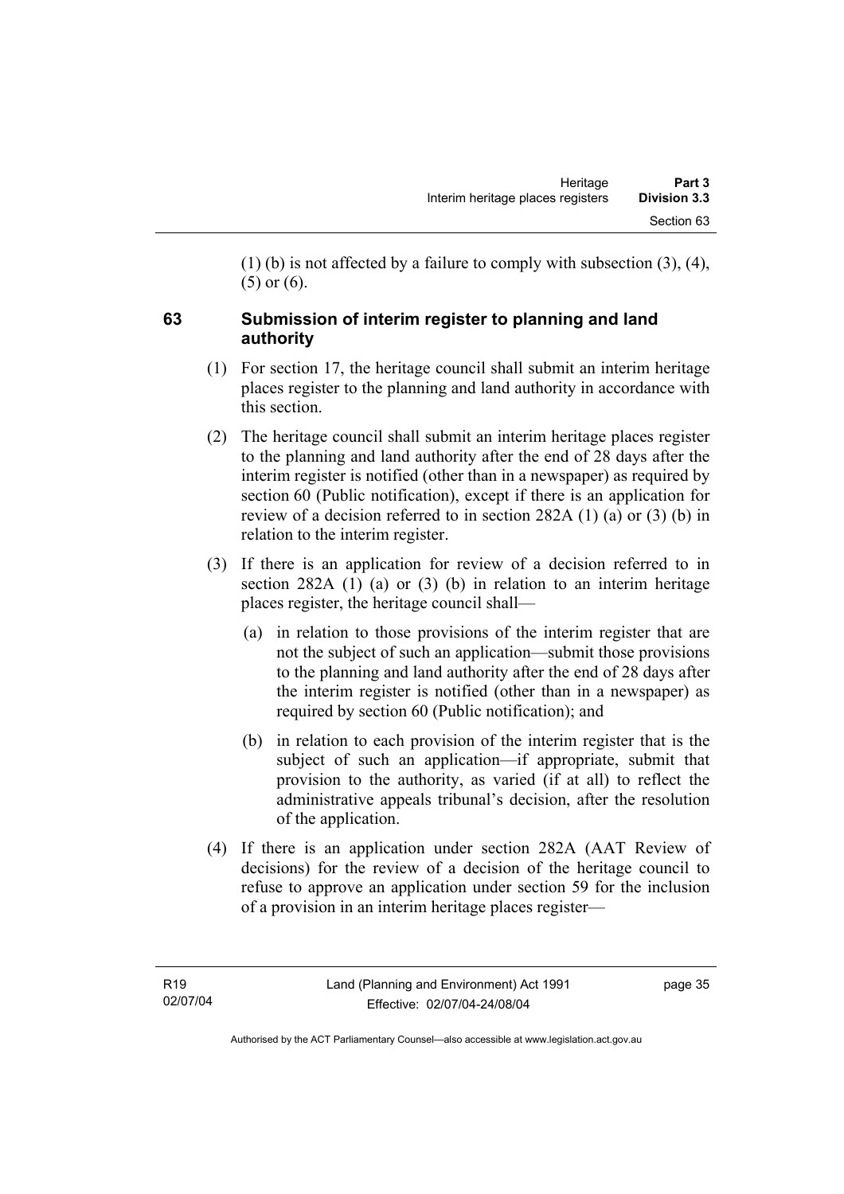(1) (b) is not affected by a failure to comply with subsection (3), (4), (5) or (6).

### 63 Submission of interim register to planning and land authority

(1) For section 17, the heritage council shall submit an interim heritage places register to the planning and land authority in accordance with this section.

(2) The heritage council shall submit an interim heritage places register to the planning and land authority after the end of 28 days after the interim register is notified (other than in a newspaper) as required by section 60 (Public notification), except if there is an application for review of a decision referred to in section 282A (1) (a) or (3) (b) in relation to the interim register.

(3) If there is an application for review of a decision referred to in section 282A (1) (a) or (3) (b) in relation to an interim heritage places register, the heritage council shall—

(a) in relation to those provisions of the interim register that are not the subject of such an application—submit those provisions to the planning and land authority after the end of 28 days after the interim register is notified (other than in a newspaper) as required by section 60 (Public notification); and

(b) in relation to each provision of the interim register that is the subject of such an application—if appropriate, submit that provision to the authority, as varied (if at all) to reflect the administrative appeals tribunal's decision, after the resolution of the application.

(4) If there is an application under section 282A (AAT Review of decisions) for the review of a decision of the heritage council to refuse to approve an application under section 59 for the inclusion of a provision in an interim heritage places register—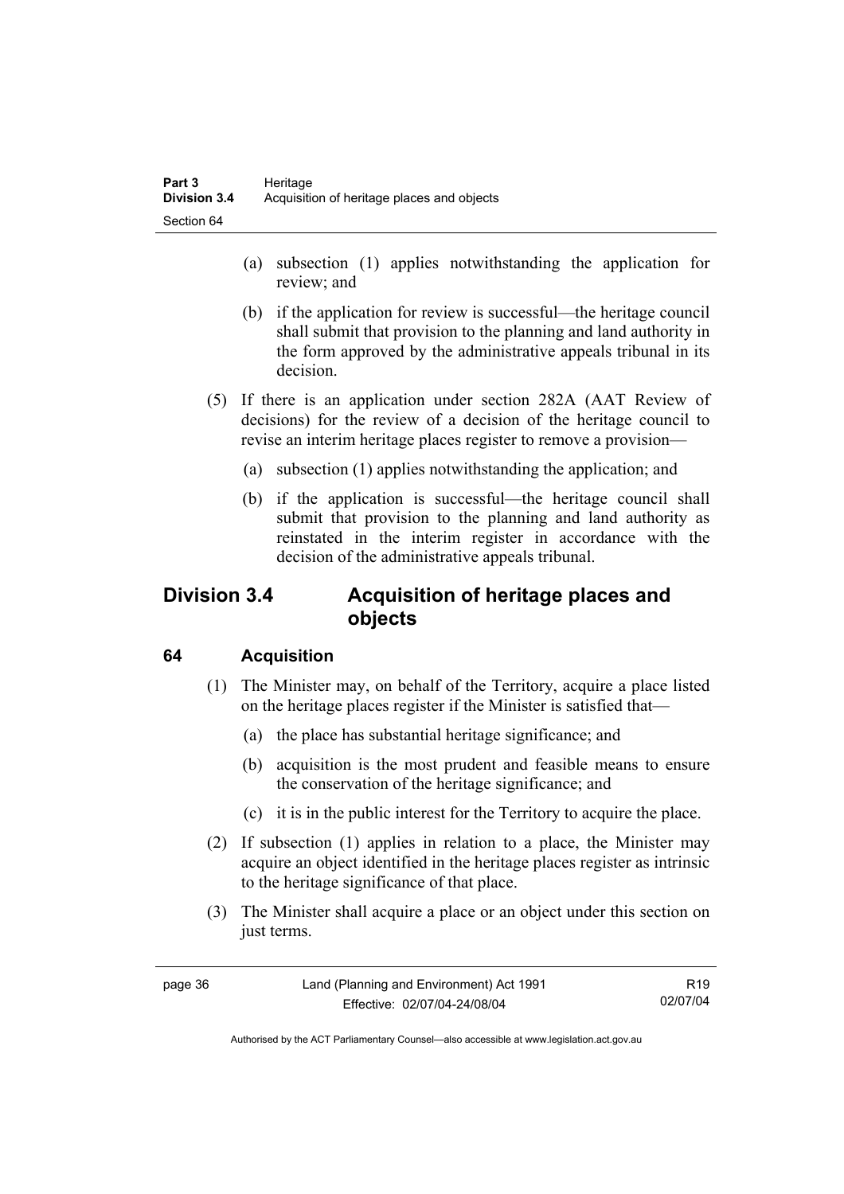(a) subsection (1) applies notwithstanding the application for review; and

(b) if the application for review is successful—the heritage council shall submit that provision to the planning and land authority in the form approved by the administrative appeals tribunal in its decision.

(5) If there is an application under section 282A (AAT Review of decisions) for the review of a decision of the heritage council to revise an interim heritage places register to remove a provision—

(a) subsection (1) applies notwithstanding the application; and

(b) if the application is successful—the heritage council shall submit that provision to the planning and land authority as reinstated in the interim register in accordance with the decision of the administrative appeals tribunal.

## Division 3.4 Acquisition of heritage places and objects

### 64 Acquisition

(1) The Minister may, on behalf of the Territory, acquire a place listed on the heritage places register if the Minister is satisfied that—

(a) the place has substantial heritage significance; and

(b) acquisition is the most prudent and feasible means to ensure the conservation of the heritage significance; and

(c) it is in the public interest for the Territory to acquire the place.

(2) If subsection (1) applies in relation to a place, the Minister may acquire an object identified in the heritage places register as intrinsic to the heritage significance of that place.

(3) The Minister shall acquire a place or an object under this section on just terms.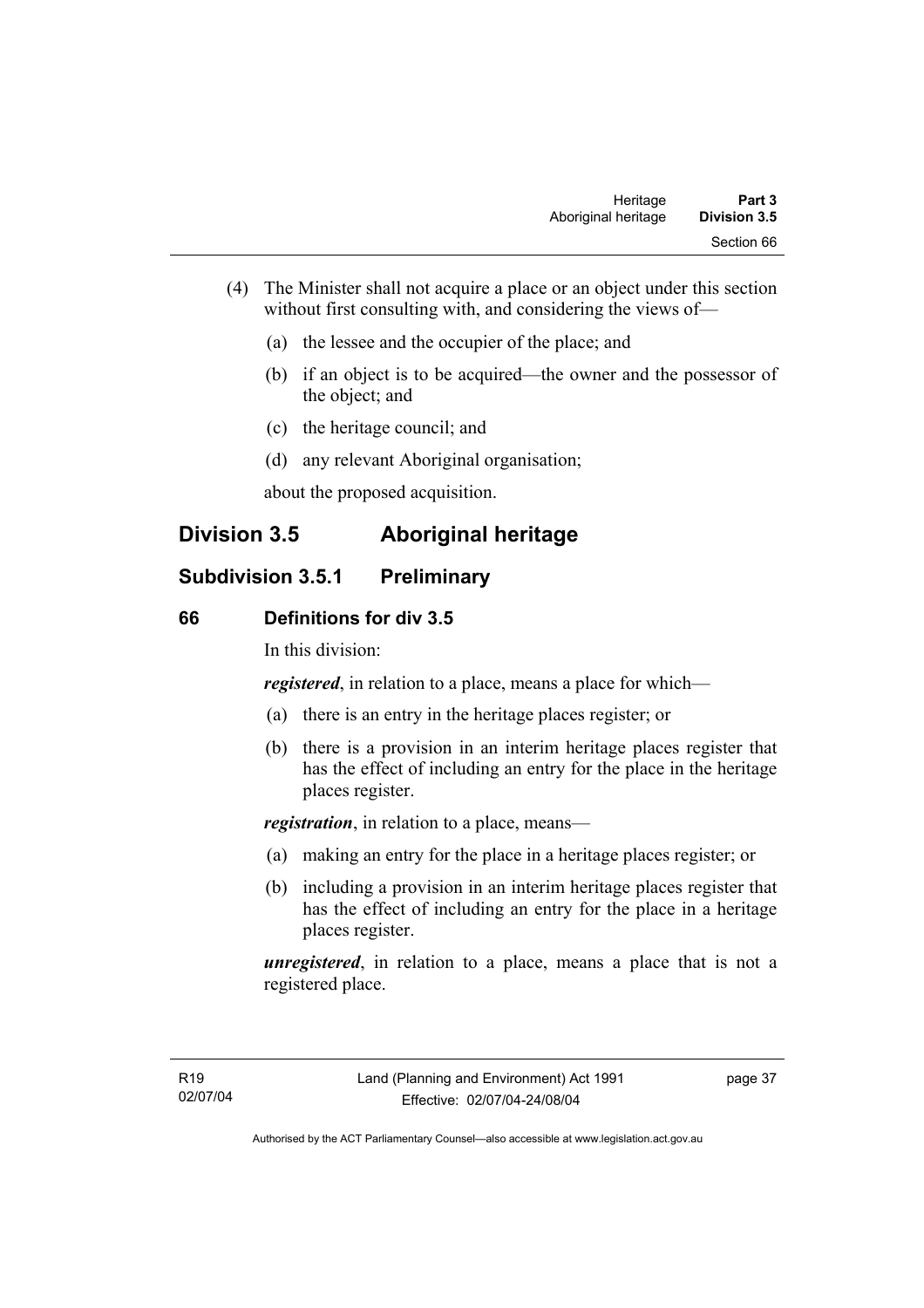(4) The Minister shall not acquire a place or an object under this section without first consulting with, and considering the views of—

(a) the lessee and the occupier of the place; and

(b) if an object is to be acquired—the owner and the possessor of the object; and

(c) the heritage council; and

(d) any relevant Aboriginal organisation;

about the proposed acquisition.

# Division 3.5 Aboriginal heritage

## Subdivision 3.5.1 Preliminary

### 66 Definitions for div 3.5

In this division:

***registered***, in relation to a place, means a place for which—

(a) there is an entry in the heritage places register; or

(b) there is a provision in an interim heritage places register that has the effect of including an entry for the place in the heritage places register.

***registration***, in relation to a place, means—

(a) making an entry for the place in a heritage places register; or

(b) including a provision in an interim heritage places register that has the effect of including an entry for the place in a heritage places register.

***unregistered***, in relation to a place, means a place that is not a registered place.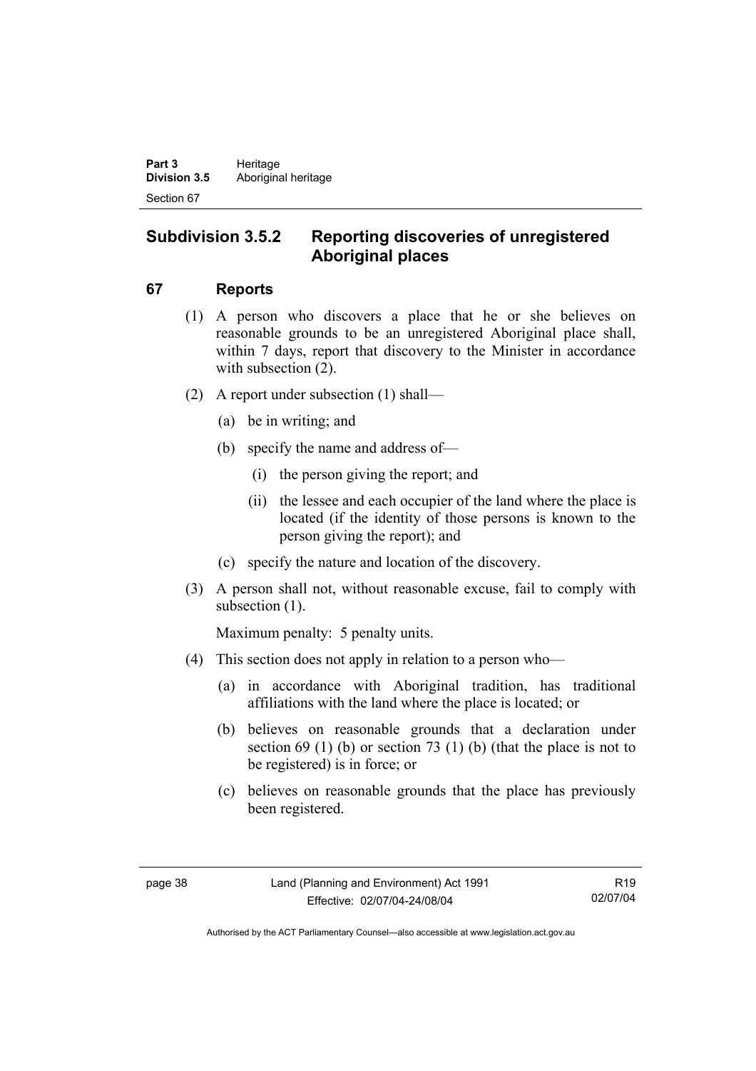## Subdivision 3.5.2 Reporting discoveries of unregistered Aboriginal places

### 67 Reports

(1) A person who discovers a place that he or she believes on reasonable grounds to be an unregistered Aboriginal place shall, within 7 days, report that discovery to the Minister in accordance with subsection (2).

(2) A report under subsection (1) shall—

- (a) be in writing; and
- (b) specify the name and address of—
  - (i) the person giving the report; and
  - (ii) the lessee and each occupier of the land where the place is located (if the identity of those persons is known to the person giving the report); and
- (c) specify the nature and location of the discovery.

(3) A person shall not, without reasonable excuse, fail to comply with subsection (1).

Maximum penalty: 5 penalty units.

(4) This section does not apply in relation to a person who—

- (a) in accordance with Aboriginal tradition, has traditional affiliations with the land where the place is located; or
- (b) believes on reasonable grounds that a declaration under section 69 (1) (b) or section 73 (1) (b) (that the place is not to be registered) is in force; or
- (c) believes on reasonable grounds that the place has previously been registered.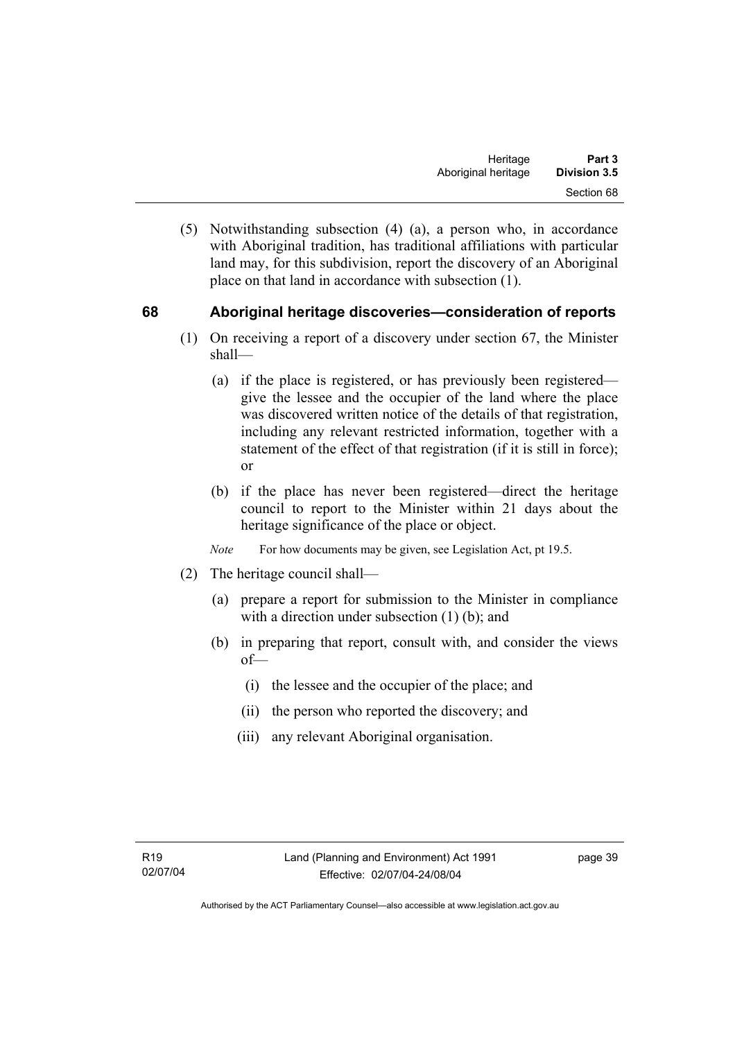(5) Notwithstanding subsection (4) (a), a person who, in accordance with Aboriginal tradition, has traditional affiliations with particular land may, for this subdivision, report the discovery of an Aboriginal place on that land in accordance with subsection (1).

## 68 Aboriginal heritage discoveries—consideration of reports

(1) On receiving a report of a discovery under section 67, the Minister shall—

(a) if the place is registered, or has previously been registered—give the lessee and the occupier of the land where the place was discovered written notice of the details of that registration, including any relevant restricted information, together with a statement of the effect of that registration (if it is still in force); or

(b) if the place has never been registered—direct the heritage council to report to the Minister within 21 days about the heritage significance of the place or object.

*Note* For how documents may be given, see Legislation Act, pt 19.5.

(2) The heritage council shall—

(a) prepare a report for submission to the Minister in compliance with a direction under subsection (1) (b); and

(b) in preparing that report, consult with, and consider the views of—

(i) the lessee and the occupier of the place; and

(ii) the person who reported the discovery; and

(iii) any relevant Aboriginal organisation.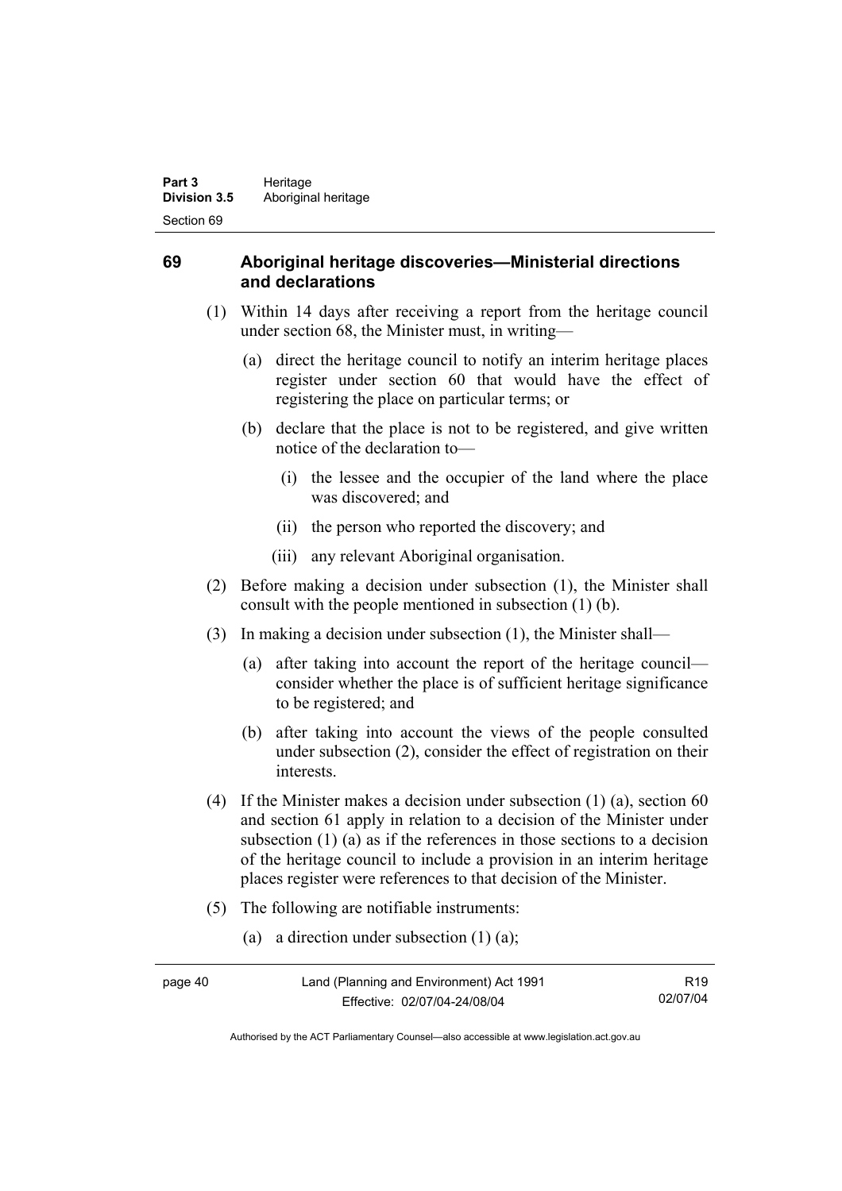## 69 Aboriginal heritage discoveries—Ministerial directions and declarations

(1) Within 14 days after receiving a report from the heritage council under section 68, the Minister must, in writing—

(a) direct the heritage council to notify an interim heritage places register under section 60 that would have the effect of registering the place on particular terms; or

(b) declare that the place is not to be registered, and give written notice of the declaration to—

(i) the lessee and the occupier of the land where the place was discovered; and

(ii) the person who reported the discovery; and

(iii) any relevant Aboriginal organisation.

(2) Before making a decision under subsection (1), the Minister shall consult with the people mentioned in subsection (1) (b).

(3) In making a decision under subsection (1), the Minister shall—

(a) after taking into account the report of the heritage council—consider whether the place is of sufficient heritage significance to be registered; and

(b) after taking into account the views of the people consulted under subsection (2), consider the effect of registration on their interests.

(4) If the Minister makes a decision under subsection (1) (a), section 60 and section 61 apply in relation to a decision of the Minister under subsection (1) (a) as if the references in those sections to a decision of the heritage council to include a provision in an interim heritage places register were references to that decision of the Minister.

(5) The following are notifiable instruments:

(a) a direction under subsection (1) (a);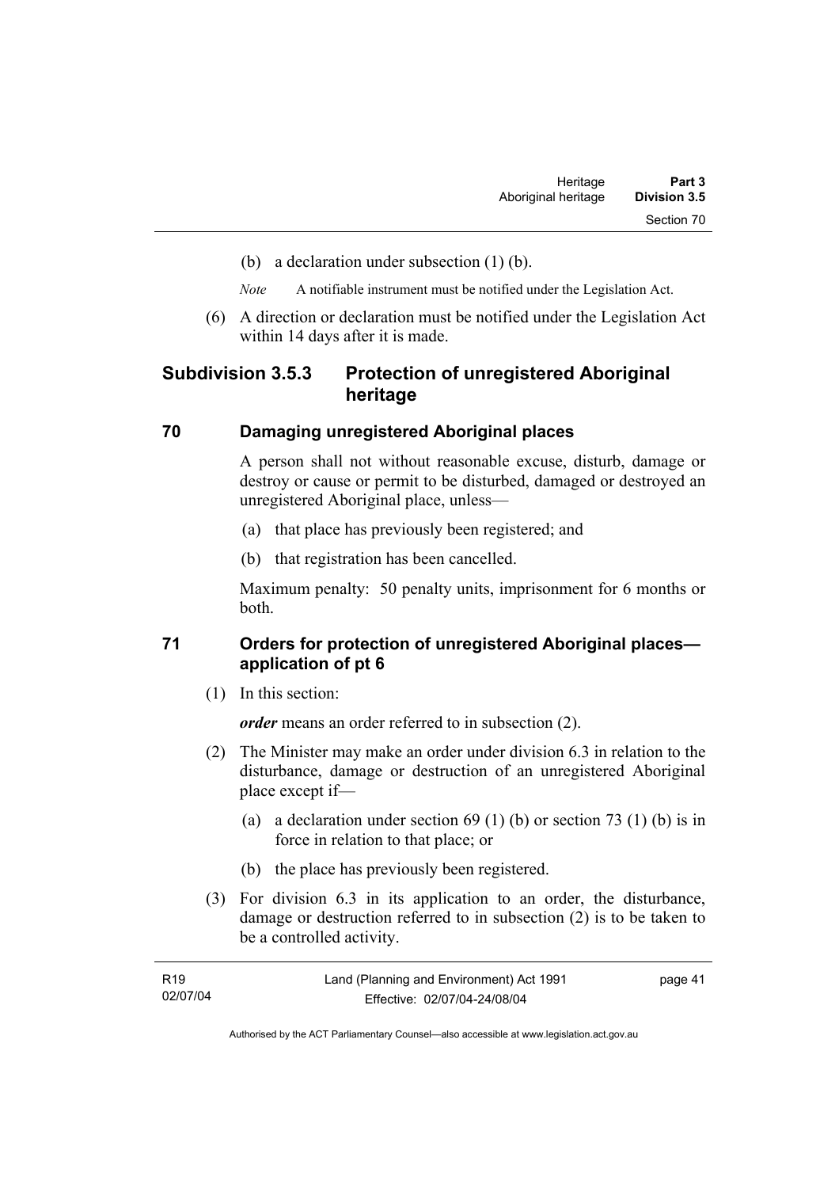(b) a declaration under subsection (1) (b).

*Note* A notifiable instrument must be notified under the Legislation Act.

(6) A direction or declaration must be notified under the Legislation Act within 14 days after it is made.

## Subdivision 3.5.3 Protection of unregistered Aboriginal heritage

### 70 Damaging unregistered Aboriginal places

A person shall not without reasonable excuse, disturb, damage or destroy or cause or permit to be disturbed, damaged or destroyed an unregistered Aboriginal place, unless—

(a) that place has previously been registered; and

(b) that registration has been cancelled.

Maximum penalty: 50 penalty units, imprisonment for 6 months or both.

### 71 Orders for protection of unregistered Aboriginal places—application of pt 6

(1) In this section:

***order*** means an order referred to in subsection (2).

(2) The Minister may make an order under division 6.3 in relation to the disturbance, damage or destruction of an unregistered Aboriginal place except if—

(a) a declaration under section 69 (1) (b) or section 73 (1) (b) is in force in relation to that place; or

(b) the place has previously been registered.

(3) For division 6.3 in its application to an order, the disturbance, damage or destruction referred to in subsection (2) is to be taken to be a controlled activity.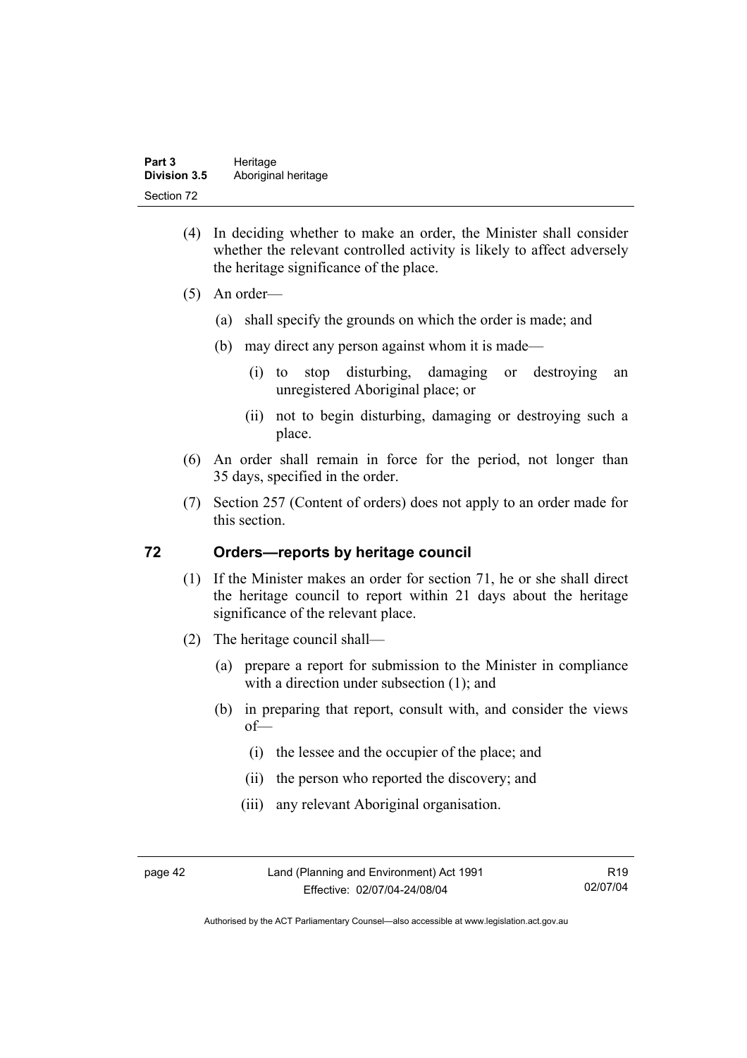(4) In deciding whether to make an order, the Minister shall consider whether the relevant controlled activity is likely to affect adversely the heritage significance of the place.

(5) An order—

(a) shall specify the grounds on which the order is made; and

(b) may direct any person against whom it is made—

(i) to stop disturbing, damaging or destroying an unregistered Aboriginal place; or

(ii) not to begin disturbing, damaging or destroying such a place.

(6) An order shall remain in force for the period, not longer than 35 days, specified in the order.

(7) Section 257 (Content of orders) does not apply to an order made for this section.

## 72 Orders—reports by heritage council

(1) If the Minister makes an order for section 71, he or she shall direct the heritage council to report within 21 days about the heritage significance of the relevant place.

(2) The heritage council shall—

(a) prepare a report for submission to the Minister in compliance with a direction under subsection (1); and

(b) in preparing that report, consult with, and consider the views of—

(i) the lessee and the occupier of the place; and

(ii) the person who reported the discovery; and

(iii) any relevant Aboriginal organisation.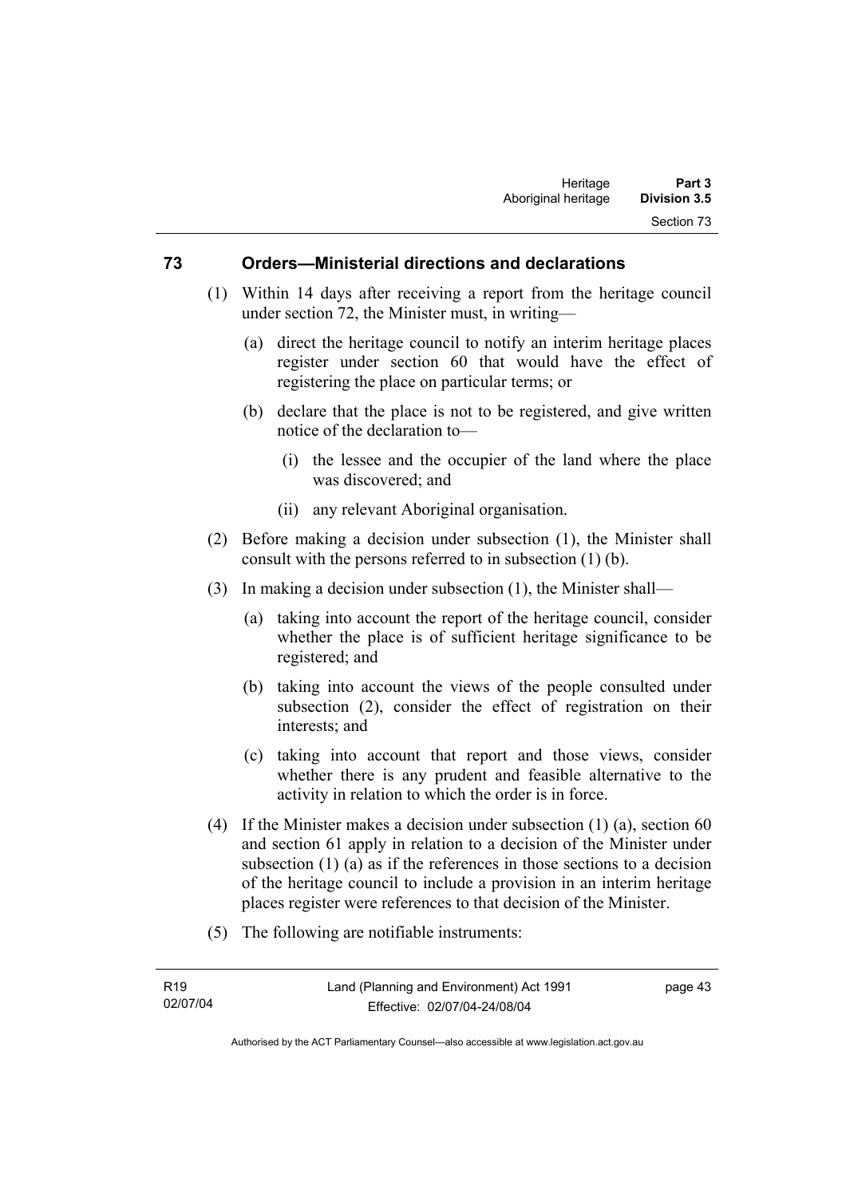## 73 Orders—Ministerial directions and declarations

(1) Within 14 days after receiving a report from the heritage council under section 72, the Minister must, in writing—

(a) direct the heritage council to notify an interim heritage places register under section 60 that would have the effect of registering the place on particular terms; or

(b) declare that the place is not to be registered, and give written notice of the declaration to—

(i) the lessee and the occupier of the land where the place was discovered; and

(ii) any relevant Aboriginal organisation.

(2) Before making a decision under subsection (1), the Minister shall consult with the persons referred to in subsection (1) (b).

(3) In making a decision under subsection (1), the Minister shall—

(a) taking into account the report of the heritage council, consider whether the place is of sufficient heritage significance to be registered; and

(b) taking into account the views of the people consulted under subsection (2), consider the effect of registration on their interests; and

(c) taking into account that report and those views, consider whether there is any prudent and feasible alternative to the activity in relation to which the order is in force.

(4) If the Minister makes a decision under subsection (1) (a), section 60 and section 61 apply in relation to a decision of the Minister under subsection (1) (a) as if the references in those sections to a decision of the heritage council to include a provision in an interim heritage places register were references to that decision of the Minister.

(5) The following are notifiable instruments: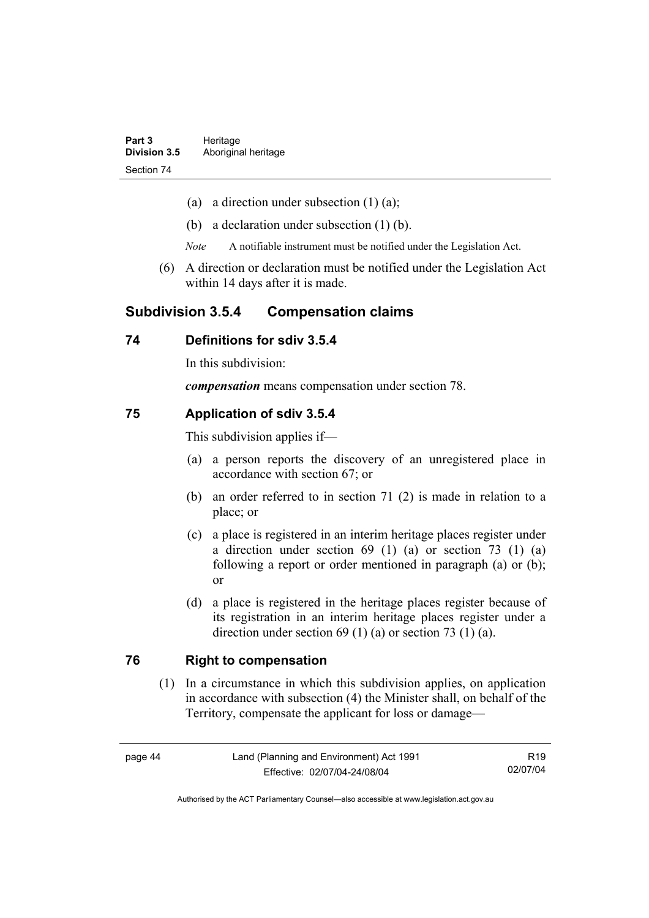(a) a direction under subsection (1) (a);

(b) a declaration under subsection (1) (b).

*Note* A notifiable instrument must be notified under the Legislation Act.

(6) A direction or declaration must be notified under the Legislation Act within 14 days after it is made.

## Subdivision 3.5.4 Compensation claims

### 74 Definitions for sdiv 3.5.4

In this subdivision:

***compensation*** means compensation under section 78.

### 75 Application of sdiv 3.5.4

This subdivision applies if—

(a) a person reports the discovery of an unregistered place in accordance with section 67; or

(b) an order referred to in section 71 (2) is made in relation to a place; or

(c) a place is registered in an interim heritage places register under a direction under section 69 (1) (a) or section 73 (1) (a) following a report or order mentioned in paragraph (a) or (b); or

(d) a place is registered in the heritage places register because of its registration in an interim heritage places register under a direction under section 69 (1) (a) or section 73 (1) (a).

### 76 Right to compensation

(1) In a circumstance in which this subdivision applies, on application in accordance with subsection (4) the Minister shall, on behalf of the Territory, compensate the applicant for loss or damage—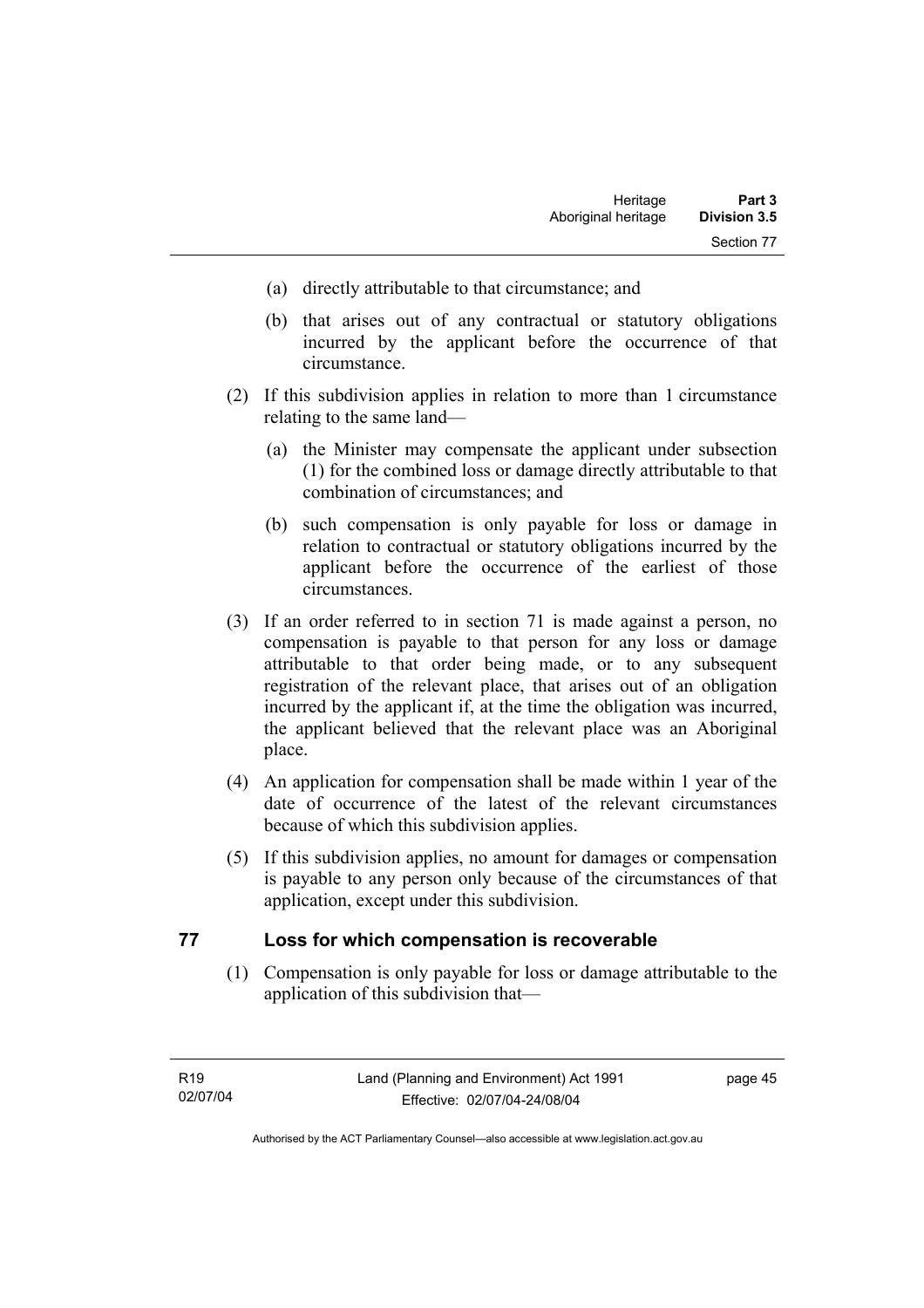(a) directly attributable to that circumstance; and

(b) that arises out of any contractual or statutory obligations incurred by the applicant before the occurrence of that circumstance.

(2) If this subdivision applies in relation to more than 1 circumstance relating to the same land—

(a) the Minister may compensate the applicant under subsection (1) for the combined loss or damage directly attributable to that combination of circumstances; and

(b) such compensation is only payable for loss or damage in relation to contractual or statutory obligations incurred by the applicant before the occurrence of the earliest of those circumstances.

(3) If an order referred to in section 71 is made against a person, no compensation is payable to that person for any loss or damage attributable to that order being made, or to any subsequent registration of the relevant place, that arises out of an obligation incurred by the applicant if, at the time the obligation was incurred, the applicant believed that the relevant place was an Aboriginal place.

(4) An application for compensation shall be made within 1 year of the date of occurrence of the latest of the relevant circumstances because of which this subdivision applies.

(5) If this subdivision applies, no amount for damages or compensation is payable to any person only because of the circumstances of that application, except under this subdivision.

## 77 Loss for which compensation is recoverable

(1) Compensation is only payable for loss or damage attributable to the application of this subdivision that—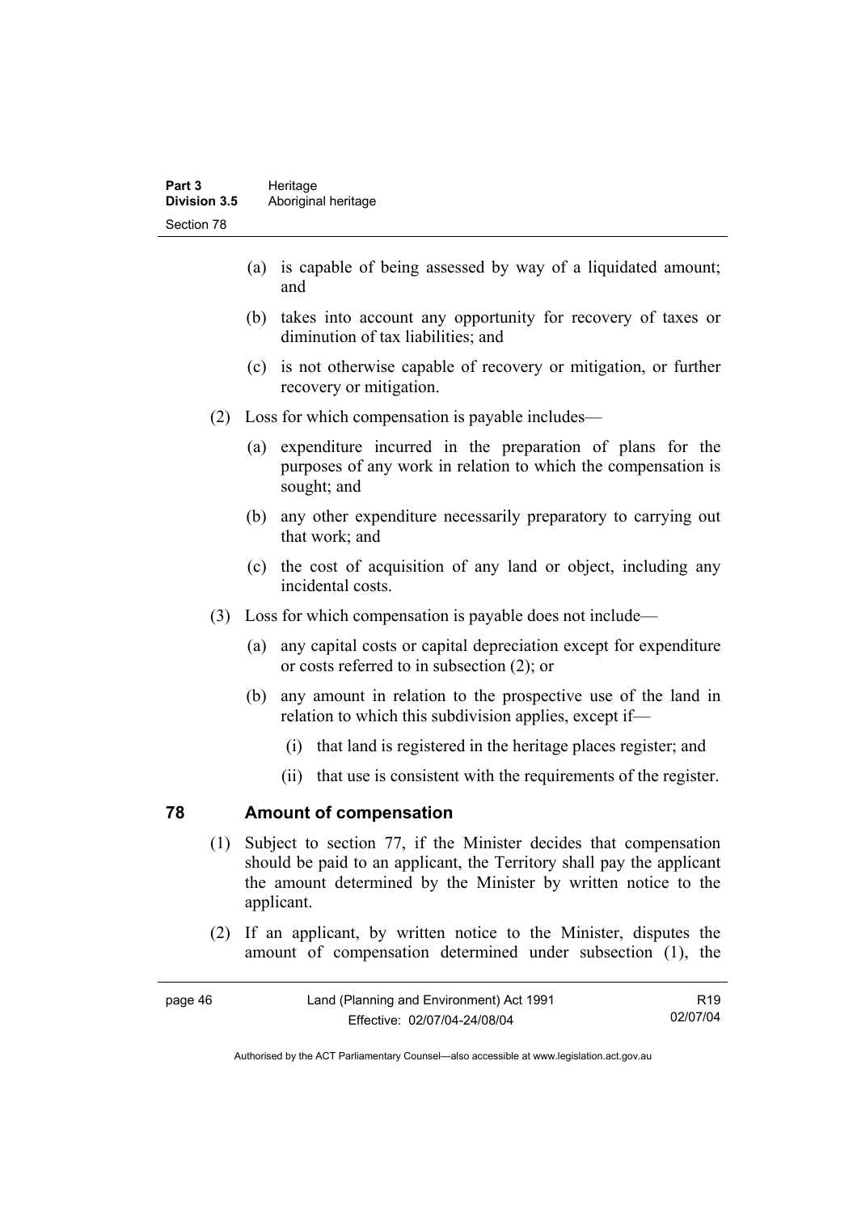(a) is capable of being assessed by way of a liquidated amount; and

(b) takes into account any opportunity for recovery of taxes or diminution of tax liabilities; and

(c) is not otherwise capable of recovery or mitigation, or further recovery or mitigation.

(2) Loss for which compensation is payable includes—

(a) expenditure incurred in the preparation of plans for the purposes of any work in relation to which the compensation is sought; and

(b) any other expenditure necessarily preparatory to carrying out that work; and

(c) the cost of acquisition of any land or object, including any incidental costs.

(3) Loss for which compensation is payable does not include—

(a) any capital costs or capital depreciation except for expenditure or costs referred to in subsection (2); or

(b) any amount in relation to the prospective use of the land in relation to which this subdivision applies, except if—

(i) that land is registered in the heritage places register; and

(ii) that use is consistent with the requirements of the register.

## 78 Amount of compensation

(1) Subject to section 77, if the Minister decides that compensation should be paid to an applicant, the Territory shall pay the applicant the amount determined by the Minister by written notice to the applicant.

(2) If an applicant, by written notice to the Minister, disputes the amount of compensation determined under subsection (1), the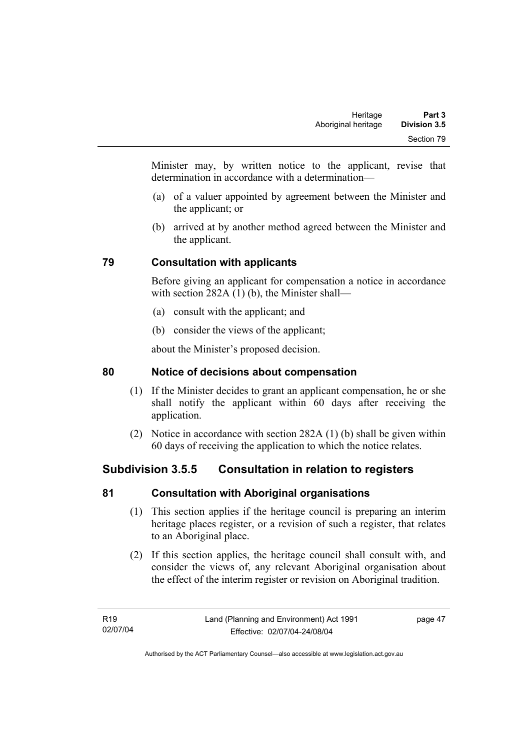Minister may, by written notice to the applicant, revise that determination in accordance with a determination—

(a) of a valuer appointed by agreement between the Minister and the applicant; or

(b) arrived at by another method agreed between the Minister and the applicant.

## 79 Consultation with applicants

Before giving an applicant for compensation a notice in accordance with section 282A (1) (b), the Minister shall—

(a) consult with the applicant; and

(b) consider the views of the applicant;

about the Minister's proposed decision.

## 80 Notice of decisions about compensation

(1) If the Minister decides to grant an applicant compensation, he or she shall notify the applicant within 60 days after receiving the application.

(2) Notice in accordance with section 282A (1) (b) shall be given within 60 days of receiving the application to which the notice relates.

# Subdivision 3.5.5 Consultation in relation to registers

## 81 Consultation with Aboriginal organisations

(1) This section applies if the heritage council is preparing an interim heritage places register, or a revision of such a register, that relates to an Aboriginal place.

(2) If this section applies, the heritage council shall consult with, and consider the views of, any relevant Aboriginal organisation about the effect of the interim register or revision on Aboriginal tradition.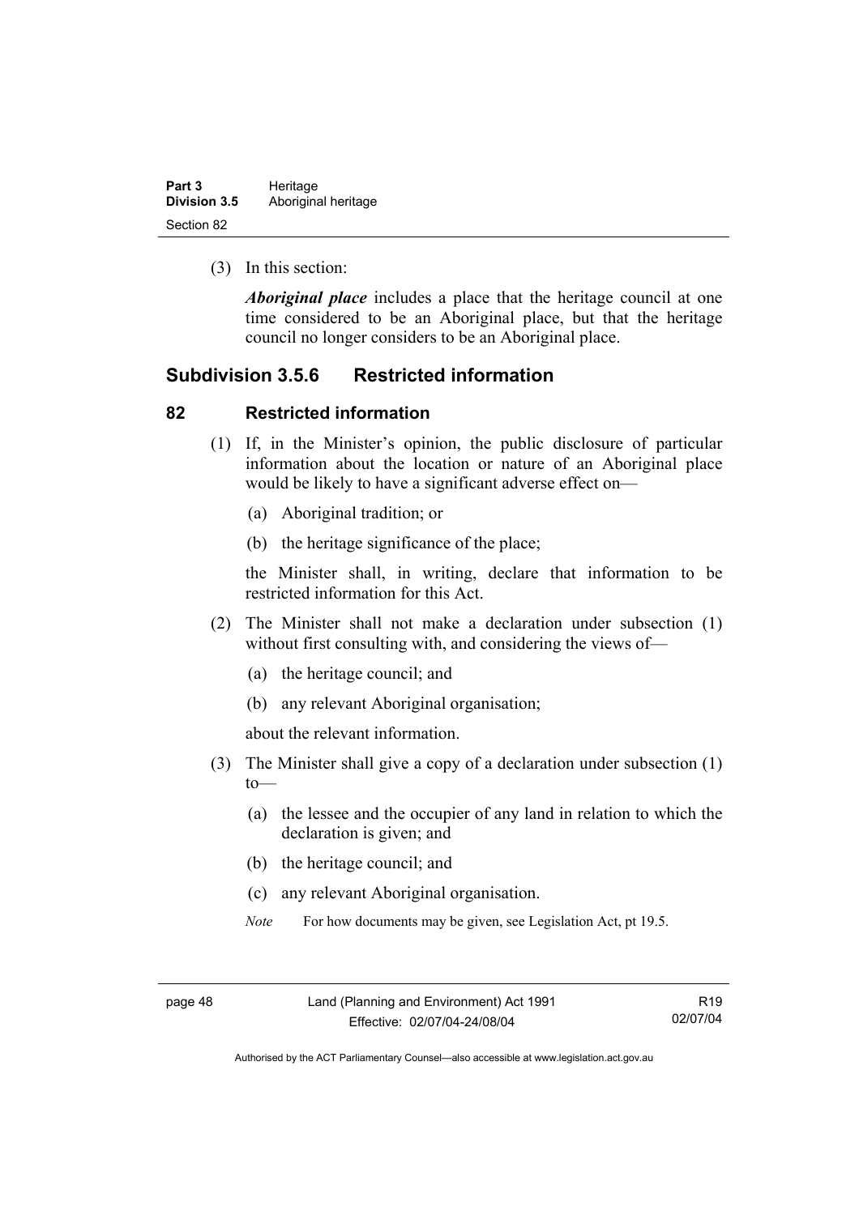(3) In this section:

***Aboriginal place*** includes a place that the heritage council at one time considered to be an Aboriginal place, but that the heritage council no longer considers to be an Aboriginal place.

## Subdivision 3.5.6 Restricted information

### 82 Restricted information

(1) If, in the Minister's opinion, the public disclosure of particular information about the location or nature of an Aboriginal place would be likely to have a significant adverse effect on—

(a) Aboriginal tradition; or

(b) the heritage significance of the place;

the Minister shall, in writing, declare that information to be restricted information for this Act.

(2) The Minister shall not make a declaration under subsection (1) without first consulting with, and considering the views of—

(a) the heritage council; and

(b) any relevant Aboriginal organisation;

about the relevant information.

(3) The Minister shall give a copy of a declaration under subsection (1) to—

(a) the lessee and the occupier of any land in relation to which the declaration is given; and

(b) the heritage council; and

(c) any relevant Aboriginal organisation.

*Note* For how documents may be given, see Legislation Act, pt 19.5.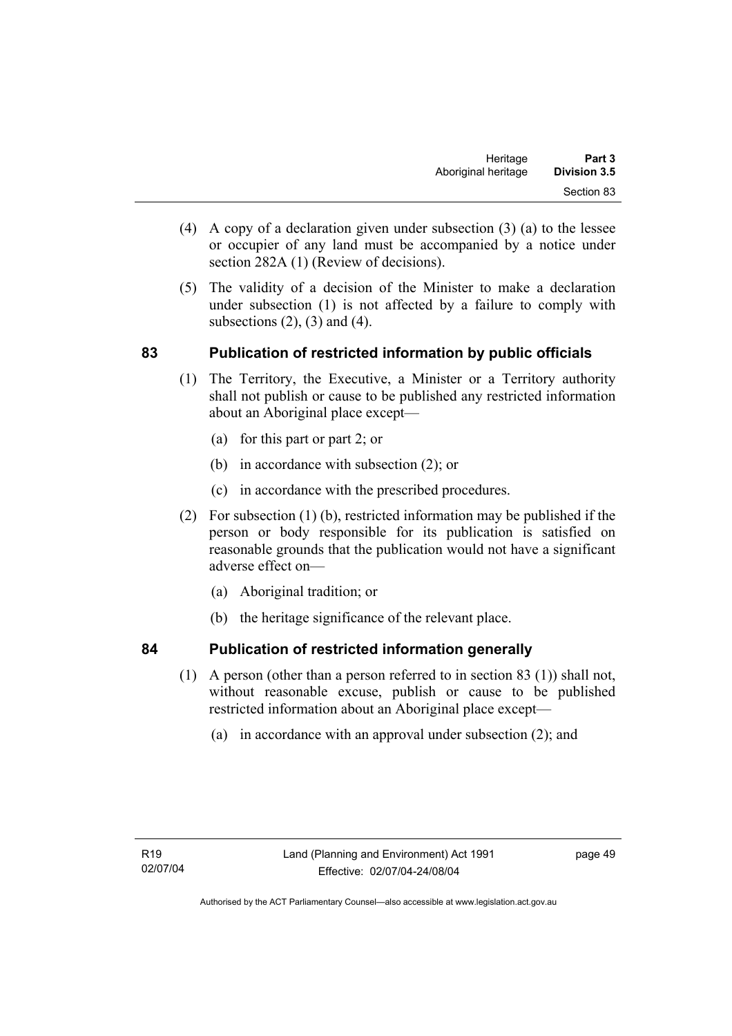(4) A copy of a declaration given under subsection (3) (a) to the lessee or occupier of any land must be accompanied by a notice under section 282A (1) (Review of decisions).

(5) The validity of a decision of the Minister to make a declaration under subsection (1) is not affected by a failure to comply with subsections (2), (3) and (4).

## 83 Publication of restricted information by public officials

(1) The Territory, the Executive, a Minister or a Territory authority shall not publish or cause to be published any restricted information about an Aboriginal place except—

  (a) for this part or part 2; or

  (b) in accordance with subsection (2); or

  (c) in accordance with the prescribed procedures.

(2) For subsection (1) (b), restricted information may be published if the person or body responsible for its publication is satisfied on reasonable grounds that the publication would not have a significant adverse effect on—

  (a) Aboriginal tradition; or

  (b) the heritage significance of the relevant place.

## 84 Publication of restricted information generally

(1) A person (other than a person referred to in section 83 (1)) shall not, without reasonable excuse, publish or cause to be published restricted information about an Aboriginal place except—

  (a) in accordance with an approval under subsection (2); and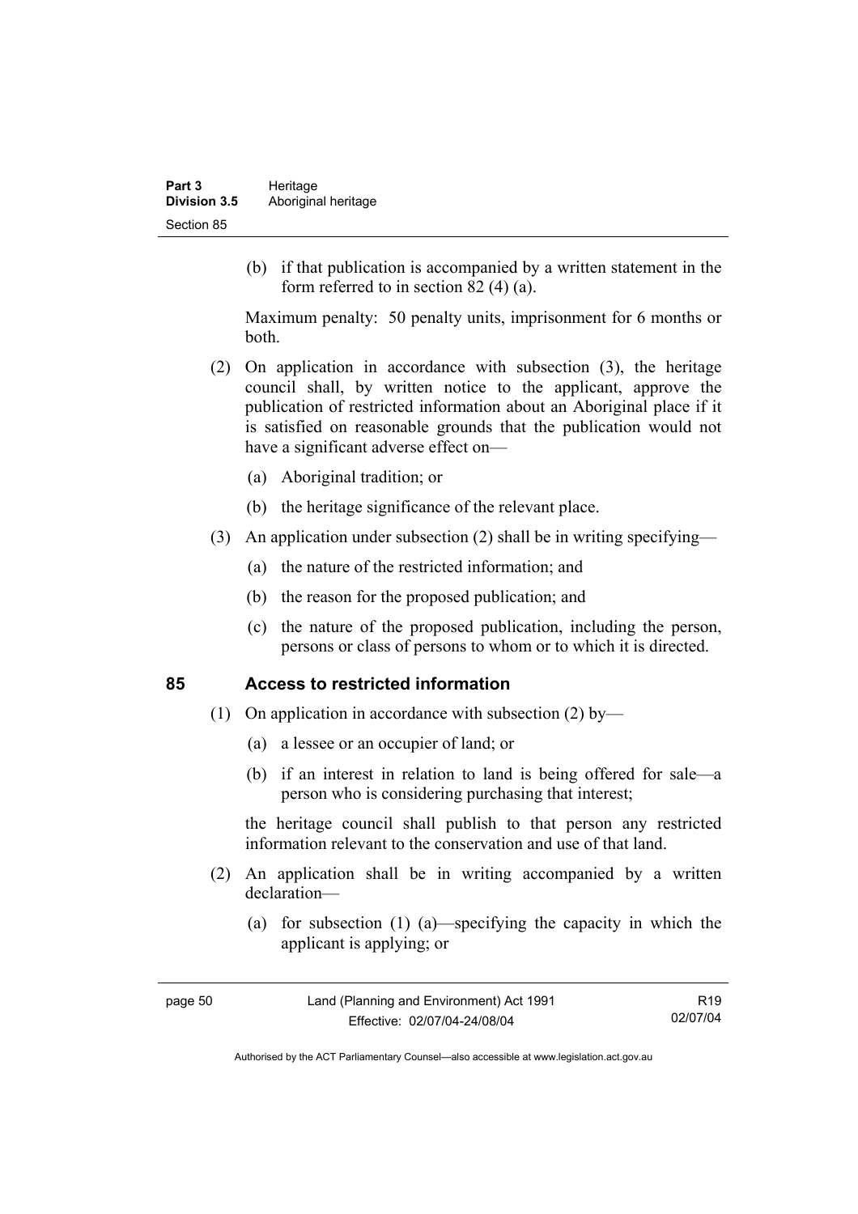(b) if that publication is accompanied by a written statement in the form referred to in section 82 (4) (a).

Maximum penalty: 50 penalty units, imprisonment for 6 months or both.

(2) On application in accordance with subsection (3), the heritage council shall, by written notice to the applicant, approve the publication of restricted information about an Aboriginal place if it is satisfied on reasonable grounds that the publication would not have a significant adverse effect on—

(a) Aboriginal tradition; or

(b) the heritage significance of the relevant place.

(3) An application under subsection (2) shall be in writing specifying—

(a) the nature of the restricted information; and

(b) the reason for the proposed publication; and

(c) the nature of the proposed publication, including the person, persons or class of persons to whom or to which it is directed.

## 85 Access to restricted information

(1) On application in accordance with subsection (2) by—

(a) a lessee or an occupier of land; or

(b) if an interest in relation to land is being offered for sale—a person who is considering purchasing that interest;

the heritage council shall publish to that person any restricted information relevant to the conservation and use of that land.

(2) An application shall be in writing accompanied by a written declaration—

(a) for subsection (1) (a)—specifying the capacity in which the applicant is applying; or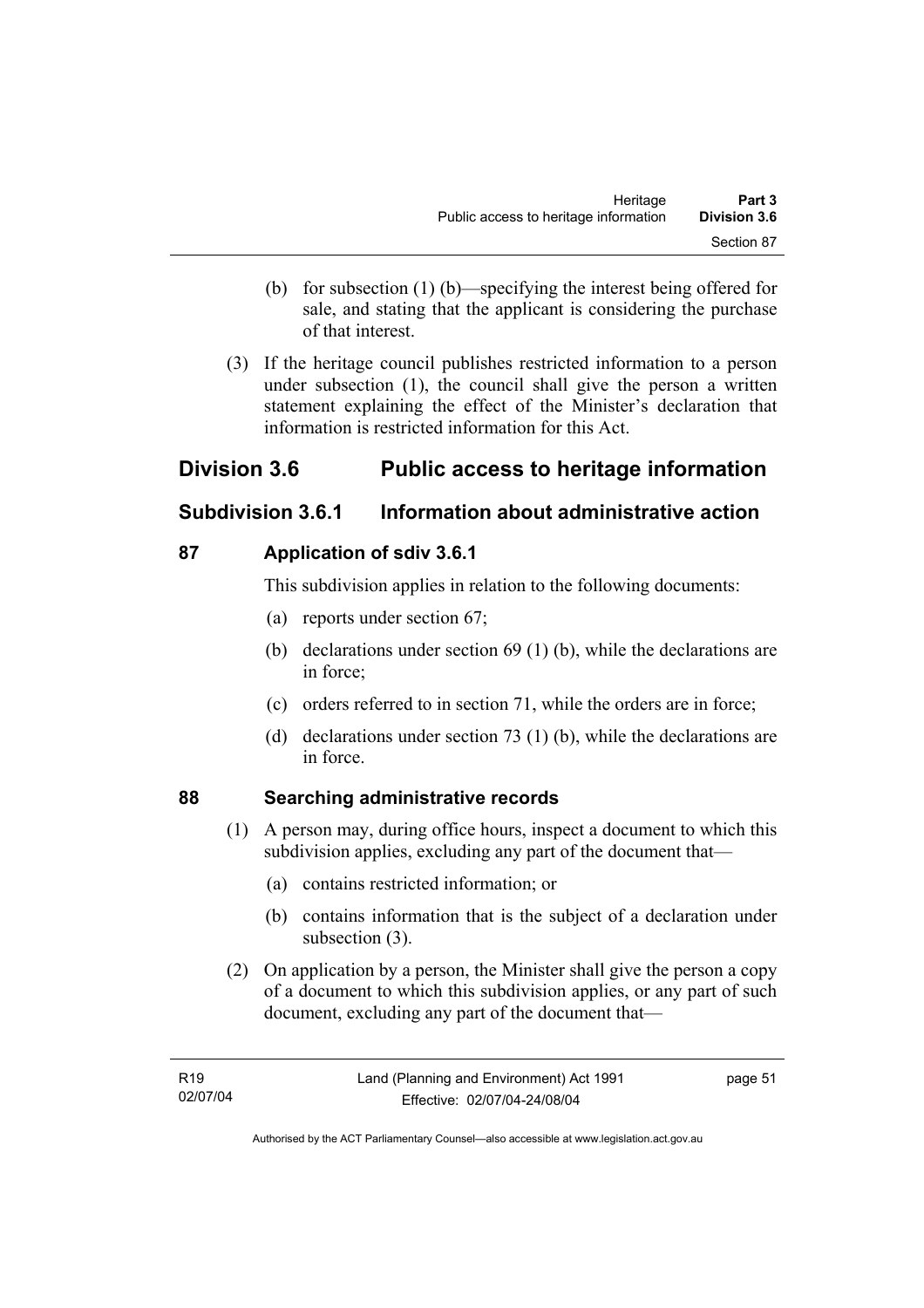(b) for subsection (1) (b)—specifying the interest being offered for sale, and stating that the applicant is considering the purchase of that interest.

(3) If the heritage council publishes restricted information to a person under subsection (1), the council shall give the person a written statement explaining the effect of the Minister's declaration that information is restricted information for this Act.

# Division 3.6 Public access to heritage information

## Subdivision 3.6.1 Information about administrative action

### 87 Application of sdiv 3.6.1

This subdivision applies in relation to the following documents:

(a) reports under section 67;

(b) declarations under section 69 (1) (b), while the declarations are in force;

(c) orders referred to in section 71, while the orders are in force;

(d) declarations under section 73 (1) (b), while the declarations are in force.

### 88 Searching administrative records

(1) A person may, during office hours, inspect a document to which this subdivision applies, excluding any part of the document that—

(a) contains restricted information; or

(b) contains information that is the subject of a declaration under subsection (3).

(2) On application by a person, the Minister shall give the person a copy of a document to which this subdivision applies, or any part of such document, excluding any part of the document that—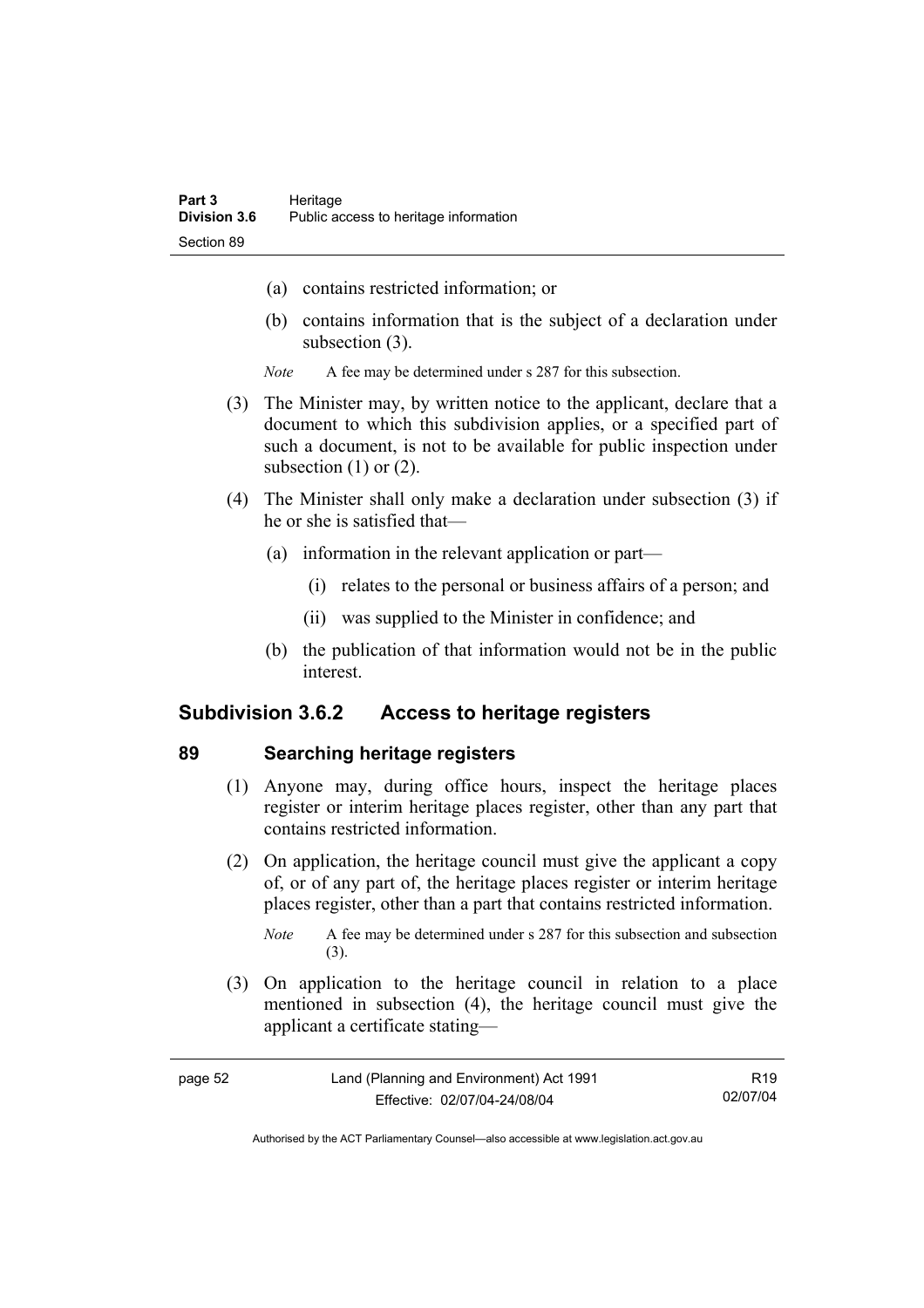(a) contains restricted information; or

(b) contains information that is the subject of a declaration under subsection (3).

*Note* A fee may be determined under s 287 for this subsection.

(3) The Minister may, by written notice to the applicant, declare that a document to which this subdivision applies, or a specified part of such a document, is not to be available for public inspection under subsection (1) or (2).

(4) The Minister shall only make a declaration under subsection (3) if he or she is satisfied that—

(a) information in the relevant application or part—

(i) relates to the personal or business affairs of a person; and

(ii) was supplied to the Minister in confidence; and

(b) the publication of that information would not be in the public interest.

## Subdivision 3.6.2 Access to heritage registers

### 89 Searching heritage registers

(1) Anyone may, during office hours, inspect the heritage places register or interim heritage places register, other than any part that contains restricted information.

(2) On application, the heritage council must give the applicant a copy of, or of any part of, the heritage places register or interim heritage places register, other than a part that contains restricted information.

*Note* A fee may be determined under s 287 for this subsection and subsection (3).

(3) On application to the heritage council in relation to a place mentioned in subsection (4), the heritage council must give the applicant a certificate stating—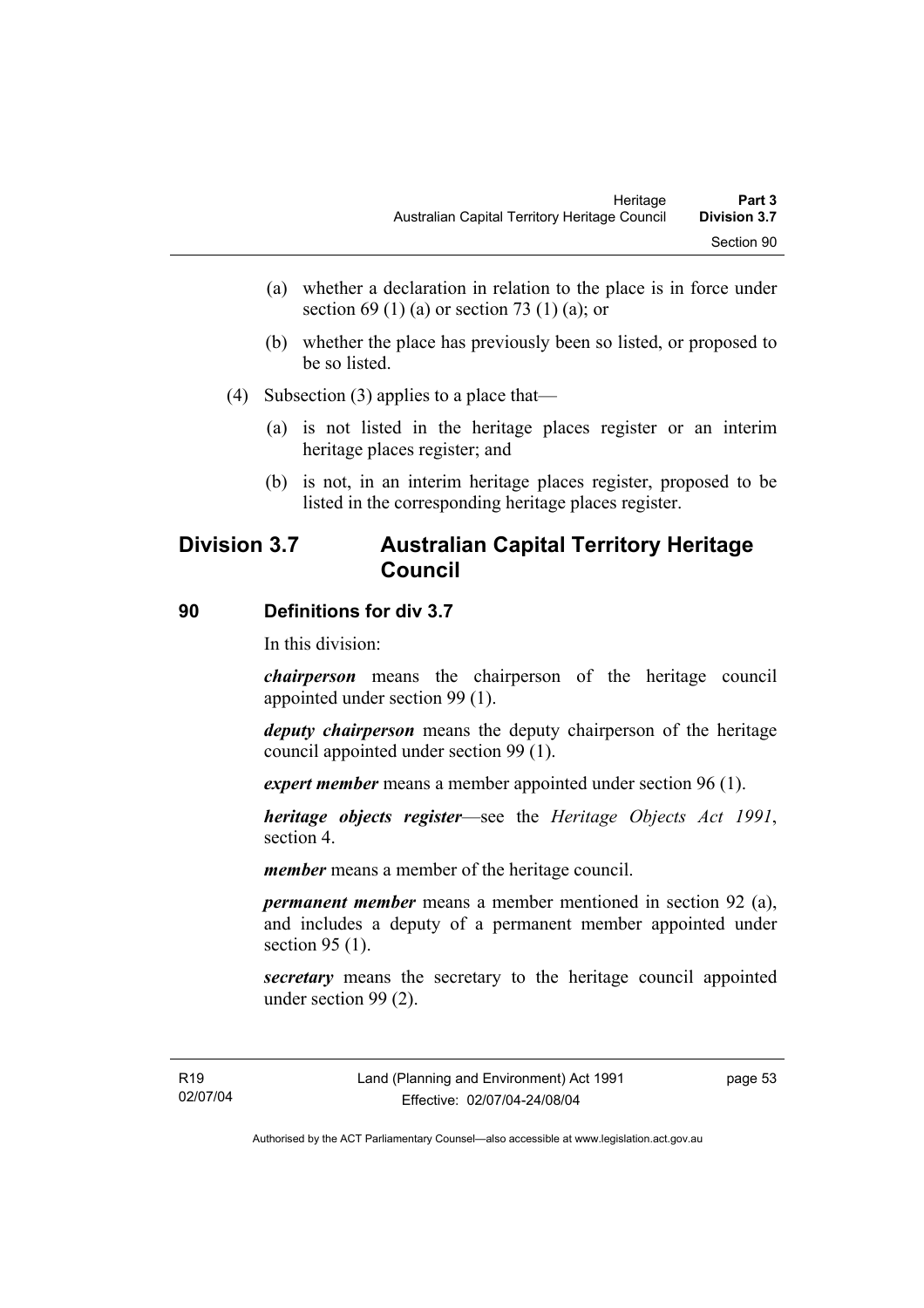(a) whether a declaration in relation to the place is in force under section 69 (1) (a) or section 73 (1) (a); or

(b) whether the place has previously been so listed, or proposed to be so listed.

(4) Subsection (3) applies to a place that—

(a) is not listed in the heritage places register or an interim heritage places register; and

(b) is not, in an interim heritage places register, proposed to be listed in the corresponding heritage places register.

## Division 3.7 Australian Capital Territory Heritage Council

### 90 Definitions for div 3.7

In this division:

***chairperson*** means the chairperson of the heritage council appointed under section 99 (1).

***deputy chairperson*** means the deputy chairperson of the heritage council appointed under section 99 (1).

***expert member*** means a member appointed under section 96 (1).

***heritage objects register***—see the *Heritage Objects Act 1991*, section 4.

***member*** means a member of the heritage council.

***permanent member*** means a member mentioned in section 92 (a), and includes a deputy of a permanent member appointed under section 95 (1).

***secretary*** means the secretary to the heritage council appointed under section 99 (2).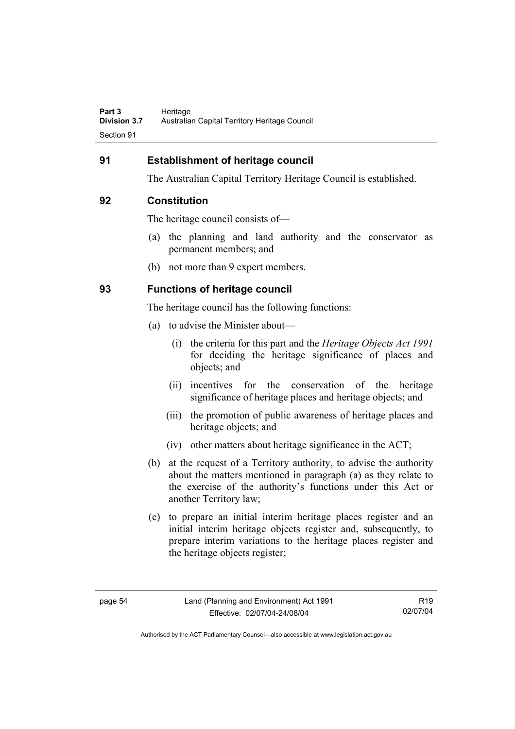## 91 Establishment of heritage council

The Australian Capital Territory Heritage Council is established.

## 92 Constitution

The heritage council consists of—

(a) the planning and land authority and the conservator as permanent members; and

(b) not more than 9 expert members.

## 93 Functions of heritage council

The heritage council has the following functions:

(a) to advise the Minister about—

  (i) the criteria for this part and the *Heritage Objects Act 1991* for deciding the heritage significance of places and objects; and

  (ii) incentives for the conservation of the heritage significance of heritage places and heritage objects; and

  (iii) the promotion of public awareness of heritage places and heritage objects; and

  (iv) other matters about heritage significance in the ACT;

(b) at the request of a Territory authority, to advise the authority about the matters mentioned in paragraph (a) as they relate to the exercise of the authority's functions under this Act or another Territory law;

(c) to prepare an initial interim heritage places register and an initial interim heritage objects register and, subsequently, to prepare interim variations to the heritage places register and the heritage objects register;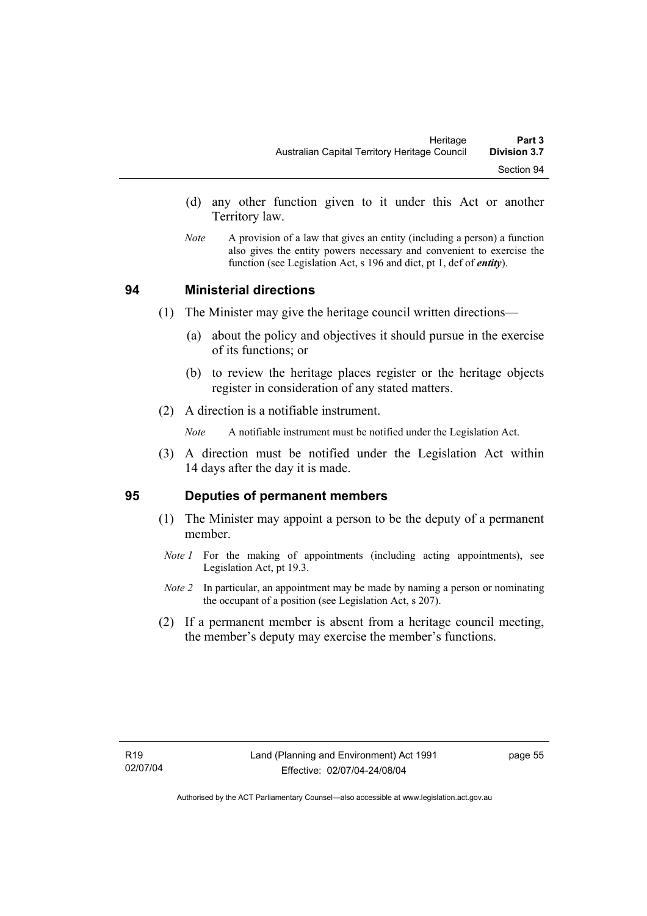(d) any other function given to it under this Act or another Territory law.

*Note* A provision of a law that gives an entity (including a person) a function also gives the entity powers necessary and convenient to exercise the function (see Legislation Act, s 196 and dict, pt 1, def of ***entity***).

## 94 Ministerial directions

(1) The Minister may give the heritage council written directions—

(a) about the policy and objectives it should pursue in the exercise of its functions; or

(b) to review the heritage places register or the heritage objects register in consideration of any stated matters.

(2) A direction is a notifiable instrument.

*Note* A notifiable instrument must be notified under the Legislation Act.

(3) A direction must be notified under the Legislation Act within 14 days after the day it is made.

## 95 Deputies of permanent members

(1) The Minister may appoint a person to be the deputy of a permanent member.

*Note 1* For the making of appointments (including acting appointments), see Legislation Act, pt 19.3.

*Note 2* In particular, an appointment may be made by naming a person or nominating the occupant of a position (see Legislation Act, s 207).

(2) If a permanent member is absent from a heritage council meeting, the member's deputy may exercise the member's functions.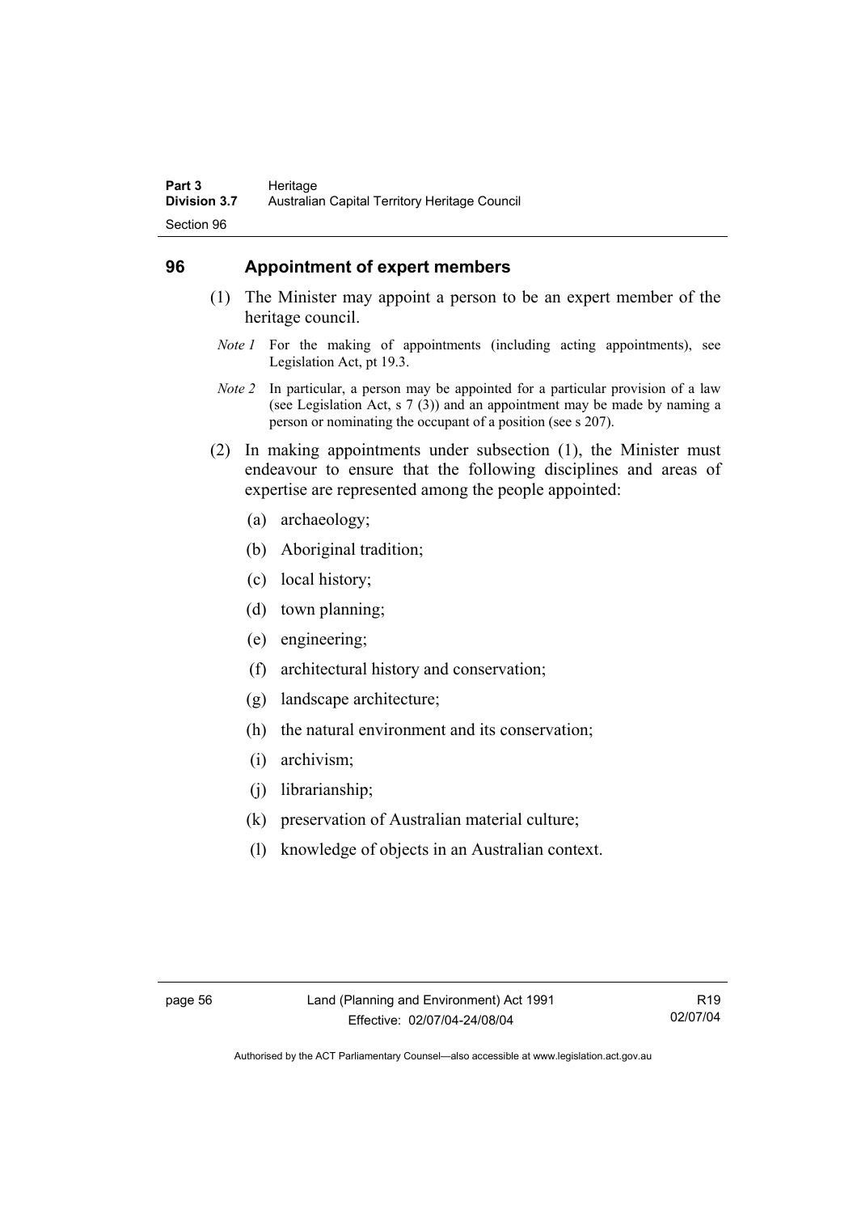## 96 Appointment of expert members

(1) The Minister may appoint a person to be an expert member of the heritage council.

*Note 1* For the making of appointments (including acting appointments), see Legislation Act, pt 19.3.

*Note 2* In particular, a person may be appointed for a particular provision of a law (see Legislation Act, s 7 (3)) and an appointment may be made by naming a person or nominating the occupant of a position (see s 207).

(2) In making appointments under subsection (1), the Minister must endeavour to ensure that the following disciplines and areas of expertise are represented among the people appointed:

(a) archaeology;

(b) Aboriginal tradition;

(c) local history;

(d) town planning;

(e) engineering;

(f) architectural history and conservation;

(g) landscape architecture;

(h) the natural environment and its conservation;

(i) archivism;

(j) librarianship;

(k) preservation of Australian material culture;

(l) knowledge of objects in an Australian context.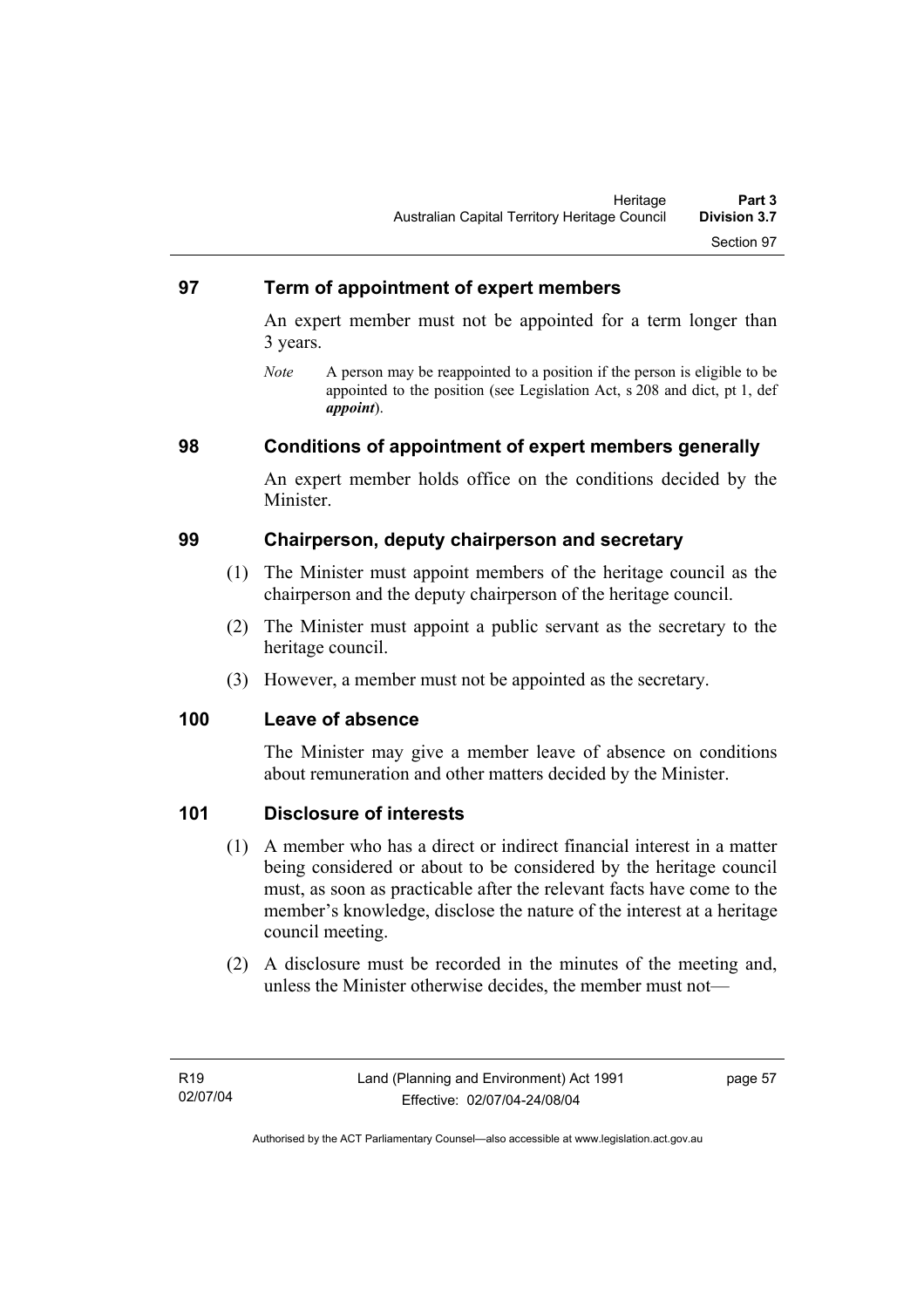## 97 Term of appointment of expert members

An expert member must not be appointed for a term longer than 3 years.

*Note* A person may be reappointed to a position if the person is eligible to be appointed to the position (see Legislation Act, s 208 and dict, pt 1, def ***appoint***).

## 98 Conditions of appointment of expert members generally

An expert member holds office on the conditions decided by the Minister.

## 99 Chairperson, deputy chairperson and secretary

(1) The Minister must appoint members of the heritage council as the chairperson and the deputy chairperson of the heritage council.

(2) The Minister must appoint a public servant as the secretary to the heritage council.

(3) However, a member must not be appointed as the secretary.

## 100 Leave of absence

The Minister may give a member leave of absence on conditions about remuneration and other matters decided by the Minister.

## 101 Disclosure of interests

(1) A member who has a direct or indirect financial interest in a matter being considered or about to be considered by the heritage council must, as soon as practicable after the relevant facts have come to the member's knowledge, disclose the nature of the interest at a heritage council meeting.

(2) A disclosure must be recorded in the minutes of the meeting and, unless the Minister otherwise decides, the member must not—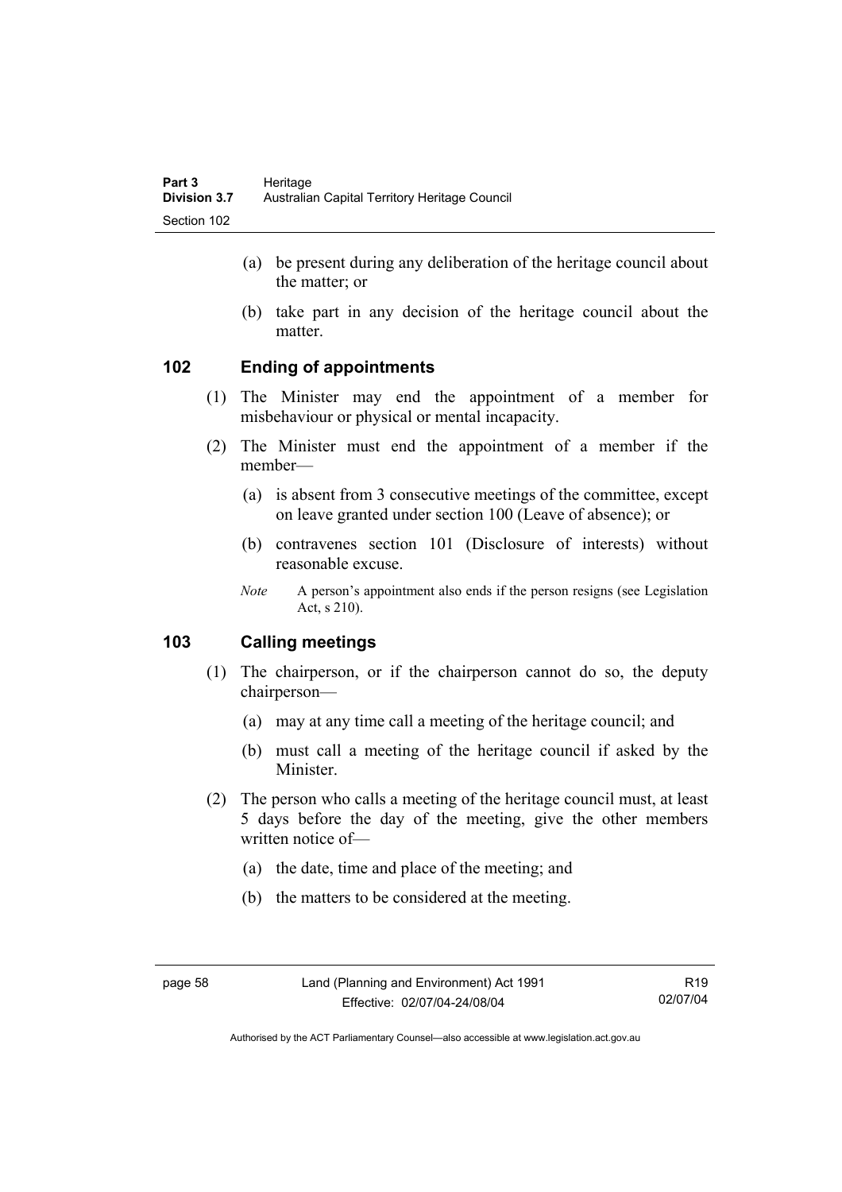(a) be present during any deliberation of the heritage council about the matter; or

(b) take part in any decision of the heritage council about the matter.

## 102 Ending of appointments

(1) The Minister may end the appointment of a member for misbehaviour or physical or mental incapacity.

(2) The Minister must end the appointment of a member if the member—

(a) is absent from 3 consecutive meetings of the committee, except on leave granted under section 100 (Leave of absence); or

(b) contravenes section 101 (Disclosure of interests) without reasonable excuse.

*Note* A person's appointment also ends if the person resigns (see Legislation Act, s 210).

## 103 Calling meetings

(1) The chairperson, or if the chairperson cannot do so, the deputy chairperson—

(a) may at any time call a meeting of the heritage council; and

(b) must call a meeting of the heritage council if asked by the Minister.

(2) The person who calls a meeting of the heritage council must, at least 5 days before the day of the meeting, give the other members written notice of—

(a) the date, time and place of the meeting; and

(b) the matters to be considered at the meeting.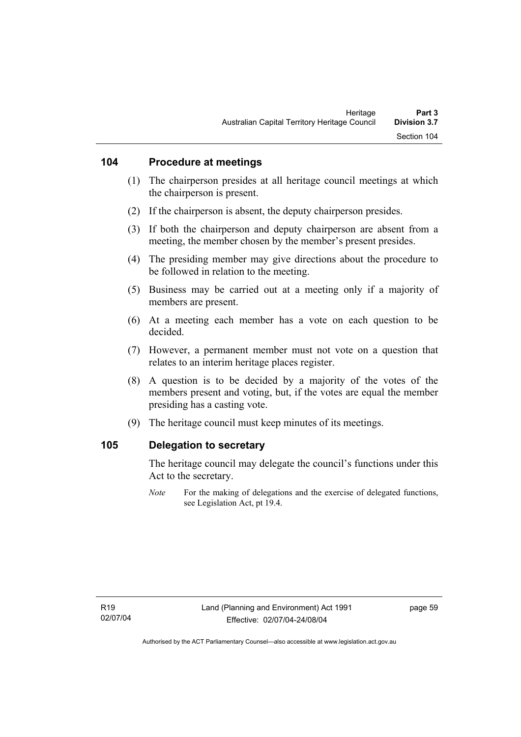## 104 Procedure at meetings

(1) The chairperson presides at all heritage council meetings at which the chairperson is present.

(2) If the chairperson is absent, the deputy chairperson presides.

(3) If both the chairperson and deputy chairperson are absent from a meeting, the member chosen by the member's present presides.

(4) The presiding member may give directions about the procedure to be followed in relation to the meeting.

(5) Business may be carried out at a meeting only if a majority of members are present.

(6) At a meeting each member has a vote on each question to be decided.

(7) However, a permanent member must not vote on a question that relates to an interim heritage places register.

(8) A question is to be decided by a majority of the votes of the members present and voting, but, if the votes are equal the member presiding has a casting vote.

(9) The heritage council must keep minutes of its meetings.

## 105 Delegation to secretary

The heritage council may delegate the council's functions under this Act to the secretary.

*Note* For the making of delegations and the exercise of delegated functions, see Legislation Act, pt 19.4.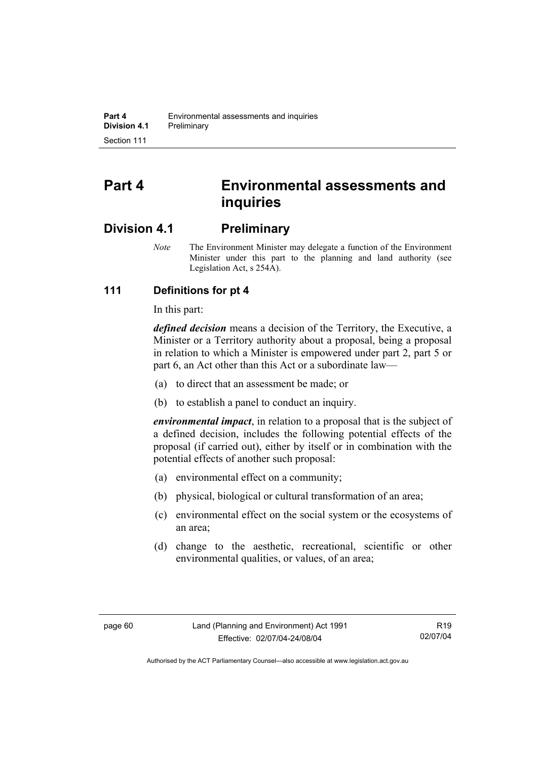# Part 4 Environmental assessments and inquiries

## Division 4.1 Preliminary

*Note* The Environment Minister may delegate a function of the Environment Minister under this part to the planning and land authority (see Legislation Act, s 254A).

### 111 Definitions for pt 4

In this part:

***defined decision*** means a decision of the Territory, the Executive, a Minister or a Territory authority about a proposal, being a proposal in relation to which a Minister is empowered under part 2, part 5 or part 6, an Act other than this Act or a subordinate law—

(a) to direct that an assessment be made; or

(b) to establish a panel to conduct an inquiry.

***environmental impact***, in relation to a proposal that is the subject of a defined decision, includes the following potential effects of the proposal (if carried out), either by itself or in combination with the potential effects of another such proposal:

(a) environmental effect on a community;

(b) physical, biological or cultural transformation of an area;

(c) environmental effect on the social system or the ecosystems of an area;

(d) change to the aesthetic, recreational, scientific or other environmental qualities, or values, of an area;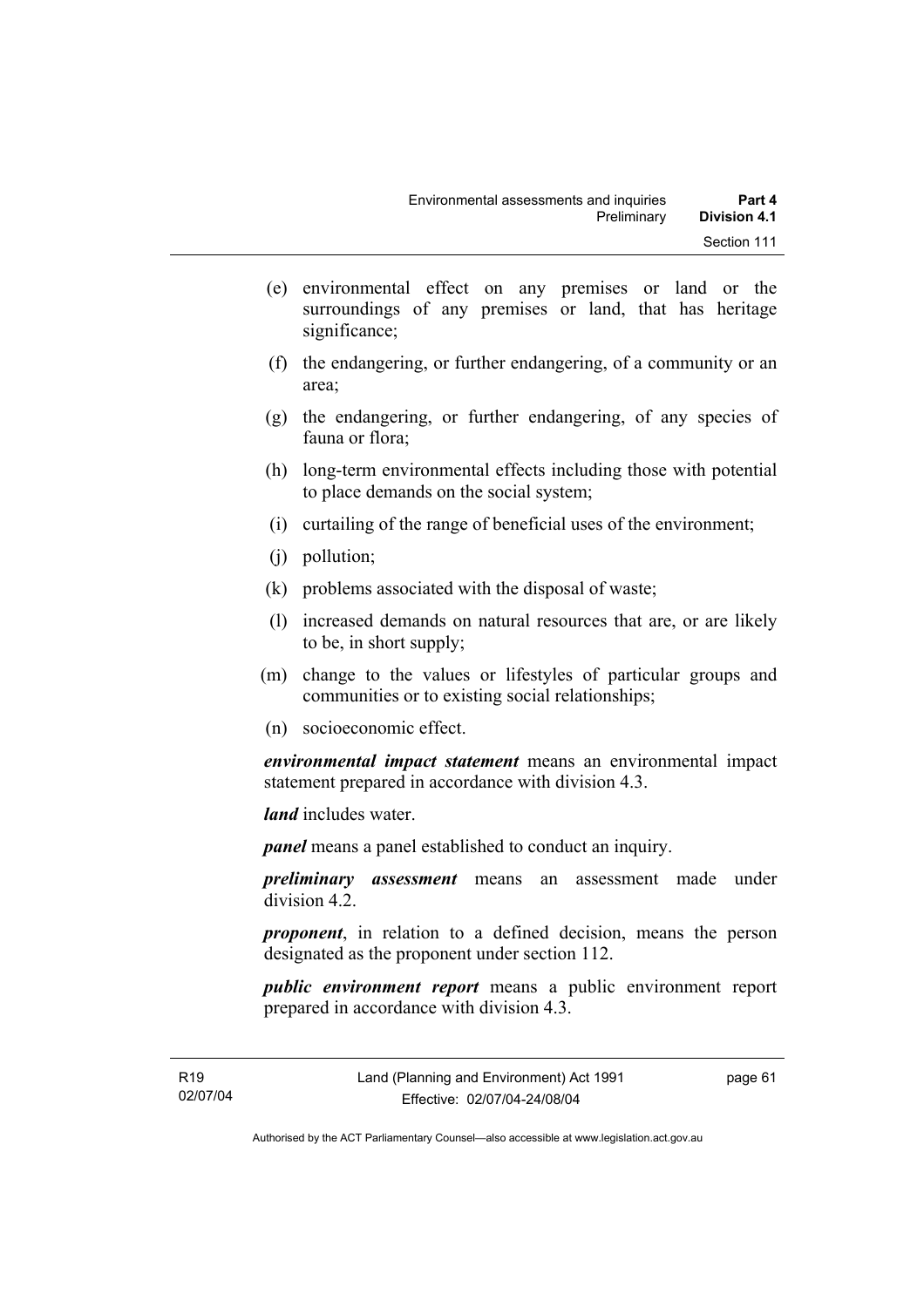(e) environmental effect on any premises or land or the surroundings of any premises or land, that has heritage significance;

(f) the endangering, or further endangering, of a community or an area;

(g) the endangering, or further endangering, of any species of fauna or flora;

(h) long-term environmental effects including those with potential to place demands on the social system;

(i) curtailing of the range of beneficial uses of the environment;

(j) pollution;

(k) problems associated with the disposal of waste;

(l) increased demands on natural resources that are, or are likely to be, in short supply;

(m) change to the values or lifestyles of particular groups and communities or to existing social relationships;

(n) socioeconomic effect.

***environmental impact statement*** means an environmental impact statement prepared in accordance with division 4.3.

***land*** includes water.

***panel*** means a panel established to conduct an inquiry.

***preliminary assessment*** means an assessment made under division 4.2.

***proponent***, in relation to a defined decision, means the person designated as the proponent under section 112.

***public environment report*** means a public environment report prepared in accordance with division 4.3.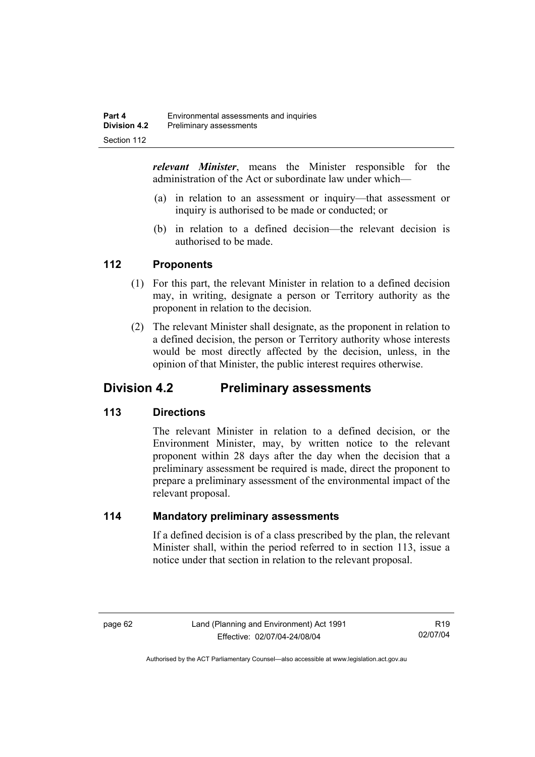***relevant Minister***, means the Minister responsible for the administration of the Act or subordinate law under which—

(a) in relation to an assessment or inquiry—that assessment or inquiry is authorised to be made or conducted; or

(b) in relation to a defined decision—the relevant decision is authorised to be made.

### 112 Proponents

(1) For this part, the relevant Minister in relation to a defined decision may, in writing, designate a person or Territory authority as the proponent in relation to the decision.

(2) The relevant Minister shall designate, as the proponent in relation to a defined decision, the person or Territory authority whose interests would be most directly affected by the decision, unless, in the opinion of that Minister, the public interest requires otherwise.

## Division 4.2 Preliminary assessments

### 113 Directions

The relevant Minister in relation to a defined decision, or the Environment Minister, may, by written notice to the relevant proponent within 28 days after the day when the decision that a preliminary assessment be required is made, direct the proponent to prepare a preliminary assessment of the environmental impact of the relevant proposal.

### 114 Mandatory preliminary assessments

If a defined decision is of a class prescribed by the plan, the relevant Minister shall, within the period referred to in section 113, issue a notice under that section in relation to the relevant proposal.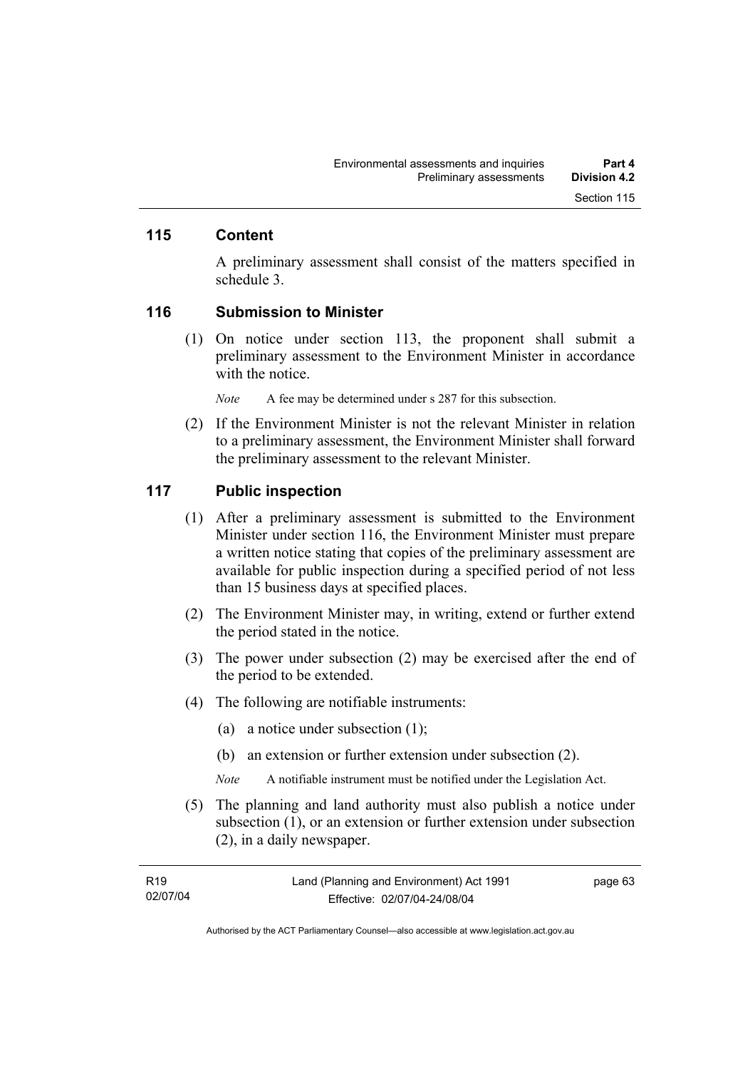## 115 Content

A preliminary assessment shall consist of the matters specified in schedule 3.

## 116 Submission to Minister

(1) On notice under section 113, the proponent shall submit a preliminary assessment to the Environment Minister in accordance with the notice.

*Note* A fee may be determined under s 287 for this subsection.

(2) If the Environment Minister is not the relevant Minister in relation to a preliminary assessment, the Environment Minister shall forward the preliminary assessment to the relevant Minister.

## 117 Public inspection

(1) After a preliminary assessment is submitted to the Environment Minister under section 116, the Environment Minister must prepare a written notice stating that copies of the preliminary assessment are available for public inspection during a specified period of not less than 15 business days at specified places.

(2) The Environment Minister may, in writing, extend or further extend the period stated in the notice.

(3) The power under subsection (2) may be exercised after the end of the period to be extended.

(4) The following are notifiable instruments:

(a) a notice under subsection (1);

(b) an extension or further extension under subsection (2).

*Note* A notifiable instrument must be notified under the Legislation Act.

(5) The planning and land authority must also publish a notice under subsection (1), or an extension or further extension under subsection (2), in a daily newspaper.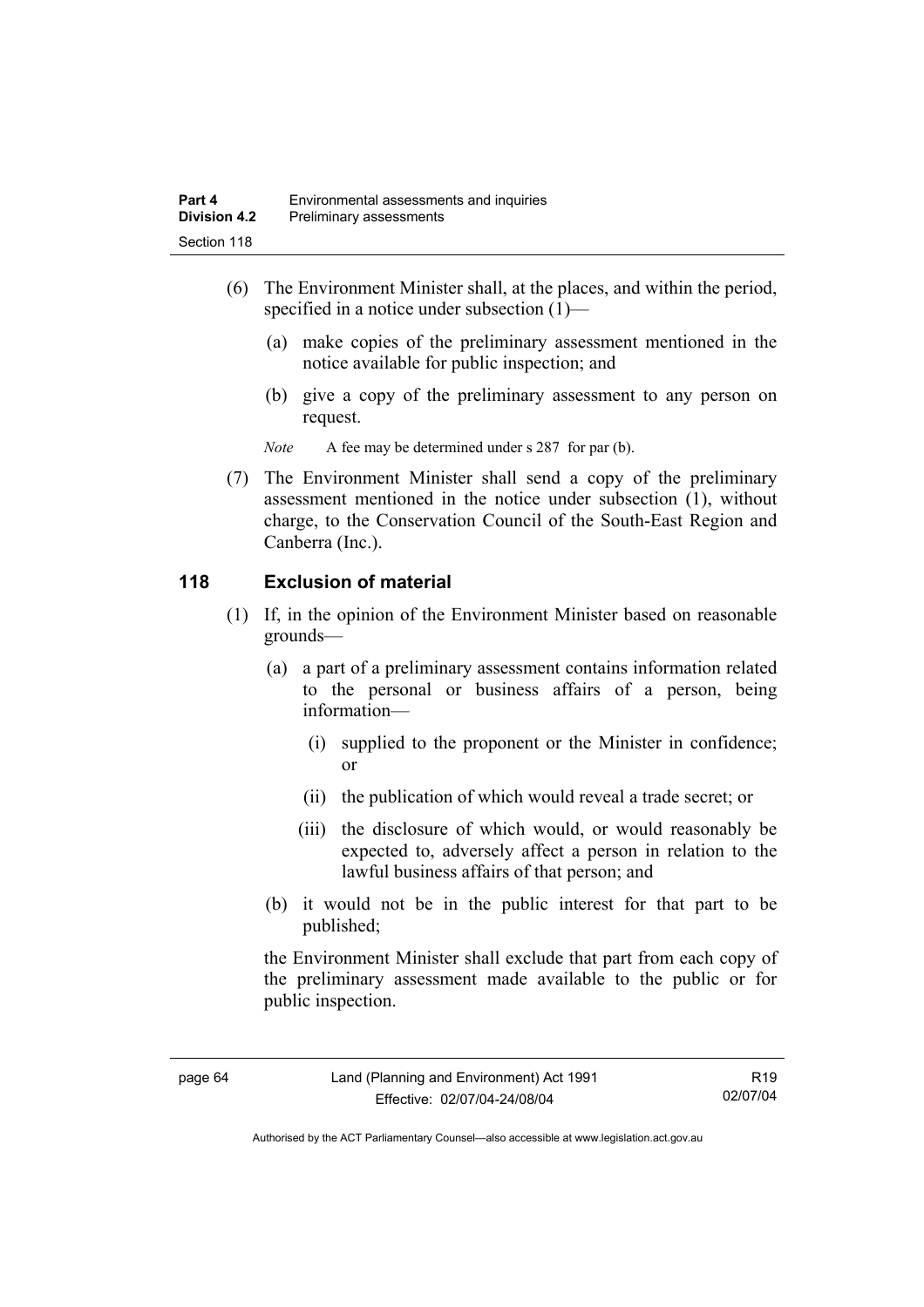(6) The Environment Minister shall, at the places, and within the period, specified in a notice under subsection (1)—

(a) make copies of the preliminary assessment mentioned in the notice available for public inspection; and

(b) give a copy of the preliminary assessment to any person on request.

*Note* A fee may be determined under s 287 for par (b).

(7) The Environment Minister shall send a copy of the preliminary assessment mentioned in the notice under subsection (1), without charge, to the Conservation Council of the South-East Region and Canberra (Inc.).

## 118 Exclusion of material

(1) If, in the opinion of the Environment Minister based on reasonable grounds—

(a) a part of a preliminary assessment contains information related to the personal or business affairs of a person, being information—

(i) supplied to the proponent or the Minister in confidence; or

(ii) the publication of which would reveal a trade secret; or

(iii) the disclosure of which would, or would reasonably be expected to, adversely affect a person in relation to the lawful business affairs of that person; and

(b) it would not be in the public interest for that part to be published;

the Environment Minister shall exclude that part from each copy of the preliminary assessment made available to the public or for public inspection.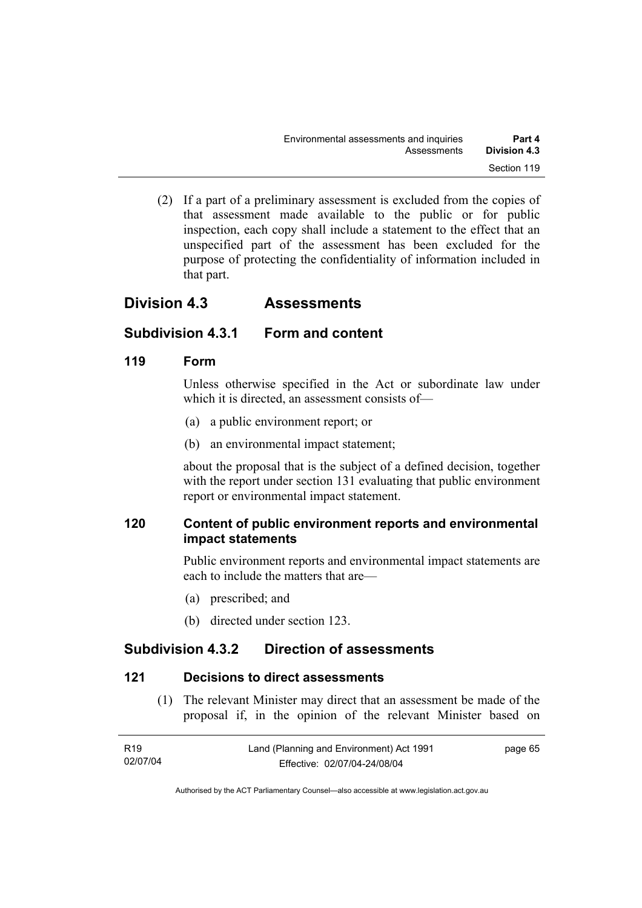(2) If a part of a preliminary assessment is excluded from the copies of that assessment made available to the public or for public inspection, each copy shall include a statement to the effect that an unspecified part of the assessment has been excluded for the purpose of protecting the confidentiality of information included in that part.

## Division 4.3 Assessments

### Subdivision 4.3.1 Form and content

#### 119 Form

Unless otherwise specified in the Act or subordinate law under which it is directed, an assessment consists of—

(a) a public environment report; or

(b) an environmental impact statement;

about the proposal that is the subject of a defined decision, together with the report under section 131 evaluating that public environment report or environmental impact statement.

#### 120 Content of public environment reports and environmental impact statements

Public environment reports and environmental impact statements are each to include the matters that are—

(a) prescribed; and

(b) directed under section 123.

### Subdivision 4.3.2 Direction of assessments

#### 121 Decisions to direct assessments

(1) The relevant Minister may direct that an assessment be made of the proposal if, in the opinion of the relevant Minister based on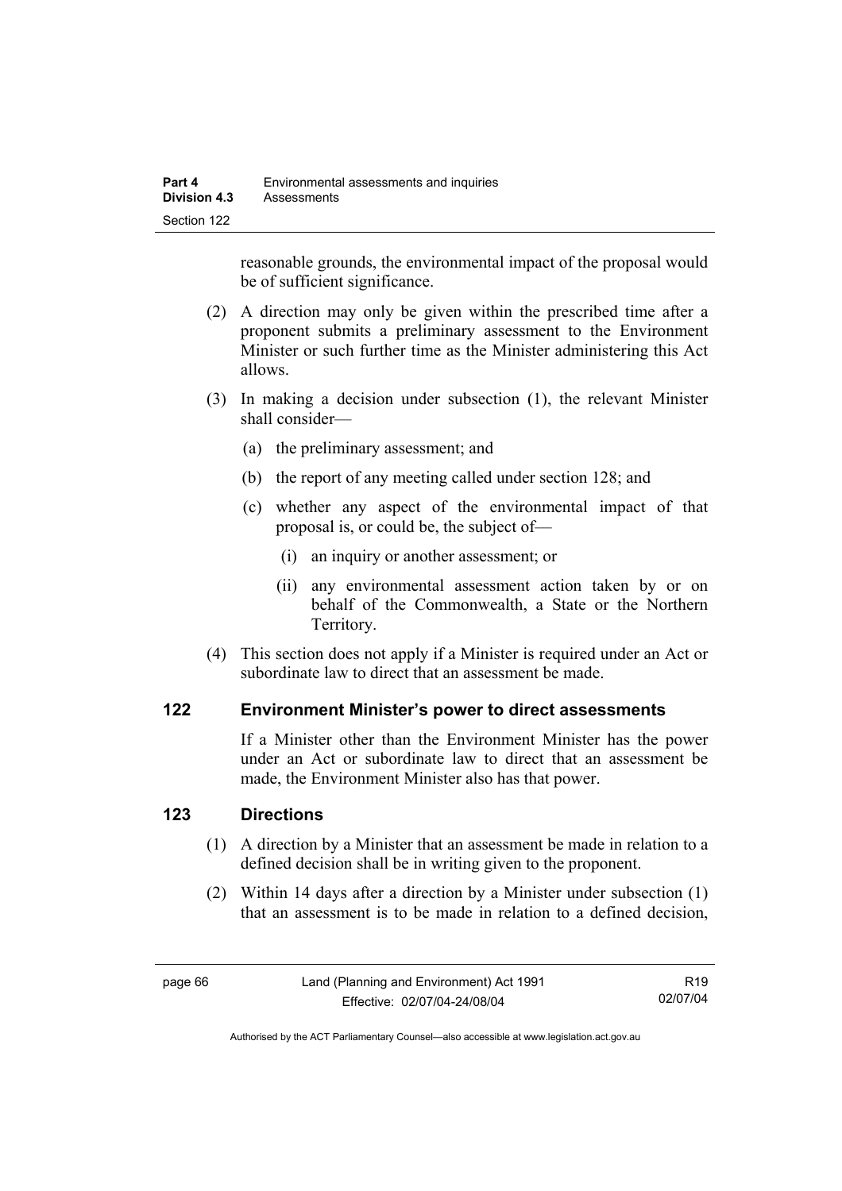reasonable grounds, the environmental impact of the proposal would be of sufficient significance.

(2) A direction may only be given within the prescribed time after a proponent submits a preliminary assessment to the Environment Minister or such further time as the Minister administering this Act allows.

(3) In making a decision under subsection (1), the relevant Minister shall consider—

(a) the preliminary assessment; and

(b) the report of any meeting called under section 128; and

(c) whether any aspect of the environmental impact of that proposal is, or could be, the subject of—

(i) an inquiry or another assessment; or

(ii) any environmental assessment action taken by or on behalf of the Commonwealth, a State or the Northern Territory.

(4) This section does not apply if a Minister is required under an Act or subordinate law to direct that an assessment be made.

## 122 Environment Minister's power to direct assessments

If a Minister other than the Environment Minister has the power under an Act or subordinate law to direct that an assessment be made, the Environment Minister also has that power.

## 123 Directions

(1) A direction by a Minister that an assessment be made in relation to a defined decision shall be in writing given to the proponent.

(2) Within 14 days after a direction by a Minister under subsection (1) that an assessment is to be made in relation to a defined decision,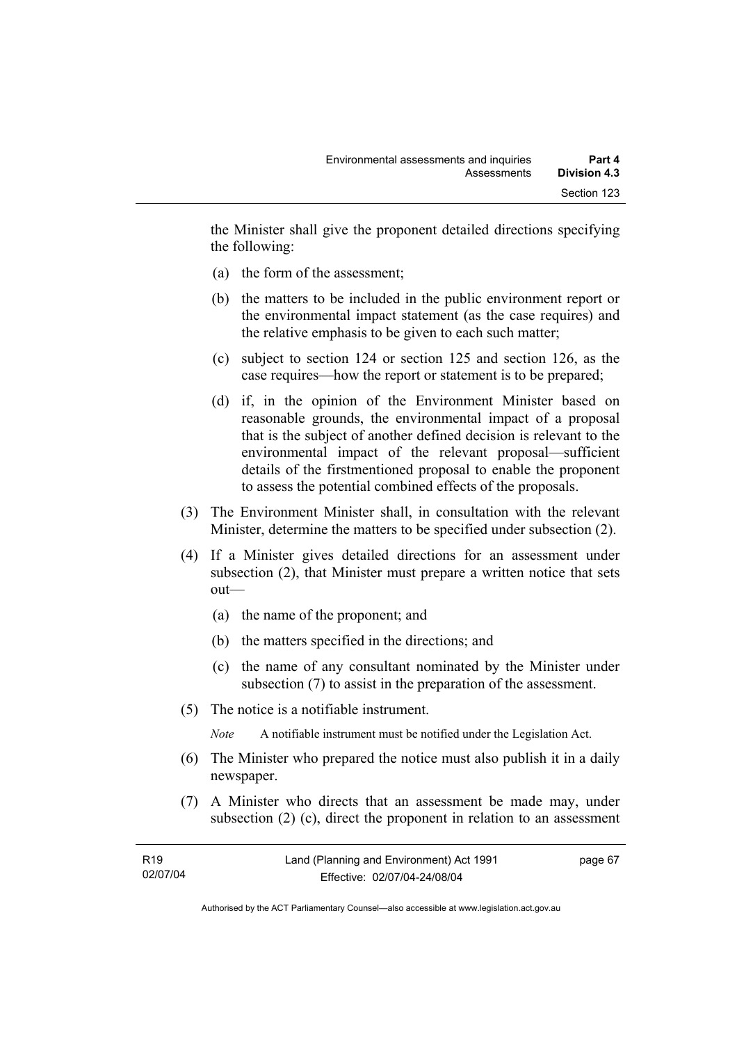the Minister shall give the proponent detailed directions specifying the following:

(a) the form of the assessment;

(b) the matters to be included in the public environment report or the environmental impact statement (as the case requires) and the relative emphasis to be given to each such matter;

(c) subject to section 124 or section 125 and section 126, as the case requires—how the report or statement is to be prepared;

(d) if, in the opinion of the Environment Minister based on reasonable grounds, the environmental impact of a proposal that is the subject of another defined decision is relevant to the environmental impact of the relevant proposal—sufficient details of the firstmentioned proposal to enable the proponent to assess the potential combined effects of the proposals.

(3) The Environment Minister shall, in consultation with the relevant Minister, determine the matters to be specified under subsection (2).

(4) If a Minister gives detailed directions for an assessment under subsection (2), that Minister must prepare a written notice that sets out—

(a) the name of the proponent; and

(b) the matters specified in the directions; and

(c) the name of any consultant nominated by the Minister under subsection (7) to assist in the preparation of the assessment.

(5) The notice is a notifiable instrument.

*Note* A notifiable instrument must be notified under the Legislation Act.

(6) The Minister who prepared the notice must also publish it in a daily newspaper.

(7) A Minister who directs that an assessment be made may, under subsection (2) (c), direct the proponent in relation to an assessment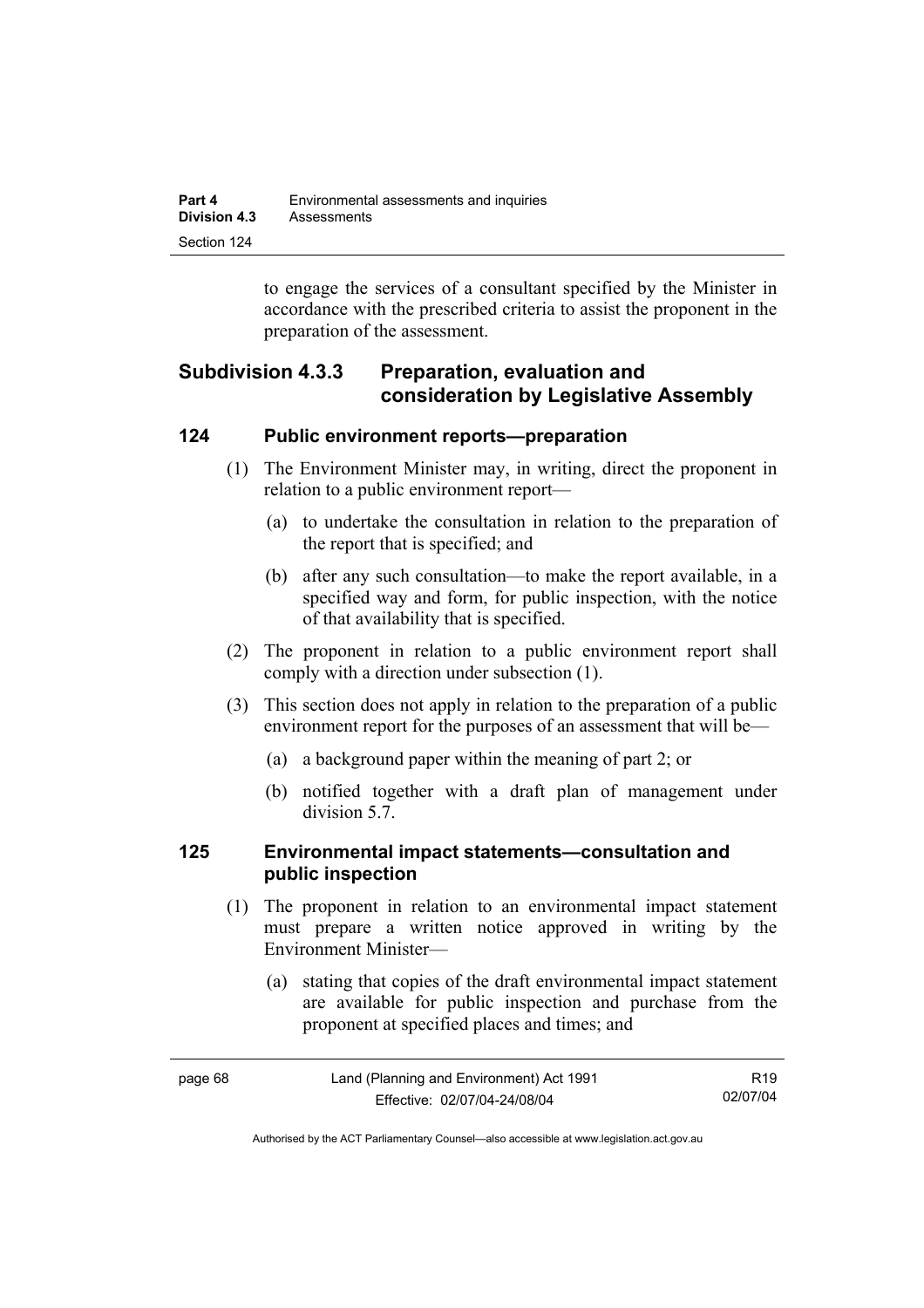to engage the services of a consultant specified by the Minister in accordance with the prescribed criteria to assist the proponent in the preparation of the assessment.

### Subdivision 4.3.3 Preparation, evaluation and consideration by Legislative Assembly

#### 124 Public environment reports—preparation

(1) The Environment Minister may, in writing, direct the proponent in relation to a public environment report—

(a) to undertake the consultation in relation to the preparation of the report that is specified; and

(b) after any such consultation—to make the report available, in a specified way and form, for public inspection, with the notice of that availability that is specified.

(2) The proponent in relation to a public environment report shall comply with a direction under subsection (1).

(3) This section does not apply in relation to the preparation of a public environment report for the purposes of an assessment that will be—

(a) a background paper within the meaning of part 2; or

(b) notified together with a draft plan of management under division 5.7.

#### 125 Environmental impact statements—consultation and public inspection

(1) The proponent in relation to an environmental impact statement must prepare a written notice approved in writing by the Environment Minister—

(a) stating that copies of the draft environmental impact statement are available for public inspection and purchase from the proponent at specified places and times; and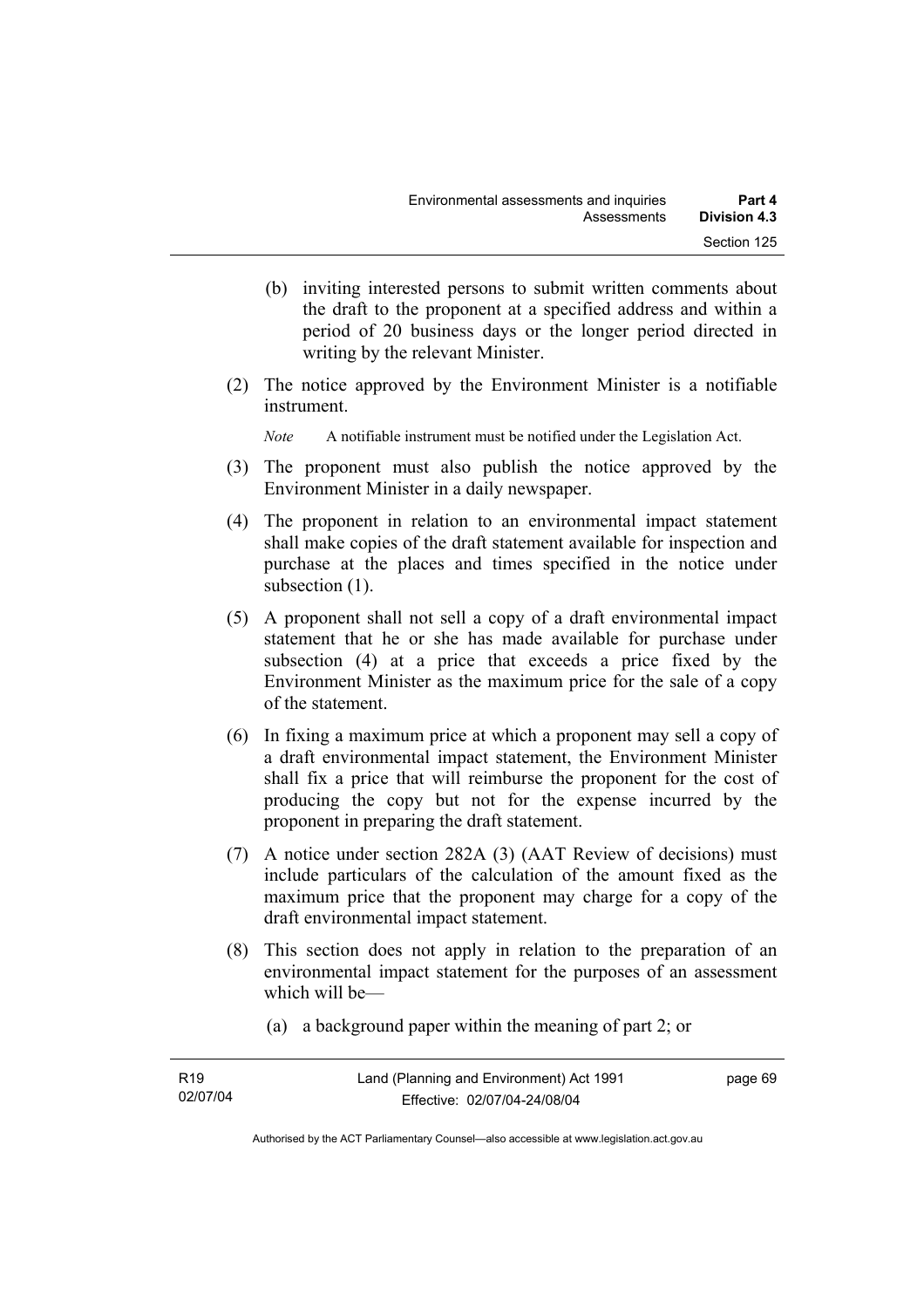(b) inviting interested persons to submit written comments about the draft to the proponent at a specified address and within a period of 20 business days or the longer period directed in writing by the relevant Minister.

(2) The notice approved by the Environment Minister is a notifiable instrument.

*Note* A notifiable instrument must be notified under the Legislation Act.

(3) The proponent must also publish the notice approved by the Environment Minister in a daily newspaper.

(4) The proponent in relation to an environmental impact statement shall make copies of the draft statement available for inspection and purchase at the places and times specified in the notice under subsection (1).

(5) A proponent shall not sell a copy of a draft environmental impact statement that he or she has made available for purchase under subsection (4) at a price that exceeds a price fixed by the Environment Minister as the maximum price for the sale of a copy of the statement.

(6) In fixing a maximum price at which a proponent may sell a copy of a draft environmental impact statement, the Environment Minister shall fix a price that will reimburse the proponent for the cost of producing the copy but not for the expense incurred by the proponent in preparing the draft statement.

(7) A notice under section 282A (3) (AAT Review of decisions) must include particulars of the calculation of the amount fixed as the maximum price that the proponent may charge for a copy of the draft environmental impact statement.

(8) This section does not apply in relation to the preparation of an environmental impact statement for the purposes of an assessment which will be—

(a) a background paper within the meaning of part 2; or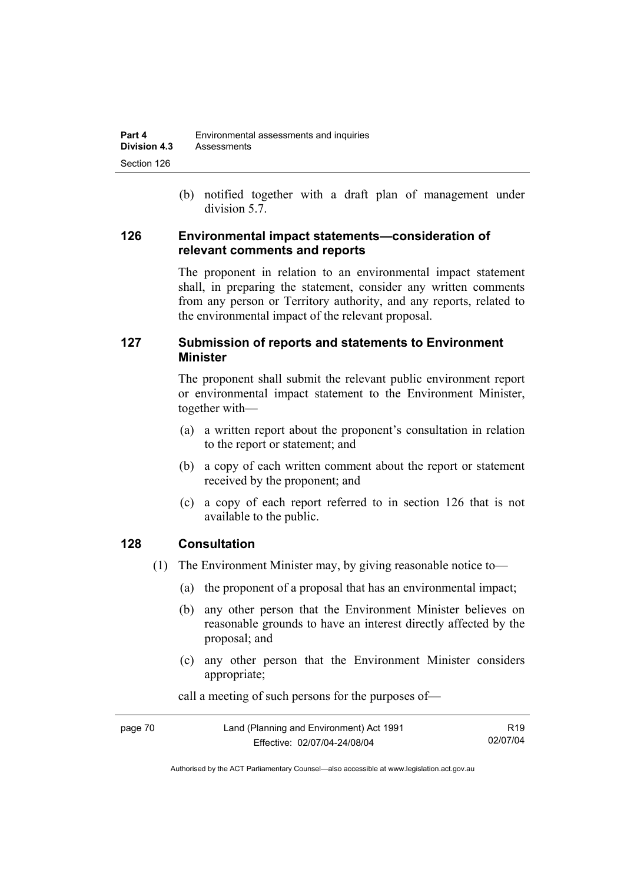(b) notified together with a draft plan of management under division 5.7.

## 126 Environmental impact statements—consideration of relevant comments and reports

The proponent in relation to an environmental impact statement shall, in preparing the statement, consider any written comments from any person or Territory authority, and any reports, related to the environmental impact of the relevant proposal.

## 127 Submission of reports and statements to Environment Minister

The proponent shall submit the relevant public environment report or environmental impact statement to the Environment Minister, together with—

(a) a written report about the proponent's consultation in relation to the report or statement; and

(b) a copy of each written comment about the report or statement received by the proponent; and

(c) a copy of each report referred to in section 126 that is not available to the public.

## 128 Consultation

(1) The Environment Minister may, by giving reasonable notice to—

(a) the proponent of a proposal that has an environmental impact;

(b) any other person that the Environment Minister believes on reasonable grounds to have an interest directly affected by the proposal; and

(c) any other person that the Environment Minister considers appropriate;

call a meeting of such persons for the purposes of—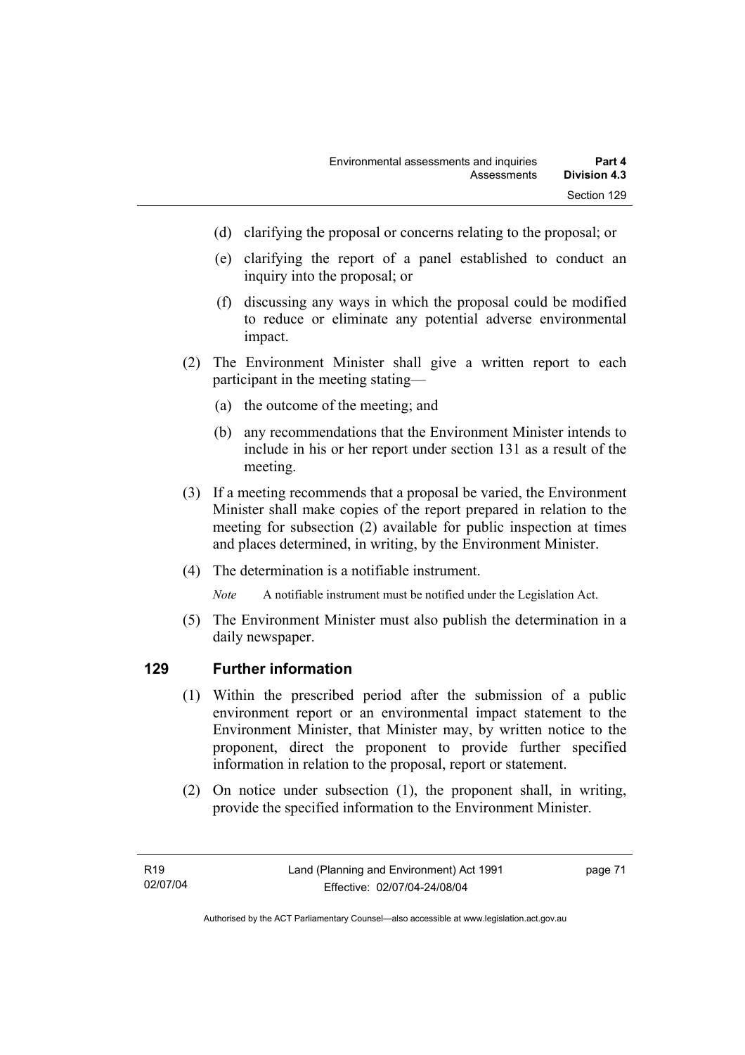(d) clarifying the proposal or concerns relating to the proposal; or

(e) clarifying the report of a panel established to conduct an inquiry into the proposal; or

(f) discussing any ways in which the proposal could be modified to reduce or eliminate any potential adverse environmental impact.

(2) The Environment Minister shall give a written report to each participant in the meeting stating—

(a) the outcome of the meeting; and

(b) any recommendations that the Environment Minister intends to include in his or her report under section 131 as a result of the meeting.

(3) If a meeting recommends that a proposal be varied, the Environment Minister shall make copies of the report prepared in relation to the meeting for subsection (2) available for public inspection at times and places determined, in writing, by the Environment Minister.

(4) The determination is a notifiable instrument.

*Note* A notifiable instrument must be notified under the Legislation Act.

(5) The Environment Minister must also publish the determination in a daily newspaper.

## 129 Further information

(1) Within the prescribed period after the submission of a public environment report or an environmental impact statement to the Environment Minister, that Minister may, by written notice to the proponent, direct the proponent to provide further specified information in relation to the proposal, report or statement.

(2) On notice under subsection (1), the proponent shall, in writing, provide the specified information to the Environment Minister.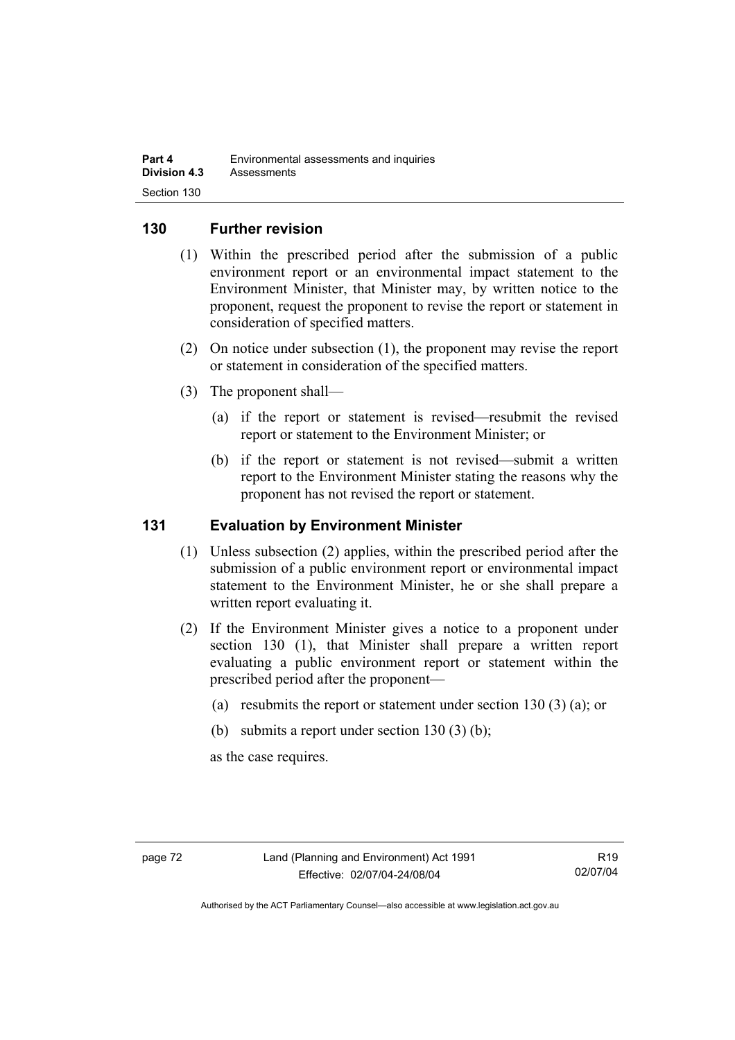## 130 Further revision

(1) Within the prescribed period after the submission of a public environment report or an environmental impact statement to the Environment Minister, that Minister may, by written notice to the proponent, request the proponent to revise the report or statement in consideration of specified matters.

(2) On notice under subsection (1), the proponent may revise the report or statement in consideration of the specified matters.

(3) The proponent shall—

(a) if the report or statement is revised—resubmit the revised report or statement to the Environment Minister; or

(b) if the report or statement is not revised—submit a written report to the Environment Minister stating the reasons why the proponent has not revised the report or statement.

## 131 Evaluation by Environment Minister

(1) Unless subsection (2) applies, within the prescribed period after the submission of a public environment report or environmental impact statement to the Environment Minister, he or she shall prepare a written report evaluating it.

(2) If the Environment Minister gives a notice to a proponent under section 130 (1), that Minister shall prepare a written report evaluating a public environment report or statement within the prescribed period after the proponent—

(a) resubmits the report or statement under section 130 (3) (a); or

(b) submits a report under section 130 (3) (b);

as the case requires.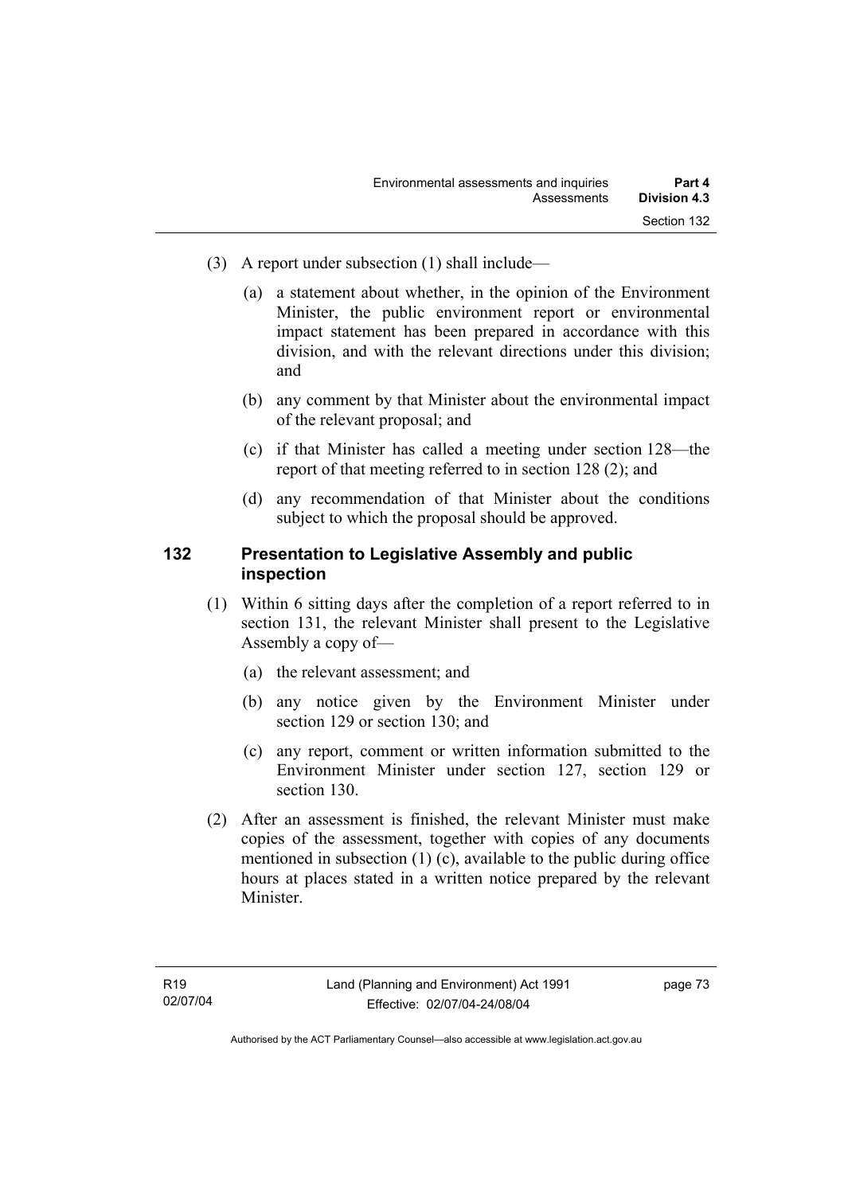(3) A report under subsection (1) shall include—

(a) a statement about whether, in the opinion of the Environment Minister, the public environment report or environmental impact statement has been prepared in accordance with this division, and with the relevant directions under this division; and

(b) any comment by that Minister about the environmental impact of the relevant proposal; and

(c) if that Minister has called a meeting under section 128—the report of that meeting referred to in section 128 (2); and

(d) any recommendation of that Minister about the conditions subject to which the proposal should be approved.

## 132 Presentation to Legislative Assembly and public inspection

(1) Within 6 sitting days after the completion of a report referred to in section 131, the relevant Minister shall present to the Legislative Assembly a copy of—

(a) the relevant assessment; and

(b) any notice given by the Environment Minister under section 129 or section 130; and

(c) any report, comment or written information submitted to the Environment Minister under section 127, section 129 or section 130.

(2) After an assessment is finished, the relevant Minister must make copies of the assessment, together with copies of any documents mentioned in subsection (1) (c), available to the public during office hours at places stated in a written notice prepared by the relevant Minister.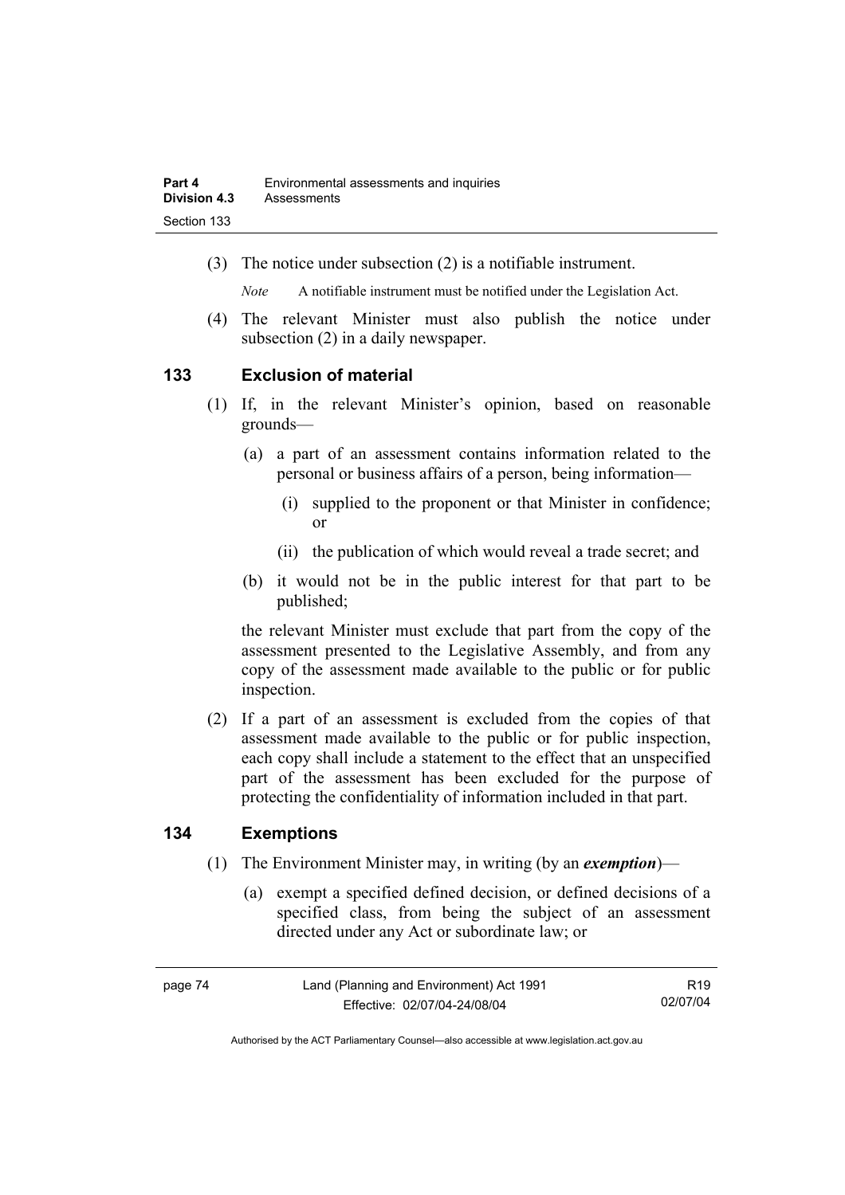(3) The notice under subsection (2) is a notifiable instrument.

*Note* A notifiable instrument must be notified under the Legislation Act.

(4) The relevant Minister must also publish the notice under subsection (2) in a daily newspaper.

## 133 Exclusion of material

(1) If, in the relevant Minister's opinion, based on reasonable grounds—

(a) a part of an assessment contains information related to the personal or business affairs of a person, being information—

(i) supplied to the proponent or that Minister in confidence; or

(ii) the publication of which would reveal a trade secret; and

(b) it would not be in the public interest for that part to be published;

the relevant Minister must exclude that part from the copy of the assessment presented to the Legislative Assembly, and from any copy of the assessment made available to the public or for public inspection.

(2) If a part of an assessment is excluded from the copies of that assessment made available to the public or for public inspection, each copy shall include a statement to the effect that an unspecified part of the assessment has been excluded for the purpose of protecting the confidentiality of information included in that part.

## 134 Exemptions

(1) The Environment Minister may, in writing (by an ***exemption***)—

(a) exempt a specified defined decision, or defined decisions of a specified class, from being the subject of an assessment directed under any Act or subordinate law; or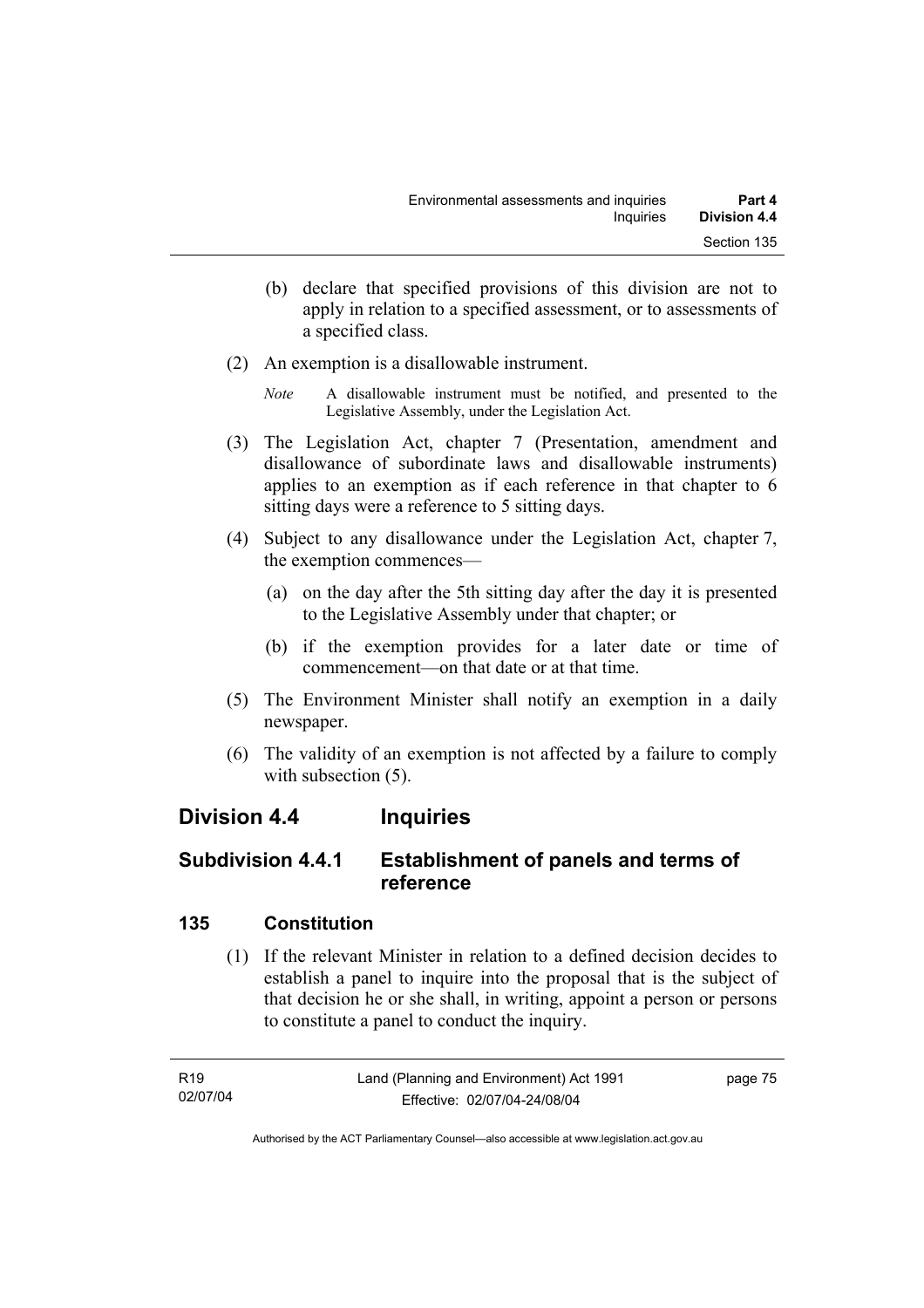(b) declare that specified provisions of this division are not to apply in relation to a specified assessment, or to assessments of a specified class.

(2) An exemption is a disallowable instrument.

*Note* A disallowable instrument must be notified, and presented to the Legislative Assembly, under the Legislation Act.

(3) The Legislation Act, chapter 7 (Presentation, amendment and disallowance of subordinate laws and disallowable instruments) applies to an exemption as if each reference in that chapter to 6 sitting days were a reference to 5 sitting days.

(4) Subject to any disallowance under the Legislation Act, chapter 7, the exemption commences—

(a) on the day after the 5th sitting day after the day it is presented to the Legislative Assembly under that chapter; or

(b) if the exemption provides for a later date or time of commencement—on that date or at that time.

(5) The Environment Minister shall notify an exemption in a daily newspaper.

(6) The validity of an exemption is not affected by a failure to comply with subsection (5).

## Division 4.4 Inquiries

### Subdivision 4.4.1 Establishment of panels and terms of reference

### 135 Constitution

(1) If the relevant Minister in relation to a defined decision decides to establish a panel to inquire into the proposal that is the subject of that decision he or she shall, in writing, appoint a person or persons to constitute a panel to conduct the inquiry.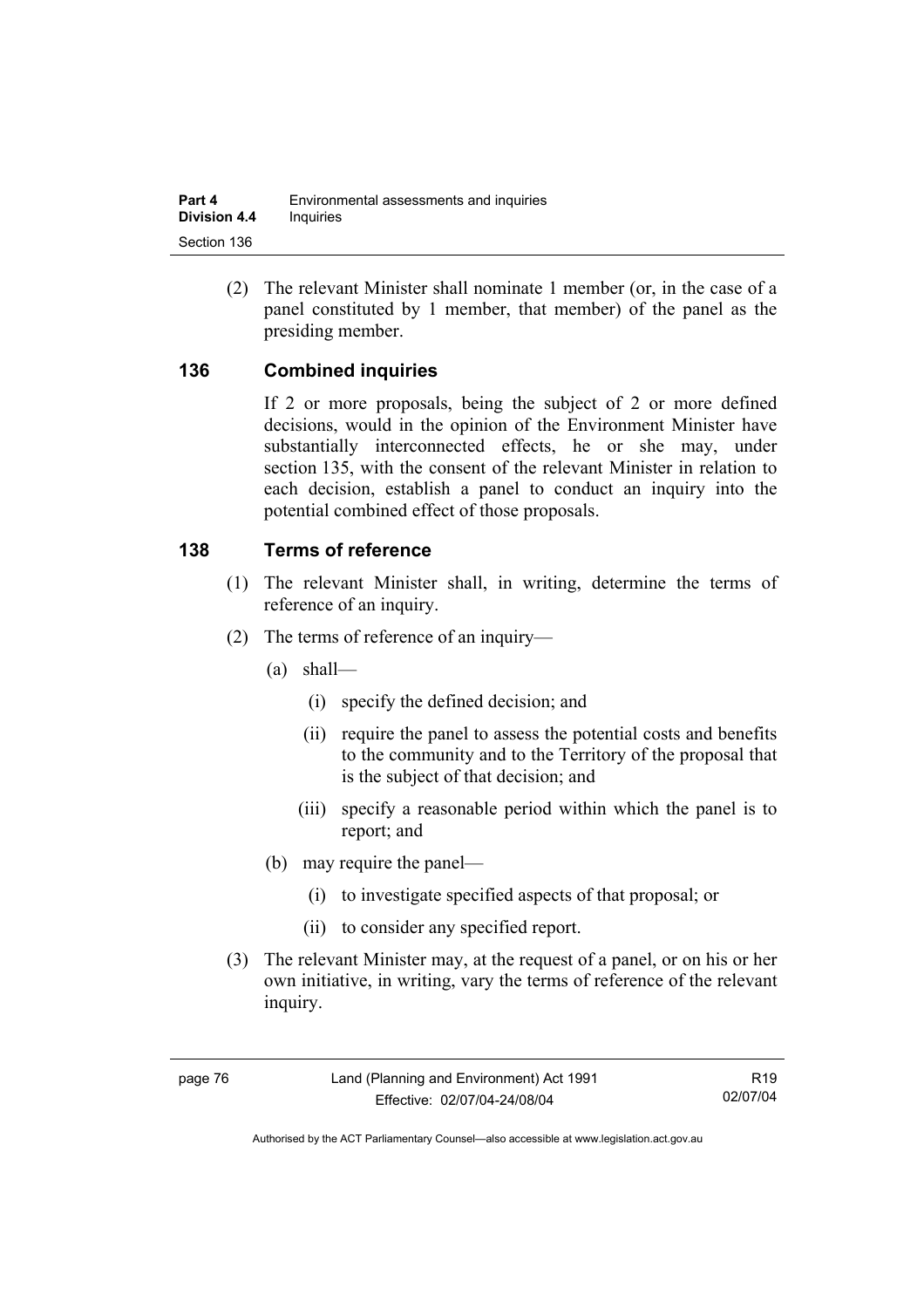(2) The relevant Minister shall nominate 1 member (or, in the case of a panel constituted by 1 member, that member) of the panel as the presiding member.

## 136 Combined inquiries

If 2 or more proposals, being the subject of 2 or more defined decisions, would in the opinion of the Environment Minister have substantially interconnected effects, he or she may, under section 135, with the consent of the relevant Minister in relation to each decision, establish a panel to conduct an inquiry into the potential combined effect of those proposals.

## 138 Terms of reference

(1) The relevant Minister shall, in writing, determine the terms of reference of an inquiry.

(2) The terms of reference of an inquiry—

(a) shall—

(i) specify the defined decision; and

(ii) require the panel to assess the potential costs and benefits to the community and to the Territory of the proposal that is the subject of that decision; and

(iii) specify a reasonable period within which the panel is to report; and

(b) may require the panel—

(i) to investigate specified aspects of that proposal; or

(ii) to consider any specified report.

(3) The relevant Minister may, at the request of a panel, or on his or her own initiative, in writing, vary the terms of reference of the relevant inquiry.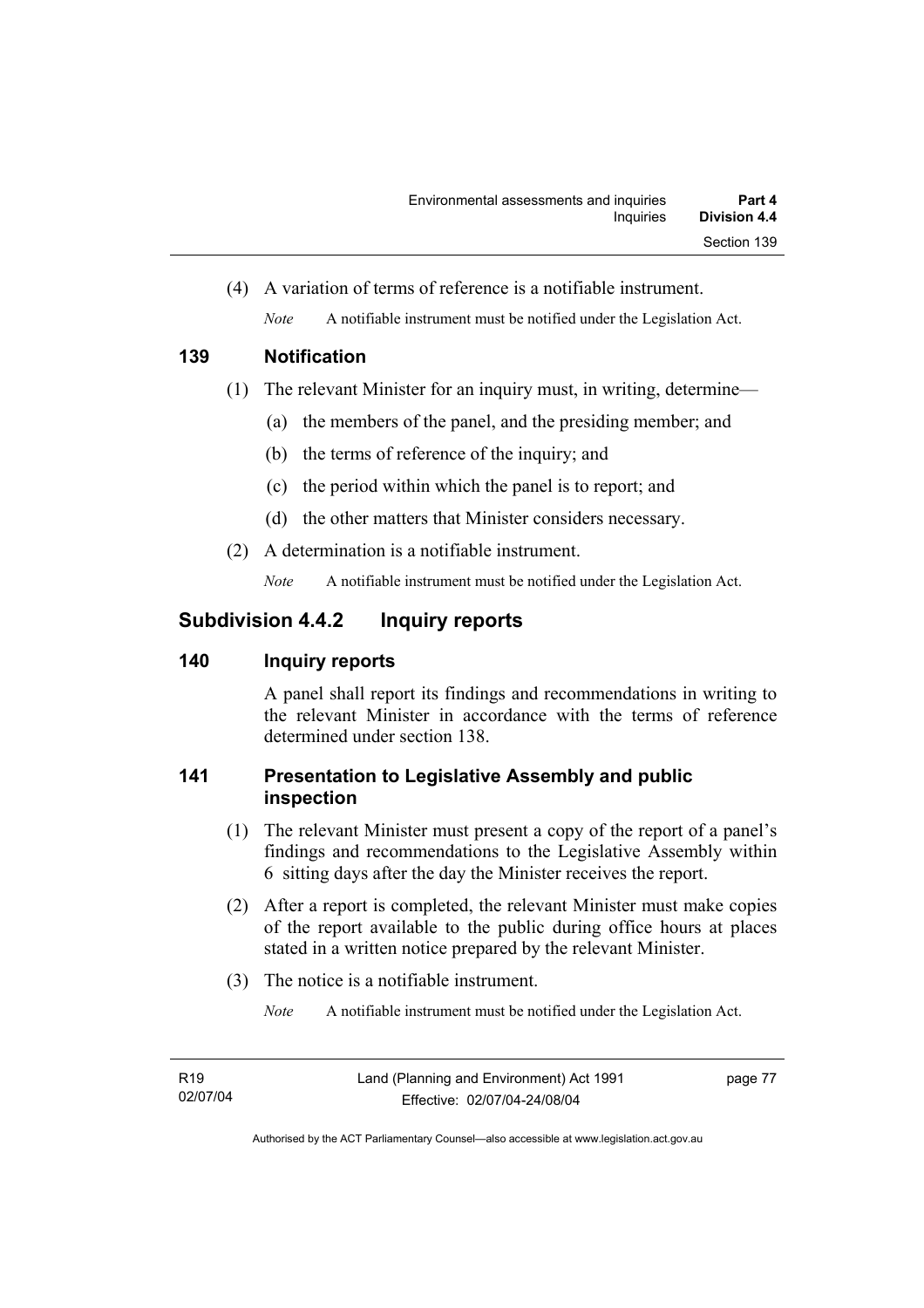(4) A variation of terms of reference is a notifiable instrument.

*Note* A notifiable instrument must be notified under the Legislation Act.

### 139 Notification

(1) The relevant Minister for an inquiry must, in writing, determine—

(a) the members of the panel, and the presiding member; and

(b) the terms of reference of the inquiry; and

(c) the period within which the panel is to report; and

(d) the other matters that Minister considers necessary.

(2) A determination is a notifiable instrument.

*Note* A notifiable instrument must be notified under the Legislation Act.

## Subdivision 4.4.2 Inquiry reports

### 140 Inquiry reports

A panel shall report its findings and recommendations in writing to the relevant Minister in accordance with the terms of reference determined under section 138.

### 141 Presentation to Legislative Assembly and public inspection

(1) The relevant Minister must present a copy of the report of a panel's findings and recommendations to the Legislative Assembly within 6 sitting days after the day the Minister receives the report.

(2) After a report is completed, the relevant Minister must make copies of the report available to the public during office hours at places stated in a written notice prepared by the relevant Minister.

(3) The notice is a notifiable instrument.

*Note* A notifiable instrument must be notified under the Legislation Act.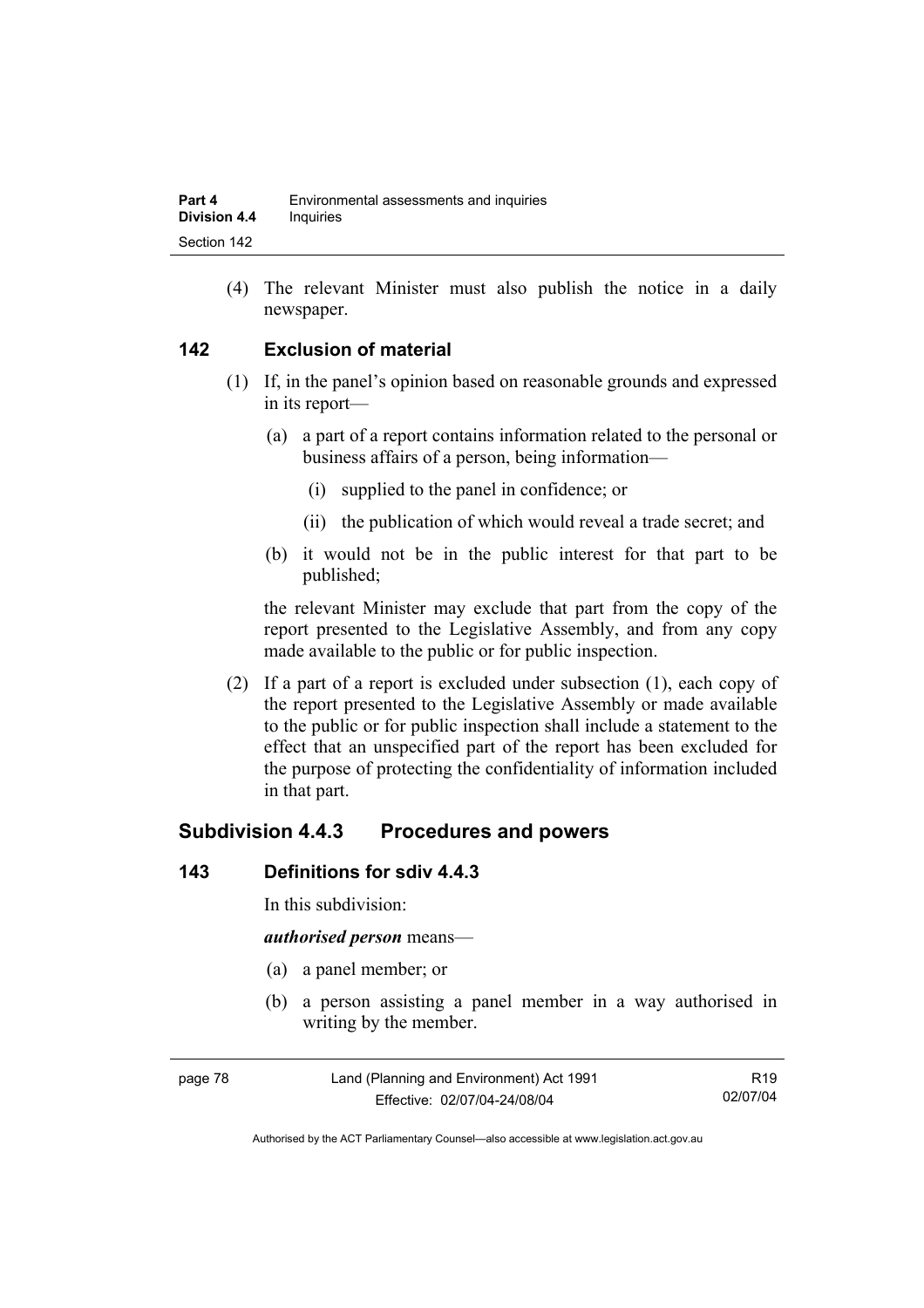(4) The relevant Minister must also publish the notice in a daily newspaper.

## 142 Exclusion of material

(1) If, in the panel's opinion based on reasonable grounds and expressed in its report—

(a) a part of a report contains information related to the personal or business affairs of a person, being information—

(i) supplied to the panel in confidence; or

(ii) the publication of which would reveal a trade secret; and

(b) it would not be in the public interest for that part to be published;

the relevant Minister may exclude that part from the copy of the report presented to the Legislative Assembly, and from any copy made available to the public or for public inspection.

(2) If a part of a report is excluded under subsection (1), each copy of the report presented to the Legislative Assembly or made available to the public or for public inspection shall include a statement to the effect that an unspecified part of the report has been excluded for the purpose of protecting the confidentiality of information included in that part.

# Subdivision 4.4.3 Procedures and powers

## 143 Definitions for sdiv 4.4.3

In this subdivision:

***authorised person*** means—

(a) a panel member; or

(b) a person assisting a panel member in a way authorised in writing by the member.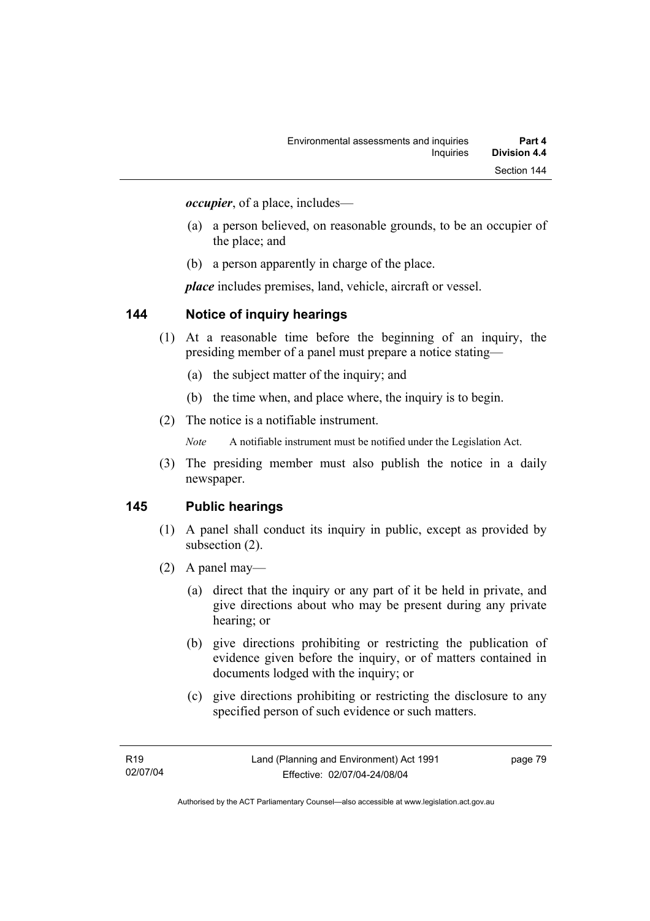***occupier***, of a place, includes—

(a) a person believed, on reasonable grounds, to be an occupier of the place; and

(b) a person apparently in charge of the place.

***place*** includes premises, land, vehicle, aircraft or vessel.

## 144 Notice of inquiry hearings

(1) At a reasonable time before the beginning of an inquiry, the presiding member of a panel must prepare a notice stating—

   (a) the subject matter of the inquiry; and

   (b) the time when, and place where, the inquiry is to begin.

(2) The notice is a notifiable instrument.

*Note* A notifiable instrument must be notified under the Legislation Act.

(3) The presiding member must also publish the notice in a daily newspaper.

## 145 Public hearings

(1) A panel shall conduct its inquiry in public, except as provided by subsection (2).

(2) A panel may—

   (a) direct that the inquiry or any part of it be held in private, and give directions about who may be present during any private hearing; or

   (b) give directions prohibiting or restricting the publication of evidence given before the inquiry, or of matters contained in documents lodged with the inquiry; or

   (c) give directions prohibiting or restricting the disclosure to any specified person of such evidence or such matters.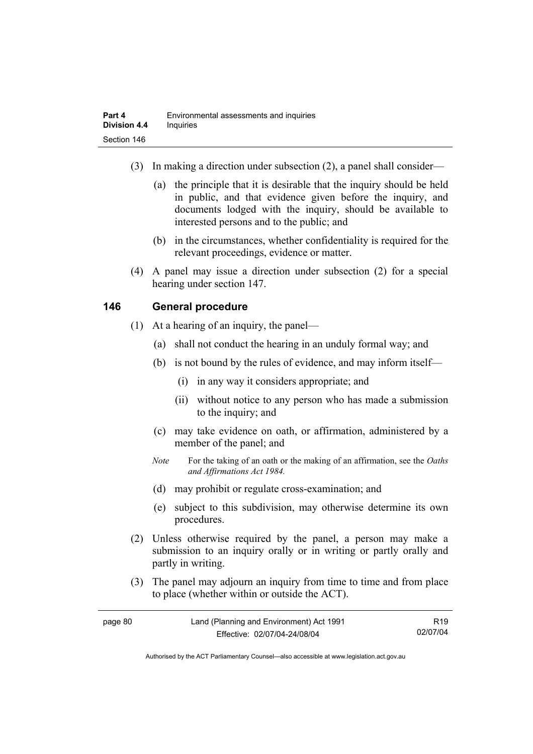(3) In making a direction under subsection (2), a panel shall consider—

(a) the principle that it is desirable that the inquiry should be held in public, and that evidence given before the inquiry, and documents lodged with the inquiry, should be available to interested persons and to the public; and

(b) in the circumstances, whether confidentiality is required for the relevant proceedings, evidence or matter.

(4) A panel may issue a direction under subsection (2) for a special hearing under section 147.

## 146 General procedure

(1) At a hearing of an inquiry, the panel—

(a) shall not conduct the hearing in an unduly formal way; and

(b) is not bound by the rules of evidence, and may inform itself—

(i) in any way it considers appropriate; and

(ii) without notice to any person who has made a submission to the inquiry; and

(c) may take evidence on oath, or affirmation, administered by a member of the panel; and

*Note* For the taking of an oath or the making of an affirmation, see the *Oaths and Affirmations Act 1984.*

(d) may prohibit or regulate cross-examination; and

(e) subject to this subdivision, may otherwise determine its own procedures.

(2) Unless otherwise required by the panel, a person may make a submission to an inquiry orally or in writing or partly orally and partly in writing.

(3) The panel may adjourn an inquiry from time to time and from place to place (whether within or outside the ACT).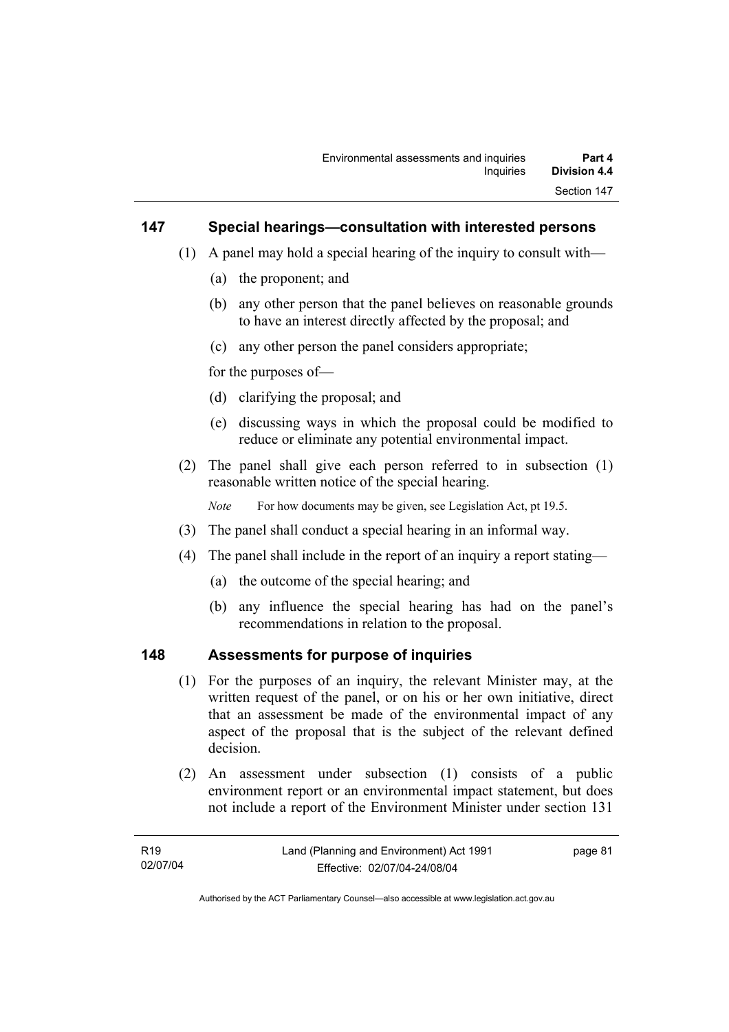## 147 Special hearings—consultation with interested persons

(1) A panel may hold a special hearing of the inquiry to consult with—

(a) the proponent; and

(b) any other person that the panel believes on reasonable grounds to have an interest directly affected by the proposal; and

(c) any other person the panel considers appropriate;

for the purposes of—

(d) clarifying the proposal; and

(e) discussing ways in which the proposal could be modified to reduce or eliminate any potential environmental impact.

(2) The panel shall give each person referred to in subsection (1) reasonable written notice of the special hearing.

*Note* For how documents may be given, see Legislation Act, pt 19.5.

(3) The panel shall conduct a special hearing in an informal way.

(4) The panel shall include in the report of an inquiry a report stating—

(a) the outcome of the special hearing; and

(b) any influence the special hearing has had on the panel's recommendations in relation to the proposal.

## 148 Assessments for purpose of inquiries

(1) For the purposes of an inquiry, the relevant Minister may, at the written request of the panel, or on his or her own initiative, direct that an assessment be made of the environmental impact of any aspect of the proposal that is the subject of the relevant defined decision.

(2) An assessment under subsection (1) consists of a public environment report or an environmental impact statement, but does not include a report of the Environment Minister under section 131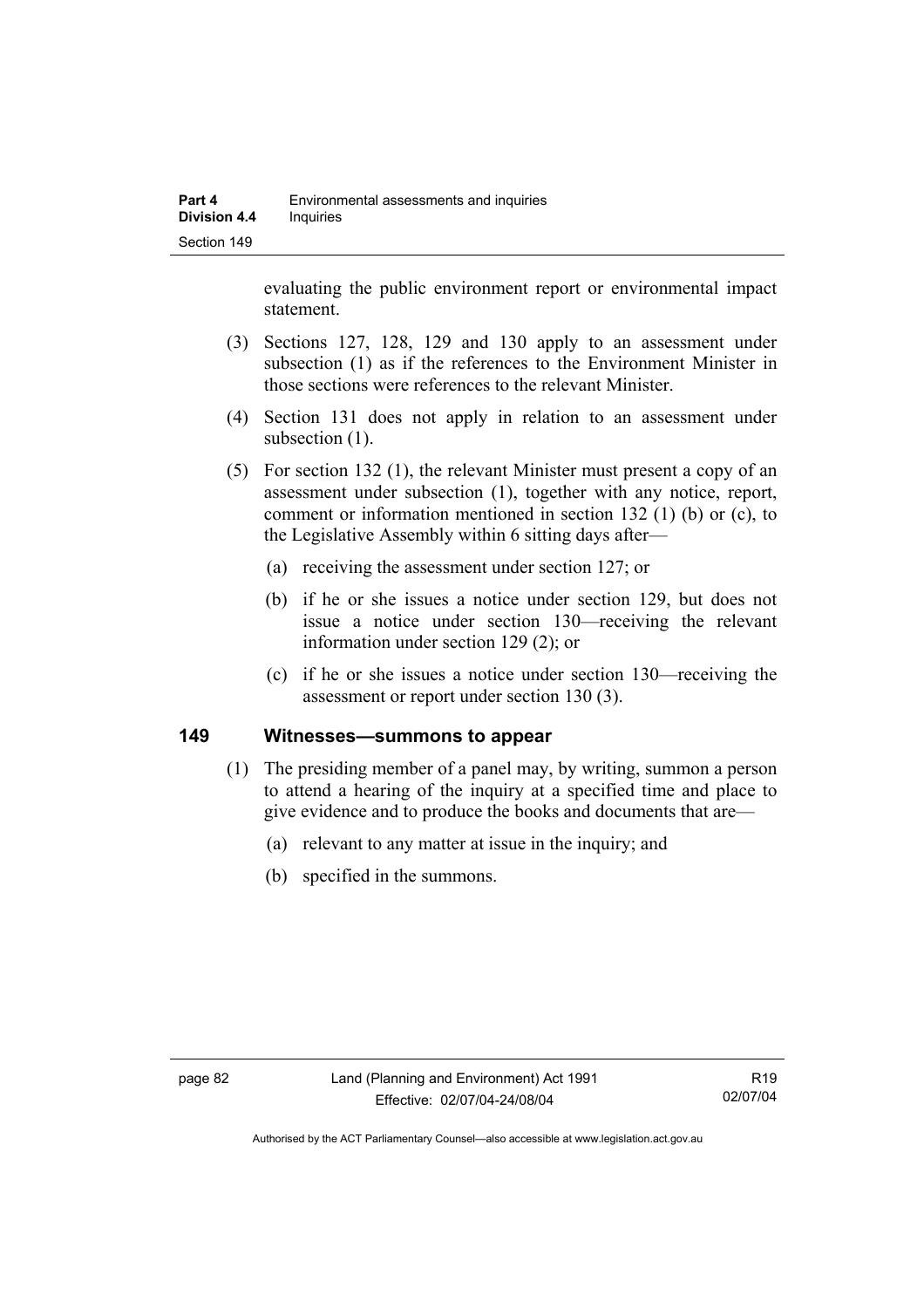evaluating the public environment report or environmental impact statement.

(3) Sections 127, 128, 129 and 130 apply to an assessment under subsection (1) as if the references to the Environment Minister in those sections were references to the relevant Minister.

(4) Section 131 does not apply in relation to an assessment under subsection (1).

(5) For section 132 (1), the relevant Minister must present a copy of an assessment under subsection (1), together with any notice, report, comment or information mentioned in section 132 (1) (b) or (c), to the Legislative Assembly within 6 sitting days after—

(a) receiving the assessment under section 127; or

(b) if he or she issues a notice under section 129, but does not issue a notice under section 130—receiving the relevant information under section 129 (2); or

(c) if he or she issues a notice under section 130—receiving the assessment or report under section 130 (3).

## 149 Witnesses—summons to appear

(1) The presiding member of a panel may, by writing, summon a person to attend a hearing of the inquiry at a specified time and place to give evidence and to produce the books and documents that are—

(a) relevant to any matter at issue in the inquiry; and

(b) specified in the summons.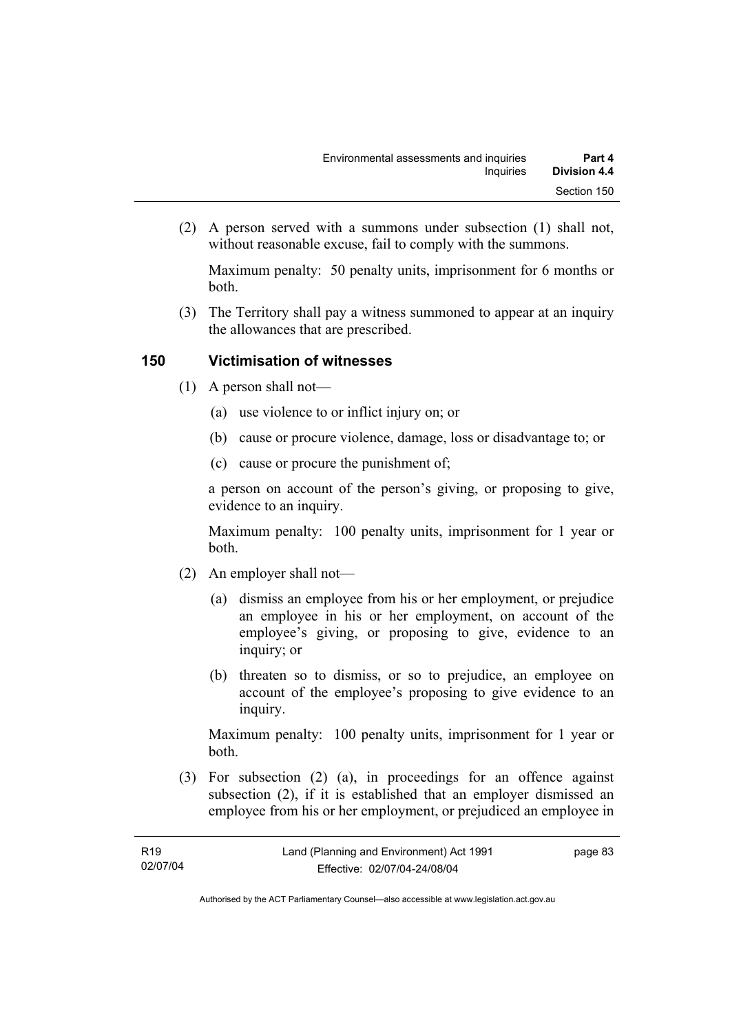(2) A person served with a summons under subsection (1) shall not, without reasonable excuse, fail to comply with the summons.

Maximum penalty: 50 penalty units, imprisonment for 6 months or both.

(3) The Territory shall pay a witness summoned to appear at an inquiry the allowances that are prescribed.

## 150 Victimisation of witnesses

(1) A person shall not—

(a) use violence to or inflict injury on; or

(b) cause or procure violence, damage, loss or disadvantage to; or

(c) cause or procure the punishment of;

a person on account of the person's giving, or proposing to give, evidence to an inquiry.

Maximum penalty: 100 penalty units, imprisonment for 1 year or both.

(2) An employer shall not—

(a) dismiss an employee from his or her employment, or prejudice an employee in his or her employment, on account of the employee's giving, or proposing to give, evidence to an inquiry; or

(b) threaten so to dismiss, or so to prejudice, an employee on account of the employee's proposing to give evidence to an inquiry.

Maximum penalty: 100 penalty units, imprisonment for 1 year or both.

(3) For subsection (2) (a), in proceedings for an offence against subsection (2), if it is established that an employer dismissed an employee from his or her employment, or prejudiced an employee in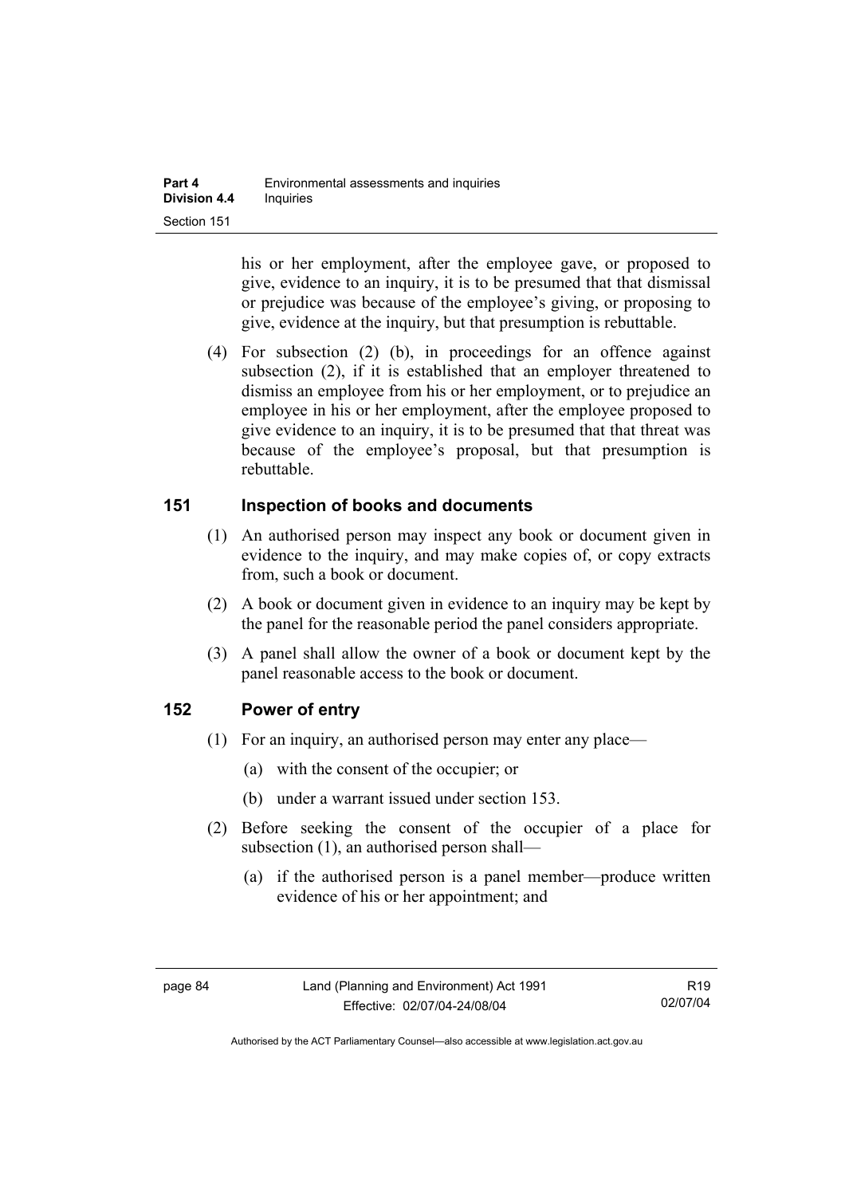his or her employment, after the employee gave, or proposed to give, evidence to an inquiry, it is to be presumed that that dismissal or prejudice was because of the employee's giving, or proposing to give, evidence at the inquiry, but that presumption is rebuttable.

(4) For subsection (2) (b), in proceedings for an offence against subsection (2), if it is established that an employer threatened to dismiss an employee from his or her employment, or to prejudice an employee in his or her employment, after the employee proposed to give evidence to an inquiry, it is to be presumed that that threat was because of the employee's proposal, but that presumption is rebuttable.

## 151 Inspection of books and documents

(1) An authorised person may inspect any book or document given in evidence to the inquiry, and may make copies of, or copy extracts from, such a book or document.

(2) A book or document given in evidence to an inquiry may be kept by the panel for the reasonable period the panel considers appropriate.

(3) A panel shall allow the owner of a book or document kept by the panel reasonable access to the book or document.

## 152 Power of entry

(1) For an inquiry, an authorised person may enter any place—

(a) with the consent of the occupier; or

(b) under a warrant issued under section 153.

(2) Before seeking the consent of the occupier of a place for subsection (1), an authorised person shall—

(a) if the authorised person is a panel member—produce written evidence of his or her appointment; and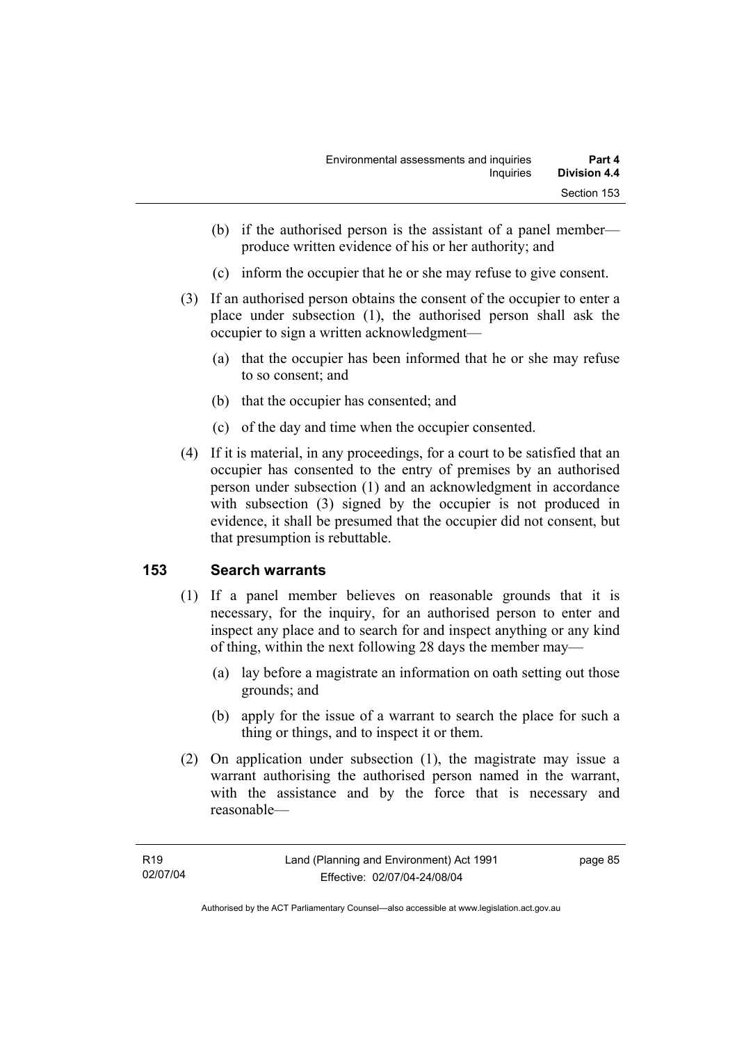(b) if the authorised person is the assistant of a panel member—produce written evidence of his or her authority; and

(c) inform the occupier that he or she may refuse to give consent.

(3) If an authorised person obtains the consent of the occupier to enter a place under subsection (1), the authorised person shall ask the occupier to sign a written acknowledgment—

(a) that the occupier has been informed that he or she may refuse to so consent; and

(b) that the occupier has consented; and

(c) of the day and time when the occupier consented.

(4) If it is material, in any proceedings, for a court to be satisfied that an occupier has consented to the entry of premises by an authorised person under subsection (1) and an acknowledgment in accordance with subsection (3) signed by the occupier is not produced in evidence, it shall be presumed that the occupier did not consent, but that presumption is rebuttable.

## 153 Search warrants

(1) If a panel member believes on reasonable grounds that it is necessary, for the inquiry, for an authorised person to enter and inspect any place and to search for and inspect anything or any kind of thing, within the next following 28 days the member may—

(a) lay before a magistrate an information on oath setting out those grounds; and

(b) apply for the issue of a warrant to search the place for such a thing or things, and to inspect it or them.

(2) On application under subsection (1), the magistrate may issue a warrant authorising the authorised person named in the warrant, with the assistance and by the force that is necessary and reasonable—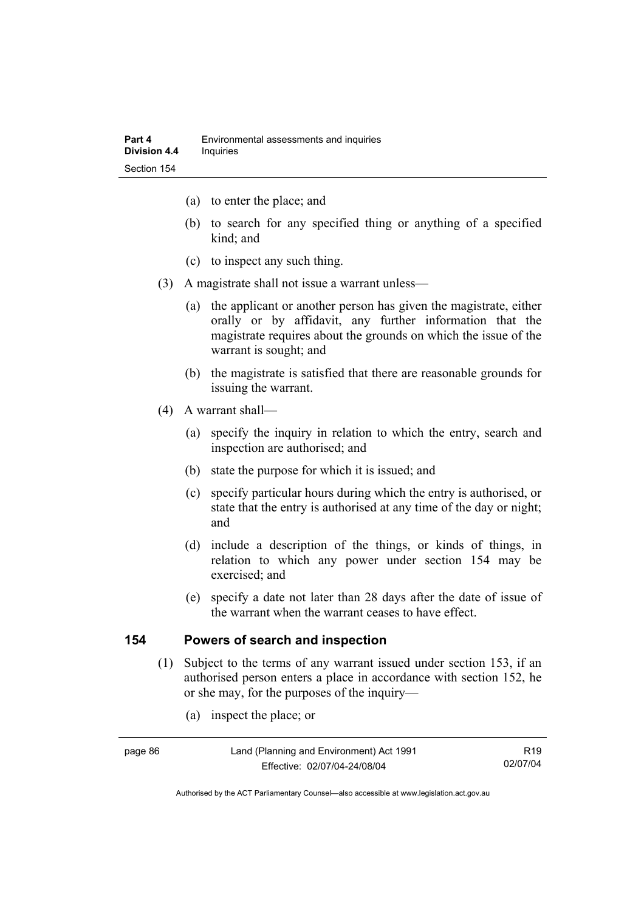(a) to enter the place; and

(b) to search for any specified thing or anything of a specified kind; and

(c) to inspect any such thing.

(3) A magistrate shall not issue a warrant unless—

(a) the applicant or another person has given the magistrate, either orally or by affidavit, any further information that the magistrate requires about the grounds on which the issue of the warrant is sought; and

(b) the magistrate is satisfied that there are reasonable grounds for issuing the warrant.

(4) A warrant shall—

(a) specify the inquiry in relation to which the entry, search and inspection are authorised; and

(b) state the purpose for which it is issued; and

(c) specify particular hours during which the entry is authorised, or state that the entry is authorised at any time of the day or night; and

(d) include a description of the things, or kinds of things, in relation to which any power under section 154 may be exercised; and

(e) specify a date not later than 28 days after the date of issue of the warrant when the warrant ceases to have effect.

## 154 Powers of search and inspection

(1) Subject to the terms of any warrant issued under section 153, if an authorised person enters a place in accordance with section 152, he or she may, for the purposes of the inquiry—

(a) inspect the place; or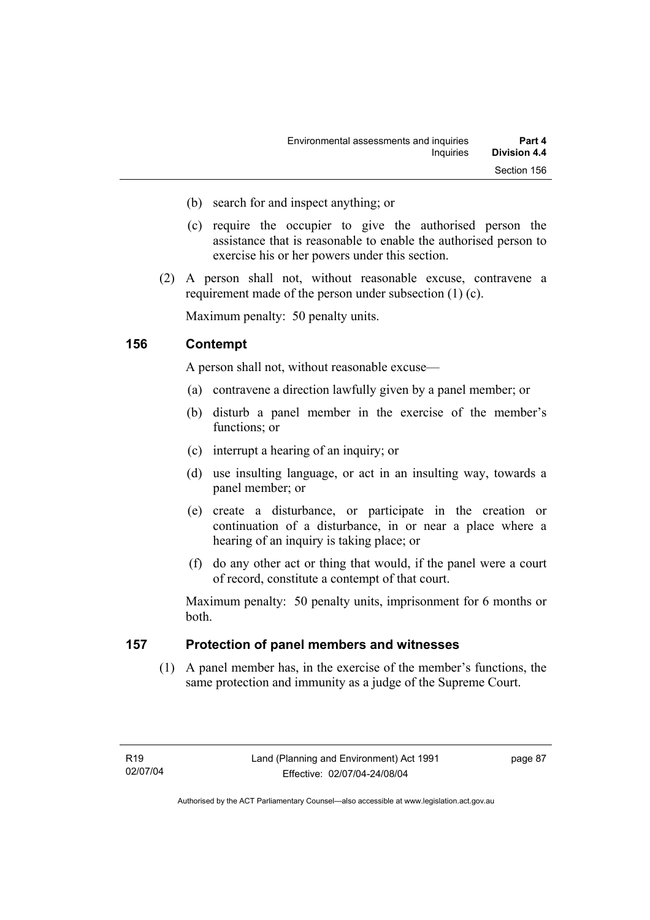(b) search for and inspect anything; or

(c) require the occupier to give the authorised person the assistance that is reasonable to enable the authorised person to exercise his or her powers under this section.

(2) A person shall not, without reasonable excuse, contravene a requirement made of the person under subsection (1) (c).

Maximum penalty: 50 penalty units.

## 156 Contempt

A person shall not, without reasonable excuse—

(a) contravene a direction lawfully given by a panel member; or

(b) disturb a panel member in the exercise of the member's functions; or

(c) interrupt a hearing of an inquiry; or

(d) use insulting language, or act in an insulting way, towards a panel member; or

(e) create a disturbance, or participate in the creation or continuation of a disturbance, in or near a place where a hearing of an inquiry is taking place; or

(f) do any other act or thing that would, if the panel were a court of record, constitute a contempt of that court.

Maximum penalty: 50 penalty units, imprisonment for 6 months or both.

## 157 Protection of panel members and witnesses

(1) A panel member has, in the exercise of the member's functions, the same protection and immunity as a judge of the Supreme Court.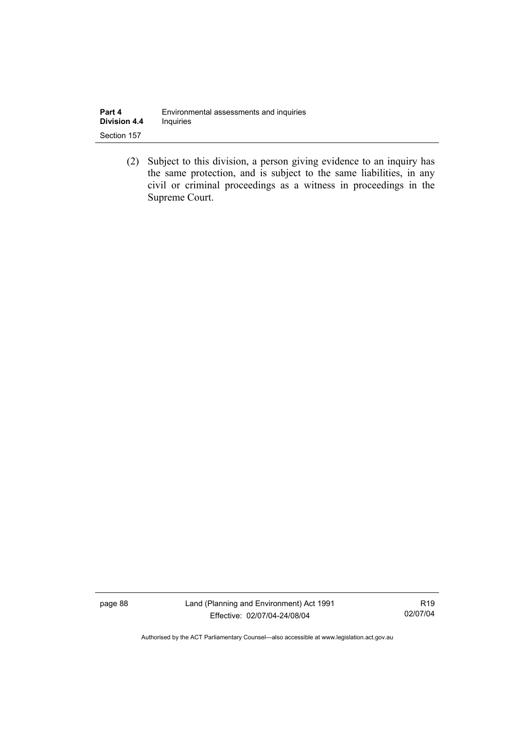(2) Subject to this division, a person giving evidence to an inquiry has the same protection, and is subject to the same liabilities, in any civil or criminal proceedings as a witness in proceedings in the Supreme Court.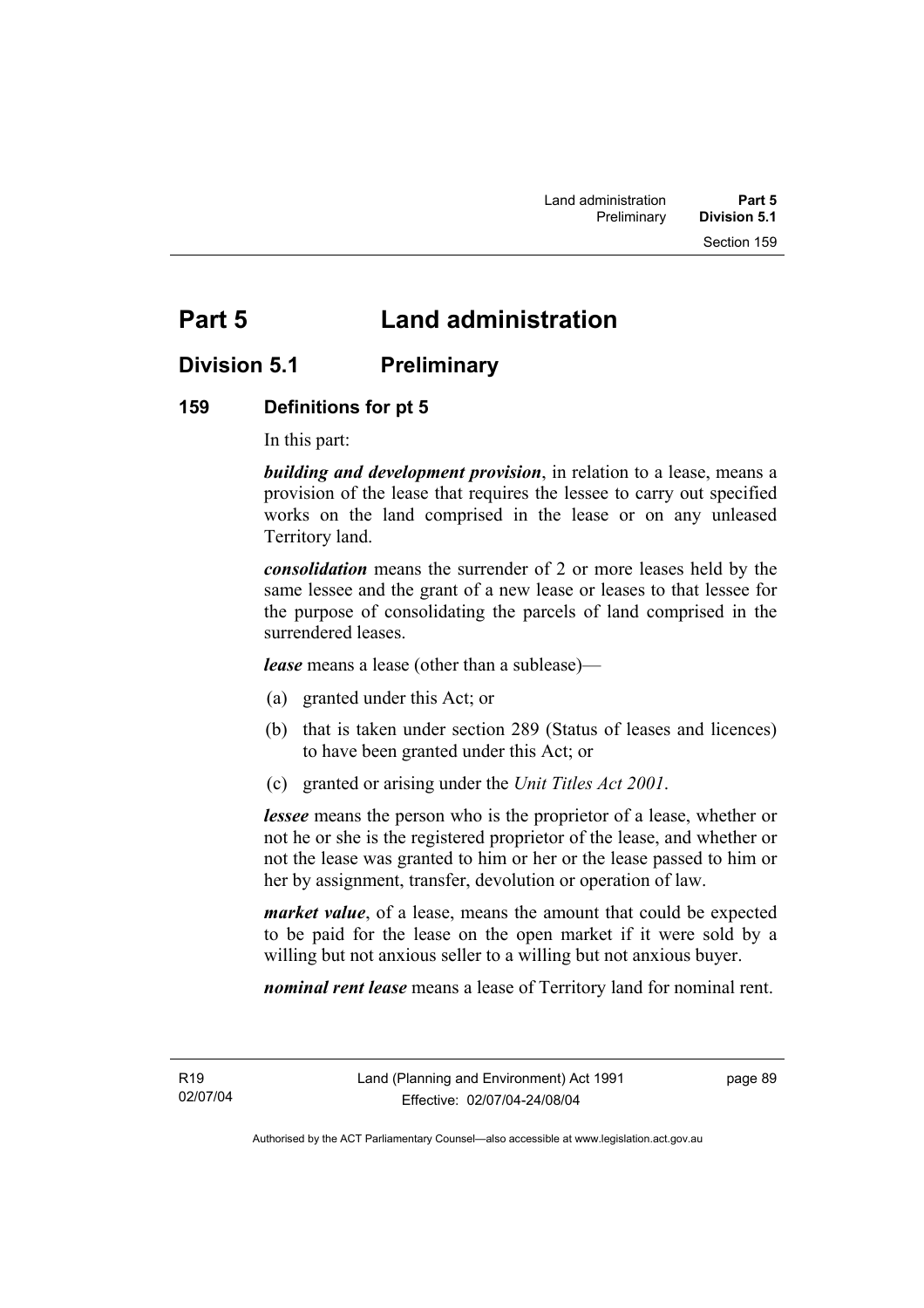# Part 5 Land administration

## Division 5.1 Preliminary

### 159 Definitions for pt 5

In this part:

***building and development provision***, in relation to a lease, means a provision of the lease that requires the lessee to carry out specified works on the land comprised in the lease or on any unleased Territory land.

***consolidation*** means the surrender of 2 or more leases held by the same lessee and the grant of a new lease or leases to that lessee for the purpose of consolidating the parcels of land comprised in the surrendered leases.

***lease*** means a lease (other than a sublease)—

(a) granted under this Act; or

(b) that is taken under section 289 (Status of leases and licences) to have been granted under this Act; or

(c) granted or arising under the *Unit Titles Act 2001*.

***lessee*** means the person who is the proprietor of a lease, whether or not he or she is the registered proprietor of the lease, and whether or not the lease was granted to him or her or the lease passed to him or her by assignment, transfer, devolution or operation of law.

***market value***, of a lease, means the amount that could be expected to be paid for the lease on the open market if it were sold by a willing but not anxious seller to a willing but not anxious buyer.

***nominal rent lease*** means a lease of Territory land for nominal rent.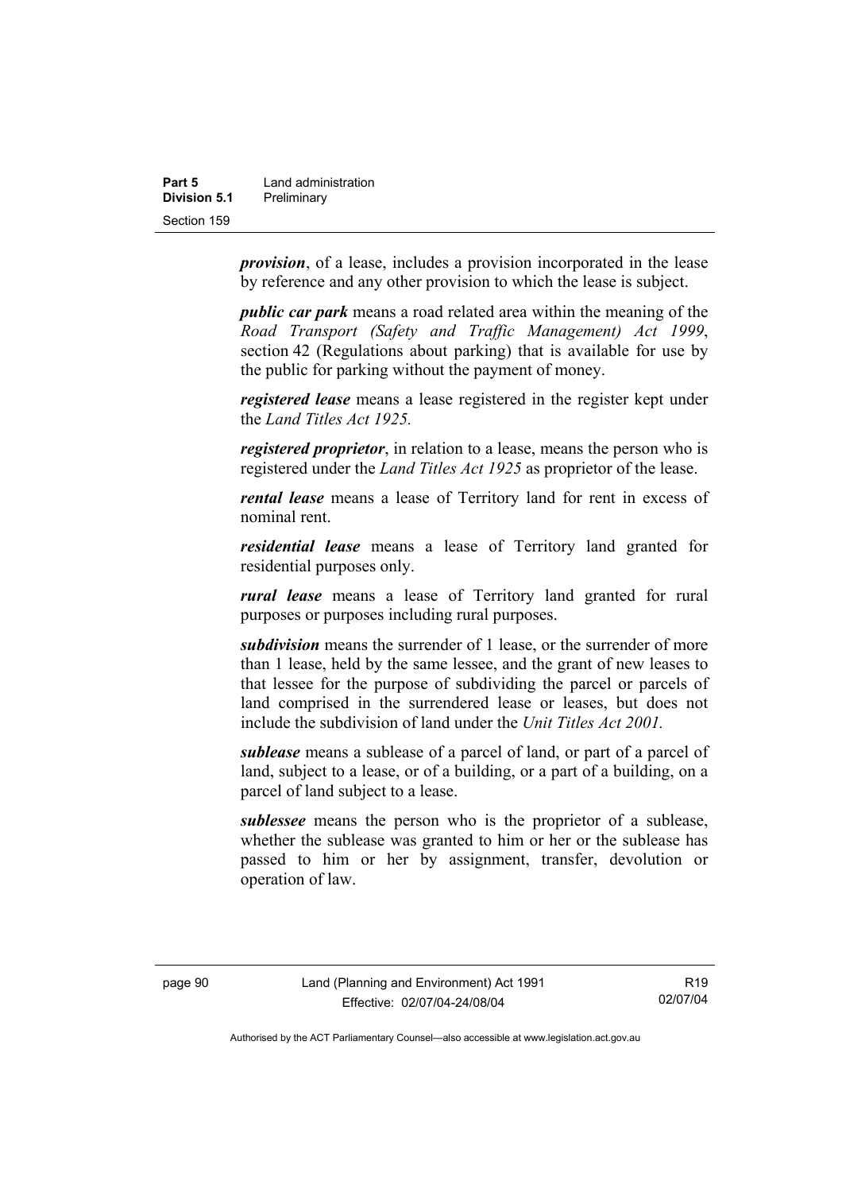***provision***, of a lease, includes a provision incorporated in the lease by reference and any other provision to which the lease is subject.

***public car park*** means a road related area within the meaning of the *Road Transport (Safety and Traffic Management) Act 1999*, section 42 (Regulations about parking) that is available for use by the public for parking without the payment of money.

***registered lease*** means a lease registered in the register kept under the *Land Titles Act 1925.*

***registered proprietor***, in relation to a lease, means the person who is registered under the *Land Titles Act 1925* as proprietor of the lease.

***rental lease*** means a lease of Territory land for rent in excess of nominal rent.

***residential lease*** means a lease of Territory land granted for residential purposes only.

***rural lease*** means a lease of Territory land granted for rural purposes or purposes including rural purposes.

***subdivision*** means the surrender of 1 lease, or the surrender of more than 1 lease, held by the same lessee, and the grant of new leases to that lessee for the purpose of subdividing the parcel or parcels of land comprised in the surrendered lease or leases, but does not include the subdivision of land under the *Unit Titles Act 2001.*

***sublease*** means a sublease of a parcel of land, or part of a parcel of land, subject to a lease, or of a building, or a part of a building, on a parcel of land subject to a lease.

***sublessee*** means the person who is the proprietor of a sublease, whether the sublease was granted to him or her or the sublease has passed to him or her by assignment, transfer, devolution or operation of law.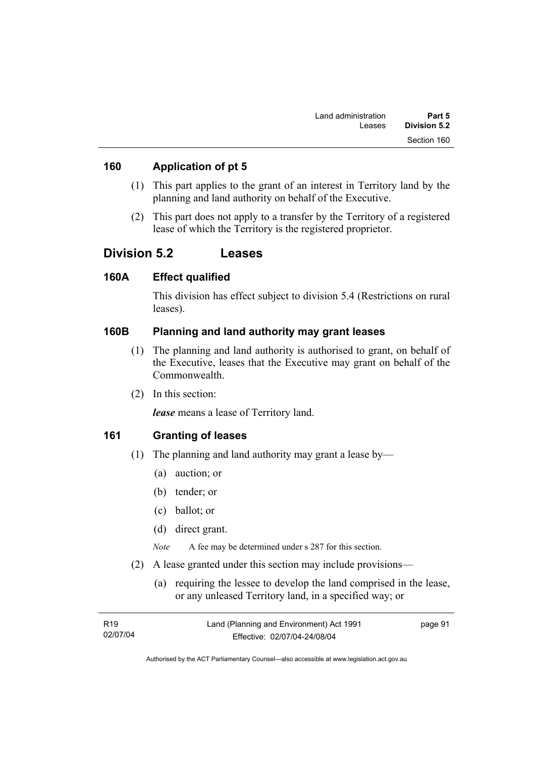## 160 Application of pt 5

(1) This part applies to the grant of an interest in Territory land by the planning and land authority on behalf of the Executive.

(2) This part does not apply to a transfer by the Territory of a registered lease of which the Territory is the registered proprietor.

# Division 5.2 Leases

## 160A Effect qualified

This division has effect subject to division 5.4 (Restrictions on rural leases).

## 160B Planning and land authority may grant leases

(1) The planning and land authority is authorised to grant, on behalf of the Executive, leases that the Executive may grant on behalf of the Commonwealth.

(2) In this section:

***lease*** means a lease of Territory land.

## 161 Granting of leases

(1) The planning and land authority may grant a lease by—

(a) auction; or

(b) tender; or

(c) ballot; or

(d) direct grant.

*Note* A fee may be determined under s 287 for this section.

(2) A lease granted under this section may include provisions—

(a) requiring the lessee to develop the land comprised in the lease, or any unleased Territory land, in a specified way; or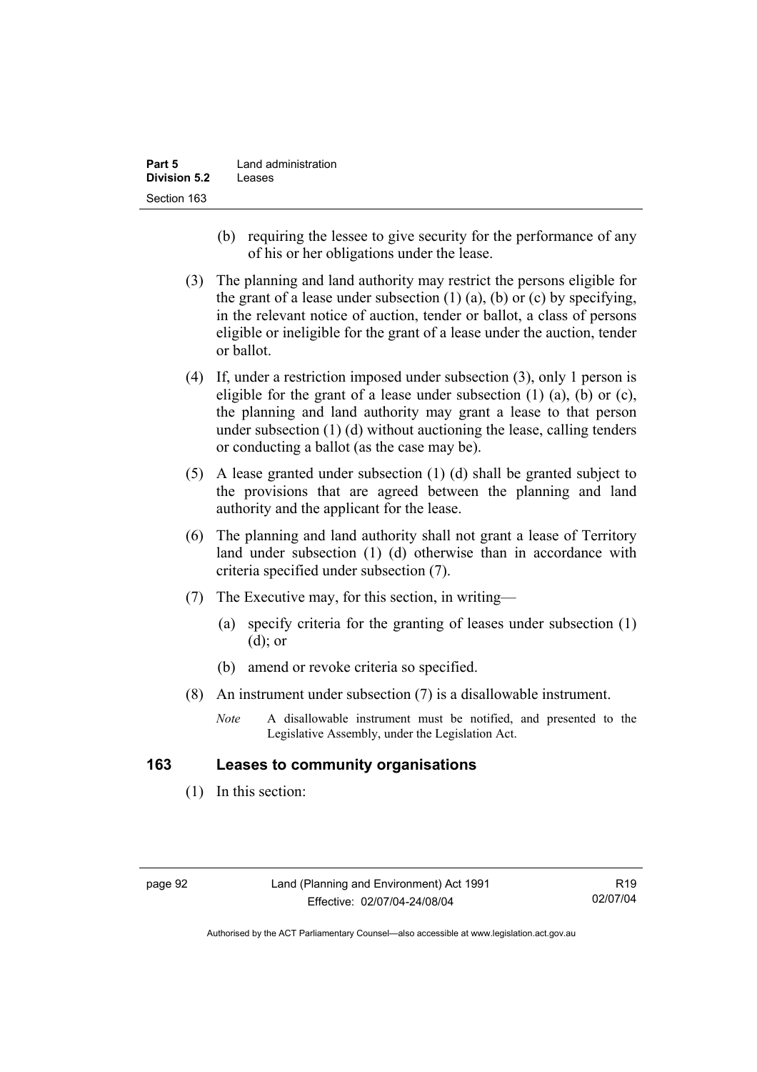(b) requiring the lessee to give security for the performance of any of his or her obligations under the lease.

(3) The planning and land authority may restrict the persons eligible for the grant of a lease under subsection (1) (a), (b) or (c) by specifying, in the relevant notice of auction, tender or ballot, a class of persons eligible or ineligible for the grant of a lease under the auction, tender or ballot.

(4) If, under a restriction imposed under subsection (3), only 1 person is eligible for the grant of a lease under subsection (1) (a), (b) or (c), the planning and land authority may grant a lease to that person under subsection (1) (d) without auctioning the lease, calling tenders or conducting a ballot (as the case may be).

(5) A lease granted under subsection (1) (d) shall be granted subject to the provisions that are agreed between the planning and land authority and the applicant for the lease.

(6) The planning and land authority shall not grant a lease of Territory land under subsection (1) (d) otherwise than in accordance with criteria specified under subsection (7).

(7) The Executive may, for this section, in writing—

(a) specify criteria for the granting of leases under subsection (1) (d); or

(b) amend or revoke criteria so specified.

(8) An instrument under subsection (7) is a disallowable instrument.

*Note* A disallowable instrument must be notified, and presented to the Legislative Assembly, under the Legislation Act.

## 163 Leases to community organisations

(1) In this section: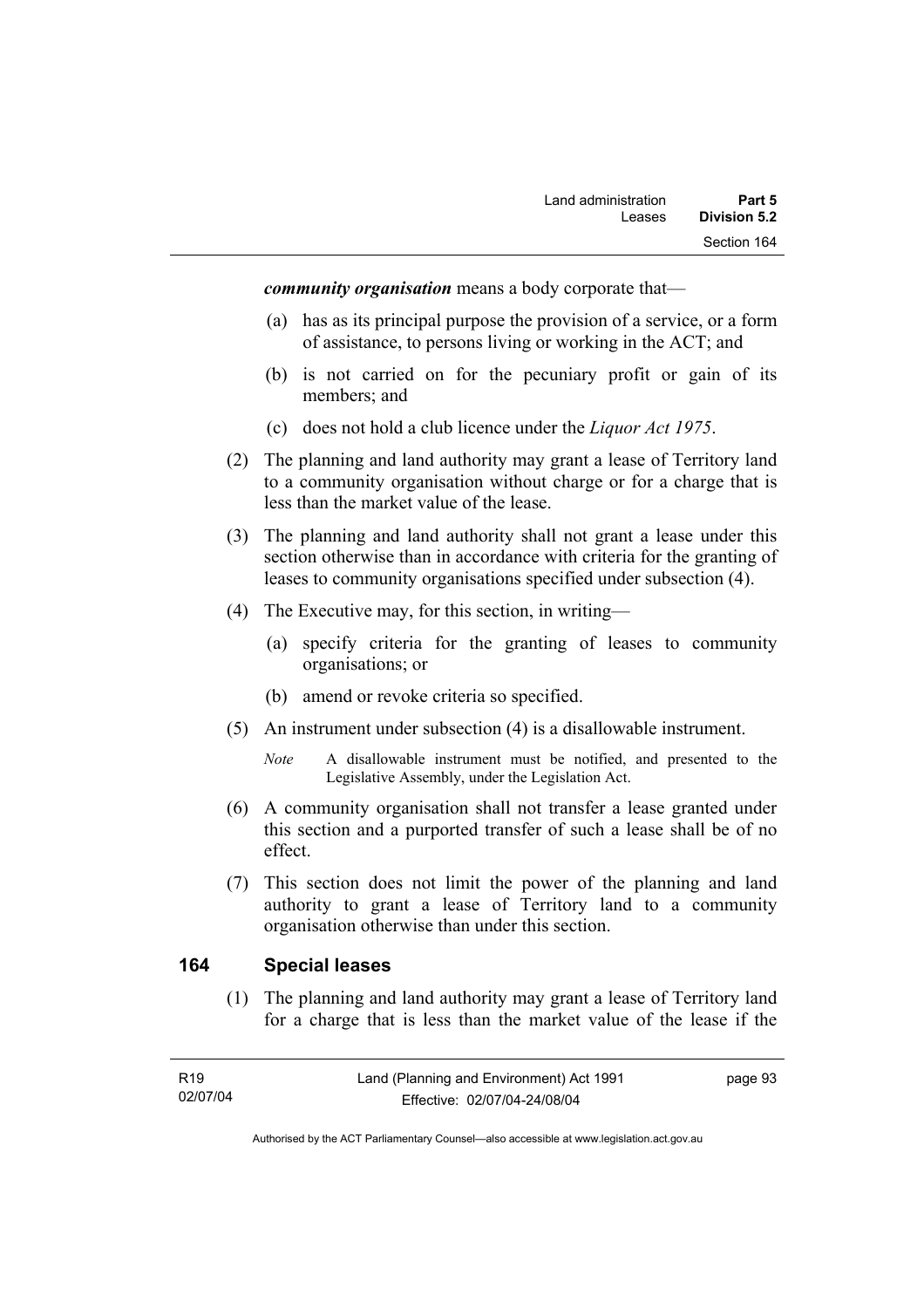***community organisation*** means a body corporate that—

(a) has as its principal purpose the provision of a service, or a form of assistance, to persons living or working in the ACT; and

(b) is not carried on for the pecuniary profit or gain of its members; and

(c) does not hold a club licence under the *Liquor Act 1975*.

(2) The planning and land authority may grant a lease of Territory land to a community organisation without charge or for a charge that is less than the market value of the lease.

(3) The planning and land authority shall not grant a lease under this section otherwise than in accordance with criteria for the granting of leases to community organisations specified under subsection (4).

(4) The Executive may, for this section, in writing—

(a) specify criteria for the granting of leases to community organisations; or

(b) amend or revoke criteria so specified.

(5) An instrument under subsection (4) is a disallowable instrument.

*Note* A disallowable instrument must be notified, and presented to the Legislative Assembly, under the Legislation Act.

(6) A community organisation shall not transfer a lease granted under this section and a purported transfer of such a lease shall be of no effect.

(7) This section does not limit the power of the planning and land authority to grant a lease of Territory land to a community organisation otherwise than under this section.

## 164 Special leases

(1) The planning and land authority may grant a lease of Territory land for a charge that is less than the market value of the lease if the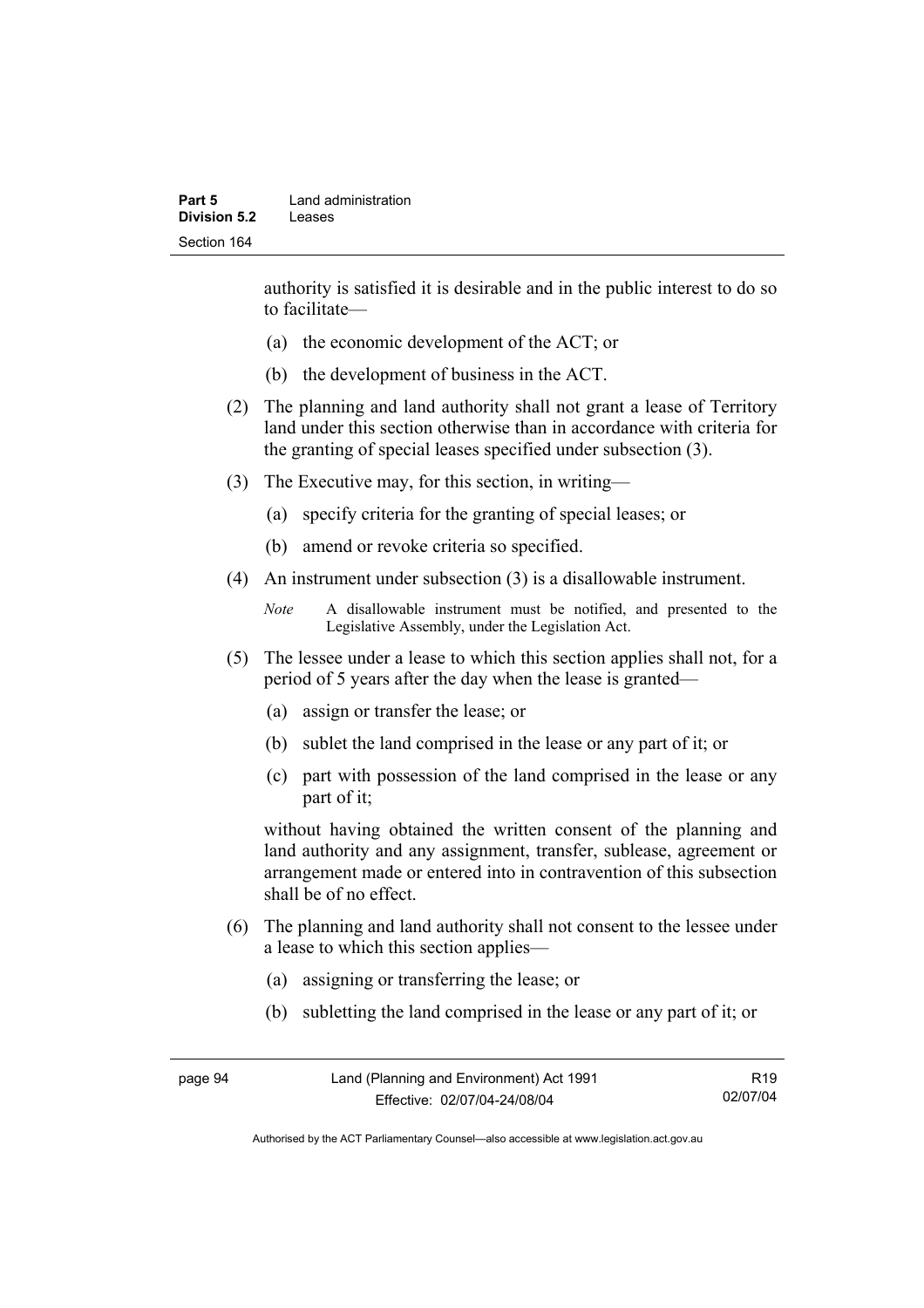authority is satisfied it is desirable and in the public interest to do so to facilitate—

(a) the economic development of the ACT; or

(b) the development of business in the ACT.

(2) The planning and land authority shall not grant a lease of Territory land under this section otherwise than in accordance with criteria for the granting of special leases specified under subsection (3).

(3) The Executive may, for this section, in writing—

(a) specify criteria for the granting of special leases; or

(b) amend or revoke criteria so specified.

(4) An instrument under subsection (3) is a disallowable instrument.

*Note* A disallowable instrument must be notified, and presented to the Legislative Assembly, under the Legislation Act.

(5) The lessee under a lease to which this section applies shall not, for a period of 5 years after the day when the lease is granted—

(a) assign or transfer the lease; or

(b) sublet the land comprised in the lease or any part of it; or

(c) part with possession of the land comprised in the lease or any part of it;

without having obtained the written consent of the planning and land authority and any assignment, transfer, sublease, agreement or arrangement made or entered into in contravention of this subsection shall be of no effect.

(6) The planning and land authority shall not consent to the lessee under a lease to which this section applies—

(a) assigning or transferring the lease; or

(b) subletting the land comprised in the lease or any part of it; or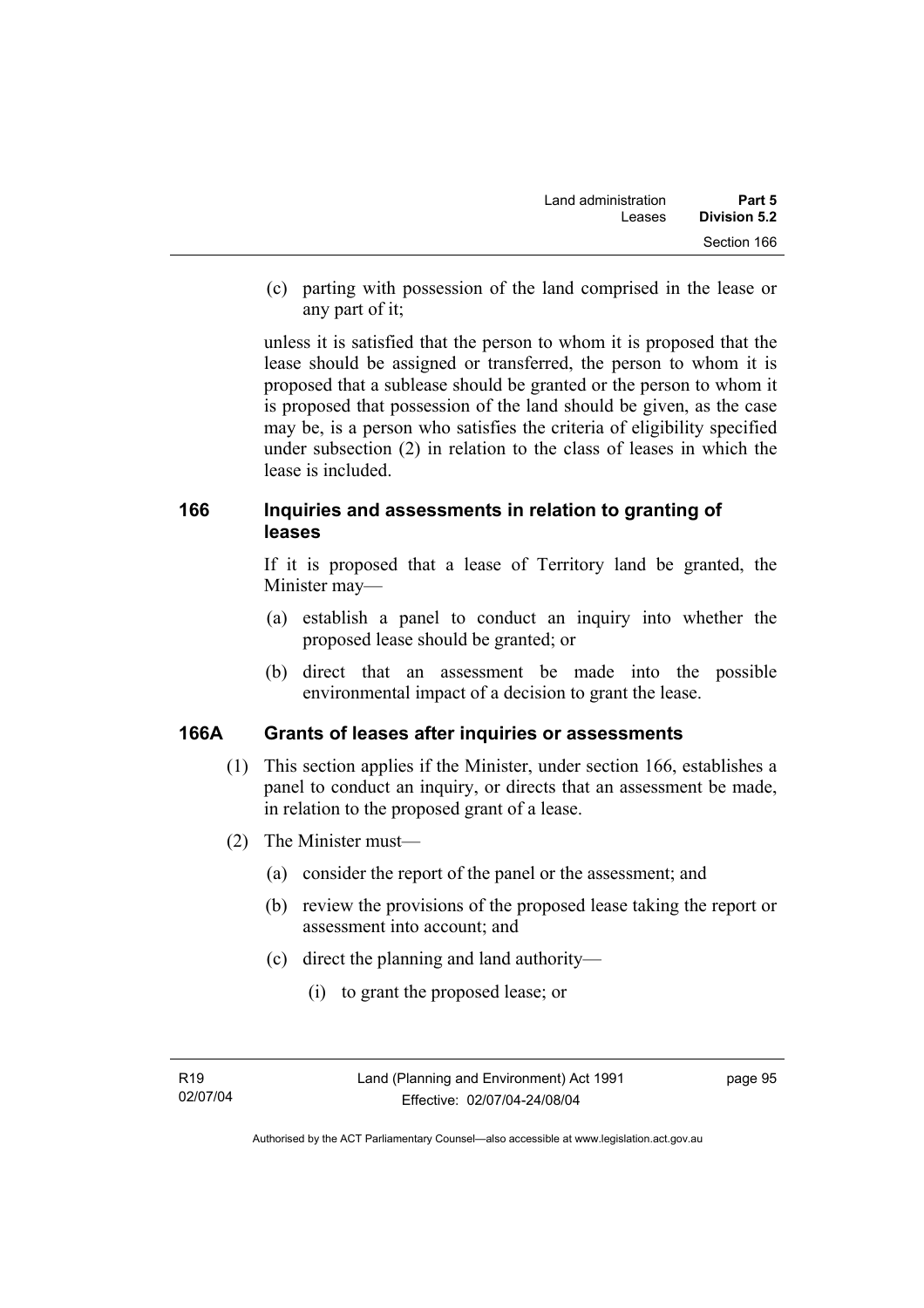(c) parting with possession of the land comprised in the lease or any part of it;

unless it is satisfied that the person to whom it is proposed that the lease should be assigned or transferred, the person to whom it is proposed that a sublease should be granted or the person to whom it is proposed that possession of the land should be given, as the case may be, is a person who satisfies the criteria of eligibility specified under subsection (2) in relation to the class of leases in which the lease is included.

### 166 Inquiries and assessments in relation to granting of leases

If it is proposed that a lease of Territory land be granted, the Minister may—

(a) establish a panel to conduct an inquiry into whether the proposed lease should be granted; or

(b) direct that an assessment be made into the possible environmental impact of a decision to grant the lease.

### 166A Grants of leases after inquiries or assessments

(1) This section applies if the Minister, under section 166, establishes a panel to conduct an inquiry, or directs that an assessment be made, in relation to the proposed grant of a lease.

(2) The Minister must—

(a) consider the report of the panel or the assessment; and

(b) review the provisions of the proposed lease taking the report or assessment into account; and

(c) direct the planning and land authority—

(i) to grant the proposed lease; or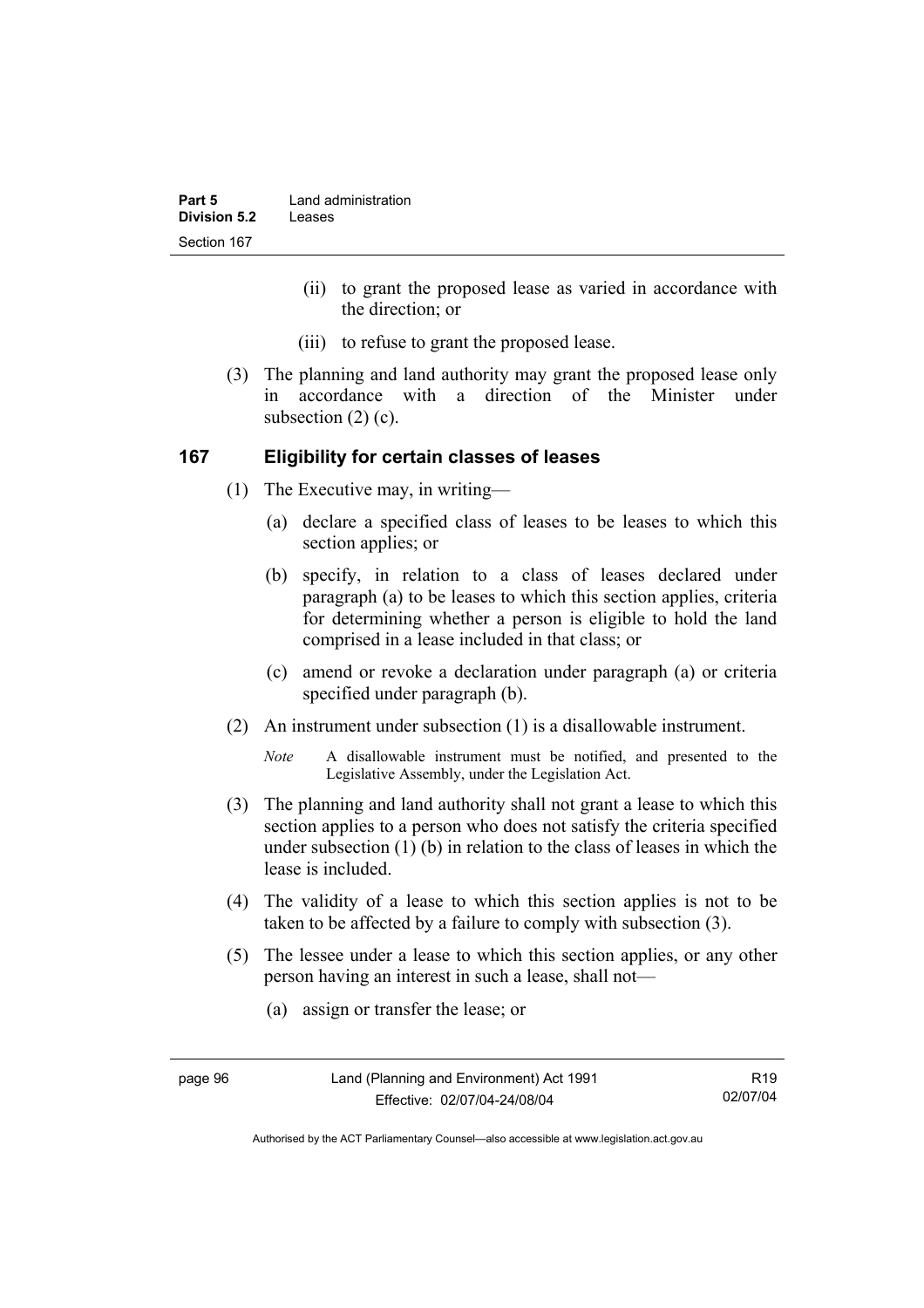(ii) to grant the proposed lease as varied in accordance with the direction; or

(iii) to refuse to grant the proposed lease.

(3) The planning and land authority may grant the proposed lease only in accordance with a direction of the Minister under subsection (2) (c).

## 167 Eligibility for certain classes of leases

(1) The Executive may, in writing—

(a) declare a specified class of leases to be leases to which this section applies; or

(b) specify, in relation to a class of leases declared under paragraph (a) to be leases to which this section applies, criteria for determining whether a person is eligible to hold the land comprised in a lease included in that class; or

(c) amend or revoke a declaration under paragraph (a) or criteria specified under paragraph (b).

(2) An instrument under subsection (1) is a disallowable instrument.

*Note* A disallowable instrument must be notified, and presented to the Legislative Assembly, under the Legislation Act.

(3) The planning and land authority shall not grant a lease to which this section applies to a person who does not satisfy the criteria specified under subsection (1) (b) in relation to the class of leases in which the lease is included.

(4) The validity of a lease to which this section applies is not to be taken to be affected by a failure to comply with subsection (3).

(5) The lessee under a lease to which this section applies, or any other person having an interest in such a lease, shall not—

(a) assign or transfer the lease; or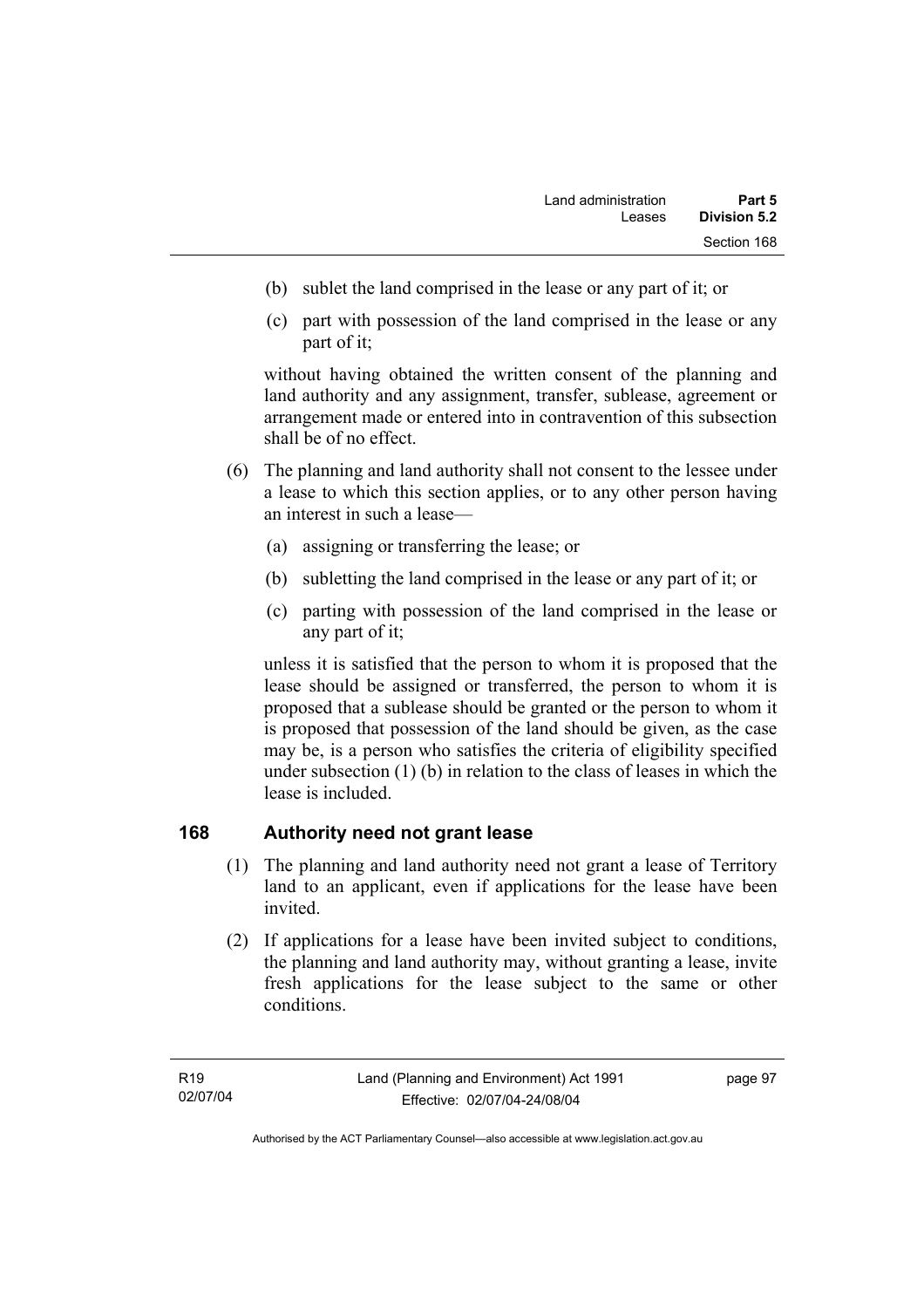(b) sublet the land comprised in the lease or any part of it; or

(c) part with possession of the land comprised in the lease or any part of it;

without having obtained the written consent of the planning and land authority and any assignment, transfer, sublease, agreement or arrangement made or entered into in contravention of this subsection shall be of no effect.

(6) The planning and land authority shall not consent to the lessee under a lease to which this section applies, or to any other person having an interest in such a lease—

(a) assigning or transferring the lease; or

(b) subletting the land comprised in the lease or any part of it; or

(c) parting with possession of the land comprised in the lease or any part of it;

unless it is satisfied that the person to whom it is proposed that the lease should be assigned or transferred, the person to whom it is proposed that a sublease should be granted or the person to whom it is proposed that possession of the land should be given, as the case may be, is a person who satisfies the criteria of eligibility specified under subsection (1) (b) in relation to the class of leases in which the lease is included.

## 168 Authority need not grant lease

(1) The planning and land authority need not grant a lease of Territory land to an applicant, even if applications for the lease have been invited.

(2) If applications for a lease have been invited subject to conditions, the planning and land authority may, without granting a lease, invite fresh applications for the lease subject to the same or other conditions.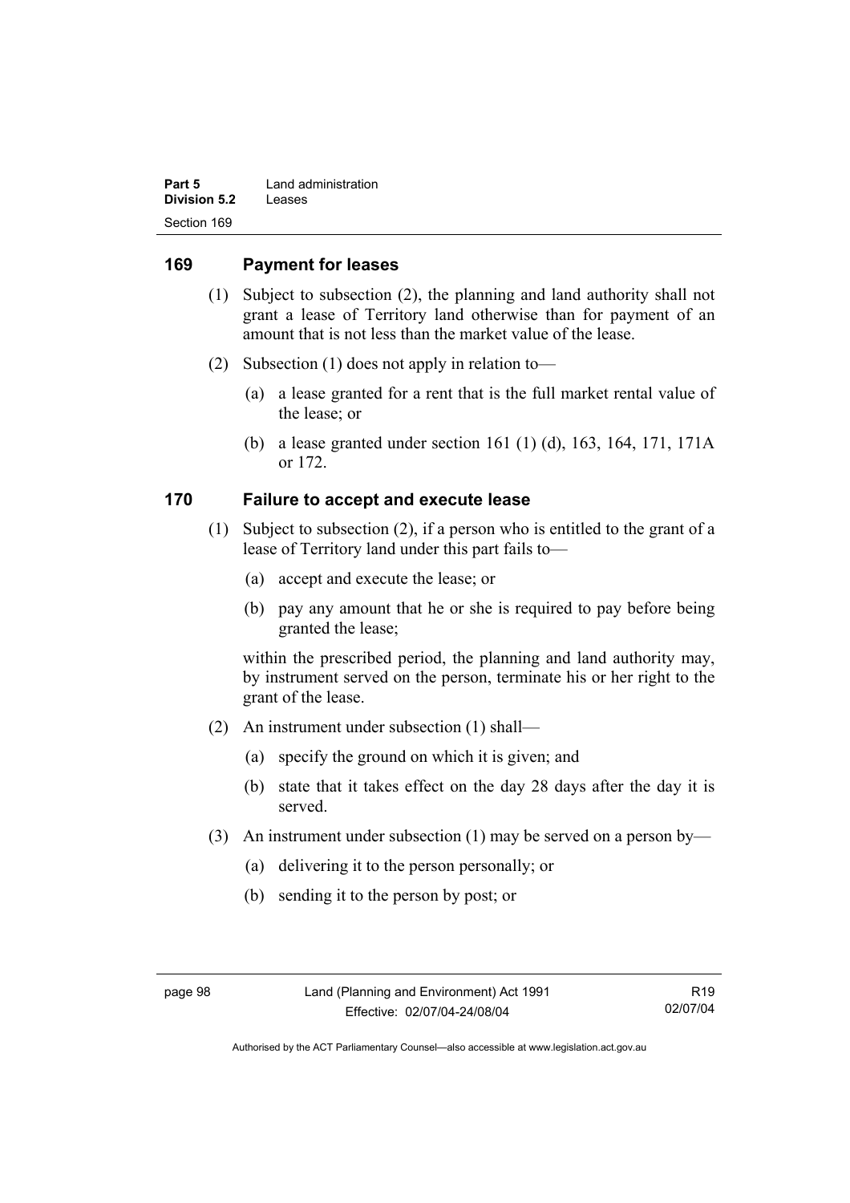## 169 Payment for leases

(1) Subject to subsection (2), the planning and land authority shall not grant a lease of Territory land otherwise than for payment of an amount that is not less than the market value of the lease.

(2) Subsection (1) does not apply in relation to—

(a) a lease granted for a rent that is the full market rental value of the lease; or

(b) a lease granted under section 161 (1) (d), 163, 164, 171, 171A or 172.

## 170 Failure to accept and execute lease

(1) Subject to subsection (2), if a person who is entitled to the grant of a lease of Territory land under this part fails to—

(a) accept and execute the lease; or

(b) pay any amount that he or she is required to pay before being granted the lease;

within the prescribed period, the planning and land authority may, by instrument served on the person, terminate his or her right to the grant of the lease.

(2) An instrument under subsection (1) shall—

(a) specify the ground on which it is given; and

(b) state that it takes effect on the day 28 days after the day it is served.

(3) An instrument under subsection (1) may be served on a person by—

(a) delivering it to the person personally; or

(b) sending it to the person by post; or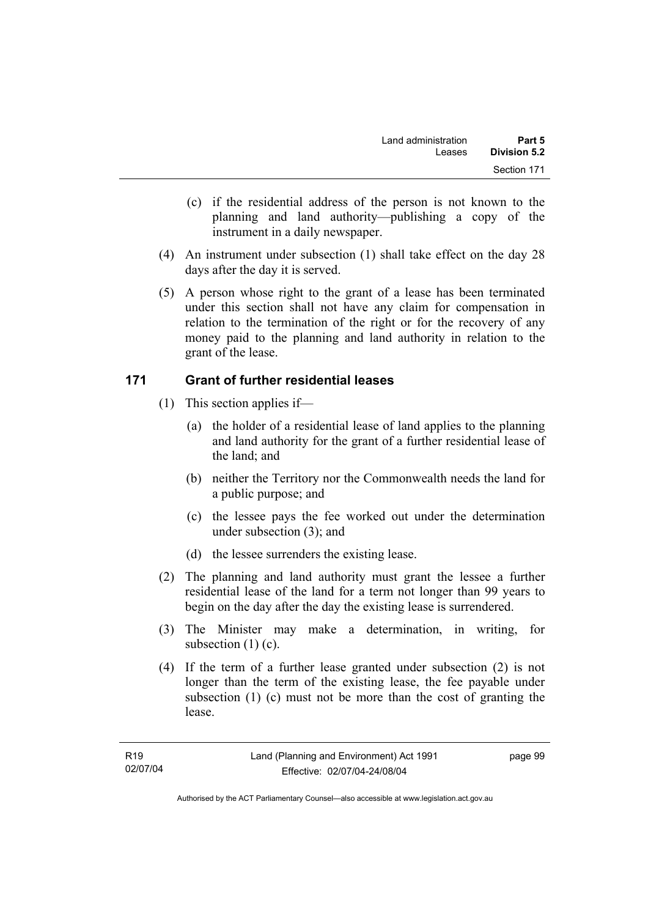(c) if the residential address of the person is not known to the planning and land authority—publishing a copy of the instrument in a daily newspaper.

(4) An instrument under subsection (1) shall take effect on the day 28 days after the day it is served.

(5) A person whose right to the grant of a lease has been terminated under this section shall not have any claim for compensation in relation to the termination of the right or for the recovery of any money paid to the planning and land authority in relation to the grant of the lease.

## 171 Grant of further residential leases

(1) This section applies if—

(a) the holder of a residential lease of land applies to the planning and land authority for the grant of a further residential lease of the land; and

(b) neither the Territory nor the Commonwealth needs the land for a public purpose; and

(c) the lessee pays the fee worked out under the determination under subsection (3); and

(d) the lessee surrenders the existing lease.

(2) The planning and land authority must grant the lessee a further residential lease of the land for a term not longer than 99 years to begin on the day after the day the existing lease is surrendered.

(3) The Minister may make a determination, in writing, for subsection (1) (c).

(4) If the term of a further lease granted under subsection (2) is not longer than the term of the existing lease, the fee payable under subsection (1) (c) must not be more than the cost of granting the lease.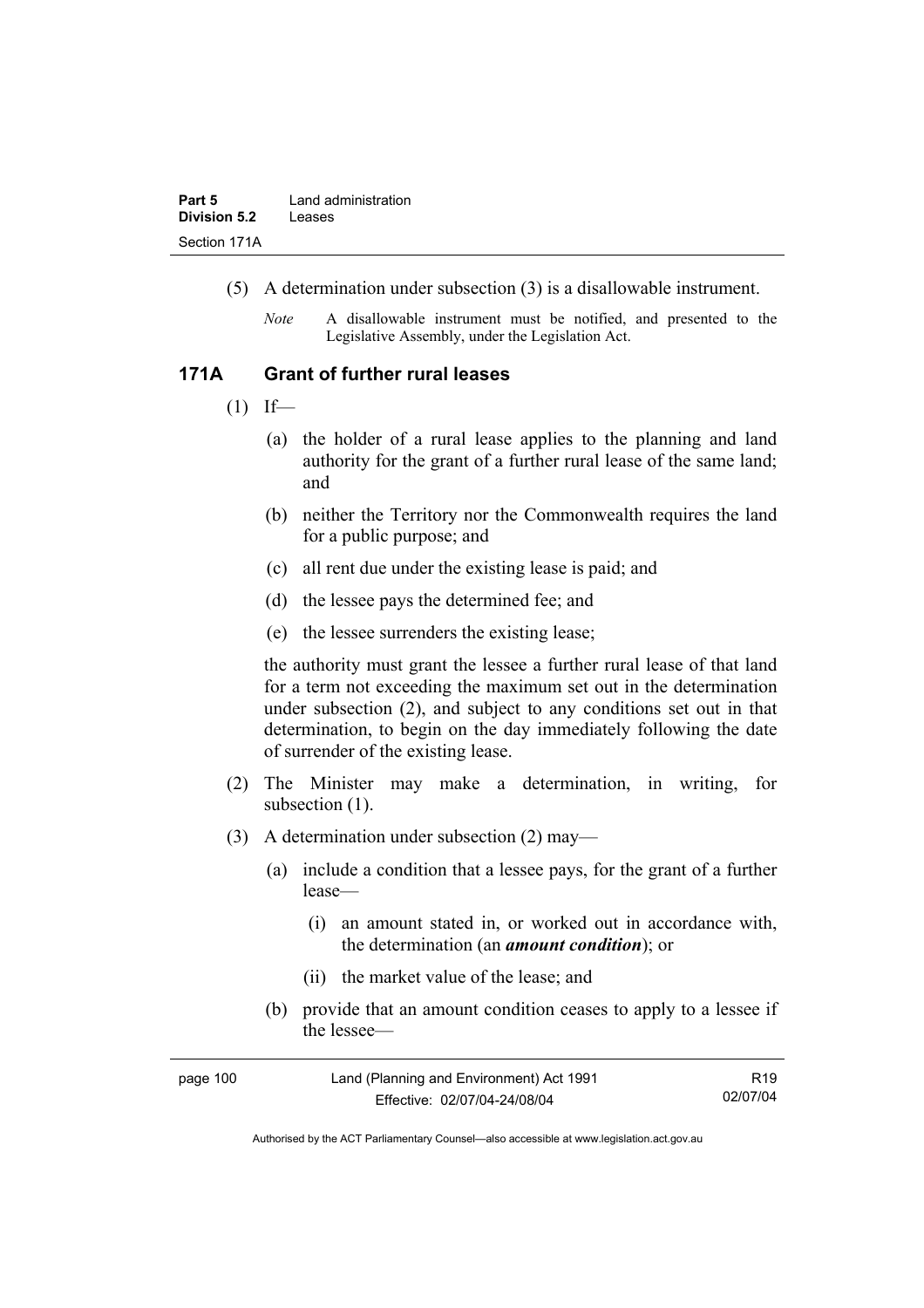(5) A determination under subsection (3) is a disallowable instrument.

*Note* A disallowable instrument must be notified, and presented to the Legislative Assembly, under the Legislation Act.

### 171A Grant of further rural leases

(1) If—

(a) the holder of a rural lease applies to the planning and land authority for the grant of a further rural lease of the same land; and

(b) neither the Territory nor the Commonwealth requires the land for a public purpose; and

(c) all rent due under the existing lease is paid; and

(d) the lessee pays the determined fee; and

(e) the lessee surrenders the existing lease;

the authority must grant the lessee a further rural lease of that land for a term not exceeding the maximum set out in the determination under subsection (2), and subject to any conditions set out in that determination, to begin on the day immediately following the date of surrender of the existing lease.

(2) The Minister may make a determination, in writing, for subsection (1).

(3) A determination under subsection (2) may—

(a) include a condition that a lessee pays, for the grant of a further lease—

(i) an amount stated in, or worked out in accordance with, the determination (an ***amount condition***); or

(ii) the market value of the lease; and

(b) provide that an amount condition ceases to apply to a lessee if the lessee—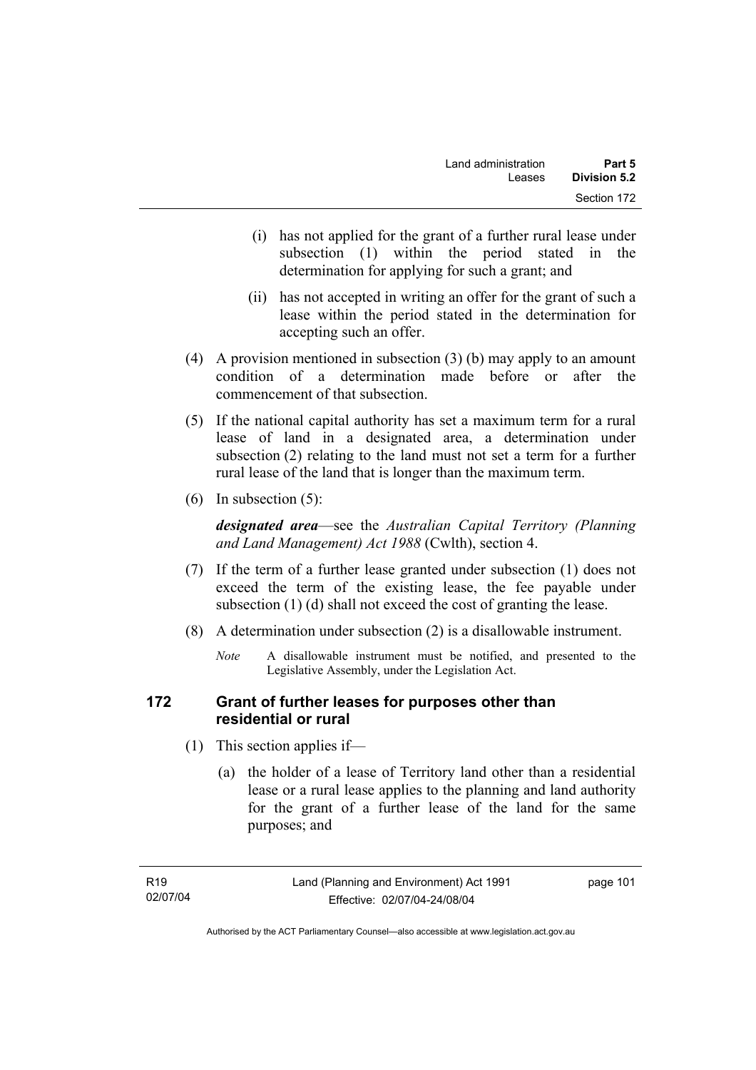(i) has not applied for the grant of a further rural lease under subsection (1) within the period stated in the determination for applying for such a grant; and

(ii) has not accepted in writing an offer for the grant of such a lease within the period stated in the determination for accepting such an offer.

(4) A provision mentioned in subsection (3) (b) may apply to an amount condition of a determination made before or after the commencement of that subsection.

(5) If the national capital authority has set a maximum term for a rural lease of land in a designated area, a determination under subsection (2) relating to the land must not set a term for a further rural lease of the land that is longer than the maximum term.

(6) In subsection (5):

***designated area***—see the *Australian Capital Territory (Planning and Land Management) Act 1988* (Cwlth), section 4.

(7) If the term of a further lease granted under subsection (1) does not exceed the term of the existing lease, the fee payable under subsection (1) (d) shall not exceed the cost of granting the lease.

(8) A determination under subsection (2) is a disallowable instrument.

*Note* A disallowable instrument must be notified, and presented to the Legislative Assembly, under the Legislation Act.

## 172 Grant of further leases for purposes other than residential or rural

(1) This section applies if—

(a) the holder of a lease of Territory land other than a residential lease or a rural lease applies to the planning and land authority for the grant of a further lease of the land for the same purposes; and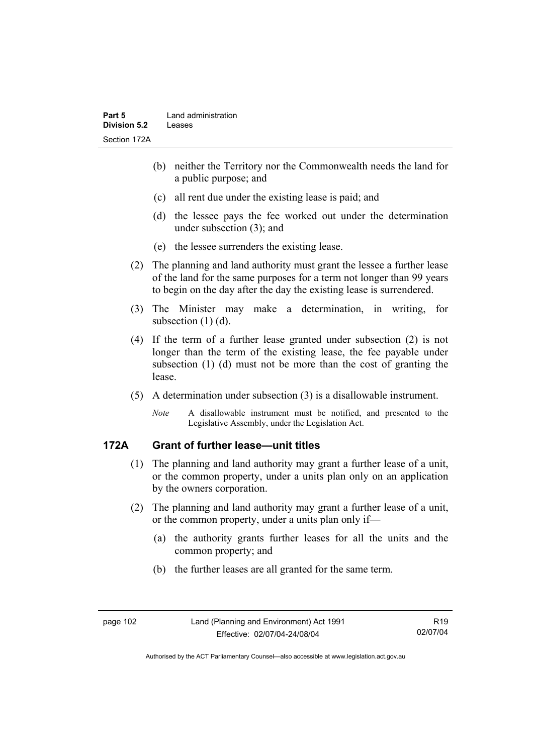(b) neither the Territory nor the Commonwealth needs the land for a public purpose; and

(c) all rent due under the existing lease is paid; and

(d) the lessee pays the fee worked out under the determination under subsection (3); and

(e) the lessee surrenders the existing lease.

(2) The planning and land authority must grant the lessee a further lease of the land for the same purposes for a term not longer than 99 years to begin on the day after the day the existing lease is surrendered.

(3) The Minister may make a determination, in writing, for subsection (1) (d).

(4) If the term of a further lease granted under subsection (2) is not longer than the term of the existing lease, the fee payable under subsection (1) (d) must not be more than the cost of granting the lease.

(5) A determination under subsection (3) is a disallowable instrument.

*Note* A disallowable instrument must be notified, and presented to the Legislative Assembly, under the Legislation Act.

## 172A Grant of further lease—unit titles

(1) The planning and land authority may grant a further lease of a unit, or the common property, under a units plan only on an application by the owners corporation.

(2) The planning and land authority may grant a further lease of a unit, or the common property, under a units plan only if—

(a) the authority grants further leases for all the units and the common property; and

(b) the further leases are all granted for the same term.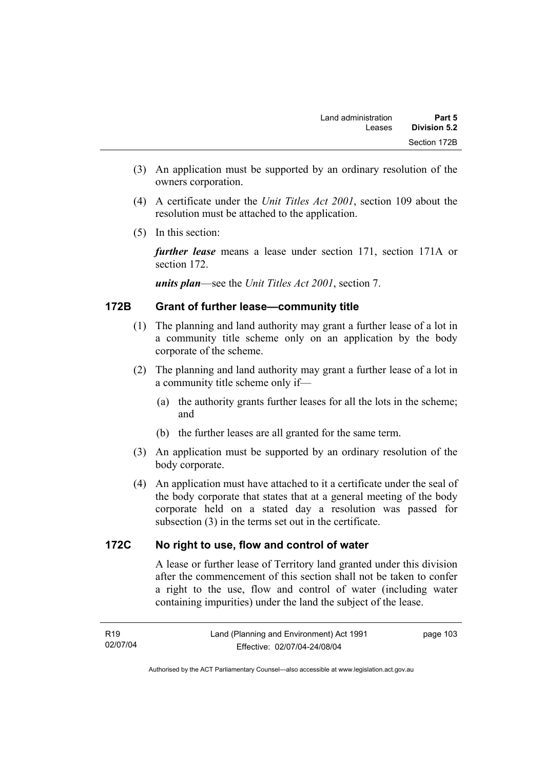(3) An application must be supported by an ordinary resolution of the owners corporation.

(4) A certificate under the *Unit Titles Act 2001*, section 109 about the resolution must be attached to the application.

(5) In this section:

***further lease*** means a lease under section 171, section 171A or section 172.

***units plan***—see the *Unit Titles Act 2001*, section 7.

### 172B Grant of further lease—community title

(1) The planning and land authority may grant a further lease of a lot in a community title scheme only on an application by the body corporate of the scheme.

(2) The planning and land authority may grant a further lease of a lot in a community title scheme only if—

(a) the authority grants further leases for all the lots in the scheme; and

(b) the further leases are all granted for the same term.

(3) An application must be supported by an ordinary resolution of the body corporate.

(4) An application must have attached to it a certificate under the seal of the body corporate that states that at a general meeting of the body corporate held on a stated day a resolution was passed for subsection (3) in the terms set out in the certificate.

### 172C No right to use, flow and control of water

A lease or further lease of Territory land granted under this division after the commencement of this section shall not be taken to confer a right to the use, flow and control of water (including water containing impurities) under the land the subject of the lease.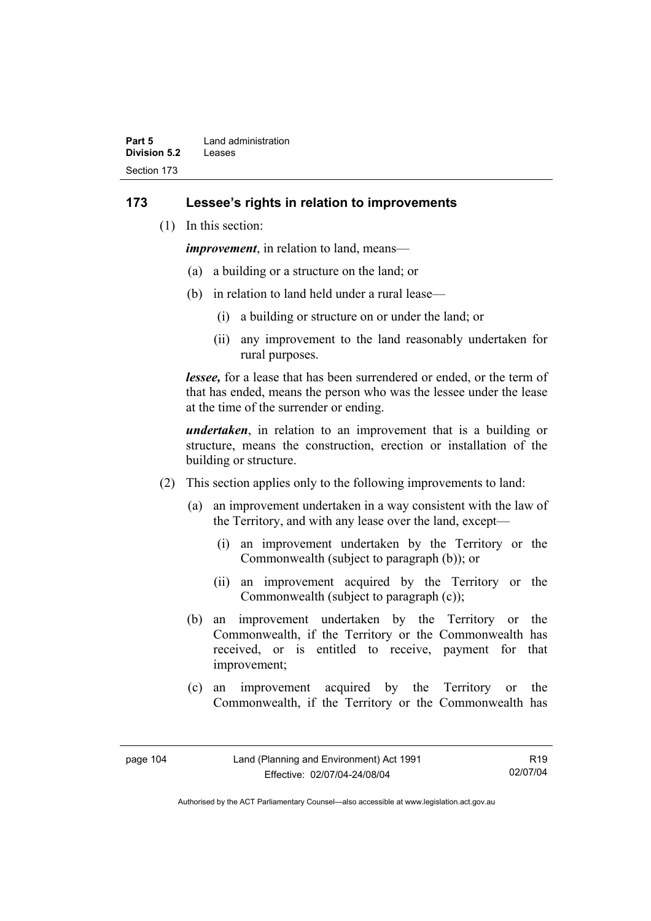## 173 Lessee's rights in relation to improvements

(1) In this section:

***improvement***, in relation to land, means—

(a) a building or a structure on the land; or

(b) in relation to land held under a rural lease—

(i) a building or structure on or under the land; or

(ii) any improvement to the land reasonably undertaken for rural purposes.

***lessee,*** for a lease that has been surrendered or ended, or the term of that has ended, means the person who was the lessee under the lease at the time of the surrender or ending.

***undertaken***, in relation to an improvement that is a building or structure, means the construction, erection or installation of the building or structure.

(2) This section applies only to the following improvements to land:

(a) an improvement undertaken in a way consistent with the law of the Territory, and with any lease over the land, except—

(i) an improvement undertaken by the Territory or the Commonwealth (subject to paragraph (b)); or

(ii) an improvement acquired by the Territory or the Commonwealth (subject to paragraph (c));

(b) an improvement undertaken by the Territory or the Commonwealth, if the Territory or the Commonwealth has received, or is entitled to receive, payment for that improvement;

(c) an improvement acquired by the Territory or the Commonwealth, if the Territory or the Commonwealth has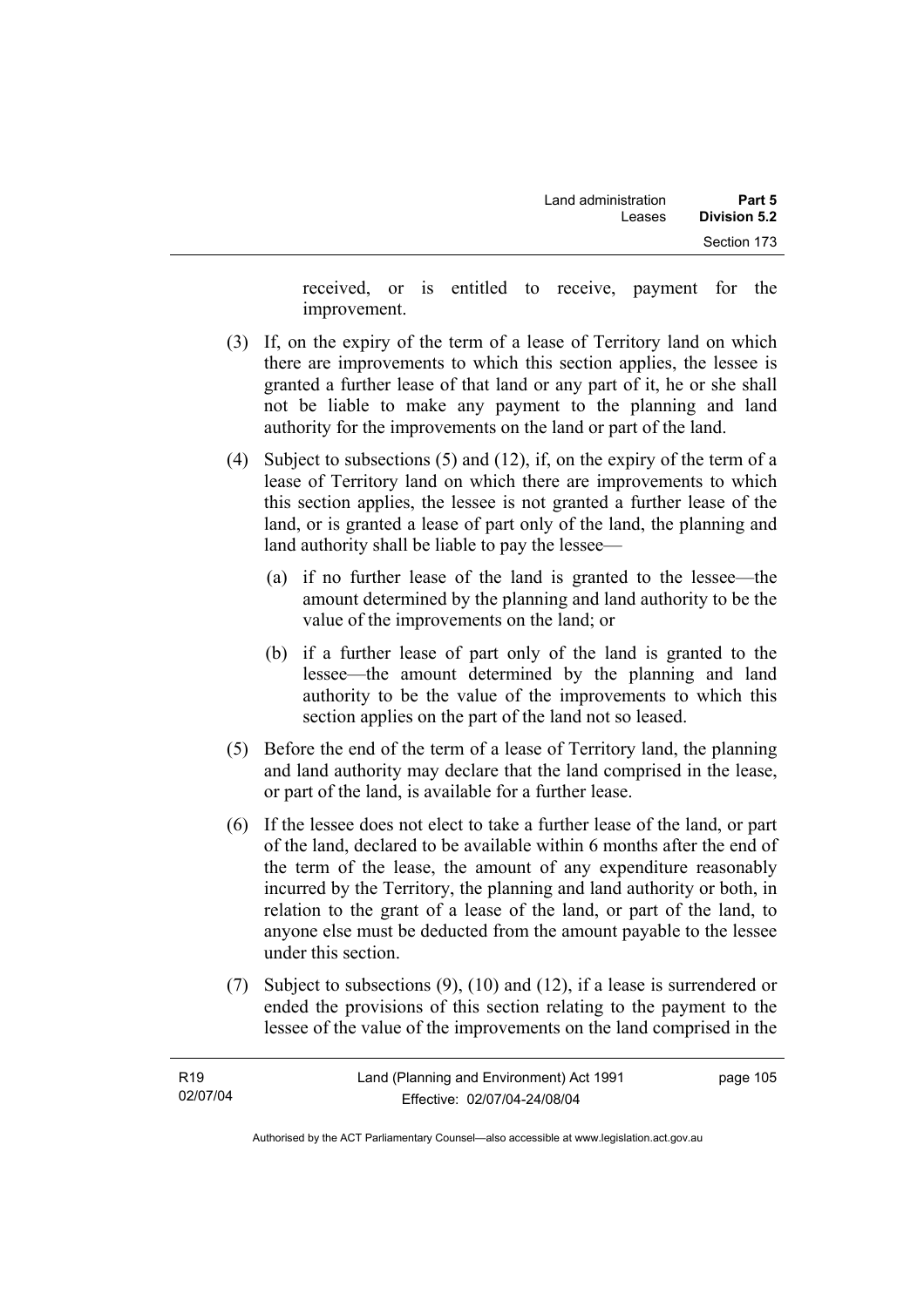received, or is entitled to receive, payment for the improvement.

(3) If, on the expiry of the term of a lease of Territory land on which there are improvements to which this section applies, the lessee is granted a further lease of that land or any part of it, he or she shall not be liable to make any payment to the planning and land authority for the improvements on the land or part of the land.

(4) Subject to subsections (5) and (12), if, on the expiry of the term of a lease of Territory land on which there are improvements to which this section applies, the lessee is not granted a further lease of the land, or is granted a lease of part only of the land, the planning and land authority shall be liable to pay the lessee—

(a) if no further lease of the land is granted to the lessee—the amount determined by the planning and land authority to be the value of the improvements on the land; or

(b) if a further lease of part only of the land is granted to the lessee—the amount determined by the planning and land authority to be the value of the improvements to which this section applies on the part of the land not so leased.

(5) Before the end of the term of a lease of Territory land, the planning and land authority may declare that the land comprised in the lease, or part of the land, is available for a further lease.

(6) If the lessee does not elect to take a further lease of the land, or part of the land, declared to be available within 6 months after the end of the term of the lease, the amount of any expenditure reasonably incurred by the Territory, the planning and land authority or both, in relation to the grant of a lease of the land, or part of the land, to anyone else must be deducted from the amount payable to the lessee under this section.

(7) Subject to subsections (9), (10) and (12), if a lease is surrendered or ended the provisions of this section relating to the payment to the lessee of the value of the improvements on the land comprised in the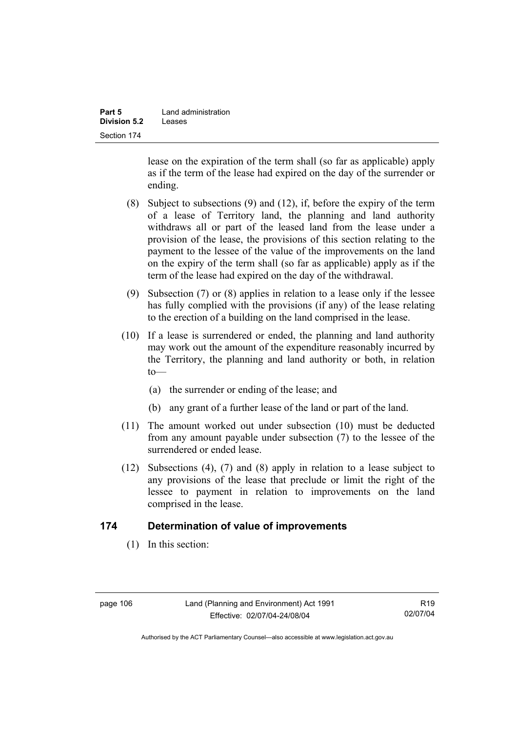lease on the expiration of the term shall (so far as applicable) apply as if the term of the lease had expired on the day of the surrender or ending.

(8) Subject to subsections (9) and (12), if, before the expiry of the term of a lease of Territory land, the planning and land authority withdraws all or part of the leased land from the lease under a provision of the lease, the provisions of this section relating to the payment to the lessee of the value of the improvements on the land on the expiry of the term shall (so far as applicable) apply as if the term of the lease had expired on the day of the withdrawal.

(9) Subsection (7) or (8) applies in relation to a lease only if the lessee has fully complied with the provisions (if any) of the lease relating to the erection of a building on the land comprised in the lease.

(10) If a lease is surrendered or ended, the planning and land authority may work out the amount of the expenditure reasonably incurred by the Territory, the planning and land authority or both, in relation to—

(a) the surrender or ending of the lease; and

(b) any grant of a further lease of the land or part of the land.

(11) The amount worked out under subsection (10) must be deducted from any amount payable under subsection (7) to the lessee of the surrendered or ended lease.

(12) Subsections (4), (7) and (8) apply in relation to a lease subject to any provisions of the lease that preclude or limit the right of the lessee to payment in relation to improvements on the land comprised in the lease.

## 174 Determination of value of improvements

(1) In this section: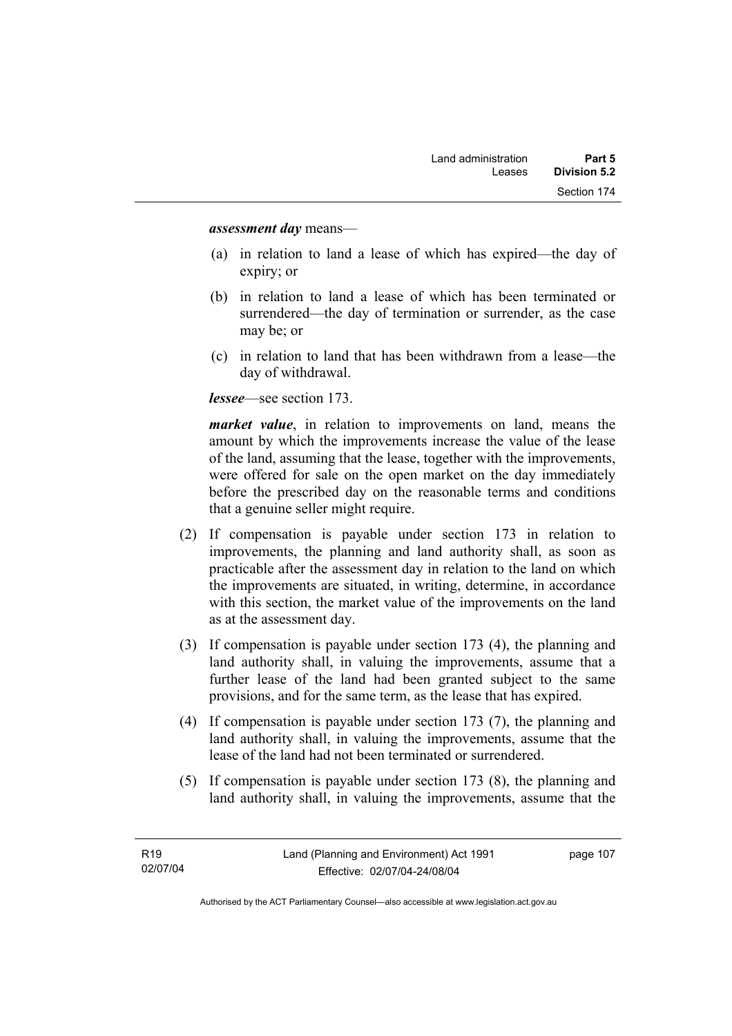***assessment day*** means—

(a) in relation to land a lease of which has expired—the day of expiry; or

(b) in relation to land a lease of which has been terminated or surrendered—the day of termination or surrender, as the case may be; or

(c) in relation to land that has been withdrawn from a lease—the day of withdrawal.

***lessee***—see section 173.

***market value***, in relation to improvements on land, means the amount by which the improvements increase the value of the lease of the land, assuming that the lease, together with the improvements, were offered for sale on the open market on the day immediately before the prescribed day on the reasonable terms and conditions that a genuine seller might require.

(2) If compensation is payable under section 173 in relation to improvements, the planning and land authority shall, as soon as practicable after the assessment day in relation to the land on which the improvements are situated, in writing, determine, in accordance with this section, the market value of the improvements on the land as at the assessment day.

(3) If compensation is payable under section 173 (4), the planning and land authority shall, in valuing the improvements, assume that a further lease of the land had been granted subject to the same provisions, and for the same term, as the lease that has expired.

(4) If compensation is payable under section 173 (7), the planning and land authority shall, in valuing the improvements, assume that the lease of the land had not been terminated or surrendered.

(5) If compensation is payable under section 173 (8), the planning and land authority shall, in valuing the improvements, assume that the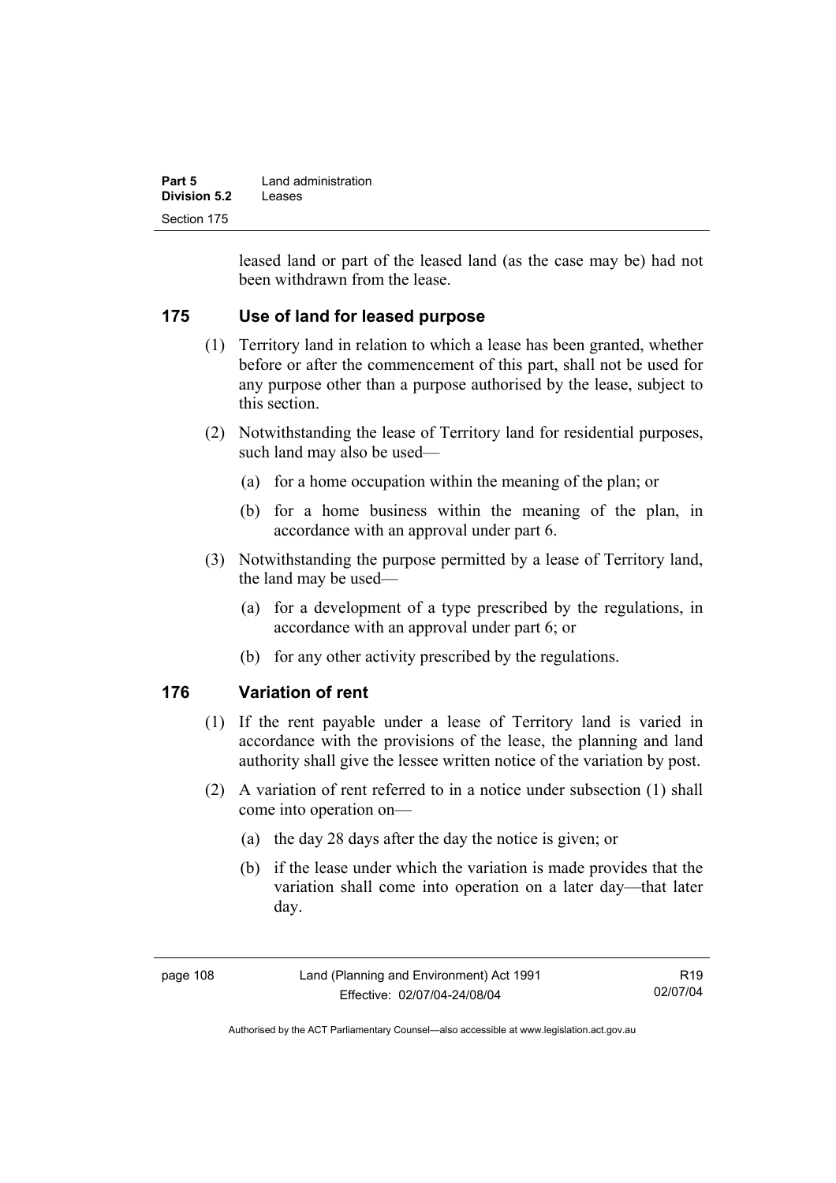leased land or part of the leased land (as the case may be) had not been withdrawn from the lease.

## 175 Use of land for leased purpose

(1) Territory land in relation to which a lease has been granted, whether before or after the commencement of this part, shall not be used for any purpose other than a purpose authorised by the lease, subject to this section.

(2) Notwithstanding the lease of Territory land for residential purposes, such land may also be used—

  (a) for a home occupation within the meaning of the plan; or

  (b) for a home business within the meaning of the plan, in accordance with an approval under part 6.

(3) Notwithstanding the purpose permitted by a lease of Territory land, the land may be used—

  (a) for a development of a type prescribed by the regulations, in accordance with an approval under part 6; or

  (b) for any other activity prescribed by the regulations.

## 176 Variation of rent

(1) If the rent payable under a lease of Territory land is varied in accordance with the provisions of the lease, the planning and land authority shall give the lessee written notice of the variation by post.

(2) A variation of rent referred to in a notice under subsection (1) shall come into operation on—

  (a) the day 28 days after the day the notice is given; or

  (b) if the lease under which the variation is made provides that the variation shall come into operation on a later day—that later day.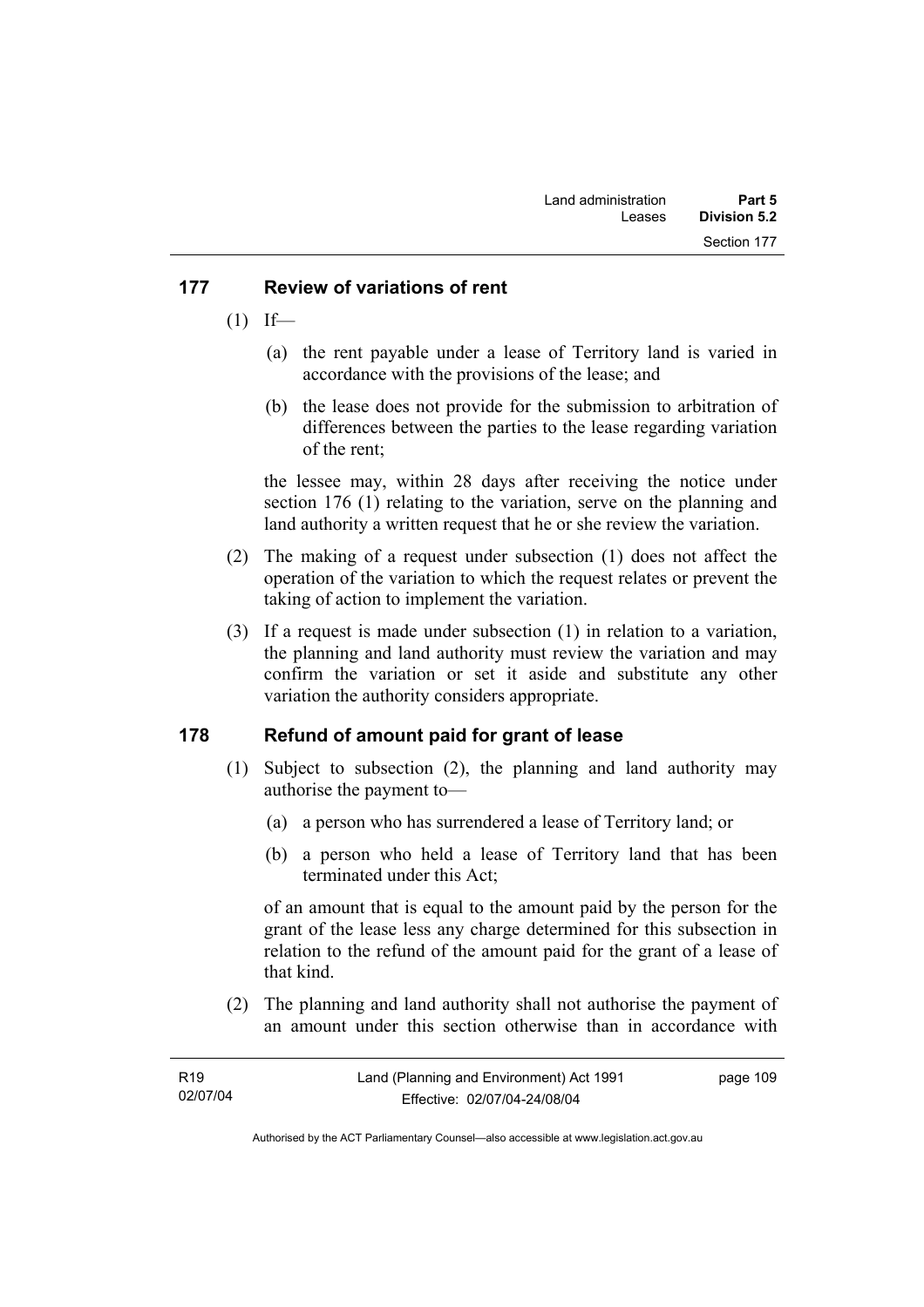## 177 Review of variations of rent

(1) If—

(a) the rent payable under a lease of Territory land is varied in accordance with the provisions of the lease; and

(b) the lease does not provide for the submission to arbitration of differences between the parties to the lease regarding variation of the rent;

the lessee may, within 28 days after receiving the notice under section 176 (1) relating to the variation, serve on the planning and land authority a written request that he or she review the variation.

(2) The making of a request under subsection (1) does not affect the operation of the variation to which the request relates or prevent the taking of action to implement the variation.

(3) If a request is made under subsection (1) in relation to a variation, the planning and land authority must review the variation and may confirm the variation or set it aside and substitute any other variation the authority considers appropriate.

## 178 Refund of amount paid for grant of lease

(1) Subject to subsection (2), the planning and land authority may authorise the payment to—

(a) a person who has surrendered a lease of Territory land; or

(b) a person who held a lease of Territory land that has been terminated under this Act;

of an amount that is equal to the amount paid by the person for the grant of the lease less any charge determined for this subsection in relation to the refund of the amount paid for the grant of a lease of that kind.

(2) The planning and land authority shall not authorise the payment of an amount under this section otherwise than in accordance with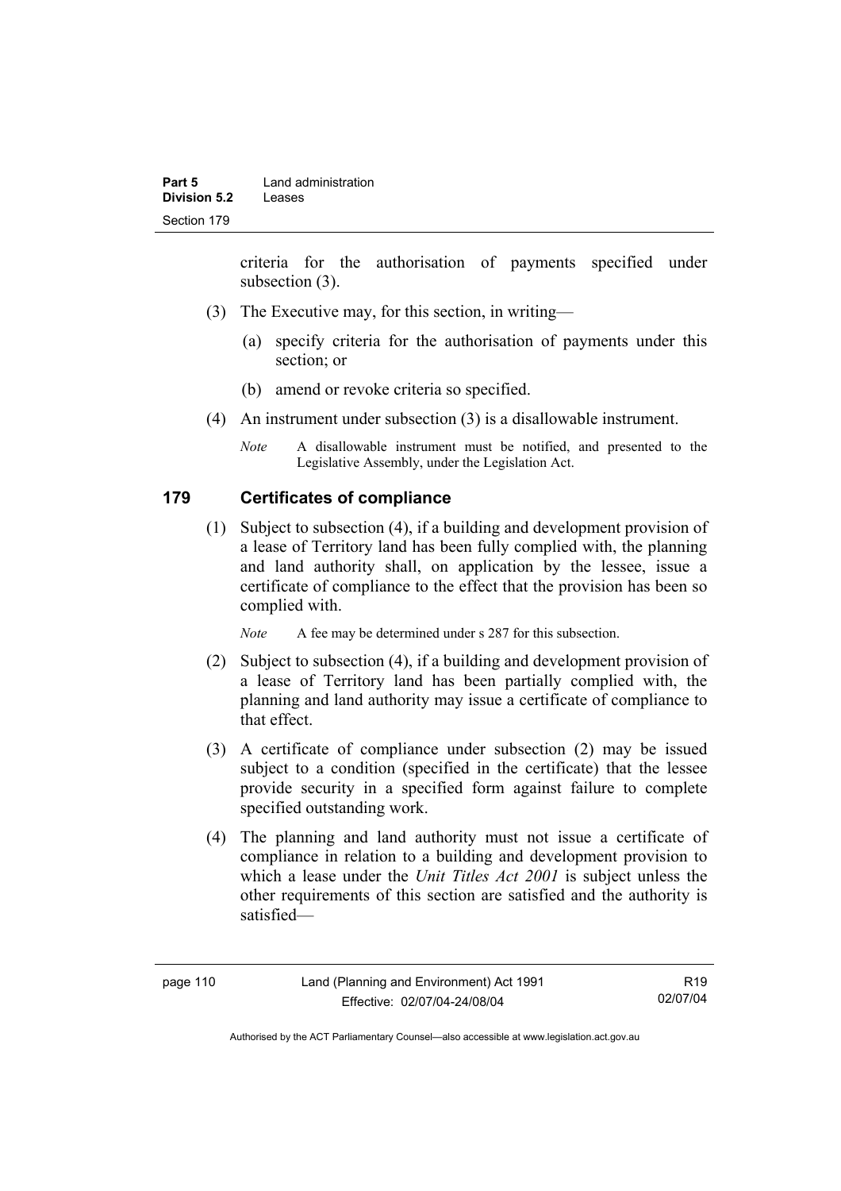criteria for the authorisation of payments specified under subsection (3).

(3) The Executive may, for this section, in writing—

(a) specify criteria for the authorisation of payments under this section; or

(b) amend or revoke criteria so specified.

(4) An instrument under subsection (3) is a disallowable instrument.

*Note* A disallowable instrument must be notified, and presented to the Legislative Assembly, under the Legislation Act.

### 179 Certificates of compliance

(1) Subject to subsection (4), if a building and development provision of a lease of Territory land has been fully complied with, the planning and land authority shall, on application by the lessee, issue a certificate of compliance to the effect that the provision has been so complied with.

*Note* A fee may be determined under s 287 for this subsection.

(2) Subject to subsection (4), if a building and development provision of a lease of Territory land has been partially complied with, the planning and land authority may issue a certificate of compliance to that effect.

(3) A certificate of compliance under subsection (2) may be issued subject to a condition (specified in the certificate) that the lessee provide security in a specified form against failure to complete specified outstanding work.

(4) The planning and land authority must not issue a certificate of compliance in relation to a building and development provision to which a lease under the *Unit Titles Act 2001* is subject unless the other requirements of this section are satisfied and the authority is satisfied—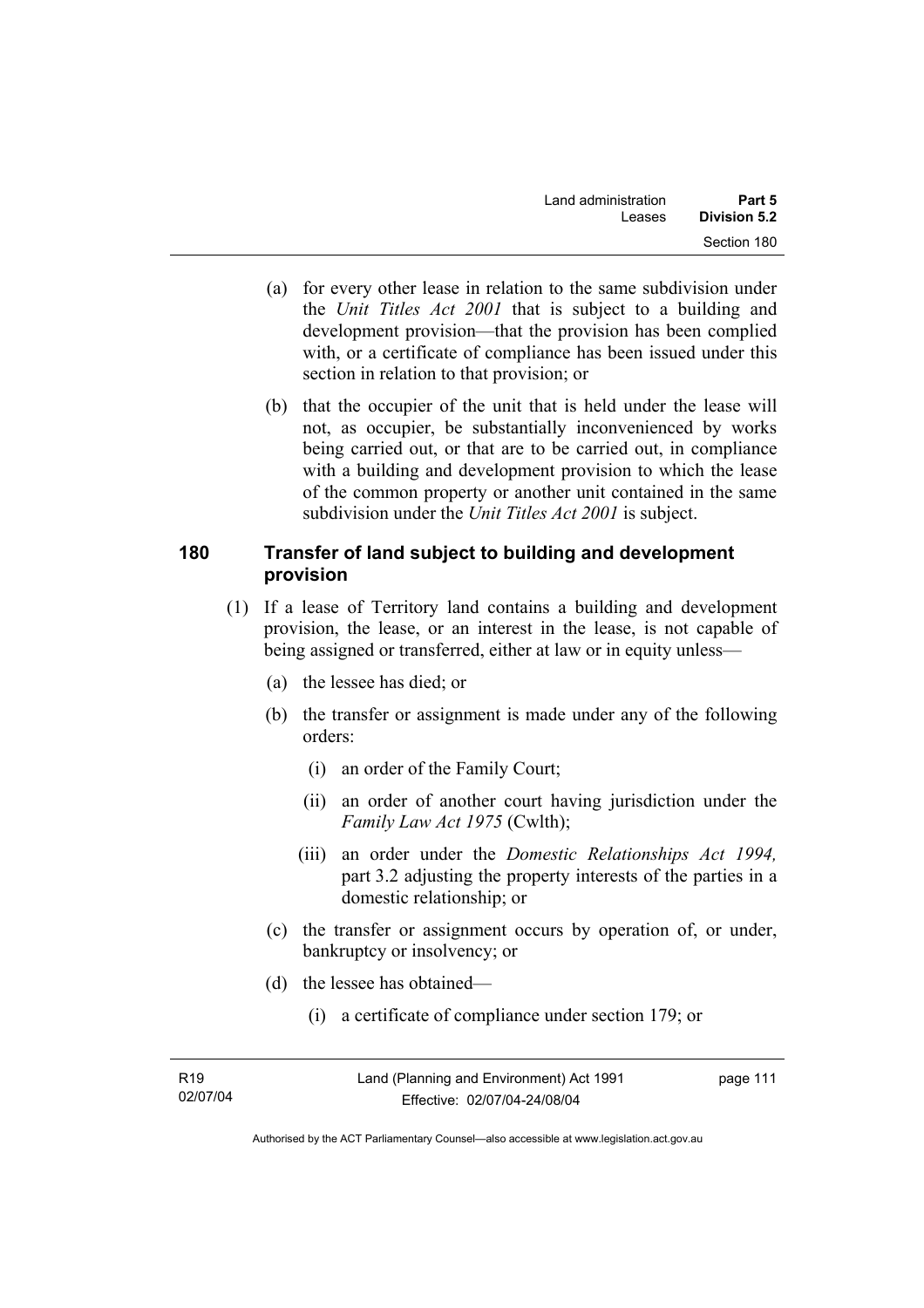(a) for every other lease in relation to the same subdivision under the *Unit Titles Act 2001* that is subject to a building and development provision—that the provision has been complied with, or a certificate of compliance has been issued under this section in relation to that provision; or

(b) that the occupier of the unit that is held under the lease will not, as occupier, be substantially inconvenienced by works being carried out, or that are to be carried out, in compliance with a building and development provision to which the lease of the common property or another unit contained in the same subdivision under the *Unit Titles Act 2001* is subject.

## 180 Transfer of land subject to building and development provision

(1) If a lease of Territory land contains a building and development provision, the lease, or an interest in the lease, is not capable of being assigned or transferred, either at law or in equity unless—

(a) the lessee has died; or

(b) the transfer or assignment is made under any of the following orders:

(i) an order of the Family Court;

(ii) an order of another court having jurisdiction under the *Family Law Act 1975* (Cwlth);

(iii) an order under the *Domestic Relationships Act 1994,* part 3.2 adjusting the property interests of the parties in a domestic relationship; or

(c) the transfer or assignment occurs by operation of, or under, bankruptcy or insolvency; or

(d) the lessee has obtained—

(i) a certificate of compliance under section 179; or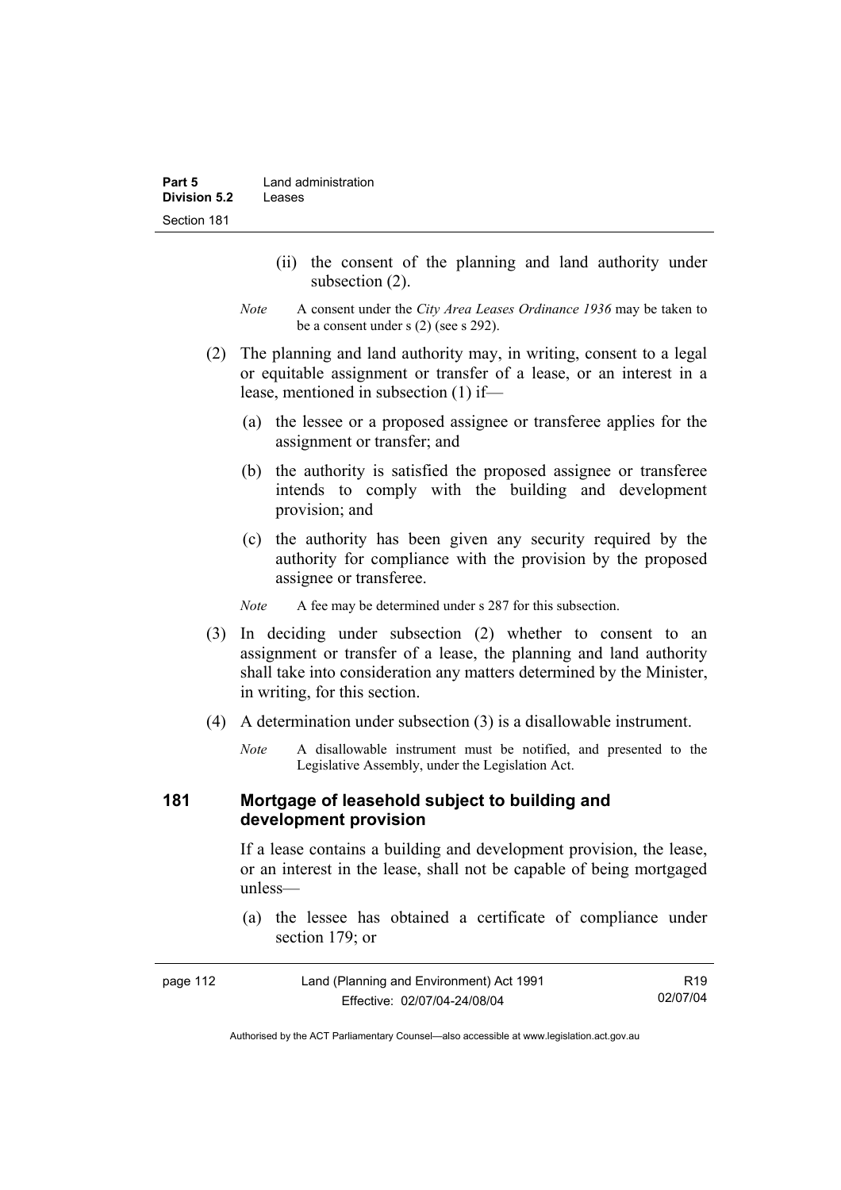(ii) the consent of the planning and land authority under subsection (2).

*Note* A consent under the *City Area Leases Ordinance 1936* may be taken to be a consent under s (2) (see s 292).

(2) The planning and land authority may, in writing, consent to a legal or equitable assignment or transfer of a lease, or an interest in a lease, mentioned in subsection (1) if—

(a) the lessee or a proposed assignee or transferee applies for the assignment or transfer; and

(b) the authority is satisfied the proposed assignee or transferee intends to comply with the building and development provision; and

(c) the authority has been given any security required by the authority for compliance with the provision by the proposed assignee or transferee.

*Note* A fee may be determined under s 287 for this subsection.

(3) In deciding under subsection (2) whether to consent to an assignment or transfer of a lease, the planning and land authority shall take into consideration any matters determined by the Minister, in writing, for this section.

(4) A determination under subsection (3) is a disallowable instrument.

*Note* A disallowable instrument must be notified, and presented to the Legislative Assembly, under the Legislation Act.

## 181 Mortgage of leasehold subject to building and development provision

If a lease contains a building and development provision, the lease, or an interest in the lease, shall not be capable of being mortgaged unless—

(a) the lessee has obtained a certificate of compliance under section 179; or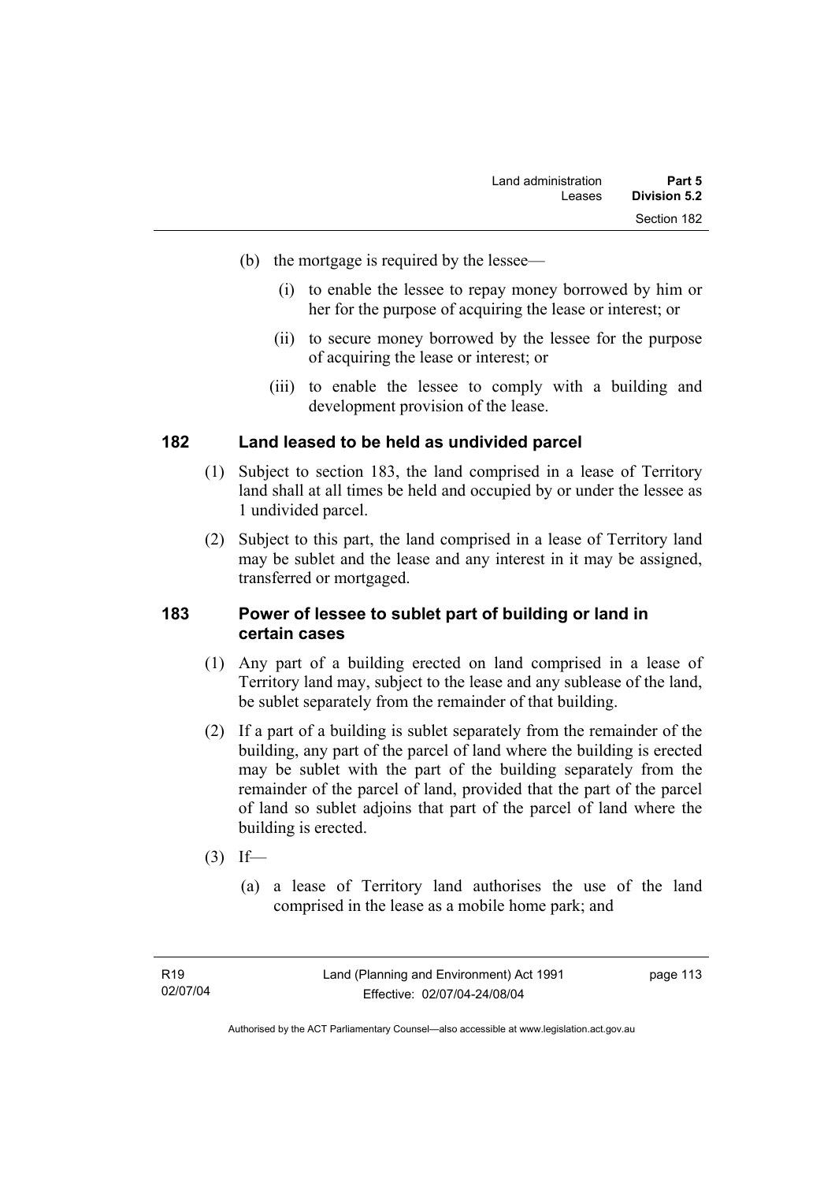(b) the mortgage is required by the lessee—

   (i) to enable the lessee to repay money borrowed by him or her for the purpose of acquiring the lease or interest; or

   (ii) to secure money borrowed by the lessee for the purpose of acquiring the lease or interest; or

   (iii) to enable the lessee to comply with a building and development provision of the lease.

## 182 Land leased to be held as undivided parcel

(1) Subject to section 183, the land comprised in a lease of Territory land shall at all times be held and occupied by or under the lessee as 1 undivided parcel.

(2) Subject to this part, the land comprised in a lease of Territory land may be sublet and the lease and any interest in it may be assigned, transferred or mortgaged.

## 183 Power of lessee to sublet part of building or land in certain cases

(1) Any part of a building erected on land comprised in a lease of Territory land may, subject to the lease and any sublease of the land, be sublet separately from the remainder of that building.

(2) If a part of a building is sublet separately from the remainder of the building, any part of the parcel of land where the building is erected may be sublet with the part of the building separately from the remainder of the parcel of land, provided that the part of the parcel of land so sublet adjoins that part of the parcel of land where the building is erected.

(3) If—

   (a) a lease of Territory land authorises the use of the land comprised in the lease as a mobile home park; and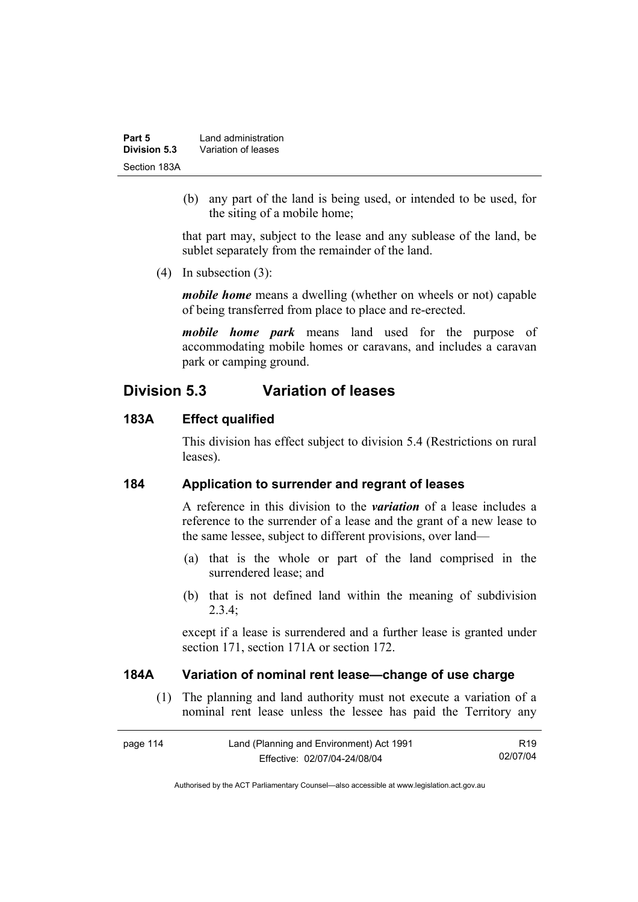(b) any part of the land is being used, or intended to be used, for the siting of a mobile home;

that part may, subject to the lease and any sublease of the land, be sublet separately from the remainder of the land.

(4) In subsection (3):

***mobile home*** means a dwelling (whether on wheels or not) capable of being transferred from place to place and re-erected.

***mobile home park*** means land used for the purpose of accommodating mobile homes or caravans, and includes a caravan park or camping ground.

## Division 5.3 Variation of leases

### 183A Effect qualified

This division has effect subject to division 5.4 (Restrictions on rural leases).

### 184 Application to surrender and regrant of leases

A reference in this division to the ***variation*** of a lease includes a reference to the surrender of a lease and the grant of a new lease to the same lessee, subject to different provisions, over land—

(a) that is the whole or part of the land comprised in the surrendered lease; and

(b) that is not defined land within the meaning of subdivision 2.3.4;

except if a lease is surrendered and a further lease is granted under section 171, section 171A or section 172.

### 184A Variation of nominal rent lease—change of use charge

(1) The planning and land authority must not execute a variation of a nominal rent lease unless the lessee has paid the Territory any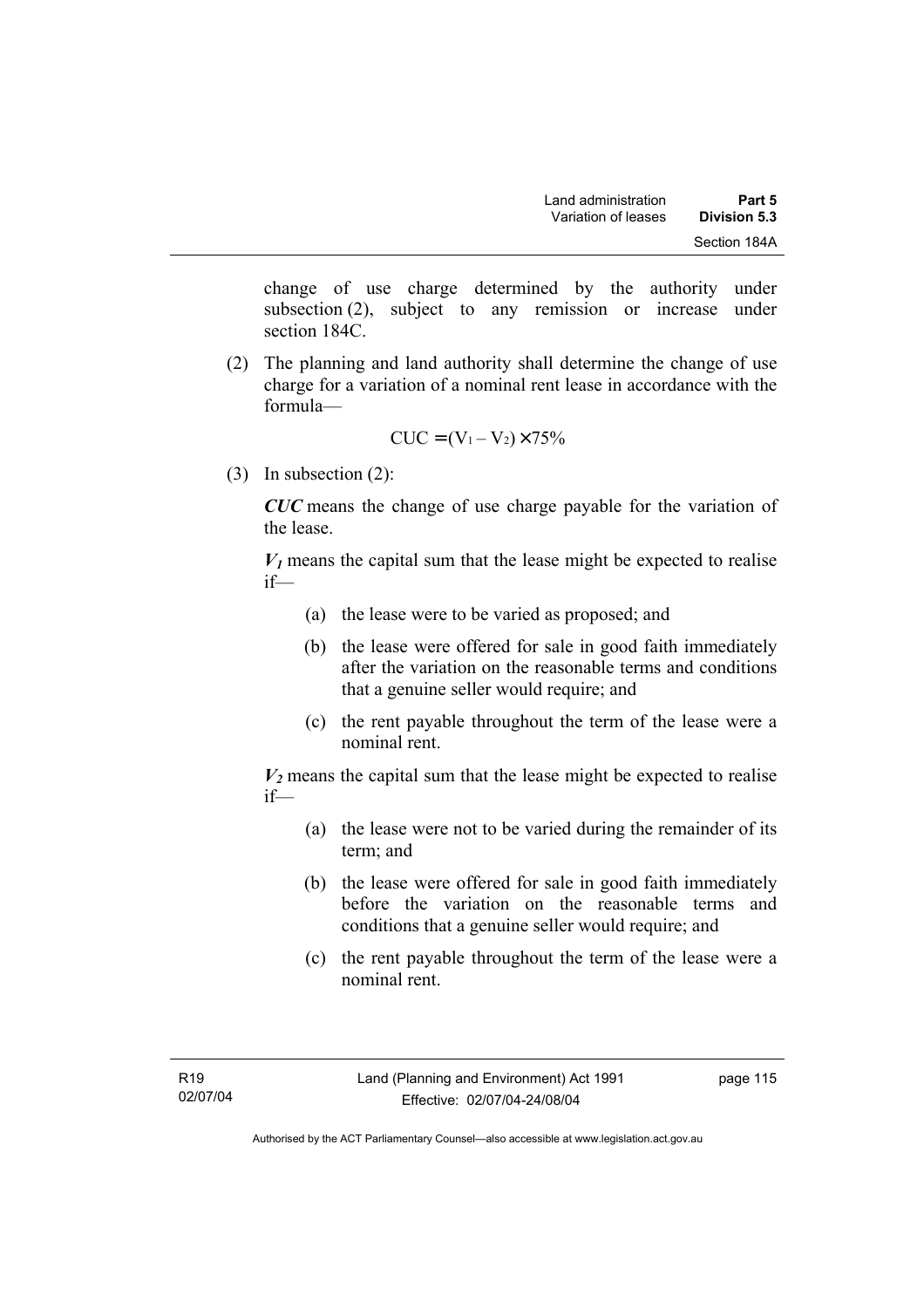change of use charge determined by the authority under subsection (2), subject to any remission or increase under section 184C.

(2) The planning and land authority shall determine the change of use charge for a variation of a nominal rent lease in accordance with the formula—

$$CUC = (V_1 - V_2) \times 75\%$$

(3) In subsection (2):

***CUC*** means the change of use charge payable for the variation of the lease.

***$V_1$*** means the capital sum that the lease might be expected to realise if—

(a) the lease were to be varied as proposed; and

(b) the lease were offered for sale in good faith immediately after the variation on the reasonable terms and conditions that a genuine seller would require; and

(c) the rent payable throughout the term of the lease were a nominal rent.

***$V_2$*** means the capital sum that the lease might be expected to realise if—

(a) the lease were not to be varied during the remainder of its term; and

(b) the lease were offered for sale in good faith immediately before the variation on the reasonable terms and conditions that a genuine seller would require; and

(c) the rent payable throughout the term of the lease were a nominal rent.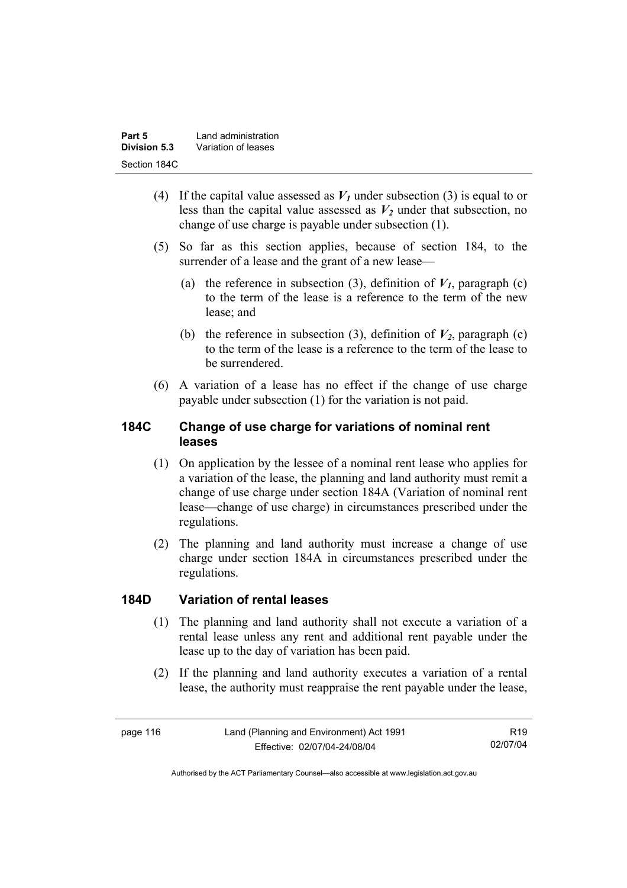(4) If the capital value assessed as $V_1$ under subsection (3) is equal to or less than the capital value assessed as $V_2$ under that subsection, no change of use charge is payable under subsection (1).

(5) So far as this section applies, because of section 184, to the surrender of a lease and the grant of a new lease—

(a) the reference in subsection (3), definition of $V_1$, paragraph (c) to the term of the lease is a reference to the term of the new lease; and

(b) the reference in subsection (3), definition of $V_2$, paragraph (c) to the term of the lease is a reference to the term of the lease to be surrendered.

(6) A variation of a lease has no effect if the change of use charge payable under subsection (1) for the variation is not paid.

## 184C Change of use charge for variations of nominal rent leases

(1) On application by the lessee of a nominal rent lease who applies for a variation of the lease, the planning and land authority must remit a change of use charge under section 184A (Variation of nominal rent lease—change of use charge) in circumstances prescribed under the regulations.

(2) The planning and land authority must increase a change of use charge under section 184A in circumstances prescribed under the regulations.

## 184D Variation of rental leases

(1) The planning and land authority shall not execute a variation of a rental lease unless any rent and additional rent payable under the lease up to the day of variation has been paid.

(2) If the planning and land authority executes a variation of a rental lease, the authority must reappraise the rent payable under the lease,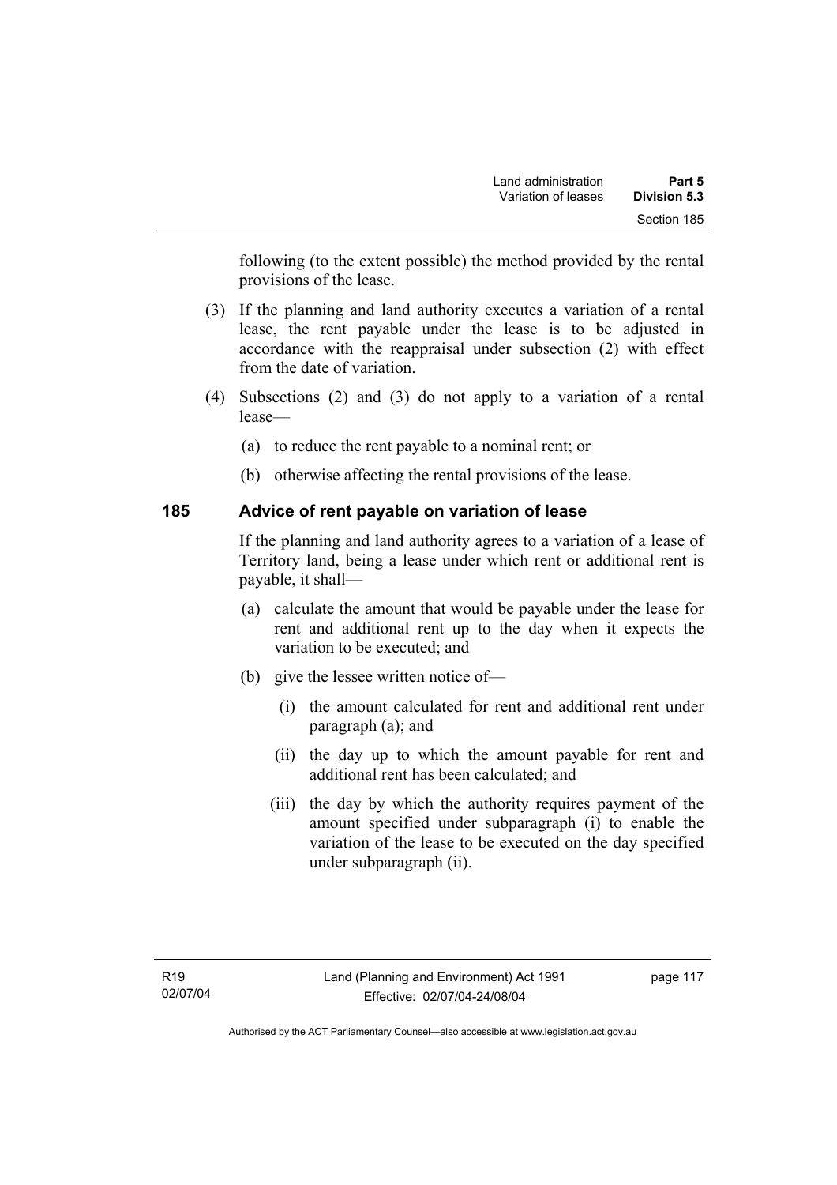following (to the extent possible) the method provided by the rental provisions of the lease.

(3) If the planning and land authority executes a variation of a rental lease, the rent payable under the lease is to be adjusted in accordance with the reappraisal under subsection (2) with effect from the date of variation.

(4) Subsections (2) and (3) do not apply to a variation of a rental lease—

(a) to reduce the rent payable to a nominal rent; or

(b) otherwise affecting the rental provisions of the lease.

## 185 Advice of rent payable on variation of lease

If the planning and land authority agrees to a variation of a lease of Territory land, being a lease under which rent or additional rent is payable, it shall—

(a) calculate the amount that would be payable under the lease for rent and additional rent up to the day when it expects the variation to be executed; and

(b) give the lessee written notice of—

(i) the amount calculated for rent and additional rent under paragraph (a); and

(ii) the day up to which the amount payable for rent and additional rent has been calculated; and

(iii) the day by which the authority requires payment of the amount specified under subparagraph (i) to enable the variation of the lease to be executed on the day specified under subparagraph (ii).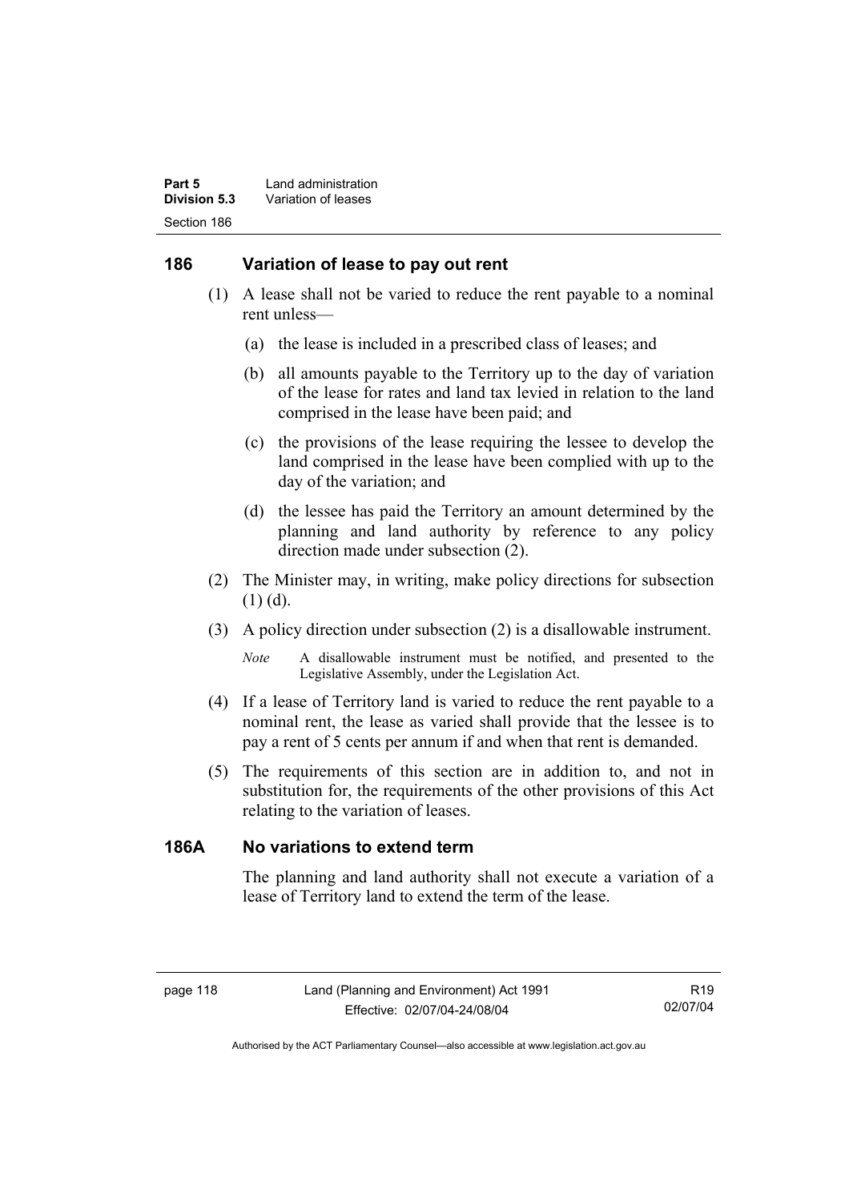## 186 Variation of lease to pay out rent

(1) A lease shall not be varied to reduce the rent payable to a nominal rent unless—

(a) the lease is included in a prescribed class of leases; and

(b) all amounts payable to the Territory up to the day of variation of the lease for rates and land tax levied in relation to the land comprised in the lease have been paid; and

(c) the provisions of the lease requiring the lessee to develop the land comprised in the lease have been complied with up to the day of the variation; and

(d) the lessee has paid the Territory an amount determined by the planning and land authority by reference to any policy direction made under subsection (2).

(2) The Minister may, in writing, make policy directions for subsection (1) (d).

(3) A policy direction under subsection (2) is a disallowable instrument.

*Note* A disallowable instrument must be notified, and presented to the Legislative Assembly, under the Legislation Act.

(4) If a lease of Territory land is varied to reduce the rent payable to a nominal rent, the lease as varied shall provide that the lessee is to pay a rent of 5 cents per annum if and when that rent is demanded.

(5) The requirements of this section are in addition to, and not in substitution for, the requirements of the other provisions of this Act relating to the variation of leases.

## 186A No variations to extend term

The planning and land authority shall not execute a variation of a lease of Territory land to extend the term of the lease.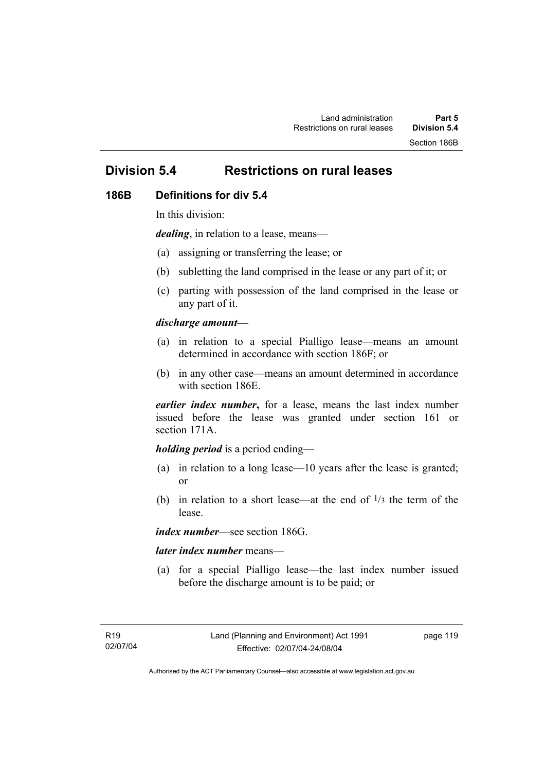## Division 5.4 Restrictions on rural leases

### 186B Definitions for div 5.4

In this division:

***dealing***, in relation to a lease, means—

(a) assigning or transferring the lease; or

(b) subletting the land comprised in the lease or any part of it; or

(c) parting with possession of the land comprised in the lease or any part of it.

***discharge amount*—**

(a) in relation to a special Pialligo lease—means an amount determined in accordance with section 186F; or

(b) in any other case—means an amount determined in accordance with section 186E.

***earlier index number*,** for a lease, means the last index number issued before the lease was granted under section 161 or section 171A.

***holding period*** is a period ending—

(a) in relation to a long lease—10 years after the lease is granted; or

(b) in relation to a short lease—at the end of $^{1}/_{3}$ the term of the lease.

***index number***—see section 186G.

***later index number*** means—

(a) for a special Pialligo lease—the last index number issued before the discharge amount is to be paid; or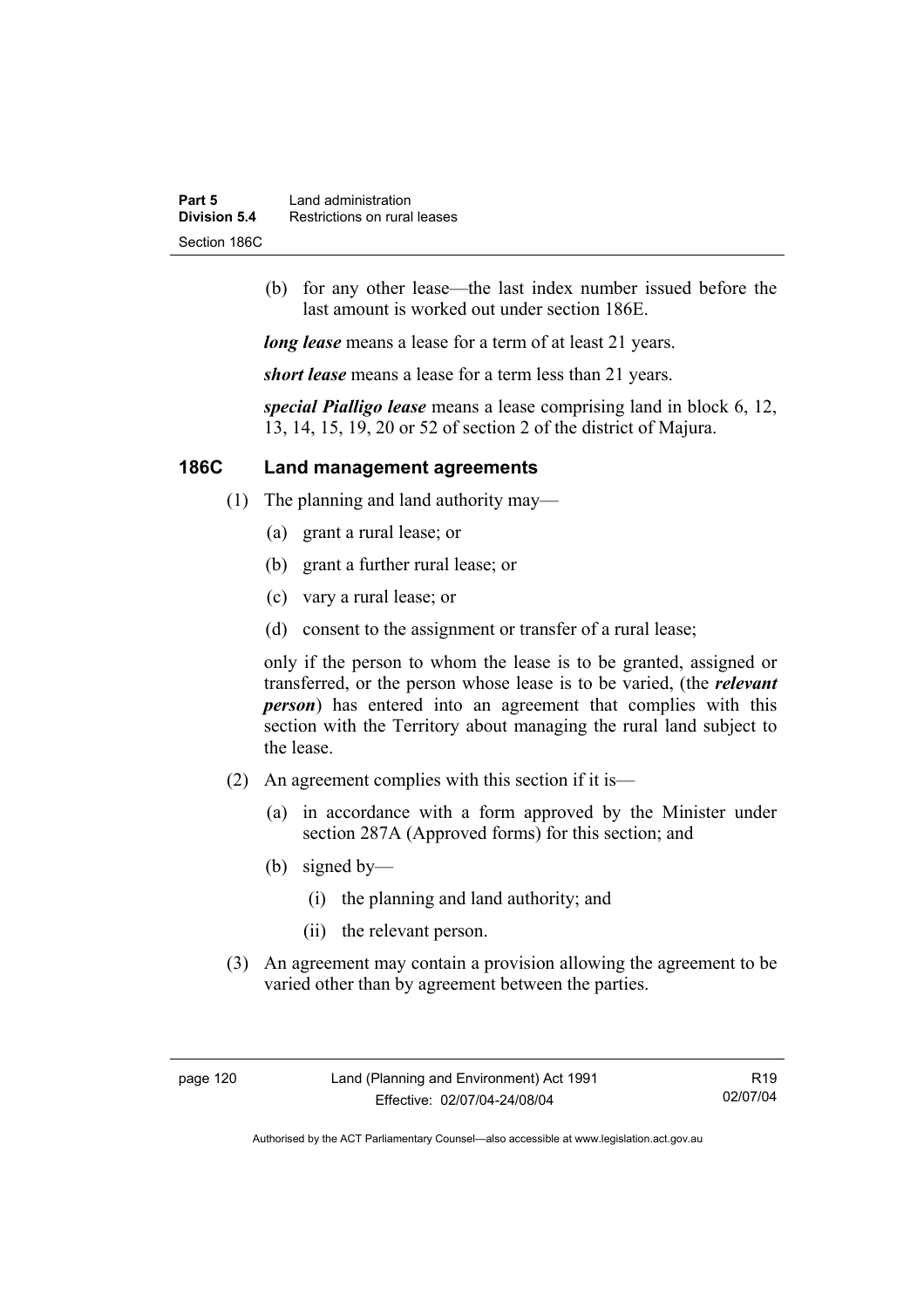(b) for any other lease—the last index number issued before the last amount is worked out under section 186E.

***long lease*** means a lease for a term of at least 21 years.

***short lease*** means a lease for a term less than 21 years.

***special Pialligo lease*** means a lease comprising land in block 6, 12, 13, 14, 15, 19, 20 or 52 of section 2 of the district of Majura.

## 186C Land management agreements

(1) The planning and land authority may—

(a) grant a rural lease; or

(b) grant a further rural lease; or

(c) vary a rural lease; or

(d) consent to the assignment or transfer of a rural lease;

only if the person to whom the lease is to be granted, assigned or transferred, or the person whose lease is to be varied, (the ***relevant person***) has entered into an agreement that complies with this section with the Territory about managing the rural land subject to the lease.

(2) An agreement complies with this section if it is—

(a) in accordance with a form approved by the Minister under section 287A (Approved forms) for this section; and

(b) signed by—

(i) the planning and land authority; and

(ii) the relevant person.

(3) An agreement may contain a provision allowing the agreement to be varied other than by agreement between the parties.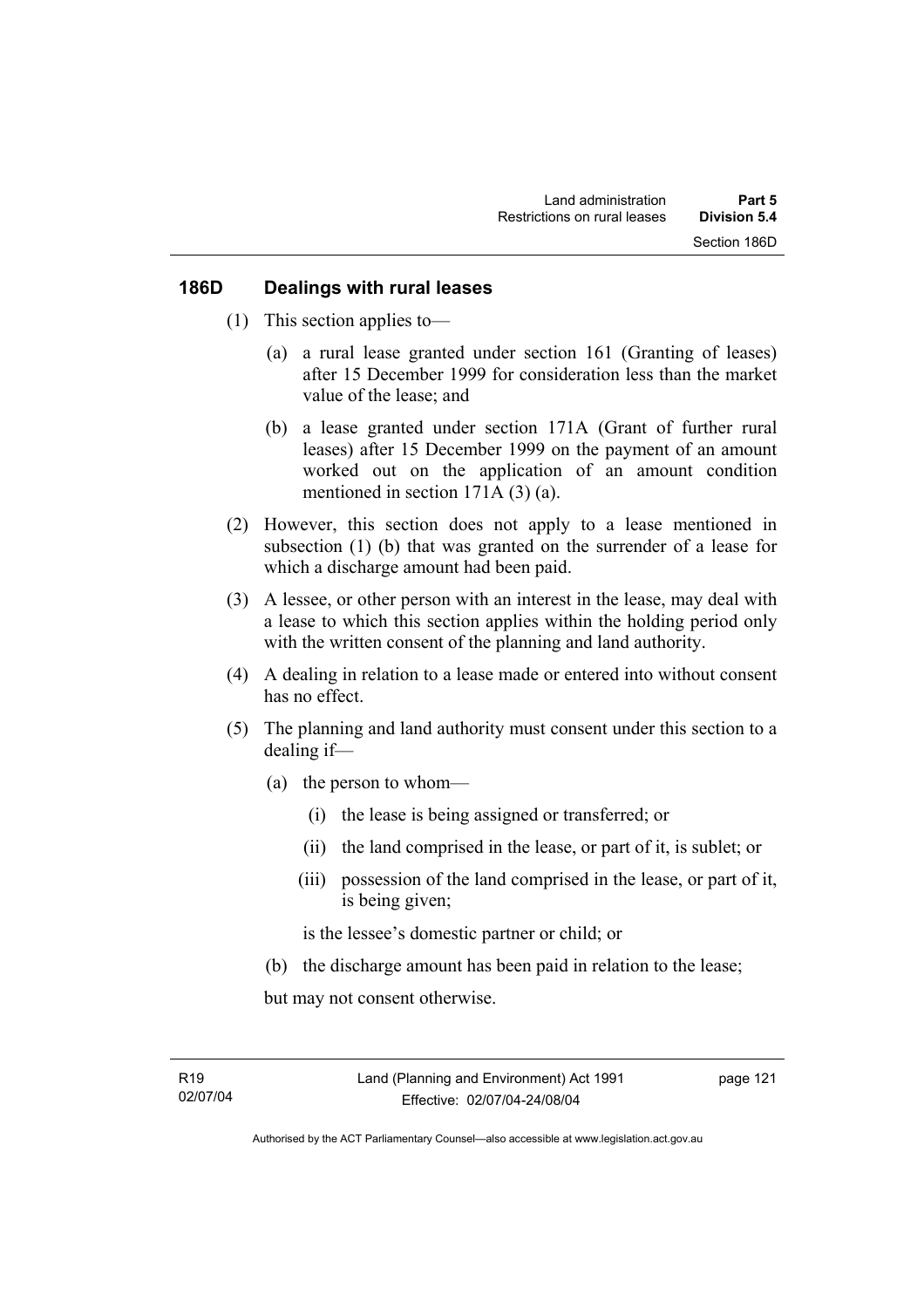## 186D Dealings with rural leases

(1) This section applies to—

(a) a rural lease granted under section 161 (Granting of leases) after 15 December 1999 for consideration less than the market value of the lease; and

(b) a lease granted under section 171A (Grant of further rural leases) after 15 December 1999 on the payment of an amount worked out on the application of an amount condition mentioned in section 171A (3) (a).

(2) However, this section does not apply to a lease mentioned in subsection (1) (b) that was granted on the surrender of a lease for which a discharge amount had been paid.

(3) A lessee, or other person with an interest in the lease, may deal with a lease to which this section applies within the holding period only with the written consent of the planning and land authority.

(4) A dealing in relation to a lease made or entered into without consent has no effect.

(5) The planning and land authority must consent under this section to a dealing if—

(a) the person to whom—

(i) the lease is being assigned or transferred; or

(ii) the land comprised in the lease, or part of it, is sublet; or

(iii) possession of the land comprised in the lease, or part of it, is being given;

is the lessee's domestic partner or child; or

(b) the discharge amount has been paid in relation to the lease;

but may not consent otherwise.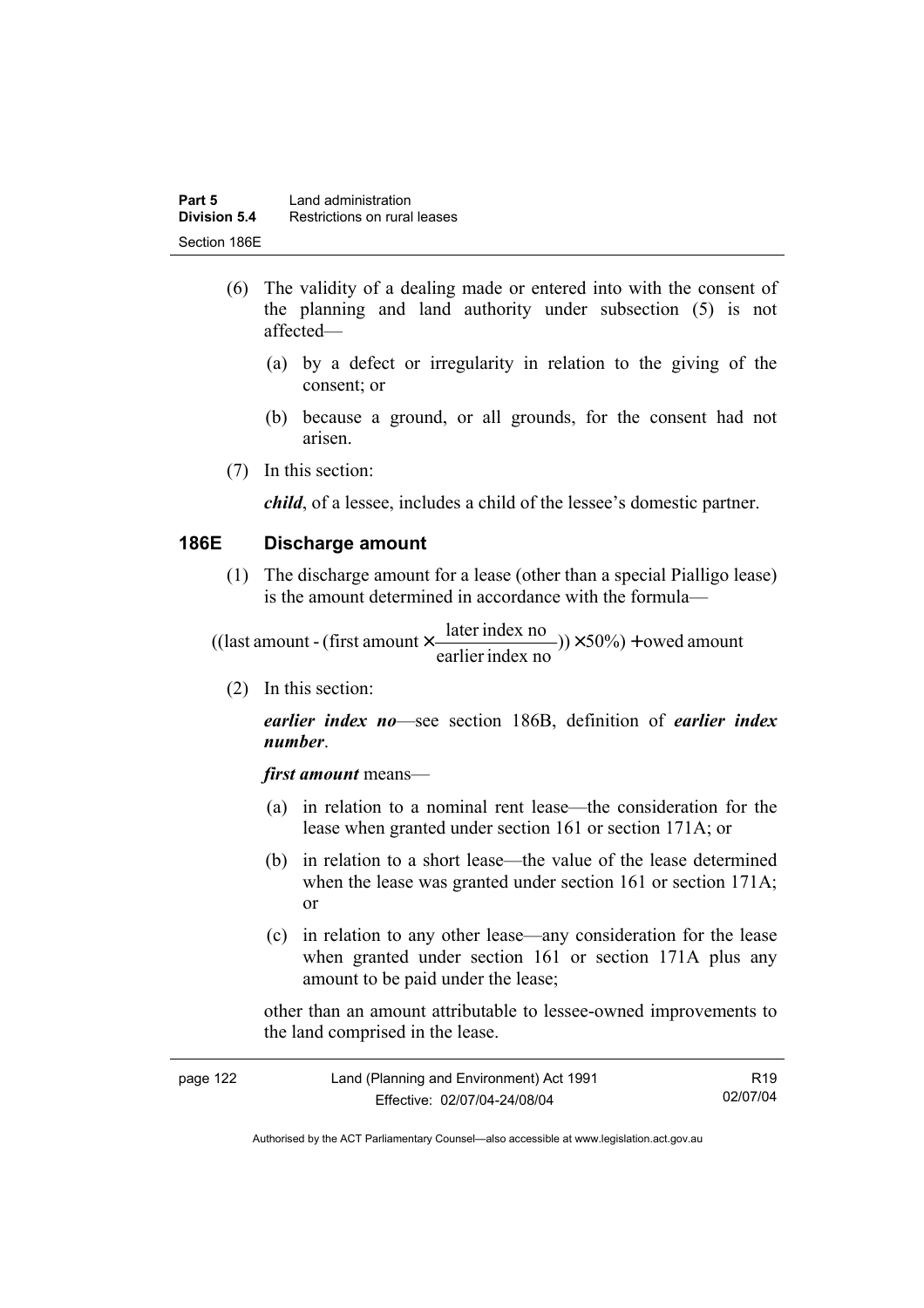(6) The validity of a dealing made or entered into with the consent of the planning and land authority under subsection (5) is not affected—

(a) by a defect or irregularity in relation to the giving of the consent; or

(b) because a ground, or all grounds, for the consent had not arisen.

(7) In this section:

***child***, of a lessee, includes a child of the lessee's domestic partner.

### 186E Discharge amount

(1) The discharge amount for a lease (other than a special Pialligo lease) is the amount determined in accordance with the formula—

$$((\text{last amount} - (\text{first amount} \times \frac{\text{later index no}}{\text{earlier index no}})) \times 50\%) + \text{owed amount}$$

(2) In this section:

***earlier index no***—see section 186B, definition of ***earlier index number***.

***first amount*** means—

(a) in relation to a nominal rent lease—the consideration for the lease when granted under section 161 or section 171A; or

(b) in relation to a short lease—the value of the lease determined when the lease was granted under section 161 or section 171A; or

(c) in relation to any other lease—any consideration for the lease when granted under section 161 or section 171A plus any amount to be paid under the lease;

other than an amount attributable to lessee-owned improvements to the land comprised in the lease.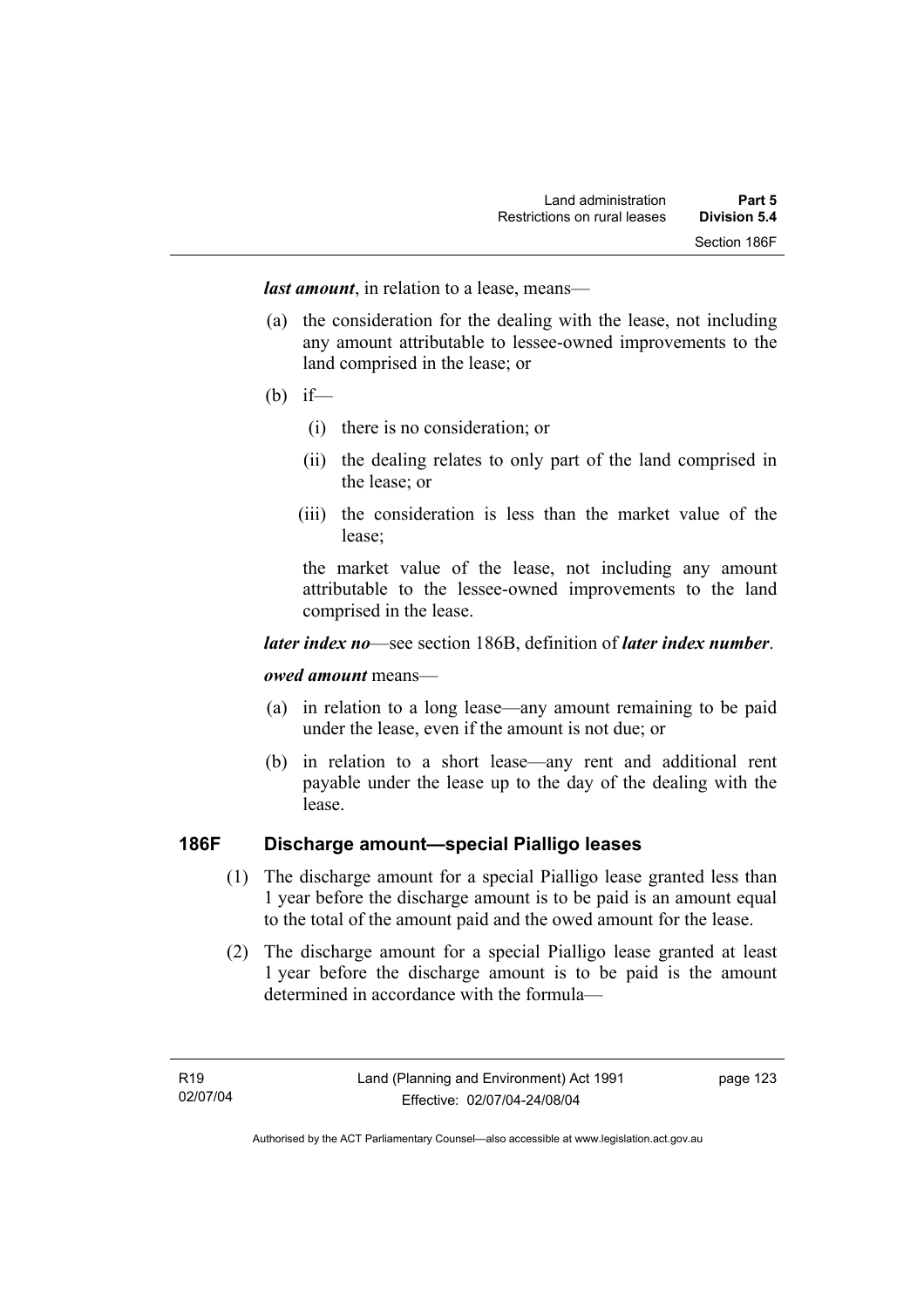***last amount***, in relation to a lease, means—

(a) the consideration for the dealing with the lease, not including any amount attributable to lessee-owned improvements to the land comprised in the lease; or

(b) if—

 (i) there is no consideration; or

 (ii) the dealing relates to only part of the land comprised in the lease; or

 (iii) the consideration is less than the market value of the lease;

 the market value of the lease, not including any amount attributable to the lessee-owned improvements to the land comprised in the lease.

***later index no***—see section 186B, definition of ***later index number***.

***owed amount*** means—

(a) in relation to a long lease—any amount remaining to be paid under the lease, even if the amount is not due; or

(b) in relation to a short lease—any rent and additional rent payable under the lease up to the day of the dealing with the lease.

### 186F Discharge amount—special Pialligo leases

(1) The discharge amount for a special Pialligo lease granted less than 1 year before the discharge amount is to be paid is an amount equal to the total of the amount paid and the owed amount for the lease.

(2) The discharge amount for a special Pialligo lease granted at least 1 year before the discharge amount is to be paid is the amount determined in accordance with the formula—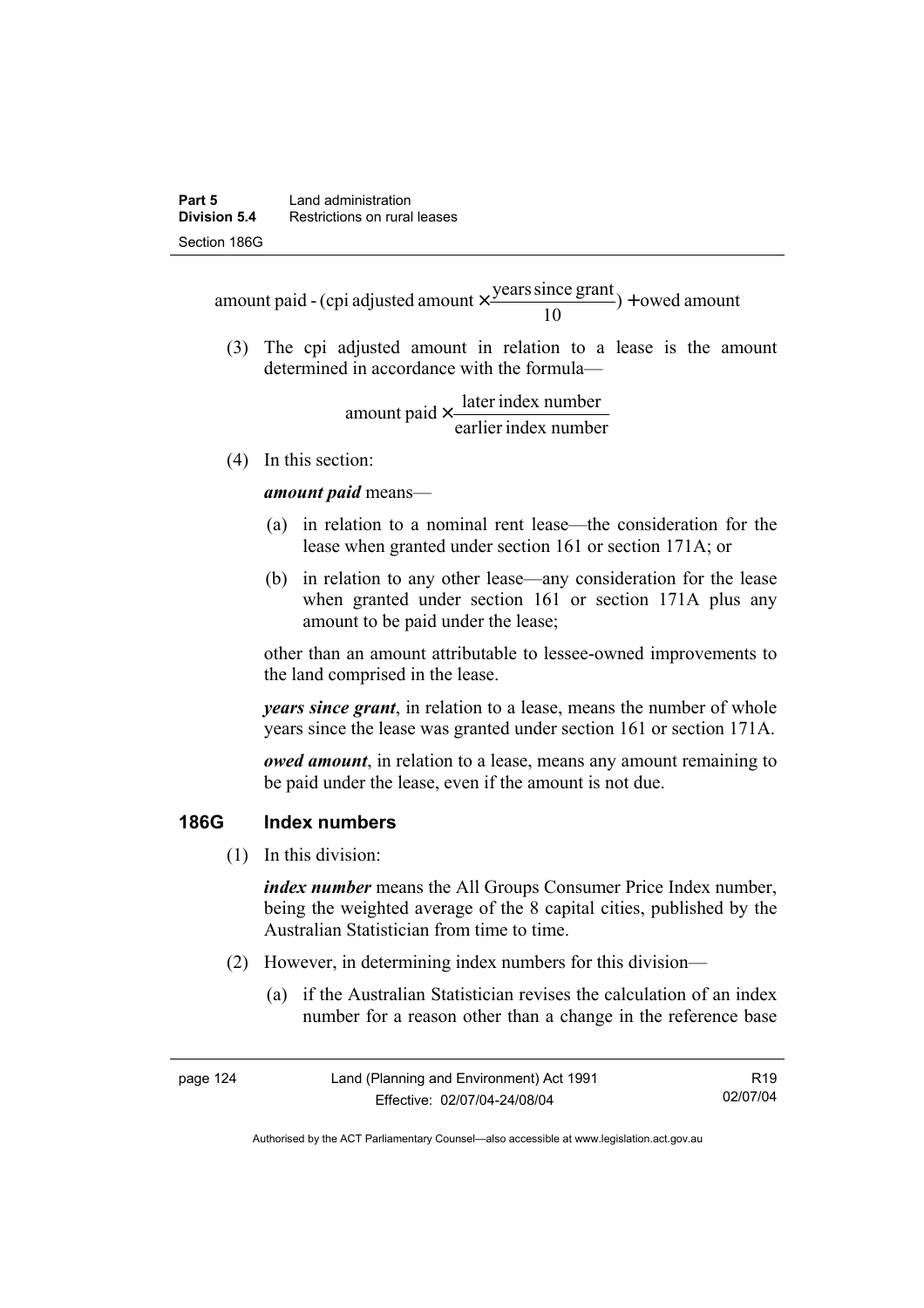$$\text{amount paid} - (\text{cpi adjusted amount} \times \frac{\text{years since grant}}{10}) + \text{owed amount}$$

(3) The cpi adjusted amount in relation to a lease is the amount determined in accordance with the formula—

$$\text{amount paid} \times \frac{\text{later index number}}{\text{earlier index number}}$$

(4) In this section:

***amount paid*** means—

(a) in relation to a nominal rent lease—the consideration for the lease when granted under section 161 or section 171A; or

(b) in relation to any other lease—any consideration for the lease when granted under section 161 or section 171A plus any amount to be paid under the lease;

other than an amount attributable to lessee-owned improvements to the land comprised in the lease.

***years since grant***, in relation to a lease, means the number of whole years since the lease was granted under section 161 or section 171A.

***owed amount***, in relation to a lease, means any amount remaining to be paid under the lease, even if the amount is not due.

## 186G Index numbers

(1) In this division:

***index number*** means the All Groups Consumer Price Index number, being the weighted average of the 8 capital cities, published by the Australian Statistician from time to time.

(2) However, in determining index numbers for this division—

(a) if the Australian Statistician revises the calculation of an index number for a reason other than a change in the reference base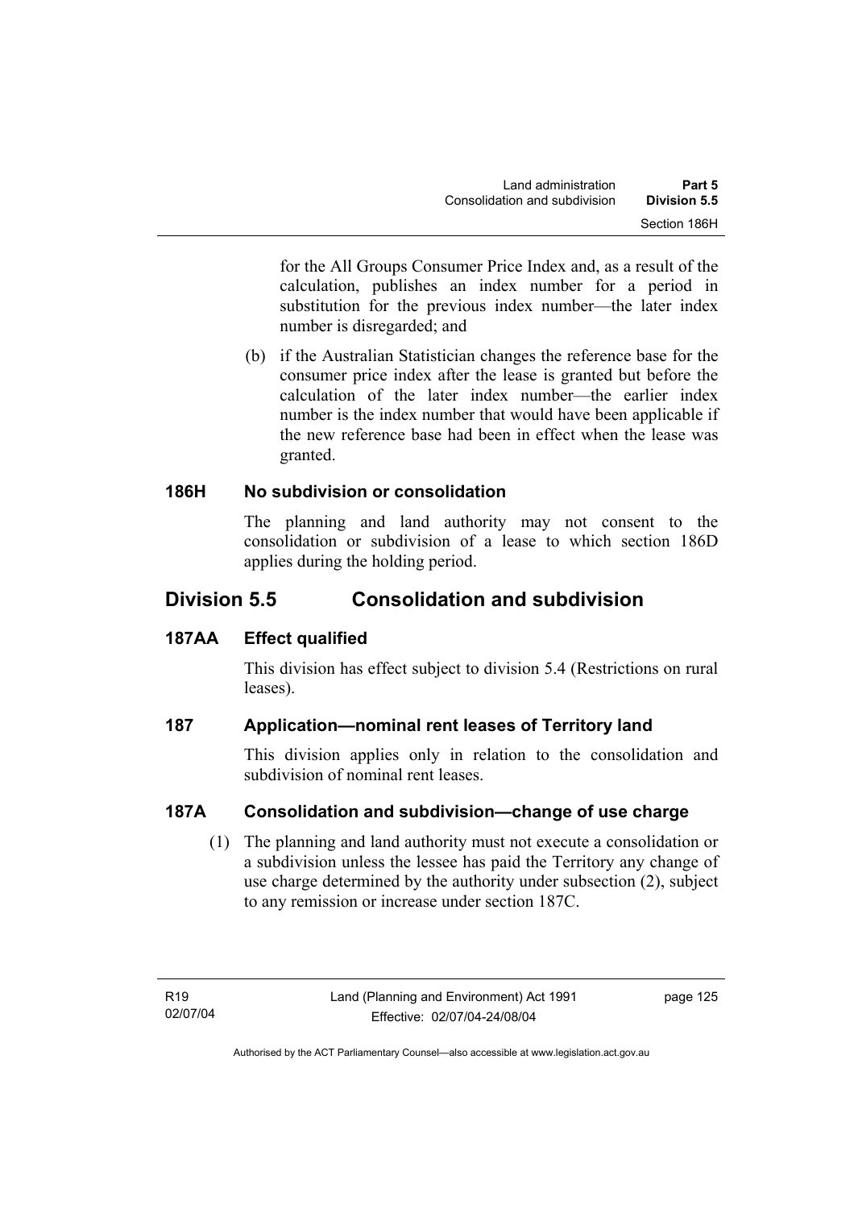for the All Groups Consumer Price Index and, as a result of the calculation, publishes an index number for a period in substitution for the previous index number—the later index number is disregarded; and

(b) if the Australian Statistician changes the reference base for the consumer price index after the lease is granted but before the calculation of the later index number—the earlier index number is the index number that would have been applicable if the new reference base had been in effect when the lease was granted.

### 186H No subdivision or consolidation

The planning and land authority may not consent to the consolidation or subdivision of a lease to which section 186D applies during the holding period.

## Division 5.5 Consolidation and subdivision

### 187AA Effect qualified

This division has effect subject to division 5.4 (Restrictions on rural leases).

### 187 Application—nominal rent leases of Territory land

This division applies only in relation to the consolidation and subdivision of nominal rent leases.

### 187A Consolidation and subdivision—change of use charge

(1) The planning and land authority must not execute a consolidation or a subdivision unless the lessee has paid the Territory any change of use charge determined by the authority under subsection (2), subject to any remission or increase under section 187C.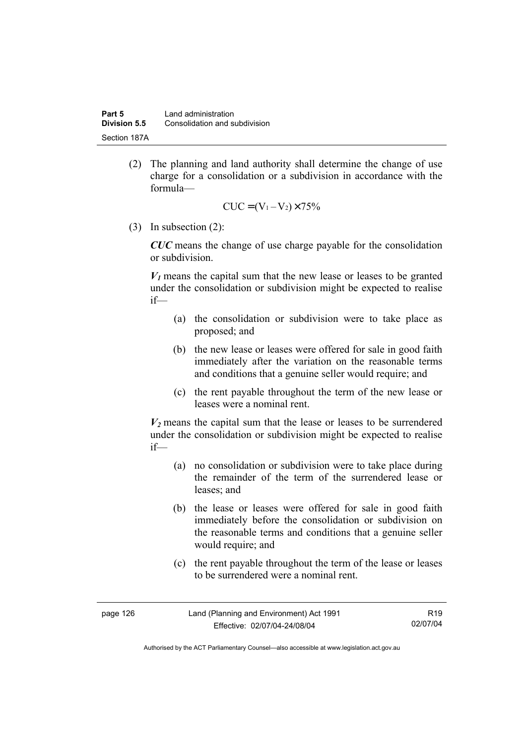(2) The planning and land authority shall determine the change of use charge for a consolidation or a subdivision in accordance with the formula—

$$CUC = (V_1 - V_2) \times 75\%$$

(3) In subsection (2):

***CUC*** means the change of use charge payable for the consolidation or subdivision.

***$V_1$*** means the capital sum that the new lease or leases to be granted under the consolidation or subdivision might be expected to realise if—

(a) the consolidation or subdivision were to take place as proposed; and

(b) the new lease or leases were offered for sale in good faith immediately after the variation on the reasonable terms and conditions that a genuine seller would require; and

(c) the rent payable throughout the term of the new lease or leases were a nominal rent.

***$V_2$*** means the capital sum that the lease or leases to be surrendered under the consolidation or subdivision might be expected to realise if—

(a) no consolidation or subdivision were to take place during the remainder of the term of the surrendered lease or leases; and

(b) the lease or leases were offered for sale in good faith immediately before the consolidation or subdivision on the reasonable terms and conditions that a genuine seller would require; and

(c) the rent payable throughout the term of the lease or leases to be surrendered were a nominal rent.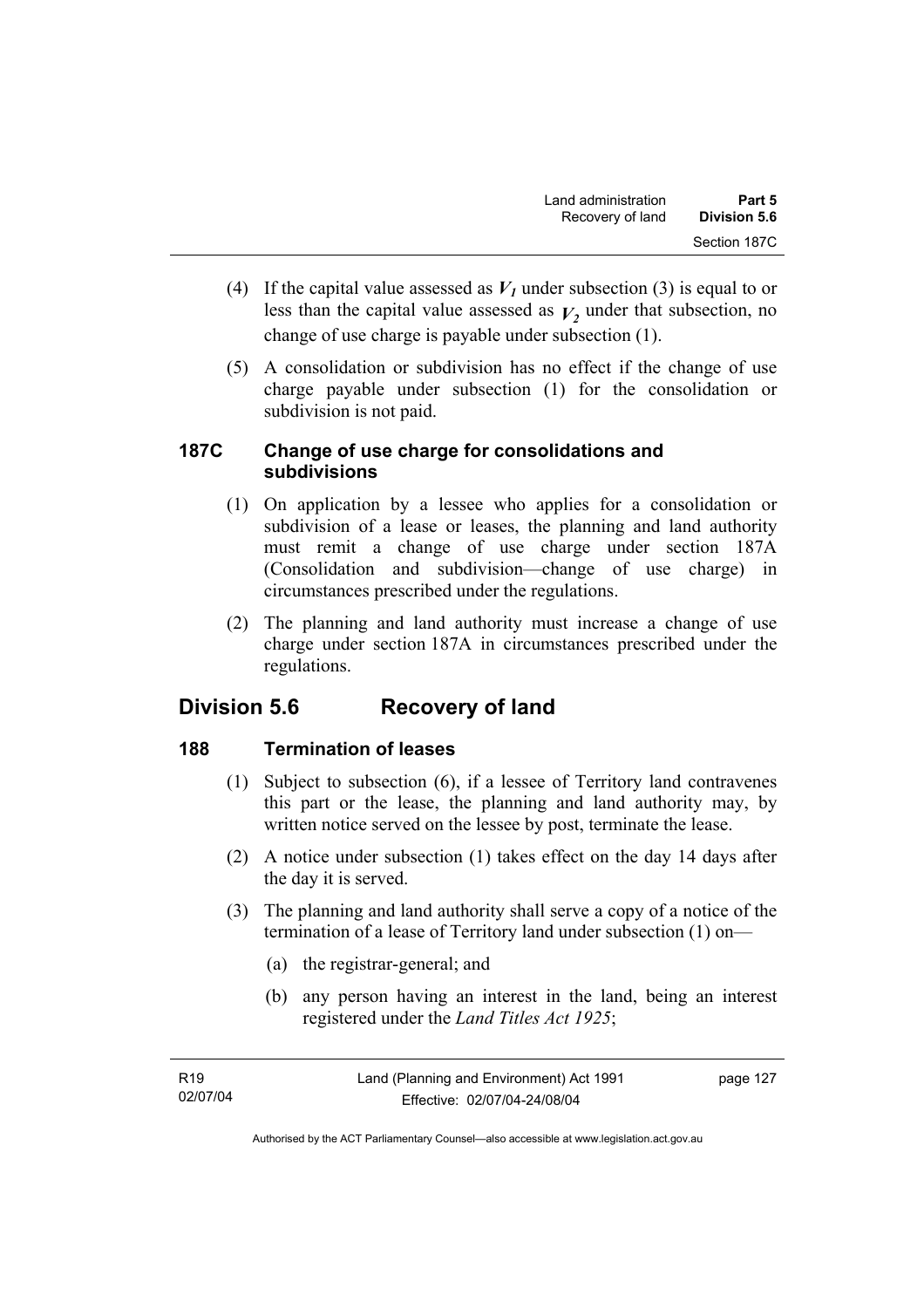(4) If the capital value assessed as $V_1$ under subsection (3) is equal to or less than the capital value assessed as $V_2$ under that subsection, no change of use charge is payable under subsection (1).

(5) A consolidation or subdivision has no effect if the change of use charge payable under subsection (1) for the consolidation or subdivision is not paid.

### 187C Change of use charge for consolidations and subdivisions

(1) On application by a lessee who applies for a consolidation or subdivision of a lease or leases, the planning and land authority must remit a change of use charge under section 187A (Consolidation and subdivision—change of use charge) in circumstances prescribed under the regulations.

(2) The planning and land authority must increase a change of use charge under section 187A in circumstances prescribed under the regulations.

## Division 5.6 Recovery of land

### 188 Termination of leases

(1) Subject to subsection (6), if a lessee of Territory land contravenes this part or the lease, the planning and land authority may, by written notice served on the lessee by post, terminate the lease.

(2) A notice under subsection (1) takes effect on the day 14 days after the day it is served.

(3) The planning and land authority shall serve a copy of a notice of the termination of a lease of Territory land under subsection (1) on—

(a) the registrar-general; and

(b) any person having an interest in the land, being an interest registered under the *Land Titles Act 1925*;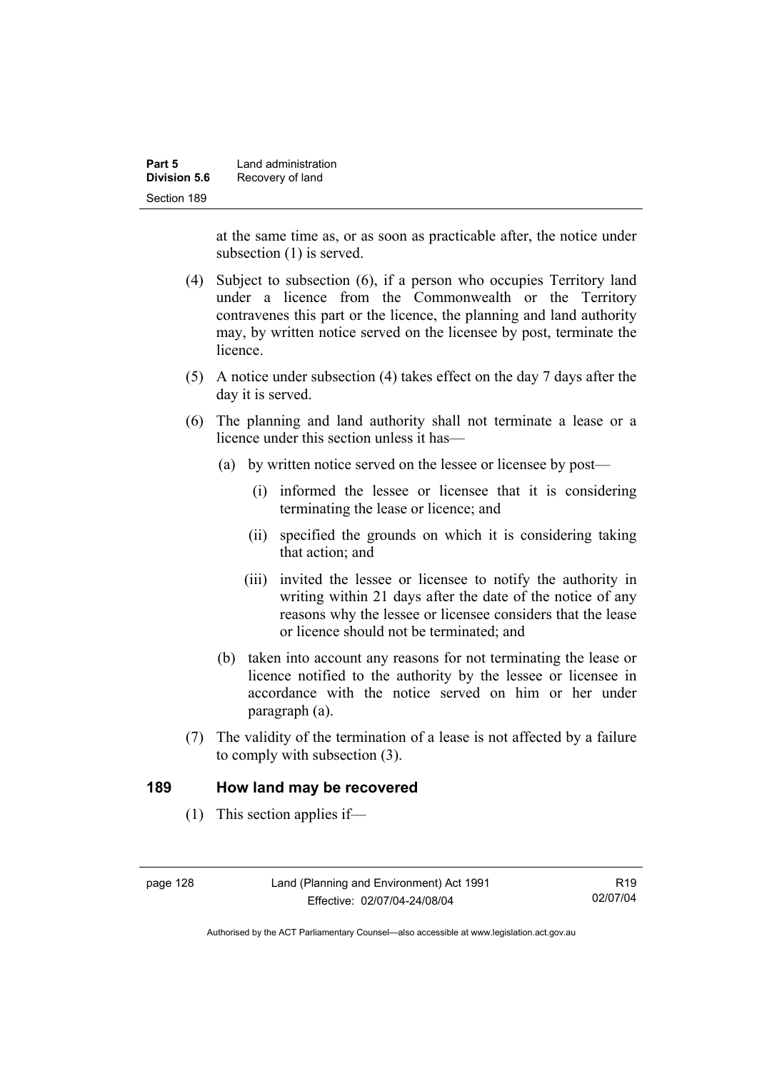at the same time as, or as soon as practicable after, the notice under subsection (1) is served.

(4) Subject to subsection (6), if a person who occupies Territory land under a licence from the Commonwealth or the Territory contravenes this part or the licence, the planning and land authority may, by written notice served on the licensee by post, terminate the licence.

(5) A notice under subsection (4) takes effect on the day 7 days after the day it is served.

(6) The planning and land authority shall not terminate a lease or a licence under this section unless it has—

(a) by written notice served on the lessee or licensee by post—

(i) informed the lessee or licensee that it is considering terminating the lease or licence; and

(ii) specified the grounds on which it is considering taking that action; and

(iii) invited the lessee or licensee to notify the authority in writing within 21 days after the date of the notice of any reasons why the lessee or licensee considers that the lease or licence should not be terminated; and

(b) taken into account any reasons for not terminating the lease or licence notified to the authority by the lessee or licensee in accordance with the notice served on him or her under paragraph (a).

(7) The validity of the termination of a lease is not affected by a failure to comply with subsection (3).

## 189 How land may be recovered

(1) This section applies if—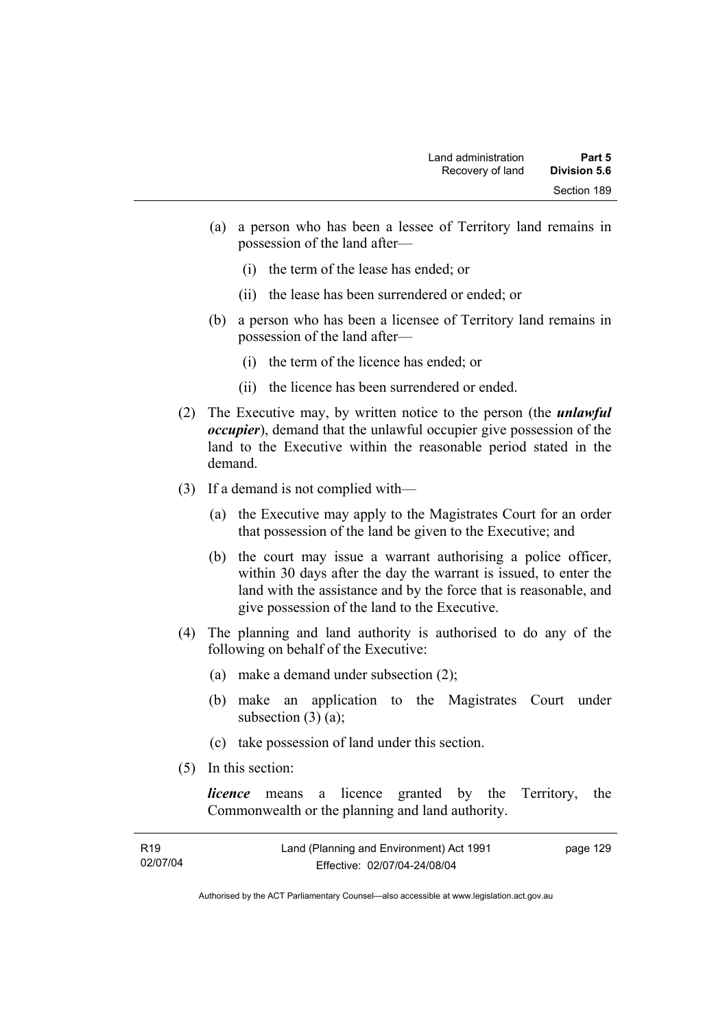(a) a person who has been a lessee of Territory land remains in possession of the land after—

(i) the term of the lease has ended; or

(ii) the lease has been surrendered or ended; or

(b) a person who has been a licensee of Territory land remains in possession of the land after—

(i) the term of the licence has ended; or

(ii) the licence has been surrendered or ended.

(2) The Executive may, by written notice to the person (the ***unlawful occupier***), demand that the unlawful occupier give possession of the land to the Executive within the reasonable period stated in the demand.

(3) If a demand is not complied with—

(a) the Executive may apply to the Magistrates Court for an order that possession of the land be given to the Executive; and

(b) the court may issue a warrant authorising a police officer, within 30 days after the day the warrant is issued, to enter the land with the assistance and by the force that is reasonable, and give possession of the land to the Executive.

(4) The planning and land authority is authorised to do any of the following on behalf of the Executive:

(a) make a demand under subsection (2);

(b) make an application to the Magistrates Court under subsection (3) (a);

(c) take possession of land under this section.

(5) In this section:

***licence*** means a licence granted by the Territory, the Commonwealth or the planning and land authority.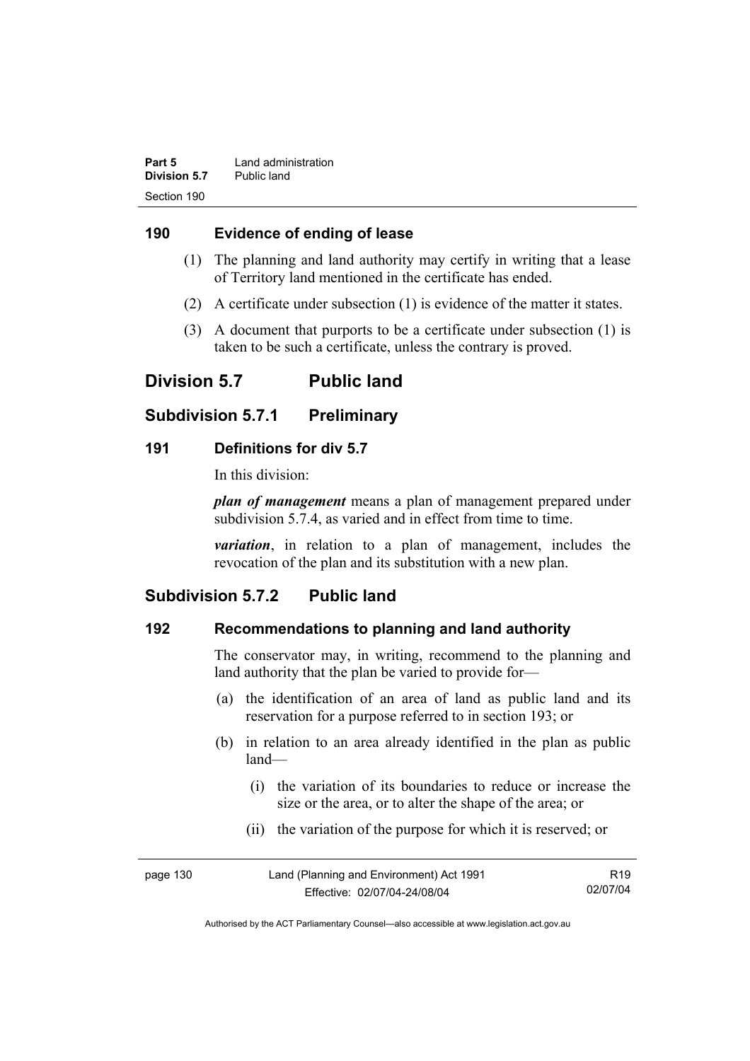### 190 Evidence of ending of lease

(1) The planning and land authority may certify in writing that a lease of Territory land mentioned in the certificate has ended.

(2) A certificate under subsection (1) is evidence of the matter it states.

(3) A document that purports to be a certificate under subsection (1) is taken to be such a certificate, unless the contrary is proved.

## Division 5.7 Public land

## Subdivision 5.7.1 Preliminary

### 191 Definitions for div 5.7

In this division:

***plan of management*** means a plan of management prepared under subdivision 5.7.4, as varied and in effect from time to time.

***variation***, in relation to a plan of management, includes the revocation of the plan and its substitution with a new plan.

## Subdivision 5.7.2 Public land

### 192 Recommendations to planning and land authority

The conservator may, in writing, recommend to the planning and land authority that the plan be varied to provide for—

(a) the identification of an area of land as public land and its reservation for a purpose referred to in section 193; or

(b) in relation to an area already identified in the plan as public land—

(i) the variation of its boundaries to reduce or increase the size or the area, or to alter the shape of the area; or

(ii) the variation of the purpose for which it is reserved; or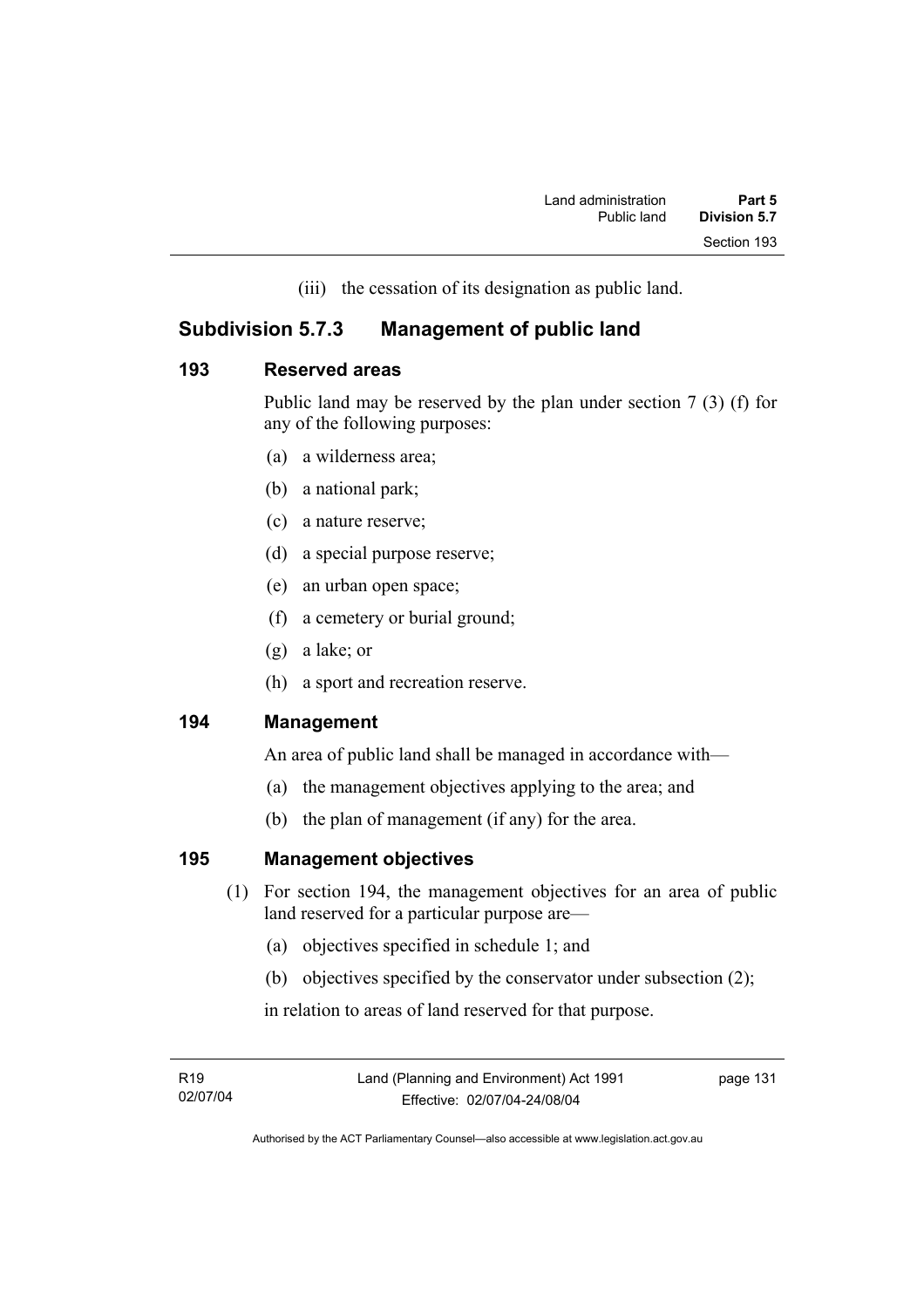(iii) the cessation of its designation as public land.

## Subdivision 5.7.3 Management of public land

### 193 Reserved areas

Public land may be reserved by the plan under section 7 (3) (f) for any of the following purposes:

(a) a wilderness area;

(b) a national park;

(c) a nature reserve;

(d) a special purpose reserve;

(e) an urban open space;

(f) a cemetery or burial ground;

(g) a lake; or

(h) a sport and recreation reserve.

### 194 Management

An area of public land shall be managed in accordance with—

(a) the management objectives applying to the area; and

(b) the plan of management (if any) for the area.

### 195 Management objectives

(1) For section 194, the management objectives for an area of public land reserved for a particular purpose are—

(a) objectives specified in schedule 1; and

(b) objectives specified by the conservator under subsection (2);

in relation to areas of land reserved for that purpose.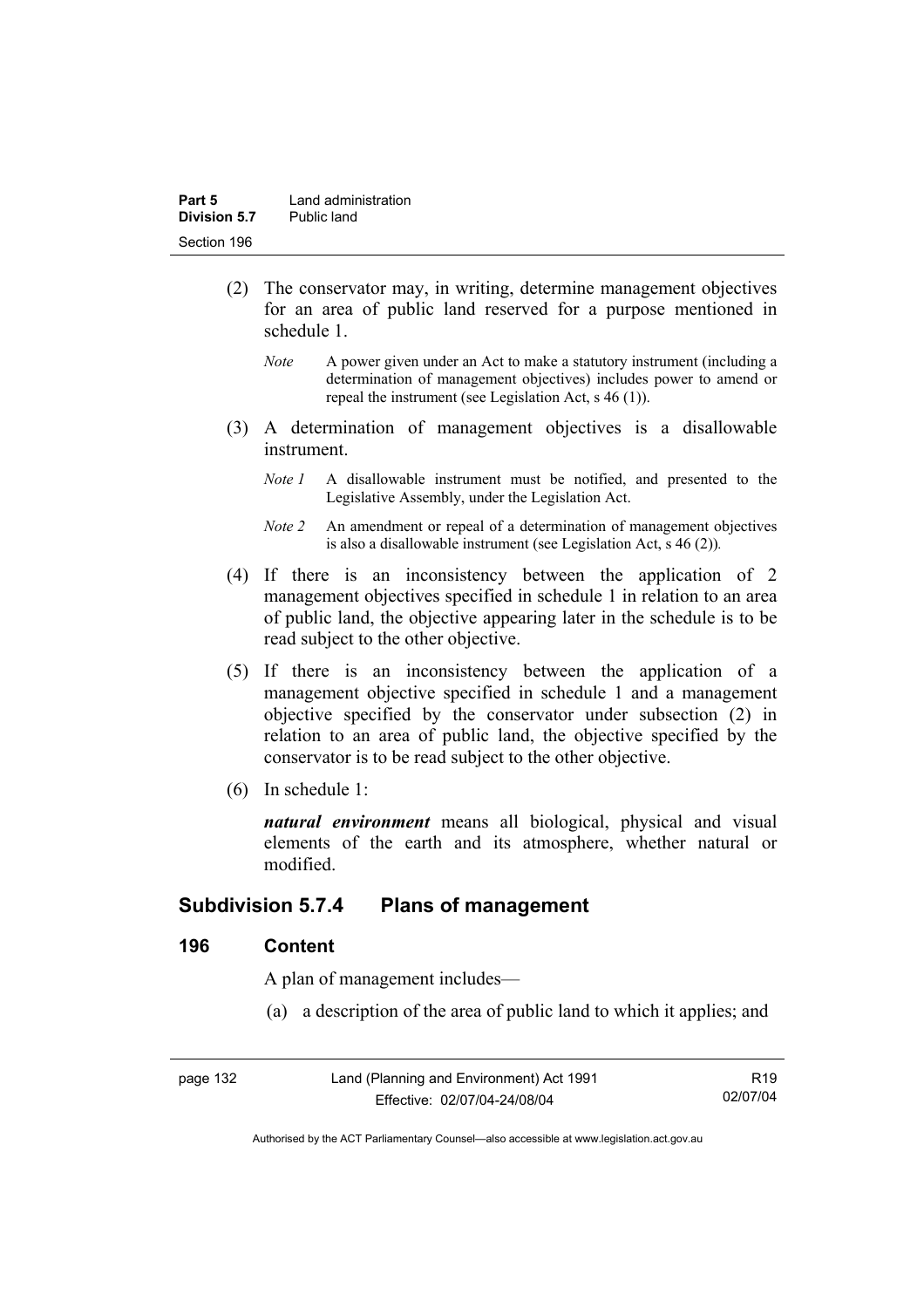(2) The conservator may, in writing, determine management objectives for an area of public land reserved for a purpose mentioned in schedule 1.

*Note* A power given under an Act to make a statutory instrument (including a determination of management objectives) includes power to amend or repeal the instrument (see Legislation Act, s 46 (1)).

(3) A determination of management objectives is a disallowable instrument.

*Note 1* A disallowable instrument must be notified, and presented to the Legislative Assembly, under the Legislation Act.

*Note 2* An amendment or repeal of a determination of management objectives is also a disallowable instrument (see Legislation Act, s 46 (2)).

(4) If there is an inconsistency between the application of 2 management objectives specified in schedule 1 in relation to an area of public land, the objective appearing later in the schedule is to be read subject to the other objective.

(5) If there is an inconsistency between the application of a management objective specified in schedule 1 and a management objective specified by the conservator under subsection (2) in relation to an area of public land, the objective specified by the conservator is to be read subject to the other objective.

(6) In schedule 1:

***natural environment*** means all biological, physical and visual elements of the earth and its atmosphere, whether natural or modified.

## Subdivision 5.7.4 Plans of management

### 196 Content

A plan of management includes—

(a) a description of the area of public land to which it applies; and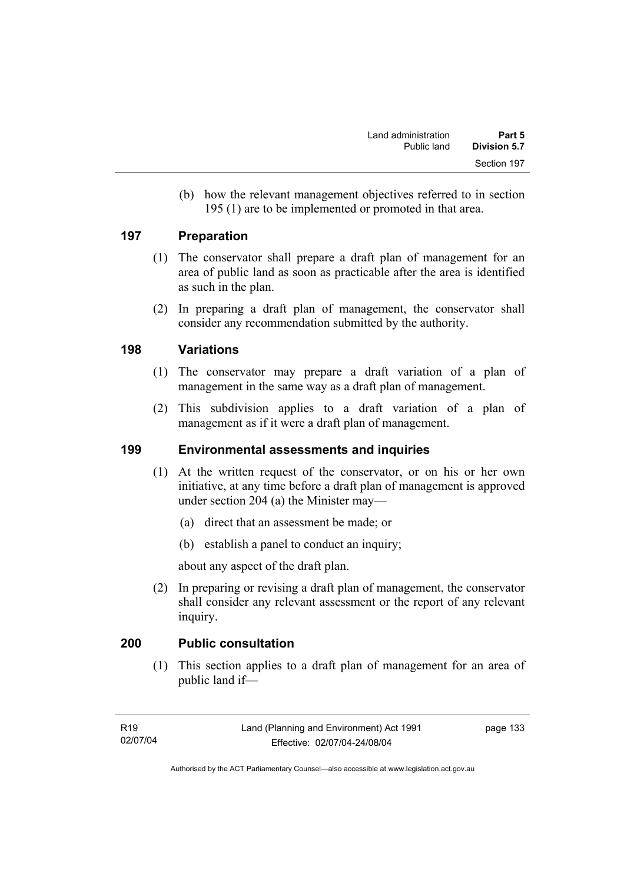(b) how the relevant management objectives referred to in section 195 (1) are to be implemented or promoted in that area.

## 197 Preparation

(1) The conservator shall prepare a draft plan of management for an area of public land as soon as practicable after the area is identified as such in the plan.

(2) In preparing a draft plan of management, the conservator shall consider any recommendation submitted by the authority.

## 198 Variations

(1) The conservator may prepare a draft variation of a plan of management in the same way as a draft plan of management.

(2) This subdivision applies to a draft variation of a plan of management as if it were a draft plan of management.

## 199 Environmental assessments and inquiries

(1) At the written request of the conservator, or on his or her own initiative, at any time before a draft plan of management is approved under section 204 (a) the Minister may—

(a) direct that an assessment be made; or

(b) establish a panel to conduct an inquiry;

about any aspect of the draft plan.

(2) In preparing or revising a draft plan of management, the conservator shall consider any relevant assessment or the report of any relevant inquiry.

## 200 Public consultation

(1) This section applies to a draft plan of management for an area of public land if—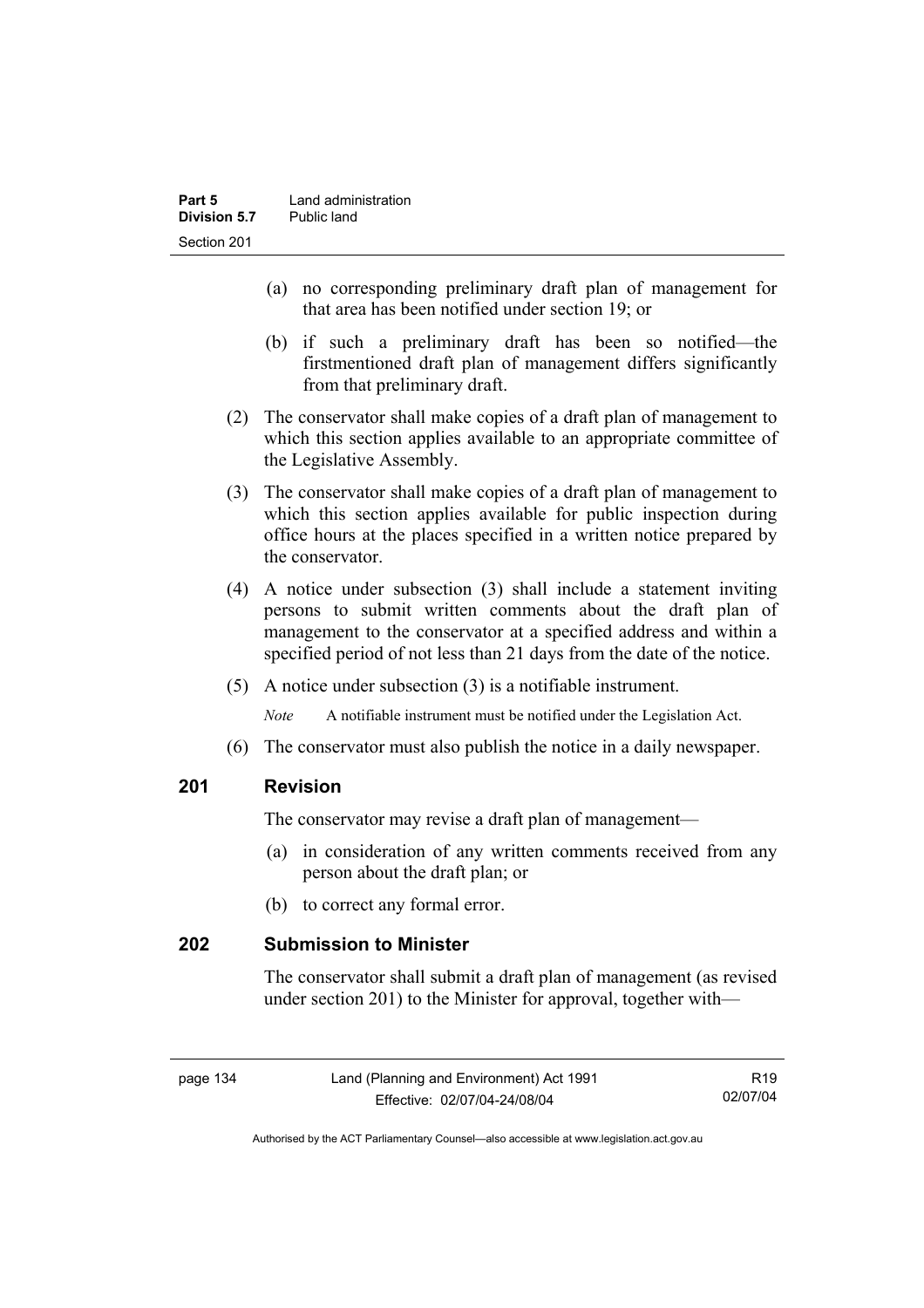(a) no corresponding preliminary draft plan of management for that area has been notified under section 19; or

(b) if such a preliminary draft has been so notified—the firstmentioned draft plan of management differs significantly from that preliminary draft.

(2) The conservator shall make copies of a draft plan of management to which this section applies available to an appropriate committee of the Legislative Assembly.

(3) The conservator shall make copies of a draft plan of management to which this section applies available for public inspection during office hours at the places specified in a written notice prepared by the conservator.

(4) A notice under subsection (3) shall include a statement inviting persons to submit written comments about the draft plan of management to the conservator at a specified address and within a specified period of not less than 21 days from the date of the notice.

(5) A notice under subsection (3) is a notifiable instrument.

*Note* A notifiable instrument must be notified under the Legislation Act.

(6) The conservator must also publish the notice in a daily newspaper.

### 201 Revision

The conservator may revise a draft plan of management—

(a) in consideration of any written comments received from any person about the draft plan; or

(b) to correct any formal error.

### 202 Submission to Minister

The conservator shall submit a draft plan of management (as revised under section 201) to the Minister for approval, together with—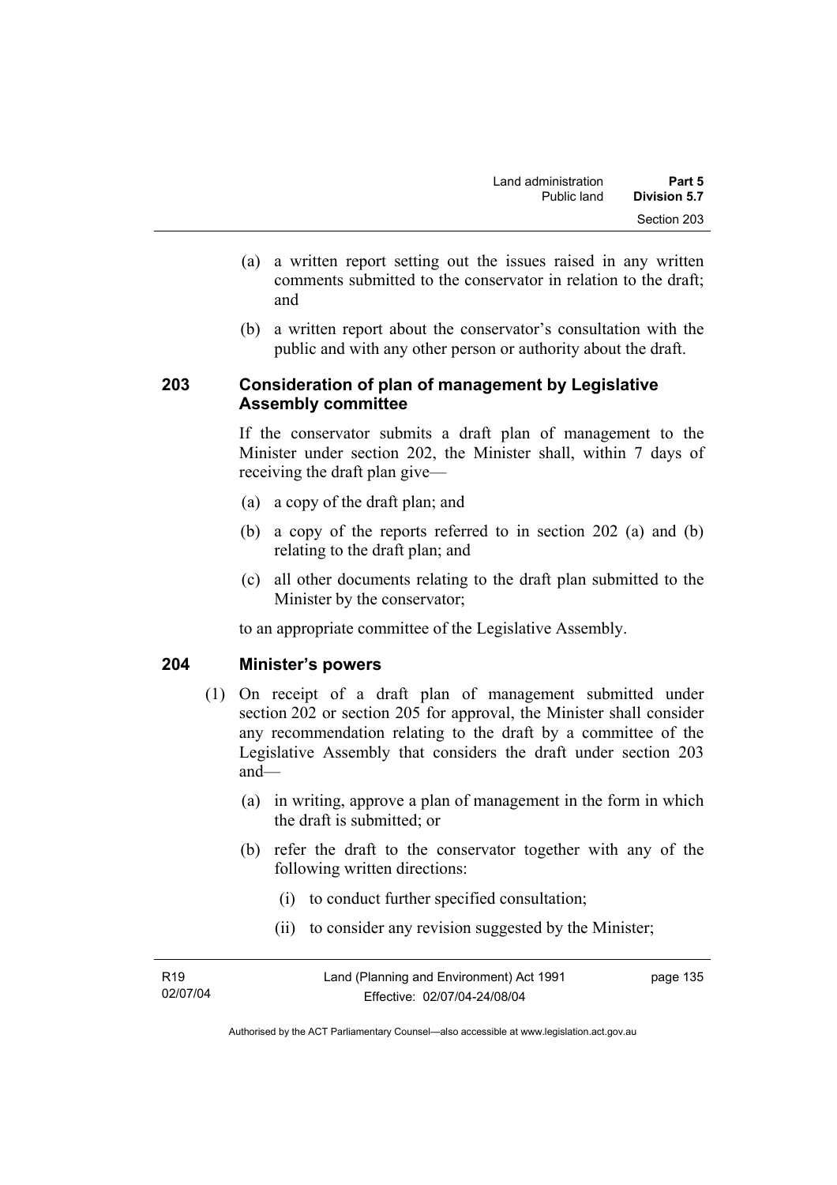(a) a written report setting out the issues raised in any written comments submitted to the conservator in relation to the draft; and

(b) a written report about the conservator's consultation with the public and with any other person or authority about the draft.

## 203 Consideration of plan of management by Legislative Assembly committee

If the conservator submits a draft plan of management to the Minister under section 202, the Minister shall, within 7 days of receiving the draft plan give—

(a) a copy of the draft plan; and

(b) a copy of the reports referred to in section 202 (a) and (b) relating to the draft plan; and

(c) all other documents relating to the draft plan submitted to the Minister by the conservator;

to an appropriate committee of the Legislative Assembly.

## 204 Minister's powers

(1) On receipt of a draft plan of management submitted under section 202 or section 205 for approval, the Minister shall consider any recommendation relating to the draft by a committee of the Legislative Assembly that considers the draft under section 203 and—

(a) in writing, approve a plan of management in the form in which the draft is submitted; or

(b) refer the draft to the conservator together with any of the following written directions:

(i) to conduct further specified consultation;

(ii) to consider any revision suggested by the Minister;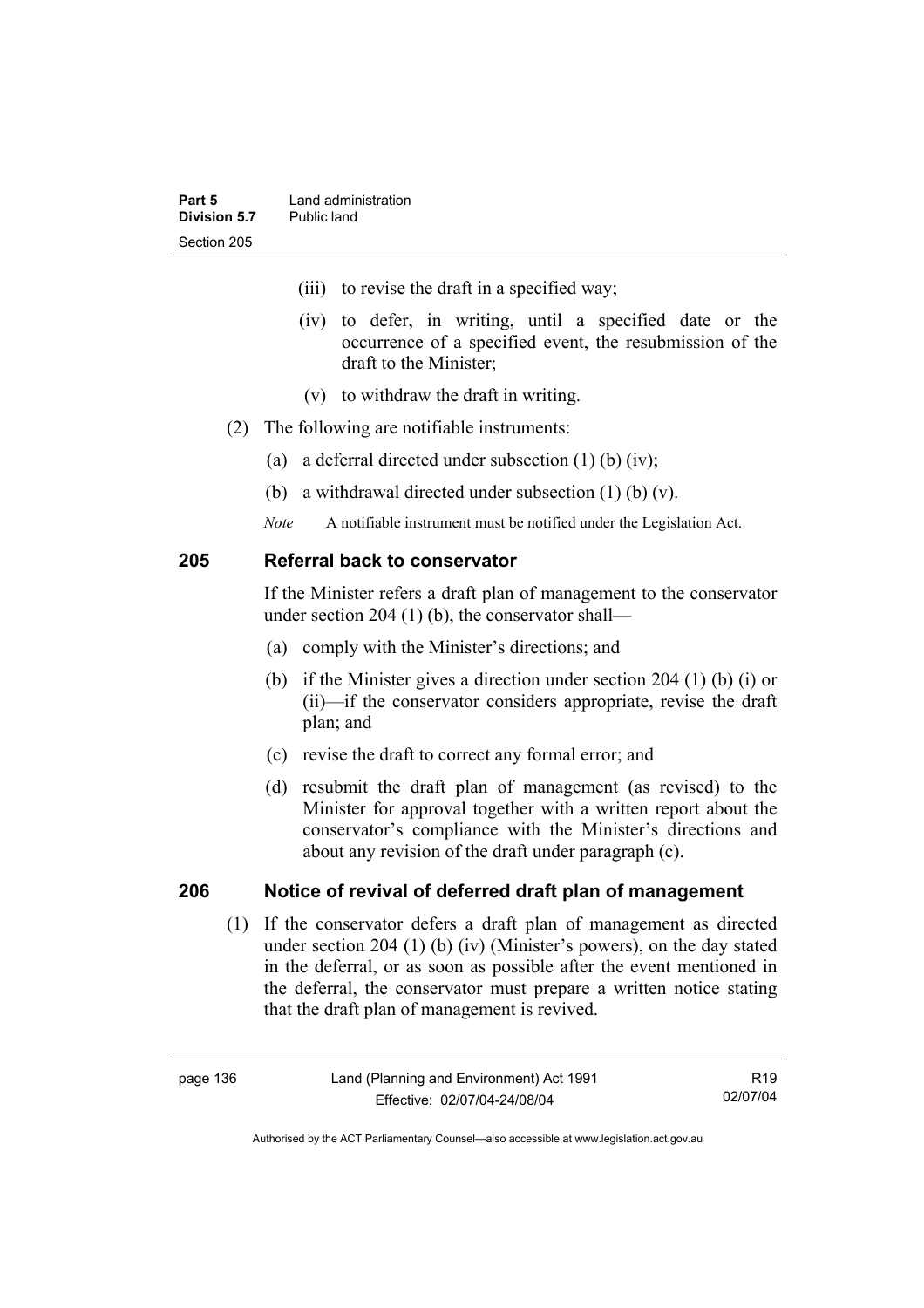(iii) to revise the draft in a specified way;

(iv) to defer, in writing, until a specified date or the occurrence of a specified event, the resubmission of the draft to the Minister;

(v) to withdraw the draft in writing.

(2) The following are notifiable instruments:

(a) a deferral directed under subsection (1) (b) (iv);

(b) a withdrawal directed under subsection (1) (b) (v).

*Note* A notifiable instrument must be notified under the Legislation Act.

## 205 Referral back to conservator

If the Minister refers a draft plan of management to the conservator under section 204 (1) (b), the conservator shall—

(a) comply with the Minister's directions; and

(b) if the Minister gives a direction under section 204 (1) (b) (i) or (ii)—if the conservator considers appropriate, revise the draft plan; and

(c) revise the draft to correct any formal error; and

(d) resubmit the draft plan of management (as revised) to the Minister for approval together with a written report about the conservator's compliance with the Minister's directions and about any revision of the draft under paragraph (c).

## 206 Notice of revival of deferred draft plan of management

(1) If the conservator defers a draft plan of management as directed under section 204 (1) (b) (iv) (Minister's powers), on the day stated in the deferral, or as soon as possible after the event mentioned in the deferral, the conservator must prepare a written notice stating that the draft plan of management is revived.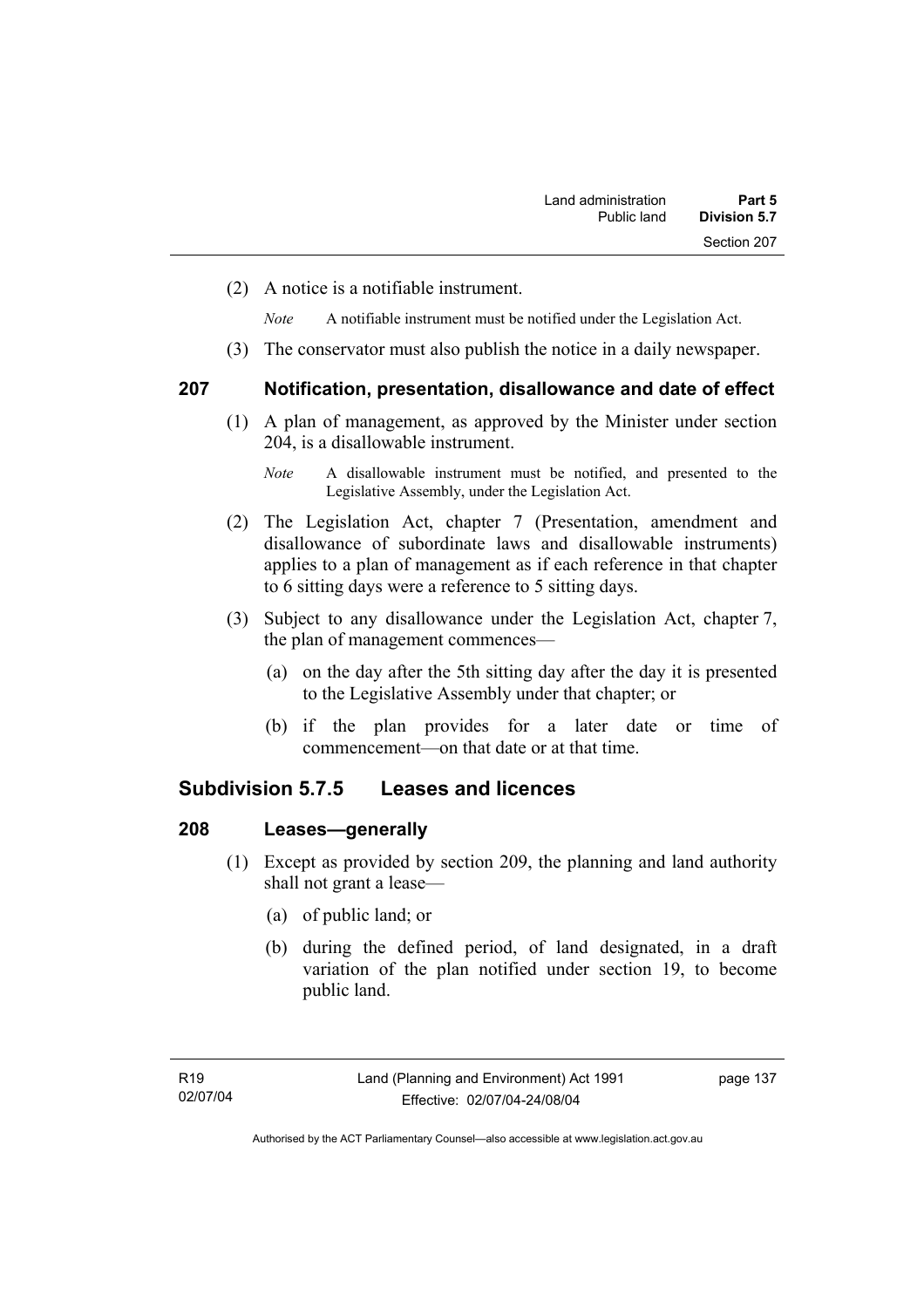(2) A notice is a notifiable instrument.

*Note* A notifiable instrument must be notified under the Legislation Act.

(3) The conservator must also publish the notice in a daily newspaper.

### 207 Notification, presentation, disallowance and date of effect

(1) A plan of management, as approved by the Minister under section 204, is a disallowable instrument.

*Note* A disallowable instrument must be notified, and presented to the Legislative Assembly, under the Legislation Act.

(2) The Legislation Act, chapter 7 (Presentation, amendment and disallowance of subordinate laws and disallowable instruments) applies to a plan of management as if each reference in that chapter to 6 sitting days were a reference to 5 sitting days.

(3) Subject to any disallowance under the Legislation Act, chapter 7, the plan of management commences—

(a) on the day after the 5th sitting day after the day it is presented to the Legislative Assembly under that chapter; or

(b) if the plan provides for a later date or time of commencement—on that date or at that time.

## Subdivision 5.7.5 Leases and licences

### 208 Leases—generally

(1) Except as provided by section 209, the planning and land authority shall not grant a lease—

(a) of public land; or

(b) during the defined period, of land designated, in a draft variation of the plan notified under section 19, to become public land.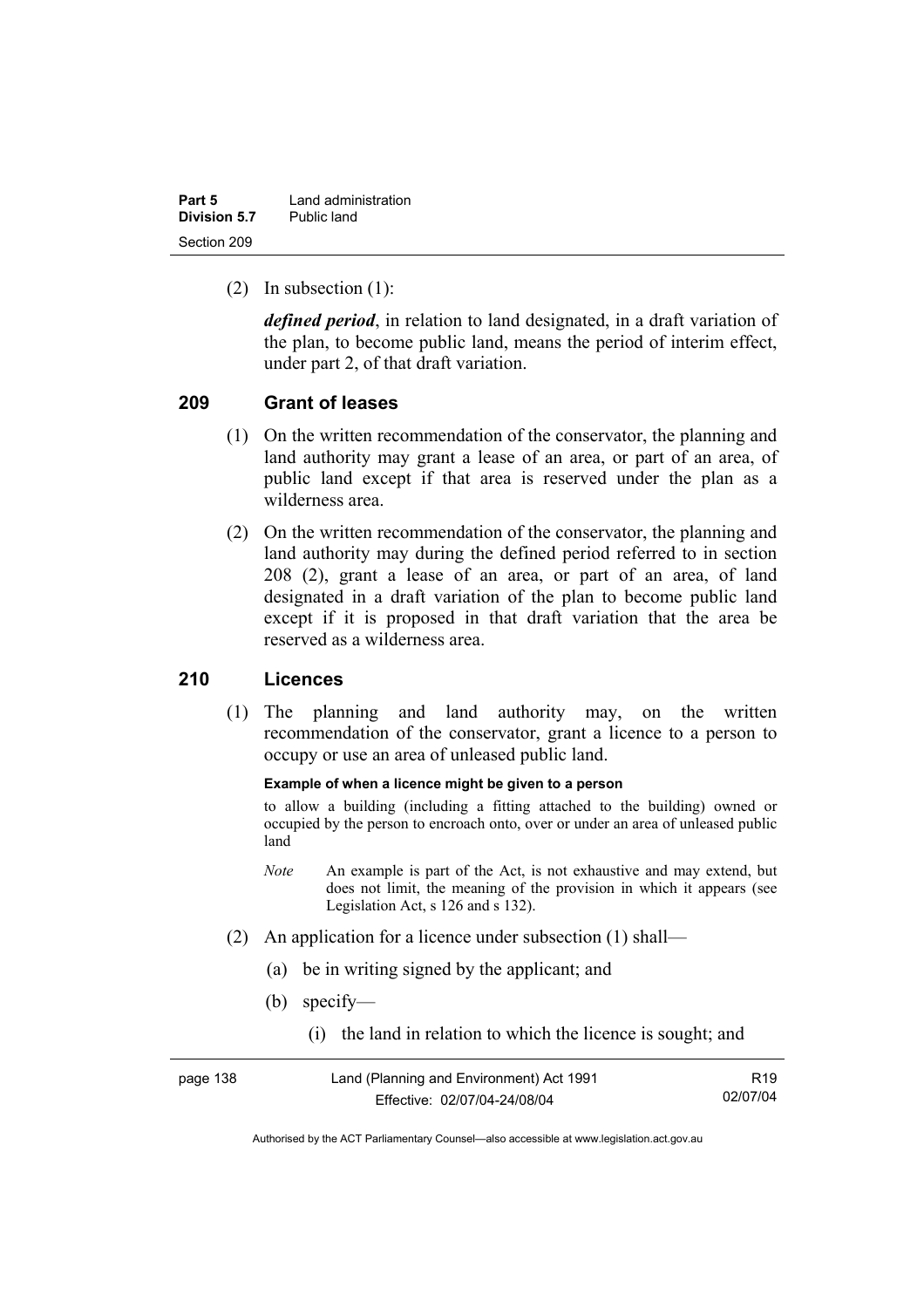(2) In subsection (1):

***defined period***, in relation to land designated, in a draft variation of the plan, to become public land, means the period of interim effect, under part 2, of that draft variation.

## 209 Grant of leases

(1) On the written recommendation of the conservator, the planning and land authority may grant a lease of an area, or part of an area, of public land except if that area is reserved under the plan as a wilderness area.

(2) On the written recommendation of the conservator, the planning and land authority may during the defined period referred to in section 208 (2), grant a lease of an area, or part of an area, of land designated in a draft variation of the plan to become public land except if it is proposed in that draft variation that the area be reserved as a wilderness area.

## 210 Licences

(1) The planning and land authority may, on the written recommendation of the conservator, grant a licence to a person to occupy or use an area of unleased public land.

**Example of when a licence might be given to a person**

to allow a building (including a fitting attached to the building) owned or occupied by the person to encroach onto, over or under an area of unleased public land

*Note* An example is part of the Act, is not exhaustive and may extend, but does not limit, the meaning of the provision in which it appears (see Legislation Act, s 126 and s 132).

(2) An application for a licence under subsection (1) shall—

(a) be in writing signed by the applicant; and

(b) specify—

(i) the land in relation to which the licence is sought; and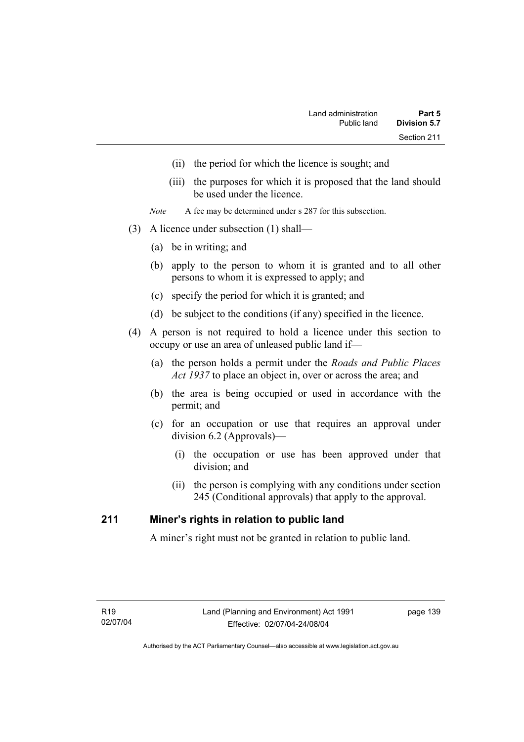(ii) the period for which the licence is sought; and

(iii) the purposes for which it is proposed that the land should be used under the licence.

*Note* A fee may be determined under s 287 for this subsection.

(3) A licence under subsection (1) shall—

(a) be in writing; and

(b) apply to the person to whom it is granted and to all other persons to whom it is expressed to apply; and

(c) specify the period for which it is granted; and

(d) be subject to the conditions (if any) specified in the licence.

(4) A person is not required to hold a licence under this section to occupy or use an area of unleased public land if—

(a) the person holds a permit under the *Roads and Public Places Act 1937* to place an object in, over or across the area; and

(b) the area is being occupied or used in accordance with the permit; and

(c) for an occupation or use that requires an approval under division 6.2 (Approvals)—

(i) the occupation or use has been approved under that division; and

(ii) the person is complying with any conditions under section 245 (Conditional approvals) that apply to the approval.

## 211 Miner's rights in relation to public land

A miner's right must not be granted in relation to public land.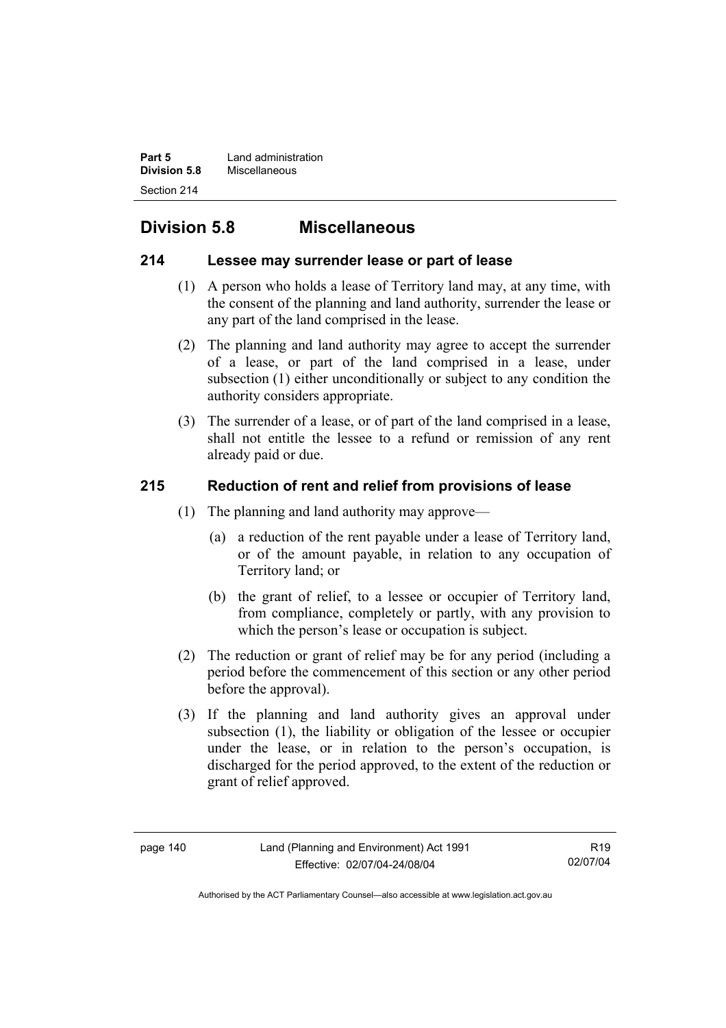## Division 5.8 Miscellaneous

### 214 Lessee may surrender lease or part of lease

(1) A person who holds a lease of Territory land may, at any time, with the consent of the planning and land authority, surrender the lease or any part of the land comprised in the lease.

(2) The planning and land authority may agree to accept the surrender of a lease, or part of the land comprised in a lease, under subsection (1) either unconditionally or subject to any condition the authority considers appropriate.

(3) The surrender of a lease, or of part of the land comprised in a lease, shall not entitle the lessee to a refund or remission of any rent already paid or due.

### 215 Reduction of rent and relief from provisions of lease

(1) The planning and land authority may approve—

(a) a reduction of the rent payable under a lease of Territory land, or of the amount payable, in relation to any occupation of Territory land; or

(b) the grant of relief, to a lessee or occupier of Territory land, from compliance, completely or partly, with any provision to which the person's lease or occupation is subject.

(2) The reduction or grant of relief may be for any period (including a period before the commencement of this section or any other period before the approval).

(3) If the planning and land authority gives an approval under subsection (1), the liability or obligation of the lessee or occupier under the lease, or in relation to the person's occupation, is discharged for the period approved, to the extent of the reduction or grant of relief approved.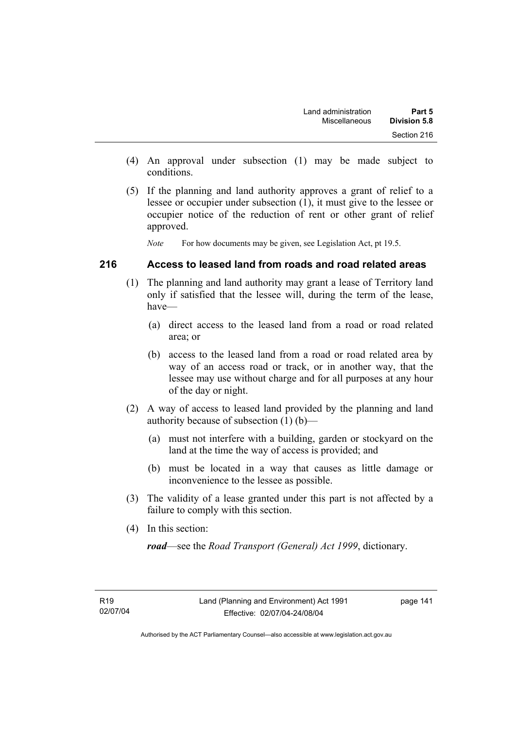(4) An approval under subsection (1) may be made subject to conditions.

(5) If the planning and land authority approves a grant of relief to a lessee or occupier under subsection (1), it must give to the lessee or occupier notice of the reduction of rent or other grant of relief approved.

*Note* For how documents may be given, see Legislation Act, pt 19.5.

## 216 Access to leased land from roads and road related areas

(1) The planning and land authority may grant a lease of Territory land only if satisfied that the lessee will, during the term of the lease, have—

(a) direct access to the leased land from a road or road related area; or

(b) access to the leased land from a road or road related area by way of an access road or track, or in another way, that the lessee may use without charge and for all purposes at any hour of the day or night.

(2) A way of access to leased land provided by the planning and land authority because of subsection (1) (b)—

(a) must not interfere with a building, garden or stockyard on the land at the time the way of access is provided; and

(b) must be located in a way that causes as little damage or inconvenience to the lessee as possible.

(3) The validity of a lease granted under this part is not affected by a failure to comply with this section.

(4) In this section:

***road***—see the *Road Transport (General) Act 1999*, dictionary.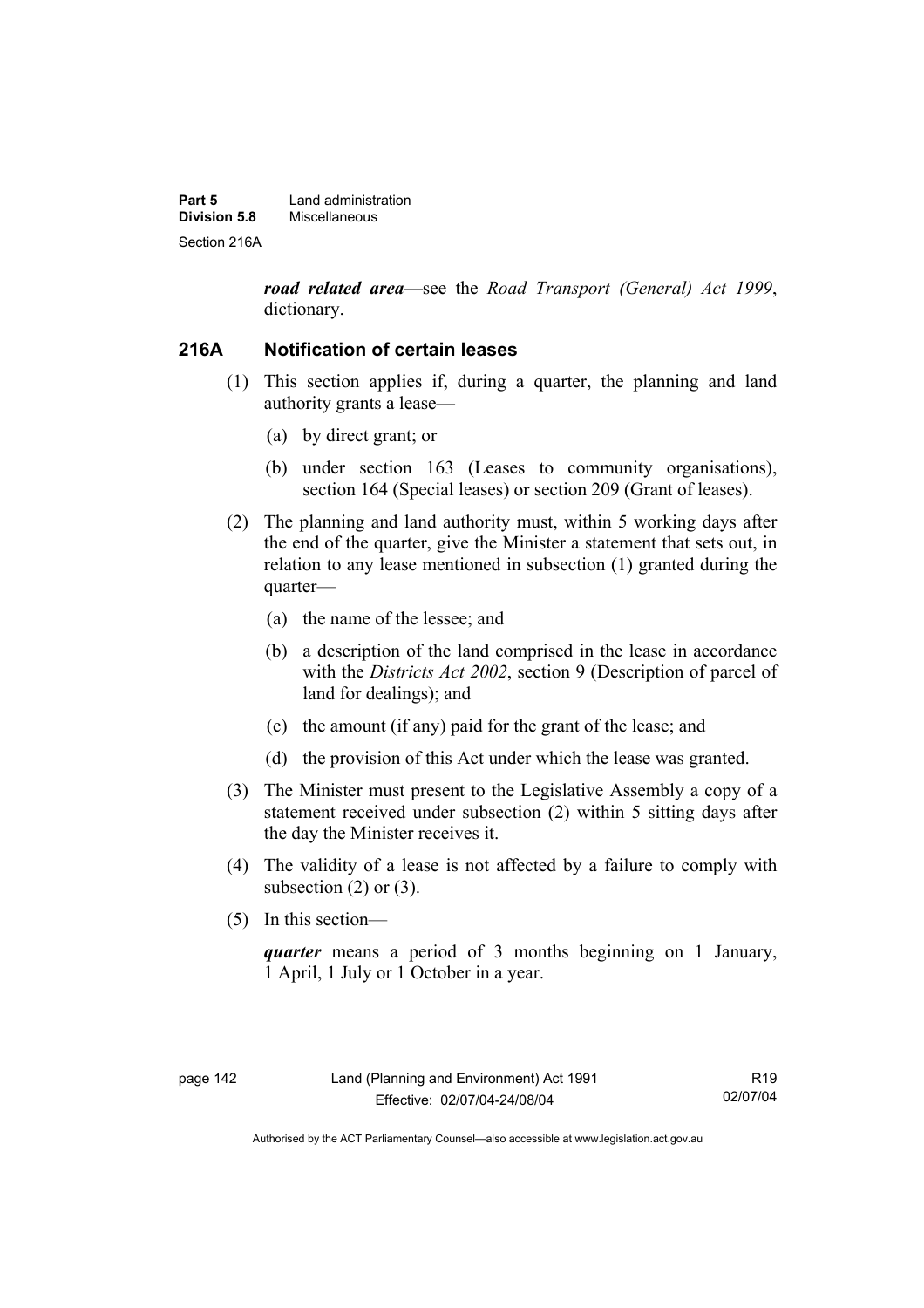***road related area***—see the *Road Transport (General) Act 1999*, dictionary.

### 216A Notification of certain leases

(1) This section applies if, during a quarter, the planning and land authority grants a lease—

(a) by direct grant; or

(b) under section 163 (Leases to community organisations), section 164 (Special leases) or section 209 (Grant of leases).

(2) The planning and land authority must, within 5 working days after the end of the quarter, give the Minister a statement that sets out, in relation to any lease mentioned in subsection (1) granted during the quarter—

(a) the name of the lessee; and

(b) a description of the land comprised in the lease in accordance with the *Districts Act 2002*, section 9 (Description of parcel of land for dealings); and

(c) the amount (if any) paid for the grant of the lease; and

(d) the provision of this Act under which the lease was granted.

(3) The Minister must present to the Legislative Assembly a copy of a statement received under subsection (2) within 5 sitting days after the day the Minister receives it.

(4) The validity of a lease is not affected by a failure to comply with subsection (2) or (3).

(5) In this section—

***quarter*** means a period of 3 months beginning on 1 January, 1 April, 1 July or 1 October in a year.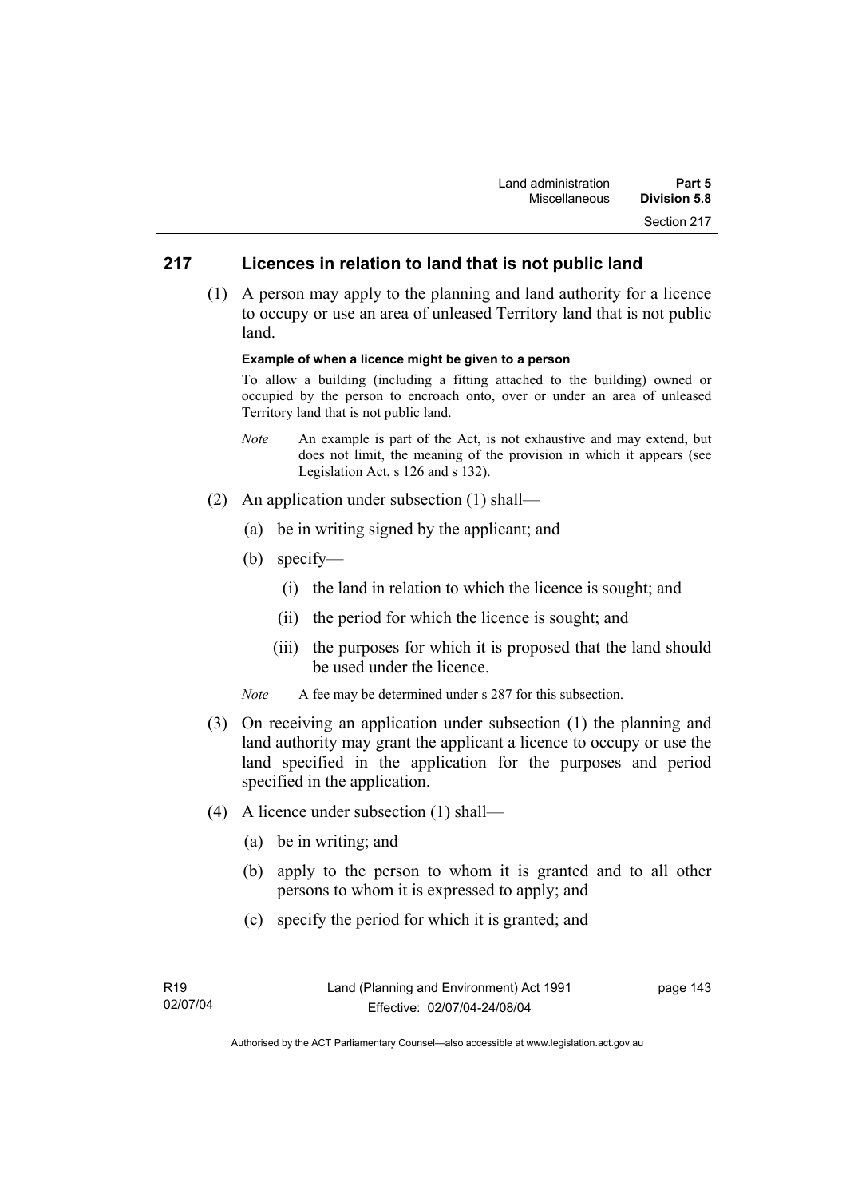## 217 Licences in relation to land that is not public land

(1) A person may apply to the planning and land authority for a licence to occupy or use an area of unleased Territory land that is not public land.

**Example of when a licence might be given to a person**

To allow a building (including a fitting attached to the building) owned or occupied by the person to encroach onto, over or under an area of unleased Territory land that is not public land.

*Note* An example is part of the Act, is not exhaustive and may extend, but does not limit, the meaning of the provision in which it appears (see Legislation Act, s 126 and s 132).

(2) An application under subsection (1) shall—

(a) be in writing signed by the applicant; and

(b) specify—

(i) the land in relation to which the licence is sought; and

(ii) the period for which the licence is sought; and

(iii) the purposes for which it is proposed that the land should be used under the licence.

*Note* A fee may be determined under s 287 for this subsection.

(3) On receiving an application under subsection (1) the planning and land authority may grant the applicant a licence to occupy or use the land specified in the application for the purposes and period specified in the application.

(4) A licence under subsection (1) shall—

(a) be in writing; and

(b) apply to the person to whom it is granted and to all other persons to whom it is expressed to apply; and

(c) specify the period for which it is granted; and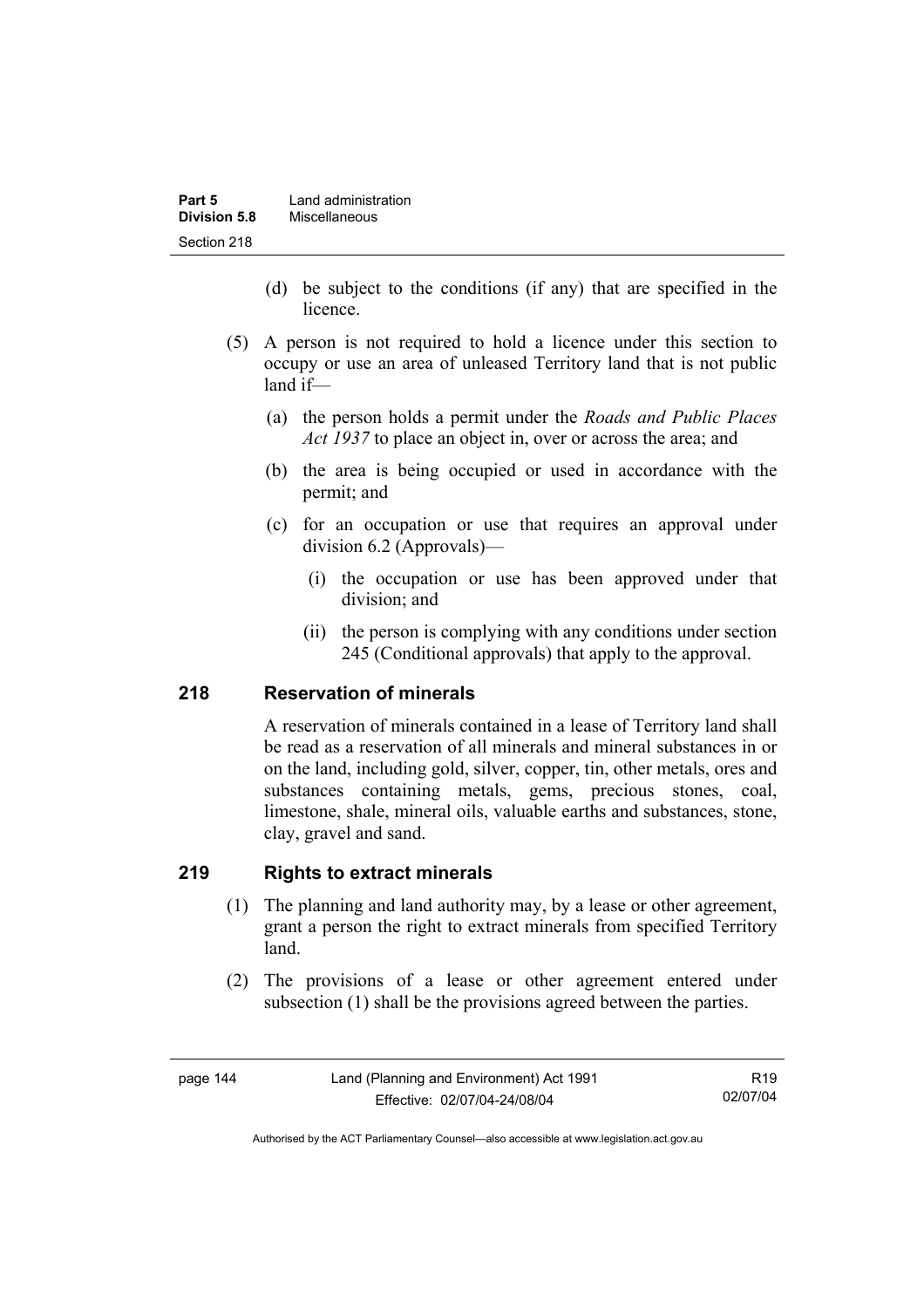(d) be subject to the conditions (if any) that are specified in the licence.

(5) A person is not required to hold a licence under this section to occupy or use an area of unleased Territory land that is not public land if—

(a) the person holds a permit under the *Roads and Public Places Act 1937* to place an object in, over or across the area; and

(b) the area is being occupied or used in accordance with the permit; and

(c) for an occupation or use that requires an approval under division 6.2 (Approvals)—

(i) the occupation or use has been approved under that division; and

(ii) the person is complying with any conditions under section 245 (Conditional approvals) that apply to the approval.

## 218 Reservation of minerals

A reservation of minerals contained in a lease of Territory land shall be read as a reservation of all minerals and mineral substances in or on the land, including gold, silver, copper, tin, other metals, ores and substances containing metals, gems, precious stones, coal, limestone, shale, mineral oils, valuable earths and substances, stone, clay, gravel and sand.

## 219 Rights to extract minerals

(1) The planning and land authority may, by a lease or other agreement, grant a person the right to extract minerals from specified Territory land.

(2) The provisions of a lease or other agreement entered under subsection (1) shall be the provisions agreed between the parties.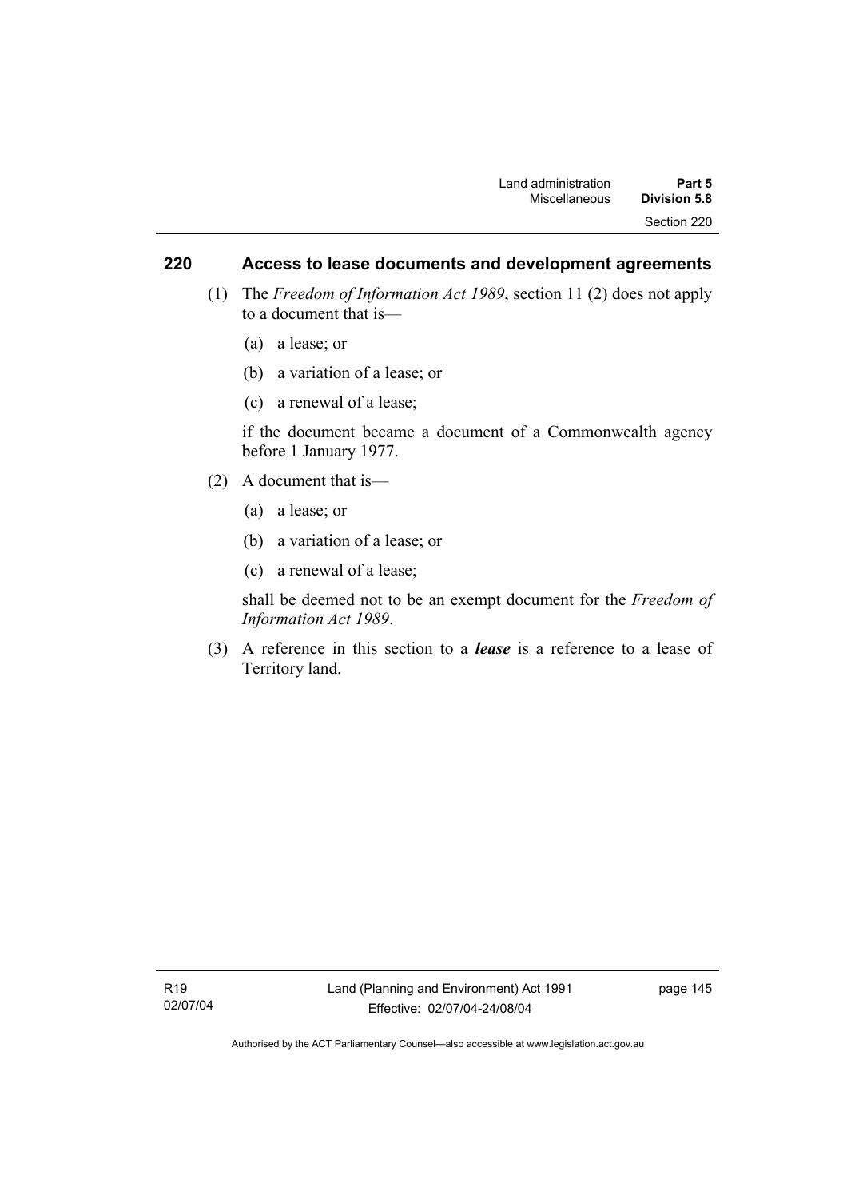## 220 Access to lease documents and development agreements

(1) The *Freedom of Information Act 1989*, section 11 (2) does not apply to a document that is—

(a) a lease; or

(b) a variation of a lease; or

(c) a renewal of a lease;

if the document became a document of a Commonwealth agency before 1 January 1977.

(2) A document that is—

(a) a lease; or

(b) a variation of a lease; or

(c) a renewal of a lease;

shall be deemed not to be an exempt document for the *Freedom of Information Act 1989*.

(3) A reference in this section to a ***lease*** is a reference to a lease of Territory land.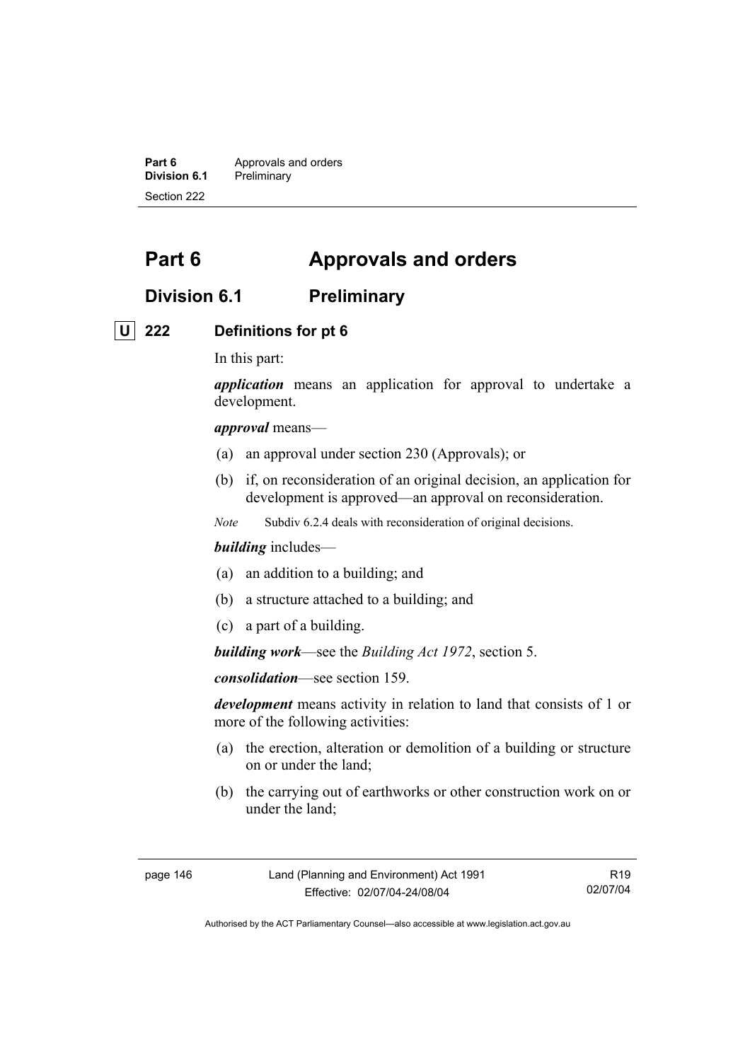# Part 6 Approvals and orders

## Division 6.1 Preliminary

### U 222 Definitions for pt 6

In this part:

***application*** means an application for approval to undertake a development.

***approval*** means—

(a) an approval under section 230 (Approvals); or

(b) if, on reconsideration of an original decision, an application for development is approved—an approval on reconsideration.

*Note* Subdiv 6.2.4 deals with reconsideration of original decisions.

***building*** includes—

(a) an addition to a building; and

(b) a structure attached to a building; and

(c) a part of a building.

***building work***—see the *Building Act 1972*, section 5.

***consolidation***—see section 159.

***development*** means activity in relation to land that consists of 1 or more of the following activities:

(a) the erection, alteration or demolition of a building or structure on or under the land;

(b) the carrying out of earthworks or other construction work on or under the land;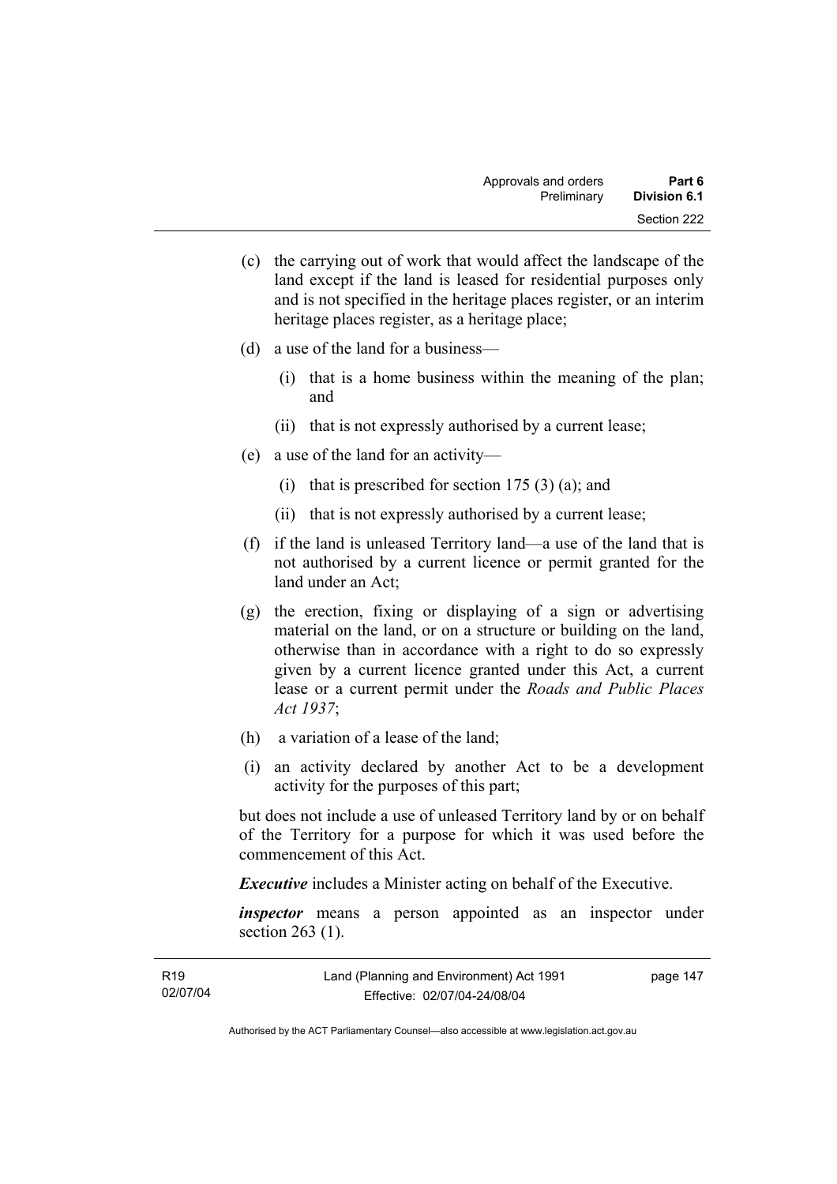(c) the carrying out of work that would affect the landscape of the land except if the land is leased for residential purposes only and is not specified in the heritage places register, or an interim heritage places register, as a heritage place;

(d) a use of the land for a business—

  (i) that is a home business within the meaning of the plan; and

  (ii) that is not expressly authorised by a current lease;

(e) a use of the land for an activity—

  (i) that is prescribed for section 175 (3) (a); and

  (ii) that is not expressly authorised by a current lease;

(f) if the land is unleased Territory land—a use of the land that is not authorised by a current licence or permit granted for the land under an Act;

(g) the erection, fixing or displaying of a sign or advertising material on the land, or on a structure or building on the land, otherwise than in accordance with a right to do so expressly given by a current licence granted under this Act, a current lease or a current permit under the *Roads and Public Places Act 1937*;

(h) a variation of a lease of the land;

(i) an activity declared by another Act to be a development activity for the purposes of this part;

but does not include a use of unleased Territory land by or on behalf of the Territory for a purpose for which it was used before the commencement of this Act.

***Executive*** includes a Minister acting on behalf of the Executive.

***inspector*** means a person appointed as an inspector under section 263 (1).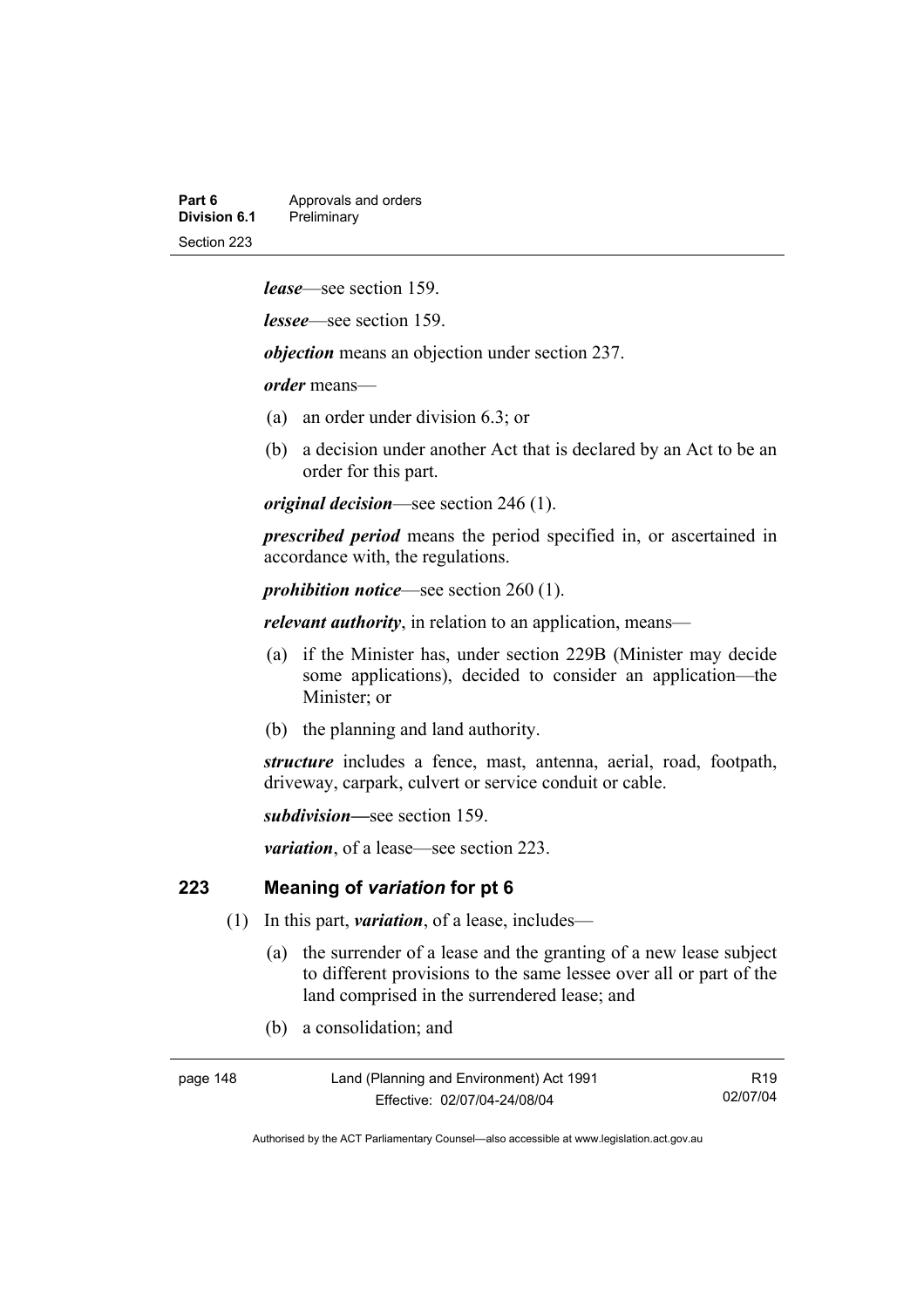***lease***—see section 159.

***lessee***—see section 159.

***objection*** means an objection under section 237.

***order*** means—

(a) an order under division 6.3; or

(b) a decision under another Act that is declared by an Act to be an order for this part.

***original decision***—see section 246 (1).

***prescribed period*** means the period specified in, or ascertained in accordance with, the regulations.

***prohibition notice***—see section 260 (1).

***relevant authority***, in relation to an application, means—

(a) if the Minister has, under section 229B (Minister may decide some applications), decided to consider an application—the Minister; or

(b) the planning and land authority.

***structure*** includes a fence, mast, antenna, aerial, road, footpath, driveway, carpark, culvert or service conduit or cable.

***subdivision—***see section 159.

***variation***, of a lease—see section 223.

## 223 Meaning of *variation* for pt 6

(1) In this part, ***variation***, of a lease, includes—

(a) the surrender of a lease and the granting of a new lease subject to different provisions to the same lessee over all or part of the land comprised in the surrendered lease; and

(b) a consolidation; and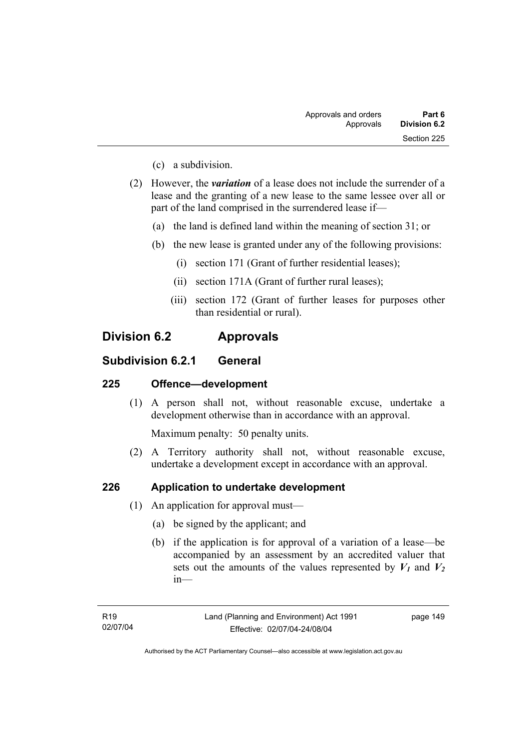(c) a subdivision.

(2) However, the ***variation*** of a lease does not include the surrender of a lease and the granting of a new lease to the same lessee over all or part of the land comprised in the surrendered lease if—

(a) the land is defined land within the meaning of section 31; or

(b) the new lease is granted under any of the following provisions:

(i) section 171 (Grant of further residential leases);

(ii) section 171A (Grant of further rural leases);

(iii) section 172 (Grant of further leases for purposes other than residential or rural).

## Division 6.2 Approvals

### Subdivision 6.2.1 General

#### 225 Offence—development

(1) A person shall not, without reasonable excuse, undertake a development otherwise than in accordance with an approval.

Maximum penalty: 50 penalty units.

(2) A Territory authority shall not, without reasonable excuse, undertake a development except in accordance with an approval.

#### 226 Application to undertake development

(1) An application for approval must—

(a) be signed by the applicant; and

(b) if the application is for approval of a variation of a lease—be accompanied by an assessment by an accredited valuer that sets out the amounts of the values represented by $V_1$ and $V_2$ in—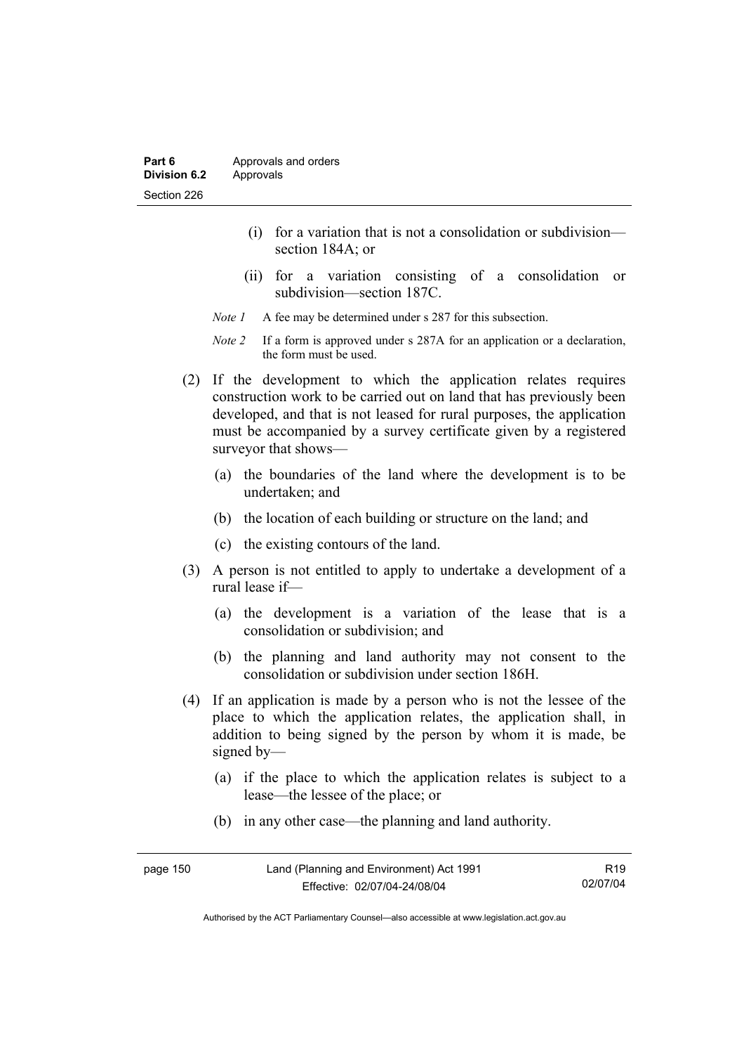(i) for a variation that is not a consolidation or subdivision—section 184A; or

(ii) for a variation consisting of a consolidation or subdivision—section 187C.

*Note 1* A fee may be determined under s 287 for this subsection.

*Note 2* If a form is approved under s 287A for an application or a declaration, the form must be used.

(2) If the development to which the application relates requires construction work to be carried out on land that has previously been developed, and that is not leased for rural purposes, the application must be accompanied by a survey certificate given by a registered surveyor that shows—

(a) the boundaries of the land where the development is to be undertaken; and

(b) the location of each building or structure on the land; and

(c) the existing contours of the land.

(3) A person is not entitled to apply to undertake a development of a rural lease if—

(a) the development is a variation of the lease that is a consolidation or subdivision; and

(b) the planning and land authority may not consent to the consolidation or subdivision under section 186H.

(4) If an application is made by a person who is not the lessee of the place to which the application relates, the application shall, in addition to being signed by the person by whom it is made, be signed by—

(a) if the place to which the application relates is subject to a lease—the lessee of the place; or

(b) in any other case—the planning and land authority.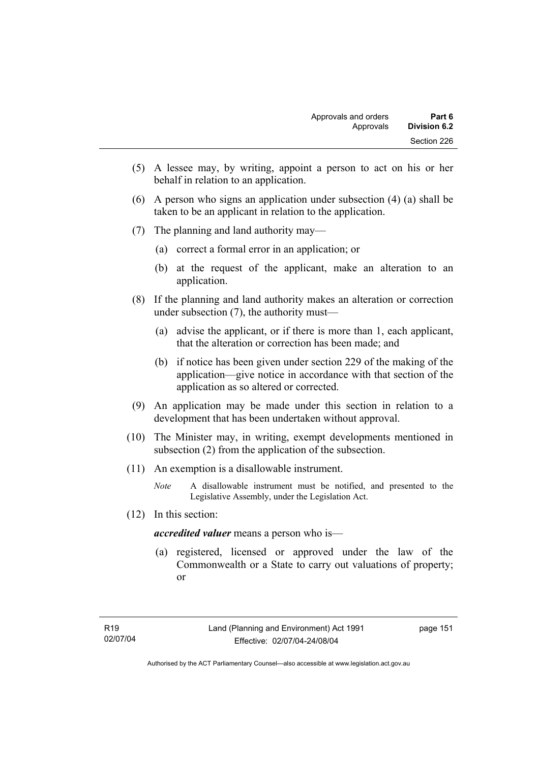(5) A lessee may, by writing, appoint a person to act on his or her behalf in relation to an application.

(6) A person who signs an application under subsection (4) (a) shall be taken to be an applicant in relation to the application.

(7) The planning and land authority may—

  (a) correct a formal error in an application; or

  (b) at the request of the applicant, make an alteration to an application.

(8) If the planning and land authority makes an alteration or correction under subsection (7), the authority must—

  (a) advise the applicant, or if there is more than 1, each applicant, that the alteration or correction has been made; and

  (b) if notice has been given under section 229 of the making of the application—give notice in accordance with that section of the application as so altered or corrected.

(9) An application may be made under this section in relation to a development that has been undertaken without approval.

(10) The Minister may, in writing, exempt developments mentioned in subsection (2) from the application of the subsection.

(11) An exemption is a disallowable instrument.

*Note* A disallowable instrument must be notified, and presented to the Legislative Assembly, under the Legislation Act.

(12) In this section:

***accredited valuer*** means a person who is—

  (a) registered, licensed or approved under the law of the Commonwealth or a State to carry out valuations of property; or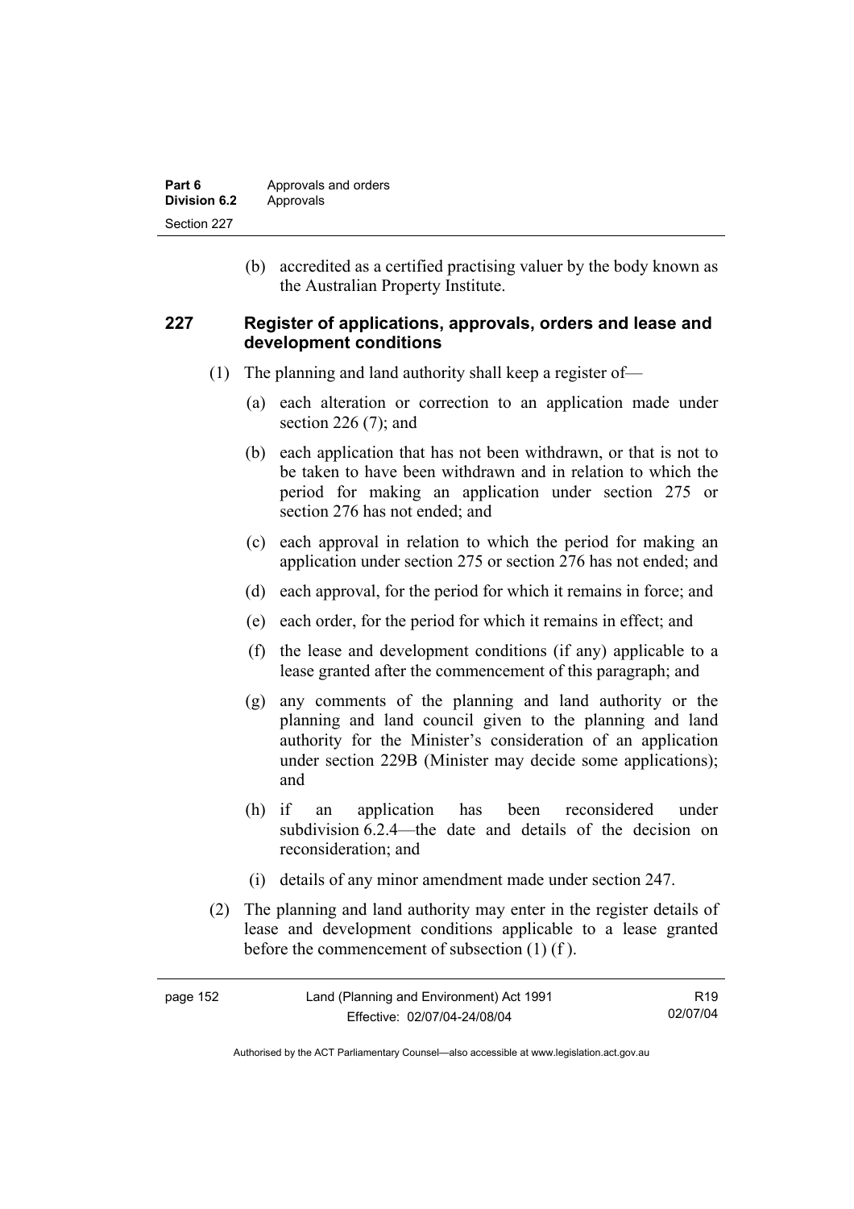(b) accredited as a certified practising valuer by the body known as the Australian Property Institute.

### 227 Register of applications, approvals, orders and lease and development conditions

(1) The planning and land authority shall keep a register of—

(a) each alteration or correction to an application made under section 226 (7); and

(b) each application that has not been withdrawn, or that is not to be taken to have been withdrawn and in relation to which the period for making an application under section 275 or section 276 has not ended; and

(c) each approval in relation to which the period for making an application under section 275 or section 276 has not ended; and

(d) each approval, for the period for which it remains in force; and

(e) each order, for the period for which it remains in effect; and

(f) the lease and development conditions (if any) applicable to a lease granted after the commencement of this paragraph; and

(g) any comments of the planning and land authority or the planning and land council given to the planning and land authority for the Minister's consideration of an application under section 229B (Minister may decide some applications); and

(h) if an application has been reconsidered under subdivision 6.2.4—the date and details of the decision on reconsideration; and

(i) details of any minor amendment made under section 247.

(2) The planning and land authority may enter in the register details of lease and development conditions applicable to a lease granted before the commencement of subsection (1) (f ).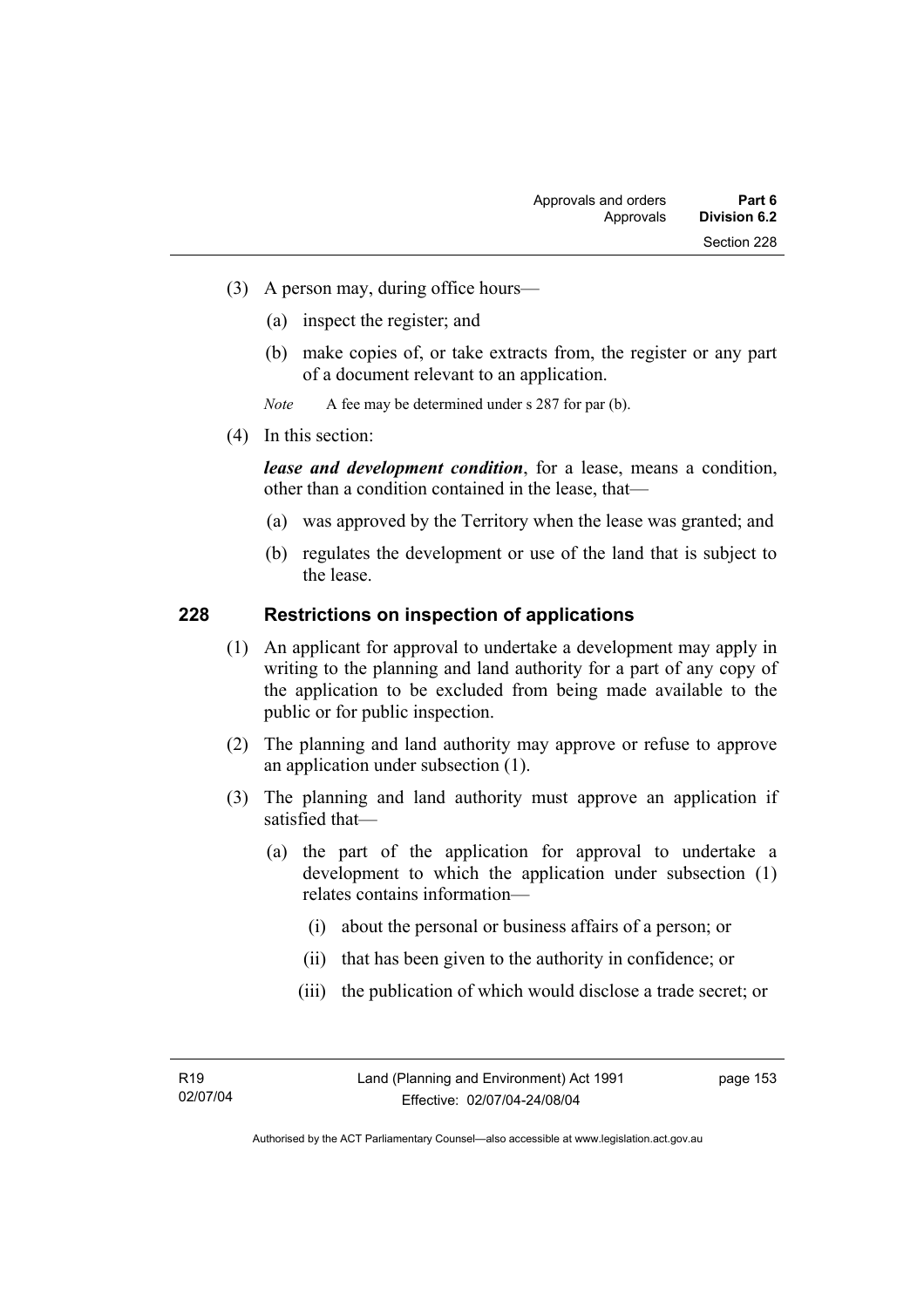(3) A person may, during office hours—

  (a) inspect the register; and

  (b) make copies of, or take extracts from, the register or any part of a document relevant to an application.

*Note* A fee may be determined under s 287 for par (b).

(4) In this section:

***lease and development condition***, for a lease, means a condition, other than a condition contained in the lease, that—

  (a) was approved by the Territory when the lease was granted; and

  (b) regulates the development or use of the land that is subject to the lease.

## 228 Restrictions on inspection of applications

(1) An applicant for approval to undertake a development may apply in writing to the planning and land authority for a part of any copy of the application to be excluded from being made available to the public or for public inspection.

(2) The planning and land authority may approve or refuse to approve an application under subsection (1).

(3) The planning and land authority must approve an application if satisfied that—

  (a) the part of the application for approval to undertake a development to which the application under subsection (1) relates contains information—

    (i) about the personal or business affairs of a person; or

    (ii) that has been given to the authority in confidence; or

    (iii) the publication of which would disclose a trade secret; or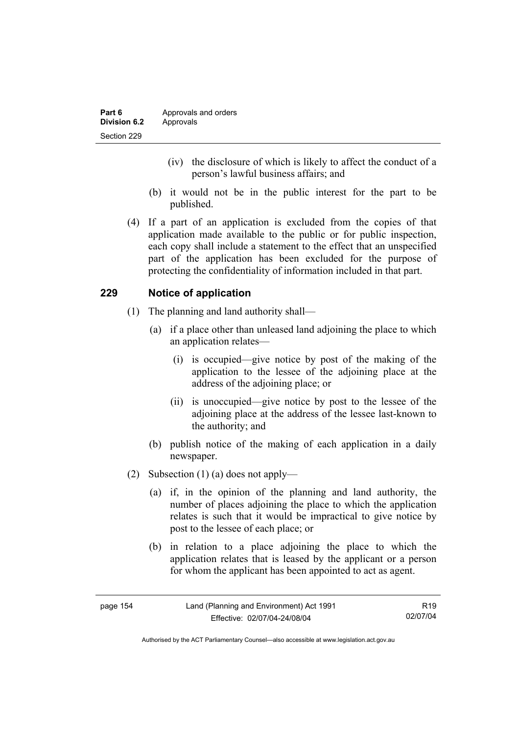(iv) the disclosure of which is likely to affect the conduct of a person's lawful business affairs; and

(b) it would not be in the public interest for the part to be published.

(4) If a part of an application is excluded from the copies of that application made available to the public or for public inspection, each copy shall include a statement to the effect that an unspecified part of the application has been excluded for the purpose of protecting the confidentiality of information included in that part.

## 229 Notice of application

(1) The planning and land authority shall—

(a) if a place other than unleased land adjoining the place to which an application relates—

(i) is occupied—give notice by post of the making of the application to the lessee of the adjoining place at the address of the adjoining place; or

(ii) is unoccupied—give notice by post to the lessee of the adjoining place at the address of the lessee last-known to the authority; and

(b) publish notice of the making of each application in a daily newspaper.

(2) Subsection (1) (a) does not apply—

(a) if, in the opinion of the planning and land authority, the number of places adjoining the place to which the application relates is such that it would be impractical to give notice by post to the lessee of each place; or

(b) in relation to a place adjoining the place to which the application relates that is leased by the applicant or a person for whom the applicant has been appointed to act as agent.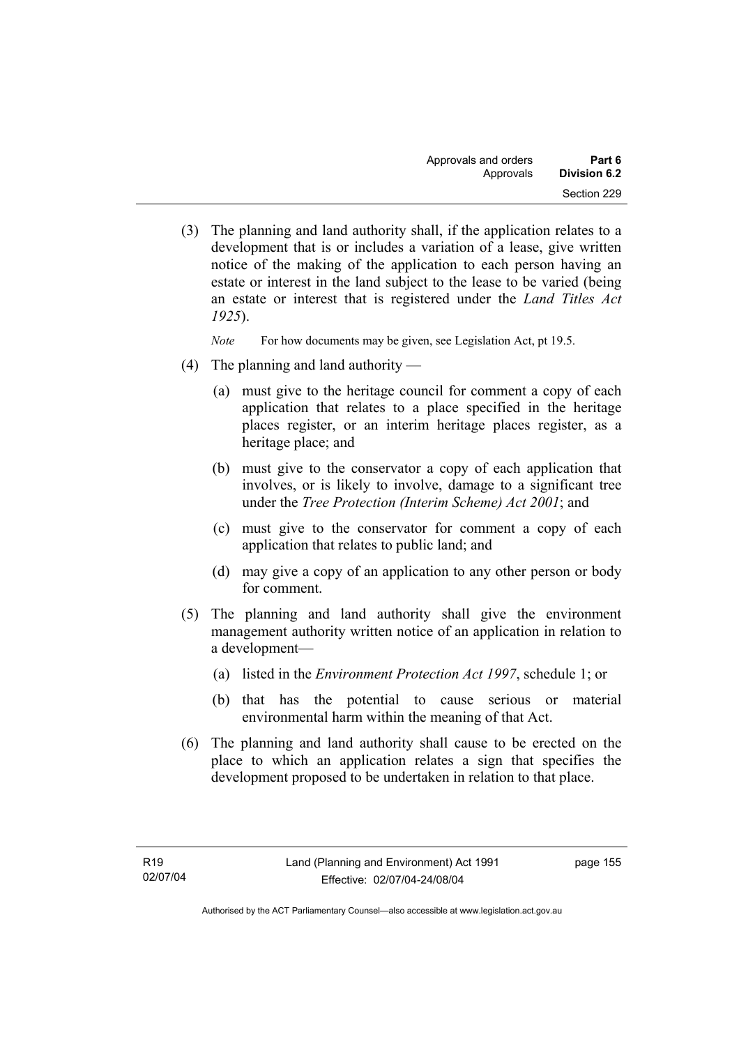(3) The planning and land authority shall, if the application relates to a development that is or includes a variation of a lease, give written notice of the making of the application to each person having an estate or interest in the land subject to the lease to be varied (being an estate or interest that is registered under the *Land Titles Act 1925*).

*Note* For how documents may be given, see Legislation Act, pt 19.5.

(4) The planning and land authority —

(a) must give to the heritage council for comment a copy of each application that relates to a place specified in the heritage places register, or an interim heritage places register, as a heritage place; and

(b) must give to the conservator a copy of each application that involves, or is likely to involve, damage to a significant tree under the *Tree Protection (Interim Scheme) Act 2001*; and

(c) must give to the conservator for comment a copy of each application that relates to public land; and

(d) may give a copy of an application to any other person or body for comment.

(5) The planning and land authority shall give the environment management authority written notice of an application in relation to a development—

(a) listed in the *Environment Protection Act 1997*, schedule 1; or

(b) that has the potential to cause serious or material environmental harm within the meaning of that Act.

(6) The planning and land authority shall cause to be erected on the place to which an application relates a sign that specifies the development proposed to be undertaken in relation to that place.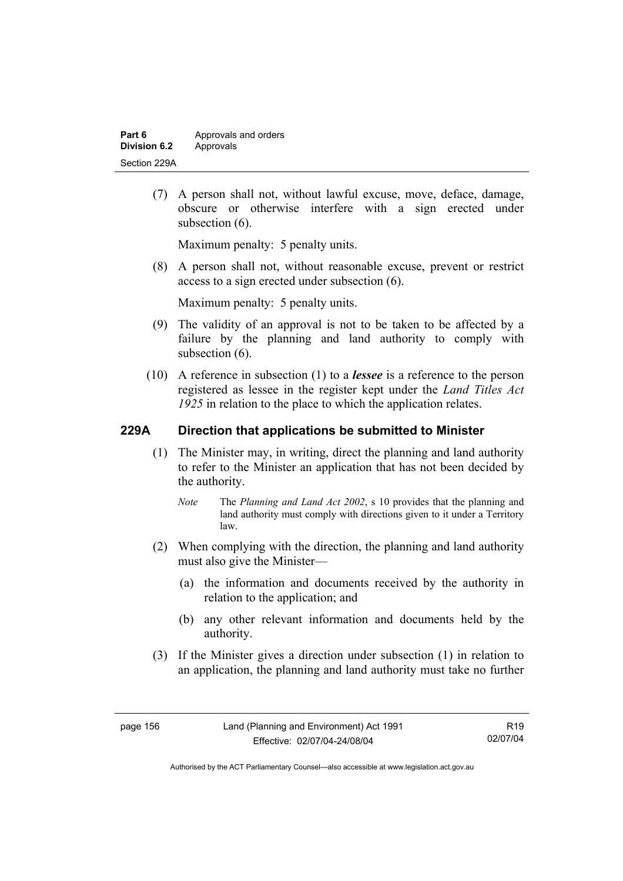(7) A person shall not, without lawful excuse, move, deface, damage, obscure or otherwise interfere with a sign erected under subsection (6).

Maximum penalty: 5 penalty units.

(8) A person shall not, without reasonable excuse, prevent or restrict access to a sign erected under subsection (6).

Maximum penalty: 5 penalty units.

(9) The validity of an approval is not to be taken to be affected by a failure by the planning and land authority to comply with subsection (6).

(10) A reference in subsection (1) to a ***lessee*** is a reference to the person registered as lessee in the register kept under the *Land Titles Act 1925* in relation to the place to which the application relates.

### 229A Direction that applications be submitted to Minister

(1) The Minister may, in writing, direct the planning and land authority to refer to the Minister an application that has not been decided by the authority.

*Note* The *Planning and Land Act 2002*, s 10 provides that the planning and land authority must comply with directions given to it under a Territory law.

(2) When complying with the direction, the planning and land authority must also give the Minister—

(a) the information and documents received by the authority in relation to the application; and

(b) any other relevant information and documents held by the authority.

(3) If the Minister gives a direction under subsection (1) in relation to an application, the planning and land authority must take no further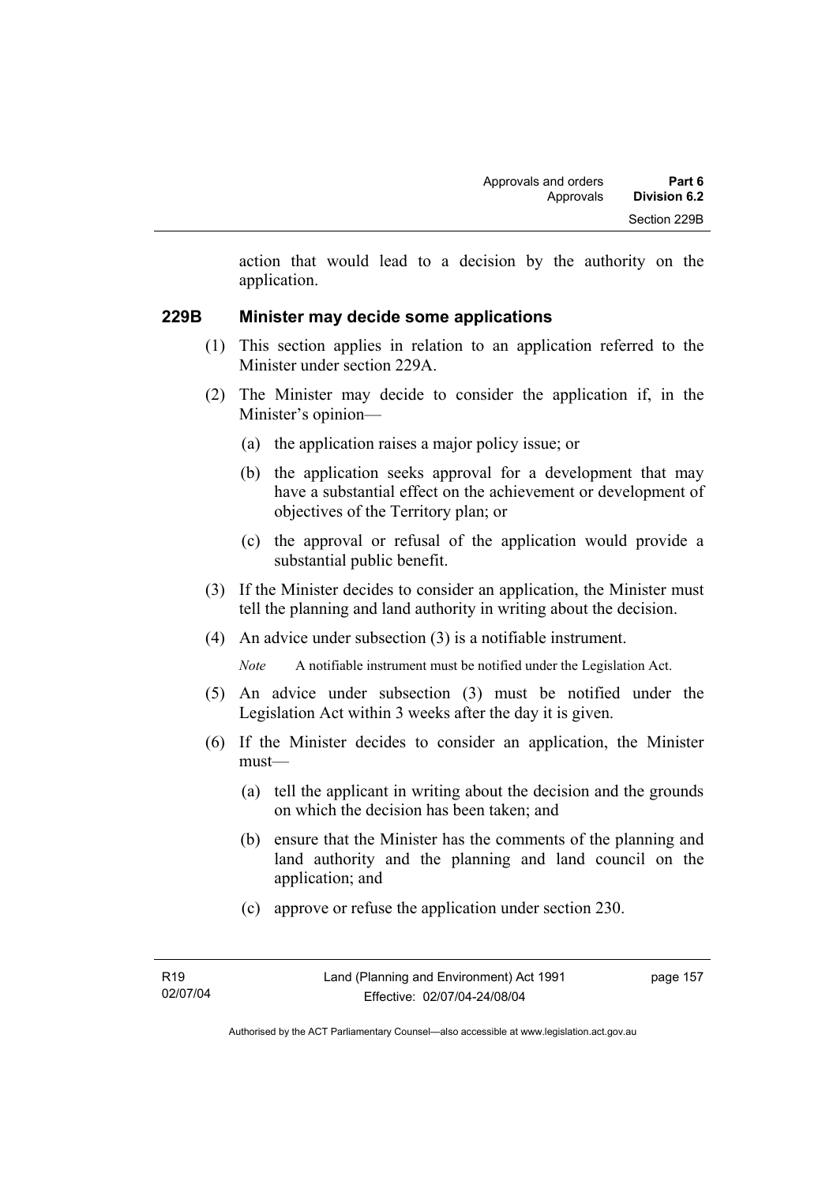action that would lead to a decision by the authority on the application.

### 229B Minister may decide some applications

(1) This section applies in relation to an application referred to the Minister under section 229A.

(2) The Minister may decide to consider the application if, in the Minister's opinion—

(a) the application raises a major policy issue; or

(b) the application seeks approval for a development that may have a substantial effect on the achievement or development of objectives of the Territory plan; or

(c) the approval or refusal of the application would provide a substantial public benefit.

(3) If the Minister decides to consider an application, the Minister must tell the planning and land authority in writing about the decision.

(4) An advice under subsection (3) is a notifiable instrument.

*Note* A notifiable instrument must be notified under the Legislation Act.

(5) An advice under subsection (3) must be notified under the Legislation Act within 3 weeks after the day it is given.

(6) If the Minister decides to consider an application, the Minister must—

(a) tell the applicant in writing about the decision and the grounds on which the decision has been taken; and

(b) ensure that the Minister has the comments of the planning and land authority and the planning and land council on the application; and

(c) approve or refuse the application under section 230.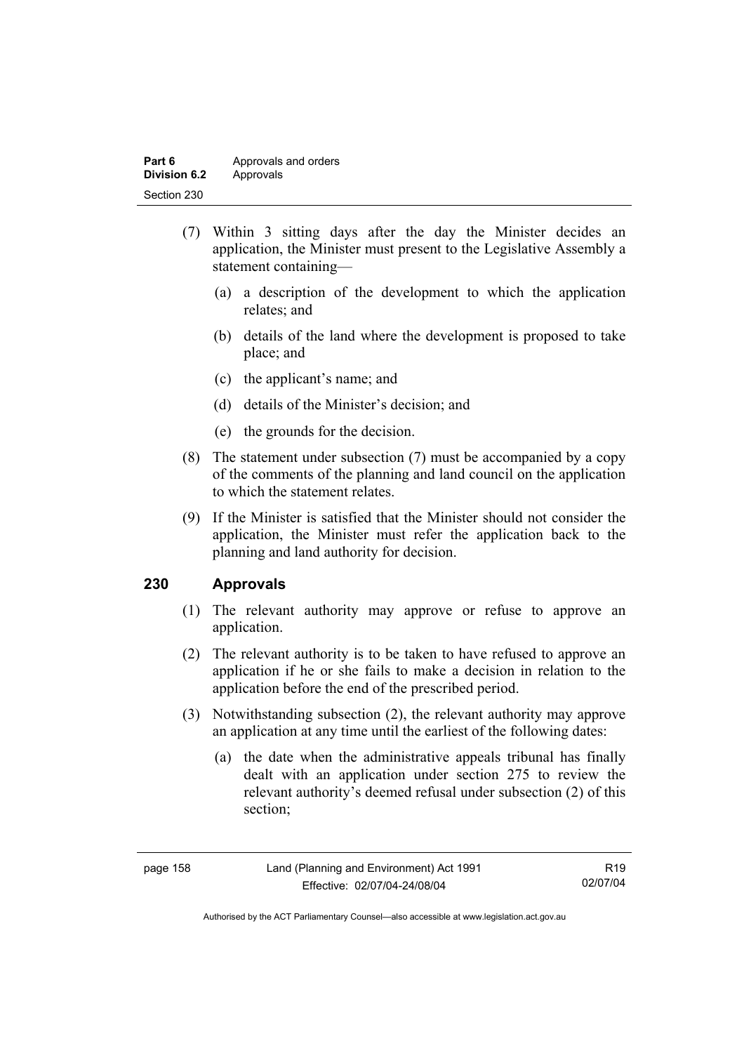(7) Within 3 sitting days after the day the Minister decides an application, the Minister must present to the Legislative Assembly a statement containing—

(a) a description of the development to which the application relates; and

(b) details of the land where the development is proposed to take place; and

(c) the applicant's name; and

(d) details of the Minister's decision; and

(e) the grounds for the decision.

(8) The statement under subsection (7) must be accompanied by a copy of the comments of the planning and land council on the application to which the statement relates.

(9) If the Minister is satisfied that the Minister should not consider the application, the Minister must refer the application back to the planning and land authority for decision.

## 230 Approvals

(1) The relevant authority may approve or refuse to approve an application.

(2) The relevant authority is to be taken to have refused to approve an application if he or she fails to make a decision in relation to the application before the end of the prescribed period.

(3) Notwithstanding subsection (2), the relevant authority may approve an application at any time until the earliest of the following dates:

(a) the date when the administrative appeals tribunal has finally dealt with an application under section 275 to review the relevant authority's deemed refusal under subsection (2) of this section;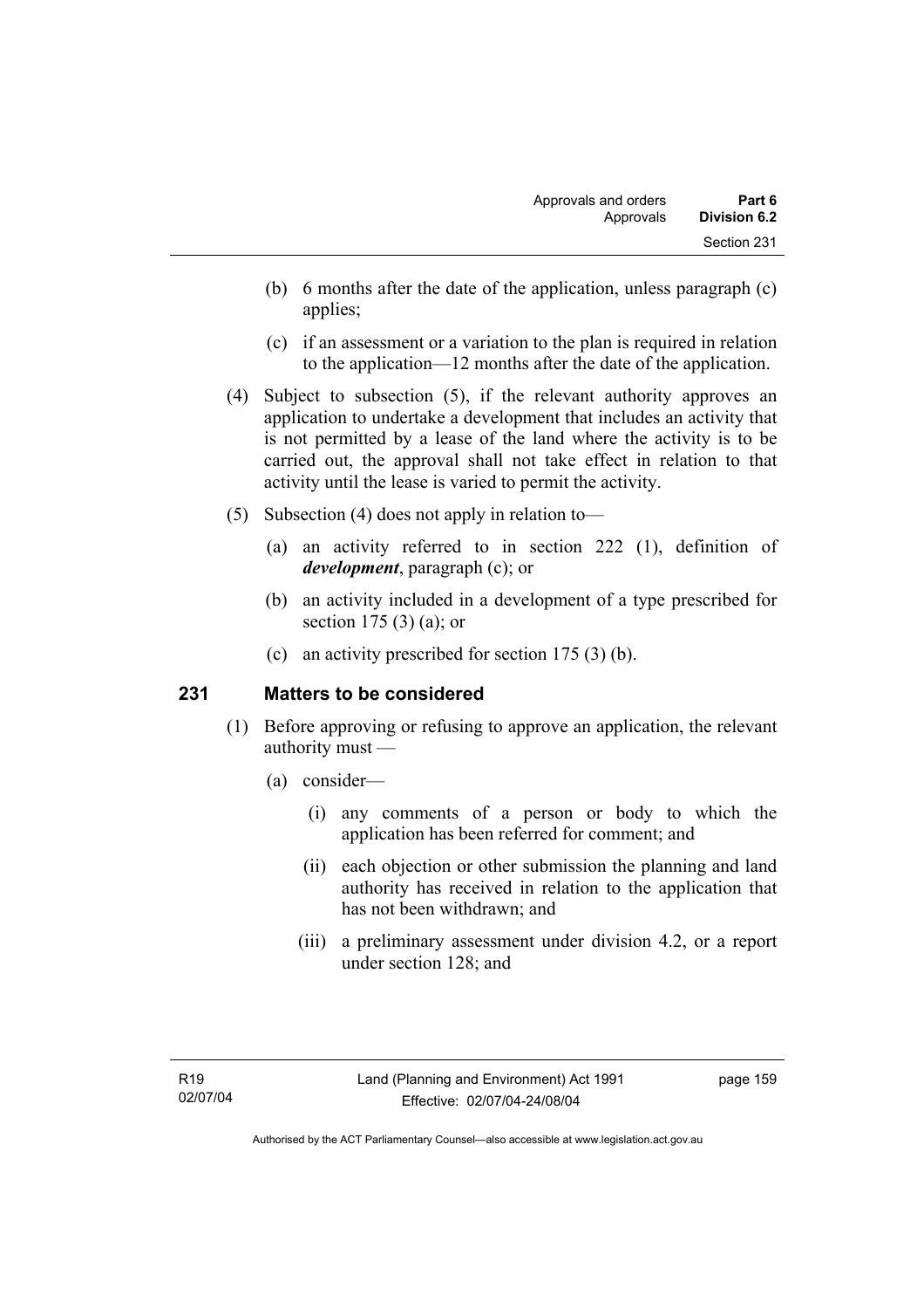(b) 6 months after the date of the application, unless paragraph (c) applies;

(c) if an assessment or a variation to the plan is required in relation to the application—12 months after the date of the application.

(4) Subject to subsection (5), if the relevant authority approves an application to undertake a development that includes an activity that is not permitted by a lease of the land where the activity is to be carried out, the approval shall not take effect in relation to that activity until the lease is varied to permit the activity.

(5) Subsection (4) does not apply in relation to—

(a) an activity referred to in section 222 (1), definition of ***development***, paragraph (c); or

(b) an activity included in a development of a type prescribed for section 175 (3) (a); or

(c) an activity prescribed for section 175 (3) (b).

## 231 Matters to be considered

(1) Before approving or refusing to approve an application, the relevant authority must —

(a) consider—

(i) any comments of a person or body to which the application has been referred for comment; and

(ii) each objection or other submission the planning and land authority has received in relation to the application that has not been withdrawn; and

(iii) a preliminary assessment under division 4.2, or a report under section 128; and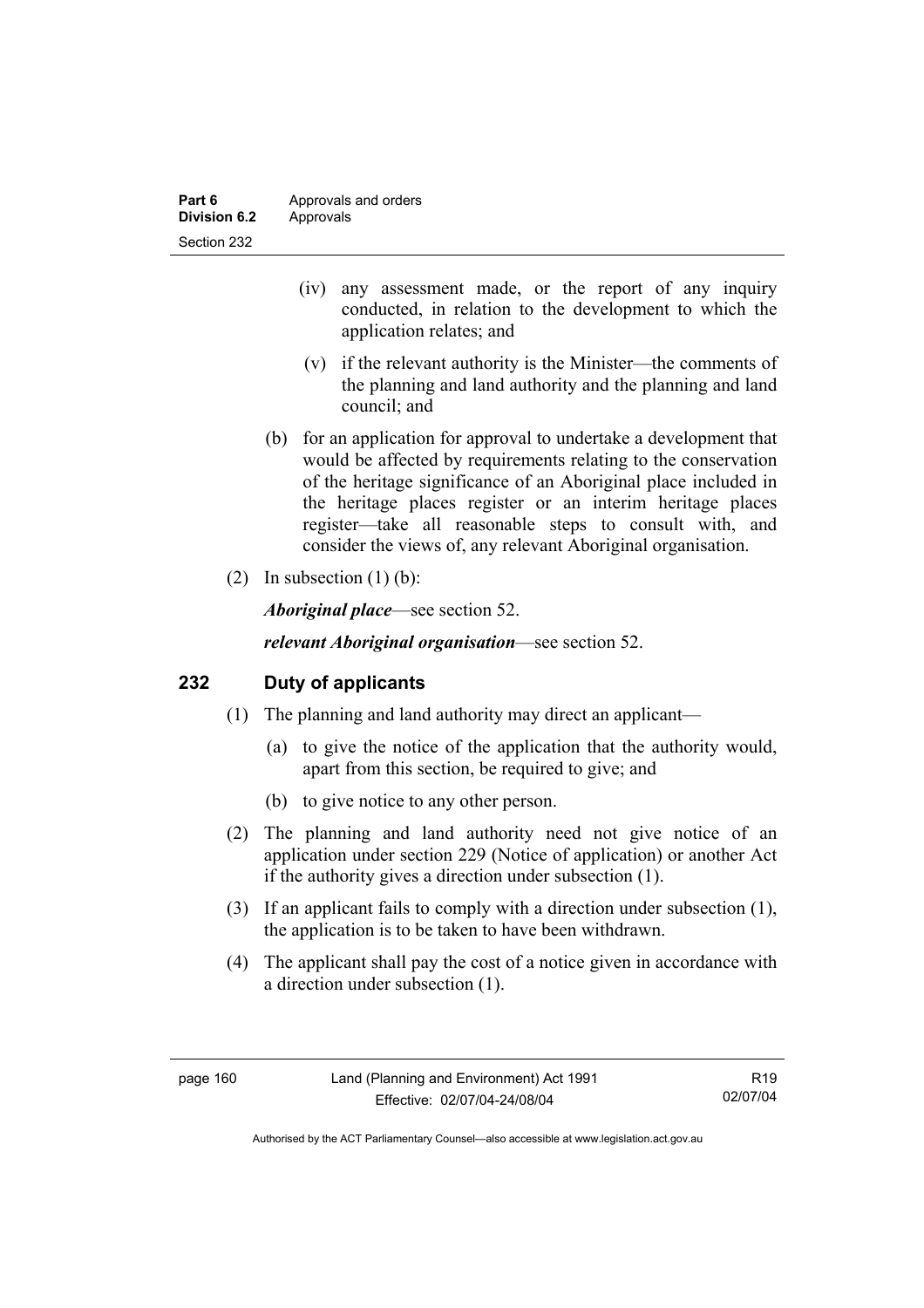(iv) any assessment made, or the report of any inquiry conducted, in relation to the development to which the application relates; and

(v) if the relevant authority is the Minister—the comments of the planning and land authority and the planning and land council; and

(b) for an application for approval to undertake a development that would be affected by requirements relating to the conservation of the heritage significance of an Aboriginal place included in the heritage places register or an interim heritage places register—take all reasonable steps to consult with, and consider the views of, any relevant Aboriginal organisation.

(2) In subsection (1) (b):

***Aboriginal place***—see section 52.

***relevant Aboriginal organisation***—see section 52.

## 232 Duty of applicants

(1) The planning and land authority may direct an applicant—

(a) to give the notice of the application that the authority would, apart from this section, be required to give; and

(b) to give notice to any other person.

(2) The planning and land authority need not give notice of an application under section 229 (Notice of application) or another Act if the authority gives a direction under subsection (1).

(3) If an applicant fails to comply with a direction under subsection (1), the application is to be taken to have been withdrawn.

(4) The applicant shall pay the cost of a notice given in accordance with a direction under subsection (1).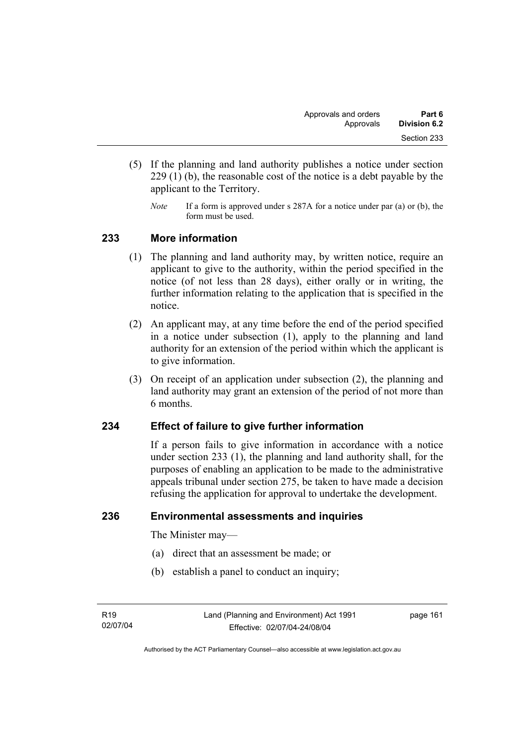(5) If the planning and land authority publishes a notice under section 229 (1) (b), the reasonable cost of the notice is a debt payable by the applicant to the Territory.

*Note* If a form is approved under s 287A for a notice under par (a) or (b), the form must be used.

## 233 More information

(1) The planning and land authority may, by written notice, require an applicant to give to the authority, within the period specified in the notice (of not less than 28 days), either orally or in writing, the further information relating to the application that is specified in the notice.

(2) An applicant may, at any time before the end of the period specified in a notice under subsection (1), apply to the planning and land authority for an extension of the period within which the applicant is to give information.

(3) On receipt of an application under subsection (2), the planning and land authority may grant an extension of the period of not more than 6 months.

## 234 Effect of failure to give further information

If a person fails to give information in accordance with a notice under section 233 (1), the planning and land authority shall, for the purposes of enabling an application to be made to the administrative appeals tribunal under section 275, be taken to have made a decision refusing the application for approval to undertake the development.

## 236 Environmental assessments and inquiries

The Minister may—

(a) direct that an assessment be made; or

(b) establish a panel to conduct an inquiry;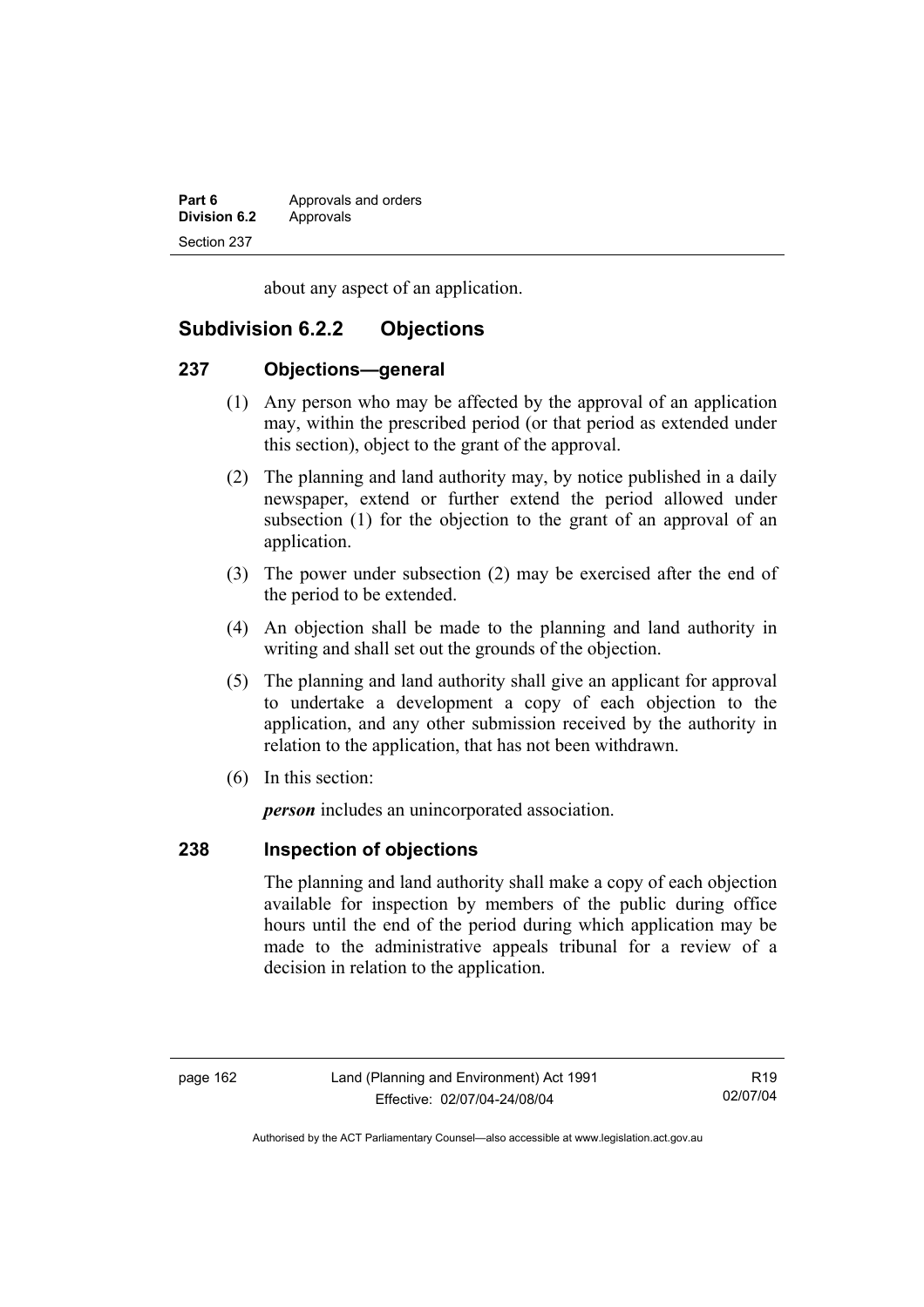about any aspect of an application.

## Subdivision 6.2.2 Objections

### 237 Objections—general

(1) Any person who may be affected by the approval of an application may, within the prescribed period (or that period as extended under this section), object to the grant of the approval.

(2) The planning and land authority may, by notice published in a daily newspaper, extend or further extend the period allowed under subsection (1) for the objection to the grant of an approval of an application.

(3) The power under subsection (2) may be exercised after the end of the period to be extended.

(4) An objection shall be made to the planning and land authority in writing and shall set out the grounds of the objection.

(5) The planning and land authority shall give an applicant for approval to undertake a development a copy of each objection to the application, and any other submission received by the authority in relation to the application, that has not been withdrawn.

(6) In this section:

***person*** includes an unincorporated association.

### 238 Inspection of objections

The planning and land authority shall make a copy of each objection available for inspection by members of the public during office hours until the end of the period during which application may be made to the administrative appeals tribunal for a review of a decision in relation to the application.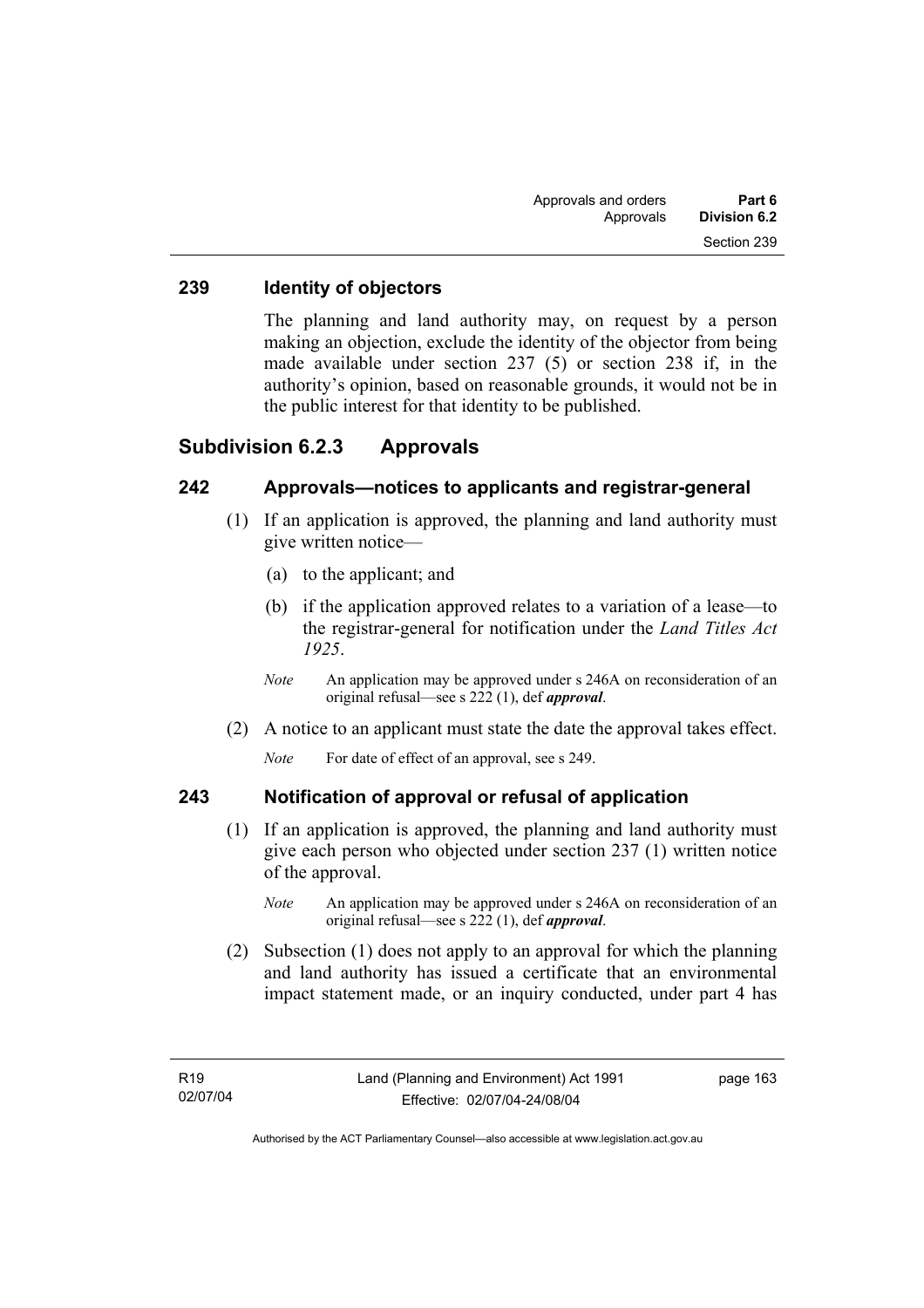## 239 Identity of objectors

The planning and land authority may, on request by a person making an objection, exclude the identity of the objector from being made available under section 237 (5) or section 238 if, in the authority's opinion, based on reasonable grounds, it would not be in the public interest for that identity to be published.

# Subdivision 6.2.3 Approvals

## 242 Approvals—notices to applicants and registrar-general

(1) If an application is approved, the planning and land authority must give written notice—

(a) to the applicant; and

(b) if the application approved relates to a variation of a lease—to the registrar-general for notification under the *Land Titles Act 1925*.

*Note* An application may be approved under s 246A on reconsideration of an original refusal—see s 222 (1), def ***approval***.

(2) A notice to an applicant must state the date the approval takes effect.

*Note* For date of effect of an approval, see s 249.

## 243 Notification of approval or refusal of application

(1) If an application is approved, the planning and land authority must give each person who objected under section 237 (1) written notice of the approval.

*Note* An application may be approved under s 246A on reconsideration of an original refusal—see s 222 (1), def ***approval***.

(2) Subsection (1) does not apply to an approval for which the planning and land authority has issued a certificate that an environmental impact statement made, or an inquiry conducted, under part 4 has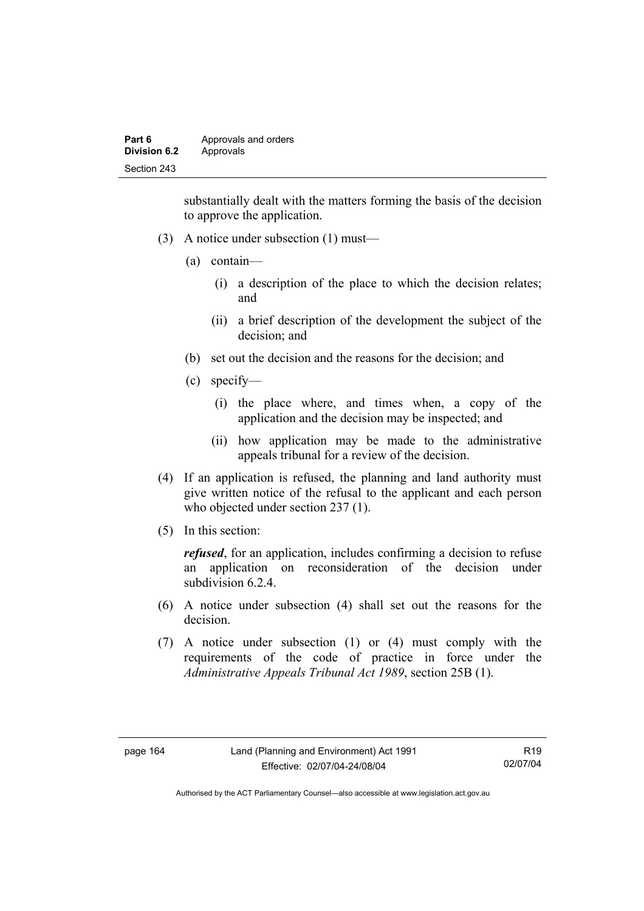substantially dealt with the matters forming the basis of the decision to approve the application.

(3) A notice under subsection (1) must—

(a) contain—

(i) a description of the place to which the decision relates; and

(ii) a brief description of the development the subject of the decision; and

(b) set out the decision and the reasons for the decision; and

(c) specify—

(i) the place where, and times when, a copy of the application and the decision may be inspected; and

(ii) how application may be made to the administrative appeals tribunal for a review of the decision.

(4) If an application is refused, the planning and land authority must give written notice of the refusal to the applicant and each person who objected under section 237 (1).

(5) In this section:

***refused***, for an application, includes confirming a decision to refuse an application on reconsideration of the decision under subdivision 6.2.4.

(6) A notice under subsection (4) shall set out the reasons for the decision.

(7) A notice under subsection (1) or (4) must comply with the requirements of the code of practice in force under the *Administrative Appeals Tribunal Act 1989*, section 25B (1).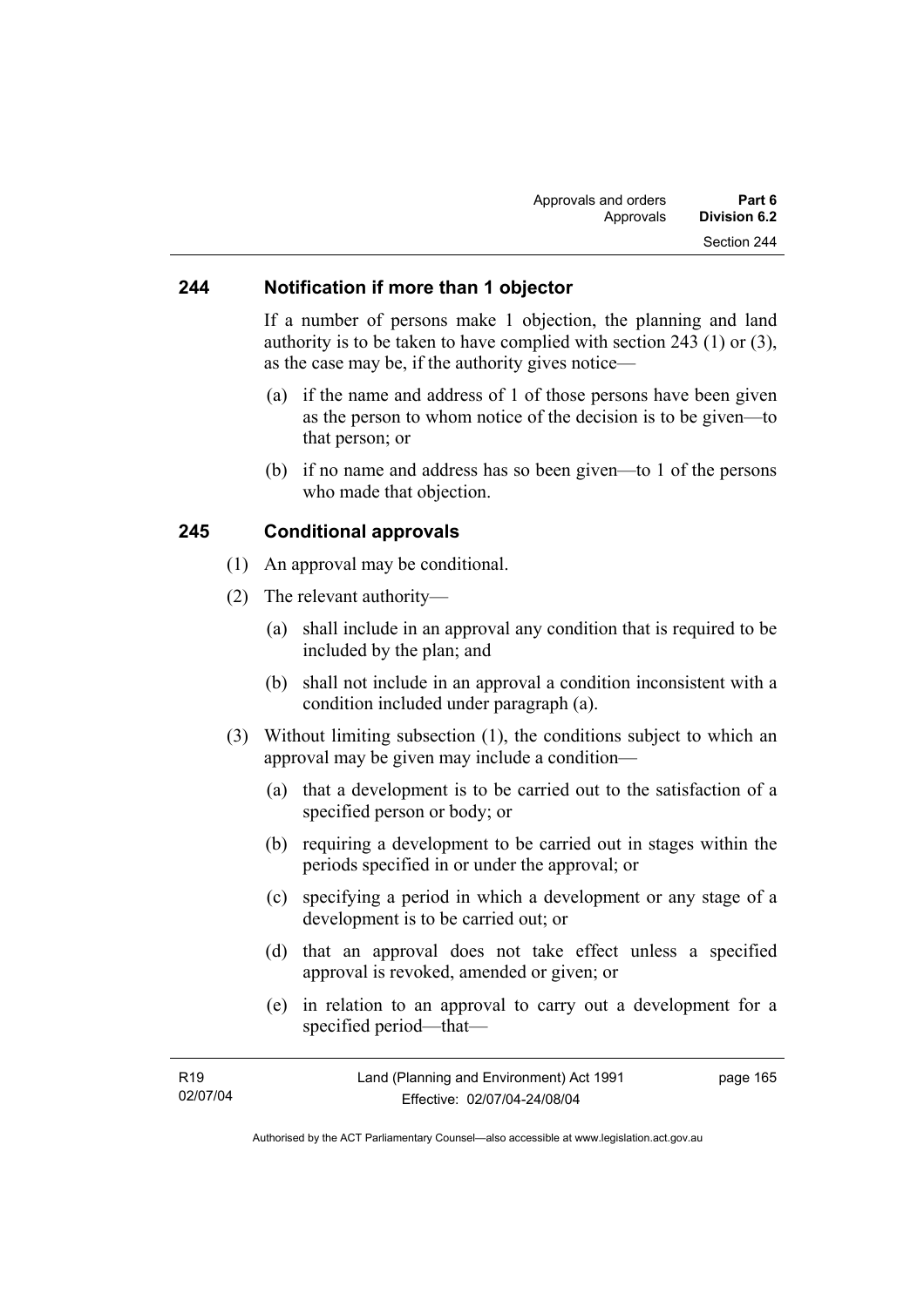## 244 Notification if more than 1 objector

If a number of persons make 1 objection, the planning and land authority is to be taken to have complied with section 243 (1) or (3), as the case may be, if the authority gives notice—

(a) if the name and address of 1 of those persons have been given as the person to whom notice of the decision is to be given—to that person; or

(b) if no name and address has so been given—to 1 of the persons who made that objection.

## 245 Conditional approvals

(1) An approval may be conditional.

(2) The relevant authority—

(a) shall include in an approval any condition that is required to be included by the plan; and

(b) shall not include in an approval a condition inconsistent with a condition included under paragraph (a).

(3) Without limiting subsection (1), the conditions subject to which an approval may be given may include a condition—

(a) that a development is to be carried out to the satisfaction of a specified person or body; or

(b) requiring a development to be carried out in stages within the periods specified in or under the approval; or

(c) specifying a period in which a development or any stage of a development is to be carried out; or

(d) that an approval does not take effect unless a specified approval is revoked, amended or given; or

(e) in relation to an approval to carry out a development for a specified period—that—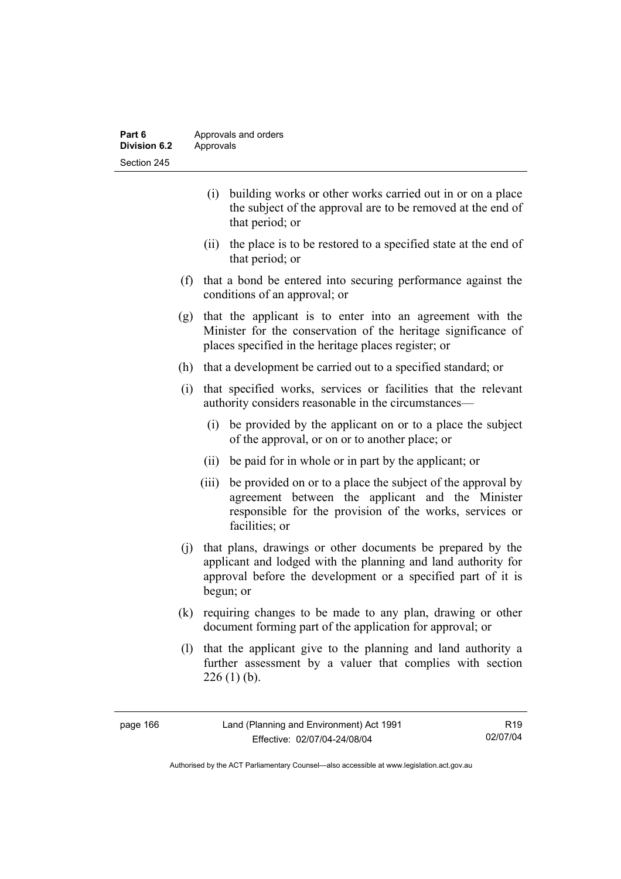(i) building works or other works carried out in or on a place the subject of the approval are to be removed at the end of that period; or

(ii) the place is to be restored to a specified state at the end of that period; or

(f) that a bond be entered into securing performance against the conditions of an approval; or

(g) that the applicant is to enter into an agreement with the Minister for the conservation of the heritage significance of places specified in the heritage places register; or

(h) that a development be carried out to a specified standard; or

(i) that specified works, services or facilities that the relevant authority considers reasonable in the circumstances—

(i) be provided by the applicant on or to a place the subject of the approval, or on or to another place; or

(ii) be paid for in whole or in part by the applicant; or

(iii) be provided on or to a place the subject of the approval by agreement between the applicant and the Minister responsible for the provision of the works, services or facilities; or

(j) that plans, drawings or other documents be prepared by the applicant and lodged with the planning and land authority for approval before the development or a specified part of it is begun; or

(k) requiring changes to be made to any plan, drawing or other document forming part of the application for approval; or

(l) that the applicant give to the planning and land authority a further assessment by a valuer that complies with section 226 (1) (b).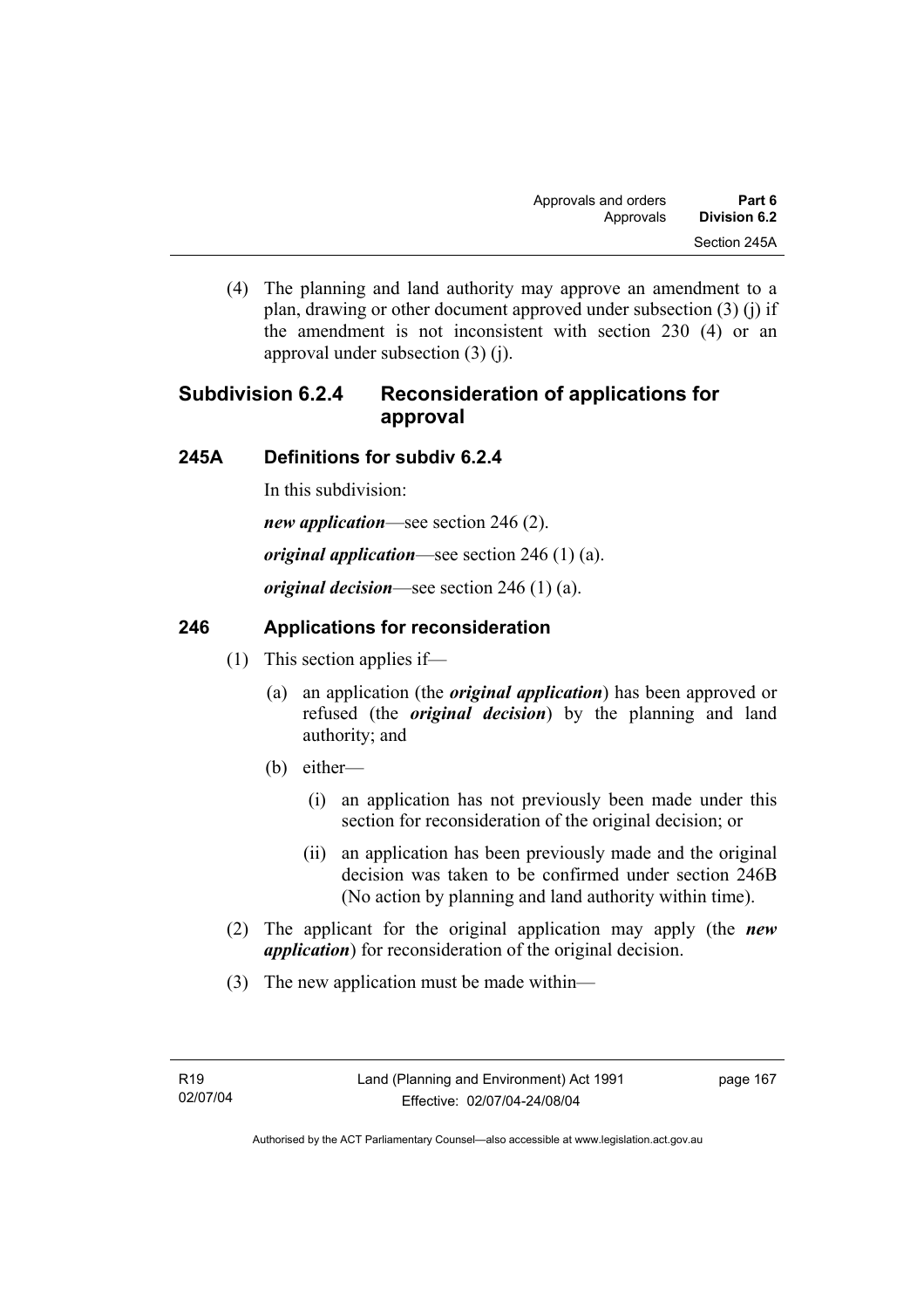(4) The planning and land authority may approve an amendment to a plan, drawing or other document approved under subsection (3) (j) if the amendment is not inconsistent with section 230 (4) or an approval under subsection (3) (j).

## Subdivision 6.2.4 Reconsideration of applications for approval

### 245A Definitions for subdiv 6.2.4

In this subdivision:

***new application***—see section 246 (2).

***original application***—see section 246 (1) (a).

***original decision***—see section 246 (1) (a).

### 246 Applications for reconsideration

(1) This section applies if—

(a) an application (the ***original application***) has been approved or refused (the ***original decision***) by the planning and land authority; and

(b) either—

(i) an application has not previously been made under this section for reconsideration of the original decision; or

(ii) an application has been previously made and the original decision was taken to be confirmed under section 246B (No action by planning and land authority within time).

(2) The applicant for the original application may apply (the ***new application***) for reconsideration of the original decision.

(3) The new application must be made within—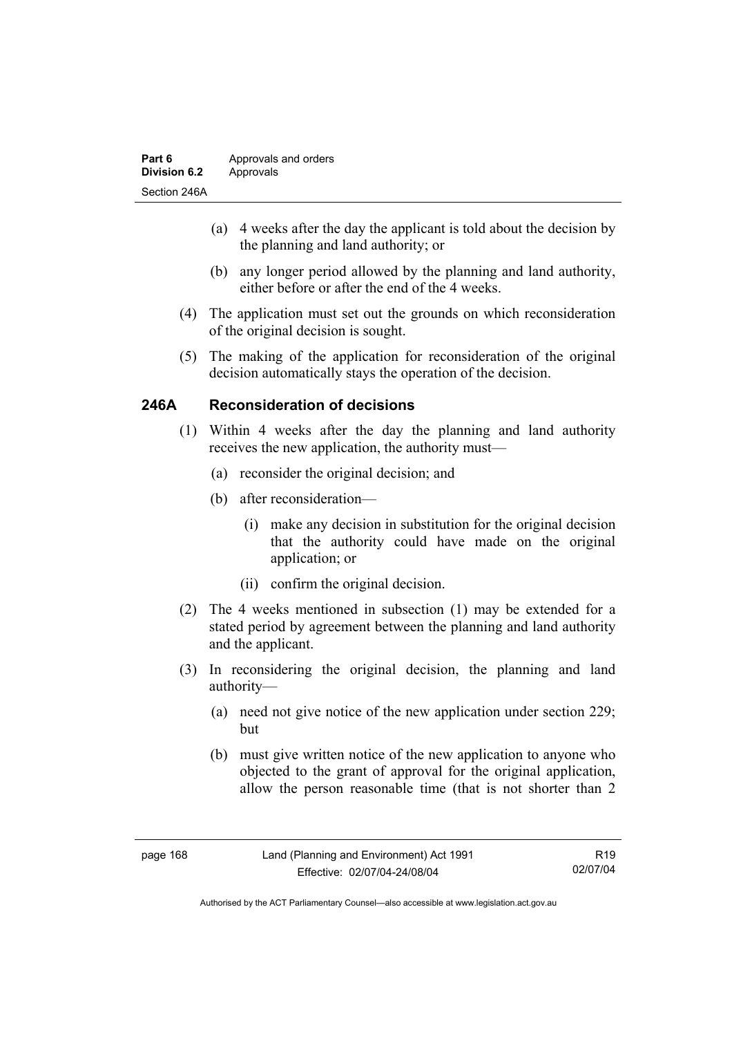(a) 4 weeks after the day the applicant is told about the decision by the planning and land authority; or

(b) any longer period allowed by the planning and land authority, either before or after the end of the 4 weeks.

(4) The application must set out the grounds on which reconsideration of the original decision is sought.

(5) The making of the application for reconsideration of the original decision automatically stays the operation of the decision.

## 246A Reconsideration of decisions

(1) Within 4 weeks after the day the planning and land authority receives the new application, the authority must—

(a) reconsider the original decision; and

(b) after reconsideration—

(i) make any decision in substitution for the original decision that the authority could have made on the original application; or

(ii) confirm the original decision.

(2) The 4 weeks mentioned in subsection (1) may be extended for a stated period by agreement between the planning and land authority and the applicant.

(3) In reconsidering the original decision, the planning and land authority—

(a) need not give notice of the new application under section 229; but

(b) must give written notice of the new application to anyone who objected to the grant of approval for the original application, allow the person reasonable time (that is not shorter than 2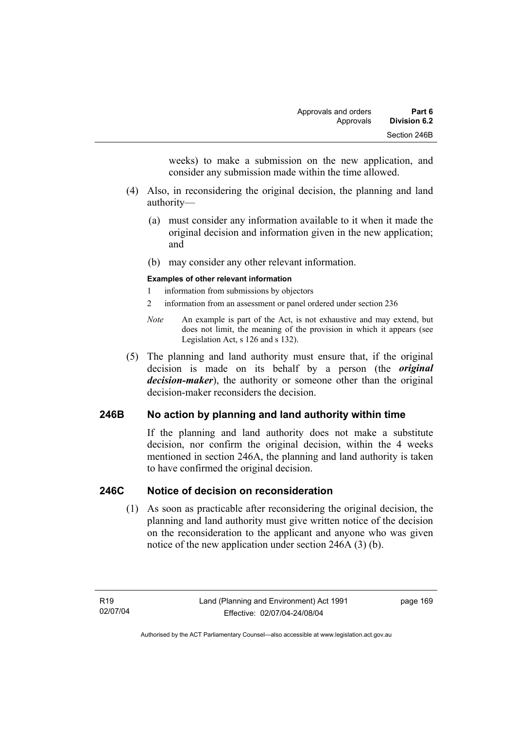weeks) to make a submission on the new application, and consider any submission made within the time allowed.

(4) Also, in reconsidering the original decision, the planning and land authority—

(a) must consider any information available to it when it made the original decision and information given in the new application; and

(b) may consider any other relevant information.

**Examples of other relevant information**

1 information from submissions by objectors

2 information from an assessment or panel ordered under section 236

*Note* An example is part of the Act, is not exhaustive and may extend, but does not limit, the meaning of the provision in which it appears (see Legislation Act, s 126 and s 132).

(5) The planning and land authority must ensure that, if the original decision is made on its behalf by a person (the ***original decision-maker***), the authority or someone other than the original decision-maker reconsiders the decision.

## 246B No action by planning and land authority within time

If the planning and land authority does not make a substitute decision, nor confirm the original decision, within the 4 weeks mentioned in section 246A, the planning and land authority is taken to have confirmed the original decision.

## 246C Notice of decision on reconsideration

(1) As soon as practicable after reconsidering the original decision, the planning and land authority must give written notice of the decision on the reconsideration to the applicant and anyone who was given notice of the new application under section 246A (3) (b).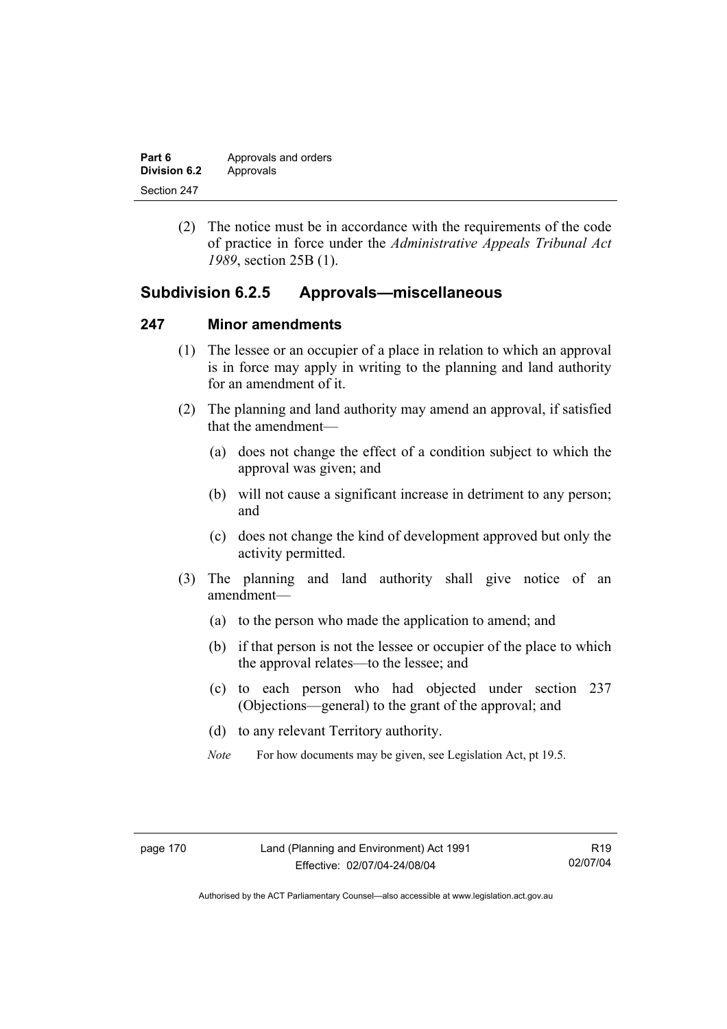(2) The notice must be in accordance with the requirements of the code of practice in force under the *Administrative Appeals Tribunal Act 1989*, section 25B (1).

## Subdivision 6.2.5 Approvals—miscellaneous

### 247 Minor amendments

(1) The lessee or an occupier of a place in relation to which an approval is in force may apply in writing to the planning and land authority for an amendment of it.

(2) The planning and land authority may amend an approval, if satisfied that the amendment—

(a) does not change the effect of a condition subject to which the approval was given; and

(b) will not cause a significant increase in detriment to any person; and

(c) does not change the kind of development approved but only the activity permitted.

(3) The planning and land authority shall give notice of an amendment—

(a) to the person who made the application to amend; and

(b) if that person is not the lessee or occupier of the place to which the approval relates—to the lessee; and

(c) to each person who had objected under section 237 (Objections—general) to the grant of the approval; and

(d) to any relevant Territory authority.

*Note* For how documents may be given, see Legislation Act, pt 19.5.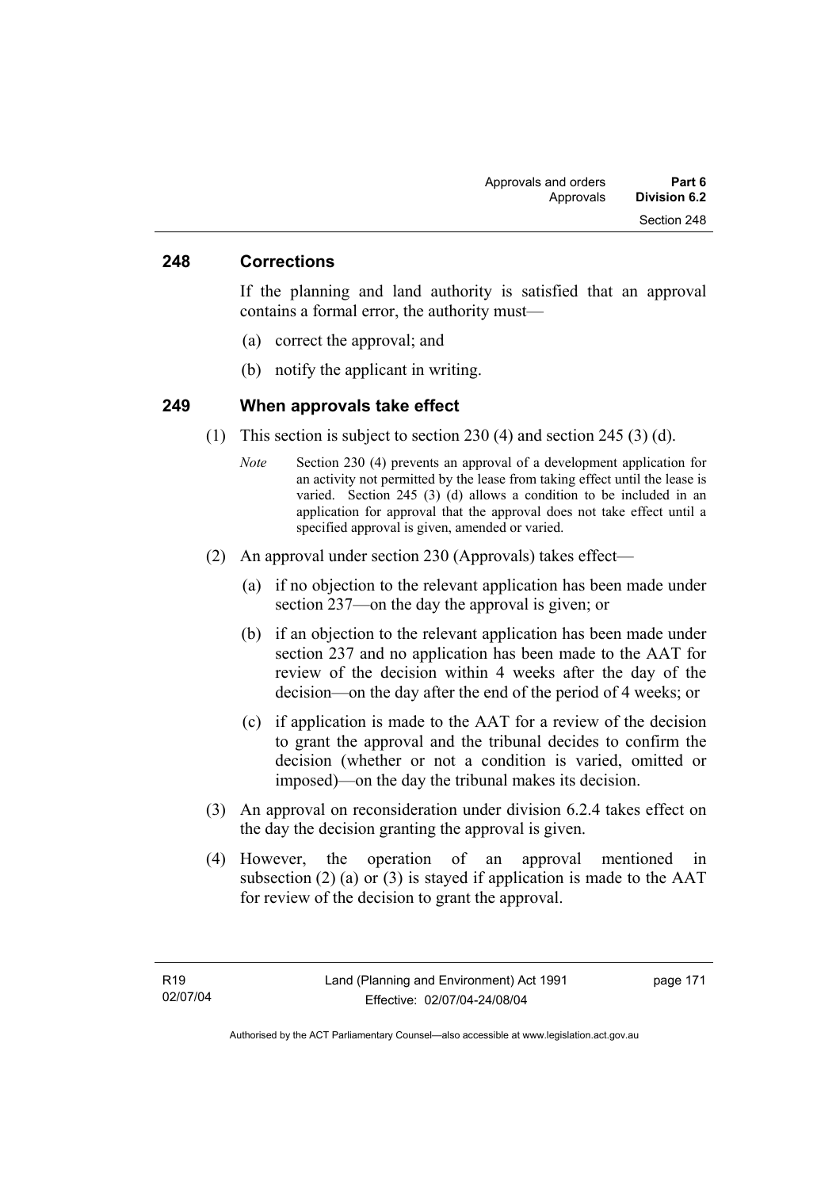## 248 Corrections

If the planning and land authority is satisfied that an approval contains a formal error, the authority must—

(a) correct the approval; and

(b) notify the applicant in writing.

## 249 When approvals take effect

(1) This section is subject to section 230 (4) and section 245 (3) (d).

*Note* Section 230 (4) prevents an approval of a development application for an activity not permitted by the lease from taking effect until the lease is varied. Section 245 (3) (d) allows a condition to be included in an application for approval that the approval does not take effect until a specified approval is given, amended or varied.

(2) An approval under section 230 (Approvals) takes effect—

(a) if no objection to the relevant application has been made under section 237—on the day the approval is given; or

(b) if an objection to the relevant application has been made under section 237 and no application has been made to the AAT for review of the decision within 4 weeks after the day of the decision—on the day after the end of the period of 4 weeks; or

(c) if application is made to the AAT for a review of the decision to grant the approval and the tribunal decides to confirm the decision (whether or not a condition is varied, omitted or imposed)—on the day the tribunal makes its decision.

(3) An approval on reconsideration under division 6.2.4 takes effect on the day the decision granting the approval is given.

(4) However, the operation of an approval mentioned in subsection (2) (a) or (3) is stayed if application is made to the AAT for review of the decision to grant the approval.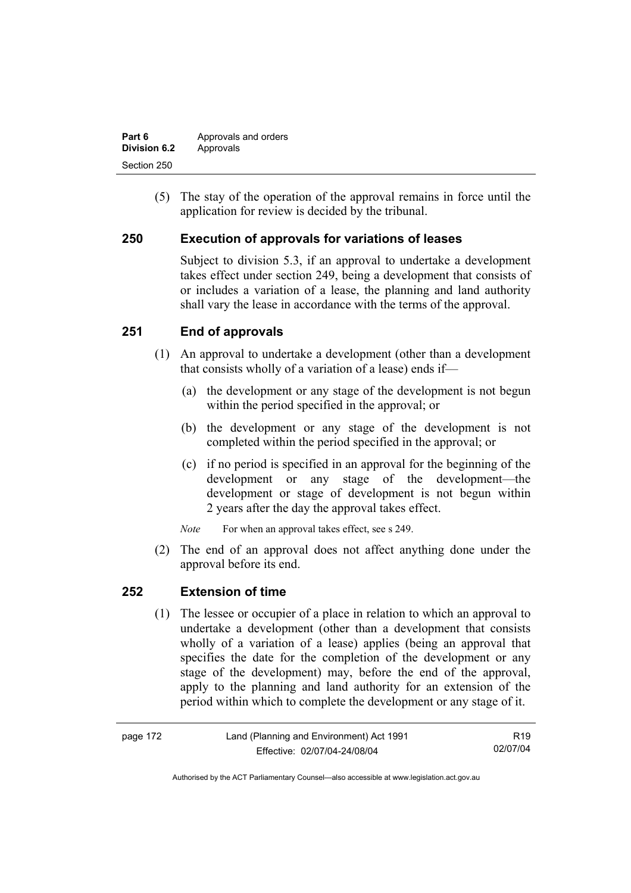(5) The stay of the operation of the approval remains in force until the application for review is decided by the tribunal.

## 250 Execution of approvals for variations of leases

Subject to division 5.3, if an approval to undertake a development takes effect under section 249, being a development that consists of or includes a variation of a lease, the planning and land authority shall vary the lease in accordance with the terms of the approval.

## 251 End of approvals

(1) An approval to undertake a development (other than a development that consists wholly of a variation of a lease) ends if—

(a) the development or any stage of the development is not begun within the period specified in the approval; or

(b) the development or any stage of the development is not completed within the period specified in the approval; or

(c) if no period is specified in an approval for the beginning of the development or any stage of the development—the development or stage of development is not begun within 2 years after the day the approval takes effect.

*Note* For when an approval takes effect, see s 249.

(2) The end of an approval does not affect anything done under the approval before its end.

## 252 Extension of time

(1) The lessee or occupier of a place in relation to which an approval to undertake a development (other than a development that consists wholly of a variation of a lease) applies (being an approval that specifies the date for the completion of the development or any stage of the development) may, before the end of the approval, apply to the planning and land authority for an extension of the period within which to complete the development or any stage of it.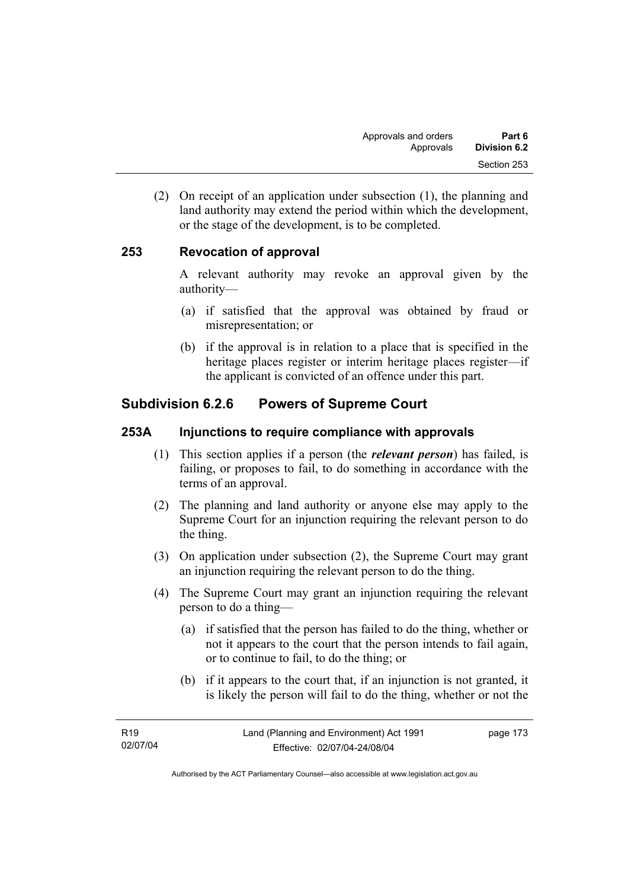(2) On receipt of an application under subsection (1), the planning and land authority may extend the period within which the development, or the stage of the development, is to be completed.

### 253 Revocation of approval

A relevant authority may revoke an approval given by the authority—

(a) if satisfied that the approval was obtained by fraud or misrepresentation; or

(b) if the approval is in relation to a place that is specified in the heritage places register or interim heritage places register—if the applicant is convicted of an offence under this part.

## Subdivision 6.2.6 Powers of Supreme Court

### 253A Injunctions to require compliance with approvals

(1) This section applies if a person (the ***relevant person***) has failed, is failing, or proposes to fail, to do something in accordance with the terms of an approval.

(2) The planning and land authority or anyone else may apply to the Supreme Court for an injunction requiring the relevant person to do the thing.

(3) On application under subsection (2), the Supreme Court may grant an injunction requiring the relevant person to do the thing.

(4) The Supreme Court may grant an injunction requiring the relevant person to do a thing—

(a) if satisfied that the person has failed to do the thing, whether or not it appears to the court that the person intends to fail again, or to continue to fail, to do the thing; or

(b) if it appears to the court that, if an injunction is not granted, it is likely the person will fail to do the thing, whether or not the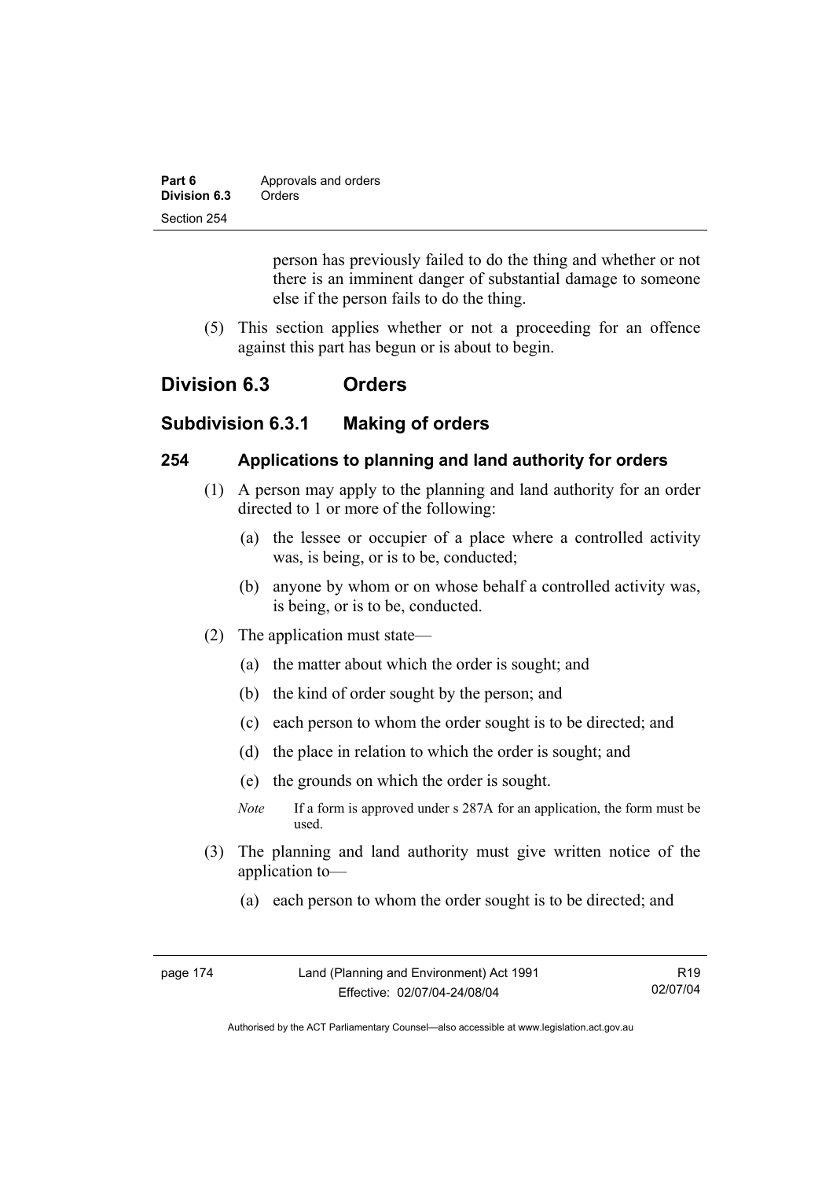person has previously failed to do the thing and whether or not there is an imminent danger of substantial damage to someone else if the person fails to do the thing.

(5) This section applies whether or not a proceeding for an offence against this part has begun or is about to begin.

# Division 6.3 Orders

## Subdivision 6.3.1 Making of orders

### 254 Applications to planning and land authority for orders

(1) A person may apply to the planning and land authority for an order directed to 1 or more of the following:

(a) the lessee or occupier of a place where a controlled activity was, is being, or is to be, conducted;

(b) anyone by whom or on whose behalf a controlled activity was, is being, or is to be, conducted.

(2) The application must state—

(a) the matter about which the order is sought; and

(b) the kind of order sought by the person; and

(c) each person to whom the order sought is to be directed; and

(d) the place in relation to which the order is sought; and

(e) the grounds on which the order is sought.

*Note* If a form is approved under s 287A for an application, the form must be used.

(3) The planning and land authority must give written notice of the application to—

(a) each person to whom the order sought is to be directed; and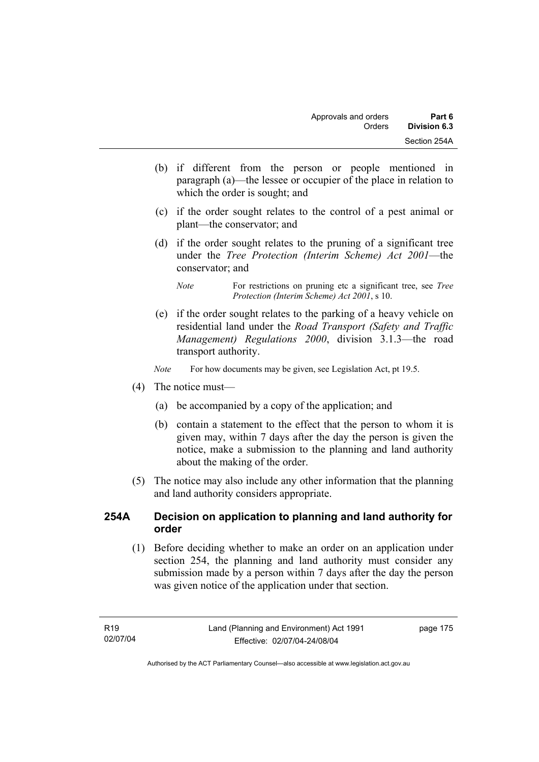(b) if different from the person or people mentioned in paragraph (a)—the lessee or occupier of the place in relation to which the order is sought; and

(c) if the order sought relates to the control of a pest animal or plant—the conservator; and

(d) if the order sought relates to the pruning of a significant tree under the *Tree Protection (Interim Scheme) Act 2001*—the conservator; and

*Note* For restrictions on pruning etc a significant tree, see *Tree Protection (Interim Scheme) Act 2001*, s 10.

(e) if the order sought relates to the parking of a heavy vehicle on residential land under the *Road Transport (Safety and Traffic Management) Regulations 2000*, division 3.1.3—the road transport authority.

*Note* For how documents may be given, see Legislation Act, pt 19.5.

(4) The notice must—

(a) be accompanied by a copy of the application; and

(b) contain a statement to the effect that the person to whom it is given may, within 7 days after the day the person is given the notice, make a submission to the planning and land authority about the making of the order.

(5) The notice may also include any other information that the planning and land authority considers appropriate.

### 254A Decision on application to planning and land authority for order

(1) Before deciding whether to make an order on an application under section 254, the planning and land authority must consider any submission made by a person within 7 days after the day the person was given notice of the application under that section.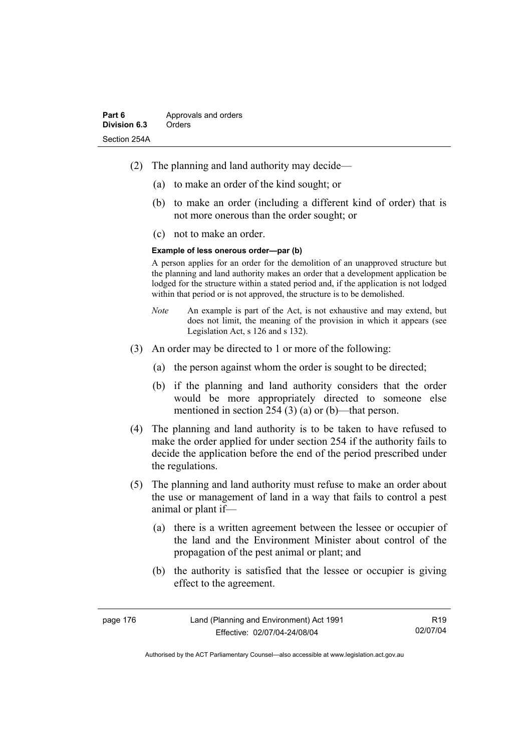(2) The planning and land authority may decide—

(a) to make an order of the kind sought; or

(b) to make an order (including a different kind of order) that is not more onerous than the order sought; or

(c) not to make an order.

**Example of less onerous order—par (b)**

A person applies for an order for the demolition of an unapproved structure but the planning and land authority makes an order that a development application be lodged for the structure within a stated period and, if the application is not lodged within that period or is not approved, the structure is to be demolished.

*Note* An example is part of the Act, is not exhaustive and may extend, but does not limit, the meaning of the provision in which it appears (see Legislation Act, s 126 and s 132).

(3) An order may be directed to 1 or more of the following:

(a) the person against whom the order is sought to be directed;

(b) if the planning and land authority considers that the order would be more appropriately directed to someone else mentioned in section 254 (3) (a) or (b)—that person.

(4) The planning and land authority is to be taken to have refused to make the order applied for under section 254 if the authority fails to decide the application before the end of the period prescribed under the regulations.

(5) The planning and land authority must refuse to make an order about the use or management of land in a way that fails to control a pest animal or plant if—

(a) there is a written agreement between the lessee or occupier of the land and the Environment Minister about control of the propagation of the pest animal or plant; and

(b) the authority is satisfied that the lessee or occupier is giving effect to the agreement.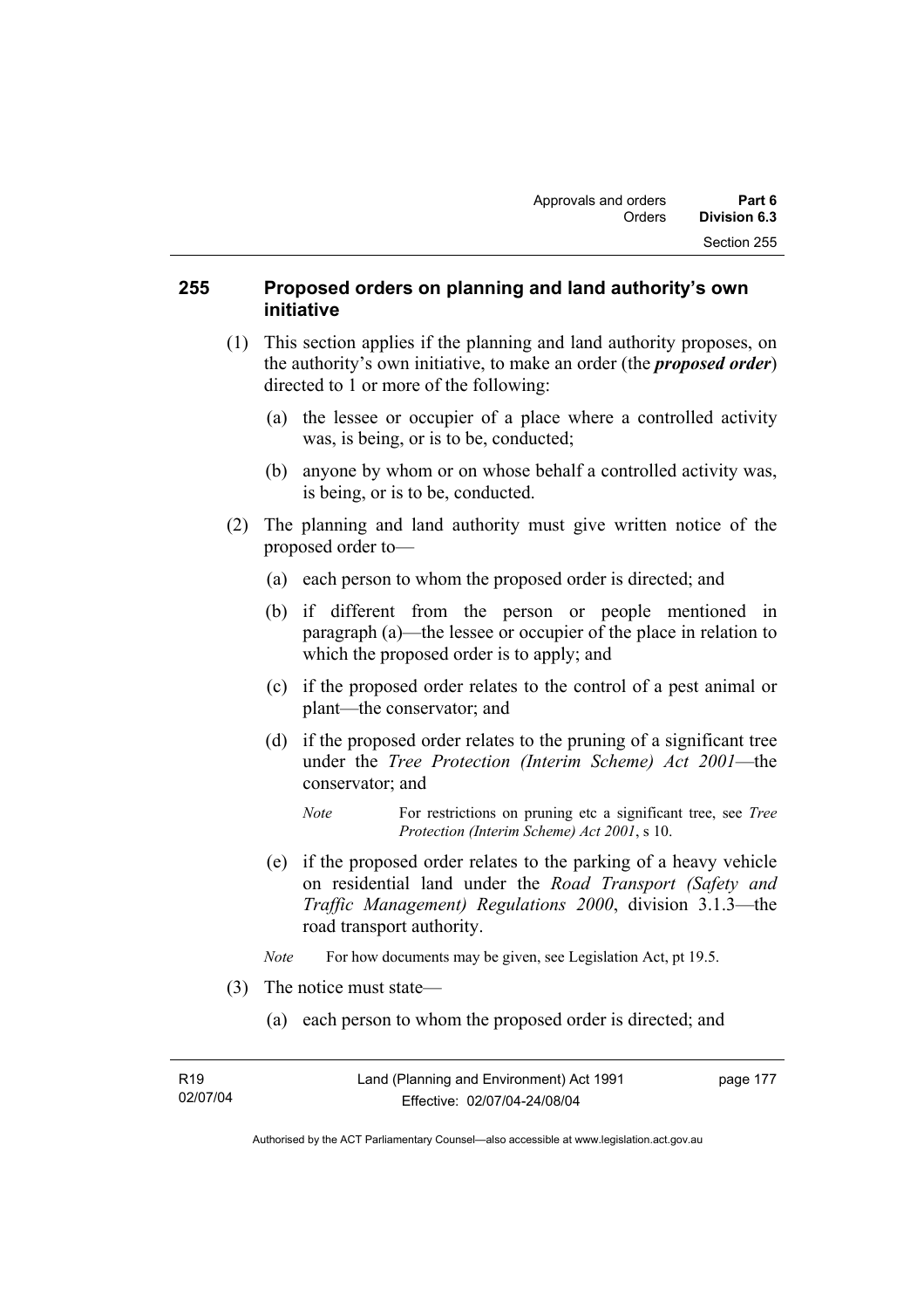## 255 Proposed orders on planning and land authority's own initiative

(1) This section applies if the planning and land authority proposes, on the authority's own initiative, to make an order (the ***proposed order***) directed to 1 or more of the following:

(a) the lessee or occupier of a place where a controlled activity was, is being, or is to be, conducted;

(b) anyone by whom or on whose behalf a controlled activity was, is being, or is to be, conducted.

(2) The planning and land authority must give written notice of the proposed order to—

(a) each person to whom the proposed order is directed; and

(b) if different from the person or people mentioned in paragraph (a)—the lessee or occupier of the place in relation to which the proposed order is to apply; and

(c) if the proposed order relates to the control of a pest animal or plant—the conservator; and

(d) if the proposed order relates to the pruning of a significant tree under the *Tree Protection (Interim Scheme) Act 2001*—the conservator; and

*Note* For restrictions on pruning etc a significant tree, see *Tree Protection (Interim Scheme) Act 2001*, s 10.

(e) if the proposed order relates to the parking of a heavy vehicle on residential land under the *Road Transport (Safety and Traffic Management) Regulations 2000*, division 3.1.3—the road transport authority.

*Note* For how documents may be given, see Legislation Act, pt 19.5.

(3) The notice must state—

(a) each person to whom the proposed order is directed; and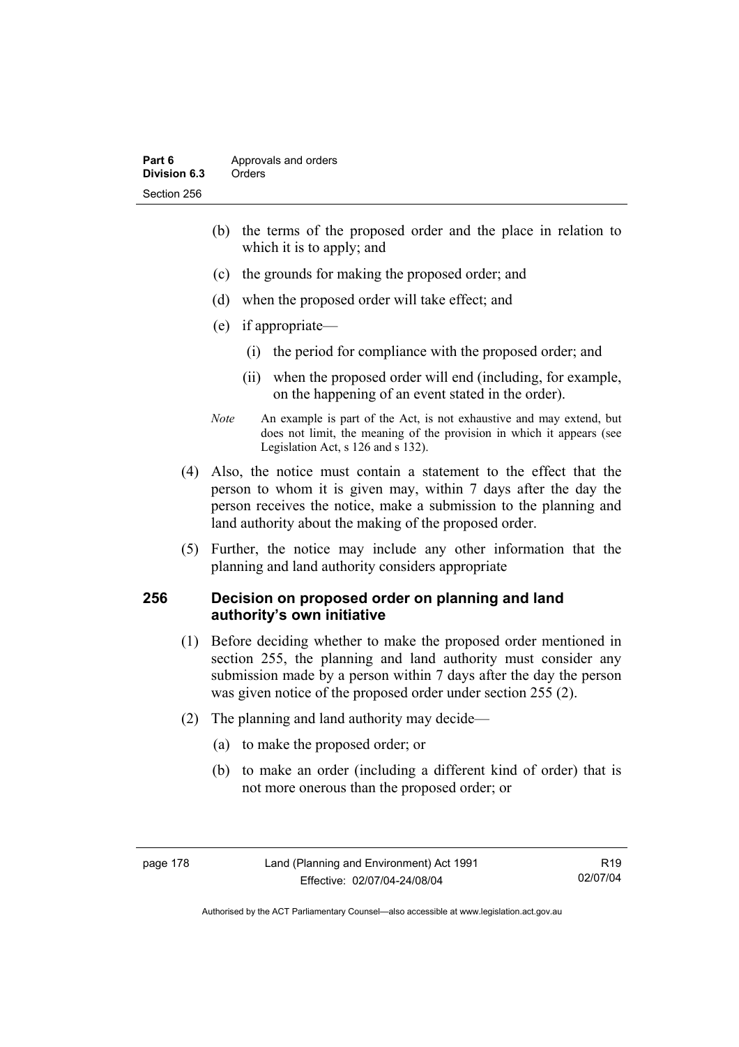(b) the terms of the proposed order and the place in relation to which it is to apply; and

(c) the grounds for making the proposed order; and

(d) when the proposed order will take effect; and

(e) if appropriate—

(i) the period for compliance with the proposed order; and

(ii) when the proposed order will end (including, for example, on the happening of an event stated in the order).

*Note* An example is part of the Act, is not exhaustive and may extend, but does not limit, the meaning of the provision in which it appears (see Legislation Act, s 126 and s 132).

(4) Also, the notice must contain a statement to the effect that the person to whom it is given may, within 7 days after the day the person receives the notice, make a submission to the planning and land authority about the making of the proposed order.

(5) Further, the notice may include any other information that the planning and land authority considers appropriate

## 256 Decision on proposed order on planning and land authority's own initiative

(1) Before deciding whether to make the proposed order mentioned in section 255, the planning and land authority must consider any submission made by a person within 7 days after the day the person was given notice of the proposed order under section 255 (2).

(2) The planning and land authority may decide—

(a) to make the proposed order; or

(b) to make an order (including a different kind of order) that is not more onerous than the proposed order; or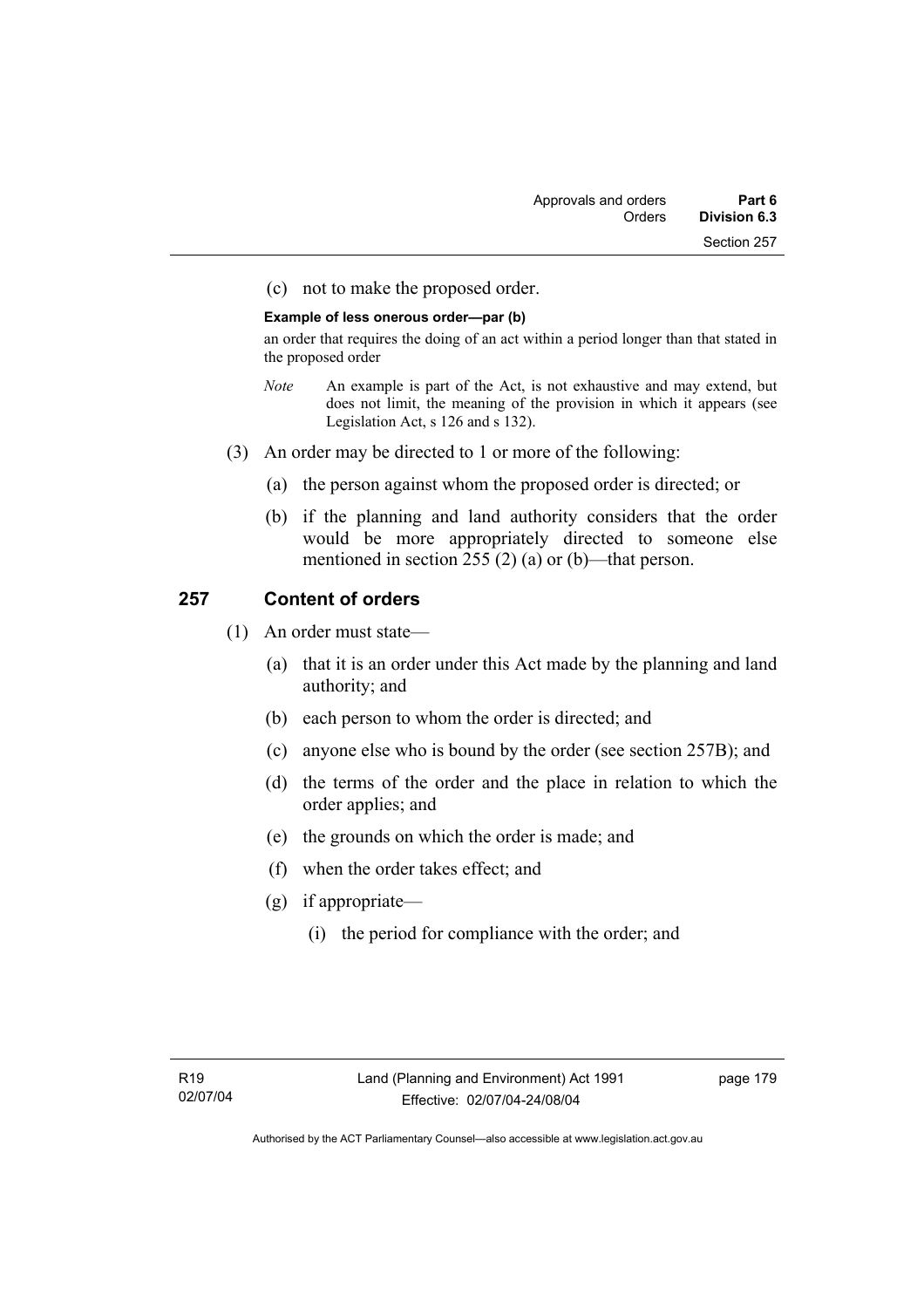(c) not to make the proposed order.

**Example of less onerous order—par (b)**

an order that requires the doing of an act within a period longer than that stated in the proposed order

*Note* An example is part of the Act, is not exhaustive and may extend, but does not limit, the meaning of the provision in which it appears (see Legislation Act, s 126 and s 132).

(3) An order may be directed to 1 or more of the following:

(a) the person against whom the proposed order is directed; or

(b) if the planning and land authority considers that the order would be more appropriately directed to someone else mentioned in section 255 (2) (a) or (b)—that person.

## 257 Content of orders

(1) An order must state—

(a) that it is an order under this Act made by the planning and land authority; and

(b) each person to whom the order is directed; and

(c) anyone else who is bound by the order (see section 257B); and

(d) the terms of the order and the place in relation to which the order applies; and

(e) the grounds on which the order is made; and

(f) when the order takes effect; and

(g) if appropriate—

(i) the period for compliance with the order; and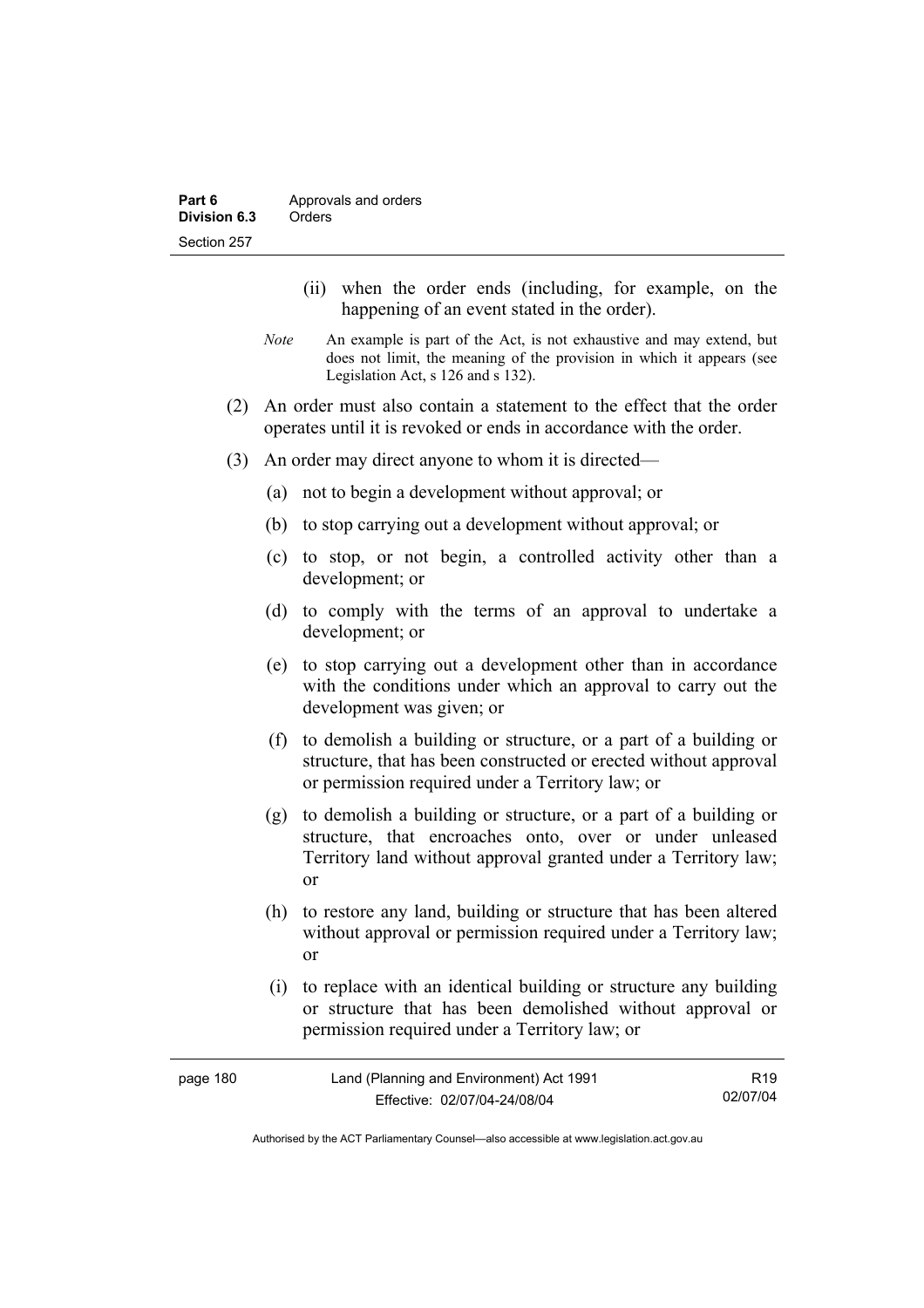(ii) when the order ends (including, for example, on the happening of an event stated in the order).

*Note* An example is part of the Act, is not exhaustive and may extend, but does not limit, the meaning of the provision in which it appears (see Legislation Act, s 126 and s 132).

(2) An order must also contain a statement to the effect that the order operates until it is revoked or ends in accordance with the order.

(3) An order may direct anyone to whom it is directed—

(a) not to begin a development without approval; or

(b) to stop carrying out a development without approval; or

(c) to stop, or not begin, a controlled activity other than a development; or

(d) to comply with the terms of an approval to undertake a development; or

(e) to stop carrying out a development other than in accordance with the conditions under which an approval to carry out the development was given; or

(f) to demolish a building or structure, or a part of a building or structure, that has been constructed or erected without approval or permission required under a Territory law; or

(g) to demolish a building or structure, or a part of a building or structure, that encroaches onto, over or under unleased Territory land without approval granted under a Territory law; or

(h) to restore any land, building or structure that has been altered without approval or permission required under a Territory law; or

(i) to replace with an identical building or structure any building or structure that has been demolished without approval or permission required under a Territory law; or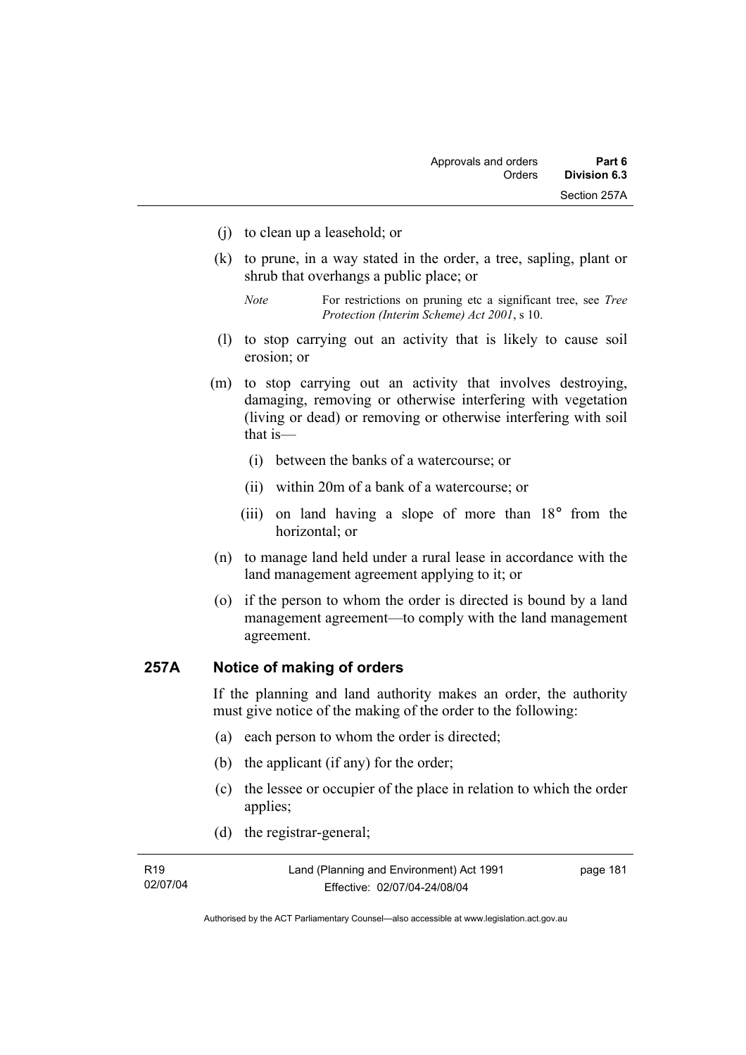(j) to clean up a leasehold; or

(k) to prune, in a way stated in the order, a tree, sapling, plant or shrub that overhangs a public place; or

*Note* For restrictions on pruning etc a significant tree, see *Tree Protection (Interim Scheme) Act 2001*, s 10.

(l) to stop carrying out an activity that is likely to cause soil erosion; or

(m) to stop carrying out an activity that involves destroying, damaging, removing or otherwise interfering with vegetation (living or dead) or removing or otherwise interfering with soil that is—

(i) between the banks of a watercourse; or

(ii) within 20m of a bank of a watercourse; or

(iii) on land having a slope of more than 18° from the horizontal; or

(n) to manage land held under a rural lease in accordance with the land management agreement applying to it; or

(o) if the person to whom the order is directed is bound by a land management agreement—to comply with the land management agreement.

## 257A Notice of making of orders

If the planning and land authority makes an order, the authority must give notice of the making of the order to the following:

(a) each person to whom the order is directed;

(b) the applicant (if any) for the order;

(c) the lessee or occupier of the place in relation to which the order applies;

(d) the registrar-general;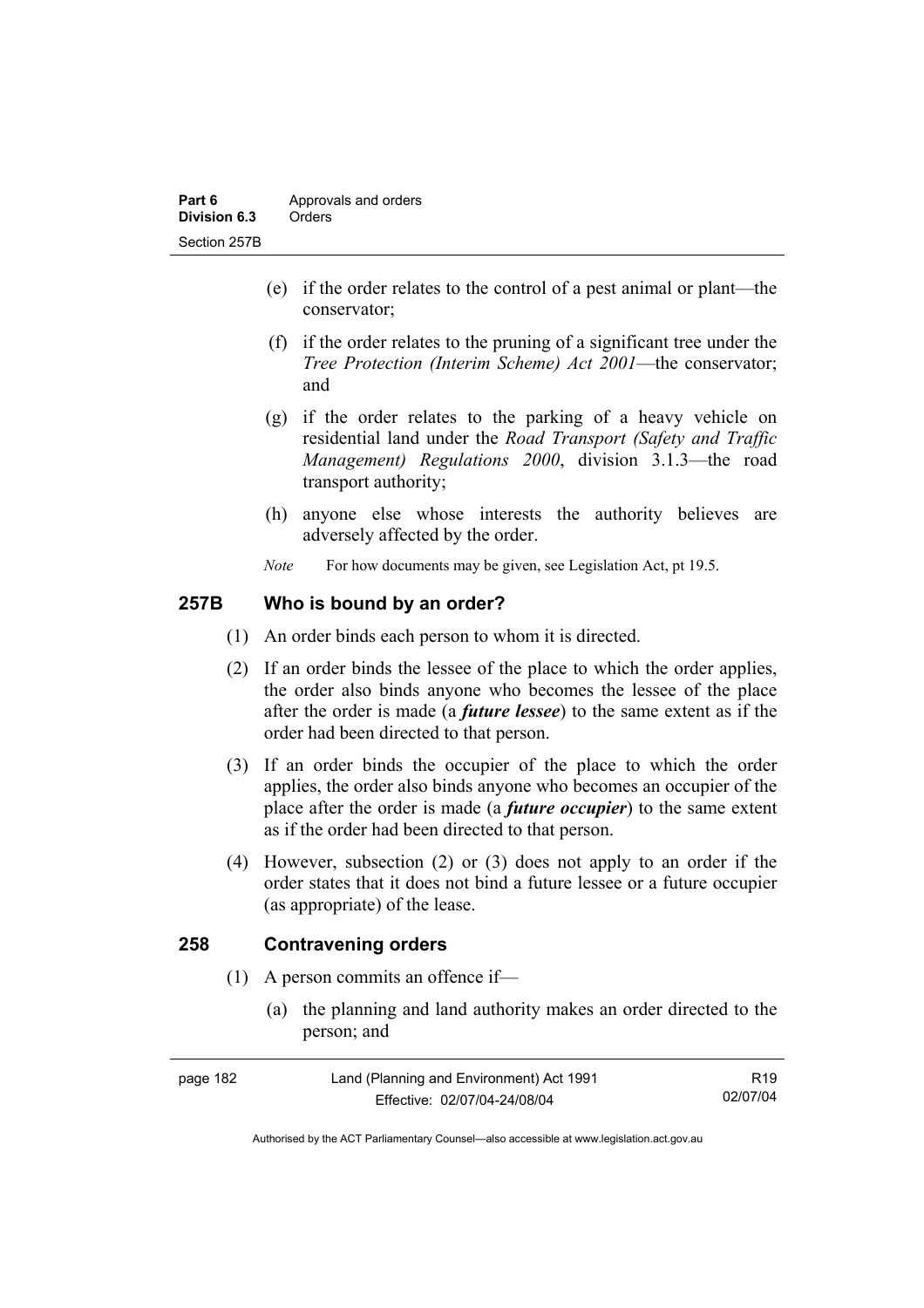(e) if the order relates to the control of a pest animal or plant—the conservator;

(f) if the order relates to the pruning of a significant tree under the *Tree Protection (Interim Scheme) Act 2001*—the conservator; and

(g) if the order relates to the parking of a heavy vehicle on residential land under the *Road Transport (Safety and Traffic Management) Regulations 2000*, division 3.1.3—the road transport authority;

(h) anyone else whose interests the authority believes are adversely affected by the order.

*Note* For how documents may be given, see Legislation Act, pt 19.5.

## 257B Who is bound by an order?

(1) An order binds each person to whom it is directed.

(2) If an order binds the lessee of the place to which the order applies, the order also binds anyone who becomes the lessee of the place after the order is made (a ***future lessee***) to the same extent as if the order had been directed to that person.

(3) If an order binds the occupier of the place to which the order applies, the order also binds anyone who becomes an occupier of the place after the order is made (a ***future occupier***) to the same extent as if the order had been directed to that person.

(4) However, subsection (2) or (3) does not apply to an order if the order states that it does not bind a future lessee or a future occupier (as appropriate) of the lease.

## 258 Contravening orders

(1) A person commits an offence if—

(a) the planning and land authority makes an order directed to the person; and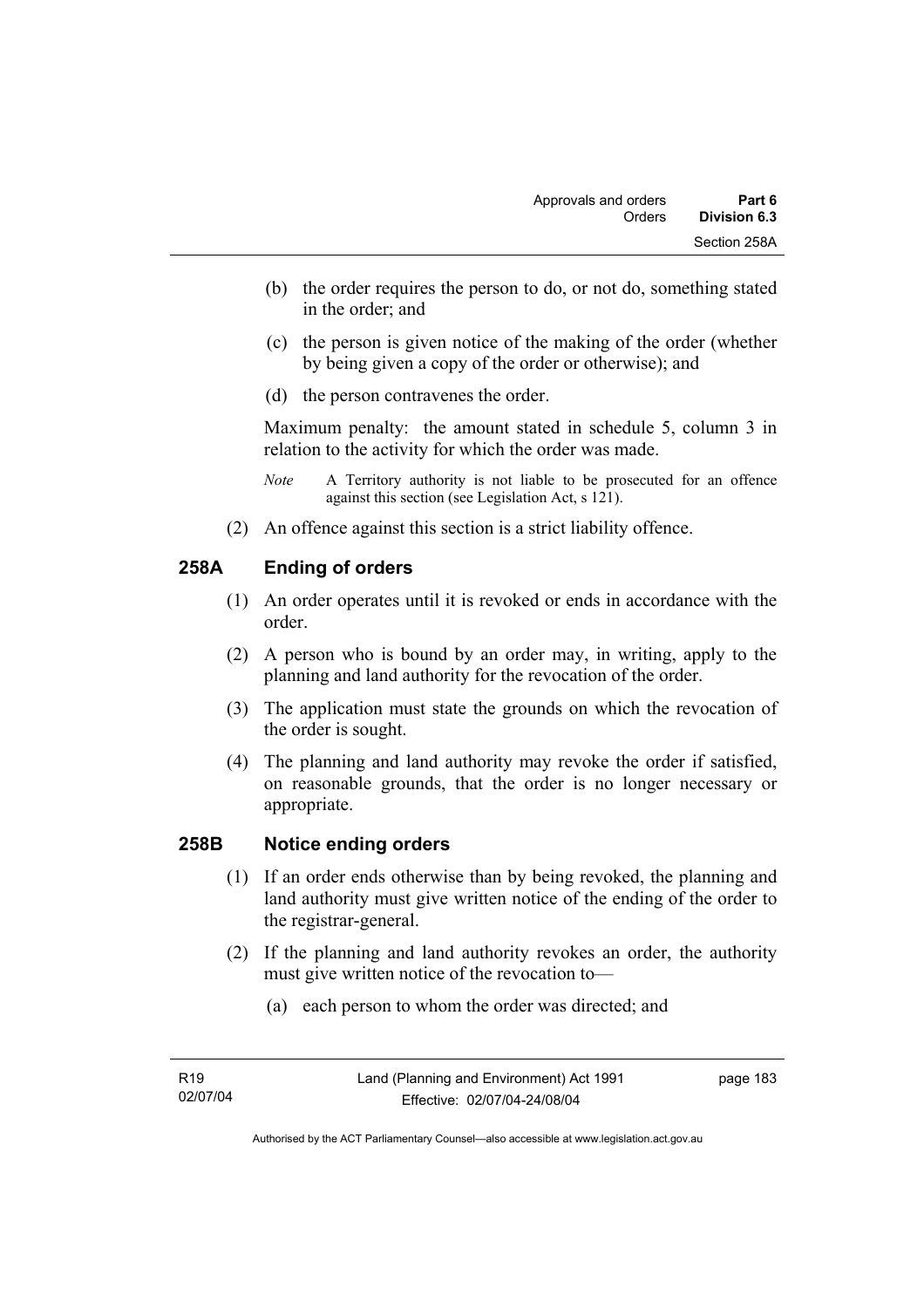(b) the order requires the person to do, or not do, something stated in the order; and

(c) the person is given notice of the making of the order (whether by being given a copy of the order or otherwise); and

(d) the person contravenes the order.

Maximum penalty: the amount stated in schedule 5, column 3 in relation to the activity for which the order was made.

*Note* A Territory authority is not liable to be prosecuted for an offence against this section (see Legislation Act, s 121).

(2) An offence against this section is a strict liability offence.

## 258A Ending of orders

(1) An order operates until it is revoked or ends in accordance with the order.

(2) A person who is bound by an order may, in writing, apply to the planning and land authority for the revocation of the order.

(3) The application must state the grounds on which the revocation of the order is sought.

(4) The planning and land authority may revoke the order if satisfied, on reasonable grounds, that the order is no longer necessary or appropriate.

## 258B Notice ending orders

(1) If an order ends otherwise than by being revoked, the planning and land authority must give written notice of the ending of the order to the registrar-general.

(2) If the planning and land authority revokes an order, the authority must give written notice of the revocation to—

(a) each person to whom the order was directed; and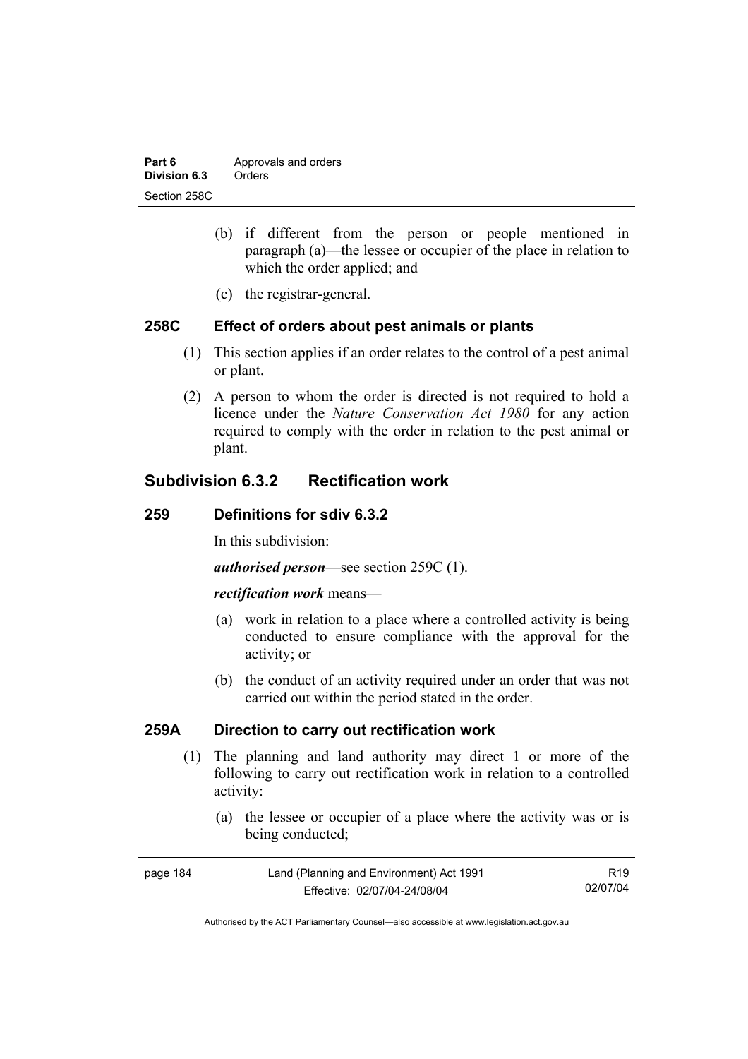(b) if different from the person or people mentioned in paragraph (a)—the lessee or occupier of the place in relation to which the order applied; and

(c) the registrar-general.

### 258C Effect of orders about pest animals or plants

(1) This section applies if an order relates to the control of a pest animal or plant.

(2) A person to whom the order is directed is not required to hold a licence under the *Nature Conservation Act 1980* for any action required to comply with the order in relation to the pest animal or plant.

## Subdivision 6.3.2 Rectification work

### 259 Definitions for sdiv 6.3.2

In this subdivision:

***authorised person***—see section 259C (1).

***rectification work*** means—

(a) work in relation to a place where a controlled activity is being conducted to ensure compliance with the approval for the activity; or

(b) the conduct of an activity required under an order that was not carried out within the period stated in the order.

### 259A Direction to carry out rectification work

(1) The planning and land authority may direct 1 or more of the following to carry out rectification work in relation to a controlled activity:

(a) the lessee or occupier of a place where the activity was or is being conducted;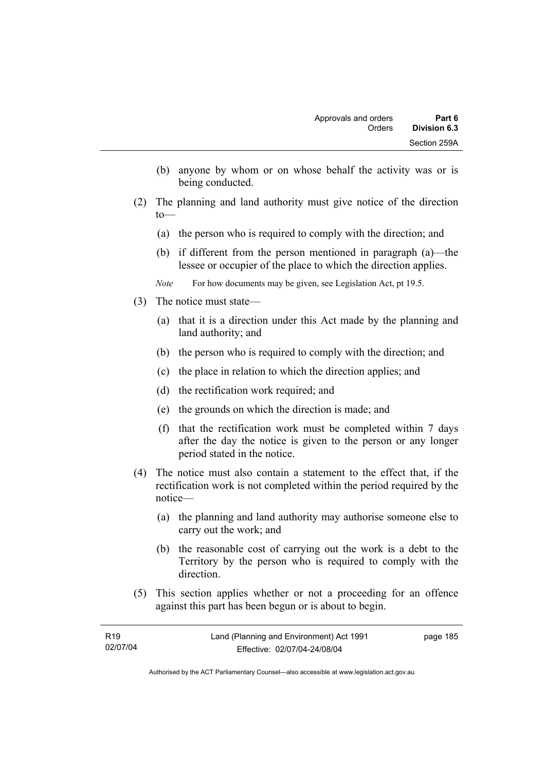(b) anyone by whom or on whose behalf the activity was or is being conducted.

(2) The planning and land authority must give notice of the direction to—

(a) the person who is required to comply with the direction; and

(b) if different from the person mentioned in paragraph (a)—the lessee or occupier of the place to which the direction applies.

*Note* For how documents may be given, see Legislation Act, pt 19.5.

(3) The notice must state—

(a) that it is a direction under this Act made by the planning and land authority; and

(b) the person who is required to comply with the direction; and

(c) the place in relation to which the direction applies; and

(d) the rectification work required; and

(e) the grounds on which the direction is made; and

(f) that the rectification work must be completed within 7 days after the day the notice is given to the person or any longer period stated in the notice.

(4) The notice must also contain a statement to the effect that, if the rectification work is not completed within the period required by the notice—

(a) the planning and land authority may authorise someone else to carry out the work; and

(b) the reasonable cost of carrying out the work is a debt to the Territory by the person who is required to comply with the direction.

(5) This section applies whether or not a proceeding for an offence against this part has been begun or is about to begin.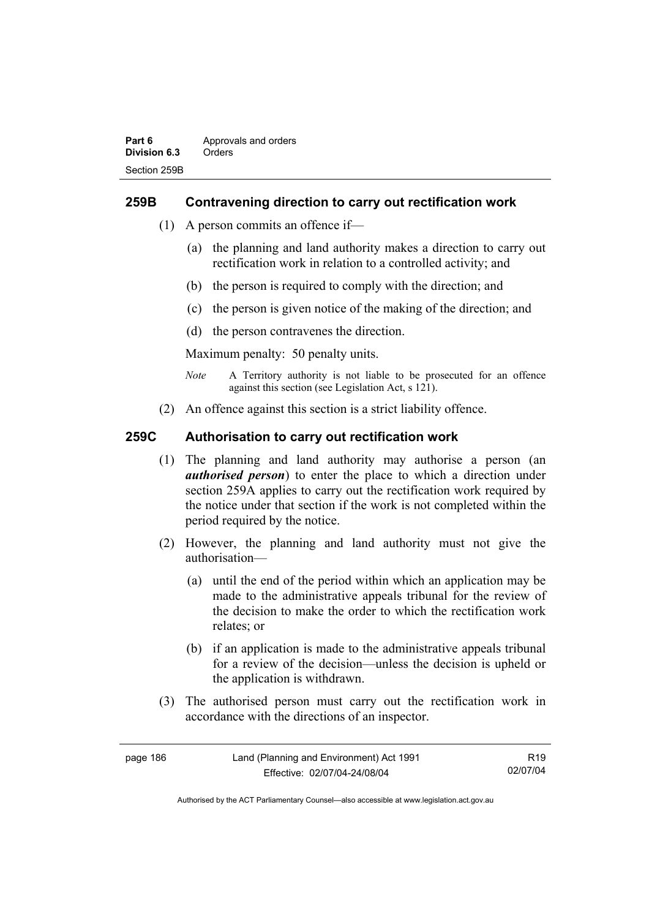## 259B Contravening direction to carry out rectification work

(1) A person commits an offence if—

(a) the planning and land authority makes a direction to carry out rectification work in relation to a controlled activity; and

(b) the person is required to comply with the direction; and

(c) the person is given notice of the making of the direction; and

(d) the person contravenes the direction.

Maximum penalty: 50 penalty units.

*Note* A Territory authority is not liable to be prosecuted for an offence against this section (see Legislation Act, s 121).

(2) An offence against this section is a strict liability offence.

## 259C Authorisation to carry out rectification work

(1) The planning and land authority may authorise a person (an ***authorised person***) to enter the place to which a direction under section 259A applies to carry out the rectification work required by the notice under that section if the work is not completed within the period required by the notice.

(2) However, the planning and land authority must not give the authorisation—

(a) until the end of the period within which an application may be made to the administrative appeals tribunal for the review of the decision to make the order to which the rectification work relates; or

(b) if an application is made to the administrative appeals tribunal for a review of the decision—unless the decision is upheld or the application is withdrawn.

(3) The authorised person must carry out the rectification work in accordance with the directions of an inspector.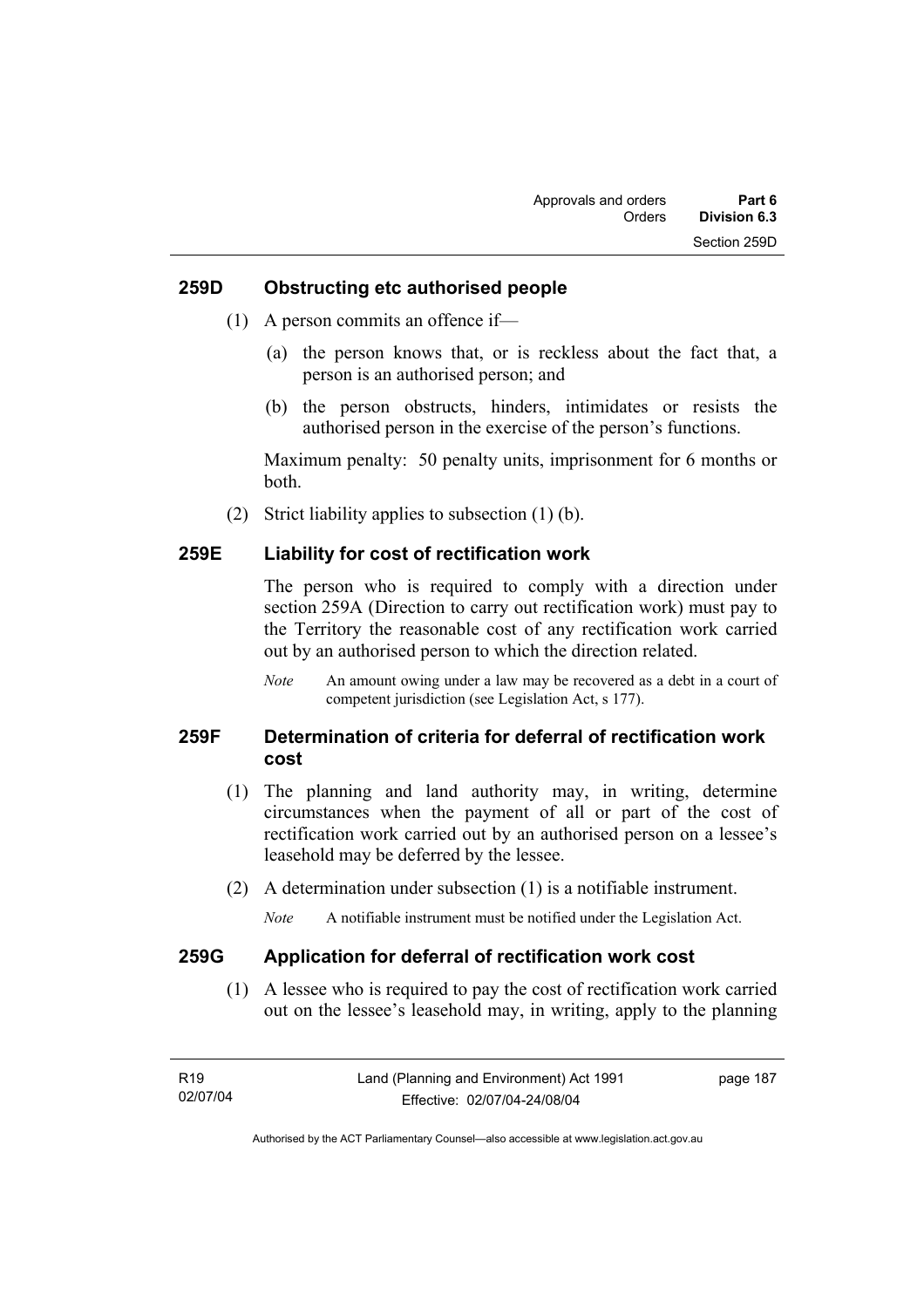### 259D Obstructing etc authorised people

(1) A person commits an offence if—

  (a) the person knows that, or is reckless about the fact that, a person is an authorised person; and

  (b) the person obstructs, hinders, intimidates or resists the authorised person in the exercise of the person's functions.

Maximum penalty: 50 penalty units, imprisonment for 6 months or both.

(2) Strict liability applies to subsection (1) (b).

### 259E Liability for cost of rectification work

The person who is required to comply with a direction under section 259A (Direction to carry out rectification work) must pay to the Territory the reasonable cost of any rectification work carried out by an authorised person to which the direction related.

*Note* An amount owing under a law may be recovered as a debt in a court of competent jurisdiction (see Legislation Act, s 177).

### 259F Determination of criteria for deferral of rectification work cost

(1) The planning and land authority may, in writing, determine circumstances when the payment of all or part of the cost of rectification work carried out by an authorised person on a lessee's leasehold may be deferred by the lessee.

(2) A determination under subsection (1) is a notifiable instrument.

*Note* A notifiable instrument must be notified under the Legislation Act.

### 259G Application for deferral of rectification work cost

(1) A lessee who is required to pay the cost of rectification work carried out on the lessee's leasehold may, in writing, apply to the planning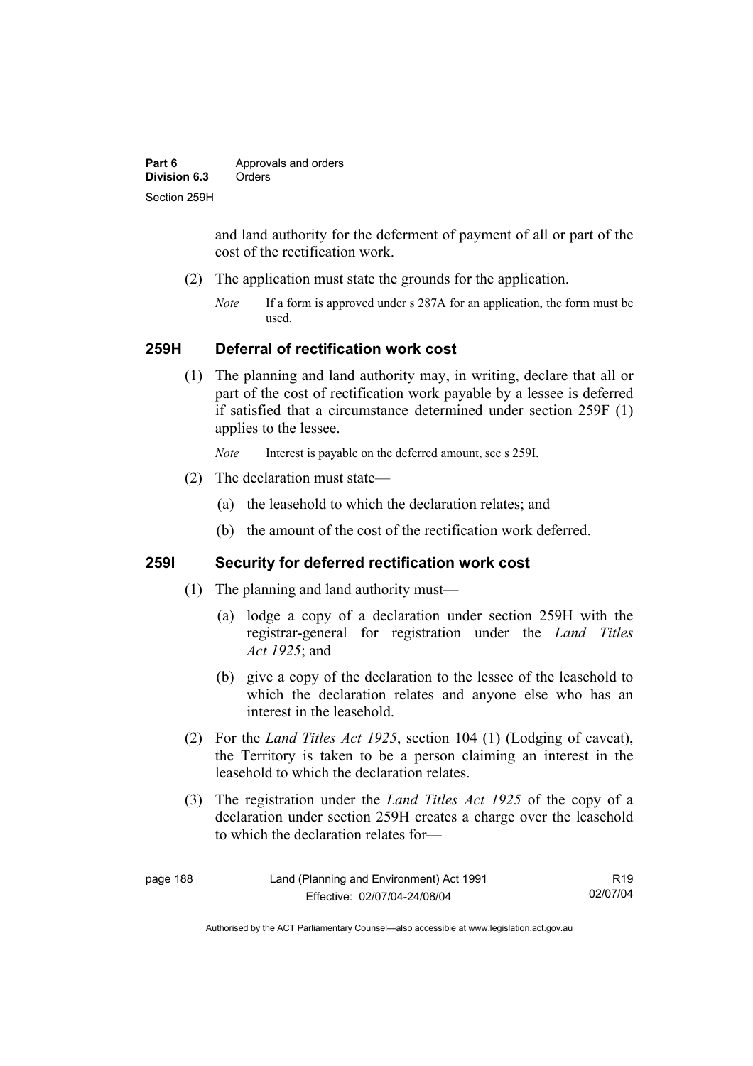and land authority for the deferment of payment of all or part of the cost of the rectification work.

(2) The application must state the grounds for the application.

*Note* If a form is approved under s 287A for an application, the form must be used.

### 259H Deferral of rectification work cost

(1) The planning and land authority may, in writing, declare that all or part of the cost of rectification work payable by a lessee is deferred if satisfied that a circumstance determined under section 259F (1) applies to the lessee.

*Note* Interest is payable on the deferred amount, see s 259I.

(2) The declaration must state—

(a) the leasehold to which the declaration relates; and

(b) the amount of the cost of the rectification work deferred.

### 259I Security for deferred rectification work cost

(1) The planning and land authority must—

(a) lodge a copy of a declaration under section 259H with the registrar-general for registration under the *Land Titles Act 1925*; and

(b) give a copy of the declaration to the lessee of the leasehold to which the declaration relates and anyone else who has an interest in the leasehold.

(2) For the *Land Titles Act 1925*, section 104 (1) (Lodging of caveat), the Territory is taken to be a person claiming an interest in the leasehold to which the declaration relates.

(3) The registration under the *Land Titles Act 1925* of the copy of a declaration under section 259H creates a charge over the leasehold to which the declaration relates for—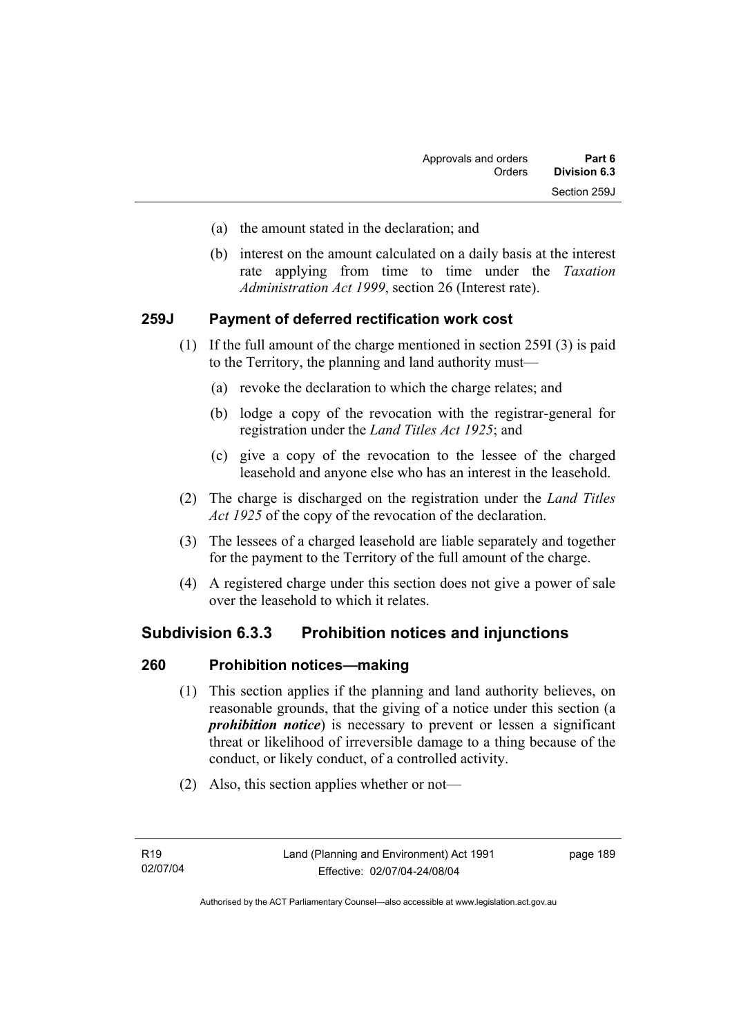(a) the amount stated in the declaration; and

(b) interest on the amount calculated on a daily basis at the interest rate applying from time to time under the *Taxation Administration Act 1999*, section 26 (Interest rate).

### 259J Payment of deferred rectification work cost

(1) If the full amount of the charge mentioned in section 259I (3) is paid to the Territory, the planning and land authority must—

(a) revoke the declaration to which the charge relates; and

(b) lodge a copy of the revocation with the registrar-general for registration under the *Land Titles Act 1925*; and

(c) give a copy of the revocation to the lessee of the charged leasehold and anyone else who has an interest in the leasehold.

(2) The charge is discharged on the registration under the *Land Titles Act 1925* of the copy of the revocation of the declaration.

(3) The lessees of a charged leasehold are liable separately and together for the payment to the Territory of the full amount of the charge.

(4) A registered charge under this section does not give a power of sale over the leasehold to which it relates.

## Subdivision 6.3.3 Prohibition notices and injunctions

### 260 Prohibition notices—making

(1) This section applies if the planning and land authority believes, on reasonable grounds, that the giving of a notice under this section (a ***prohibition notice***) is necessary to prevent or lessen a significant threat or likelihood of irreversible damage to a thing because of the conduct, or likely conduct, of a controlled activity.

(2) Also, this section applies whether or not—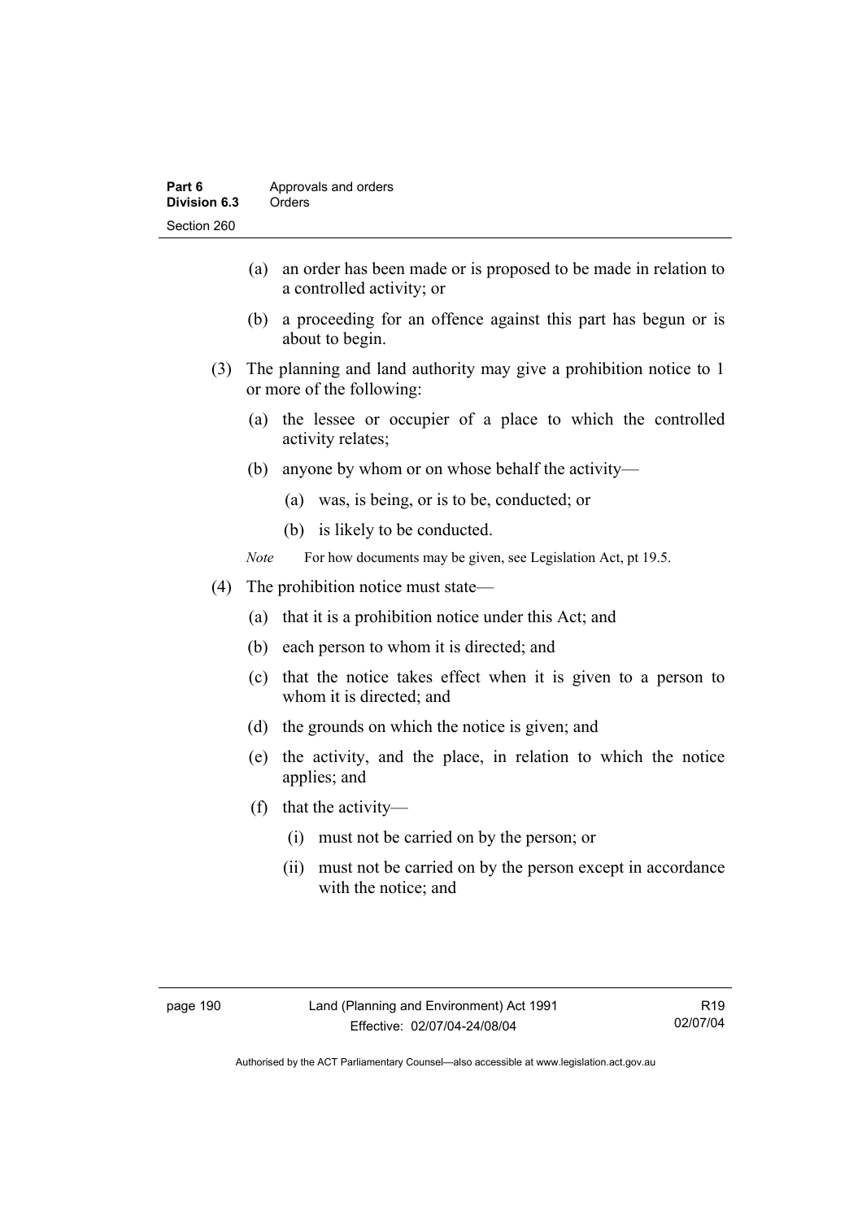(a) an order has been made or is proposed to be made in relation to a controlled activity; or

(b) a proceeding for an offence against this part has begun or is about to begin.

(3) The planning and land authority may give a prohibition notice to 1 or more of the following:

(a) the lessee or occupier of a place to which the controlled activity relates;

(b) anyone by whom or on whose behalf the activity—

(a) was, is being, or is to be, conducted; or

(b) is likely to be conducted.

*Note* For how documents may be given, see Legislation Act, pt 19.5.

(4) The prohibition notice must state—

(a) that it is a prohibition notice under this Act; and

(b) each person to whom it is directed; and

(c) that the notice takes effect when it is given to a person to whom it is directed; and

(d) the grounds on which the notice is given; and

(e) the activity, and the place, in relation to which the notice applies; and

(f) that the activity—

(i) must not be carried on by the person; or

(ii) must not be carried on by the person except in accordance with the notice; and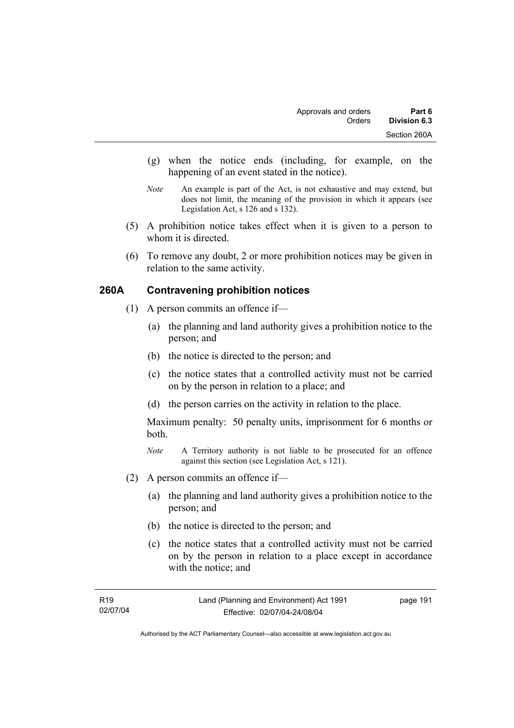(g) when the notice ends (including, for example, on the happening of an event stated in the notice).

*Note* An example is part of the Act, is not exhaustive and may extend, but does not limit, the meaning of the provision in which it appears (see Legislation Act, s 126 and s 132).

(5) A prohibition notice takes effect when it is given to a person to whom it is directed.

(6) To remove any doubt, 2 or more prohibition notices may be given in relation to the same activity.

## 260A Contravening prohibition notices

(1) A person commits an offence if—

(a) the planning and land authority gives a prohibition notice to the person; and

(b) the notice is directed to the person; and

(c) the notice states that a controlled activity must not be carried on by the person in relation to a place; and

(d) the person carries on the activity in relation to the place.

Maximum penalty: 50 penalty units, imprisonment for 6 months or both.

*Note* A Territory authority is not liable to be prosecuted for an offence against this section (see Legislation Act, s 121).

(2) A person commits an offence if—

(a) the planning and land authority gives a prohibition notice to the person; and

(b) the notice is directed to the person; and

(c) the notice states that a controlled activity must not be carried on by the person in relation to a place except in accordance with the notice; and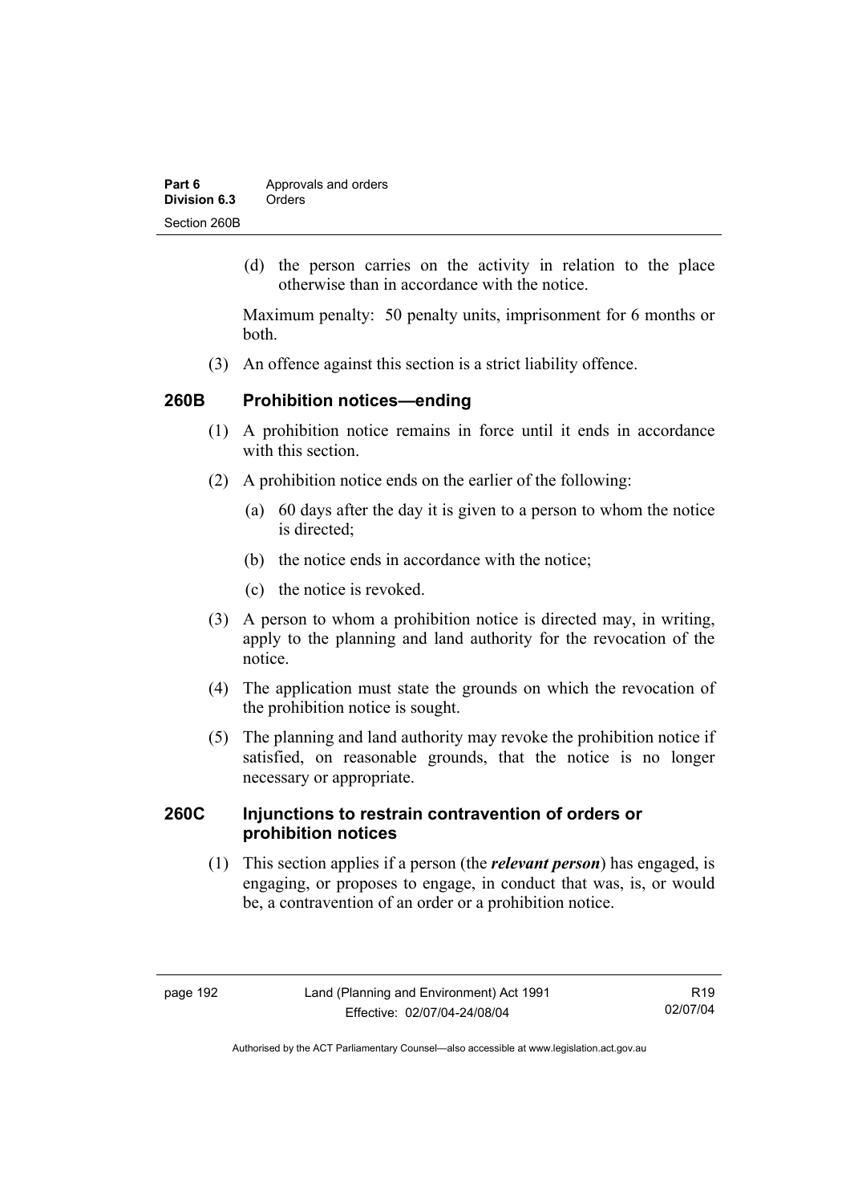(d) the person carries on the activity in relation to the place otherwise than in accordance with the notice.

Maximum penalty: 50 penalty units, imprisonment for 6 months or both.

(3) An offence against this section is a strict liability offence.

## 260B Prohibition notices—ending

(1) A prohibition notice remains in force until it ends in accordance with this section.

(2) A prohibition notice ends on the earlier of the following:

(a) 60 days after the day it is given to a person to whom the notice is directed;

(b) the notice ends in accordance with the notice;

(c) the notice is revoked.

(3) A person to whom a prohibition notice is directed may, in writing, apply to the planning and land authority for the revocation of the notice.

(4) The application must state the grounds on which the revocation of the prohibition notice is sought.

(5) The planning and land authority may revoke the prohibition notice if satisfied, on reasonable grounds, that the notice is no longer necessary or appropriate.

## 260C Injunctions to restrain contravention of orders or prohibition notices

(1) This section applies if a person (the ***relevant person***) has engaged, is engaging, or proposes to engage, in conduct that was, is, or would be, a contravention of an order or a prohibition notice.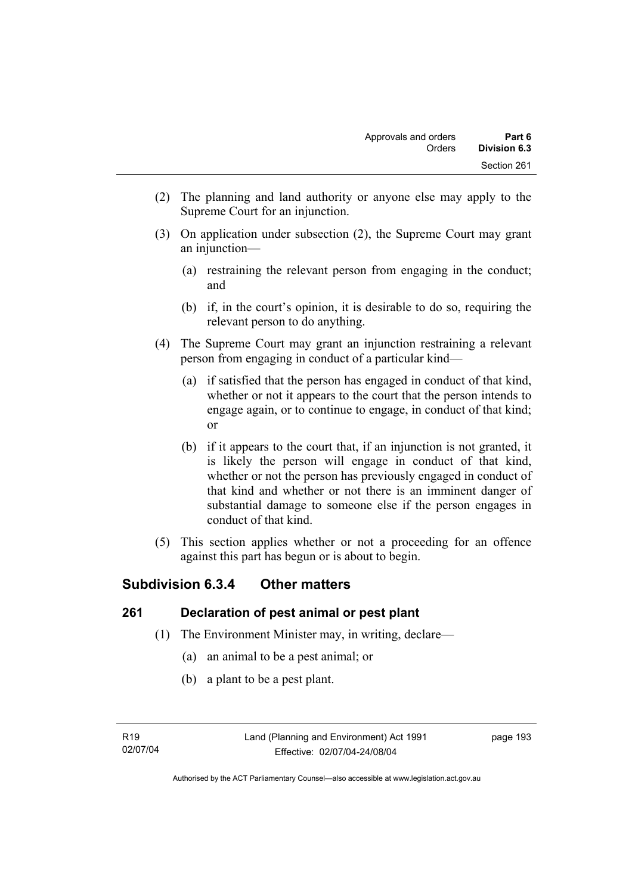(2) The planning and land authority or anyone else may apply to the Supreme Court for an injunction.

(3) On application under subsection (2), the Supreme Court may grant an injunction—

(a) restraining the relevant person from engaging in the conduct; and

(b) if, in the court's opinion, it is desirable to do so, requiring the relevant person to do anything.

(4) The Supreme Court may grant an injunction restraining a relevant person from engaging in conduct of a particular kind—

(a) if satisfied that the person has engaged in conduct of that kind, whether or not it appears to the court that the person intends to engage again, or to continue to engage, in conduct of that kind; or

(b) if it appears to the court that, if an injunction is not granted, it is likely the person will engage in conduct of that kind, whether or not the person has previously engaged in conduct of that kind and whether or not there is an imminent danger of substantial damage to someone else if the person engages in conduct of that kind.

(5) This section applies whether or not a proceeding for an offence against this part has begun or is about to begin.

## Subdivision 6.3.4 Other matters

### 261 Declaration of pest animal or pest plant

(1) The Environment Minister may, in writing, declare—

(a) an animal to be a pest animal; or

(b) a plant to be a pest plant.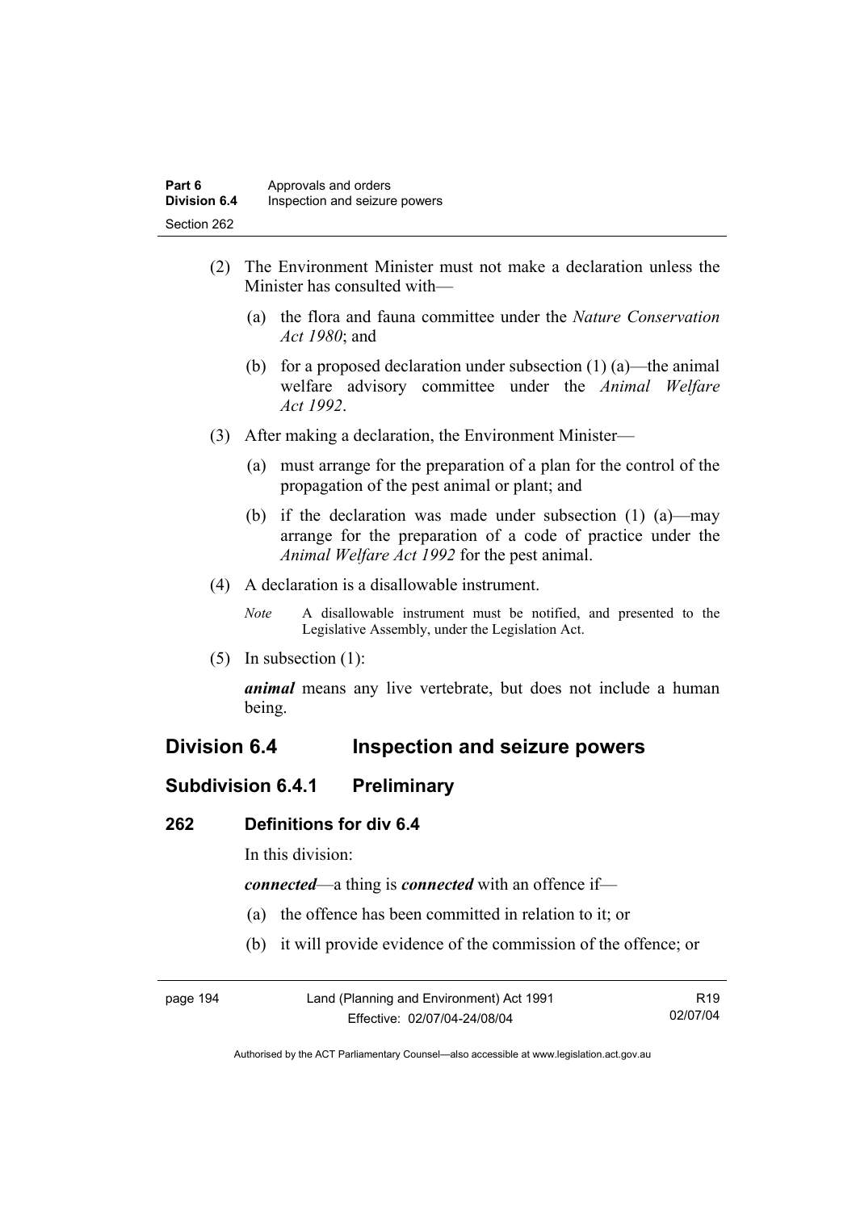(2) The Environment Minister must not make a declaration unless the Minister has consulted with—

(a) the flora and fauna committee under the *Nature Conservation Act 1980*; and

(b) for a proposed declaration under subsection (1) (a)—the animal welfare advisory committee under the *Animal Welfare Act 1992*.

(3) After making a declaration, the Environment Minister—

(a) must arrange for the preparation of a plan for the control of the propagation of the pest animal or plant; and

(b) if the declaration was made under subsection (1) (a)—may arrange for the preparation of a code of practice under the *Animal Welfare Act 1992* for the pest animal.

(4) A declaration is a disallowable instrument.

*Note* A disallowable instrument must be notified, and presented to the Legislative Assembly, under the Legislation Act.

(5) In subsection (1):

***animal*** means any live vertebrate, but does not include a human being.

## Division 6.4 Inspection and seizure powers

### Subdivision 6.4.1 Preliminary

#### 262 Definitions for div 6.4

In this division:

***connected***—a thing is ***connected*** with an offence if—

(a) the offence has been committed in relation to it; or

(b) it will provide evidence of the commission of the offence; or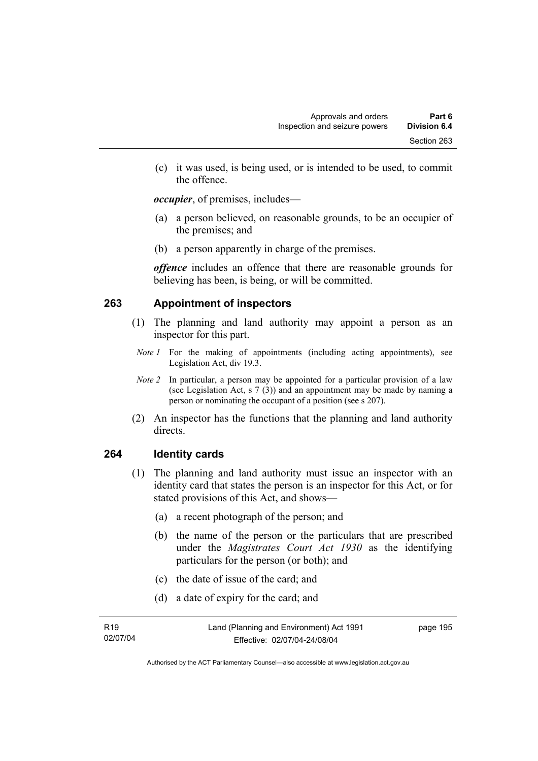(c) it was used, is being used, or is intended to be used, to commit the offence.

***occupier***, of premises, includes—

(a) a person believed, on reasonable grounds, to be an occupier of the premises; and

(b) a person apparently in charge of the premises.

***offence*** includes an offence that there are reasonable grounds for believing has been, is being, or will be committed.

## 263 Appointment of inspectors

(1) The planning and land authority may appoint a person as an inspector for this part.

*Note 1* For the making of appointments (including acting appointments), see Legislation Act, div 19.3.

*Note 2* In particular, a person may be appointed for a particular provision of a law (see Legislation Act, s 7 (3)) and an appointment may be made by naming a person or nominating the occupant of a position (see s 207).

(2) An inspector has the functions that the planning and land authority directs.

## 264 Identity cards

(1) The planning and land authority must issue an inspector with an identity card that states the person is an inspector for this Act, or for stated provisions of this Act, and shows—

(a) a recent photograph of the person; and

(b) the name of the person or the particulars that are prescribed under the *Magistrates Court Act 1930* as the identifying particulars for the person (or both); and

(c) the date of issue of the card; and

(d) a date of expiry for the card; and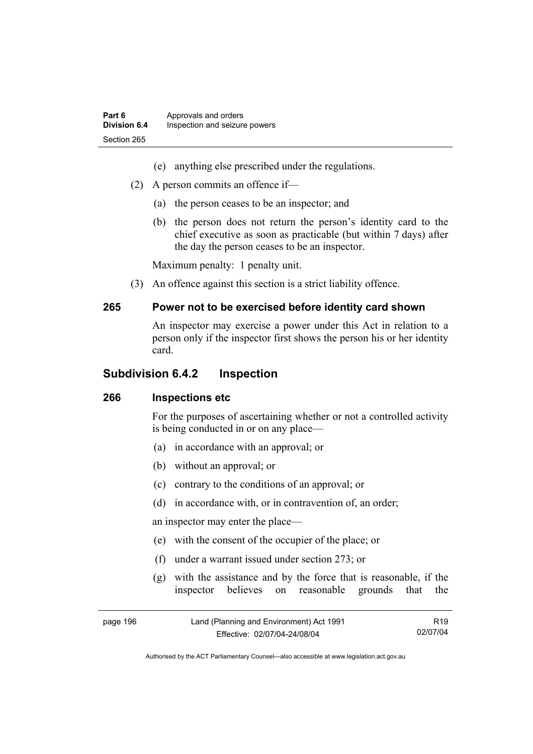(e) anything else prescribed under the regulations.

(2) A person commits an offence if—

(a) the person ceases to be an inspector; and

(b) the person does not return the person's identity card to the chief executive as soon as practicable (but within 7 days) after the day the person ceases to be an inspector.

Maximum penalty: 1 penalty unit.

(3) An offence against this section is a strict liability offence.

### 265 Power not to be exercised before identity card shown

An inspector may exercise a power under this Act in relation to a person only if the inspector first shows the person his or her identity card.

## Subdivision 6.4.2 Inspection

### 266 Inspections etc

For the purposes of ascertaining whether or not a controlled activity is being conducted in or on any place—

(a) in accordance with an approval; or

(b) without an approval; or

(c) contrary to the conditions of an approval; or

(d) in accordance with, or in contravention of, an order;

an inspector may enter the place—

(e) with the consent of the occupier of the place; or

(f) under a warrant issued under section 273; or

(g) with the assistance and by the force that is reasonable, if the inspector believes on reasonable grounds that the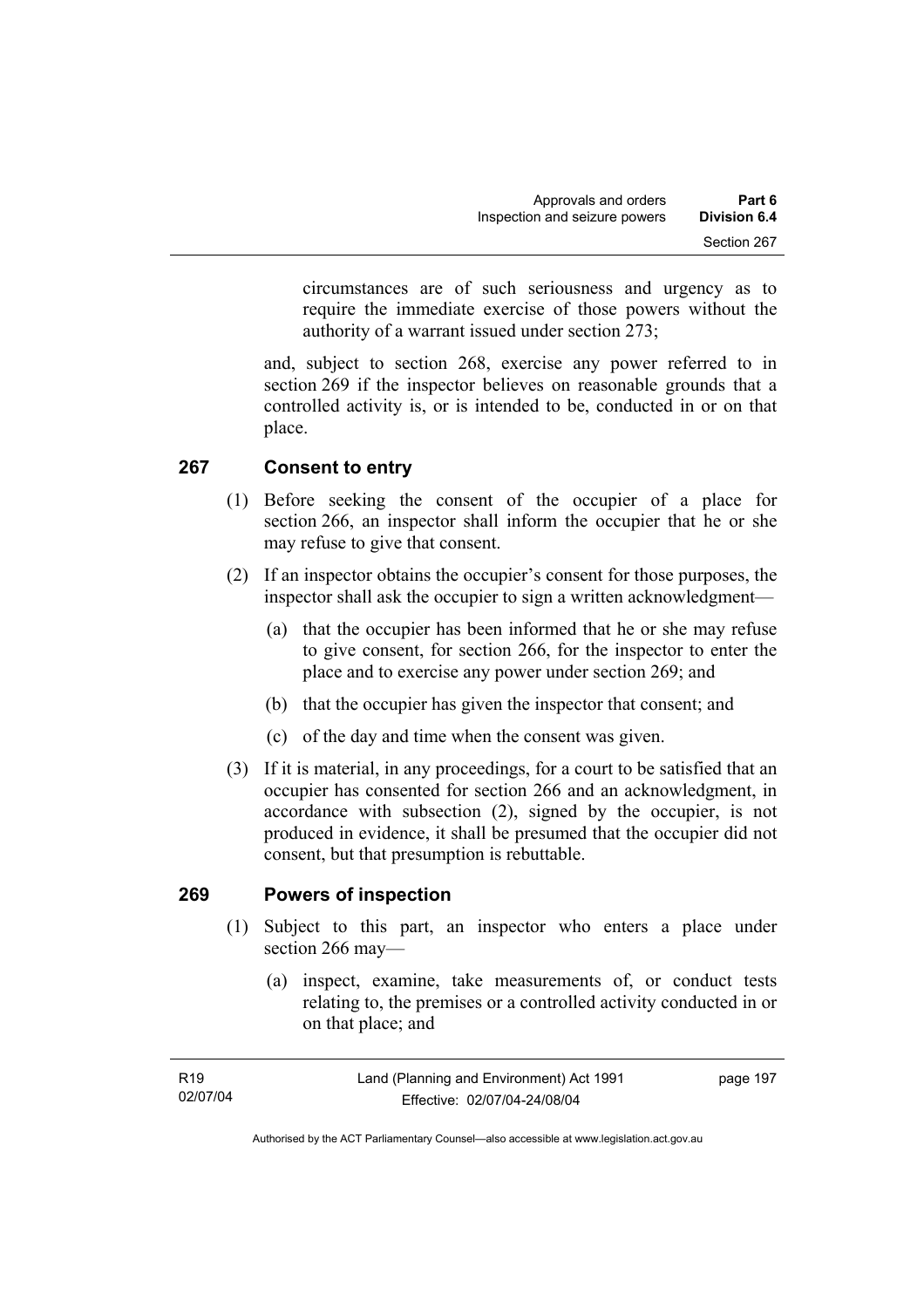circumstances are of such seriousness and urgency as to require the immediate exercise of those powers without the authority of a warrant issued under section 273;

and, subject to section 268, exercise any power referred to in section 269 if the inspector believes on reasonable grounds that a controlled activity is, or is intended to be, conducted in or on that place.

## 267 Consent to entry

(1) Before seeking the consent of the occupier of a place for section 266, an inspector shall inform the occupier that he or she may refuse to give that consent.

(2) If an inspector obtains the occupier's consent for those purposes, the inspector shall ask the occupier to sign a written acknowledgment—

- (a) that the occupier has been informed that he or she may refuse to give consent, for section 266, for the inspector to enter the place and to exercise any power under section 269; and
- (b) that the occupier has given the inspector that consent; and
- (c) of the day and time when the consent was given.

(3) If it is material, in any proceedings, for a court to be satisfied that an occupier has consented for section 266 and an acknowledgment, in accordance with subsection (2), signed by the occupier, is not produced in evidence, it shall be presumed that the occupier did not consent, but that presumption is rebuttable.

## 269 Powers of inspection

(1) Subject to this part, an inspector who enters a place under section 266 may—

- (a) inspect, examine, take measurements of, or conduct tests relating to, the premises or a controlled activity conducted in or on that place; and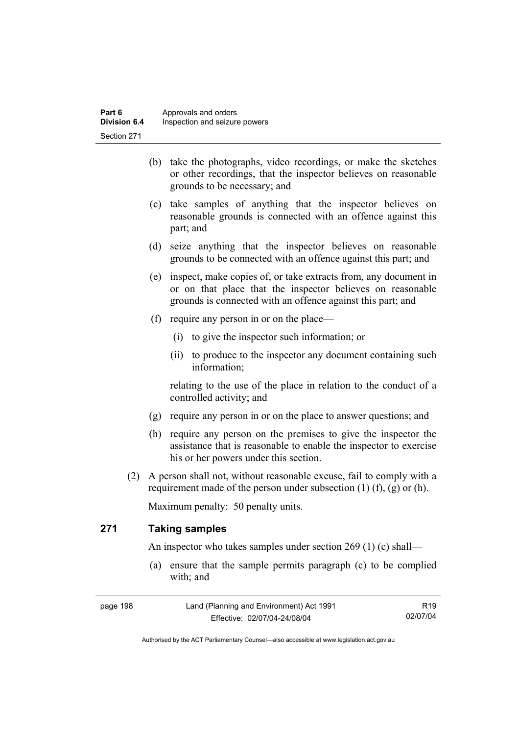(b) take the photographs, video recordings, or make the sketches or other recordings, that the inspector believes on reasonable grounds to be necessary; and

(c) take samples of anything that the inspector believes on reasonable grounds is connected with an offence against this part; and

(d) seize anything that the inspector believes on reasonable grounds to be connected with an offence against this part; and

(e) inspect, make copies of, or take extracts from, any document in or on that place that the inspector believes on reasonable grounds is connected with an offence against this part; and

(f) require any person in or on the place—

(i) to give the inspector such information; or

(ii) to produce to the inspector any document containing such information;

relating to the use of the place in relation to the conduct of a controlled activity; and

(g) require any person in or on the place to answer questions; and

(h) require any person on the premises to give the inspector the assistance that is reasonable to enable the inspector to exercise his or her powers under this section.

(2) A person shall not, without reasonable excuse, fail to comply with a requirement made of the person under subsection (1) (f), (g) or (h).

Maximum penalty: 50 penalty units.

## 271 Taking samples

An inspector who takes samples under section 269 (1) (c) shall—

(a) ensure that the sample permits paragraph (c) to be complied with; and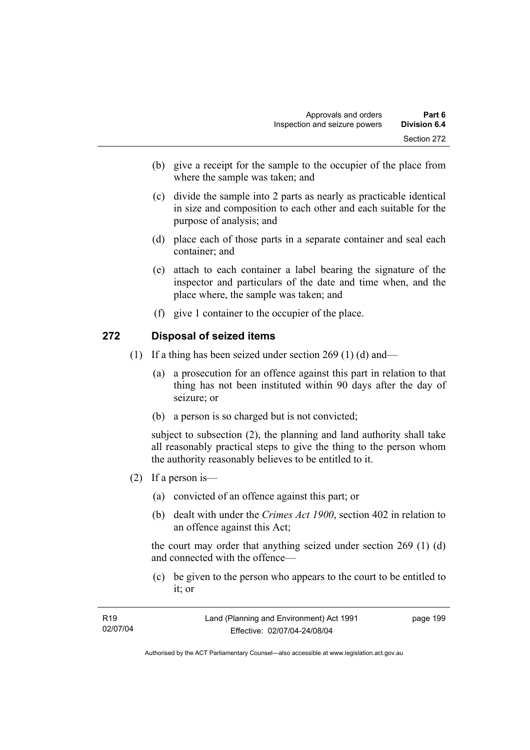(b) give a receipt for the sample to the occupier of the place from where the sample was taken; and

(c) divide the sample into 2 parts as nearly as practicable identical in size and composition to each other and each suitable for the purpose of analysis; and

(d) place each of those parts in a separate container and seal each container; and

(e) attach to each container a label bearing the signature of the inspector and particulars of the date and time when, and the place where, the sample was taken; and

(f) give 1 container to the occupier of the place.

## 272 Disposal of seized items

(1) If a thing has been seized under section 269 (1) (d) and—

(a) a prosecution for an offence against this part in relation to that thing has not been instituted within 90 days after the day of seizure; or

(b) a person is so charged but is not convicted;

subject to subsection (2), the planning and land authority shall take all reasonably practical steps to give the thing to the person whom the authority reasonably believes to be entitled to it.

(2) If a person is—

(a) convicted of an offence against this part; or

(b) dealt with under the *Crimes Act 1900*, section 402 in relation to an offence against this Act;

the court may order that anything seized under section 269 (1) (d) and connected with the offence—

(c) be given to the person who appears to the court to be entitled to it; or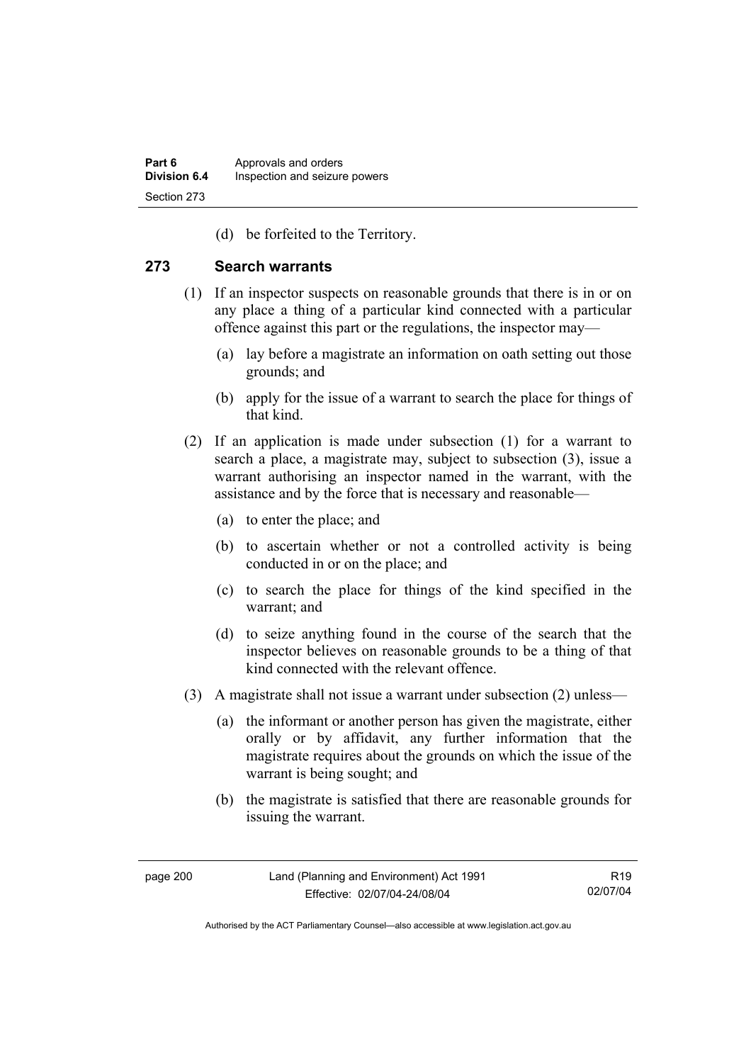(d) be forfeited to the Territory.

## 273 Search warrants

(1) If an inspector suspects on reasonable grounds that there is in or on any place a thing of a particular kind connected with a particular offence against this part or the regulations, the inspector may—

(a) lay before a magistrate an information on oath setting out those grounds; and

(b) apply for the issue of a warrant to search the place for things of that kind.

(2) If an application is made under subsection (1) for a warrant to search a place, a magistrate may, subject to subsection (3), issue a warrant authorising an inspector named in the warrant, with the assistance and by the force that is necessary and reasonable—

(a) to enter the place; and

(b) to ascertain whether or not a controlled activity is being conducted in or on the place; and

(c) to search the place for things of the kind specified in the warrant; and

(d) to seize anything found in the course of the search that the inspector believes on reasonable grounds to be a thing of that kind connected with the relevant offence.

(3) A magistrate shall not issue a warrant under subsection (2) unless—

(a) the informant or another person has given the magistrate, either orally or by affidavit, any further information that the magistrate requires about the grounds on which the issue of the warrant is being sought; and

(b) the magistrate is satisfied that there are reasonable grounds for issuing the warrant.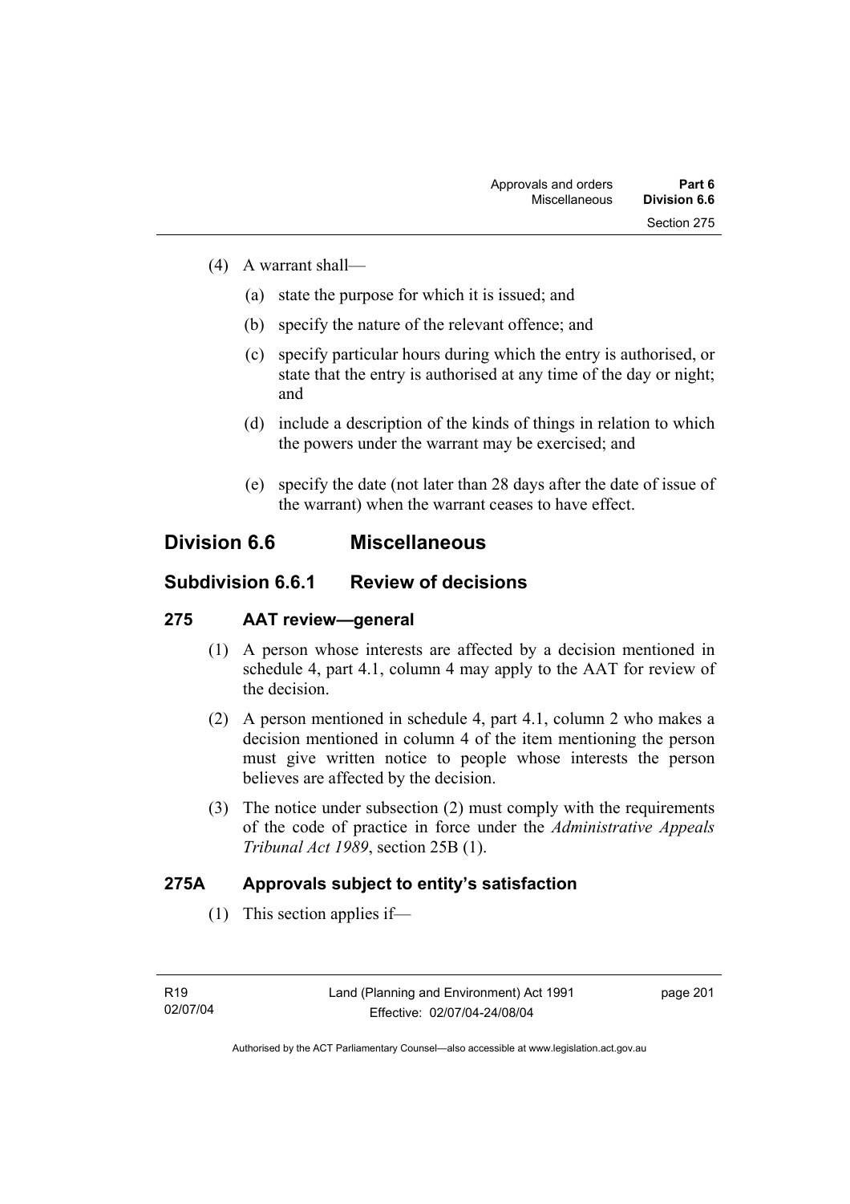(4) A warrant shall—

  (a) state the purpose for which it is issued; and

  (b) specify the nature of the relevant offence; and

  (c) specify particular hours during which the entry is authorised, or state that the entry is authorised at any time of the day or night; and

  (d) include a description of the kinds of things in relation to which the powers under the warrant may be exercised; and

  (e) specify the date (not later than 28 days after the date of issue of the warrant) when the warrant ceases to have effect.

## Division 6.6 Miscellaneous

### Subdivision 6.6.1 Review of decisions

#### 275 AAT review—general

(1) A person whose interests are affected by a decision mentioned in schedule 4, part 4.1, column 4 may apply to the AAT for review of the decision.

(2) A person mentioned in schedule 4, part 4.1, column 2 who makes a decision mentioned in column 4 of the item mentioning the person must give written notice to people whose interests the person believes are affected by the decision.

(3) The notice under subsection (2) must comply with the requirements of the code of practice in force under the *Administrative Appeals Tribunal Act 1989*, section 25B (1).

#### 275A Approvals subject to entity's satisfaction

(1) This section applies if—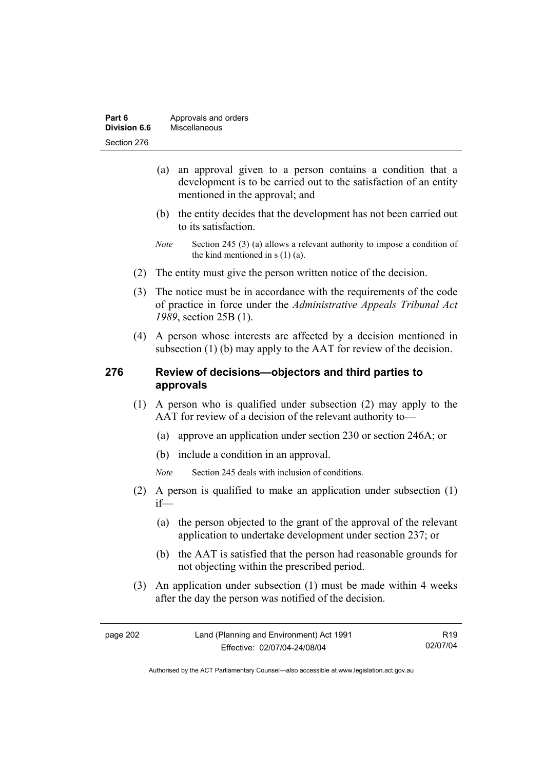(a) an approval given to a person contains a condition that a development is to be carried out to the satisfaction of an entity mentioned in the approval; and

(b) the entity decides that the development has not been carried out to its satisfaction.

*Note* Section 245 (3) (a) allows a relevant authority to impose a condition of the kind mentioned in s (1) (a).

(2) The entity must give the person written notice of the decision.

(3) The notice must be in accordance with the requirements of the code of practice in force under the *Administrative Appeals Tribunal Act 1989*, section 25B (1).

(4) A person whose interests are affected by a decision mentioned in subsection (1) (b) may apply to the AAT for review of the decision.

## 276 Review of decisions—objectors and third parties to approvals

(1) A person who is qualified under subsection (2) may apply to the AAT for review of a decision of the relevant authority to—

(a) approve an application under section 230 or section 246A; or

(b) include a condition in an approval.

*Note* Section 245 deals with inclusion of conditions.

(2) A person is qualified to make an application under subsection (1) if—

(a) the person objected to the grant of the approval of the relevant application to undertake development under section 237; or

(b) the AAT is satisfied that the person had reasonable grounds for not objecting within the prescribed period.

(3) An application under subsection (1) must be made within 4 weeks after the day the person was notified of the decision.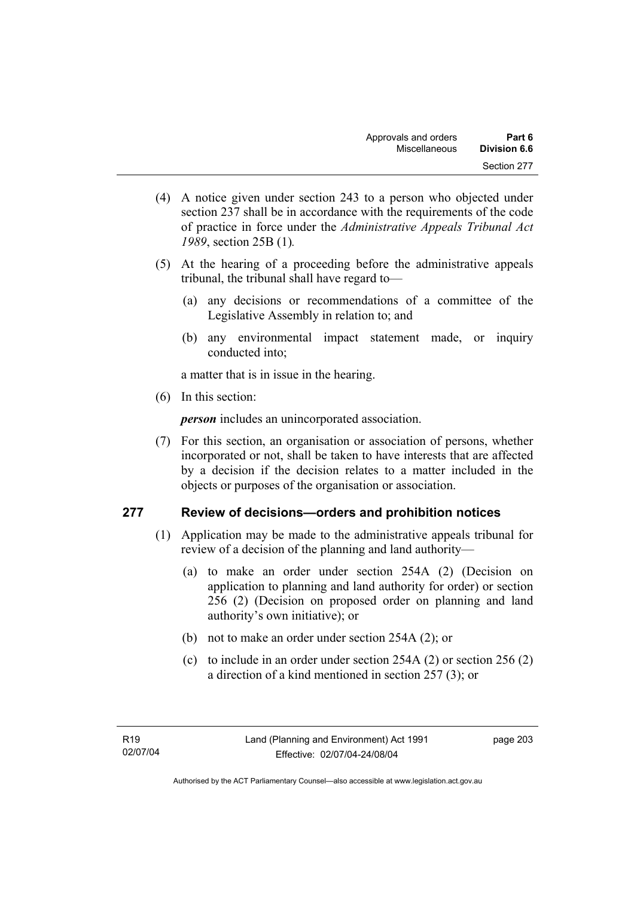(4) A notice given under section 243 to a person who objected under section 237 shall be in accordance with the requirements of the code of practice in force under the *Administrative Appeals Tribunal Act 1989*, section 25B (1).

(5) At the hearing of a proceeding before the administrative appeals tribunal, the tribunal shall have regard to—

(a) any decisions or recommendations of a committee of the Legislative Assembly in relation to; and

(b) any environmental impact statement made, or inquiry conducted into;

a matter that is in issue in the hearing.

(6) In this section:

***person*** includes an unincorporated association.

(7) For this section, an organisation or association of persons, whether incorporated or not, shall be taken to have interests that are affected by a decision if the decision relates to a matter included in the objects or purposes of the organisation or association.

### 277 Review of decisions—orders and prohibition notices

(1) Application may be made to the administrative appeals tribunal for review of a decision of the planning and land authority—

(a) to make an order under section 254A (2) (Decision on application to planning and land authority for order) or section 256 (2) (Decision on proposed order on planning and land authority's own initiative); or

(b) not to make an order under section 254A (2); or

(c) to include in an order under section 254A (2) or section 256 (2) a direction of a kind mentioned in section 257 (3); or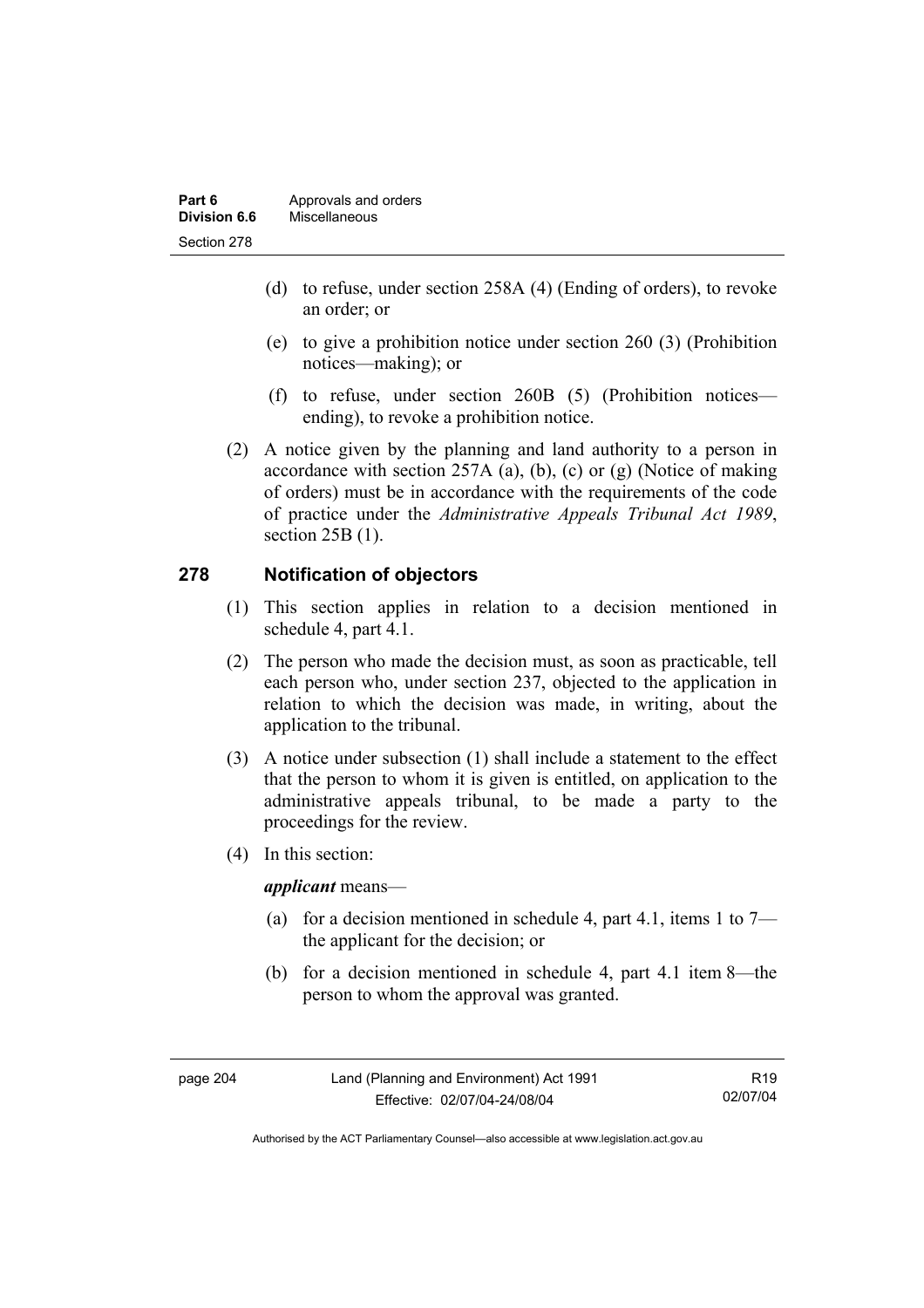(d) to refuse, under section 258A (4) (Ending of orders), to revoke an order; or

(e) to give a prohibition notice under section 260 (3) (Prohibition notices—making); or

(f) to refuse, under section 260B (5) (Prohibition notices—ending), to revoke a prohibition notice.

(2) A notice given by the planning and land authority to a person in accordance with section 257A (a), (b), (c) or (g) (Notice of making of orders) must be in accordance with the requirements of the code of practice under the *Administrative Appeals Tribunal Act 1989*, section 25B (1).

## 278 Notification of objectors

(1) This section applies in relation to a decision mentioned in schedule 4, part 4.1.

(2) The person who made the decision must, as soon as practicable, tell each person who, under section 237, objected to the application in relation to which the decision was made, in writing, about the application to the tribunal.

(3) A notice under subsection (1) shall include a statement to the effect that the person to whom it is given is entitled, on application to the administrative appeals tribunal, to be made a party to the proceedings for the review.

(4) In this section:

***applicant*** means—

(a) for a decision mentioned in schedule 4, part 4.1, items 1 to 7—the applicant for the decision; or

(b) for a decision mentioned in schedule 4, part 4.1 item 8—the person to whom the approval was granted.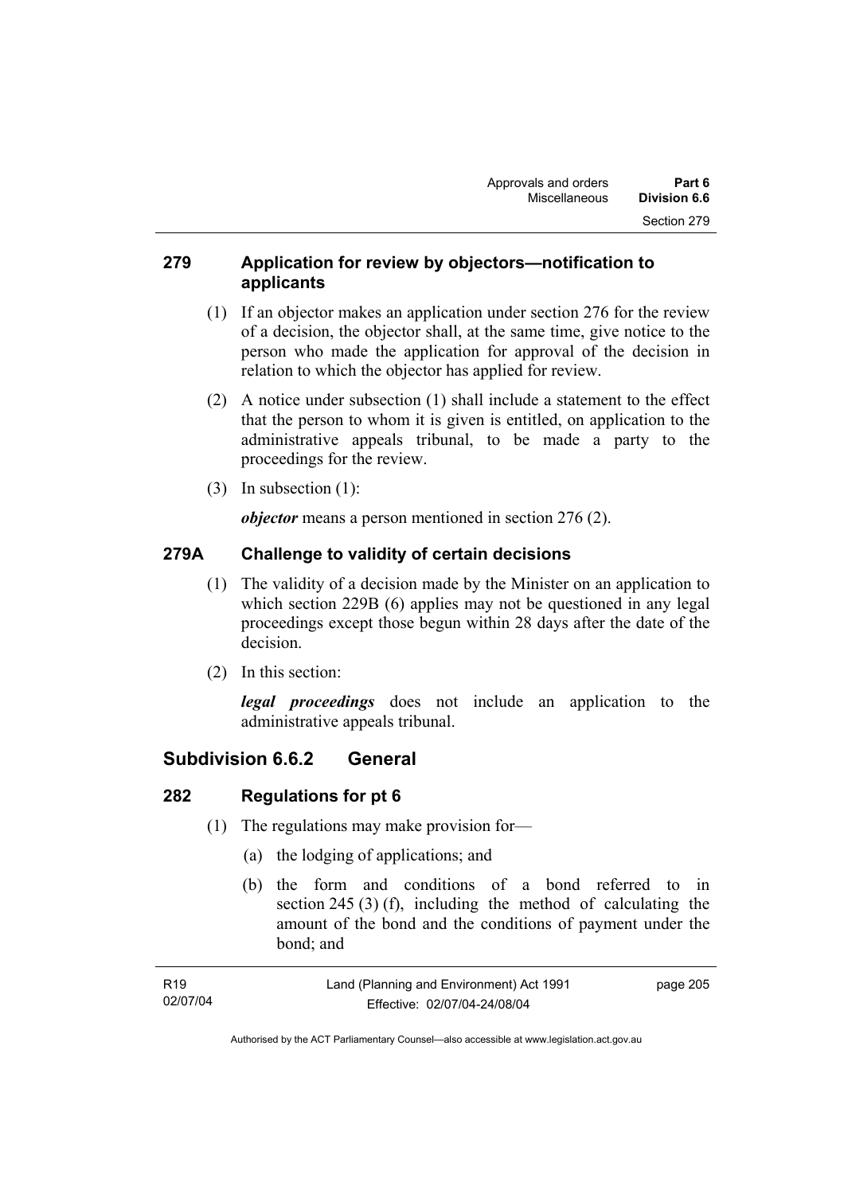### 279 Application for review by objectors—notification to applicants

(1) If an objector makes an application under section 276 for the review of a decision, the objector shall, at the same time, give notice to the person who made the application for approval of the decision in relation to which the objector has applied for review.

(2) A notice under subsection (1) shall include a statement to the effect that the person to whom it is given is entitled, on application to the administrative appeals tribunal, to be made a party to the proceedings for the review.

(3) In subsection (1):

***objector*** means a person mentioned in section 276 (2).

### 279A Challenge to validity of certain decisions

(1) The validity of a decision made by the Minister on an application to which section 229B (6) applies may not be questioned in any legal proceedings except those begun within 28 days after the date of the decision.

(2) In this section:

***legal proceedings*** does not include an application to the administrative appeals tribunal.

## Subdivision 6.6.2 General

### 282 Regulations for pt 6

(1) The regulations may make provision for—

(a) the lodging of applications; and

(b) the form and conditions of a bond referred to in section 245 (3) (f), including the method of calculating the amount of the bond and the conditions of payment under the bond; and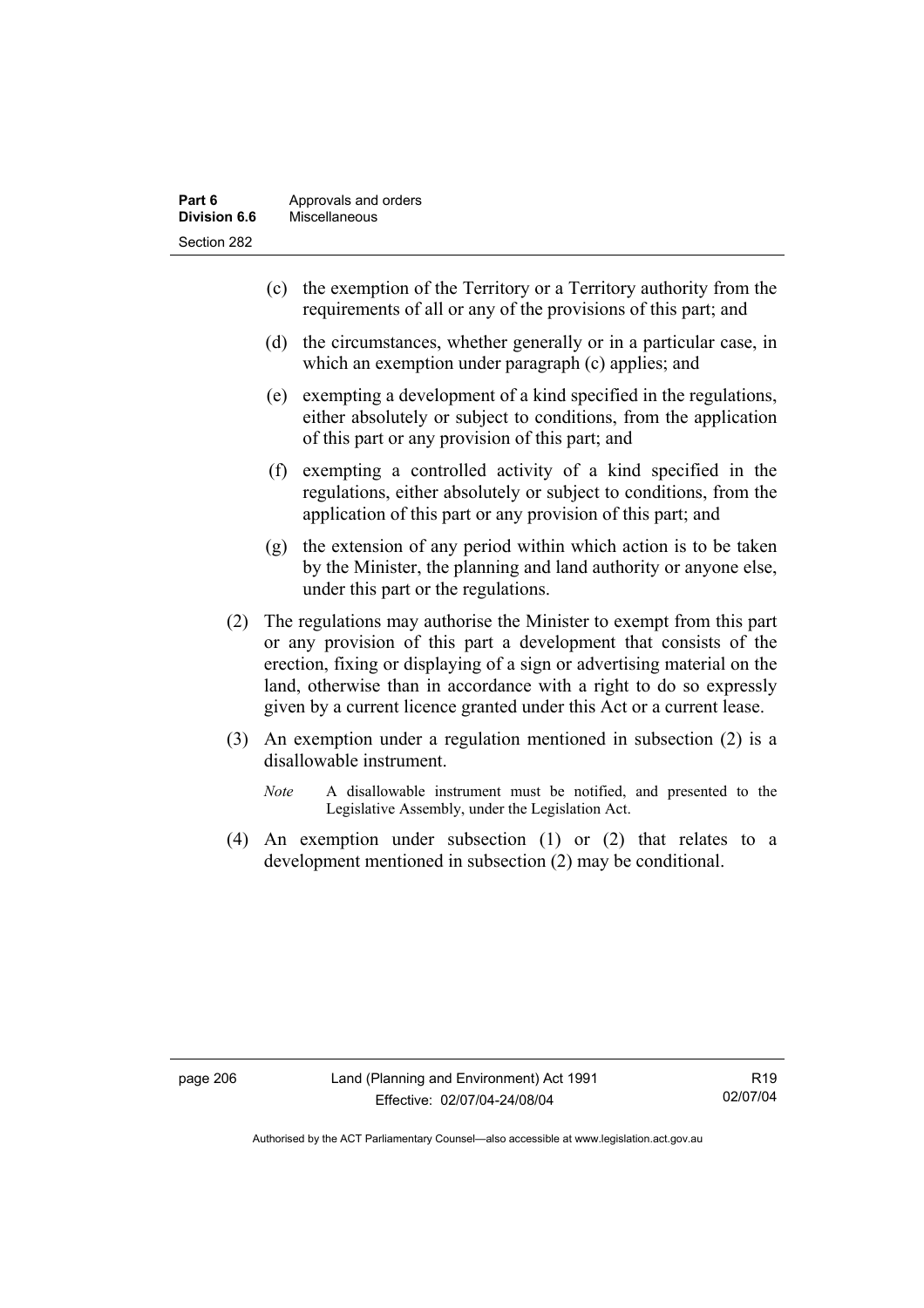(c) the exemption of the Territory or a Territory authority from the requirements of all or any of the provisions of this part; and

(d) the circumstances, whether generally or in a particular case, in which an exemption under paragraph (c) applies; and

(e) exempting a development of a kind specified in the regulations, either absolutely or subject to conditions, from the application of this part or any provision of this part; and

(f) exempting a controlled activity of a kind specified in the regulations, either absolutely or subject to conditions, from the application of this part or any provision of this part; and

(g) the extension of any period within which action is to be taken by the Minister, the planning and land authority or anyone else, under this part or the regulations.

(2) The regulations may authorise the Minister to exempt from this part or any provision of this part a development that consists of the erection, fixing or displaying of a sign or advertising material on the land, otherwise than in accordance with a right to do so expressly given by a current licence granted under this Act or a current lease.

(3) An exemption under a regulation mentioned in subsection (2) is a disallowable instrument.

*Note* A disallowable instrument must be notified, and presented to the Legislative Assembly, under the Legislation Act.

(4) An exemption under subsection (1) or (2) that relates to a development mentioned in subsection (2) may be conditional.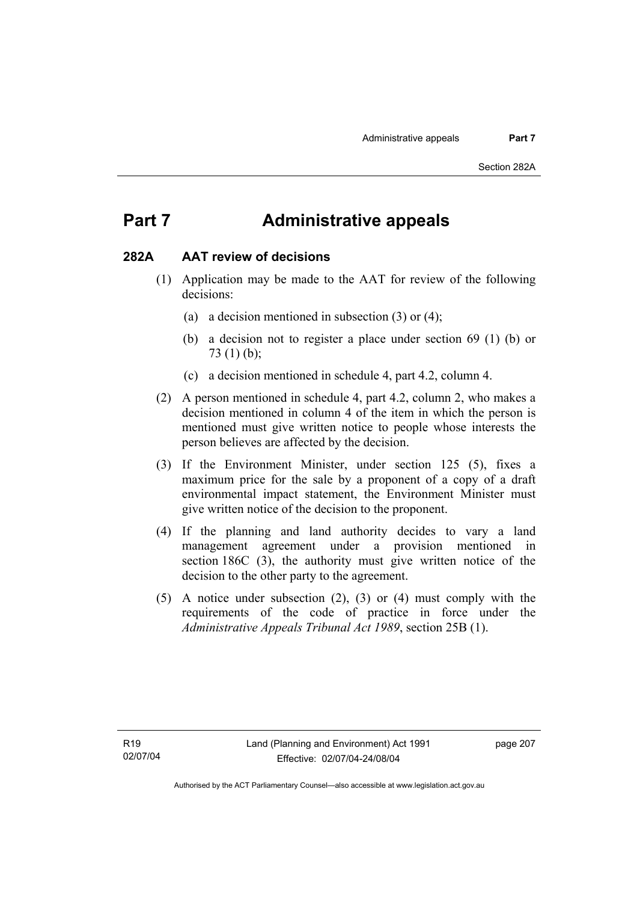# Part 7 Administrative appeals

## 282A AAT review of decisions

(1) Application may be made to the AAT for review of the following decisions:

(a) a decision mentioned in subsection (3) or (4);

(b) a decision not to register a place under section 69 (1) (b) or 73 (1) (b);

(c) a decision mentioned in schedule 4, part 4.2, column 4.

(2) A person mentioned in schedule 4, part 4.2, column 2, who makes a decision mentioned in column 4 of the item in which the person is mentioned must give written notice to people whose interests the person believes are affected by the decision.

(3) If the Environment Minister, under section 125 (5), fixes a maximum price for the sale by a proponent of a copy of a draft environmental impact statement, the Environment Minister must give written notice of the decision to the proponent.

(4) If the planning and land authority decides to vary a land management agreement under a provision mentioned in section 186C (3), the authority must give written notice of the decision to the other party to the agreement.

(5) A notice under subsection (2), (3) or (4) must comply with the requirements of the code of practice in force under the *Administrative Appeals Tribunal Act 1989*, section 25B (1).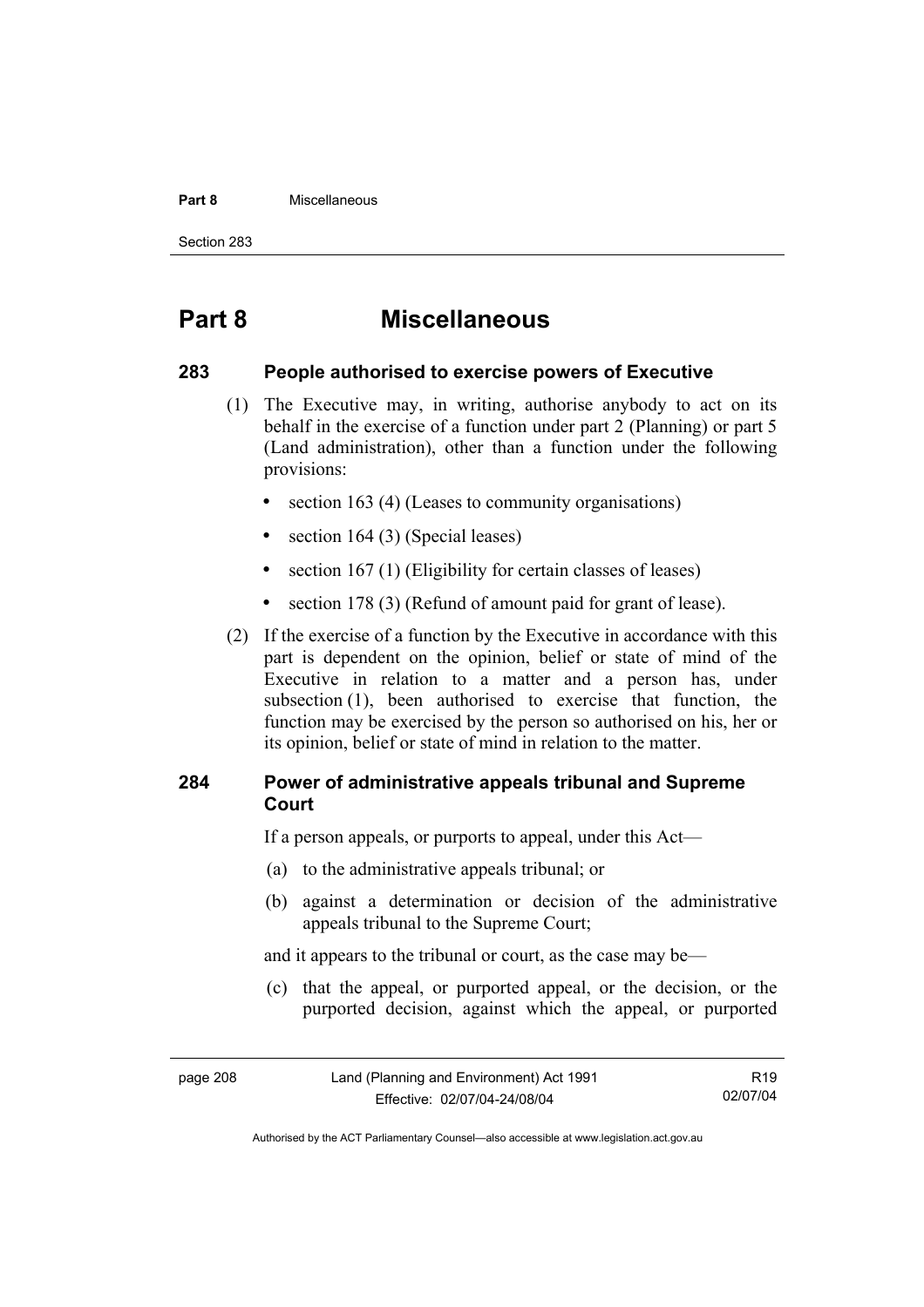# Part 8 Miscellaneous

## 283 People authorised to exercise powers of Executive

(1) The Executive may, in writing, authorise anybody to act on its behalf in the exercise of a function under part 2 (Planning) or part 5 (Land administration), other than a function under the following provisions:

- section 163 (4) (Leases to community organisations)
- section 164 (3) (Special leases)
- section 167 (1) (Eligibility for certain classes of leases)
- section 178 (3) (Refund of amount paid for grant of lease).

(2) If the exercise of a function by the Executive in accordance with this part is dependent on the opinion, belief or state of mind of the Executive in relation to a matter and a person has, under subsection (1), been authorised to exercise that function, the function may be exercised by the person so authorised on his, her or its opinion, belief or state of mind in relation to the matter.

## 284 Power of administrative appeals tribunal and Supreme Court

If a person appeals, or purports to appeal, under this Act—

(a) to the administrative appeals tribunal; or

(b) against a determination or decision of the administrative appeals tribunal to the Supreme Court;

and it appears to the tribunal or court, as the case may be—

(c) that the appeal, or purported appeal, or the decision, or the purported decision, against which the appeal, or purported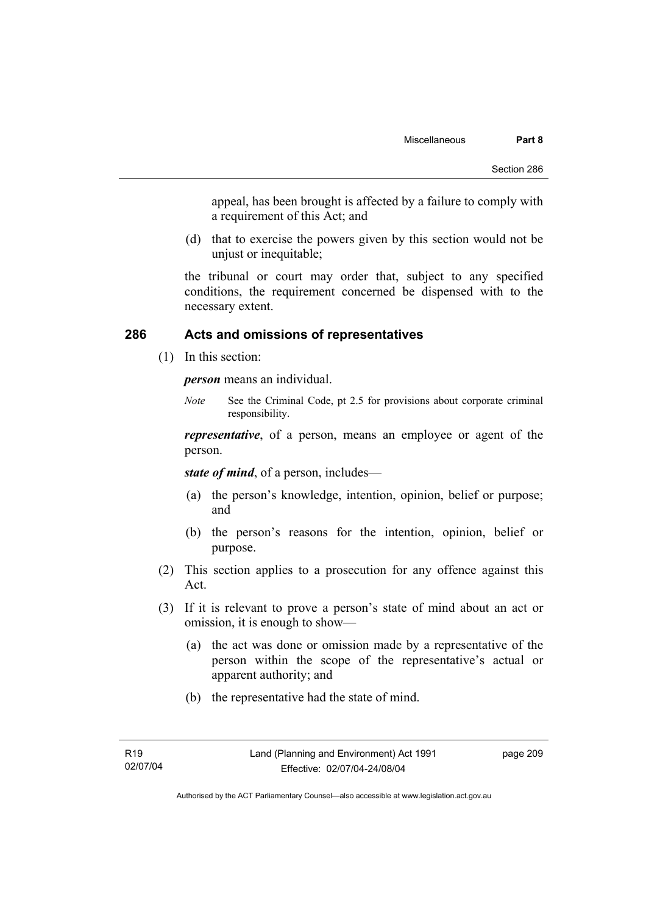appeal, has been brought is affected by a failure to comply with a requirement of this Act; and

(d) that to exercise the powers given by this section would not be unjust or inequitable;

the tribunal or court may order that, subject to any specified conditions, the requirement concerned be dispensed with to the necessary extent.

## 286 Acts and omissions of representatives

(1) In this section:

***person*** means an individual.

*Note* See the Criminal Code, pt 2.5 for provisions about corporate criminal responsibility.

***representative***, of a person, means an employee or agent of the person.

***state of mind***, of a person, includes—

(a) the person's knowledge, intention, opinion, belief or purpose; and

(b) the person's reasons for the intention, opinion, belief or purpose.

(2) This section applies to a prosecution for any offence against this Act.

(3) If it is relevant to prove a person's state of mind about an act or omission, it is enough to show—

(a) the act was done or omission made by a representative of the person within the scope of the representative's actual or apparent authority; and

(b) the representative had the state of mind.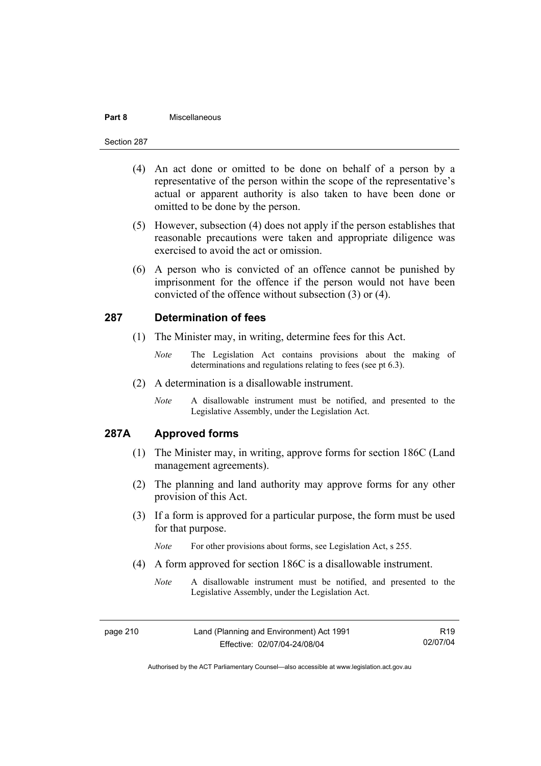(4) An act done or omitted to be done on behalf of a person by a representative of the person within the scope of the representative's actual or apparent authority is also taken to have been done or omitted to be done by the person.

(5) However, subsection (4) does not apply if the person establishes that reasonable precautions were taken and appropriate diligence was exercised to avoid the act or omission.

(6) A person who is convicted of an offence cannot be punished by imprisonment for the offence if the person would not have been convicted of the offence without subsection (3) or (4).

## 287 Determination of fees

(1) The Minister may, in writing, determine fees for this Act.

*Note* The Legislation Act contains provisions about the making of determinations and regulations relating to fees (see pt 6.3).

(2) A determination is a disallowable instrument.

*Note* A disallowable instrument must be notified, and presented to the Legislative Assembly, under the Legislation Act.

## 287A Approved forms

(1) The Minister may, in writing, approve forms for section 186C (Land management agreements).

(2) The planning and land authority may approve forms for any other provision of this Act.

(3) If a form is approved for a particular purpose, the form must be used for that purpose.

*Note* For other provisions about forms, see Legislation Act, s 255.

(4) A form approved for section 186C is a disallowable instrument.

*Note* A disallowable instrument must be notified, and presented to the Legislative Assembly, under the Legislation Act.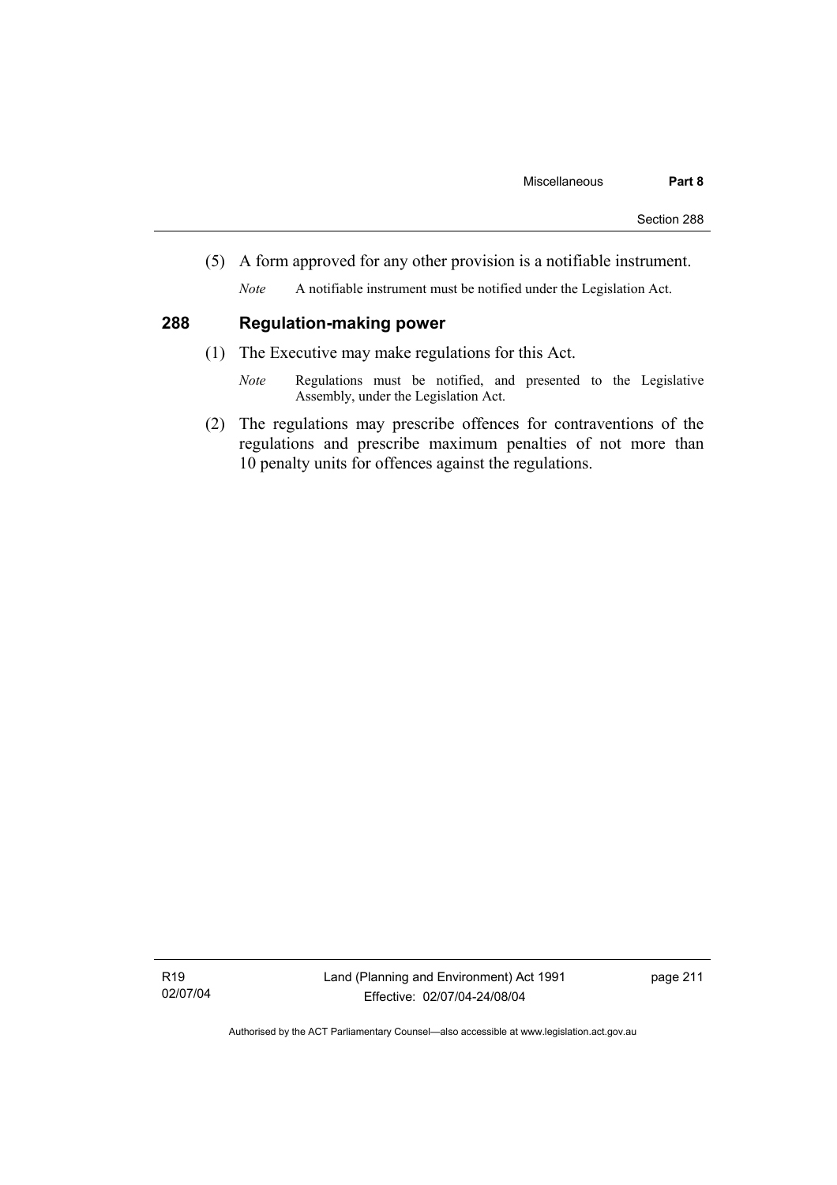(5) A form approved for any other provision is a notifiable instrument.

*Note* A notifiable instrument must be notified under the Legislation Act.

## 288 Regulation-making power

(1) The Executive may make regulations for this Act.

*Note* Regulations must be notified, and presented to the Legislative Assembly, under the Legislation Act.

(2) The regulations may prescribe offences for contraventions of the regulations and prescribe maximum penalties of not more than 10 penalty units for offences against the regulations.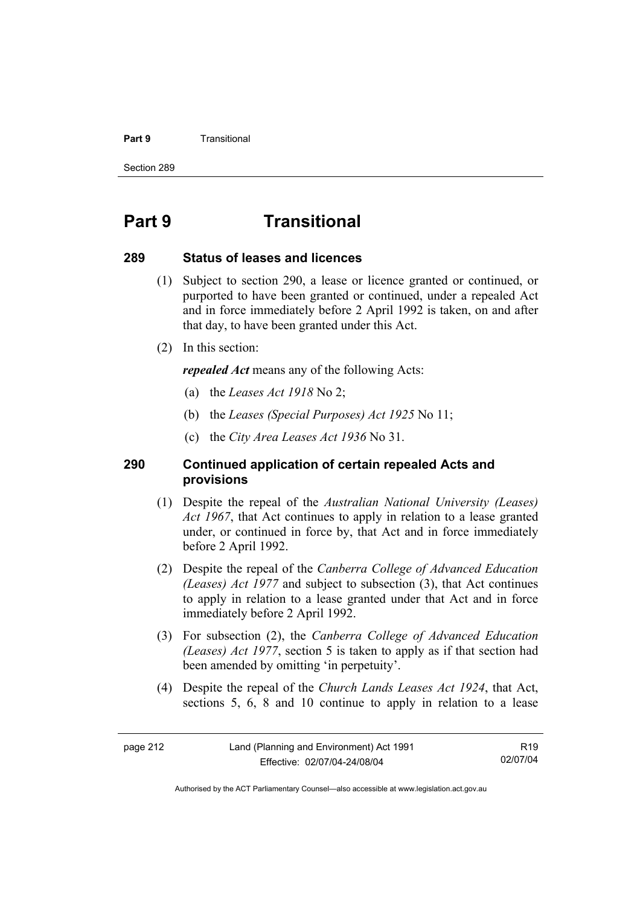# Part 9 Transitional

## 289 Status of leases and licences

(1) Subject to section 290, a lease or licence granted or continued, or purported to have been granted or continued, under a repealed Act and in force immediately before 2 April 1992 is taken, on and after that day, to have been granted under this Act.

(2) In this section:

***repealed Act*** means any of the following Acts:

(a) the *Leases Act 1918* No 2;

(b) the *Leases (Special Purposes) Act 1925* No 11;

(c) the *City Area Leases Act 1936* No 31.

## 290 Continued application of certain repealed Acts and provisions

(1) Despite the repeal of the *Australian National University (Leases) Act 1967*, that Act continues to apply in relation to a lease granted under, or continued in force by, that Act and in force immediately before 2 April 1992.

(2) Despite the repeal of the *Canberra College of Advanced Education (Leases) Act 1977* and subject to subsection (3), that Act continues to apply in relation to a lease granted under that Act and in force immediately before 2 April 1992.

(3) For subsection (2), the *Canberra College of Advanced Education (Leases) Act 1977*, section 5 is taken to apply as if that section had been amended by omitting 'in perpetuity'.

(4) Despite the repeal of the *Church Lands Leases Act 1924*, that Act, sections 5, 6, 8 and 10 continue to apply in relation to a lease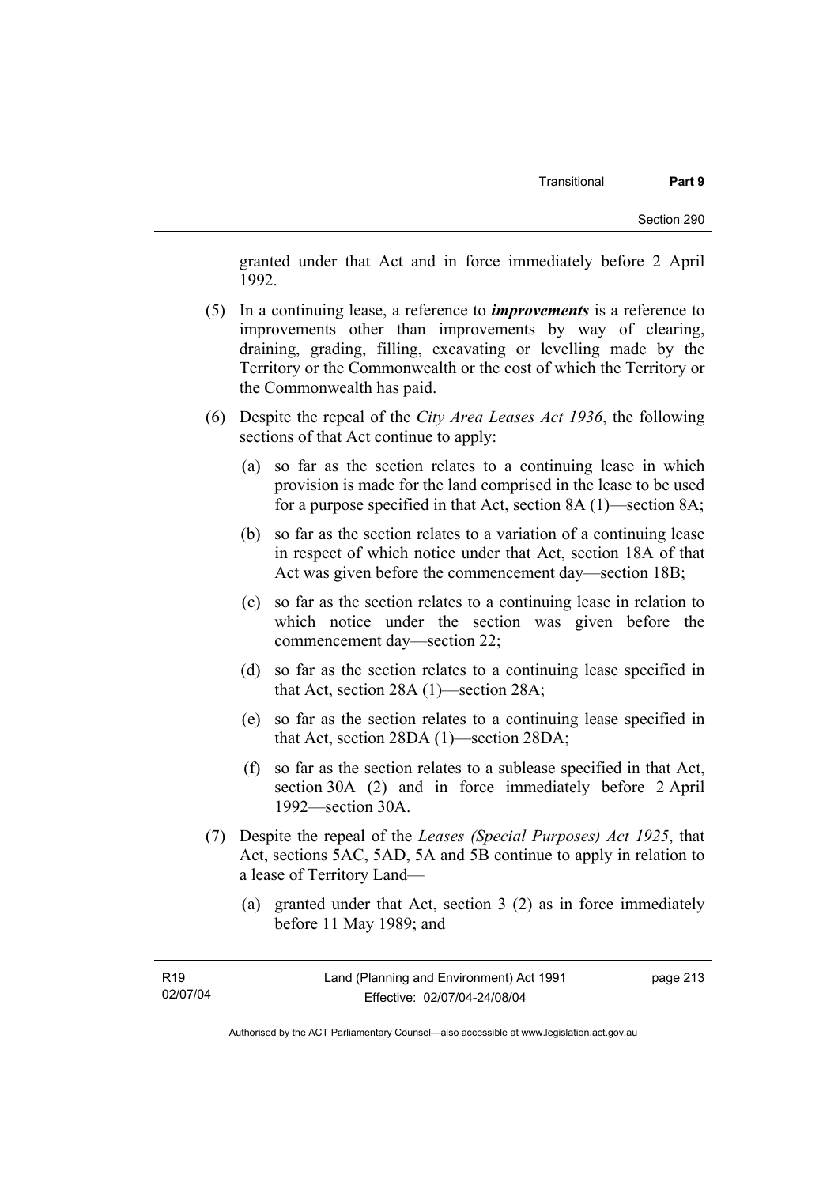granted under that Act and in force immediately before 2 April 1992.

(5) In a continuing lease, a reference to ***improvements*** is a reference to improvements other than improvements by way of clearing, draining, grading, filling, excavating or levelling made by the Territory or the Commonwealth or the cost of which the Territory or the Commonwealth has paid.

(6) Despite the repeal of the *City Area Leases Act 1936*, the following sections of that Act continue to apply:

(a) so far as the section relates to a continuing lease in which provision is made for the land comprised in the lease to be used for a purpose specified in that Act, section 8A (1)—section 8A;

(b) so far as the section relates to a variation of a continuing lease in respect of which notice under that Act, section 18A of that Act was given before the commencement day—section 18B;

(c) so far as the section relates to a continuing lease in relation to which notice under the section was given before the commencement day—section 22;

(d) so far as the section relates to a continuing lease specified in that Act, section 28A (1)—section 28A;

(e) so far as the section relates to a continuing lease specified in that Act, section 28DA (1)—section 28DA;

(f) so far as the section relates to a sublease specified in that Act, section 30A (2) and in force immediately before 2 April 1992—section 30A.

(7) Despite the repeal of the *Leases (Special Purposes) Act 1925*, that Act, sections 5AC, 5AD, 5A and 5B continue to apply in relation to a lease of Territory Land—

(a) granted under that Act, section 3 (2) as in force immediately before 11 May 1989; and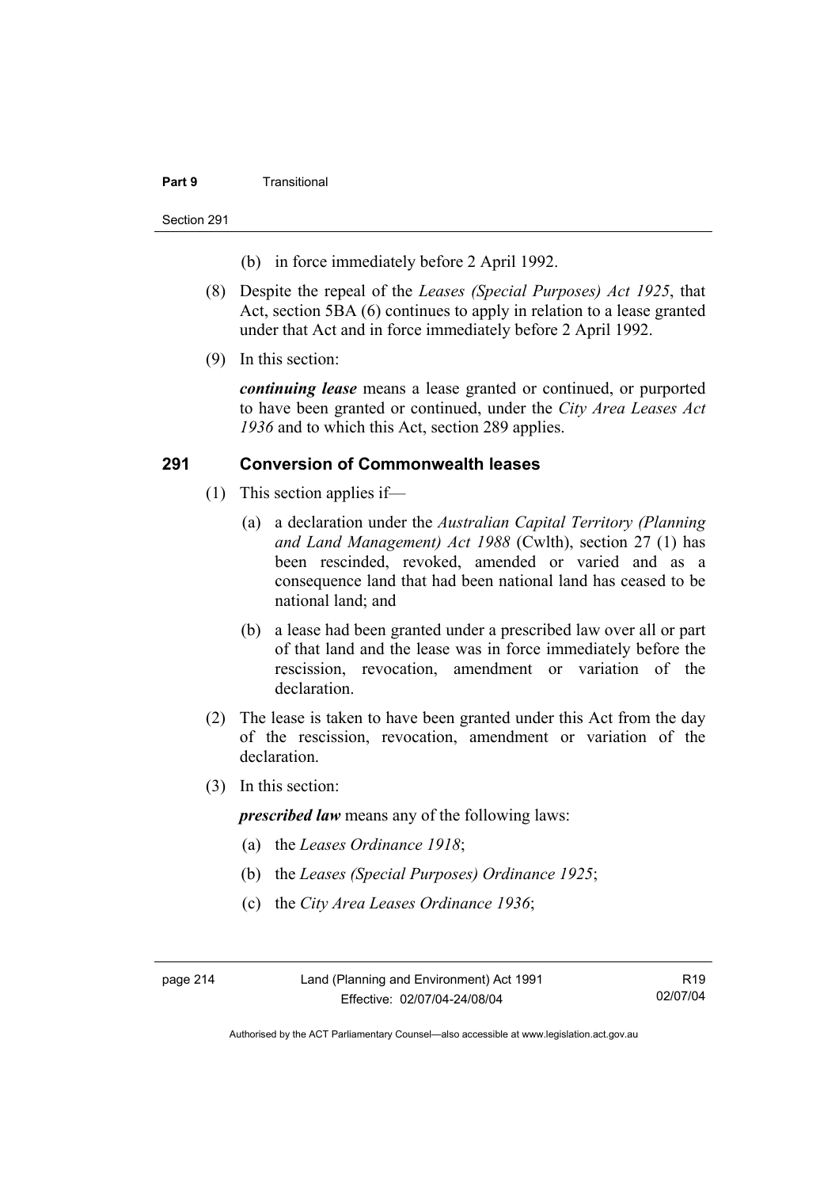(b) in force immediately before 2 April 1992.

(8) Despite the repeal of the *Leases (Special Purposes) Act 1925*, that Act, section 5BA (6) continues to apply in relation to a lease granted under that Act and in force immediately before 2 April 1992.

(9) In this section:

***continuing lease*** means a lease granted or continued, or purported to have been granted or continued, under the *City Area Leases Act 1936* and to which this Act, section 289 applies.

## 291 Conversion of Commonwealth leases

(1) This section applies if—

(a) a declaration under the *Australian Capital Territory (Planning and Land Management) Act 1988* (Cwlth), section 27 (1) has been rescinded, revoked, amended or varied and as a consequence land that had been national land has ceased to be national land; and

(b) a lease had been granted under a prescribed law over all or part of that land and the lease was in force immediately before the rescission, revocation, amendment or variation of the declaration.

(2) The lease is taken to have been granted under this Act from the day of the rescission, revocation, amendment or variation of the declaration.

(3) In this section:

***prescribed law*** means any of the following laws:

(a) the *Leases Ordinance 1918*;

(b) the *Leases (Special Purposes) Ordinance 1925*;

(c) the *City Area Leases Ordinance 1936*;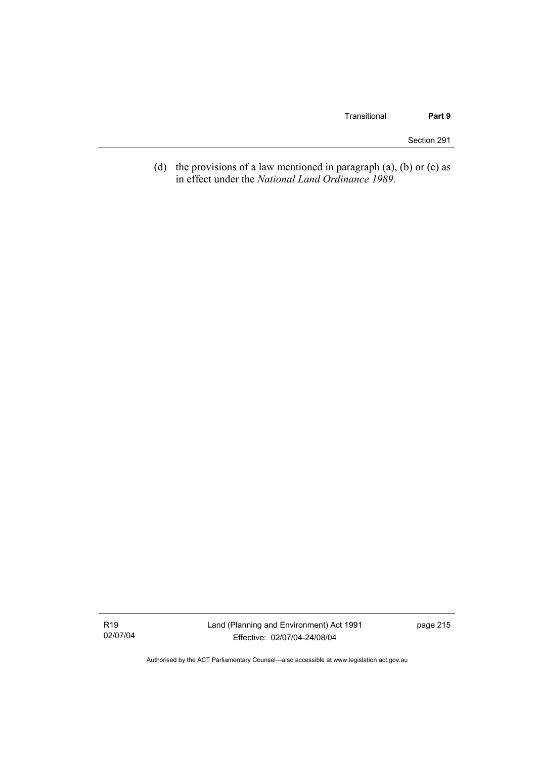(d) the provisions of a law mentioned in paragraph (a), (b) or (c) as in effect under the *National Land Ordinance 1989*.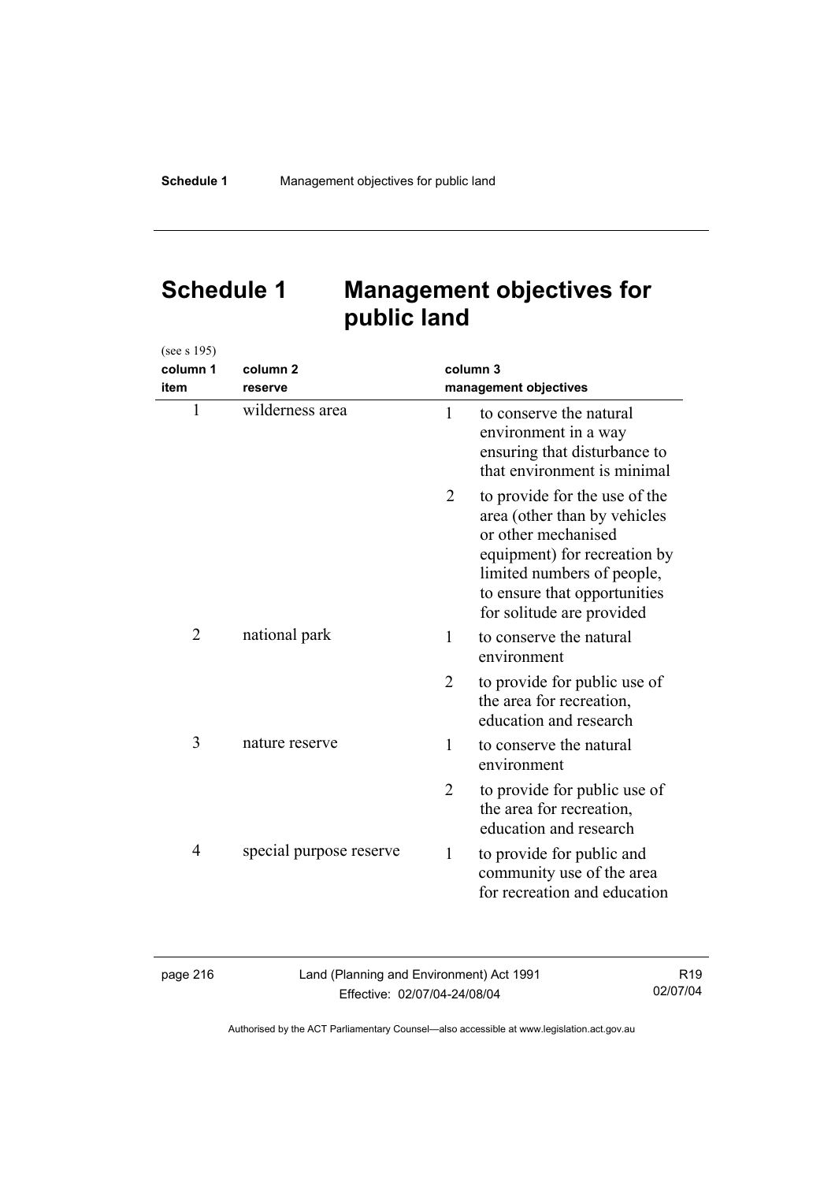# Schedule 1 Management objectives for public land

(see s 195)

| column 1<br>item | column 2<br>reserve | column 3<br>management objectives |
|---|---|---|
| 1 | wilderness area | 1 to conserve the natural environment in a way ensuring that disturbance to that environment is minimal |
| | | 2 to provide for the use of the area (other than by vehicles or other mechanised equipment) for recreation by limited numbers of people, to ensure that opportunities for solitude are provided |
| 2 | national park | 1 to conserve the natural environment |
| | | 2 to provide for public use of the area for recreation, education and research |
| 3 | nature reserve | 1 to conserve the natural environment |
| | | 2 to provide for public use of the area for recreation, education and research |
| 4 | special purpose reserve | 1 to provide for public and community use of the area for recreation and education |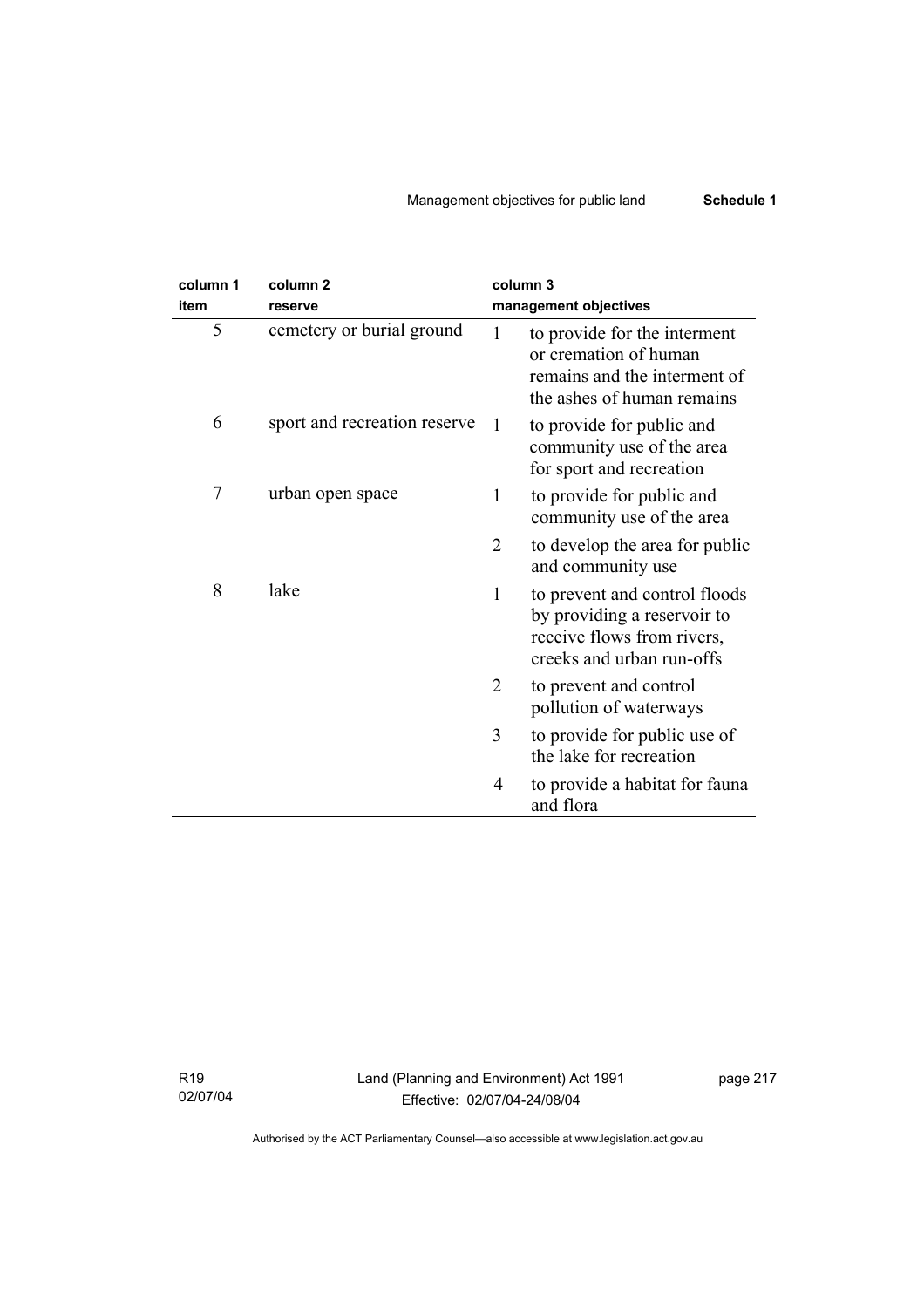| column 1 item | column 2 reserve | column 3 management objectives |
|---|---|---|
| 5 | cemetery or burial ground | 1 to provide for the interment or cremation of human remains and the interment of the ashes of human remains |
| 6 | sport and recreation reserve | 1 to provide for public and community use of the area for sport and recreation |
| 7 | urban open space | 1 to provide for public and community use of the area |
| | | 2 to develop the area for public and community use |
| 8 | lake | 1 to prevent and control floods by providing a reservoir to receive flows from rivers, creeks and urban run-offs |
| | | 2 to prevent and control pollution of waterways |
| | | 3 to provide for public use of the lake for recreation |
| | | 4 to provide a habitat for fauna and flora |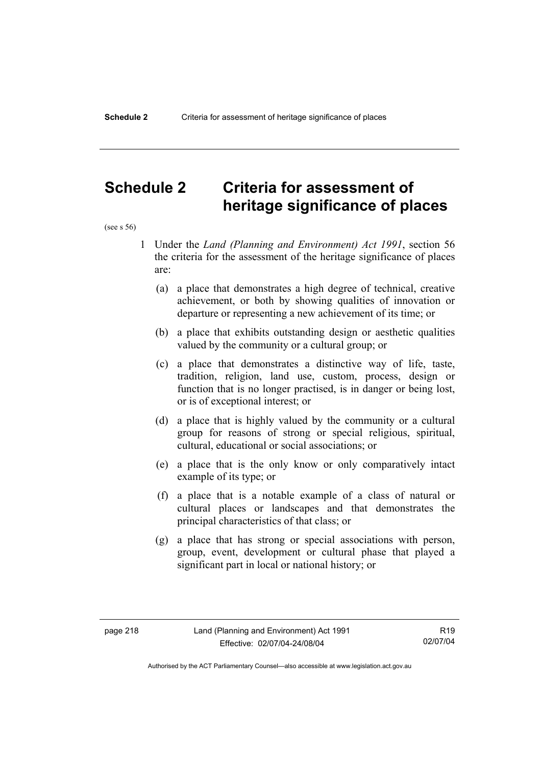# Schedule 2 Criteria for assessment of heritage significance of places

(see s 56)

1 Under the *Land (Planning and Environment) Act 1991*, section 56 the criteria for the assessment of the heritage significance of places are:

(a) a place that demonstrates a high degree of technical, creative achievement, or both by showing qualities of innovation or departure or representing a new achievement of its time; or

(b) a place that exhibits outstanding design or aesthetic qualities valued by the community or a cultural group; or

(c) a place that demonstrates a distinctive way of life, taste, tradition, religion, land use, custom, process, design or function that is no longer practised, is in danger or being lost, or is of exceptional interest; or

(d) a place that is highly valued by the community or a cultural group for reasons of strong or special religious, spiritual, cultural, educational or social associations; or

(e) a place that is the only know or only comparatively intact example of its type; or

(f) a place that is a notable example of a class of natural or cultural places or landscapes and that demonstrates the principal characteristics of that class; or

(g) a place that has strong or special associations with person, group, event, development or cultural phase that played a significant part in local or national history; or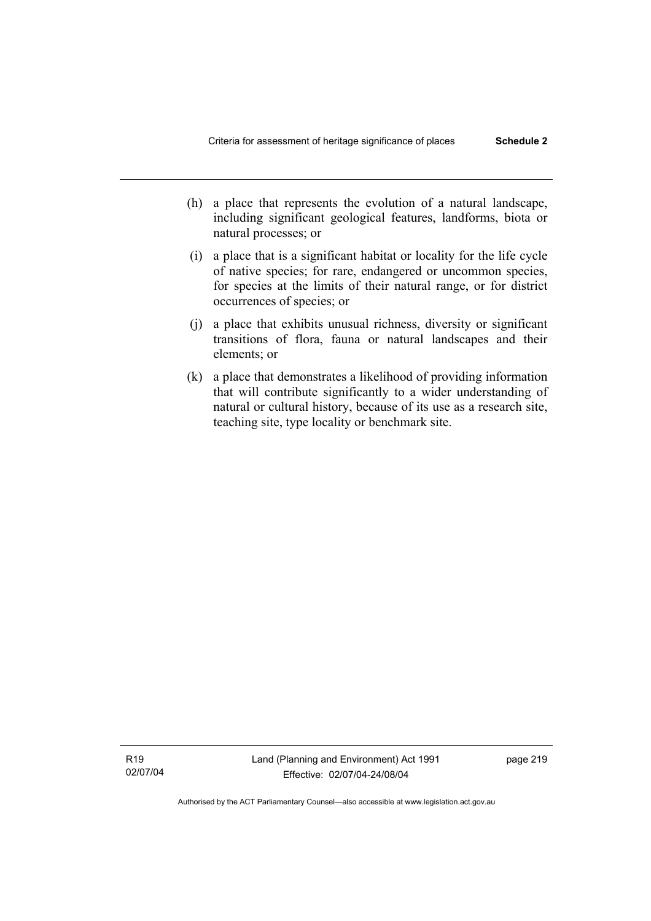(h) a place that represents the evolution of a natural landscape, including significant geological features, landforms, biota or natural processes; or

(i) a place that is a significant habitat or locality for the life cycle of native species; for rare, endangered or uncommon species, for species at the limits of their natural range, or for district occurrences of species; or

(j) a place that exhibits unusual richness, diversity or significant transitions of flora, fauna or natural landscapes and their elements; or

(k) a place that demonstrates a likelihood of providing information that will contribute significantly to a wider understanding of natural or cultural history, because of its use as a research site, teaching site, type locality or benchmark site.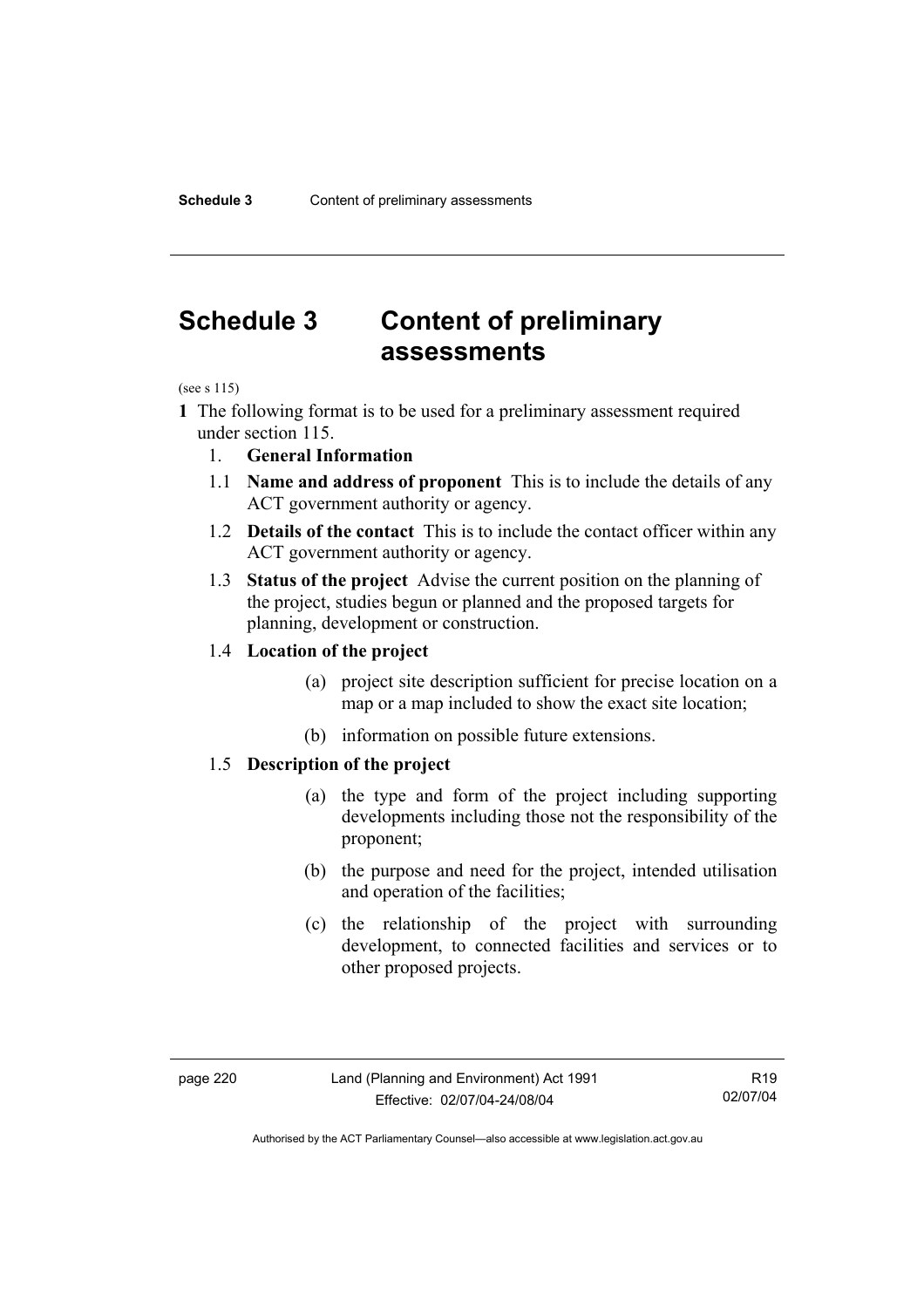# Schedule 3 Content of preliminary assessments

(see s 115)

**1** The following format is to be used for a preliminary assessment required under section 115.

1. **General Information**

1.1 **Name and address of proponent** This is to include the details of any ACT government authority or agency.

1.2 **Details of the contact** This is to include the contact officer within any ACT government authority or agency.

1.3 **Status of the project** Advise the current position on the planning of the project, studies begun or planned and the proposed targets for planning, development or construction.

1.4 **Location of the project**

(a) project site description sufficient for precise location on a map or a map included to show the exact site location;

(b) information on possible future extensions.

1.5 **Description of the project**

(a) the type and form of the project including supporting developments including those not the responsibility of the proponent;

(b) the purpose and need for the project, intended utilisation and operation of the facilities;

(c) the relationship of the project with surrounding development, to connected facilities and services or to other proposed projects.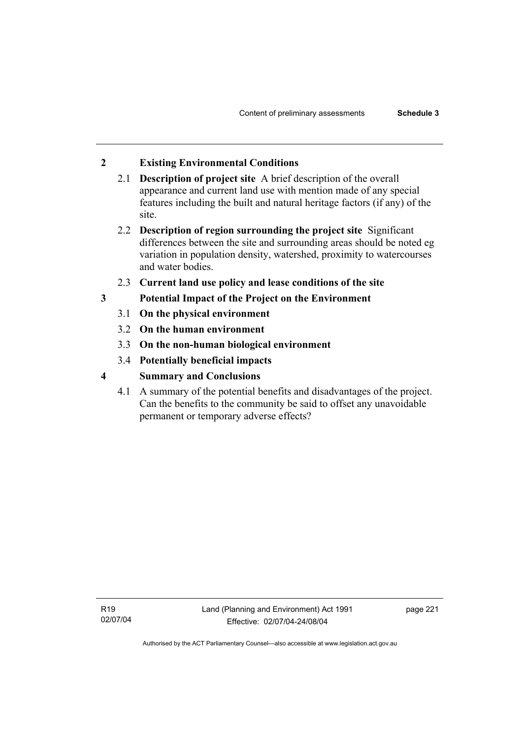## 2 Existing Environmental Conditions

2.1 **Description of project site** A brief description of the overall appearance and current land use with mention made of any special features including the built and natural heritage factors (if any) of the site.

2.2 **Description of region surrounding the project site** Significant differences between the site and surrounding areas should be noted eg variation in population density, watershed, proximity to watercourses and water bodies.

2.3 **Current land use policy and lease conditions of the site**

## 3 Potential Impact of the Project on the Environment

3.1 **On the physical environment**

3.2 **On the human environment**

3.3 **On the non-human biological environment**

3.4 **Potentially beneficial impacts**

## 4 Summary and Conclusions

4.1 A summary of the potential benefits and disadvantages of the project. Can the benefits to the community be said to offset any unavoidable permanent or temporary adverse effects?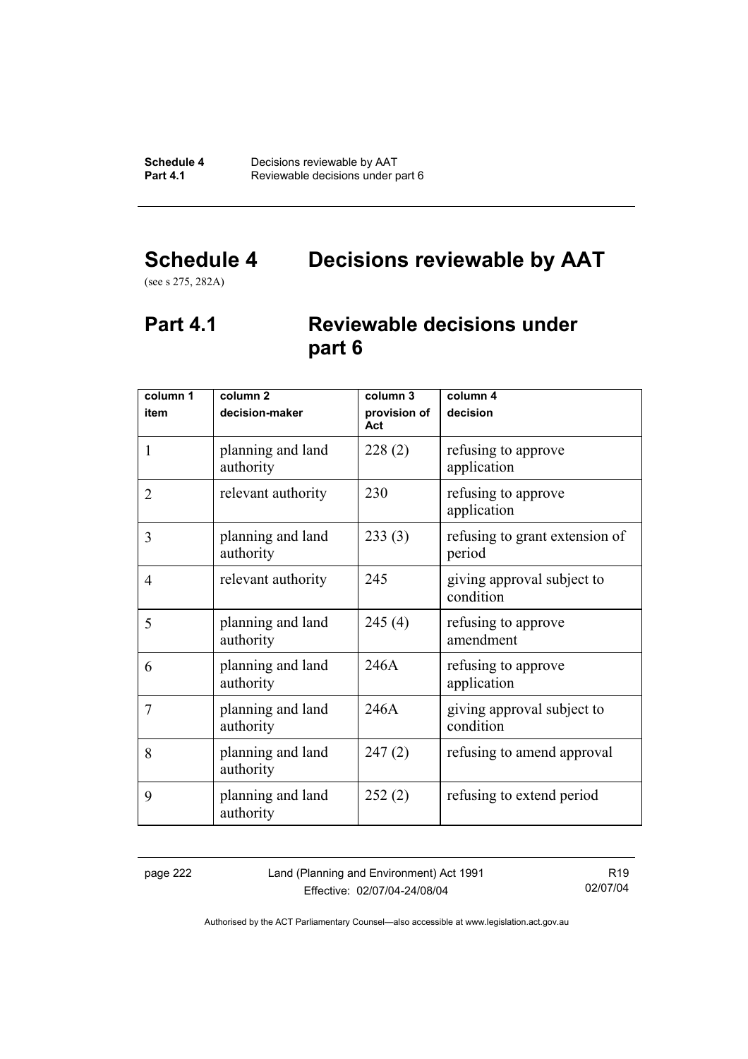# Schedule 4 Decisions reviewable by AAT

(see s 275, 282A)

## Part 4.1 Reviewable decisions under part 6

| column 1<br>item | column 2<br>decision-maker | column 3<br>provision of Act | column 4<br>decision |
|---|---|---|---|
| 1 | planning and land authority | 228 (2) | refusing to approve application |
| 2 | relevant authority | 230 | refusing to approve application |
| 3 | planning and land authority | 233 (3) | refusing to grant extension of period |
| 4 | relevant authority | 245 | giving approval subject to condition |
| 5 | planning and land authority | 245 (4) | refusing to approve amendment |
| 6 | planning and land authority | 246A | refusing to approve application |
| 7 | planning and land authority | 246A | giving approval subject to condition |
| 8 | planning and land authority | 247 (2) | refusing to amend approval |
| 9 | planning and land authority | 252 (2) | refusing to extend period |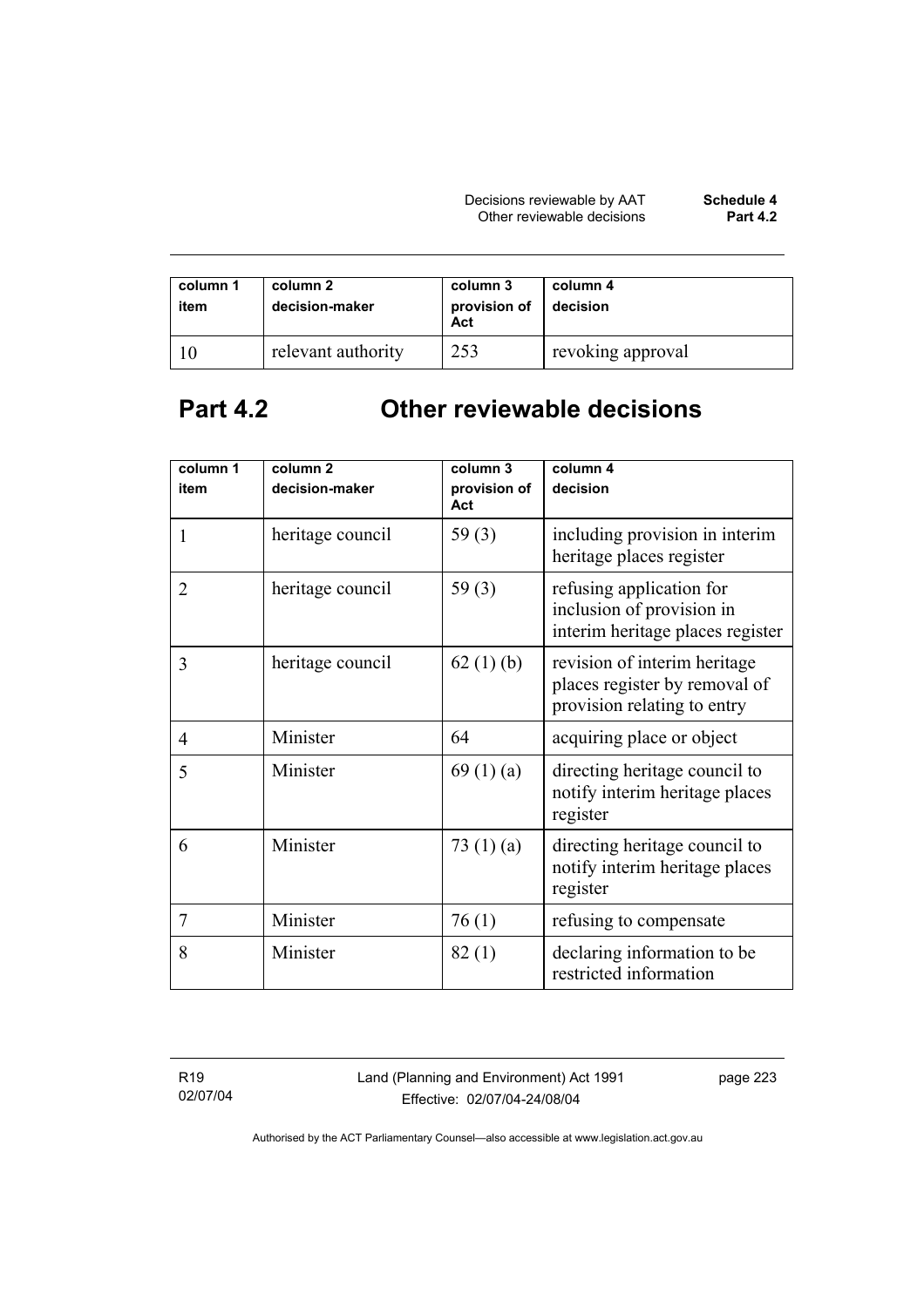| column 1 item | column 2 decision-maker | column 3 provision of Act | column 4 decision |
|---|---|---|---|
| 10 | relevant authority | 253 | revoking approval |

## Part 4.2 Other reviewable decisions

| column 1 item | column 2 decision-maker | column 3 provision of Act | column 4 decision |
|---|---|---|---|
| 1 | heritage council | 59 (3) | including provision in interim heritage places register |
| 2 | heritage council | 59 (3) | refusing application for inclusion of provision in interim heritage places register |
| 3 | heritage council | 62 (1) (b) | revision of interim heritage places register by removal of provision relating to entry |
| 4 | Minister | 64 | acquiring place or object |
| 5 | Minister | 69 (1) (a) | directing heritage council to notify interim heritage places register |
| 6 | Minister | 73 (1) (a) | directing heritage council to notify interim heritage places register |
| 7 | Minister | 76 (1) | refusing to compensate |
| 8 | Minister | 82 (1) | declaring information to be restricted information |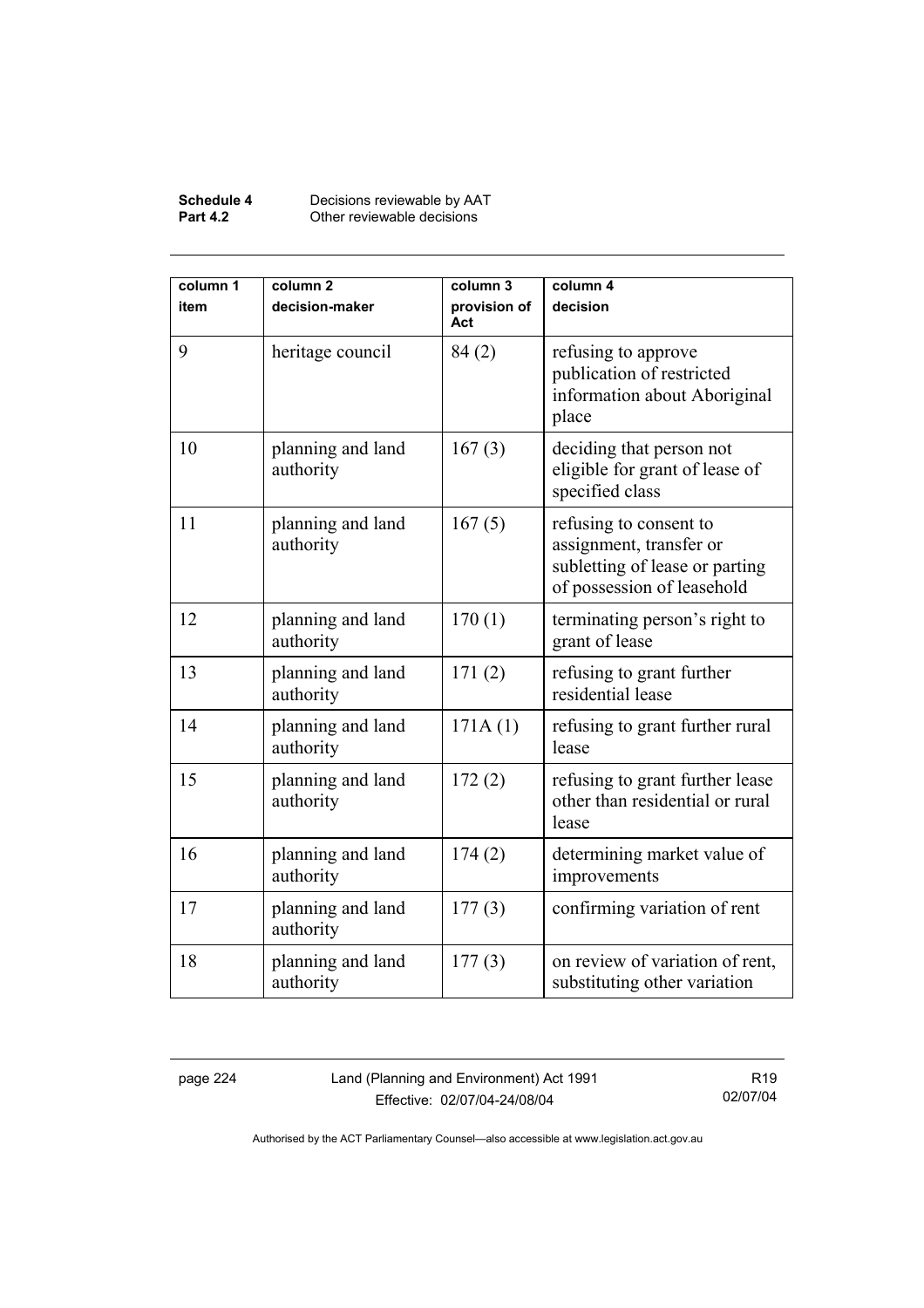| column 1 item | column 2 decision-maker | column 3 provision of Act | column 4 decision |
|---|---|---|---|
| 9 | heritage council | 84 (2) | refusing to approve publication of restricted information about Aboriginal place |
| 10 | planning and land authority | 167 (3) | deciding that person not eligible for grant of lease of specified class |
| 11 | planning and land authority | 167 (5) | refusing to consent to assignment, transfer or subletting of lease or parting of possession of leasehold |
| 12 | planning and land authority | 170 (1) | terminating person's right to grant of lease |
| 13 | planning and land authority | 171 (2) | refusing to grant further residential lease |
| 14 | planning and land authority | 171A (1) | refusing to grant further rural lease |
| 15 | planning and land authority | 172 (2) | refusing to grant further lease other than residential or rural lease |
| 16 | planning and land authority | 174 (2) | determining market value of improvements |
| 17 | planning and land authority | 177 (3) | confirming variation of rent |
| 18 | planning and land authority | 177 (3) | on review of variation of rent, substituting other variation |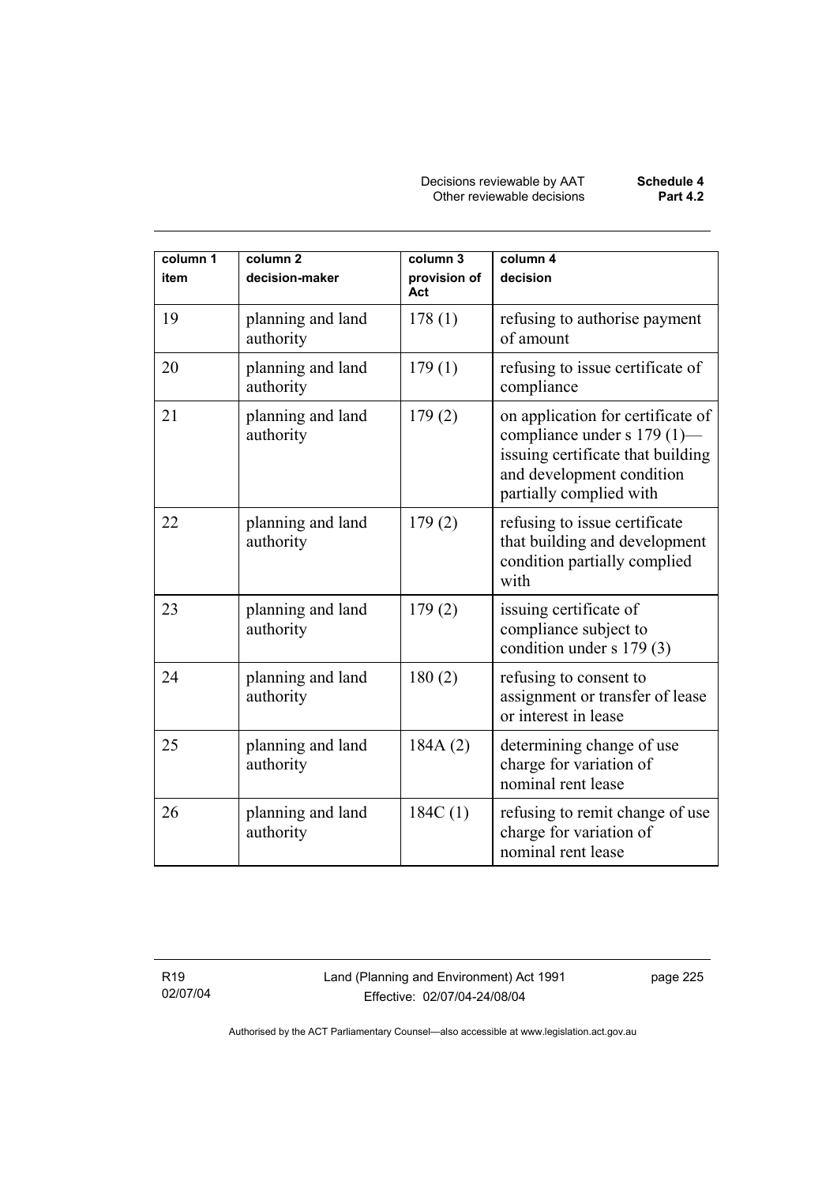| column 1<br>item | column 2<br>decision-maker | column 3<br>provision of Act | column 4<br>decision |
|---|---|---|---|
| 19 | planning and land authority | 178 (1) | refusing to authorise payment of amount |
| 20 | planning and land authority | 179 (1) | refusing to issue certificate of compliance |
| 21 | planning and land authority | 179 (2) | on application for certificate of compliance under s 179 (1)—issuing certificate that building and development condition partially complied with |
| 22 | planning and land authority | 179 (2) | refusing to issue certificate that building and development condition partially complied with |
| 23 | planning and land authority | 179 (2) | issuing certificate of compliance subject to condition under s 179 (3) |
| 24 | planning and land authority | 180 (2) | refusing to consent to assignment or transfer of lease or interest in lease |
| 25 | planning and land authority | 184A (2) | determining change of use charge for variation of nominal rent lease |
| 26 | planning and land authority | 184C (1) | refusing to remit change of use charge for variation of nominal rent lease |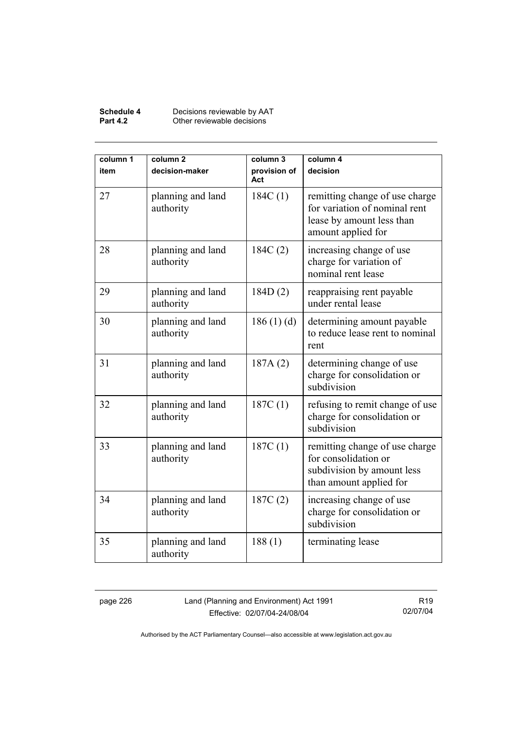| column 1 item | column 2 decision-maker | column 3 provision of Act | column 4 decision |
|---|---|---|---|
| 27 | planning and land authority | 184C (1) | remitting change of use charge for variation of nominal rent lease by amount less than amount applied for |
| 28 | planning and land authority | 184C (2) | increasing change of use charge for variation of nominal rent lease |
| 29 | planning and land authority | 184D (2) | reappraising rent payable under rental lease |
| 30 | planning and land authority | 186 (1) (d) | determining amount payable to reduce lease rent to nominal rent |
| 31 | planning and land authority | 187A (2) | determining change of use charge for consolidation or subdivision |
| 32 | planning and land authority | 187C (1) | refusing to remit change of use charge for consolidation or subdivision |
| 33 | planning and land authority | 187C (1) | remitting change of use charge for consolidation or subdivision by amount less than amount applied for |
| 34 | planning and land authority | 187C (2) | increasing change of use charge for consolidation or subdivision |
| 35 | planning and land authority | 188 (1) | terminating lease |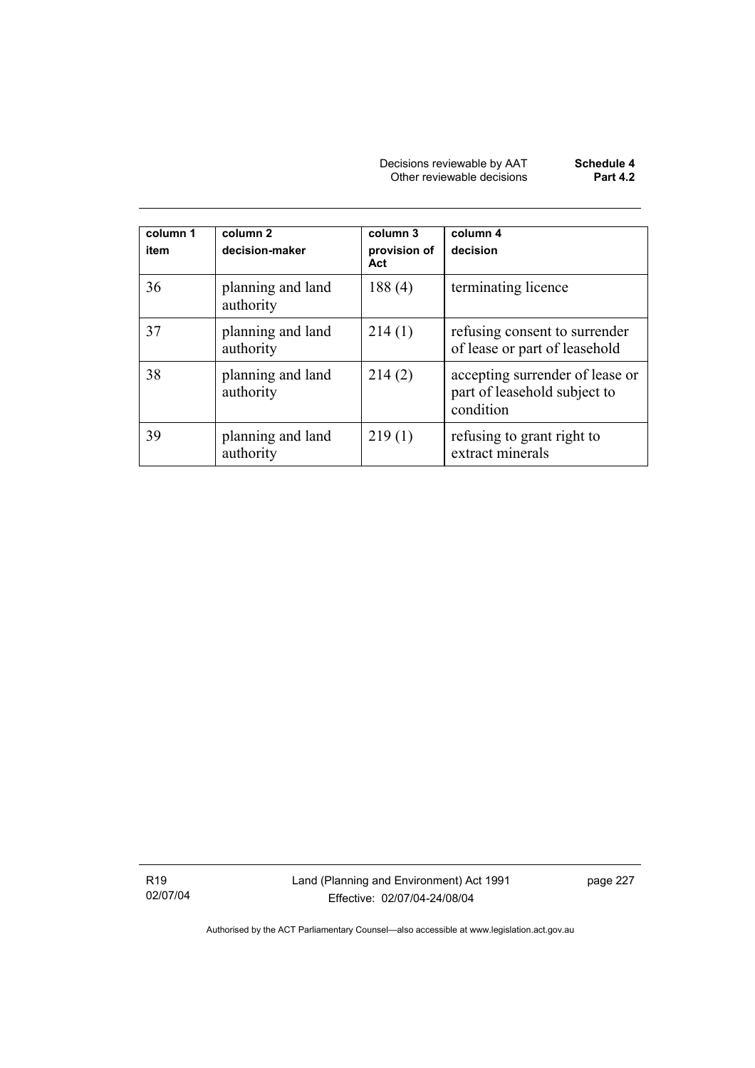| column 1 item | column 2 decision-maker | column 3 provision of Act | column 4 decision |
|---|---|---|---|
| 36 | planning and land authority | 188 (4) | terminating licence |
| 37 | planning and land authority | 214 (1) | refusing consent to surrender of lease or part of leasehold |
| 38 | planning and land authority | 214 (2) | accepting surrender of lease or part of leasehold subject to condition |
| 39 | planning and land authority | 219 (1) | refusing to grant right to extract minerals |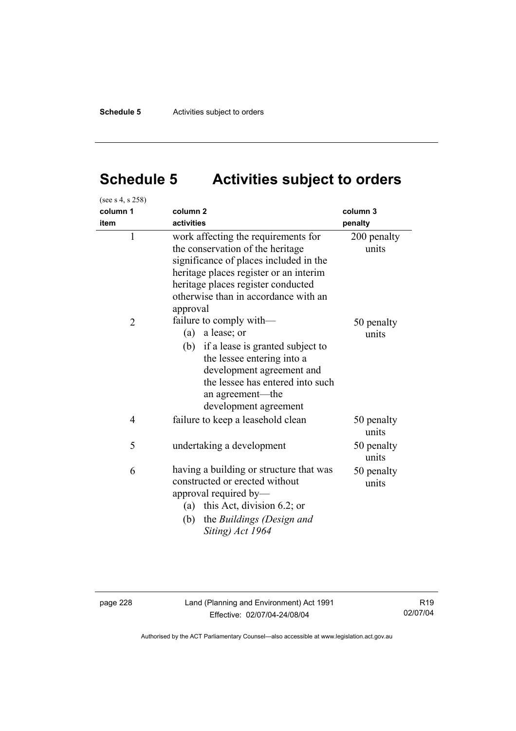# Schedule 5 Activities subject to orders

(see s 4, s 258)

| column 1<br>item | column 2<br>activities | column 3<br>penalty |
|---|---|---|
| 1 | work affecting the requirements for the conservation of the heritage significance of places included in the heritage places register or an interim heritage places register conducted otherwise than in accordance with an approval | 200 penalty units |
| 2 | failure to comply with—<br>(a) a lease; or<br>(b) if a lease is granted subject to the lessee entering into a development agreement and the lessee has entered into such an agreement—the development agreement | 50 penalty units |
| 4 | failure to keep a leasehold clean | 50 penalty units |
| 5 | undertaking a development | 50 penalty units |
| 6 | having a building or structure that was constructed or erected without approval required by—<br>(a) this Act, division 6.2; or<br>(b) the *Buildings (Design and Siting) Act 1964* | 50 penalty units |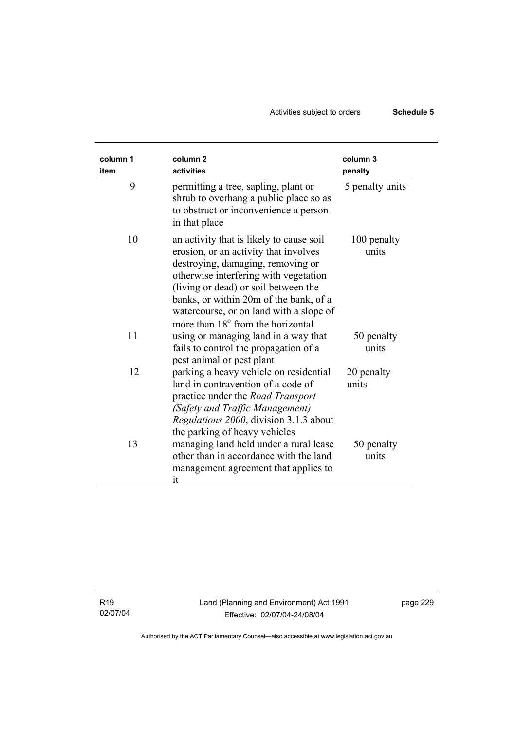| column 1 item | column 2 activities | column 3 penalty |
|---|---|---|
| 9 | permitting a tree, sapling, plant or shrub to overhang a public place so as to obstruct or inconvenience a person in that place | 5 penalty units |
| 10 | an activity that is likely to cause soil erosion, or an activity that involves destroying, damaging, removing or otherwise interfering with vegetation (living or dead) or soil between the banks, or within 20m of the bank, of a watercourse, or on land with a slope of more than 18° from the horizontal | 100 penalty units |
| 11 | using or managing land in a way that fails to control the propagation of a pest animal or pest plant | 50 penalty units |
| 12 | parking a heavy vehicle on residential land in contravention of a code of practice under the *Road Transport (Safety and Traffic Management) Regulations 2000*, division 3.1.3 about the parking of heavy vehicles | 20 penalty units |
| 13 | managing land held under a rural lease other than in accordance with the land management agreement that applies to it | 50 penalty units |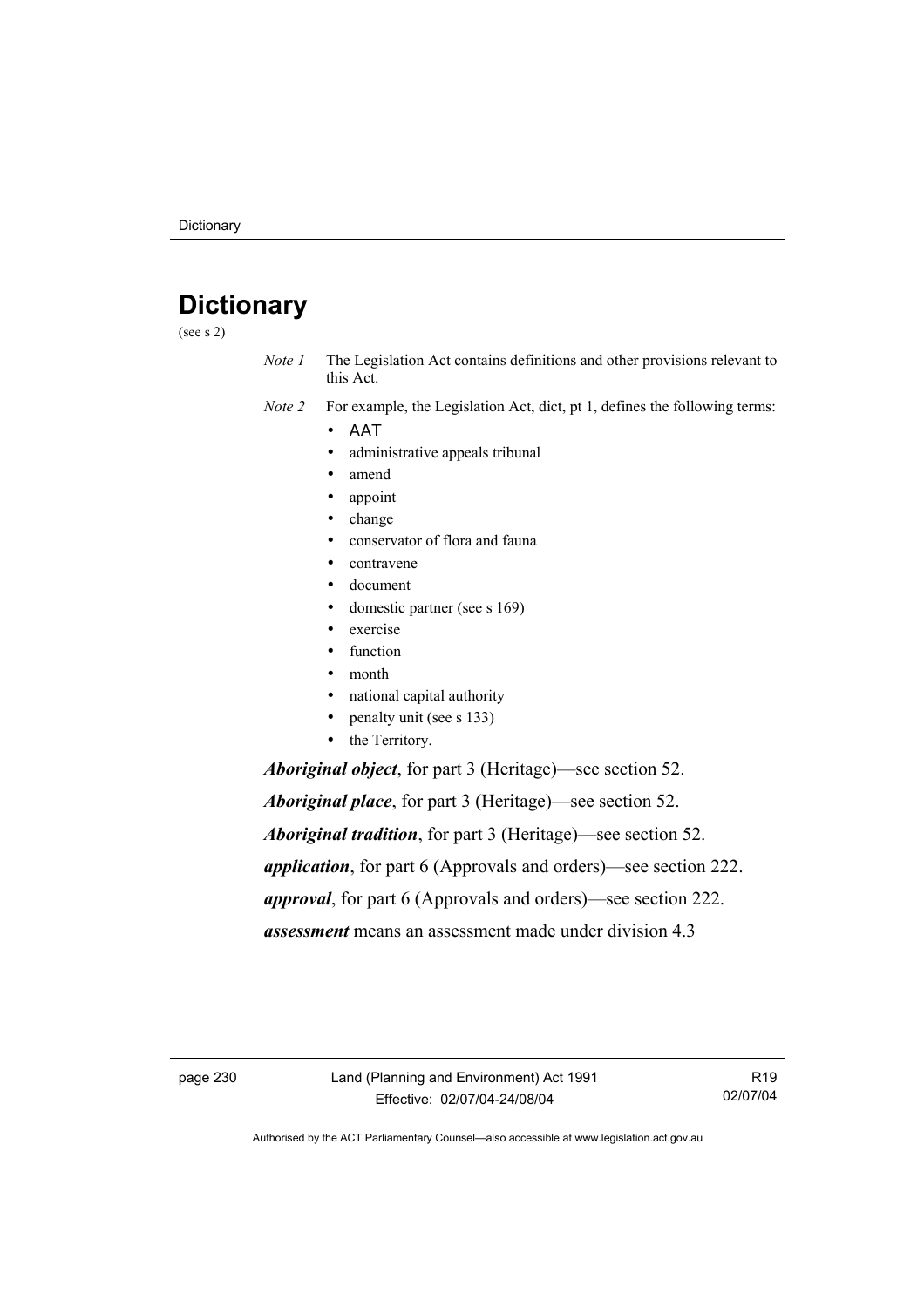# Dictionary

(see s 2)

*Note 1* The Legislation Act contains definitions and other provisions relevant to this Act.

*Note 2* For example, the Legislation Act, dict, pt 1, defines the following terms:

- AAT
- administrative appeals tribunal
- amend
- appoint
- change
- conservator of flora and fauna
- contravene
- document
- domestic partner (see s 169)
- exercise
- function
- month
- national capital authority
- penalty unit (see s 133)
- the Territory.

***Aboriginal object***, for part 3 (Heritage)—see section 52.

***Aboriginal place***, for part 3 (Heritage)—see section 52.

***Aboriginal tradition***, for part 3 (Heritage)—see section 52.

***application***, for part 6 (Approvals and orders)—see section 222.

***approval***, for part 6 (Approvals and orders)—see section 222.

***assessment*** means an assessment made under division 4.3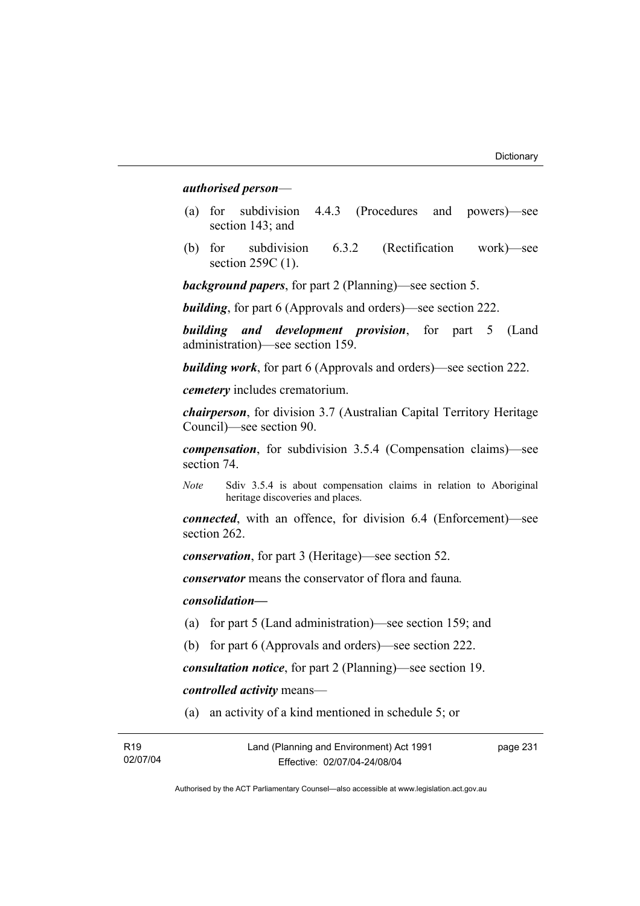***authorised person***—

(a) for subdivision 4.4.3 (Procedures and powers)—see section 143; and

(b) for subdivision 6.3.2 (Rectification work)—see section 259C (1).

***background papers***, for part 2 (Planning)—see section 5.

***building***, for part 6 (Approvals and orders)—see section 222.

***building and development provision***, for part 5 (Land administration)—see section 159.

***building work***, for part 6 (Approvals and orders)—see section 222.

***cemetery*** includes crematorium.

***chairperson***, for division 3.7 (Australian Capital Territory Heritage Council)—see section 90.

***compensation***, for subdivision 3.5.4 (Compensation claims)—see section 74.

*Note* Sdiv 3.5.4 is about compensation claims in relation to Aboriginal heritage discoveries and places.

***connected***, with an offence, for division 6.4 (Enforcement)—see section 262.

***conservation***, for part 3 (Heritage)—see section 52.

***conservator*** means the conservator of flora and fauna.

***consolidation—***

(a) for part 5 (Land administration)—see section 159; and

(b) for part 6 (Approvals and orders)—see section 222.

***consultation notice***, for part 2 (Planning)—see section 19.

***controlled activity*** means—

(a) an activity of a kind mentioned in schedule 5; or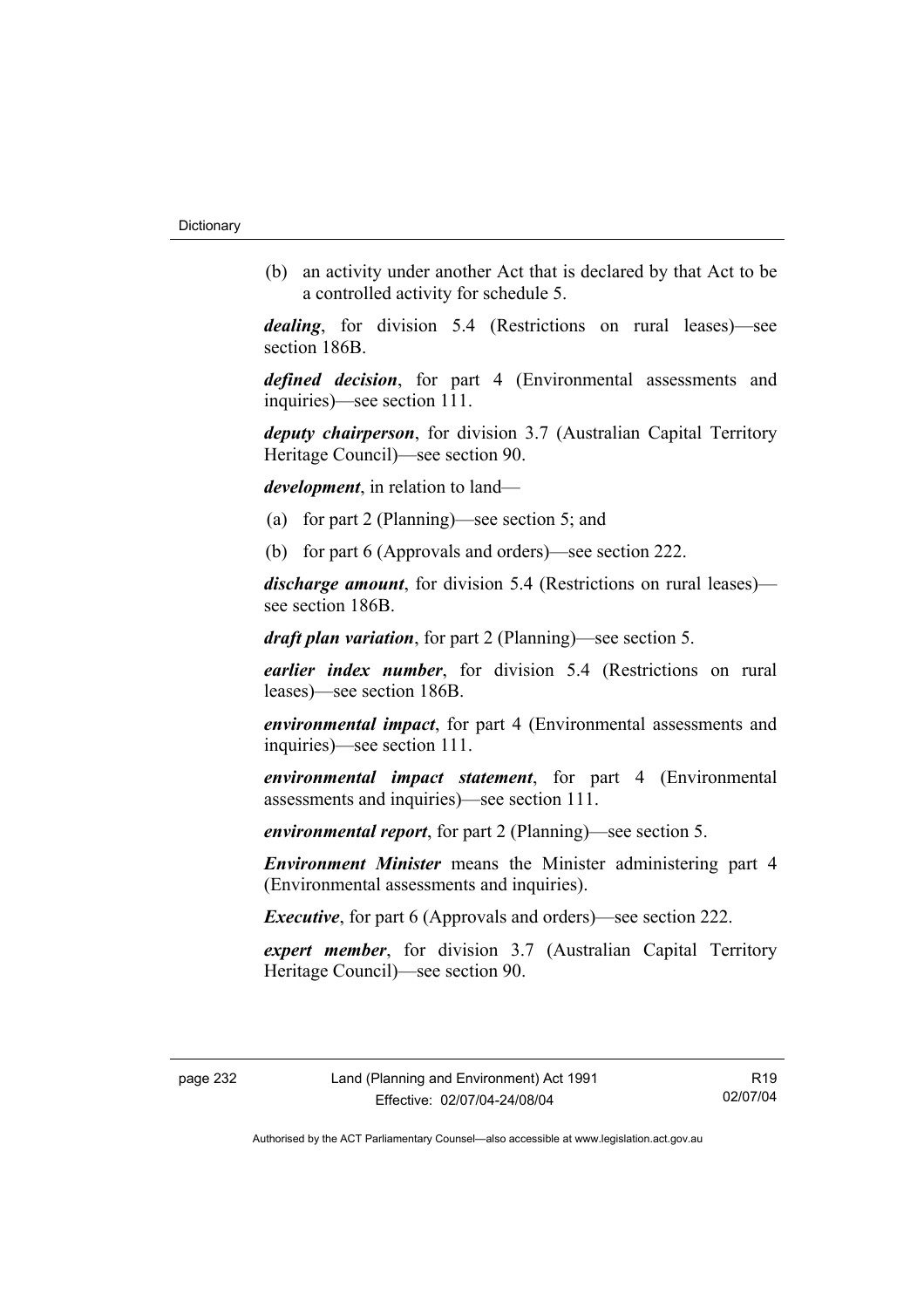(b) an activity under another Act that is declared by that Act to be a controlled activity for schedule 5.

***dealing***, for division 5.4 (Restrictions on rural leases)—see section 186B.

***defined decision***, for part 4 (Environmental assessments and inquiries)—see section 111.

***deputy chairperson***, for division 3.7 (Australian Capital Territory Heritage Council)—see section 90.

***development***, in relation to land—

(a) for part 2 (Planning)—see section 5; and

(b) for part 6 (Approvals and orders)—see section 222.

***discharge amount***, for division 5.4 (Restrictions on rural leases)—see section 186B.

***draft plan variation***, for part 2 (Planning)—see section 5.

***earlier index number***, for division 5.4 (Restrictions on rural leases)—see section 186B.

***environmental impact***, for part 4 (Environmental assessments and inquiries)—see section 111.

***environmental impact statement***, for part 4 (Environmental assessments and inquiries)—see section 111.

***environmental report***, for part 2 (Planning)—see section 5.

***Environment Minister*** means the Minister administering part 4 (Environmental assessments and inquiries).

***Executive***, for part 6 (Approvals and orders)—see section 222.

***expert member***, for division 3.7 (Australian Capital Territory Heritage Council)—see section 90.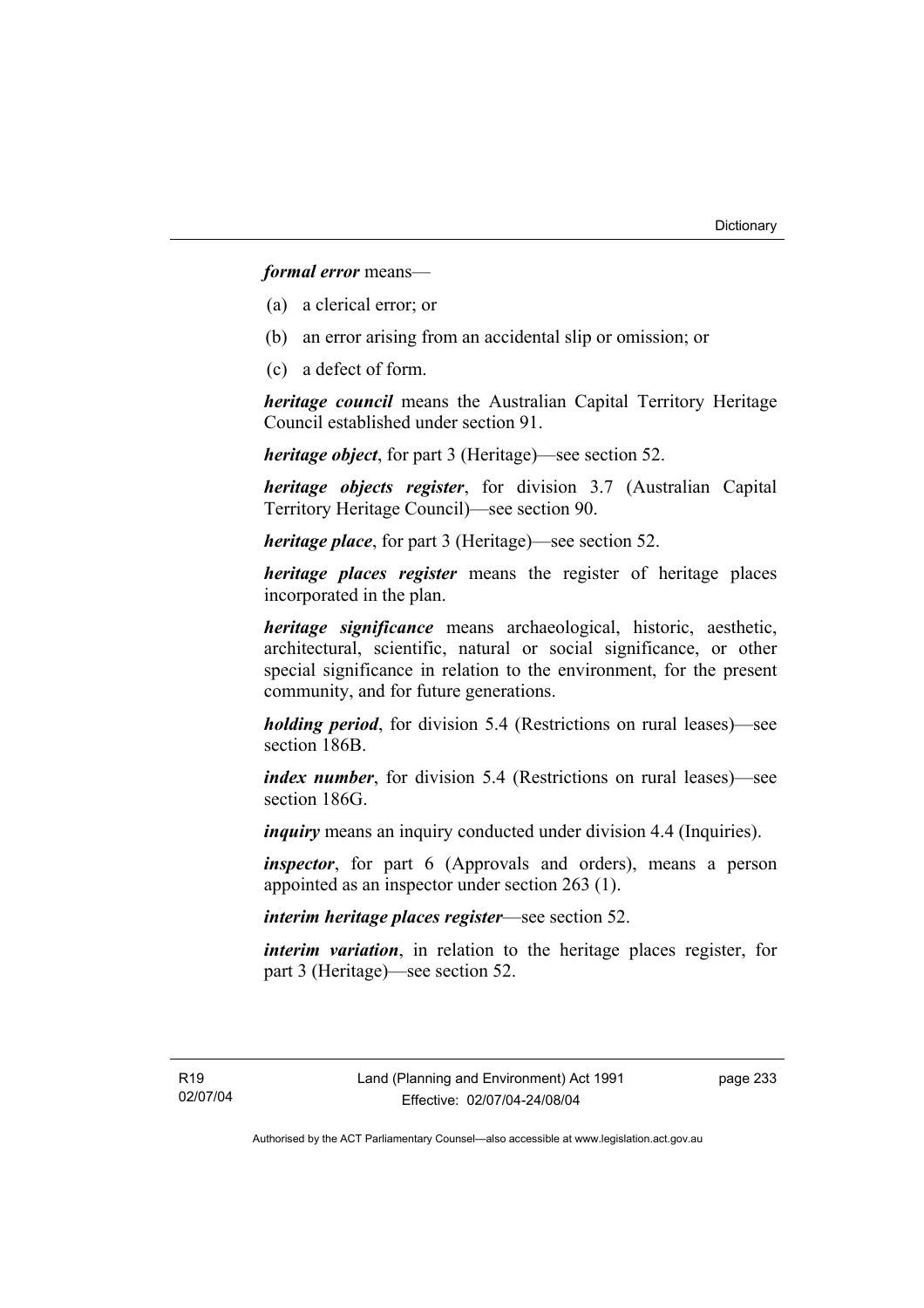***formal error*** means—

(a) a clerical error; or

(b) an error arising from an accidental slip or omission; or

(c) a defect of form.

***heritage council*** means the Australian Capital Territory Heritage Council established under section 91.

***heritage object***, for part 3 (Heritage)—see section 52.

***heritage objects register***, for division 3.7 (Australian Capital Territory Heritage Council)—see section 90.

***heritage place***, for part 3 (Heritage)—see section 52.

***heritage places register*** means the register of heritage places incorporated in the plan.

***heritage significance*** means archaeological, historic, aesthetic, architectural, scientific, natural or social significance, or other special significance in relation to the environment, for the present community, and for future generations.

***holding period***, for division 5.4 (Restrictions on rural leases)—see section 186B.

***index number***, for division 5.4 (Restrictions on rural leases)—see section 186G.

***inquiry*** means an inquiry conducted under division 4.4 (Inquiries).

***inspector***, for part 6 (Approvals and orders), means a person appointed as an inspector under section 263 (1).

***interim heritage places register***—see section 52.

***interim variation***, in relation to the heritage places register, for part 3 (Heritage)—see section 52.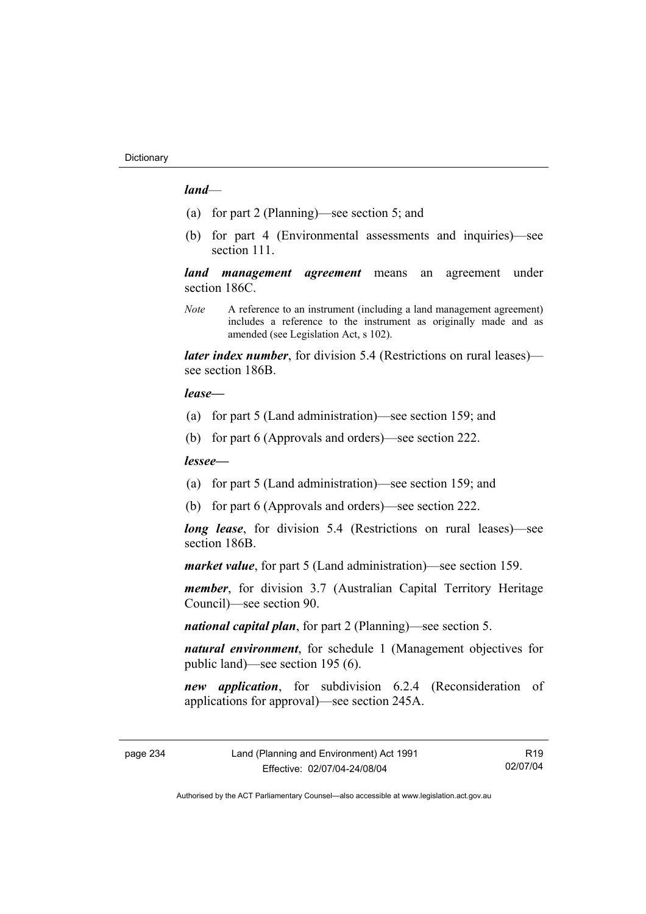***land***—

(a) for part 2 (Planning)—see section 5; and

(b) for part 4 (Environmental assessments and inquiries)—see section 111.

***land management agreement*** means an agreement under section 186C.

*Note* A reference to an instrument (including a land management agreement) includes a reference to the instrument as originally made and as amended (see Legislation Act, s 102).

***later index number***, for division 5.4 (Restrictions on rural leases)—see section 186B.

***lease—***

(a) for part 5 (Land administration)—see section 159; and

(b) for part 6 (Approvals and orders)—see section 222.

***lessee—***

(a) for part 5 (Land administration)—see section 159; and

(b) for part 6 (Approvals and orders)—see section 222.

***long lease***, for division 5.4 (Restrictions on rural leases)—see section 186B.

***market value***, for part 5 (Land administration)—see section 159.

***member***, for division 3.7 (Australian Capital Territory Heritage Council)—see section 90.

***national capital plan***, for part 2 (Planning)—see section 5.

***natural environment***, for schedule 1 (Management objectives for public land)—see section 195 (6).

***new application***, for subdivision 6.2.4 (Reconsideration of applications for approval)—see section 245A.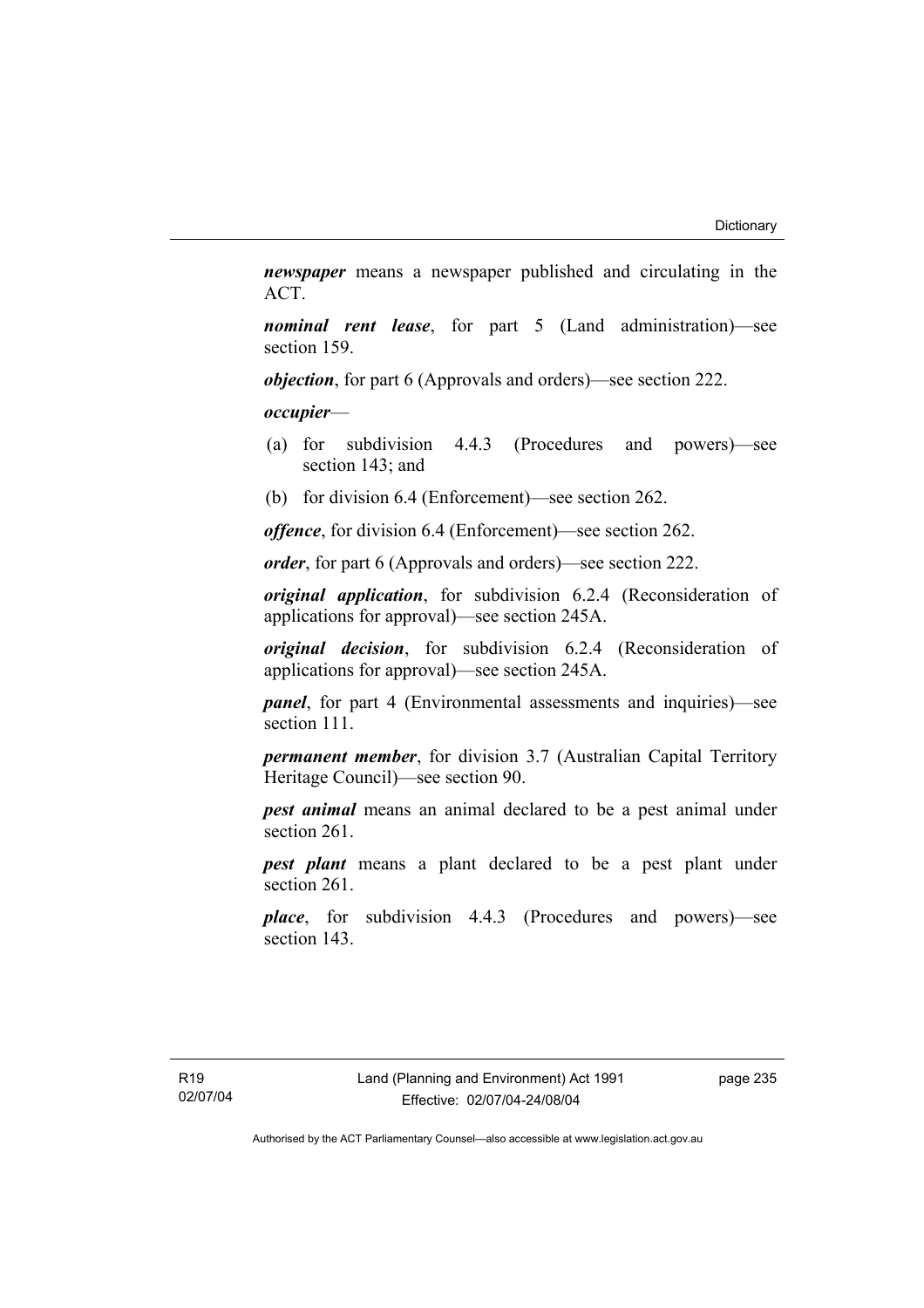***newspaper*** means a newspaper published and circulating in the ACT.

***nominal rent lease***, for part 5 (Land administration)—see section 159.

***objection***, for part 6 (Approvals and orders)—see section 222.

***occupier***—

(a) for subdivision 4.4.3 (Procedures and powers)—see section 143; and

(b) for division 6.4 (Enforcement)—see section 262.

***offence***, for division 6.4 (Enforcement)—see section 262.

***order***, for part 6 (Approvals and orders)—see section 222.

***original application***, for subdivision 6.2.4 (Reconsideration of applications for approval)—see section 245A.

***original decision***, for subdivision 6.2.4 (Reconsideration of applications for approval)—see section 245A.

***panel***, for part 4 (Environmental assessments and inquiries)—see section 111.

***permanent member***, for division 3.7 (Australian Capital Territory Heritage Council)—see section 90.

***pest animal*** means an animal declared to be a pest animal under section 261.

***pest plant*** means a plant declared to be a pest plant under section 261.

***place***, for subdivision 4.4.3 (Procedures and powers)—see section 143.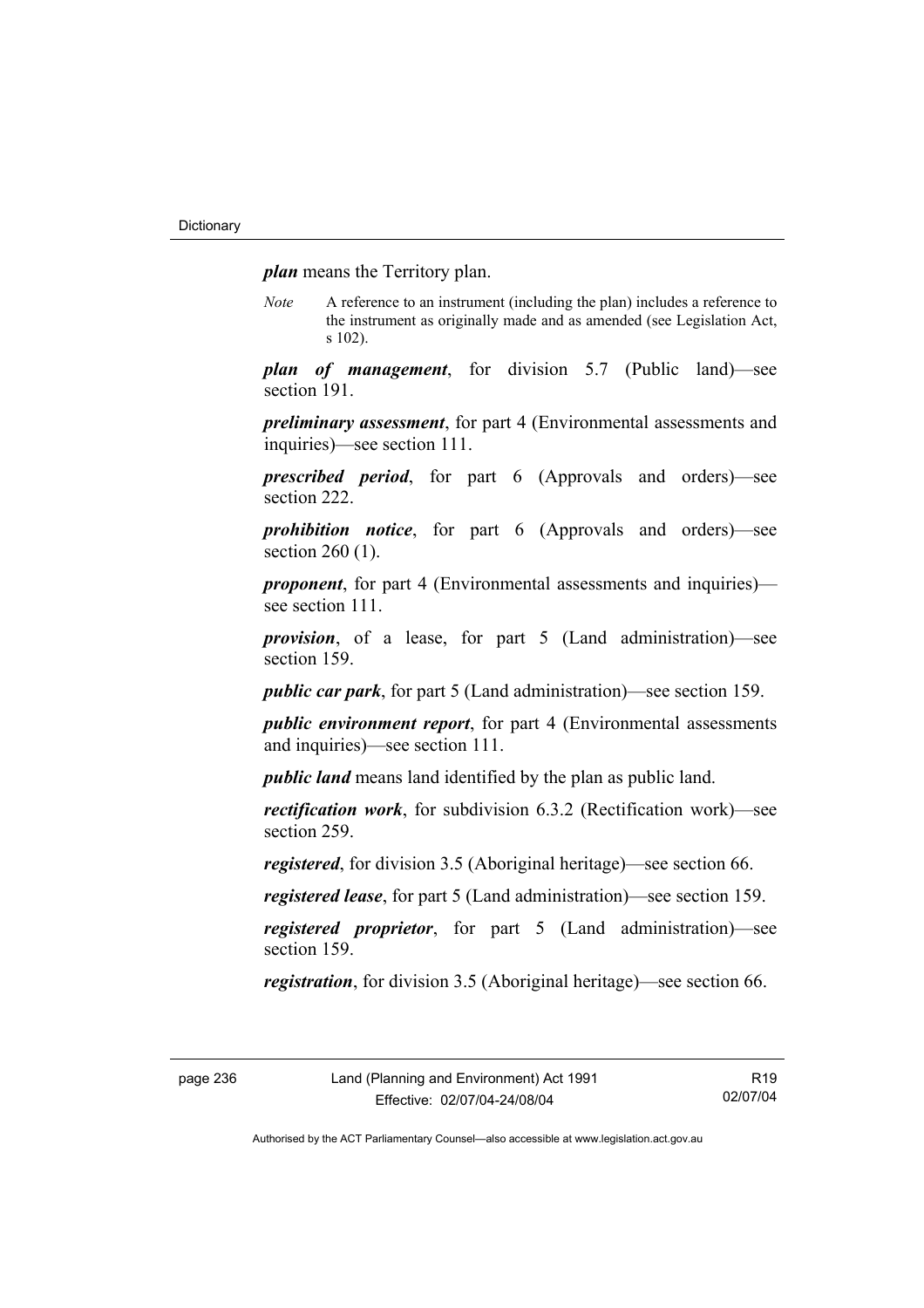***plan*** means the Territory plan.

*Note* A reference to an instrument (including the plan) includes a reference to the instrument as originally made and as amended (see Legislation Act, s 102).

***plan of management***, for division 5.7 (Public land)—see section 191.

***preliminary assessment***, for part 4 (Environmental assessments and inquiries)—see section 111.

***prescribed period***, for part 6 (Approvals and orders)—see section 222.

***prohibition notice***, for part 6 (Approvals and orders)—see section 260 (1).

***proponent***, for part 4 (Environmental assessments and inquiries)—see section 111.

***provision***, of a lease, for part 5 (Land administration)—see section 159.

***public car park***, for part 5 (Land administration)—see section 159.

***public environment report***, for part 4 (Environmental assessments and inquiries)—see section 111.

***public land*** means land identified by the plan as public land.

***rectification work***, for subdivision 6.3.2 (Rectification work)—see section 259.

***registered***, for division 3.5 (Aboriginal heritage)—see section 66.

***registered lease***, for part 5 (Land administration)—see section 159.

***registered proprietor***, for part 5 (Land administration)—see section 159.

***registration***, for division 3.5 (Aboriginal heritage)—see section 66.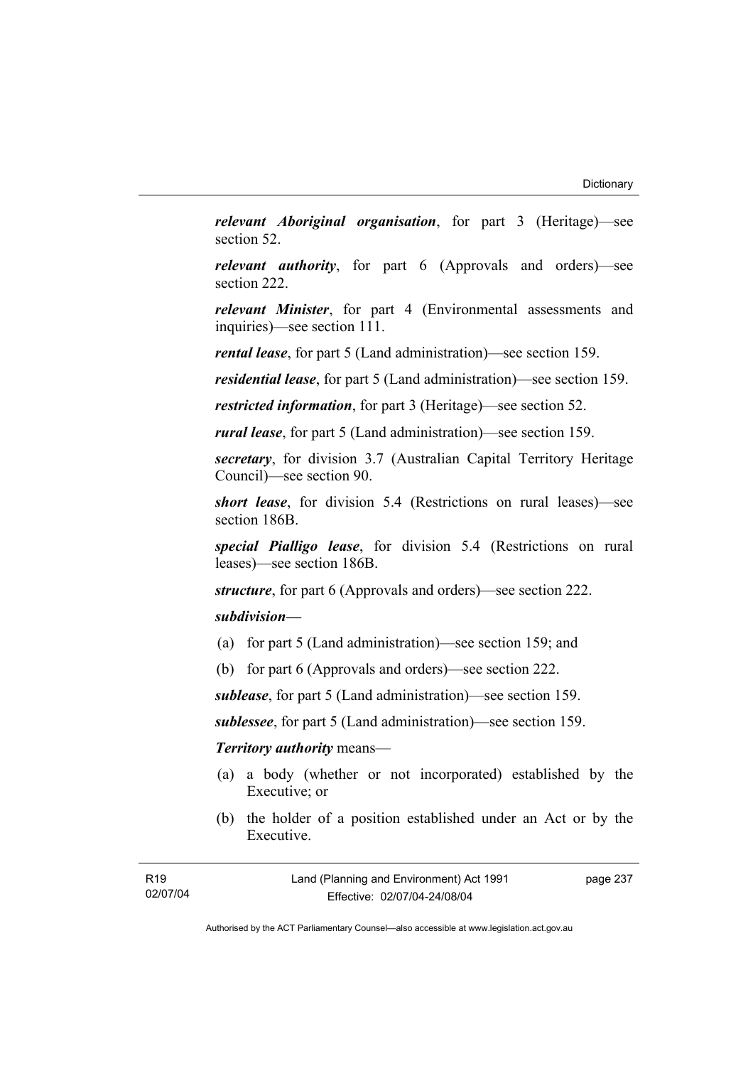***relevant Aboriginal organisation***, for part 3 (Heritage)—see section 52.

***relevant authority***, for part 6 (Approvals and orders)—see section 222.

***relevant Minister***, for part 4 (Environmental assessments and inquiries)—see section 111.

***rental lease***, for part 5 (Land administration)—see section 159.

***residential lease***, for part 5 (Land administration)—see section 159.

***restricted information***, for part 3 (Heritage)—see section 52.

***rural lease***, for part 5 (Land administration)—see section 159.

***secretary***, for division 3.7 (Australian Capital Territory Heritage Council)—see section 90.

***short lease***, for division 5.4 (Restrictions on rural leases)—see section 186B.

***special Pialligo lease***, for division 5.4 (Restrictions on rural leases)—see section 186B.

***structure***, for part 6 (Approvals and orders)—see section 222.

***subdivision—***

(a) for part 5 (Land administration)—see section 159; and

(b) for part 6 (Approvals and orders)—see section 222.

***sublease***, for part 5 (Land administration)—see section 159.

***sublessee***, for part 5 (Land administration)—see section 159.

***Territory authority*** means—

(a) a body (whether or not incorporated) established by the Executive; or

(b) the holder of a position established under an Act or by the Executive.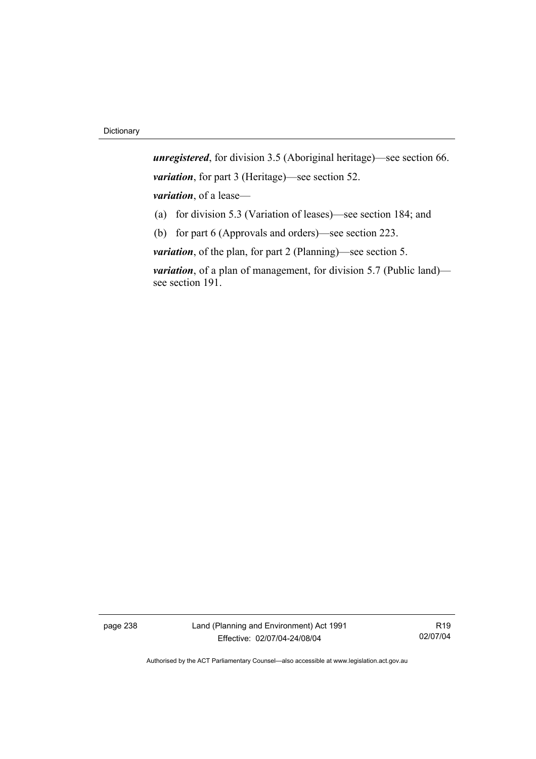***unregistered***, for division 3.5 (Aboriginal heritage)—see section 66.

***variation***, for part 3 (Heritage)—see section 52.

***variation***, of a lease—

(a) for division 5.3 (Variation of leases)—see section 184; and

(b) for part 6 (Approvals and orders)—see section 223.

***variation***, of the plan, for part 2 (Planning)—see section 5.

***variation***, of a plan of management, for division 5.7 (Public land)—see section 191.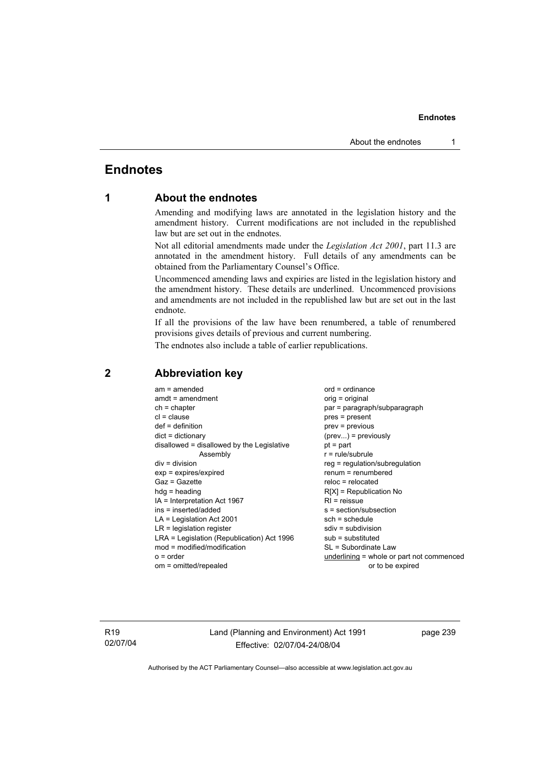# Endnotes

## 1 About the endnotes

Amending and modifying laws are annotated in the legislation history and the amendment history. Current modifications are not included in the republished law but are set out in the endnotes.

Not all editorial amendments made under the *Legislation Act 2001*, part 11.3 are annotated in the amendment history. Full details of any amendments can be obtained from the Parliamentary Counsel's Office.

Uncommenced amending laws and expiries are listed in the legislation history and the amendment history. These details are underlined. Uncommenced provisions and amendments are not included in the republished law but are set out in the last endnote.

If all the provisions of the law have been renumbered, a table of renumbered provisions gives details of previous and current numbering.

The endnotes also include a table of earlier republications.

## 2 Abbreviation key

am = amended
amdt = amendment
ch = chapter
cl = clause
def = definition
dict = dictionary
disallowed = disallowed by the Legislative Assembly
div = division
exp = expires/expired
Gaz = Gazette
hdg = heading
IA = Interpretation Act 1967
ins = inserted/added
LA = Legislation Act 2001
LR = legislation register
LRA = Legislation (Republication) Act 1996
mod = modified/modification
o = order
om = omitted/repealed
ord = ordinance
orig = original
par = paragraph/subparagraph
pres = present
prev = previous
(prev...) = previously
pt = part
r = rule/subrule
reg = regulation/subregulation
renum = renumbered
reloc = relocated
R[X] = Republication No
RI = reissue
s = section/subsection
sch = schedule
sdiv = subdivision
sub = substituted
SL = Subordinate Law
<u>underlining</u> = whole or part not commenced or to be expired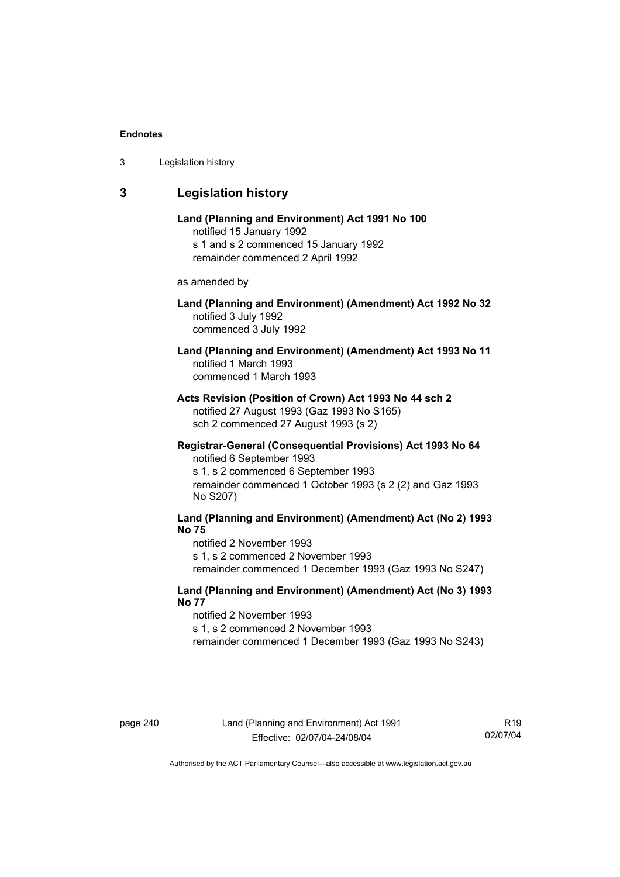## 3 Legislation history

**Land (Planning and Environment) Act 1991 No 100**
notified 15 January 1992
s 1 and s 2 commenced 15 January 1992
remainder commenced 2 April 1992

as amended by

**Land (Planning and Environment) (Amendment) Act 1992 No 32**
notified 3 July 1992
commenced 3 July 1992

**Land (Planning and Environment) (Amendment) Act 1993 No 11**
notified 1 March 1993
commenced 1 March 1993

**Acts Revision (Position of Crown) Act 1993 No 44 sch 2**
notified 27 August 1993 (Gaz 1993 No S165)
sch 2 commenced 27 August 1993 (s 2)

**Registrar-General (Consequential Provisions) Act 1993 No 64**
notified 6 September 1993
s 1, s 2 commenced 6 September 1993
remainder commenced 1 October 1993 (s 2 (2) and Gaz 1993 No S207)

**Land (Planning and Environment) (Amendment) Act (No 2) 1993 No 75**
notified 2 November 1993
s 1, s 2 commenced 2 November 1993
remainder commenced 1 December 1993 (Gaz 1993 No S247)

**Land (Planning and Environment) (Amendment) Act (No 3) 1993 No 77**
notified 2 November 1993
s 1, s 2 commenced 2 November 1993
remainder commenced 1 December 1993 (Gaz 1993 No S243)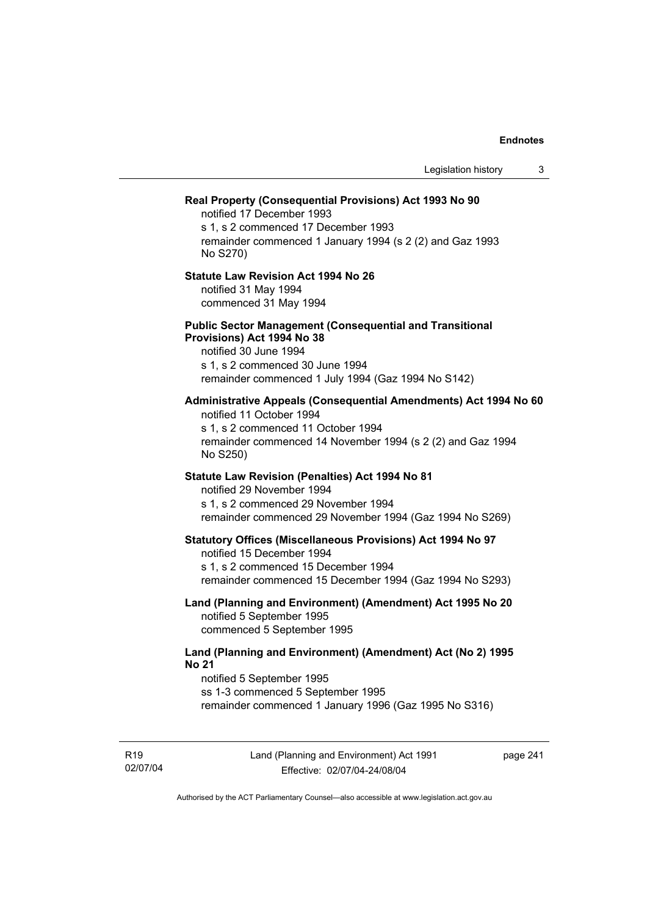**Real Property (Consequential Provisions) Act 1993 No 90**

notified 17 December 1993
s 1, s 2 commenced 17 December 1993
remainder commenced 1 January 1994 (s 2 (2) and Gaz 1993 No S270)

**Statute Law Revision Act 1994 No 26**

notified 31 May 1994
commenced 31 May 1994

**Public Sector Management (Consequential and Transitional Provisions) Act 1994 No 38**

notified 30 June 1994
s 1, s 2 commenced 30 June 1994
remainder commenced 1 July 1994 (Gaz 1994 No S142)

**Administrative Appeals (Consequential Amendments) Act 1994 No 60**

notified 11 October 1994
s 1, s 2 commenced 11 October 1994
remainder commenced 14 November 1994 (s 2 (2) and Gaz 1994 No S250)

**Statute Law Revision (Penalties) Act 1994 No 81**

notified 29 November 1994
s 1, s 2 commenced 29 November 1994
remainder commenced 29 November 1994 (Gaz 1994 No S269)

**Statutory Offices (Miscellaneous Provisions) Act 1994 No 97**

notified 15 December 1994
s 1, s 2 commenced 15 December 1994
remainder commenced 15 December 1994 (Gaz 1994 No S293)

**Land (Planning and Environment) (Amendment) Act 1995 No 20**

notified 5 September 1995
commenced 5 September 1995

**Land (Planning and Environment) (Amendment) Act (No 2) 1995 No 21**

notified 5 September 1995
ss 1-3 commenced 5 September 1995
remainder commenced 1 January 1996 (Gaz 1995 No S316)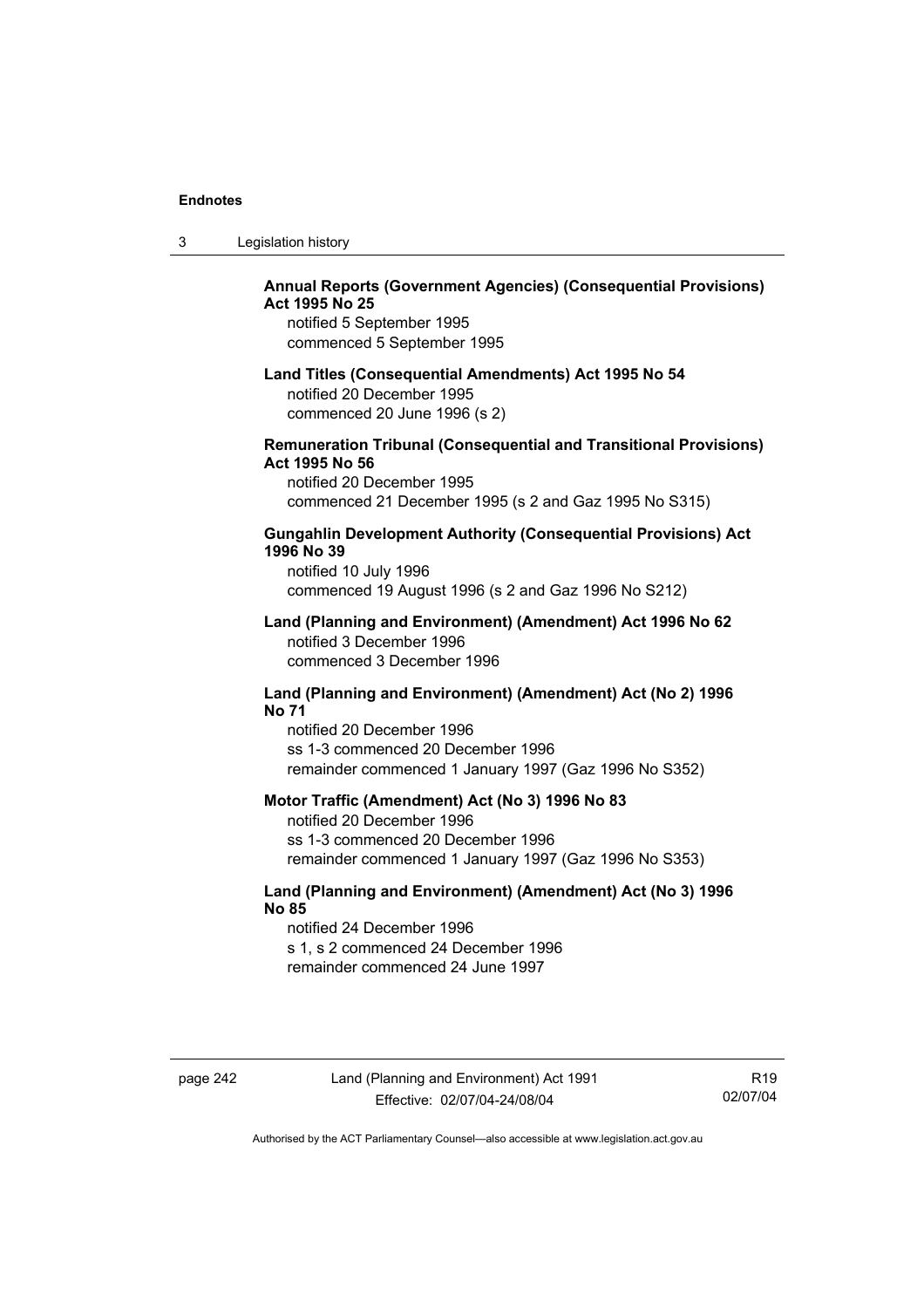**Annual Reports (Government Agencies) (Consequential Provisions) Act 1995 No 25**

notified 5 September 1995
commenced 5 September 1995

**Land Titles (Consequential Amendments) Act 1995 No 54**

notified 20 December 1995
commenced 20 June 1996 (s 2)

**Remuneration Tribunal (Consequential and Transitional Provisions) Act 1995 No 56**

notified 20 December 1995
commenced 21 December 1995 (s 2 and Gaz 1995 No S315)

**Gungahlin Development Authority (Consequential Provisions) Act 1996 No 39**

notified 10 July 1996
commenced 19 August 1996 (s 2 and Gaz 1996 No S212)

**Land (Planning and Environment) (Amendment) Act 1996 No 62**

notified 3 December 1996
commenced 3 December 1996

**Land (Planning and Environment) (Amendment) Act (No 2) 1996 No 71**

notified 20 December 1996
ss 1-3 commenced 20 December 1996
remainder commenced 1 January 1997 (Gaz 1996 No S352)

**Motor Traffic (Amendment) Act (No 3) 1996 No 83**

notified 20 December 1996
ss 1-3 commenced 20 December 1996
remainder commenced 1 January 1997 (Gaz 1996 No S353)

**Land (Planning and Environment) (Amendment) Act (No 3) 1996 No 85**

notified 24 December 1996
s 1, s 2 commenced 24 December 1996
remainder commenced 24 June 1997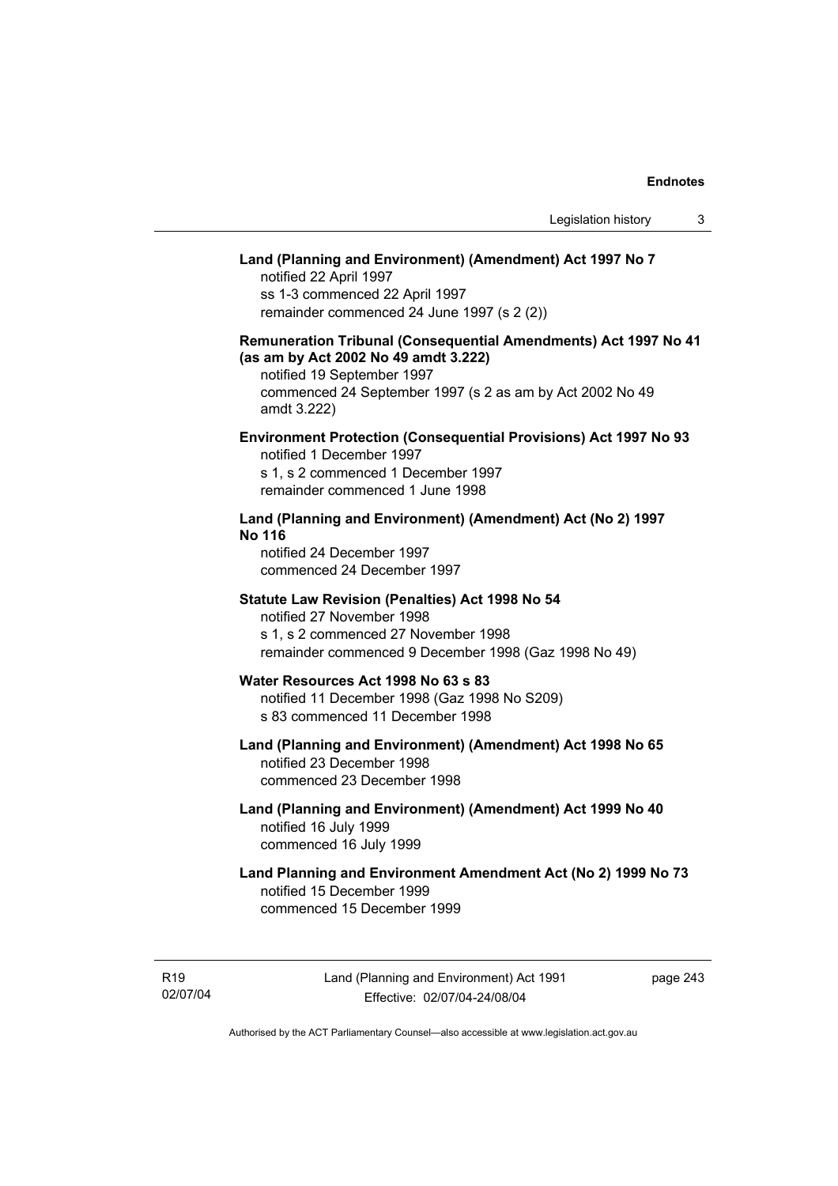**Land (Planning and Environment) (Amendment) Act 1997 No 7**
notified 22 April 1997
ss 1-3 commenced 22 April 1997
remainder commenced 24 June 1997 (s 2 (2))

**Remuneration Tribunal (Consequential Amendments) Act 1997 No 41 (as am by Act 2002 No 49 amdt 3.222)**
notified 19 September 1997
commenced 24 September 1997 (s 2 as am by Act 2002 No 49 amdt 3.222)

**Environment Protection (Consequential Provisions) Act 1997 No 93**
notified 1 December 1997
s 1, s 2 commenced 1 December 1997
remainder commenced 1 June 1998

**Land (Planning and Environment) (Amendment) Act (No 2) 1997 No 116**
notified 24 December 1997
commenced 24 December 1997

**Statute Law Revision (Penalties) Act 1998 No 54**
notified 27 November 1998
s 1, s 2 commenced 27 November 1998
remainder commenced 9 December 1998 (Gaz 1998 No 49)

**Water Resources Act 1998 No 63 s 83**
notified 11 December 1998 (Gaz 1998 No S209)
s 83 commenced 11 December 1998

**Land (Planning and Environment) (Amendment) Act 1998 No 65**
notified 23 December 1998
commenced 23 December 1998

**Land (Planning and Environment) (Amendment) Act 1999 No 40**
notified 16 July 1999
commenced 16 July 1999

**Land Planning and Environment Amendment Act (No 2) 1999 No 73**
notified 15 December 1999
commenced 15 December 1999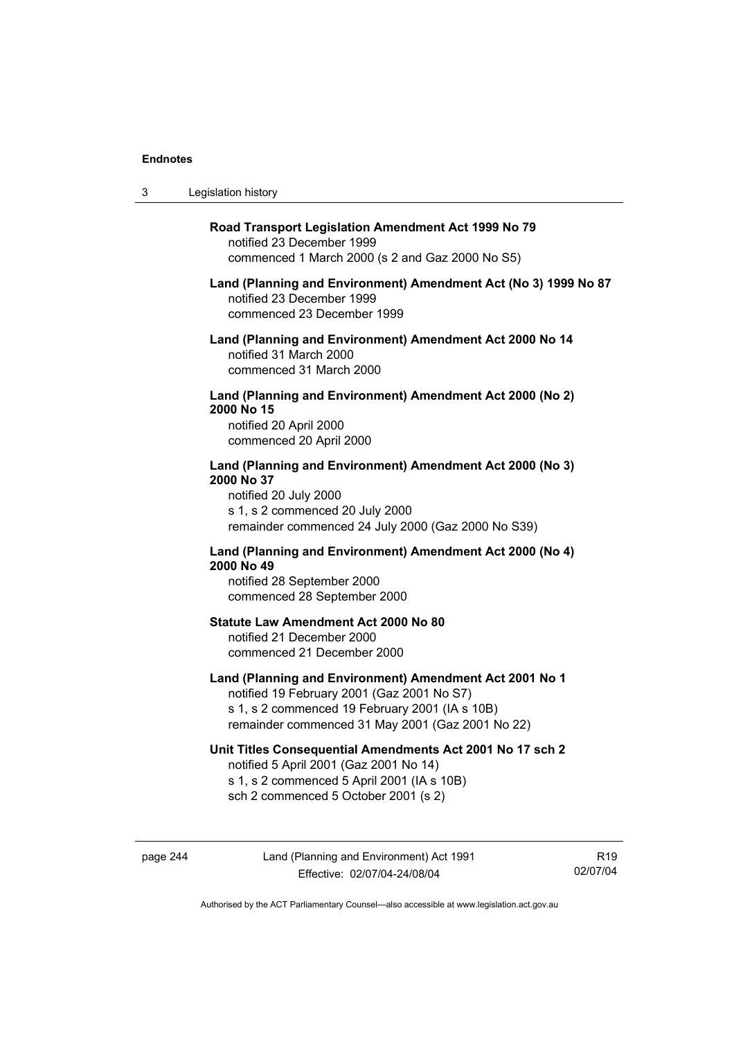**Road Transport Legislation Amendment Act 1999 No 79**
notified 23 December 1999
commenced 1 March 2000 (s 2 and Gaz 2000 No S5)

**Land (Planning and Environment) Amendment Act (No 3) 1999 No 87**
notified 23 December 1999
commenced 23 December 1999

**Land (Planning and Environment) Amendment Act 2000 No 14**
notified 31 March 2000
commenced 31 March 2000

**Land (Planning and Environment) Amendment Act 2000 (No 2) 2000 No 15**
notified 20 April 2000
commenced 20 April 2000

**Land (Planning and Environment) Amendment Act 2000 (No 3) 2000 No 37**
notified 20 July 2000
s 1, s 2 commenced 20 July 2000
remainder commenced 24 July 2000 (Gaz 2000 No S39)

**Land (Planning and Environment) Amendment Act 2000 (No 4) 2000 No 49**
notified 28 September 2000
commenced 28 September 2000

**Statute Law Amendment Act 2000 No 80**
notified 21 December 2000
commenced 21 December 2000

**Land (Planning and Environment) Amendment Act 2001 No 1**
notified 19 February 2001 (Gaz 2001 No S7)
s 1, s 2 commenced 19 February 2001 (IA s 10B)
remainder commenced 31 May 2001 (Gaz 2001 No 22)

**Unit Titles Consequential Amendments Act 2001 No 17 sch 2**
notified 5 April 2001 (Gaz 2001 No 14)
s 1, s 2 commenced 5 April 2001 (IA s 10B)
sch 2 commenced 5 October 2001 (s 2)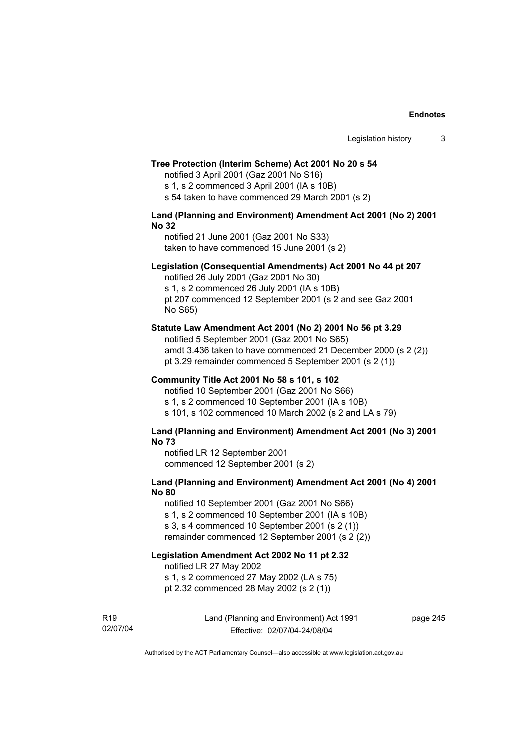**Tree Protection (Interim Scheme) Act 2001 No 20 s 54**

notified 3 April 2001 (Gaz 2001 No S16)
s 1, s 2 commenced 3 April 2001 (IA s 10B)
s 54 taken to have commenced 29 March 2001 (s 2)

**Land (Planning and Environment) Amendment Act 2001 (No 2) 2001 No 32**

notified 21 June 2001 (Gaz 2001 No S33)
taken to have commenced 15 June 2001 (s 2)

**Legislation (Consequential Amendments) Act 2001 No 44 pt 207**

notified 26 July 2001 (Gaz 2001 No 30)
s 1, s 2 commenced 26 July 2001 (IA s 10B)
pt 207 commenced 12 September 2001 (s 2 and see Gaz 2001 No S65)

**Statute Law Amendment Act 2001 (No 2) 2001 No 56 pt 3.29**

notified 5 September 2001 (Gaz 2001 No S65)
amdt 3.436 taken to have commenced 21 December 2000 (s 2 (2))
pt 3.29 remainder commenced 5 September 2001 (s 2 (1))

**Community Title Act 2001 No 58 s 101, s 102**

notified 10 September 2001 (Gaz 2001 No S66)
s 1, s 2 commenced 10 September 2001 (IA s 10B)
s 101, s 102 commenced 10 March 2002 (s 2 and LA s 79)

**Land (Planning and Environment) Amendment Act 2001 (No 3) 2001 No 73**

notified LR 12 September 2001
commenced 12 September 2001 (s 2)

**Land (Planning and Environment) Amendment Act 2001 (No 4) 2001 No 80**

notified 10 September 2001 (Gaz 2001 No S66)
s 1, s 2 commenced 10 September 2001 (IA s 10B)
s 3, s 4 commenced 10 September 2001 (s 2 (1))
remainder commenced 12 September 2001 (s 2 (2))

**Legislation Amendment Act 2002 No 11 pt 2.32**

notified LR 27 May 2002
s 1, s 2 commenced 27 May 2002 (LA s 75)
pt 2.32 commenced 28 May 2002 (s 2 (1))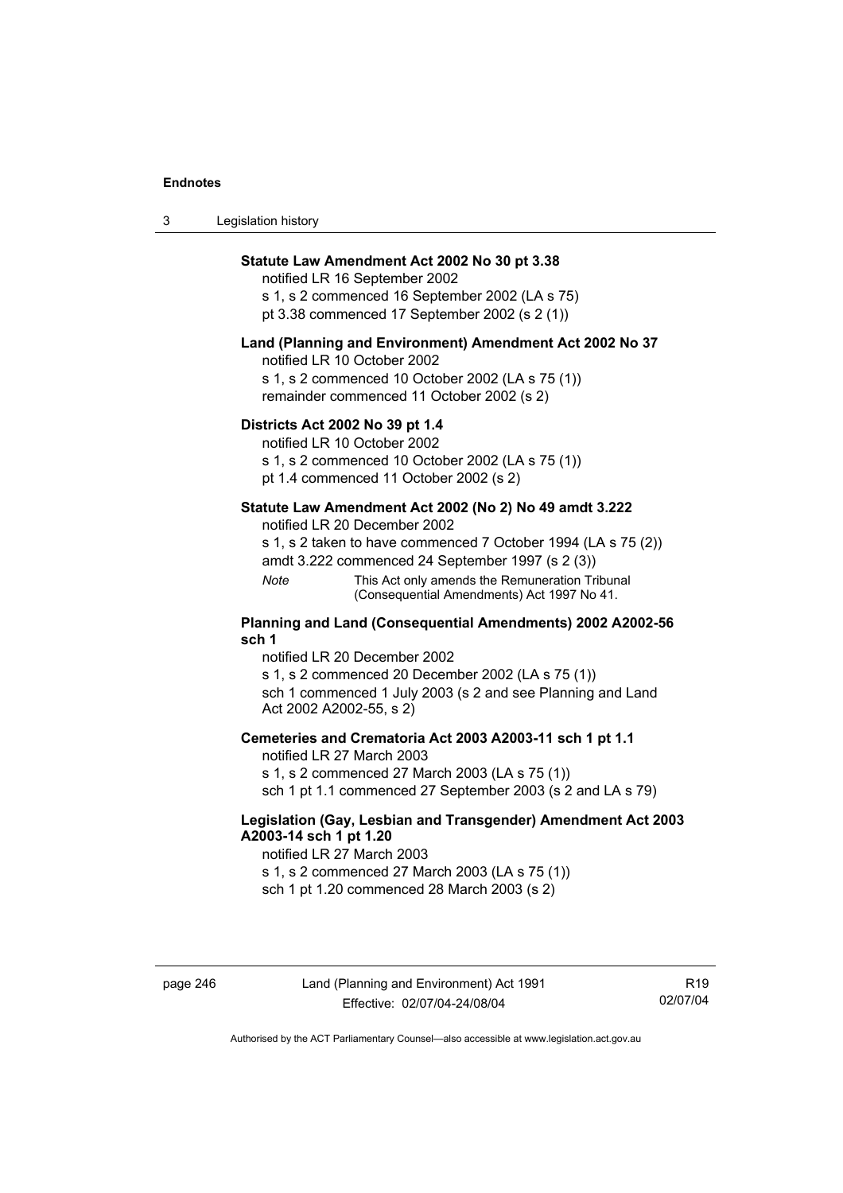**Statute Law Amendment Act 2002 No 30 pt 3.38**

notified LR 16 September 2002

s 1, s 2 commenced 16 September 2002 (LA s 75)

pt 3.38 commenced 17 September 2002 (s 2 (1))

**Land (Planning and Environment) Amendment Act 2002 No 37**

notified LR 10 October 2002

s 1, s 2 commenced 10 October 2002 (LA s 75 (1))

remainder commenced 11 October 2002 (s 2)

**Districts Act 2002 No 39 pt 1.4**

notified LR 10 October 2002

s 1, s 2 commenced 10 October 2002 (LA s 75 (1))

pt 1.4 commenced 11 October 2002 (s 2)

**Statute Law Amendment Act 2002 (No 2) No 49 amdt 3.222**

notified LR 20 December 2002

s 1, s 2 taken to have commenced 7 October 1994 (LA s 75 (2))

amdt 3.222 commenced 24 September 1997 (s 2 (3))

*Note* This Act only amends the Remuneration Tribunal (Consequential Amendments) Act 1997 No 41.

**Planning and Land (Consequential Amendments) 2002 A2002-56 sch 1**

notified LR 20 December 2002

s 1, s 2 commenced 20 December 2002 (LA s 75 (1))

sch 1 commenced 1 July 2003 (s 2 and see Planning and Land Act 2002 A2002-55, s 2)

**Cemeteries and Crematoria Act 2003 A2003-11 sch 1 pt 1.1**

notified LR 27 March 2003

s 1, s 2 commenced 27 March 2003 (LA s 75 (1))

sch 1 pt 1.1 commenced 27 September 2003 (s 2 and LA s 79)

**Legislation (Gay, Lesbian and Transgender) Amendment Act 2003 A2003-14 sch 1 pt 1.20**

notified LR 27 March 2003

s 1, s 2 commenced 27 March 2003 (LA s 75 (1))

sch 1 pt 1.20 commenced 28 March 2003 (s 2)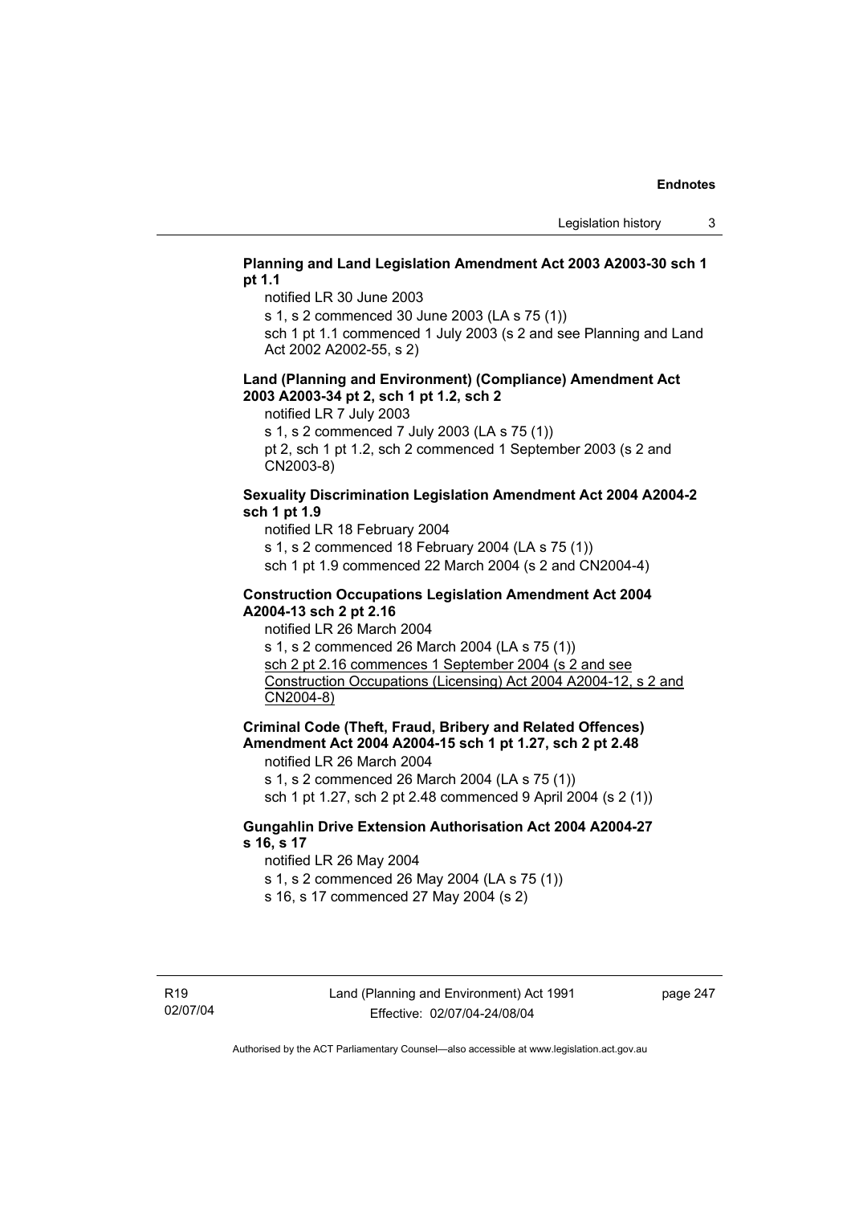**Planning and Land Legislation Amendment Act 2003 A2003-30 sch 1 pt 1.1**

notified LR 30 June 2003

s 1, s 2 commenced 30 June 2003 (LA s 75 (1))

sch 1 pt 1.1 commenced 1 July 2003 (s 2 and see Planning and Land Act 2002 A2002-55, s 2)

**Land (Planning and Environment) (Compliance) Amendment Act 2003 A2003-34 pt 2, sch 1 pt 1.2, sch 2**

notified LR 7 July 2003

s 1, s 2 commenced 7 July 2003 (LA s 75 (1))

pt 2, sch 1 pt 1.2, sch 2 commenced 1 September 2003 (s 2 and CN2003-8)

**Sexuality Discrimination Legislation Amendment Act 2004 A2004-2 sch 1 pt 1.9**

notified LR 18 February 2004

s 1, s 2 commenced 18 February 2004 (LA s 75 (1))

sch 1 pt 1.9 commenced 22 March 2004 (s 2 and CN2004-4)

**Construction Occupations Legislation Amendment Act 2004 A2004-13 sch 2 pt 2.16**

notified LR 26 March 2004

s 1, s 2 commenced 26 March 2004 (LA s 75 (1))

<u>sch 2 pt 2.16 commences 1 September 2004 (s 2 and see Construction Occupations (Licensing) Act 2004 A2004-12, s 2 and CN2004-8)</u>

**Criminal Code (Theft, Fraud, Bribery and Related Offences) Amendment Act 2004 A2004-15 sch 1 pt 1.27, sch 2 pt 2.48**

notified LR 26 March 2004

s 1, s 2 commenced 26 March 2004 (LA s 75 (1))

sch 1 pt 1.27, sch 2 pt 2.48 commenced 9 April 2004 (s 2 (1))

**Gungahlin Drive Extension Authorisation Act 2004 A2004-27 s 16, s 17**

notified LR 26 May 2004

s 1, s 2 commenced 26 May 2004 (LA s 75 (1))

s 16, s 17 commenced 27 May 2004 (s 2)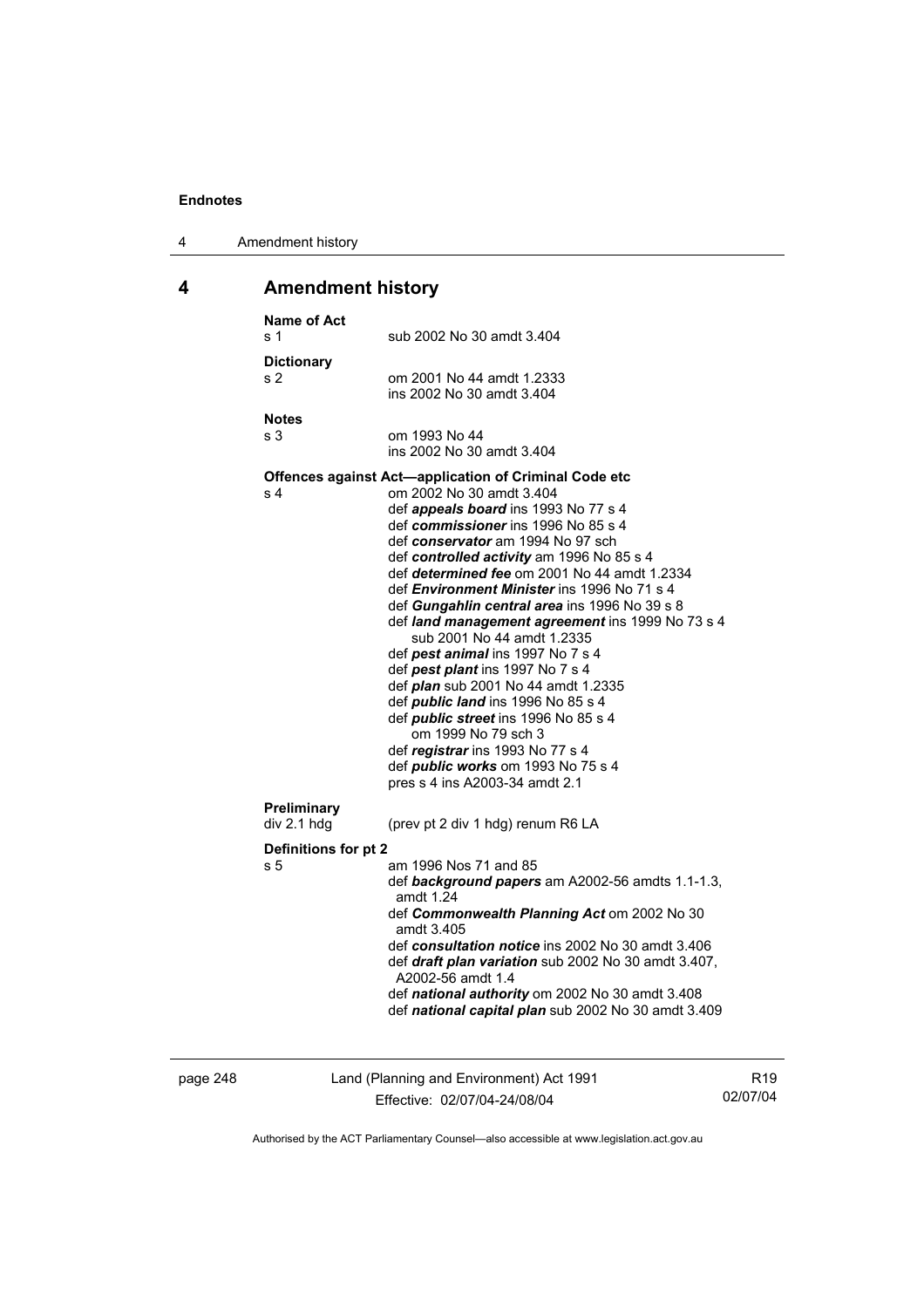## 4 Amendment history

**Name of Act**
s 1 sub 2002 No 30 amdt 3.404

**Dictionary**
s 2 om 2001 No 44 amdt 1.2333
ins 2002 No 30 amdt 3.404

**Notes**
s 3 om 1993 No 44
ins 2002 No 30 amdt 3.404

**Offences against Act—application of Criminal Code etc**
s 4 om 2002 No 30 amdt 3.404
def ***appeals board*** ins 1993 No 77 s 4
def ***commissioner*** ins 1996 No 85 s 4
def ***conservator*** am 1994 No 97 sch
def ***controlled activity*** am 1996 No 85 s 4
def ***determined fee*** om 2001 No 44 amdt 1.2334
def ***Environment Minister*** ins 1996 No 71 s 4
def ***Gungahlin central area*** ins 1996 No 39 s 8
def ***land management agreement*** ins 1999 No 73 s 4
sub 2001 No 44 amdt 1.2335
def ***pest animal*** ins 1997 No 7 s 4
def ***pest plant*** ins 1997 No 7 s 4
def ***plan*** sub 2001 No 44 amdt 1.2335
def ***public land*** ins 1996 No 85 s 4
def ***public street*** ins 1996 No 85 s 4
om 1999 No 79 sch 3
def ***registrar*** ins 1993 No 77 s 4
def ***public works*** om 1993 No 75 s 4
pres s 4 ins A2003-34 amdt 2.1

**Preliminary**
div 2.1 hdg (prev pt 2 div 1 hdg) renum R6 LA

**Definitions for pt 2**
s 5 am 1996 Nos 71 and 85
def ***background papers*** am A2002-56 amdts 1.1-1.3, amdt 1.24
def ***Commonwealth Planning Act*** om 2002 No 30 amdt 3.405
def ***consultation notice*** ins 2002 No 30 amdt 3.406
def ***draft plan variation*** sub 2002 No 30 amdt 3.407, A2002-56 amdt 1.4
def ***national authority*** om 2002 No 30 amdt 3.408
def ***national capital plan*** sub 2002 No 30 amdt 3.409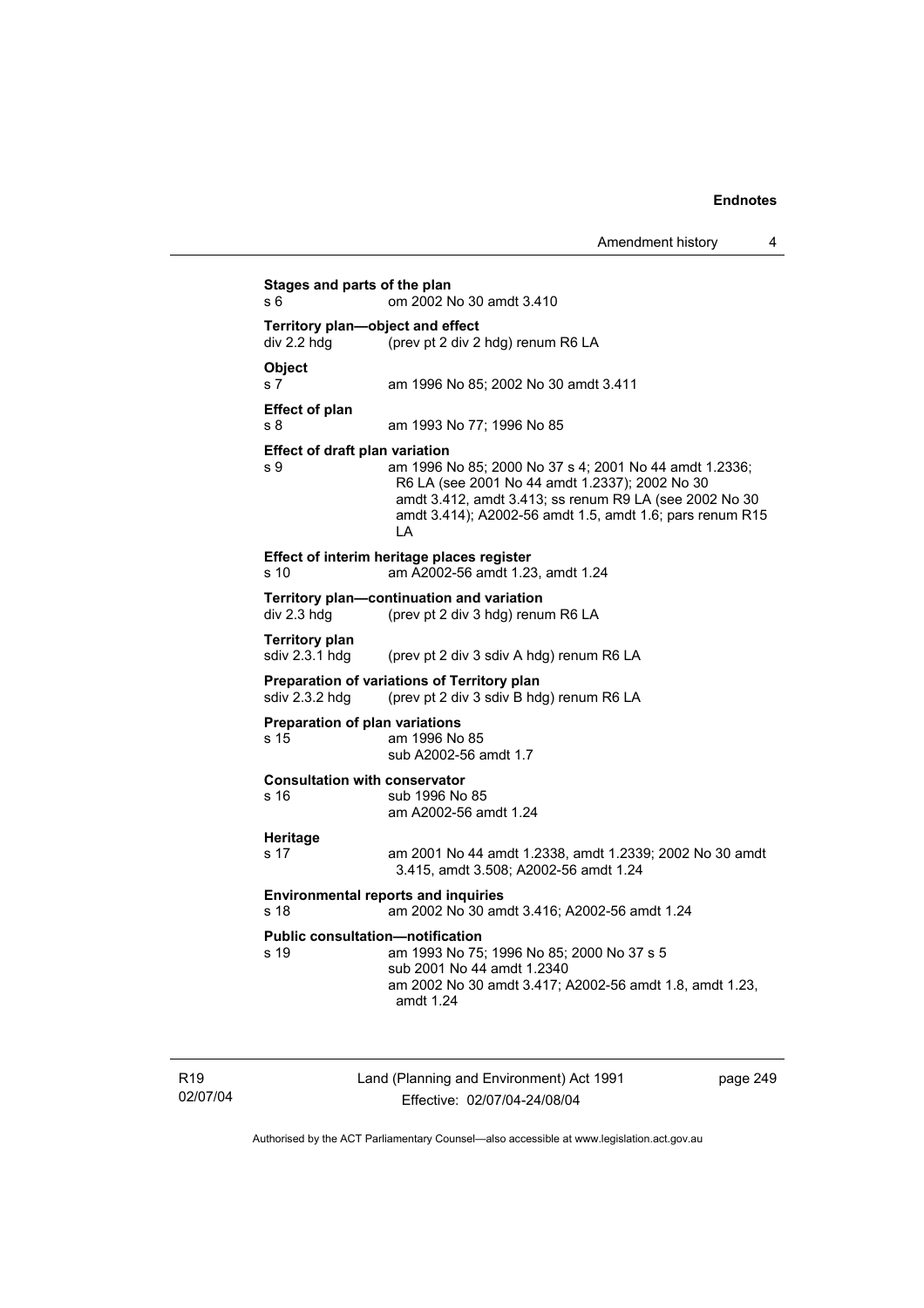**Stages and parts of the plan**
s 6 om 2002 No 30 amdt 3.410

**Territory plan—object and effect**
div 2.2 hdg (prev pt 2 div 2 hdg) renum R6 LA

**Object**
s 7 am 1996 No 85; 2002 No 30 amdt 3.411

**Effect of plan**
s 8 am 1993 No 77; 1996 No 85

**Effect of draft plan variation**
s 9 am 1996 No 85; 2000 No 37 s 4; 2001 No 44 amdt 1.2336; R6 LA (see 2001 No 44 amdt 1.2337); 2002 No 30 amdt 3.412, amdt 3.413; ss renum R9 LA (see 2002 No 30 amdt 3.414); A2002-56 amdt 1.5, amdt 1.6; pars renum R15 LA

**Effect of interim heritage places register**
s 10 am A2002-56 amdt 1.23, amdt 1.24

**Territory plan—continuation and variation**
div 2.3 hdg (prev pt 2 div 3 hdg) renum R6 LA

**Territory plan**
sdiv 2.3.1 hdg (prev pt 2 div 3 sdiv A hdg) renum R6 LA

**Preparation of variations of Territory plan**
sdiv 2.3.2 hdg (prev pt 2 div 3 sdiv B hdg) renum R6 LA

**Preparation of plan variations**
s 15 am 1996 No 85
sub A2002-56 amdt 1.7

**Consultation with conservator**
s 16 sub 1996 No 85
am A2002-56 amdt 1.24

**Heritage**
s 17 am 2001 No 44 amdt 1.2338, amdt 1.2339; 2002 No 30 amdt 3.415, amdt 3.508; A2002-56 amdt 1.24

**Environmental reports and inquiries**
s 18 am 2002 No 30 amdt 3.416; A2002-56 amdt 1.24

**Public consultation—notification**
s 19 am 1993 No 75; 1996 No 85; 2000 No 37 s 5
sub 2001 No 44 amdt 1.2340
am 2002 No 30 amdt 3.417; A2002-56 amdt 1.8, amdt 1.23, amdt 1.24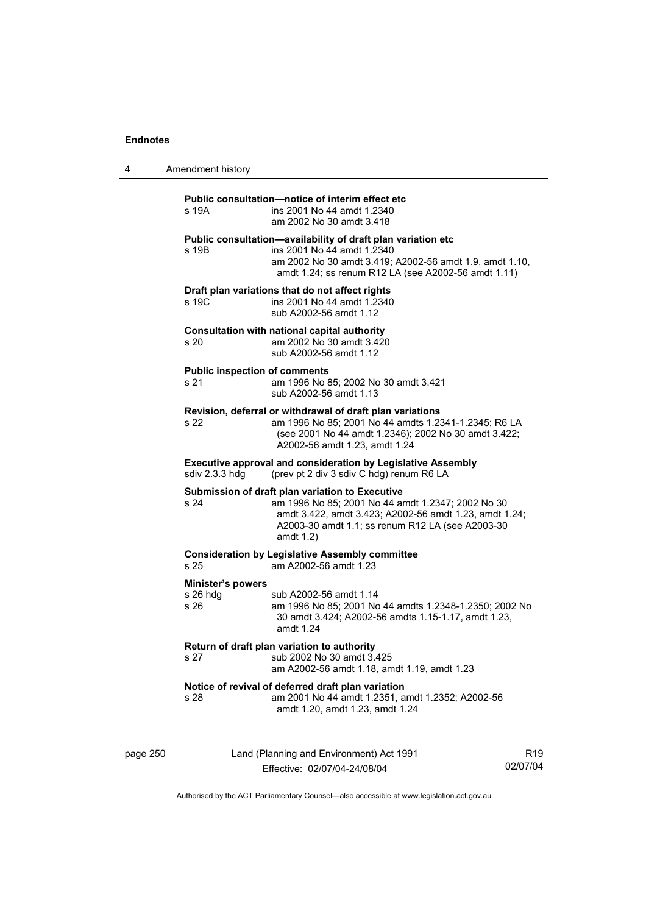**Public consultation—notice of interim effect etc**

s 19A ins 2001 No 44 amdt 1.2340
am 2002 No 30 amdt 3.418

**Public consultation—availability of draft plan variation etc**

s 19B ins 2001 No 44 amdt 1.2340
am 2002 No 30 amdt 3.419; A2002-56 amdt 1.9, amdt 1.10, amdt 1.24; ss renum R12 LA (see A2002-56 amdt 1.11)

**Draft plan variations that do not affect rights**

s 19C ins 2001 No 44 amdt 1.2340
sub A2002-56 amdt 1.12

**Consultation with national capital authority**

s 20 am 2002 No 30 amdt 3.420
sub A2002-56 amdt 1.12

**Public inspection of comments**

s 21 am 1996 No 85; 2002 No 30 amdt 3.421
sub A2002-56 amdt 1.13

**Revision, deferral or withdrawal of draft plan variations**

s 22 am 1996 No 85; 2001 No 44 amdts 1.2341-1.2345; R6 LA (see 2001 No 44 amdt 1.2346); 2002 No 30 amdt 3.422; A2002-56 amdt 1.23, amdt 1.24

**Executive approval and consideration by Legislative Assembly**

sdiv 2.3.3 hdg (prev pt 2 div 3 sdiv C hdg) renum R6 LA

**Submission of draft plan variation to Executive**

s 24 am 1996 No 85; 2001 No 44 amdt 1.2347; 2002 No 30 amdt 3.422, amdt 3.423; A2002-56 amdt 1.23, amdt 1.24; A2003-30 amdt 1.1; ss renum R12 LA (see A2003-30 amdt 1.2)

**Consideration by Legislative Assembly committee**

s 25 am A2002-56 amdt 1.23

**Minister's powers**

s 26 hdg sub A2002-56 amdt 1.14
s 26 am 1996 No 85; 2001 No 44 amdts 1.2348-1.2350; 2002 No 30 amdt 3.424; A2002-56 amdts 1.15-1.17, amdt 1.23, amdt 1.24

**Return of draft plan variation to authority**

s 27 sub 2002 No 30 amdt 3.425
am A2002-56 amdt 1.18, amdt 1.19, amdt 1.23

**Notice of revival of deferred draft plan variation**

s 28 am 2001 No 44 amdt 1.2351, amdt 1.2352; A2002-56 amdt 1.20, amdt 1.23, amdt 1.24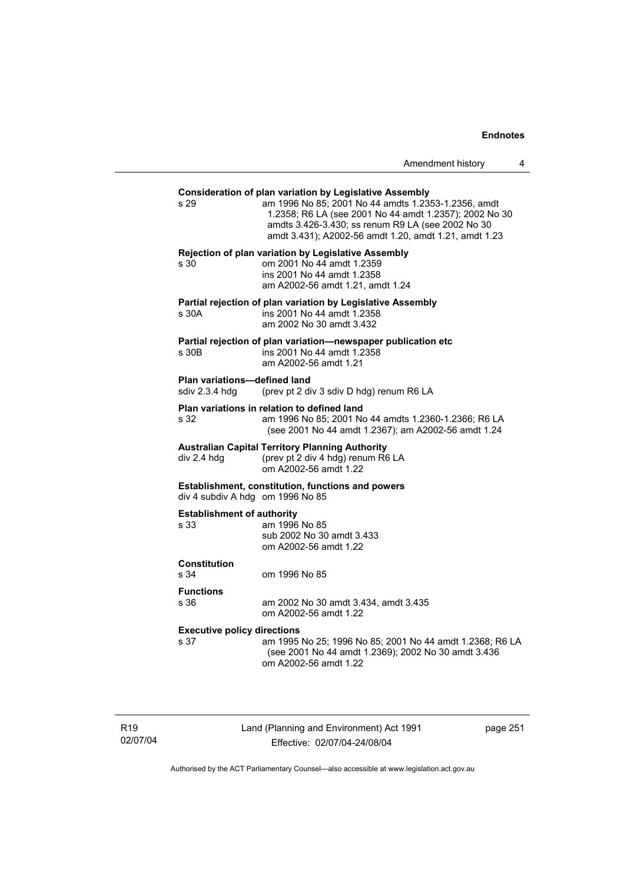**Consideration of plan variation by Legislative Assembly**

s 29 am 1996 No 85; 2001 No 44 amdts 1.2353-1.2356, amdt 1.2358; R6 LA (see 2001 No 44 amdt 1.2357); 2002 No 30 amdts 3.426-3.430; ss renum R9 LA (see 2002 No 30 amdt 3.431); A2002-56 amdt 1.20, amdt 1.21, amdt 1.23

**Rejection of plan variation by Legislative Assembly**

s 30 om 2001 No 44 amdt 1.2359
ins 2001 No 44 amdt 1.2358
am A2002-56 amdt 1.21, amdt 1.24

**Partial rejection of plan variation by Legislative Assembly**

s 30A ins 2001 No 44 amdt 1.2358
am 2002 No 30 amdt 3.432

**Partial rejection of plan variation—newspaper publication etc**

s 30B ins 2001 No 44 amdt 1.2358
am A2002-56 amdt 1.21

**Plan variations—defined land**

sdiv 2.3.4 hdg (prev pt 2 div 3 sdiv D hdg) renum R6 LA

**Plan variations in relation to defined land**

s 32 am 1996 No 85; 2001 No 44 amdts 1.2360-1.2366; R6 LA (see 2001 No 44 amdt 1.2367); am A2002-56 amdt 1.24

**Australian Capital Territory Planning Authority**

div 2.4 hdg (prev pt 2 div 4 hdg) renum R6 LA
om A2002-56 amdt 1.22

**Establishment, constitution, functions and powers**

div 4 subdiv A hdg om 1996 No 85

**Establishment of authority**

s 33 am 1996 No 85
sub 2002 No 30 amdt 3.433
om A2002-56 amdt 1.22

**Constitution**

s 34 om 1996 No 85

**Functions**

s 36 am 2002 No 30 amdt 3.434, amdt 3.435
om A2002-56 amdt 1.22

**Executive policy directions**

s 37 am 1995 No 25; 1996 No 85; 2001 No 44 amdt 1.2368; R6 LA (see 2001 No 44 amdt 1.2369); 2002 No 30 amdt 3.436
om A2002-56 amdt 1.22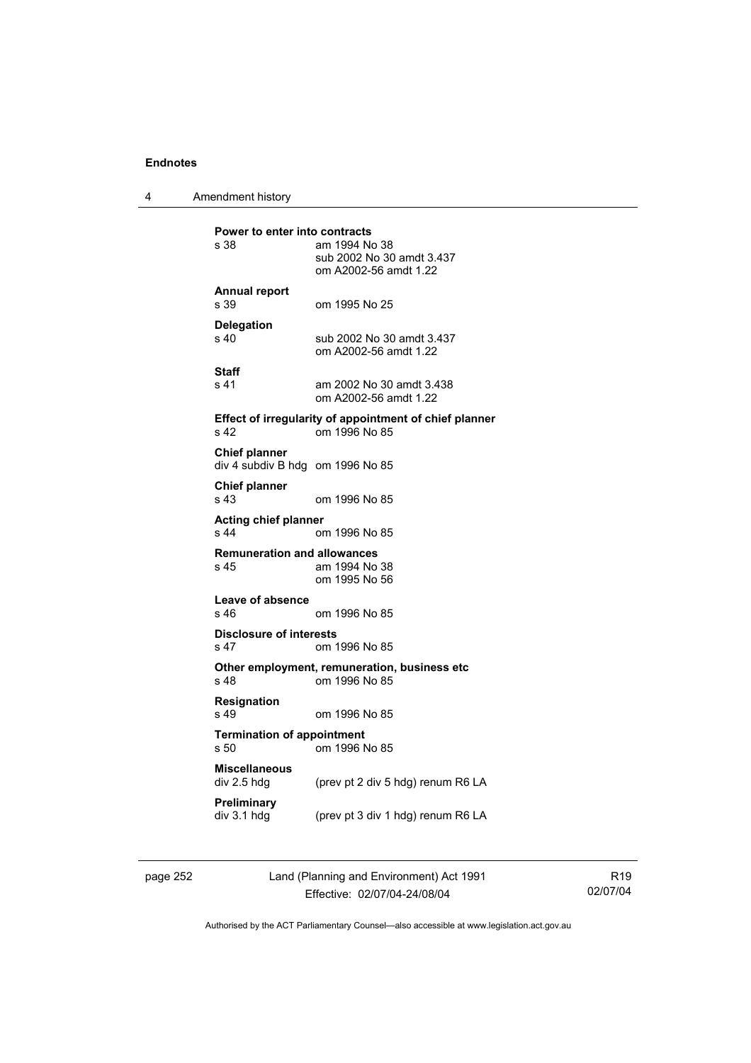**Power to enter into contracts**

s 38 am 1994 No 38
sub 2002 No 30 amdt 3.437
om A2002-56 amdt 1.22

**Annual report**

s 39 om 1995 No 25

**Delegation**

s 40 sub 2002 No 30 amdt 3.437
om A2002-56 amdt 1.22

**Staff**

s 41 am 2002 No 30 amdt 3.438
om A2002-56 amdt 1.22

**Effect of irregularity of appointment of chief planner**

s 42 om 1996 No 85

**Chief planner**

div 4 subdiv B hdg om 1996 No 85

**Chief planner**

s 43 om 1996 No 85

**Acting chief planner**

s 44 om 1996 No 85

**Remuneration and allowances**

s 45 am 1994 No 38
om 1995 No 56

**Leave of absence**

s 46 om 1996 No 85

**Disclosure of interests**

s 47 om 1996 No 85

**Other employment, remuneration, business etc**

s 48 om 1996 No 85

**Resignation**

s 49 om 1996 No 85

**Termination of appointment**

s 50 om 1996 No 85

**Miscellaneous**

div 2.5 hdg (prev pt 2 div 5 hdg) renum R6 LA

**Preliminary**

div 3.1 hdg (prev pt 3 div 1 hdg) renum R6 LA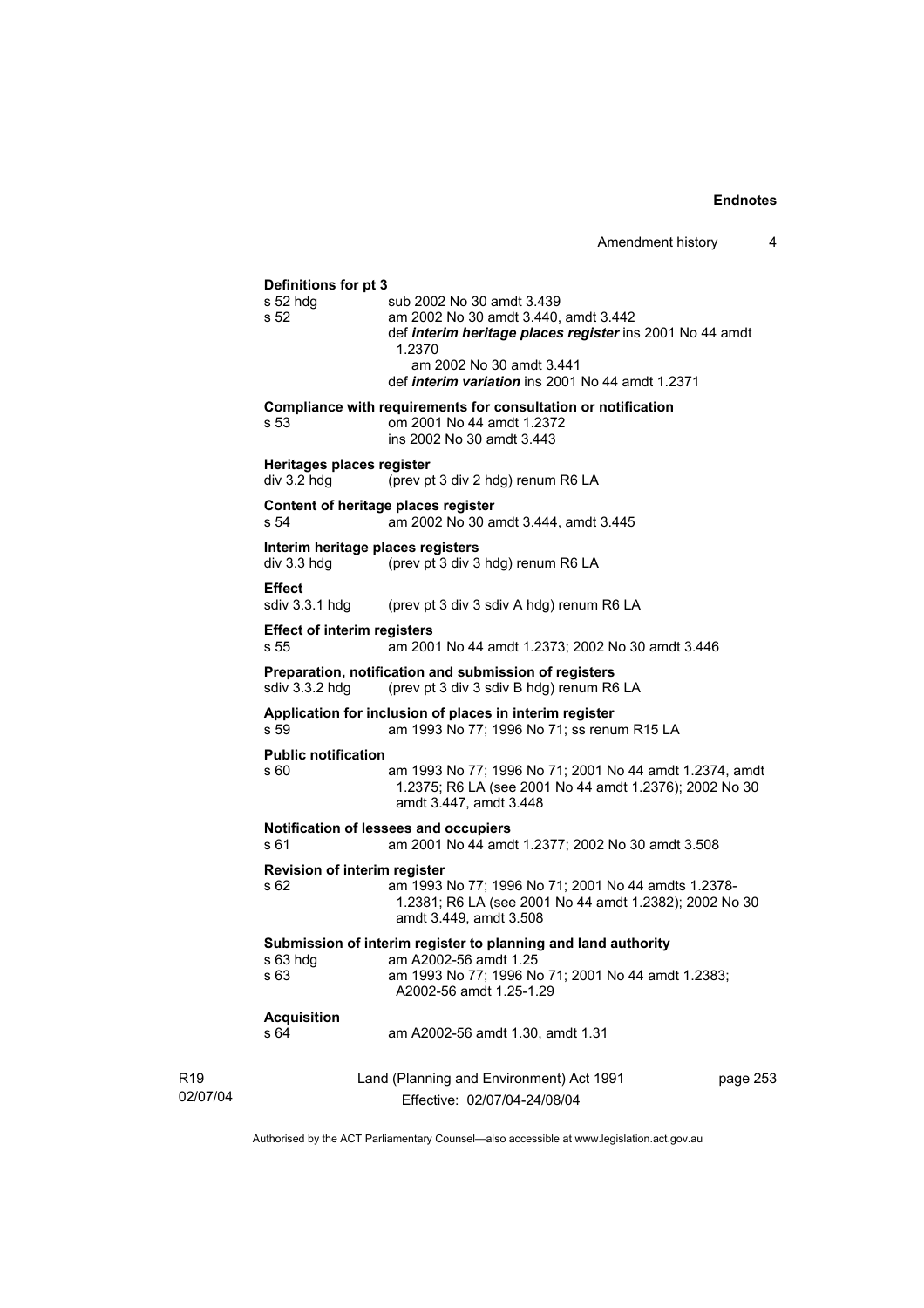**Definitions for pt 3**

s 52 hdg sub 2002 No 30 amdt 3.439

s 52 am 2002 No 30 amdt 3.440, amdt 3.442

def ***interim heritage places register*** ins 2001 No 44 amdt 1.2370

am 2002 No 30 amdt 3.441

def ***interim variation*** ins 2001 No 44 amdt 1.2371

**Compliance with requirements for consultation or notification**

s 53 om 2001 No 44 amdt 1.2372

ins 2002 No 30 amdt 3.443

**Heritages places register**

div 3.2 hdg (prev pt 3 div 2 hdg) renum R6 LA

**Content of heritage places register**

s 54 am 2002 No 30 amdt 3.444, amdt 3.445

**Interim heritage places registers**

div 3.3 hdg (prev pt 3 div 3 hdg) renum R6 LA

**Effect**

sdiv 3.3.1 hdg (prev pt 3 div 3 sdiv A hdg) renum R6 LA

**Effect of interim registers**

s 55 am 2001 No 44 amdt 1.2373; 2002 No 30 amdt 3.446

**Preparation, notification and submission of registers**

sdiv 3.3.2 hdg (prev pt 3 div 3 sdiv B hdg) renum R6 LA

**Application for inclusion of places in interim register**

s 59 am 1993 No 77; 1996 No 71; ss renum R15 LA

**Public notification**

s 60 am 1993 No 77; 1996 No 71; 2001 No 44 amdt 1.2374, amdt 1.2375; R6 LA (see 2001 No 44 amdt 1.2376); 2002 No 30 amdt 3.447, amdt 3.448

**Notification of lessees and occupiers**

s 61 am 2001 No 44 amdt 1.2377; 2002 No 30 amdt 3.508

**Revision of interim register**

s 62 am 1993 No 77; 1996 No 71; 2001 No 44 amdts 1.2378-1.2381; R6 LA (see 2001 No 44 amdt 1.2382); 2002 No 30 amdt 3.449, amdt 3.508

**Submission of interim register to planning and land authority**

s 63 hdg am A2002-56 amdt 1.25

s 63 am 1993 No 77; 1996 No 71; 2001 No 44 amdt 1.2383; A2002-56 amdt 1.25-1.29

**Acquisition**

s 64 am A2002-56 amdt 1.30, amdt 1.31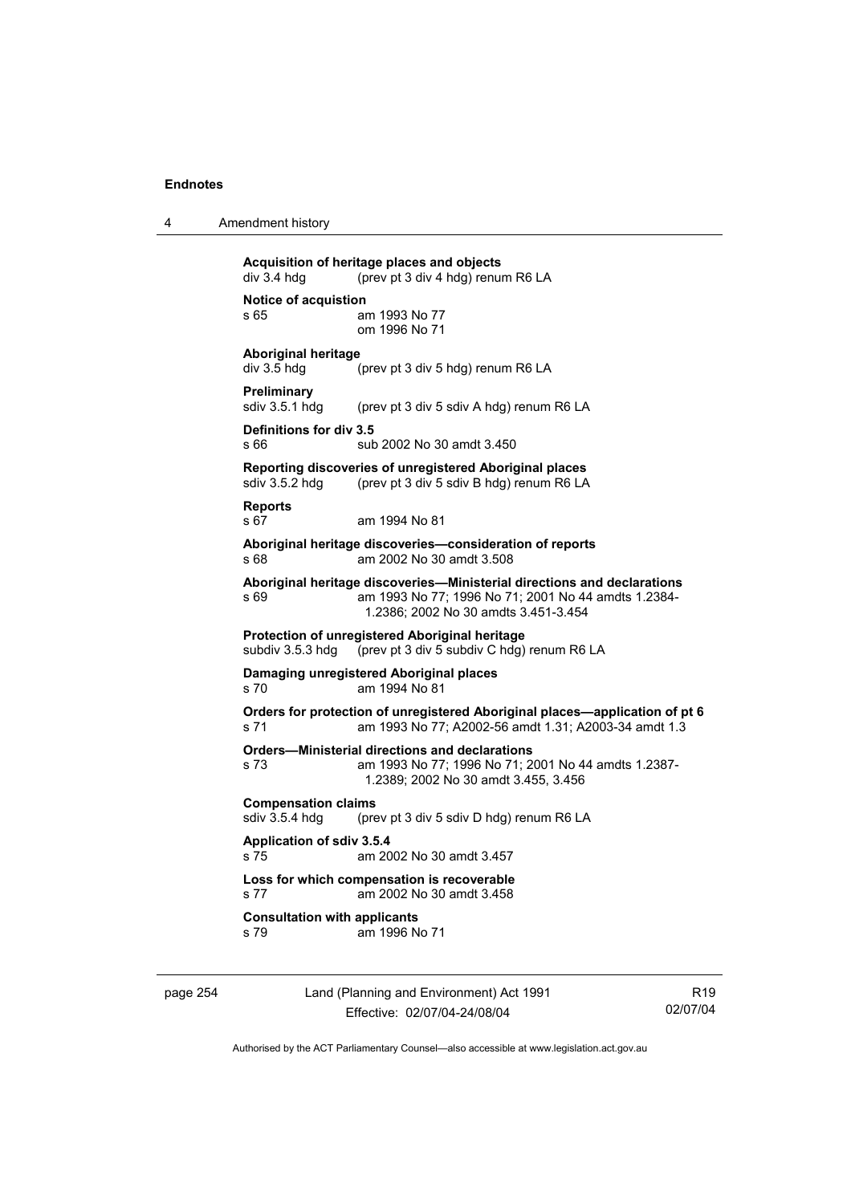**Acquisition of heritage places and objects**
div 3.4 hdg (prev pt 3 div 4 hdg) renum R6 LA

**Notice of acquistion**
s 65 am 1993 No 77
om 1996 No 71

**Aboriginal heritage**
div 3.5 hdg (prev pt 3 div 5 hdg) renum R6 LA

**Preliminary**
sdiv 3.5.1 hdg (prev pt 3 div 5 sdiv A hdg) renum R6 LA

**Definitions for div 3.5**
s 66 sub 2002 No 30 amdt 3.450

**Reporting discoveries of unregistered Aboriginal places**
sdiv 3.5.2 hdg (prev pt 3 div 5 sdiv B hdg) renum R6 LA

**Reports**
s 67 am 1994 No 81

**Aboriginal heritage discoveries—consideration of reports**
s 68 am 2002 No 30 amdt 3.508

**Aboriginal heritage discoveries—Ministerial directions and declarations**
s 69 am 1993 No 77; 1996 No 71; 2001 No 44 amdts 1.2384-1.2386; 2002 No 30 amdts 3.451-3.454

**Protection of unregistered Aboriginal heritage**
subdiv 3.5.3 hdg (prev pt 3 div 5 subdiv C hdg) renum R6 LA

**Damaging unregistered Aboriginal places**
s 70 am 1994 No 81

**Orders for protection of unregistered Aboriginal places—application of pt 6**
s 71 am 1993 No 77; A2002-56 amdt 1.31; A2003-34 amdt 1.3

**Orders—Ministerial directions and declarations**
s 73 am 1993 No 77; 1996 No 71; 2001 No 44 amdts 1.2387-1.2389; 2002 No 30 amdt 3.455, 3.456

**Compensation claims**
sdiv 3.5.4 hdg (prev pt 3 div 5 sdiv D hdg) renum R6 LA

**Application of sdiv 3.5.4**
s 75 am 2002 No 30 amdt 3.457

**Loss for which compensation is recoverable**
s 77 am 2002 No 30 amdt 3.458

**Consultation with applicants**
s 79 am 1996 No 71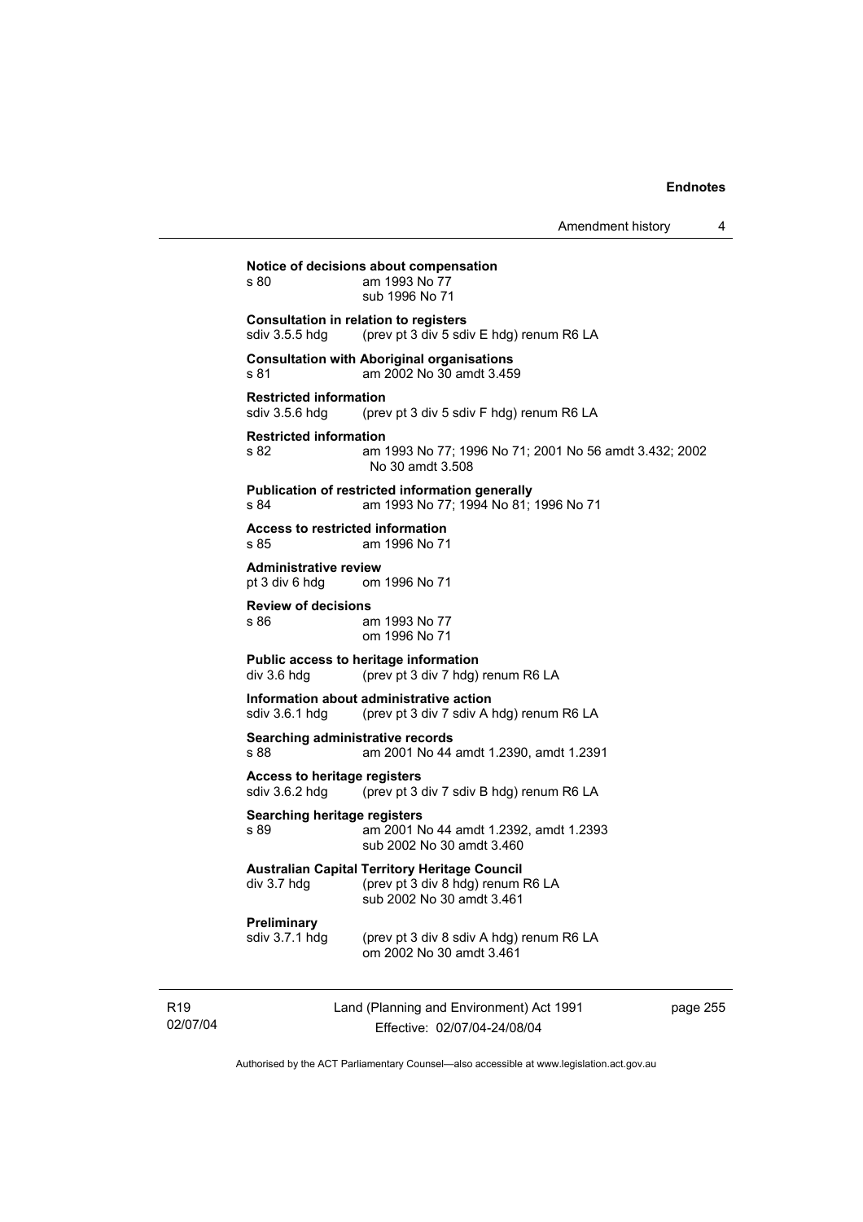**Notice of decisions about compensation**
s 80 am 1993 No 77
sub 1996 No 71

**Consultation in relation to registers**
sdiv 3.5.5 hdg (prev pt 3 div 5 sdiv E hdg) renum R6 LA

**Consultation with Aboriginal organisations**
s 81 am 2002 No 30 amdt 3.459

**Restricted information**
sdiv 3.5.6 hdg (prev pt 3 div 5 sdiv F hdg) renum R6 LA

**Restricted information**
s 82 am 1993 No 77; 1996 No 71; 2001 No 56 amdt 3.432; 2002 No 30 amdt 3.508

**Publication of restricted information generally**
s 84 am 1993 No 77; 1994 No 81; 1996 No 71

**Access to restricted information**
s 85 am 1996 No 71

**Administrative review**
pt 3 div 6 hdg om 1996 No 71

**Review of decisions**
s 86 am 1993 No 77
om 1996 No 71

**Public access to heritage information**
div 3.6 hdg (prev pt 3 div 7 hdg) renum R6 LA

**Information about administrative action**
sdiv 3.6.1 hdg (prev pt 3 div 7 sdiv A hdg) renum R6 LA

**Searching administrative records**
s 88 am 2001 No 44 amdt 1.2390, amdt 1.2391

**Access to heritage registers**
sdiv 3.6.2 hdg (prev pt 3 div 7 sdiv B hdg) renum R6 LA

**Searching heritage registers**
s 89 am 2001 No 44 amdt 1.2392, amdt 1.2393
sub 2002 No 30 amdt 3.460

**Australian Capital Territory Heritage Council**
div 3.7 hdg (prev pt 3 div 8 hdg) renum R6 LA
sub 2002 No 30 amdt 3.461

**Preliminary**
sdiv 3.7.1 hdg (prev pt 3 div 8 sdiv A hdg) renum R6 LA
om 2002 No 30 amdt 3.461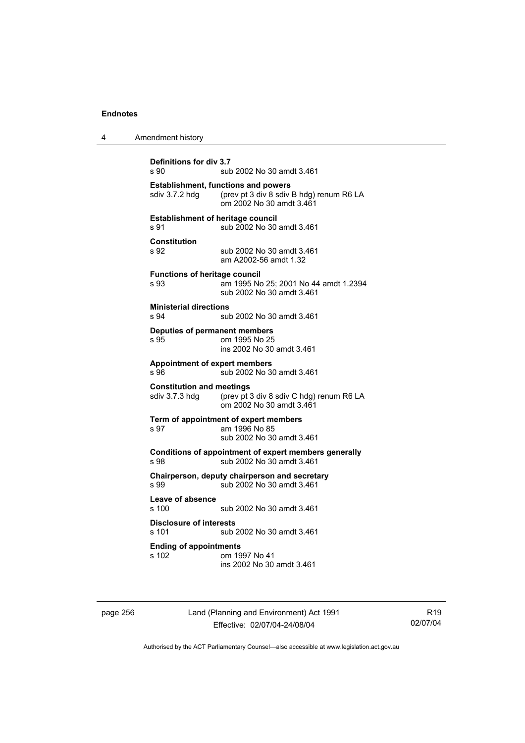**Definitions for div 3.7**
s 90 sub 2002 No 30 amdt 3.461

**Establishment, functions and powers**
sdiv 3.7.2 hdg (prev pt 3 div 8 sdiv B hdg) renum R6 LA
om 2002 No 30 amdt 3.461

**Establishment of heritage council**
s 91 sub 2002 No 30 amdt 3.461

**Constitution**
s 92 sub 2002 No 30 amdt 3.461
am A2002-56 amdt 1.32

**Functions of heritage council**
s 93 am 1995 No 25; 2001 No 44 amdt 1.2394
sub 2002 No 30 amdt 3.461

**Ministerial directions**
s 94 sub 2002 No 30 amdt 3.461

**Deputies of permanent members**
s 95 om 1995 No 25
ins 2002 No 30 amdt 3.461

**Appointment of expert members**
s 96 sub 2002 No 30 amdt 3.461

**Constitution and meetings**
sdiv 3.7.3 hdg (prev pt 3 div 8 sdiv C hdg) renum R6 LA
om 2002 No 30 amdt 3.461

**Term of appointment of expert members**
s 97 am 1996 No 85
sub 2002 No 30 amdt 3.461

**Conditions of appointment of expert members generally**
s 98 sub 2002 No 30 amdt 3.461

**Chairperson, deputy chairperson and secretary**
s 99 sub 2002 No 30 amdt 3.461

**Leave of absence**
s 100 sub 2002 No 30 amdt 3.461

**Disclosure of interests**
s 101 sub 2002 No 30 amdt 3.461

**Ending of appointments**
s 102 om 1997 No 41
ins 2002 No 30 amdt 3.461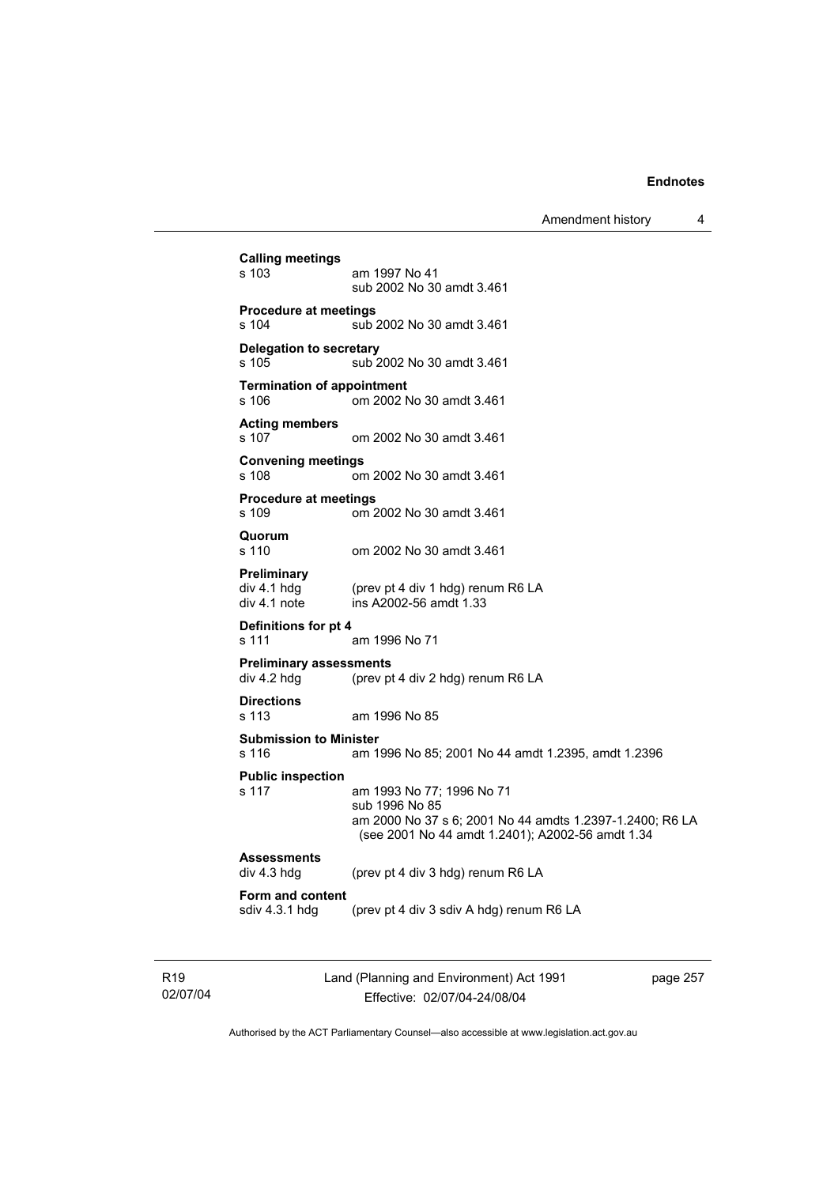**Calling meetings**
s 103 am 1997 No 41
sub 2002 No 30 amdt 3.461

**Procedure at meetings**
s 104 sub 2002 No 30 amdt 3.461

**Delegation to secretary**
s 105 sub 2002 No 30 amdt 3.461

**Termination of appointment**
s 106 om 2002 No 30 amdt 3.461

**Acting members**
s 107 om 2002 No 30 amdt 3.461

**Convening meetings**
s 108 om 2002 No 30 amdt 3.461

**Procedure at meetings**
s 109 om 2002 No 30 amdt 3.461

**Quorum**
s 110 om 2002 No 30 amdt 3.461

**Preliminary**
div 4.1 hdg (prev pt 4 div 1 hdg) renum R6 LA
div 4.1 note ins A2002-56 amdt 1.33

**Definitions for pt 4**
s 111 am 1996 No 71

**Preliminary assessments**
div 4.2 hdg (prev pt 4 div 2 hdg) renum R6 LA

**Directions**
s 113 am 1996 No 85

**Submission to Minister**
s 116 am 1996 No 85; 2001 No 44 amdt 1.2395, amdt 1.2396

**Public inspection**
s 117 am 1993 No 77; 1996 No 71
sub 1996 No 85
am 2000 No 37 s 6; 2001 No 44 amdts 1.2397-1.2400; R6 LA (see 2001 No 44 amdt 1.2401); A2002-56 amdt 1.34

**Assessments**
div 4.3 hdg (prev pt 4 div 3 hdg) renum R6 LA

**Form and content**
sdiv 4.3.1 hdg (prev pt 4 div 3 sdiv A hdg) renum R6 LA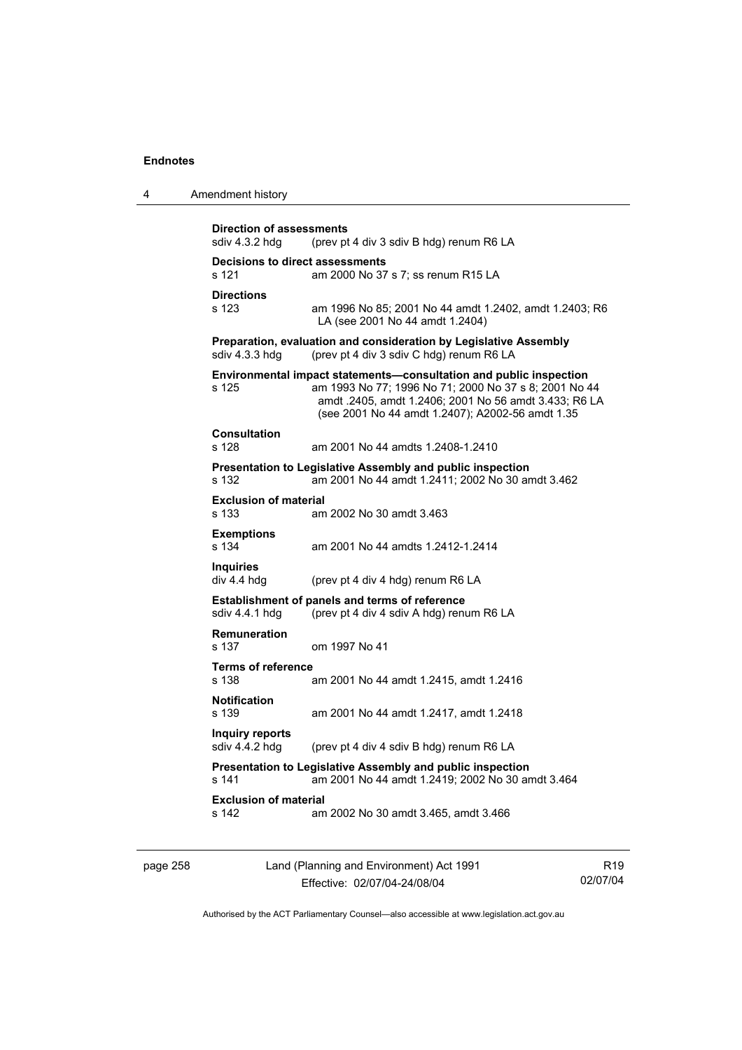**Direction of assessments**

sdiv 4.3.2 hdg (prev pt 4 div 3 sdiv B hdg) renum R6 LA

**Decisions to direct assessments**

s 121 am 2000 No 37 s 7; ss renum R15 LA

**Directions**

s 123 am 1996 No 85; 2001 No 44 amdt 1.2402, amdt 1.2403; R6 LA (see 2001 No 44 amdt 1.2404)

**Preparation, evaluation and consideration by Legislative Assembly**

sdiv 4.3.3 hdg (prev pt 4 div 3 sdiv C hdg) renum R6 LA

**Environmental impact statements—consultation and public inspection**

s 125 am 1993 No 77; 1996 No 71; 2000 No 37 s 8; 2001 No 44 amdt .2405, amdt 1.2406; 2001 No 56 amdt 3.433; R6 LA (see 2001 No 44 amdt 1.2407); A2002-56 amdt 1.35

**Consultation**

s 128 am 2001 No 44 amdts 1.2408-1.2410

**Presentation to Legislative Assembly and public inspection**

s 132 am 2001 No 44 amdt 1.2411; 2002 No 30 amdt 3.462

**Exclusion of material**

s 133 am 2002 No 30 amdt 3.463

**Exemptions**

s 134 am 2001 No 44 amdts 1.2412-1.2414

**Inquiries**

div 4.4 hdg (prev pt 4 div 4 hdg) renum R6 LA

**Establishment of panels and terms of reference**

sdiv 4.4.1 hdg (prev pt 4 div 4 sdiv A hdg) renum R6 LA

**Remuneration**

s 137 om 1997 No 41

**Terms of reference**

s 138 am 2001 No 44 amdt 1.2415, amdt 1.2416

**Notification**

s 139 am 2001 No 44 amdt 1.2417, amdt 1.2418

**Inquiry reports**

sdiv 4.4.2 hdg (prev pt 4 div 4 sdiv B hdg) renum R6 LA

**Presentation to Legislative Assembly and public inspection**

s 141 am 2001 No 44 amdt 1.2419; 2002 No 30 amdt 3.464

**Exclusion of material**

s 142 am 2002 No 30 amdt 3.465, amdt 3.466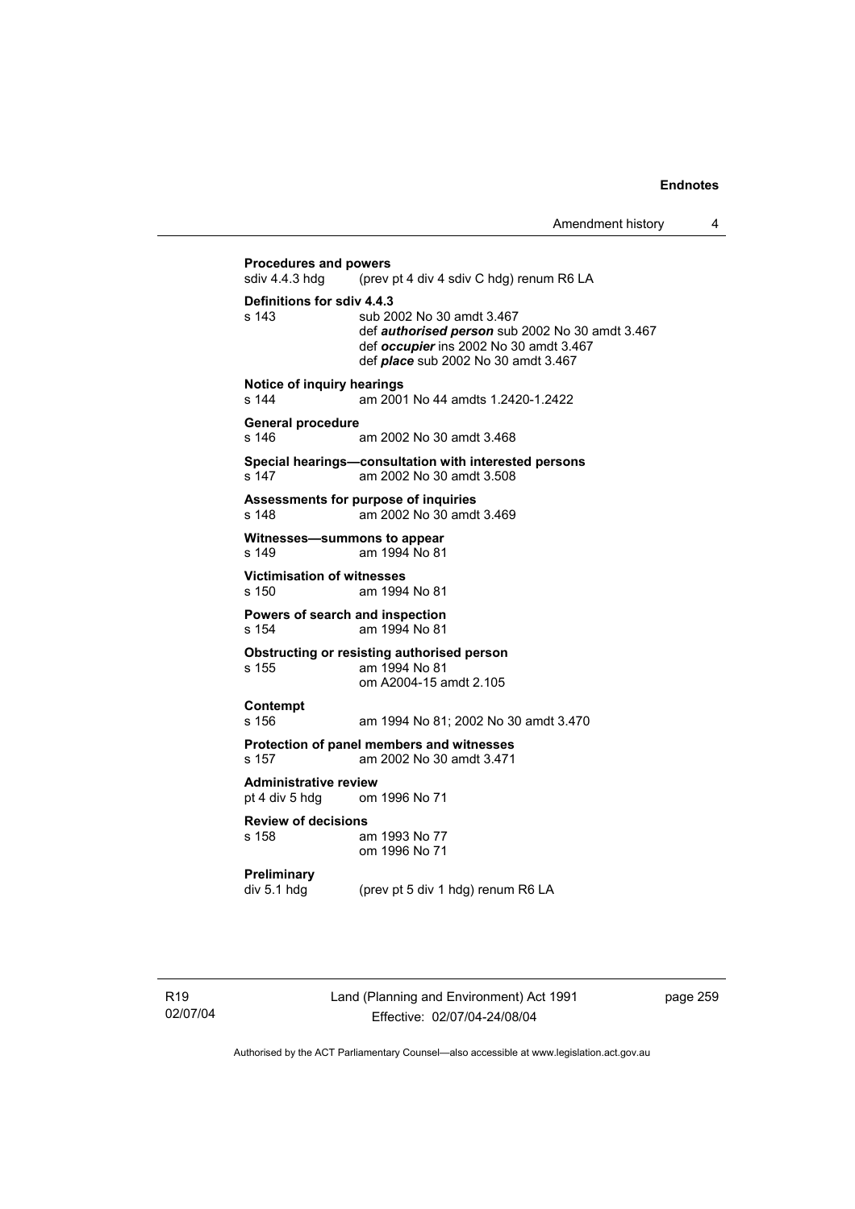**Procedures and powers**
sdiv 4.4.3 hdg (prev pt 4 div 4 sdiv C hdg) renum R6 LA

**Definitions for sdiv 4.4.3**
s 143 sub 2002 No 30 amdt 3.467
def ***authorised person*** sub 2002 No 30 amdt 3.467
def ***occupier*** ins 2002 No 30 amdt 3.467
def ***place*** sub 2002 No 30 amdt 3.467

**Notice of inquiry hearings**
s 144 am 2001 No 44 amdts 1.2420-1.2422

**General procedure**
s 146 am 2002 No 30 amdt 3.468

**Special hearings—consultation with interested persons**
s 147 am 2002 No 30 amdt 3.508

**Assessments for purpose of inquiries**
s 148 am 2002 No 30 amdt 3.469

**Witnesses—summons to appear**
s 149 am 1994 No 81

**Victimisation of witnesses**
s 150 am 1994 No 81

**Powers of search and inspection**
s 154 am 1994 No 81

**Obstructing or resisting authorised person**
s 155 am 1994 No 81
om A2004-15 amdt 2.105

**Contempt**
s 156 am 1994 No 81; 2002 No 30 amdt 3.470

**Protection of panel members and witnesses**
s 157 am 2002 No 30 amdt 3.471

**Administrative review**
pt 4 div 5 hdg om 1996 No 71

**Review of decisions**
s 158 am 1993 No 77
om 1996 No 71

**Preliminary**
div 5.1 hdg (prev pt 5 div 1 hdg) renum R6 LA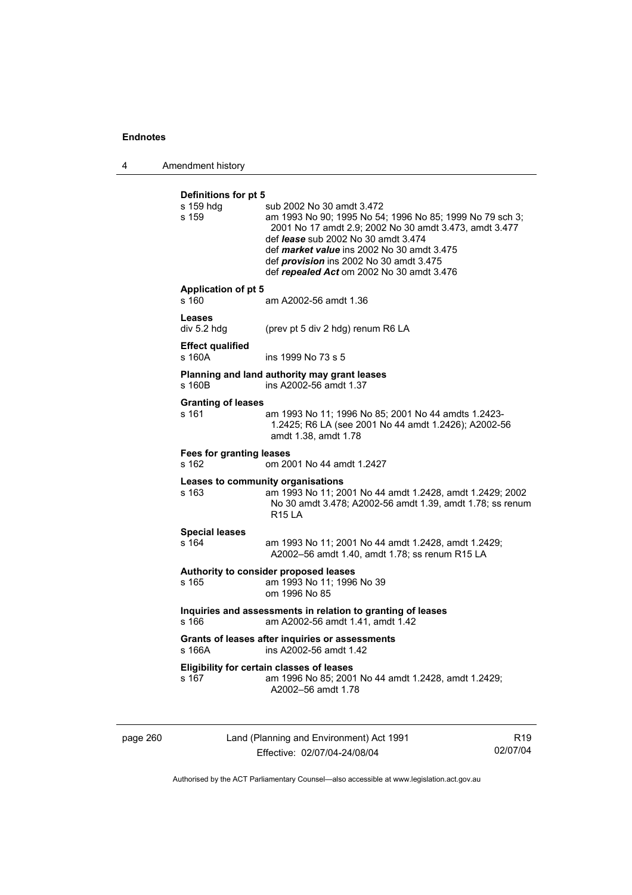**Definitions for pt 5**

s 159 hdg sub 2002 No 30 amdt 3.472

s 159 am 1993 No 90; 1995 No 54; 1996 No 85; 1999 No 79 sch 3; 2001 No 17 amdt 2.9; 2002 No 30 amdt 3.473, amdt 3.477
def ***lease*** sub 2002 No 30 amdt 3.474
def ***market value*** ins 2002 No 30 amdt 3.475
def ***provision*** ins 2002 No 30 amdt 3.475
def ***repealed Act*** om 2002 No 30 amdt 3.476

**Application of pt 5**

s 160 am A2002-56 amdt 1.36

**Leases**

div 5.2 hdg (prev pt 5 div 2 hdg) renum R6 LA

**Effect qualified**

s 160A ins 1999 No 73 s 5

**Planning and land authority may grant leases**

s 160B ins A2002-56 amdt 1.37

**Granting of leases**

s 161 am 1993 No 11; 1996 No 85; 2001 No 44 amdts 1.2423-1.2425; R6 LA (see 2001 No 44 amdt 1.2426); A2002-56 amdt 1.38, amdt 1.78

**Fees for granting leases**

s 162 om 2001 No 44 amdt 1.2427

**Leases to community organisations**

s 163 am 1993 No 11; 2001 No 44 amdt 1.2428, amdt 1.2429; 2002 No 30 amdt 3.478; A2002-56 amdt 1.39, amdt 1.78; ss renum R15 LA

**Special leases**

s 164 am 1993 No 11; 2001 No 44 amdt 1.2428, amdt 1.2429; A2002–56 amdt 1.40, amdt 1.78; ss renum R15 LA

**Authority to consider proposed leases**

s 165 am 1993 No 11; 1996 No 39
om 1996 No 85

**Inquiries and assessments in relation to granting of leases**

s 166 am A2002-56 amdt 1.41, amdt 1.42

**Grants of leases after inquiries or assessments**

s 166A ins A2002-56 amdt 1.42

**Eligibility for certain classes of leases**

s 167 am 1996 No 85; 2001 No 44 amdt 1.2428, amdt 1.2429; A2002–56 amdt 1.78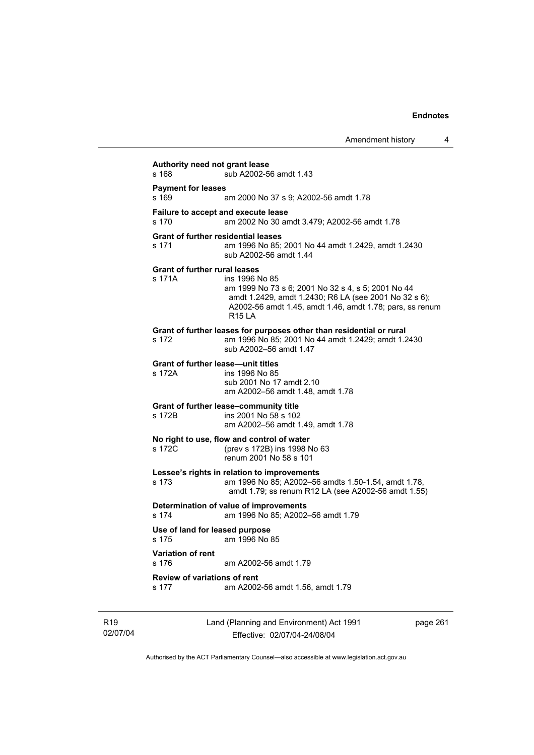**Authority need not grant lease**

s 168 sub A2002-56 amdt 1.43

**Payment for leases**

s 169 am 2000 No 37 s 9; A2002-56 amdt 1.78

**Failure to accept and execute lease**

s 170 am 2002 No 30 amdt 3.479; A2002-56 amdt 1.78

**Grant of further residential leases**

s 171 am 1996 No 85; 2001 No 44 amdt 1.2429, amdt 1.2430
sub A2002-56 amdt 1.44

**Grant of further rural leases**

s 171A ins 1996 No 85
am 1999 No 73 s 6; 2001 No 32 s 4, s 5; 2001 No 44 amdt 1.2429, amdt 1.2430; R6 LA (see 2001 No 32 s 6); A2002-56 amdt 1.45, amdt 1.46, amdt 1.78; pars, ss renum R15 LA

**Grant of further leases for purposes other than residential or rural**

s 172 am 1996 No 85; 2001 No 44 amdt 1.2429; amdt 1.2430
sub A2002–56 amdt 1.47

**Grant of further lease—unit titles**

s 172A ins 1996 No 85
sub 2001 No 17 amdt 2.10
am A2002–56 amdt 1.48, amdt 1.78

**Grant of further lease–community title**

s 172B ins 2001 No 58 s 102
am A2002–56 amdt 1.49, amdt 1.78

**No right to use, flow and control of water**

s 172C (prev s 172B) ins 1998 No 63
renum 2001 No 58 s 101

**Lessee's rights in relation to improvements**

s 173 am 1996 No 85; A2002–56 amdts 1.50-1.54, amdt 1.78, amdt 1.79; ss renum R12 LA (see A2002-56 amdt 1.55)

**Determination of value of improvements**

s 174 am 1996 No 85; A2002–56 amdt 1.79

**Use of land for leased purpose**

s 175 am 1996 No 85

**Variation of rent**

s 176 am A2002-56 amdt 1.79

**Review of variations of rent**

s 177 am A2002-56 amdt 1.56, amdt 1.79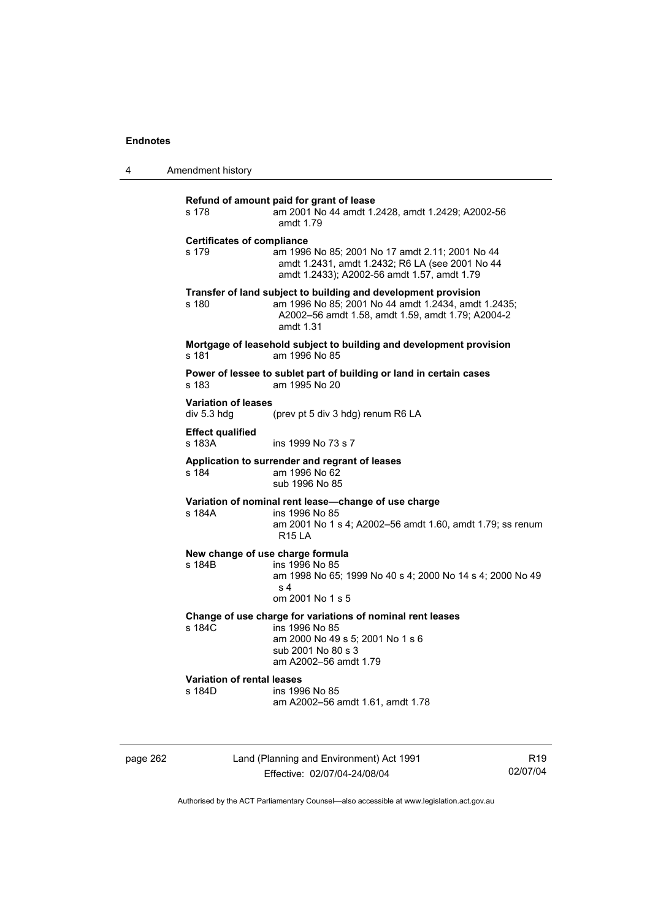**Refund of amount paid for grant of lease**

s 178 am 2001 No 44 amdt 1.2428, amdt 1.2429; A2002-56 amdt 1.79

**Certificates of compliance**

s 179 am 1996 No 85; 2001 No 17 amdt 2.11; 2001 No 44 amdt 1.2431, amdt 1.2432; R6 LA (see 2001 No 44 amdt 1.2433); A2002-56 amdt 1.57, amdt 1.79

**Transfer of land subject to building and development provision**

s 180 am 1996 No 85; 2001 No 44 amdt 1.2434, amdt 1.2435; A2002–56 amdt 1.58, amdt 1.59, amdt 1.79; A2004-2 amdt 1.31

**Mortgage of leasehold subject to building and development provision**

s 181 am 1996 No 85

**Power of lessee to sublet part of building or land in certain cases**

s 183 am 1995 No 20

**Variation of leases**

div 5.3 hdg (prev pt 5 div 3 hdg) renum R6 LA

**Effect qualified**

s 183A ins 1999 No 73 s 7

**Application to surrender and regrant of leases**

s 184 am 1996 No 62
sub 1996 No 85

**Variation of nominal rent lease—change of use charge**

s 184A ins 1996 No 85
am 2001 No 1 s 4; A2002–56 amdt 1.60, amdt 1.79; ss renum R15 LA

**New change of use charge formula**

s 184B ins 1996 No 85
am 1998 No 65; 1999 No 40 s 4; 2000 No 14 s 4; 2000 No 49 s 4
om 2001 No 1 s 5

**Change of use charge for variations of nominal rent leases**

s 184C ins 1996 No 85
am 2000 No 49 s 5; 2001 No 1 s 6
sub 2001 No 80 s 3
am A2002–56 amdt 1.79

**Variation of rental leases**

s 184D ins 1996 No 85
am A2002–56 amdt 1.61, amdt 1.78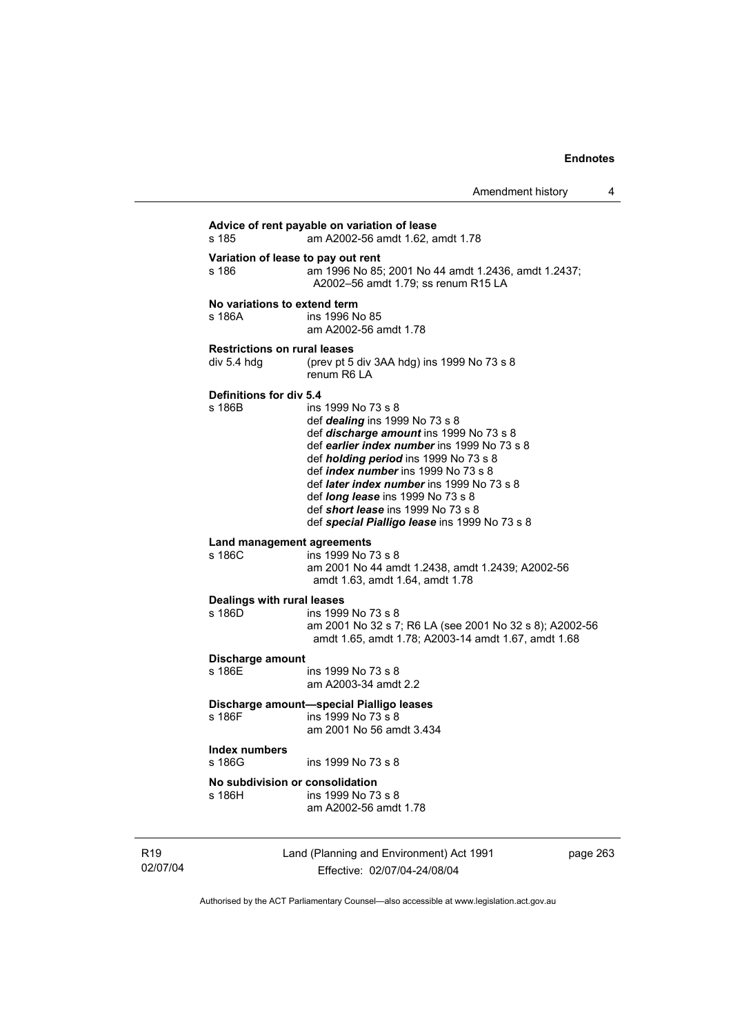**Advice of rent payable on variation of lease**

s 185 am A2002-56 amdt 1.62, amdt 1.78

**Variation of lease to pay out rent**

s 186 am 1996 No 85; 2001 No 44 amdt 1.2436, amdt 1.2437; A2002–56 amdt 1.79; ss renum R15 LA

**No variations to extend term**

s 186A ins 1996 No 85
am A2002-56 amdt 1.78

**Restrictions on rural leases**

div 5.4 hdg (prev pt 5 div 3AA hdg) ins 1999 No 73 s 8
renum R6 LA

**Definitions for div 5.4**

s 186B ins 1999 No 73 s 8
def ***dealing*** ins 1999 No 73 s 8
def ***discharge amount*** ins 1999 No 73 s 8
def ***earlier index number*** ins 1999 No 73 s 8
def ***holding period*** ins 1999 No 73 s 8
def ***index number*** ins 1999 No 73 s 8
def ***later index number*** ins 1999 No 73 s 8
def ***long lease*** ins 1999 No 73 s 8
def ***short lease*** ins 1999 No 73 s 8
def ***special Pialligo lease*** ins 1999 No 73 s 8

**Land management agreements**

s 186C ins 1999 No 73 s 8
am 2001 No 44 amdt 1.2438, amdt 1.2439; A2002-56 amdt 1.63, amdt 1.64, amdt 1.78

**Dealings with rural leases**

s 186D ins 1999 No 73 s 8
am 2001 No 32 s 7; R6 LA (see 2001 No 32 s 8); A2002-56 amdt 1.65, amdt 1.78; A2003-14 amdt 1.67, amdt 1.68

**Discharge amount**

s 186E ins 1999 No 73 s 8
am A2003-34 amdt 2.2

**Discharge amount—special Pialligo leases**

s 186F ins 1999 No 73 s 8
am 2001 No 56 amdt 3.434

**Index numbers**

s 186G ins 1999 No 73 s 8

**No subdivision or consolidation**

s 186H ins 1999 No 73 s 8
am A2002-56 amdt 1.78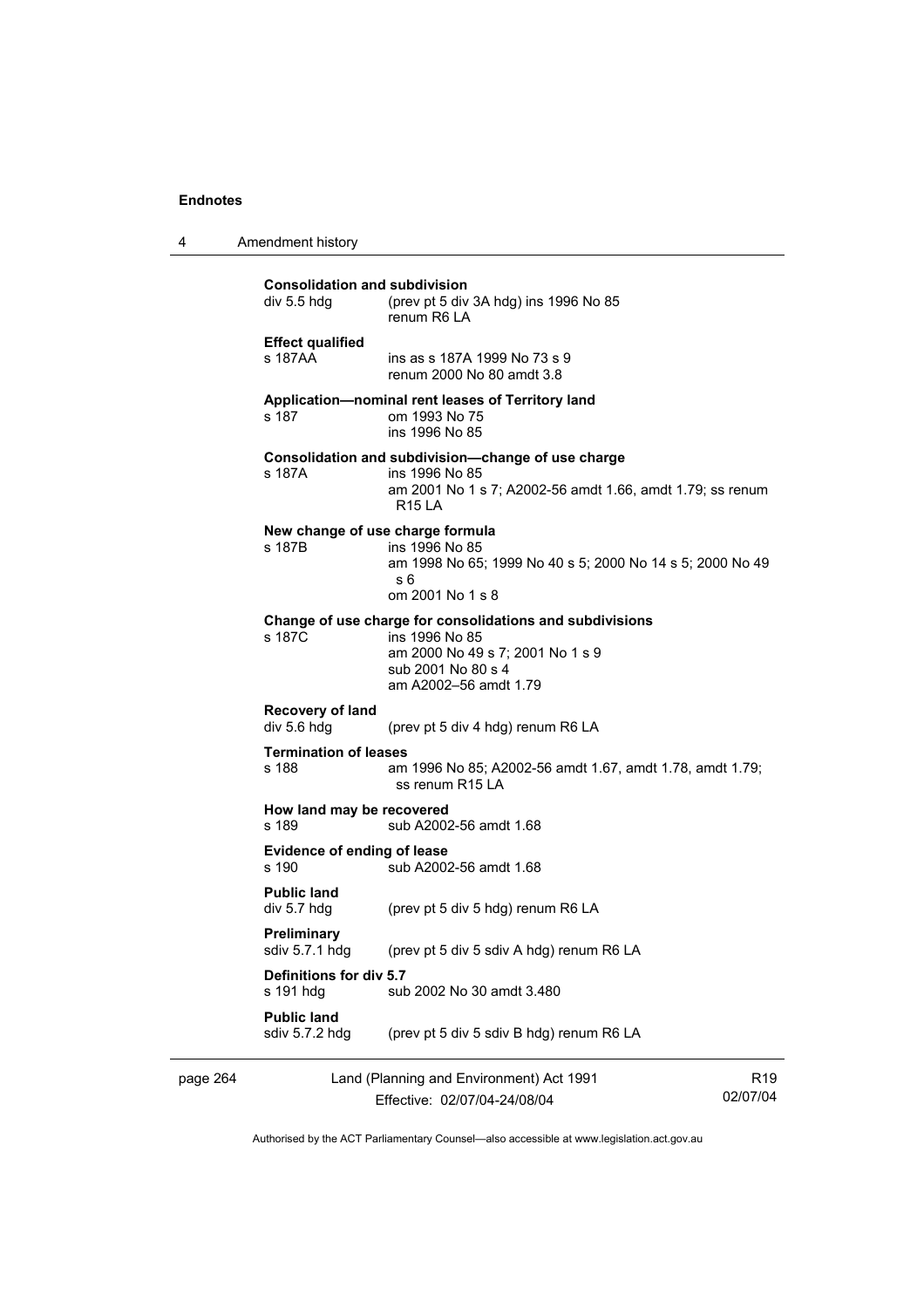**Consolidation and subdivision**

div 5.5 hdg (prev pt 5 div 3A hdg) ins 1996 No 85
renum R6 LA

**Effect qualified**

s 187AA ins as s 187A 1999 No 73 s 9
renum 2000 No 80 amdt 3.8

**Application—nominal rent leases of Territory land**

s 187 om 1993 No 75
ins 1996 No 85

**Consolidation and subdivision—change of use charge**

s 187A ins 1996 No 85
am 2001 No 1 s 7; A2002-56 amdt 1.66, amdt 1.79; ss renum R15 LA

**New change of use charge formula**

s 187B ins 1996 No 85
am 1998 No 65; 1999 No 40 s 5; 2000 No 14 s 5; 2000 No 49 s 6
om 2001 No 1 s 8

**Change of use charge for consolidations and subdivisions**

s 187C ins 1996 No 85
am 2000 No 49 s 7; 2001 No 1 s 9
sub 2001 No 80 s 4
am A2002–56 amdt 1.79

**Recovery of land**

div 5.6 hdg (prev pt 5 div 4 hdg) renum R6 LA

**Termination of leases**

s 188 am 1996 No 85; A2002-56 amdt 1.67, amdt 1.78, amdt 1.79; ss renum R15 LA

**How land may be recovered**

s 189 sub A2002-56 amdt 1.68

**Evidence of ending of lease**

s 190 sub A2002-56 amdt 1.68

**Public land**

div 5.7 hdg (prev pt 5 div 5 hdg) renum R6 LA

**Preliminary**

sdiv 5.7.1 hdg (prev pt 5 div 5 sdiv A hdg) renum R6 LA

**Definitions for div 5.7**

s 191 hdg sub 2002 No 30 amdt 3.480

**Public land**

sdiv 5.7.2 hdg (prev pt 5 div 5 sdiv B hdg) renum R6 LA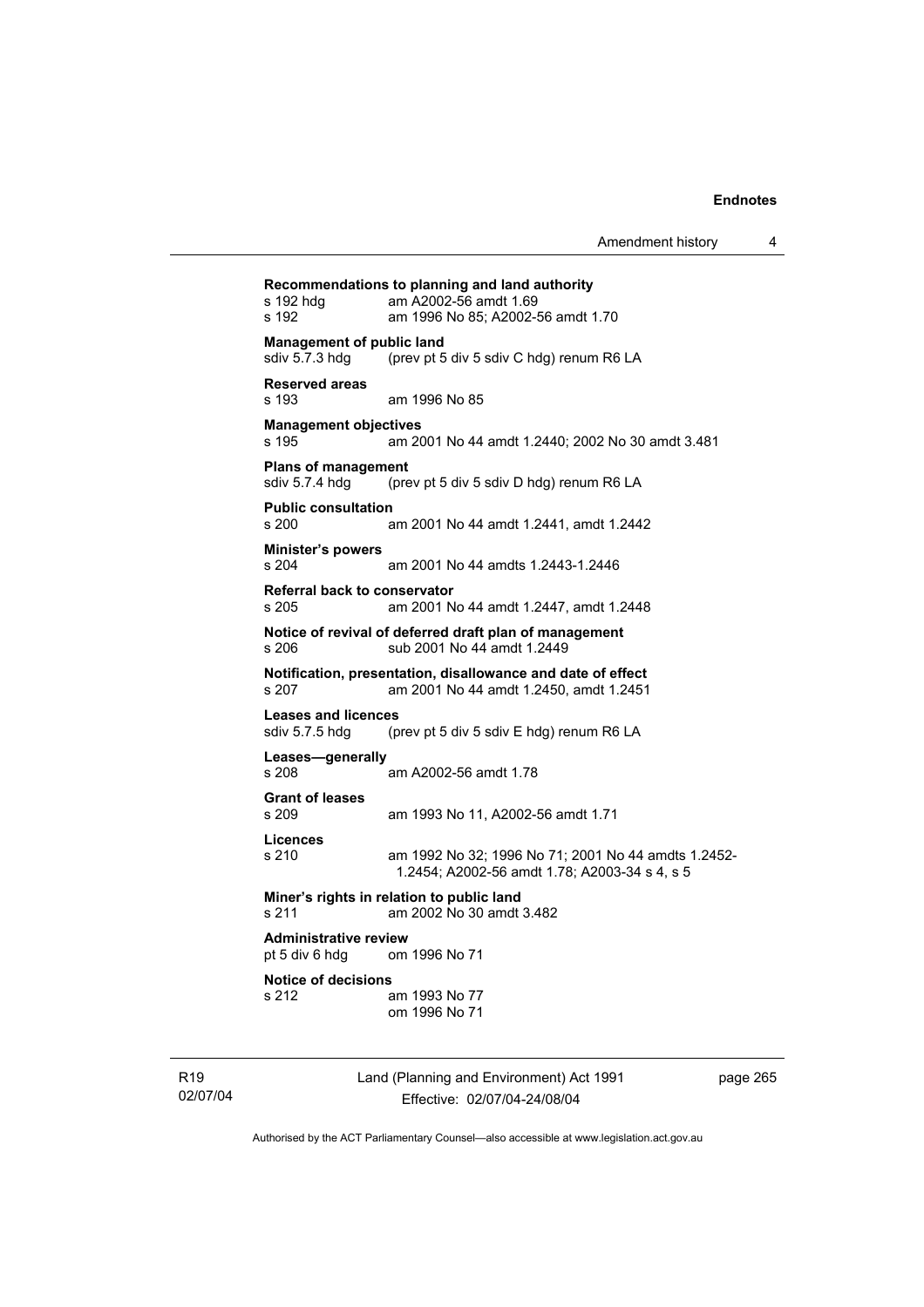**Recommendations to planning and land authority**
s 192 hdg am A2002-56 amdt 1.69
s 192 am 1996 No 85; A2002-56 amdt 1.70

**Management of public land**
sdiv 5.7.3 hdg (prev pt 5 div 5 sdiv C hdg) renum R6 LA

**Reserved areas**
s 193 am 1996 No 85

**Management objectives**
s 195 am 2001 No 44 amdt 1.2440; 2002 No 30 amdt 3.481

**Plans of management**
sdiv 5.7.4 hdg (prev pt 5 div 5 sdiv D hdg) renum R6 LA

**Public consultation**
s 200 am 2001 No 44 amdt 1.2441, amdt 1.2442

**Minister's powers**
s 204 am 2001 No 44 amdts 1.2443-1.2446

**Referral back to conservator**
s 205 am 2001 No 44 amdt 1.2447, amdt 1.2448

**Notice of revival of deferred draft plan of management**
s 206 sub 2001 No 44 amdt 1.2449

**Notification, presentation, disallowance and date of effect**
s 207 am 2001 No 44 amdt 1.2450, amdt 1.2451

**Leases and licences**
sdiv 5.7.5 hdg (prev pt 5 div 5 sdiv E hdg) renum R6 LA

**Leases—generally**
s 208 am A2002-56 amdt 1.78

**Grant of leases**
s 209 am 1993 No 11, A2002-56 amdt 1.71

**Licences**
s 210 am 1992 No 32; 1996 No 71; 2001 No 44 amdts 1.2452-1.2454; A2002-56 amdt 1.78; A2003-34 s 4, s 5

**Miner's rights in relation to public land**
s 211 am 2002 No 30 amdt 3.482

**Administrative review**
pt 5 div 6 hdg om 1996 No 71

**Notice of decisions**
s 212 am 1993 No 77
om 1996 No 71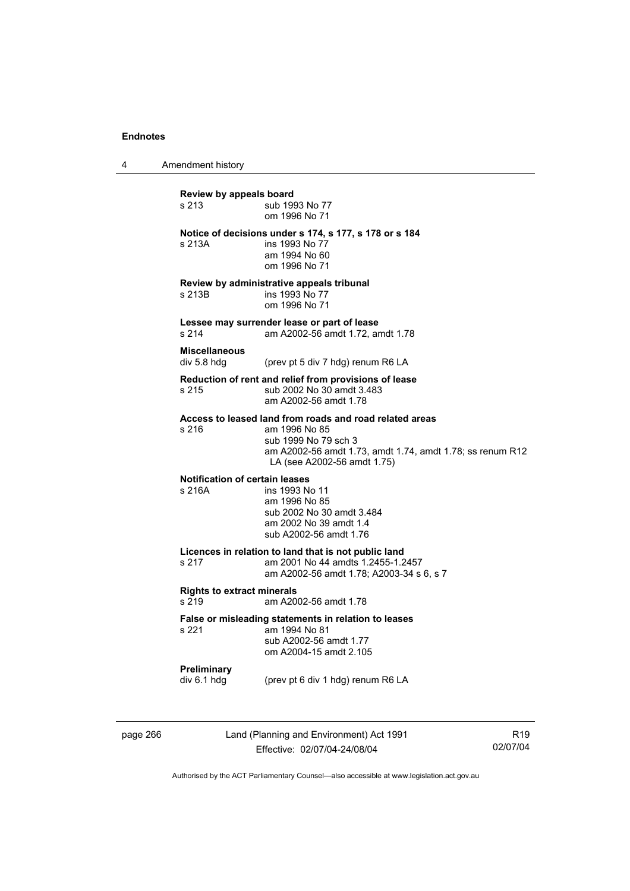**Review by appeals board**

s 213 — sub 1993 No 77
om 1996 No 71

**Notice of decisions under s 174, s 177, s 178 or s 184**

s 213A — ins 1993 No 77
am 1994 No 60
om 1996 No 71

**Review by administrative appeals tribunal**

s 213B — ins 1993 No 77
om 1996 No 71

**Lessee may surrender lease or part of lease**

s 214 — am A2002-56 amdt 1.72, amdt 1.78

**Miscellaneous**

div 5.8 hdg — (prev pt 5 div 7 hdg) renum R6 LA

**Reduction of rent and relief from provisions of lease**

s 215 — sub 2002 No 30 amdt 3.483
am A2002-56 amdt 1.78

**Access to leased land from roads and road related areas**

s 216 — am 1996 No 85
sub 1999 No 79 sch 3
am A2002-56 amdt 1.73, amdt 1.74, amdt 1.78; ss renum R12 LA (see A2002-56 amdt 1.75)

**Notification of certain leases**

s 216A — ins 1993 No 11
am 1996 No 85
sub 2002 No 30 amdt 3.484
am 2002 No 39 amdt 1.4
sub A2002-56 amdt 1.76

**Licences in relation to land that is not public land**

s 217 — am 2001 No 44 amdts 1.2455-1.2457
am A2002-56 amdt 1.78; A2003-34 s 6, s 7

**Rights to extract minerals**

s 219 — am A2002-56 amdt 1.78

**False or misleading statements in relation to leases**

s 221 — am 1994 No 81
sub A2002-56 amdt 1.77
om A2004-15 amdt 2.105

**Preliminary**

div 6.1 hdg — (prev pt 6 div 1 hdg) renum R6 LA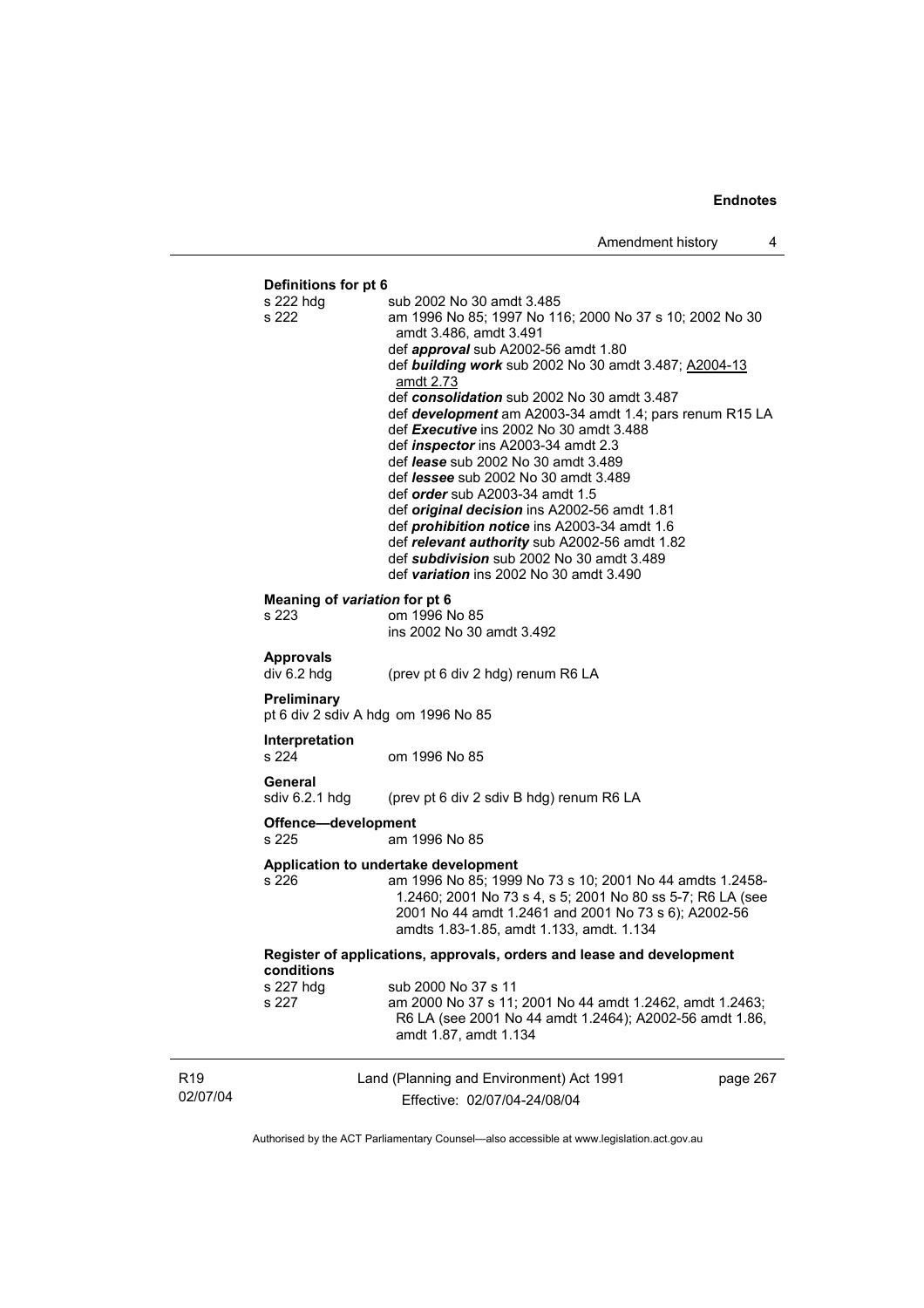**Definitions for pt 6**

s 222 hdg sub 2002 No 30 amdt 3.485

s 222 am 1996 No 85; 1997 No 116; 2000 No 37 s 10; 2002 No 30 amdt 3.486, amdt 3.491

def ***approval*** sub A2002-56 amdt 1.80

def ***building work*** sub 2002 No 30 amdt 3.487; A2004-13 amdt 2.73

def ***consolidation*** sub 2002 No 30 amdt 3.487

def ***development*** am A2003-34 amdt 1.4; pars renum R15 LA

def ***Executive*** ins 2002 No 30 amdt 3.488

def ***inspector*** ins A2003-34 amdt 2.3

def ***lease*** sub 2002 No 30 amdt 3.489

def ***lessee*** sub 2002 No 30 amdt 3.489

def ***order*** sub A2003-34 amdt 1.5

def ***original decision*** ins A2002-56 amdt 1.81

def ***prohibition notice*** ins A2003-34 amdt 1.6

def ***relevant authority*** sub A2002-56 amdt 1.82

def ***subdivision*** sub 2002 No 30 amdt 3.489

def ***variation*** ins 2002 No 30 amdt 3.490

**Meaning of *variation* for pt 6**

s 223 om 1996 No 85

ins 2002 No 30 amdt 3.492

**Approvals**

div 6.2 hdg (prev pt 6 div 2 hdg) renum R6 LA

**Preliminary**

pt 6 div 2 sdiv A hdg om 1996 No 85

**Interpretation**

s 224 om 1996 No 85

**General**

sdiv 6.2.1 hdg (prev pt 6 div 2 sdiv B hdg) renum R6 LA

**Offence—development**

s 225 am 1996 No 85

**Application to undertake development**

s 226 am 1996 No 85; 1999 No 73 s 10; 2001 No 44 amdts 1.2458-1.2460; 2001 No 73 s 4, s 5; 2001 No 80 ss 5-7; R6 LA (see 2001 No 44 amdt 1.2461 and 2001 No 73 s 6); A2002-56 amdts 1.83-1.85, amdt 1.133, amdt. 1.134

**Register of applications, approvals, orders and lease and development conditions**

s 227 hdg sub 2000 No 37 s 11

s 227 am 2000 No 37 s 11; 2001 No 44 amdt 1.2462, amdt 1.2463; R6 LA (see 2001 No 44 amdt 1.2464); A2002-56 amdt 1.86, amdt 1.87, amdt 1.134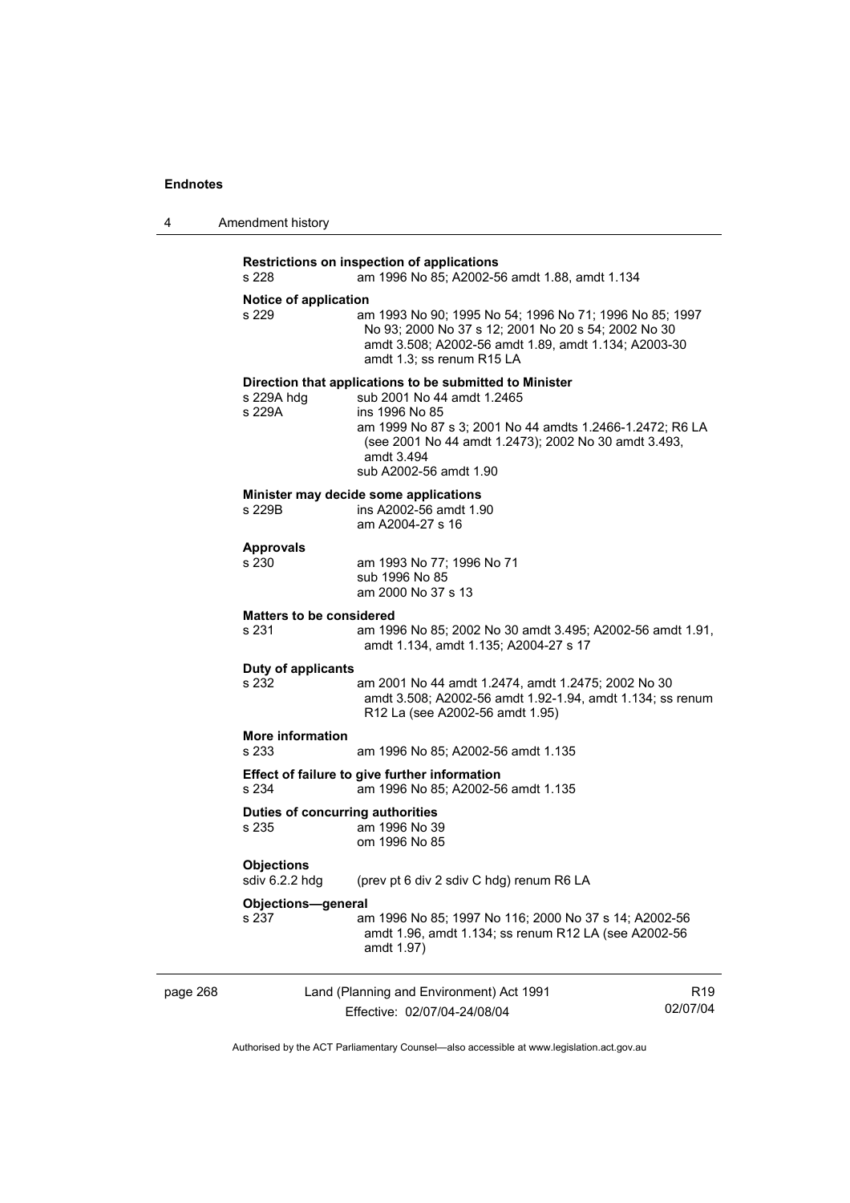**Restrictions on inspection of applications**
s 228 am 1996 No 85; A2002-56 amdt 1.88, amdt 1.134

**Notice of application**
s 229 am 1993 No 90; 1995 No 54; 1996 No 71; 1996 No 85; 1997 No 93; 2000 No 37 s 12; 2001 No 20 s 54; 2002 No 30 amdt 3.508; A2002-56 amdt 1.89, amdt 1.134; A2003-30 amdt 1.3; ss renum R15 LA

**Direction that applications to be submitted to Minister**
s 229A hdg sub 2001 No 44 amdt 1.2465
s 229A ins 1996 No 85
am 1999 No 87 s 3; 2001 No 44 amdts 1.2466-1.2472; R6 LA (see 2001 No 44 amdt 1.2473); 2002 No 30 amdt 3.493, amdt 3.494
sub A2002-56 amdt 1.90

**Minister may decide some applications**
s 229B ins A2002-56 amdt 1.90
am A2004-27 s 16

**Approvals**
s 230 am 1993 No 77; 1996 No 71
sub 1996 No 85
am 2000 No 37 s 13

**Matters to be considered**
s 231 am 1996 No 85; 2002 No 30 amdt 3.495; A2002-56 amdt 1.91, amdt 1.134, amdt 1.135; A2004-27 s 17

**Duty of applicants**
s 232 am 2001 No 44 amdt 1.2474, amdt 1.2475; 2002 No 30 amdt 3.508; A2002-56 amdt 1.92-1.94, amdt 1.134; ss renum R12 La (see A2002-56 amdt 1.95)

**More information**
s 233 am 1996 No 85; A2002-56 amdt 1.135

**Effect of failure to give further information**
s 234 am 1996 No 85; A2002-56 amdt 1.135

**Duties of concurring authorities**
s 235 am 1996 No 39
om 1996 No 85

**Objections**
sdiv 6.2.2 hdg (prev pt 6 div 2 sdiv C hdg) renum R6 LA

**Objections—general**
s 237 am 1996 No 85; 1997 No 116; 2000 No 37 s 14; A2002-56 amdt 1.96, amdt 1.134; ss renum R12 LA (see A2002-56 amdt 1.97)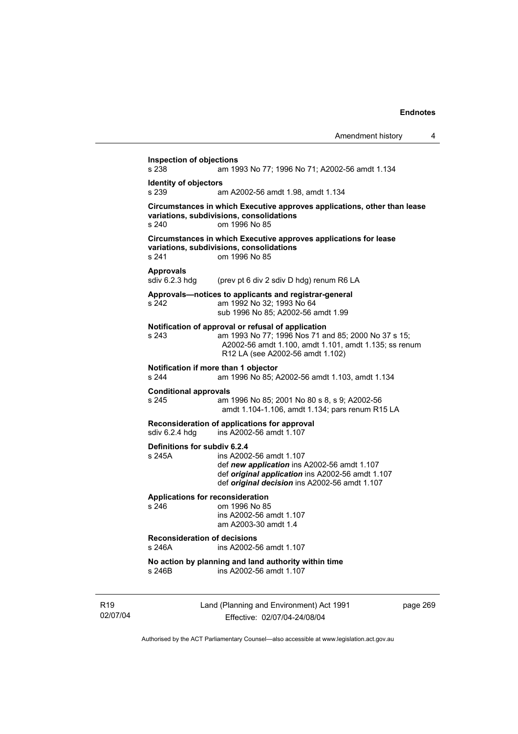**Inspection of objections**
s 238 am 1993 No 77; 1996 No 71; A2002-56 amdt 1.134

**Identity of objectors**
s 239 am A2002-56 amdt 1.98, amdt 1.134

**Circumstances in which Executive approves applications, other than lease variations, subdivisions, consolidations**
s 240 om 1996 No 85

**Circumstances in which Executive approves applications for lease variations, subdivisions, consolidations**
s 241 om 1996 No 85

**Approvals**
sdiv 6.2.3 hdg (prev pt 6 div 2 sdiv D hdg) renum R6 LA

**Approvals—notices to applicants and registrar-general**
s 242 am 1992 No 32; 1993 No 64
sub 1996 No 85; A2002-56 amdt 1.99

**Notification of approval or refusal of application**
s 243 am 1993 No 77; 1996 Nos 71 and 85; 2000 No 37 s 15; A2002-56 amdt 1.100, amdt 1.101, amdt 1.135; ss renum R12 LA (see A2002-56 amdt 1.102)

**Notification if more than 1 objector**
s 244 am 1996 No 85; A2002-56 amdt 1.103, amdt 1.134

**Conditional approvals**
s 245 am 1996 No 85; 2001 No 80 s 8, s 9; A2002-56 amdt 1.104-1.106, amdt 1.134; pars renum R15 LA

**Reconsideration of applications for approval**
sdiv 6.2.4 hdg ins A2002-56 amdt 1.107

**Definitions for subdiv 6.2.4**
s 245A ins A2002-56 amdt 1.107
def ***new application*** ins A2002-56 amdt 1.107
def ***original application*** ins A2002-56 amdt 1.107
def ***original decision*** ins A2002-56 amdt 1.107

**Applications for reconsideration**
s 246 om 1996 No 85
ins A2002-56 amdt 1.107
am A2003-30 amdt 1.4

**Reconsideration of decisions**
s 246A ins A2002-56 amdt 1.107

**No action by planning and land authority within time**
s 246B ins A2002-56 amdt 1.107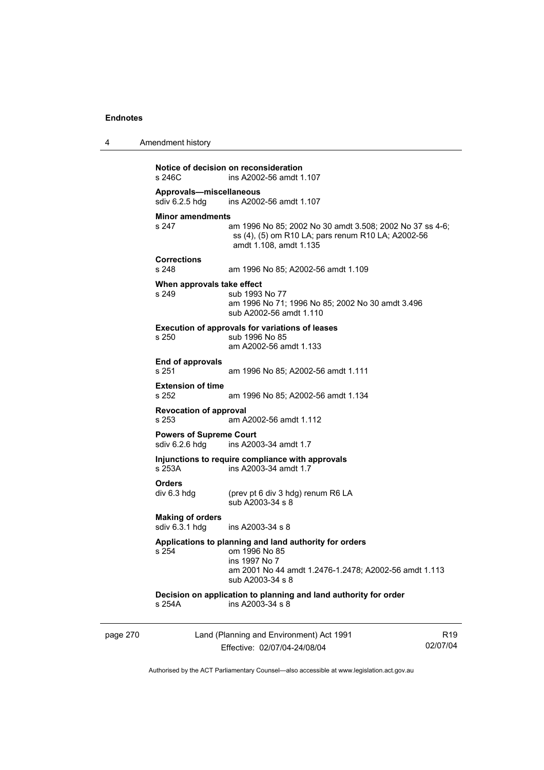**Notice of decision on reconsideration**
s 246C ins A2002-56 amdt 1.107

**Approvals—miscellaneous**
sdiv 6.2.5 hdg ins A2002-56 amdt 1.107

**Minor amendments**
s 247 am 1996 No 85; 2002 No 30 amdt 3.508; 2002 No 37 ss 4-6; ss (4), (5) om R10 LA; pars renum R10 LA; A2002-56 amdt 1.108, amdt 1.135

**Corrections**
s 248 am 1996 No 85; A2002-56 amdt 1.109

**When approvals take effect**
s 249 sub 1993 No 77
am 1996 No 71; 1996 No 85; 2002 No 30 amdt 3.496
sub A2002-56 amdt 1.110

**Execution of approvals for variations of leases**
s 250 sub 1996 No 85
am A2002-56 amdt 1.133

**End of approvals**
s 251 am 1996 No 85; A2002-56 amdt 1.111

**Extension of time**
s 252 am 1996 No 85; A2002-56 amdt 1.134

**Revocation of approval**
s 253 am A2002-56 amdt 1.112

**Powers of Supreme Court**
sdiv 6.2.6 hdg ins A2003-34 amdt 1.7

**Injunctions to require compliance with approvals**
s 253A ins A2003-34 amdt 1.7

**Orders**
div 6.3 hdg (prev pt 6 div 3 hdg) renum R6 LA
sub A2003-34 s 8

**Making of orders**
sdiv 6.3.1 hdg ins A2003-34 s 8

**Applications to planning and land authority for orders**
s 254 om 1996 No 85
ins 1997 No 7
am 2001 No 44 amdt 1.2476-1.2478; A2002-56 amdt 1.113
sub A2003-34 s 8

**Decision on application to planning and land authority for order**
s 254A ins A2003-34 s 8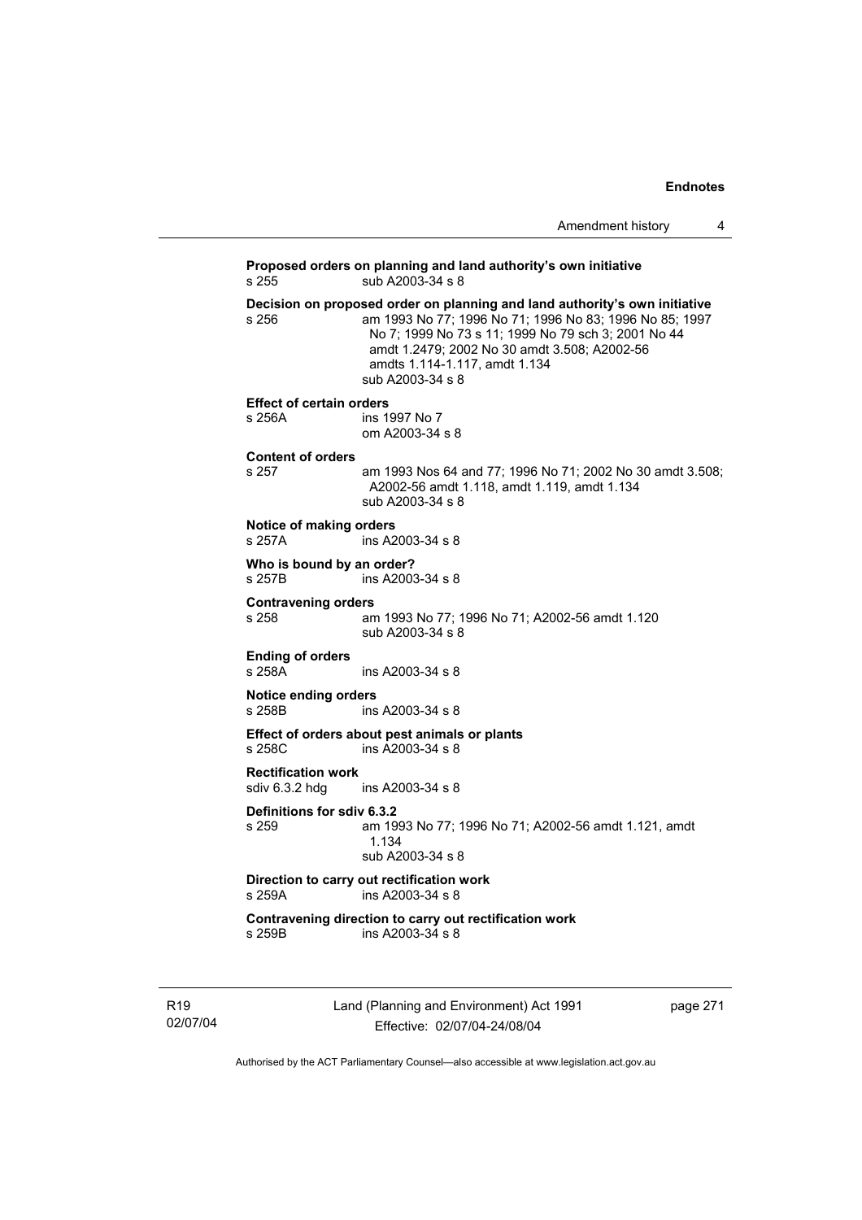**Proposed orders on planning and land authority's own initiative**
s 255 sub A2003-34 s 8

**Decision on proposed order on planning and land authority's own initiative**
s 256 am 1993 No 77; 1996 No 71; 1996 No 83; 1996 No 85; 1997 No 7; 1999 No 73 s 11; 1999 No 79 sch 3; 2001 No 44 amdt 1.2479; 2002 No 30 amdt 3.508; A2002-56 amdts 1.114-1.117, amdt 1.134
sub A2003-34 s 8

**Effect of certain orders**
s 256A ins 1997 No 7
om A2003-34 s 8

**Content of orders**
s 257 am 1993 Nos 64 and 77; 1996 No 71; 2002 No 30 amdt 3.508; A2002-56 amdt 1.118, amdt 1.119, amdt 1.134
sub A2003-34 s 8

**Notice of making orders**
s 257A ins A2003-34 s 8

**Who is bound by an order?**
s 257B ins A2003-34 s 8

**Contravening orders**
s 258 am 1993 No 77; 1996 No 71; A2002-56 amdt 1.120
sub A2003-34 s 8

**Ending of orders**
s 258A ins A2003-34 s 8

**Notice ending orders**
s 258B ins A2003-34 s 8

**Effect of orders about pest animals or plants**
s 258C ins A2003-34 s 8

**Rectification work**
sdiv 6.3.2 hdg ins A2003-34 s 8

**Definitions for sdiv 6.3.2**
s 259 am 1993 No 77; 1996 No 71; A2002-56 amdt 1.121, amdt 1.134
sub A2003-34 s 8

**Direction to carry out rectification work**
s 259A ins A2003-34 s 8

**Contravening direction to carry out rectification work**
s 259B ins A2003-34 s 8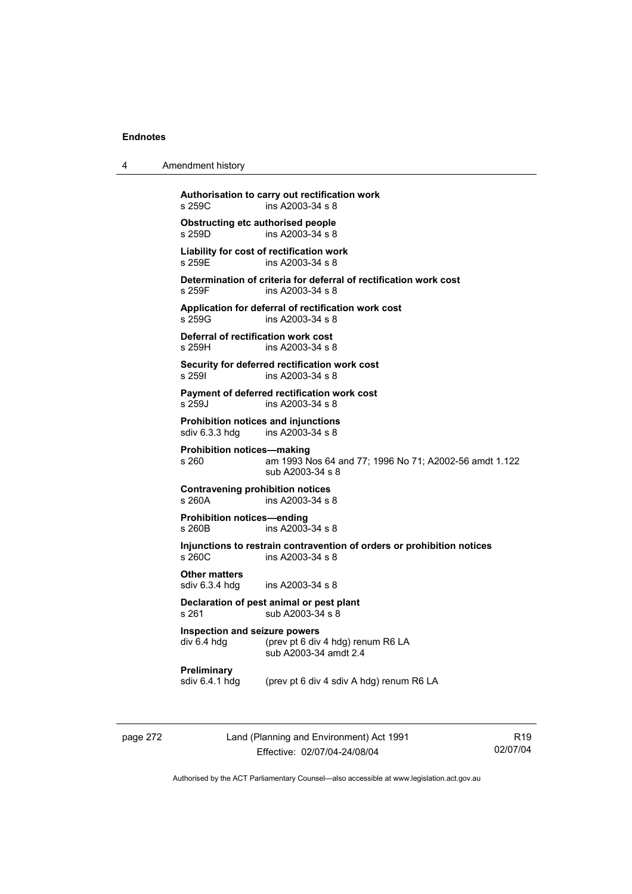**Authorisation to carry out rectification work**
s 259C ins A2003-34 s 8

**Obstructing etc authorised people**
s 259D ins A2003-34 s 8

**Liability for cost of rectification work**
s 259E ins A2003-34 s 8

**Determination of criteria for deferral of rectification work cost**
s 259F ins A2003-34 s 8

**Application for deferral of rectification work cost**
s 259G ins A2003-34 s 8

**Deferral of rectification work cost**
s 259H ins A2003-34 s 8

**Security for deferred rectification work cost**
s 259I ins A2003-34 s 8

**Payment of deferred rectification work cost**
s 259J ins A2003-34 s 8

**Prohibition notices and injunctions**
sdiv 6.3.3 hdg ins A2003-34 s 8

**Prohibition notices—making**
s 260 am 1993 Nos 64 and 77; 1996 No 71; A2002-56 amdt 1.122
sub A2003-34 s 8

**Contravening prohibition notices**
s 260A ins A2003-34 s 8

**Prohibition notices—ending**
s 260B ins A2003-34 s 8

**Injunctions to restrain contravention of orders or prohibition notices**
s 260C ins A2003-34 s 8

**Other matters**
sdiv 6.3.4 hdg ins A2003-34 s 8

**Declaration of pest animal or pest plant**
s 261 sub A2003-34 s 8

**Inspection and seizure powers**
div 6.4 hdg (prev pt 6 div 4 hdg) renum R6 LA
sub A2003-34 amdt 2.4

**Preliminary**
sdiv 6.4.1 hdg (prev pt 6 div 4 sdiv A hdg) renum R6 LA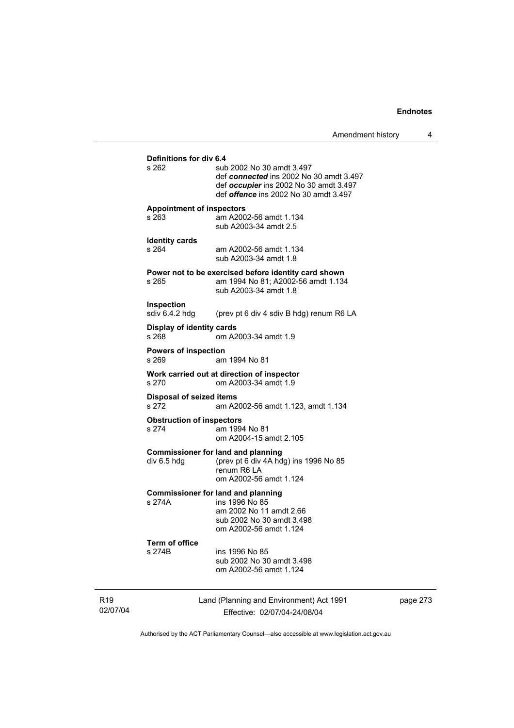**Definitions for div 6.4**

s 262 sub 2002 No 30 amdt 3.497
def ***connected*** ins 2002 No 30 amdt 3.497
def ***occupier*** ins 2002 No 30 amdt 3.497
def ***offence*** ins 2002 No 30 amdt 3.497

**Appointment of inspectors**

s 263 am A2002-56 amdt 1.134
sub A2003-34 amdt 2.5

**Identity cards**

s 264 am A2002-56 amdt 1.134
sub A2003-34 amdt 1.8

**Power not to be exercised before identity card shown**

s 265 am 1994 No 81; A2002-56 amdt 1.134
sub A2003-34 amdt 1.8

**Inspection**

sdiv 6.4.2 hdg (prev pt 6 div 4 sdiv B hdg) renum R6 LA

**Display of identity cards**

s 268 om A2003-34 amdt 1.9

**Powers of inspection**

s 269 am 1994 No 81

**Work carried out at direction of inspector**

s 270 om A2003-34 amdt 1.9

**Disposal of seized items**

s 272 am A2002-56 amdt 1.123, amdt 1.134

**Obstruction of inspectors**

s 274 am 1994 No 81
om A2004-15 amdt 2.105

**Commissioner for land and planning**

div 6.5 hdg (prev pt 6 div 4A hdg) ins 1996 No 85
renum R6 LA
om A2002-56 amdt 1.124

**Commissioner for land and planning**

s 274A ins 1996 No 85
am 2002 No 11 amdt 2.66
sub 2002 No 30 amdt 3.498
om A2002-56 amdt 1.124

**Term of office**

s 274B ins 1996 No 85
sub 2002 No 30 amdt 3.498
om A2002-56 amdt 1.124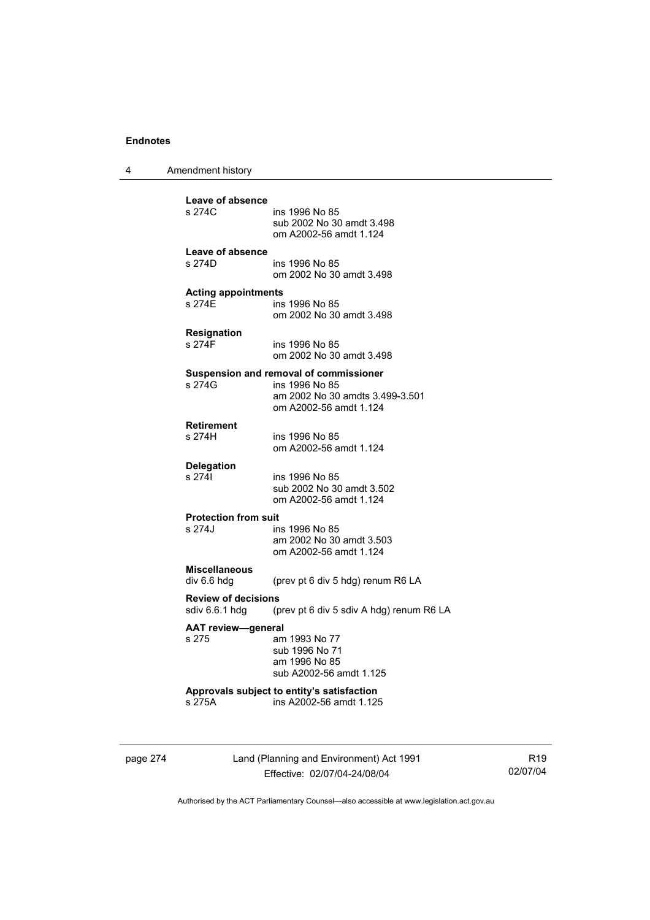**Leave of absence**
s 274C ins 1996 No 85
sub 2002 No 30 amdt 3.498
om A2002-56 amdt 1.124

**Leave of absence**
s 274D ins 1996 No 85
om 2002 No 30 amdt 3.498

**Acting appointments**
s 274E ins 1996 No 85
om 2002 No 30 amdt 3.498

**Resignation**
s 274F ins 1996 No 85
om 2002 No 30 amdt 3.498

**Suspension and removal of commissioner**
s 274G ins 1996 No 85
am 2002 No 30 amdts 3.499-3.501
om A2002-56 amdt 1.124

**Retirement**
s 274H ins 1996 No 85
om A2002-56 amdt 1.124

**Delegation**
s 274I ins 1996 No 85
sub 2002 No 30 amdt 3.502
om A2002-56 amdt 1.124

**Protection from suit**
s 274J ins 1996 No 85
am 2002 No 30 amdt 3.503
om A2002-56 amdt 1.124

**Miscellaneous**
div 6.6 hdg (prev pt 6 div 5 hdg) renum R6 LA

**Review of decisions**
sdiv 6.6.1 hdg (prev pt 6 div 5 sdiv A hdg) renum R6 LA

**AAT review—general**
s 275 am 1993 No 77
sub 1996 No 71
am 1996 No 85
sub A2002-56 amdt 1.125

**Approvals subject to entity's satisfaction**
s 275A ins A2002-56 amdt 1.125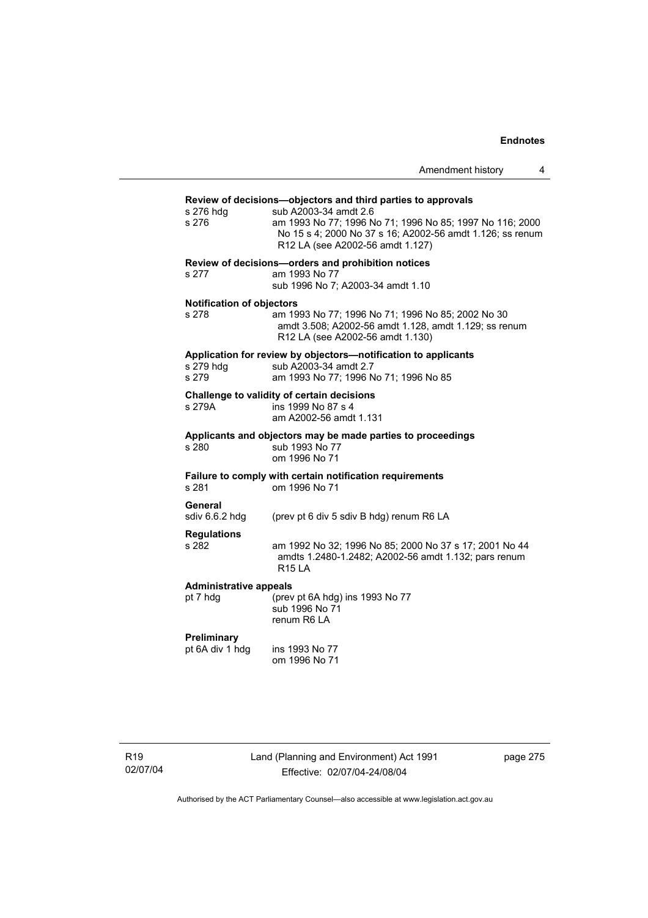**Review of decisions—objectors and third parties to approvals**

s 276 hdg sub A2003-34 amdt 2.6

s 276 am 1993 No 77; 1996 No 71; 1996 No 85; 1997 No 116; 2000 No 15 s 4; 2000 No 37 s 16; A2002-56 amdt 1.126; ss renum R12 LA (see A2002-56 amdt 1.127)

**Review of decisions—orders and prohibition notices**

s 277 am 1993 No 77
sub 1996 No 7; A2003-34 amdt 1.10

**Notification of objectors**

s 278 am 1993 No 77; 1996 No 71; 1996 No 85; 2002 No 30 amdt 3.508; A2002-56 amdt 1.128, amdt 1.129; ss renum R12 LA (see A2002-56 amdt 1.130)

**Application for review by objectors—notification to applicants**

s 279 hdg sub A2003-34 amdt 2.7

s 279 am 1993 No 77; 1996 No 71; 1996 No 85

**Challenge to validity of certain decisions**

s 279A ins 1999 No 87 s 4
am A2002-56 amdt 1.131

**Applicants and objectors may be made parties to proceedings**

s 280 sub 1993 No 77
om 1996 No 71

**Failure to comply with certain notification requirements**

s 281 om 1996 No 71

**General**

sdiv 6.6.2 hdg (prev pt 6 div 5 sdiv B hdg) renum R6 LA

**Regulations**

s 282 am 1992 No 32; 1996 No 85; 2000 No 37 s 17; 2001 No 44 amdts 1.2480-1.2482; A2002-56 amdt 1.132; pars renum R15 LA

**Administrative appeals**

pt 7 hdg (prev pt 6A hdg) ins 1993 No 77
sub 1996 No 71
renum R6 LA

**Preliminary**

pt 6A div 1 hdg ins 1993 No 77
om 1996 No 71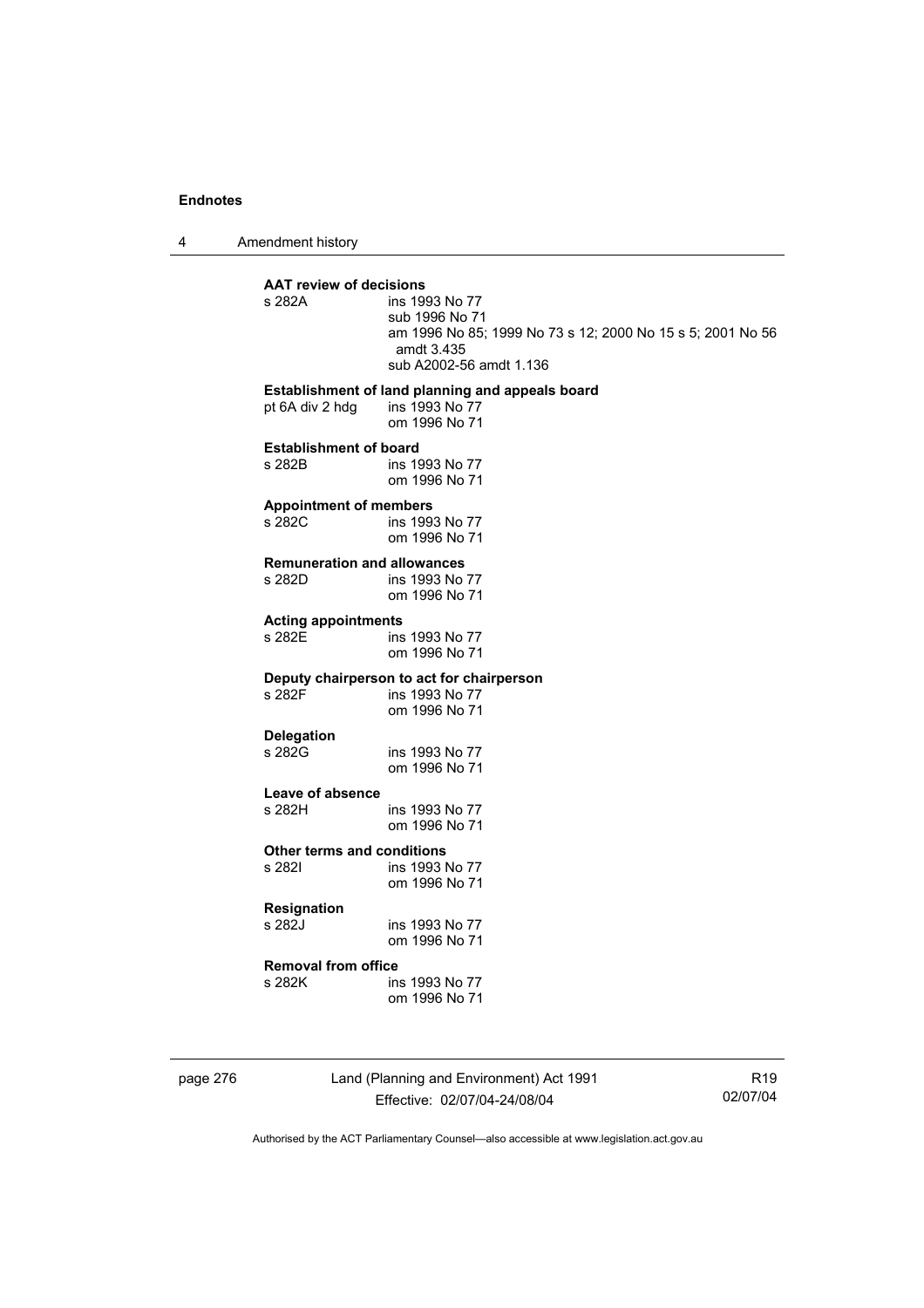**AAT review of decisions**

s 282A ins 1993 No 77
sub 1996 No 71
am 1996 No 85; 1999 No 73 s 12; 2000 No 15 s 5; 2001 No 56 amdt 3.435
sub A2002-56 amdt 1.136

**Establishment of land planning and appeals board**

pt 6A div 2 hdg ins 1993 No 77
om 1996 No 71

**Establishment of board**

s 282B ins 1993 No 77
om 1996 No 71

**Appointment of members**

s 282C ins 1993 No 77
om 1996 No 71

**Remuneration and allowances**

s 282D ins 1993 No 77
om 1996 No 71

**Acting appointments**

s 282E ins 1993 No 77
om 1996 No 71

**Deputy chairperson to act for chairperson**

s 282F ins 1993 No 77
om 1996 No 71

**Delegation**

s 282G ins 1993 No 77
om 1996 No 71

**Leave of absence**

s 282H ins 1993 No 77
om 1996 No 71

**Other terms and conditions**

s 282I ins 1993 No 77
om 1996 No 71

**Resignation**

s 282J ins 1993 No 77
om 1996 No 71

**Removal from office**

s 282K ins 1993 No 77
om 1996 No 71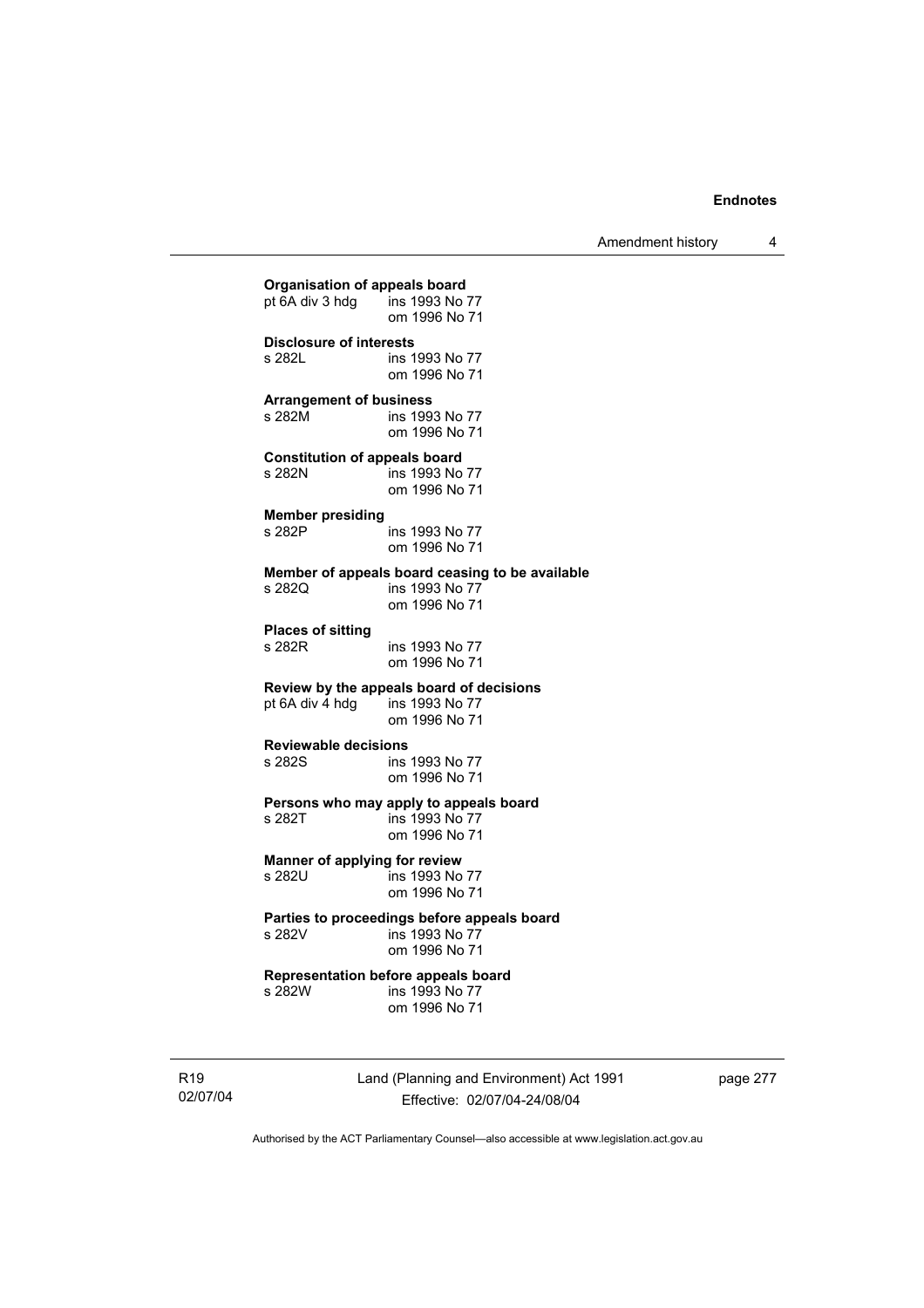**Organisation of appeals board**
pt 6A div 3 hdg ins 1993 No 77
om 1996 No 71

**Disclosure of interests**
s 282L ins 1993 No 77
om 1996 No 71

**Arrangement of business**
s 282M ins 1993 No 77
om 1996 No 71

**Constitution of appeals board**
s 282N ins 1993 No 77
om 1996 No 71

**Member presiding**
s 282P ins 1993 No 77
om 1996 No 71

**Member of appeals board ceasing to be available**
s 282Q ins 1993 No 77
om 1996 No 71

**Places of sitting**
s 282R ins 1993 No 77
om 1996 No 71

**Review by the appeals board of decisions**
pt 6A div 4 hdg ins 1993 No 77
om 1996 No 71

**Reviewable decisions**
s 282S ins 1993 No 77
om 1996 No 71

**Persons who may apply to appeals board**
s 282T ins 1993 No 77
om 1996 No 71

**Manner of applying for review**
s 282U ins 1993 No 77
om 1996 No 71

**Parties to proceedings before appeals board**
s 282V ins 1993 No 77
om 1996 No 71

**Representation before appeals board**
s 282W ins 1993 No 77
om 1996 No 71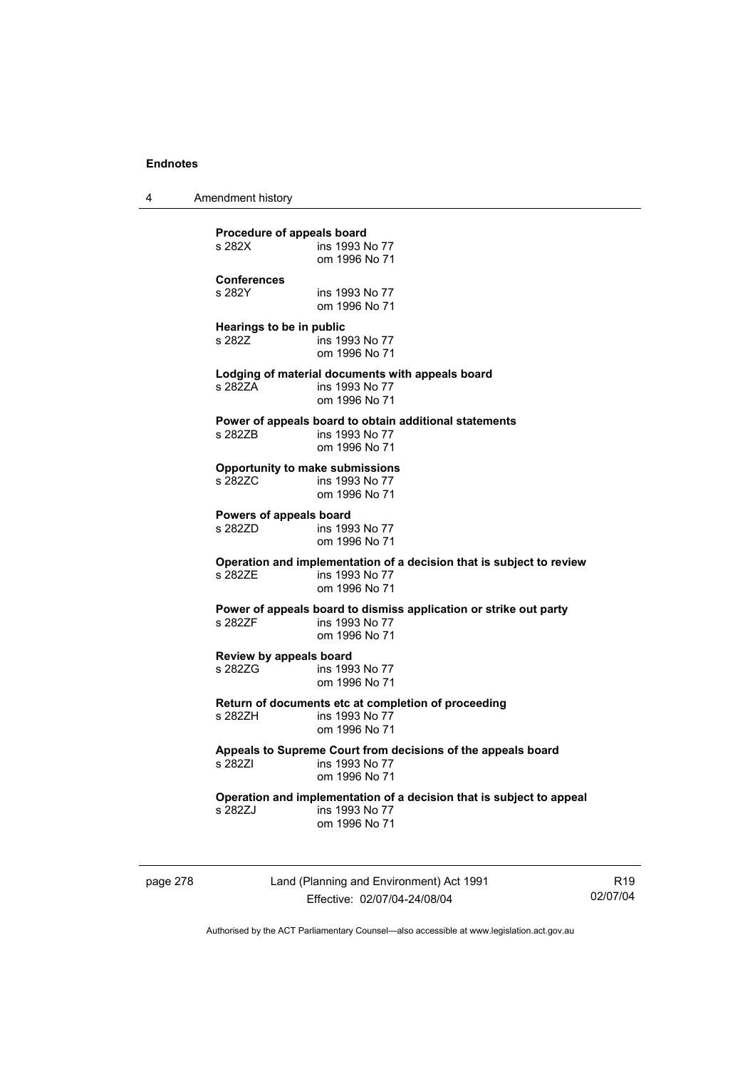**Procedure of appeals board**
s 282X ins 1993 No 77
om 1996 No 71

**Conferences**
s 282Y ins 1993 No 77
om 1996 No 71

**Hearings to be in public**
s 282Z ins 1993 No 77
om 1996 No 71

**Lodging of material documents with appeals board**
s 282ZA ins 1993 No 77
om 1996 No 71

**Power of appeals board to obtain additional statements**
s 282ZB ins 1993 No 77
om 1996 No 71

**Opportunity to make submissions**
s 282ZC ins 1993 No 77
om 1996 No 71

**Powers of appeals board**
s 282ZD ins 1993 No 77
om 1996 No 71

**Operation and implementation of a decision that is subject to review**
s 282ZE ins 1993 No 77
om 1996 No 71

**Power of appeals board to dismiss application or strike out party**
s 282ZF ins 1993 No 77
om 1996 No 71

**Review by appeals board**
s 282ZG ins 1993 No 77
om 1996 No 71

**Return of documents etc at completion of proceeding**
s 282ZH ins 1993 No 77
om 1996 No 71

**Appeals to Supreme Court from decisions of the appeals board**
s 282ZI ins 1993 No 77
om 1996 No 71

**Operation and implementation of a decision that is subject to appeal**
s 282ZJ ins 1993 No 77
om 1996 No 71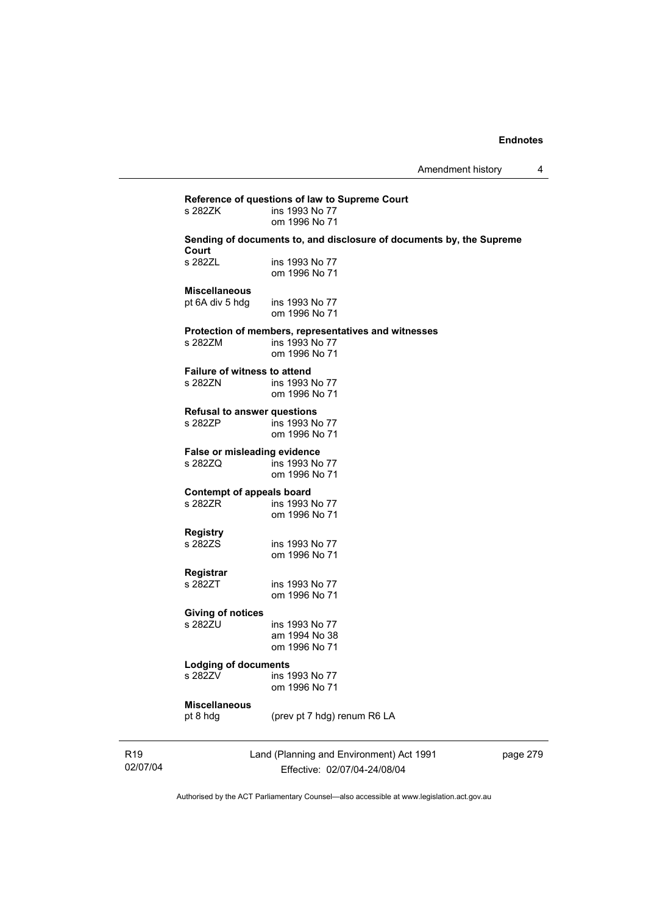**Reference of questions of law to Supreme Court**

s 282ZK ins 1993 No 77
om 1996 No 71

**Sending of documents to, and disclosure of documents by, the Supreme Court**

s 282ZL ins 1993 No 77
om 1996 No 71

**Miscellaneous**

pt 6A div 5 hdg ins 1993 No 77
om 1996 No 71

**Protection of members, representatives and witnesses**

s 282ZM ins 1993 No 77
om 1996 No 71

**Failure of witness to attend**

s 282ZN ins 1993 No 77
om 1996 No 71

**Refusal to answer questions**

s 282ZP ins 1993 No 77
om 1996 No 71

**False or misleading evidence**

s 282ZQ ins 1993 No 77
om 1996 No 71

**Contempt of appeals board**

s 282ZR ins 1993 No 77
om 1996 No 71

**Registry**

s 282ZS ins 1993 No 77
om 1996 No 71

**Registrar**

s 282ZT ins 1993 No 77
om 1996 No 71

**Giving of notices**

s 282ZU ins 1993 No 77
am 1994 No 38
om 1996 No 71

**Lodging of documents**

s 282ZV ins 1993 No 77
om 1996 No 71

**Miscellaneous**

pt 8 hdg (prev pt 7 hdg) renum R6 LA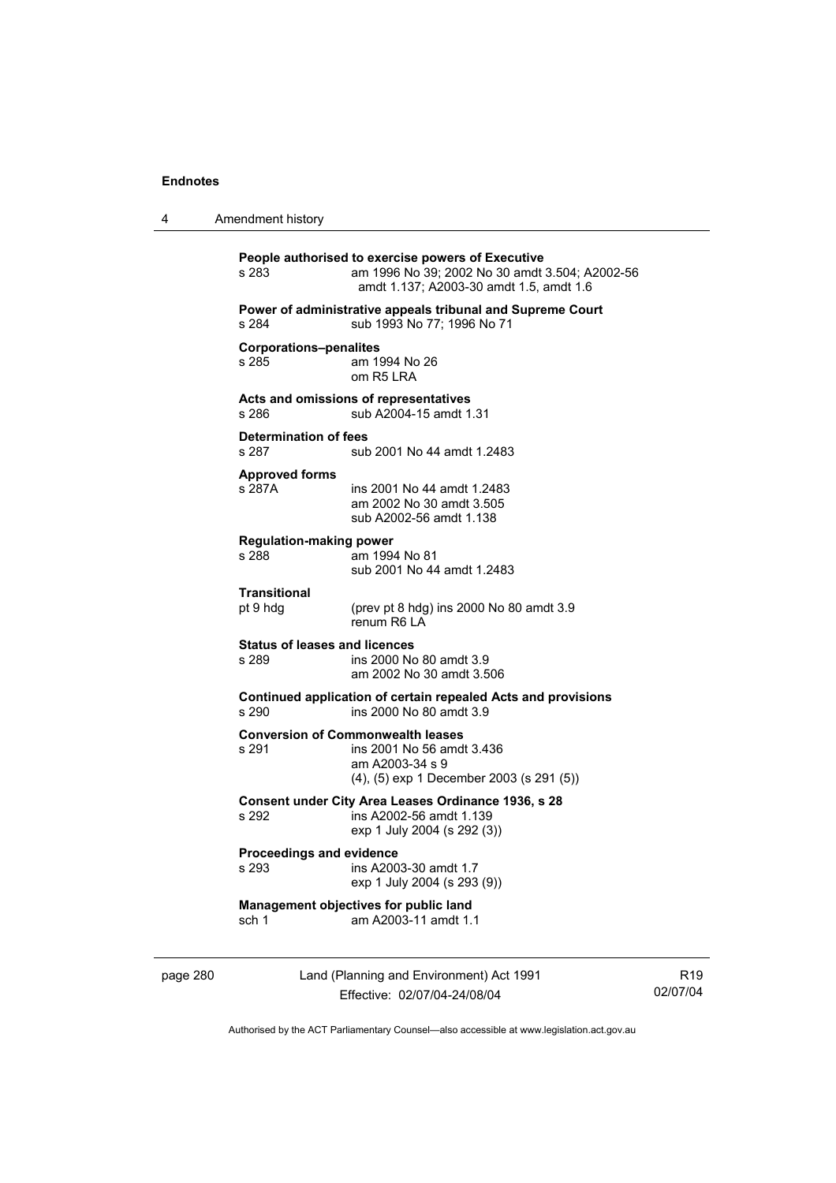**People authorised to exercise powers of Executive**
s 283 — am 1996 No 39; 2002 No 30 amdt 3.504; A2002-56 amdt 1.137; A2003-30 amdt 1.5, amdt 1.6

**Power of administrative appeals tribunal and Supreme Court**
s 284 — sub 1993 No 77; 1996 No 71

**Corporations–penalites**
s 285 — am 1994 No 26
om R5 LRA

**Acts and omissions of representatives**
s 286 — sub A2004-15 amdt 1.31

**Determination of fees**
s 287 — sub 2001 No 44 amdt 1.2483

**Approved forms**
s 287A — ins 2001 No 44 amdt 1.2483
am 2002 No 30 amdt 3.505
sub A2002-56 amdt 1.138

**Regulation-making power**
s 288 — am 1994 No 81
sub 2001 No 44 amdt 1.2483

**Transitional**
pt 9 hdg — (prev pt 8 hdg) ins 2000 No 80 amdt 3.9
renum R6 LA

**Status of leases and licences**
s 289 — ins 2000 No 80 amdt 3.9
am 2002 No 30 amdt 3.506

**Continued application of certain repealed Acts and provisions**
s 290 — ins 2000 No 80 amdt 3.9

**Conversion of Commonwealth leases**
s 291 — ins 2001 No 56 amdt 3.436
am A2003-34 s 9
(4), (5) exp 1 December 2003 (s 291 (5))

**Consent under City Area Leases Ordinance 1936, s 28**
s 292 — ins A2002-56 amdt 1.139
exp 1 July 2004 (s 292 (3))

**Proceedings and evidence**
s 293 — ins A2003-30 amdt 1.7
exp 1 July 2004 (s 293 (9))

**Management objectives for public land**
sch 1 — am A2003-11 amdt 1.1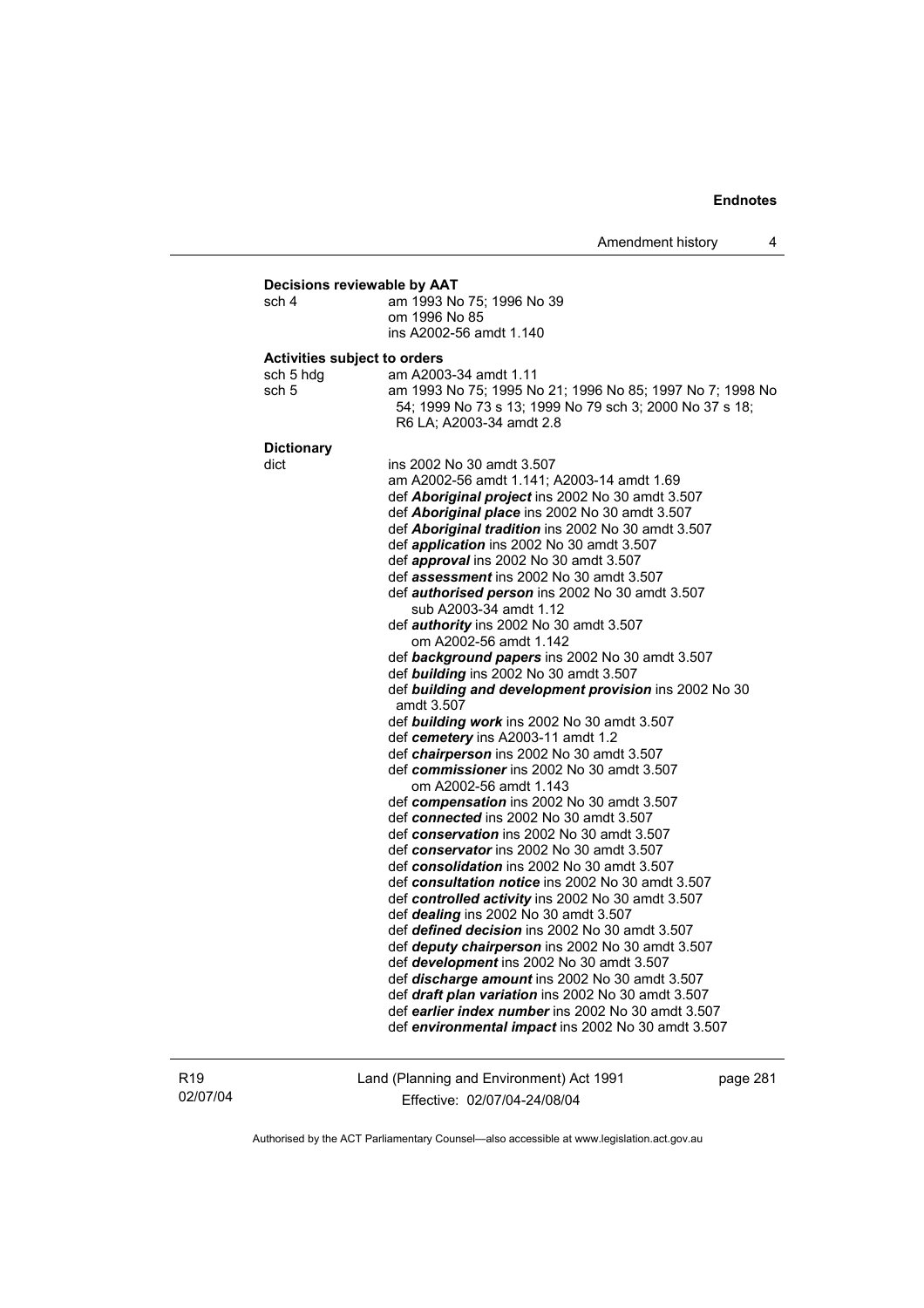**Decisions reviewable by AAT**

sch 4 am 1993 No 75; 1996 No 39
om 1996 No 85
ins A2002-56 amdt 1.140

**Activities subject to orders**

sch 5 hdg am A2003-34 amdt 1.11
sch 5 am 1993 No 75; 1995 No 21; 1996 No 85; 1997 No 7; 1998 No 54; 1999 No 73 s 13; 1999 No 79 sch 3; 2000 No 37 s 18; R6 LA; A2003-34 amdt 2.8

**Dictionary**

dict ins 2002 No 30 amdt 3.507
am A2002-56 amdt 1.141; A2003-14 amdt 1.69
def ***Aboriginal project*** ins 2002 No 30 amdt 3.507
def ***Aboriginal place*** ins 2002 No 30 amdt 3.507
def ***Aboriginal tradition*** ins 2002 No 30 amdt 3.507
def ***application*** ins 2002 No 30 amdt 3.507
def ***approval*** ins 2002 No 30 amdt 3.507
def ***assessment*** ins 2002 No 30 amdt 3.507
def ***authorised person*** ins 2002 No 30 amdt 3.507
sub A2003-34 amdt 1.12
def ***authority*** ins 2002 No 30 amdt 3.507
om A2002-56 amdt 1.142
def ***background papers*** ins 2002 No 30 amdt 3.507
def ***building*** ins 2002 No 30 amdt 3.507
def ***building and development provision*** ins 2002 No 30 amdt 3.507
def ***building work*** ins 2002 No 30 amdt 3.507
def ***cemetery*** ins A2003-11 amdt 1.2
def ***chairperson*** ins 2002 No 30 amdt 3.507
def ***commissioner*** ins 2002 No 30 amdt 3.507
om A2002-56 amdt 1.143
def ***compensation*** ins 2002 No 30 amdt 3.507
def ***connected*** ins 2002 No 30 amdt 3.507
def ***conservation*** ins 2002 No 30 amdt 3.507
def ***conservator*** ins 2002 No 30 amdt 3.507
def ***consolidation*** ins 2002 No 30 amdt 3.507
def ***consultation notice*** ins 2002 No 30 amdt 3.507
def ***controlled activity*** ins 2002 No 30 amdt 3.507
def ***dealing*** ins 2002 No 30 amdt 3.507
def ***defined decision*** ins 2002 No 30 amdt 3.507
def ***deputy chairperson*** ins 2002 No 30 amdt 3.507
def ***development*** ins 2002 No 30 amdt 3.507
def ***discharge amount*** ins 2002 No 30 amdt 3.507
def ***draft plan variation*** ins 2002 No 30 amdt 3.507
def ***earlier index number*** ins 2002 No 30 amdt 3.507
def ***environmental impact*** ins 2002 No 30 amdt 3.507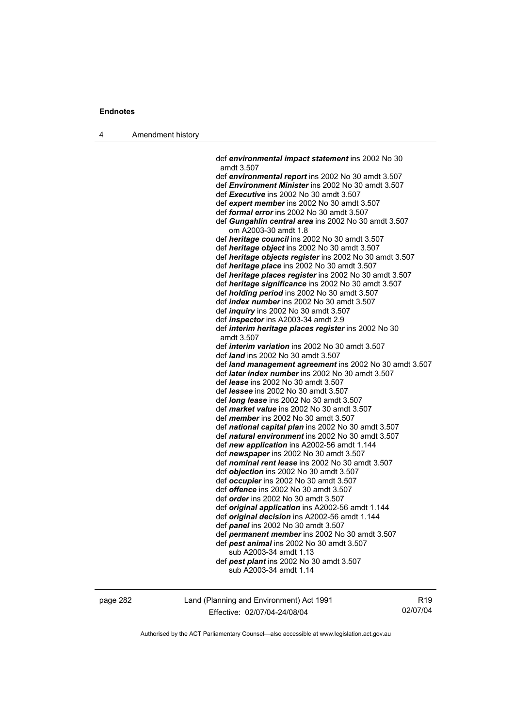def ***environmental impact statement*** ins 2002 No 30 amdt 3.507
def ***environmental report*** ins 2002 No 30 amdt 3.507
def ***Environment Minister*** ins 2002 No 30 amdt 3.507
def ***Executive*** ins 2002 No 30 amdt 3.507
def ***expert member*** ins 2002 No 30 amdt 3.507
def ***formal error*** ins 2002 No 30 amdt 3.507
def ***Gungahlin central area*** ins 2002 No 30 amdt 3.507
om A2003-30 amdt 1.8
def ***heritage council*** ins 2002 No 30 amdt 3.507
def ***heritage object*** ins 2002 No 30 amdt 3.507
def ***heritage objects register*** ins 2002 No 30 amdt 3.507
def ***heritage place*** ins 2002 No 30 amdt 3.507
def ***heritage places register*** ins 2002 No 30 amdt 3.507
def ***heritage significance*** ins 2002 No 30 amdt 3.507
def ***holding period*** ins 2002 No 30 amdt 3.507
def ***index number*** ins 2002 No 30 amdt 3.507
def ***inquiry*** ins 2002 No 30 amdt 3.507
def ***inspector*** ins A2003-34 amdt 2.9
def ***interim heritage places register*** ins 2002 No 30 amdt 3.507
def ***interim variation*** ins 2002 No 30 amdt 3.507
def ***land*** ins 2002 No 30 amdt 3.507
def ***land management agreement*** ins 2002 No 30 amdt 3.507
def ***later index number*** ins 2002 No 30 amdt 3.507
def ***lease*** ins 2002 No 30 amdt 3.507
def ***lessee*** ins 2002 No 30 amdt 3.507
def ***long lease*** ins 2002 No 30 amdt 3.507
def ***market value*** ins 2002 No 30 amdt 3.507
def ***member*** ins 2002 No 30 amdt 3.507
def ***national capital plan*** ins 2002 No 30 amdt 3.507
def ***natural environment*** ins 2002 No 30 amdt 3.507
def ***new application*** ins A2002-56 amdt 1.144
def ***newspaper*** ins 2002 No 30 amdt 3.507
def ***nominal rent lease*** ins 2002 No 30 amdt 3.507
def ***objection*** ins 2002 No 30 amdt 3.507
def ***occupier*** ins 2002 No 30 amdt 3.507
def ***offence*** ins 2002 No 30 amdt 3.507
def ***order*** ins 2002 No 30 amdt 3.507
def ***original application*** ins A2002-56 amdt 1.144
def ***original decision*** ins A2002-56 amdt 1.144
def ***panel*** ins 2002 No 30 amdt 3.507
def ***permanent member*** ins 2002 No 30 amdt 3.507
def ***pest animal*** ins 2002 No 30 amdt 3.507
sub A2003-34 amdt 1.13
def ***pest plant*** ins 2002 No 30 amdt 3.507
sub A2003-34 amdt 1.14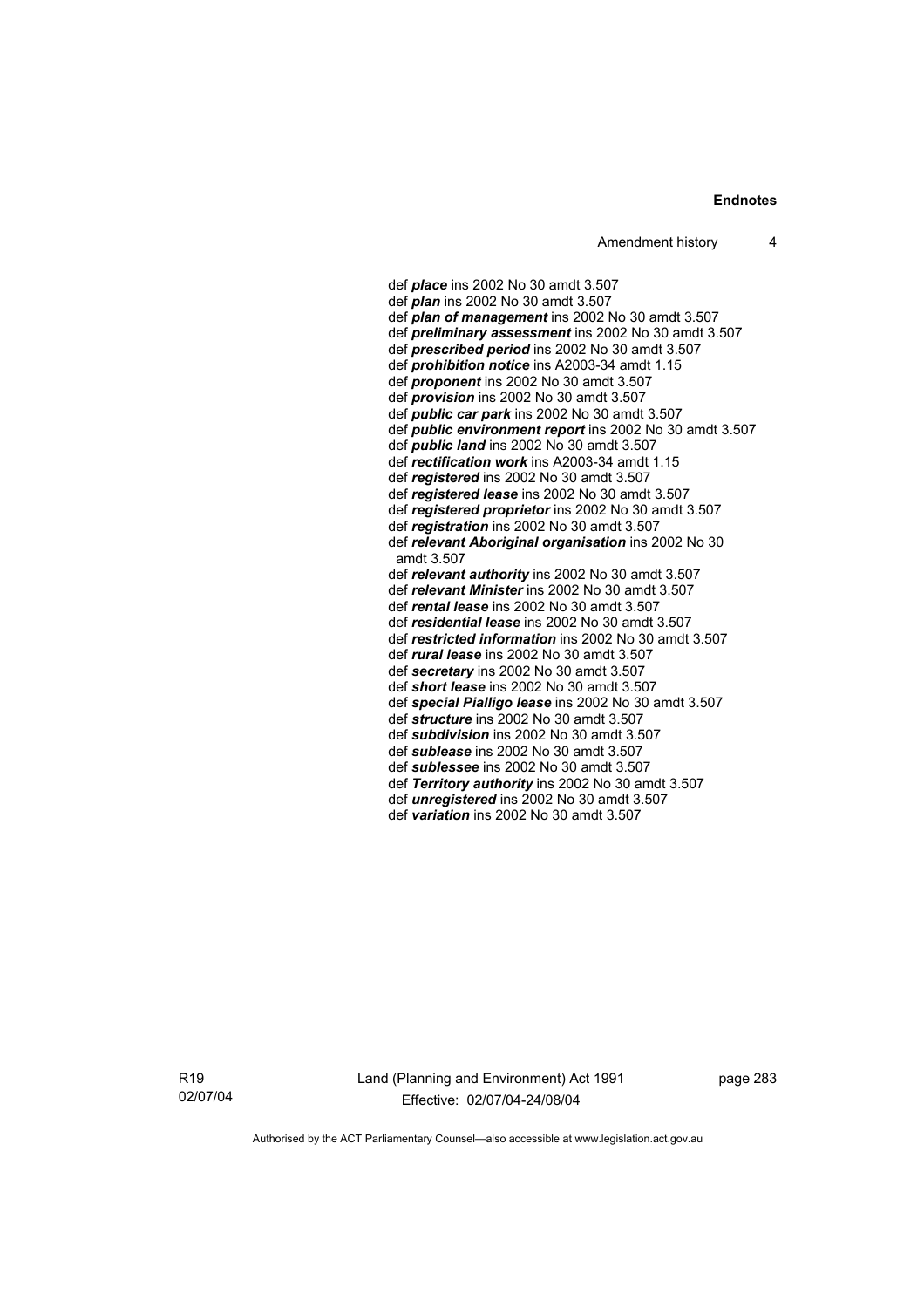def ***place*** ins 2002 No 30 amdt 3.507
def ***plan*** ins 2002 No 30 amdt 3.507
def ***plan of management*** ins 2002 No 30 amdt 3.507
def ***preliminary assessment*** ins 2002 No 30 amdt 3.507
def ***prescribed period*** ins 2002 No 30 amdt 3.507
def ***prohibition notice*** ins A2003-34 amdt 1.15
def ***proponent*** ins 2002 No 30 amdt 3.507
def ***provision*** ins 2002 No 30 amdt 3.507
def ***public car park*** ins 2002 No 30 amdt 3.507
def ***public environment report*** ins 2002 No 30 amdt 3.507
def ***public land*** ins 2002 No 30 amdt 3.507
def ***rectification work*** ins A2003-34 amdt 1.15
def ***registered*** ins 2002 No 30 amdt 3.507
def ***registered lease*** ins 2002 No 30 amdt 3.507
def ***registered proprietor*** ins 2002 No 30 amdt 3.507
def ***registration*** ins 2002 No 30 amdt 3.507
def ***relevant Aboriginal organisation*** ins 2002 No 30 amdt 3.507
def ***relevant authority*** ins 2002 No 30 amdt 3.507
def ***relevant Minister*** ins 2002 No 30 amdt 3.507
def ***rental lease*** ins 2002 No 30 amdt 3.507
def ***residential lease*** ins 2002 No 30 amdt 3.507
def ***restricted information*** ins 2002 No 30 amdt 3.507
def ***rural lease*** ins 2002 No 30 amdt 3.507
def ***secretary*** ins 2002 No 30 amdt 3.507
def ***short lease*** ins 2002 No 30 amdt 3.507
def ***special Pialligo lease*** ins 2002 No 30 amdt 3.507
def ***structure*** ins 2002 No 30 amdt 3.507
def ***subdivision*** ins 2002 No 30 amdt 3.507
def ***sublease*** ins 2002 No 30 amdt 3.507
def ***sublessee*** ins 2002 No 30 amdt 3.507
def ***Territory authority*** ins 2002 No 30 amdt 3.507
def ***unregistered*** ins 2002 No 30 amdt 3.507
def ***variation*** ins 2002 No 30 amdt 3.507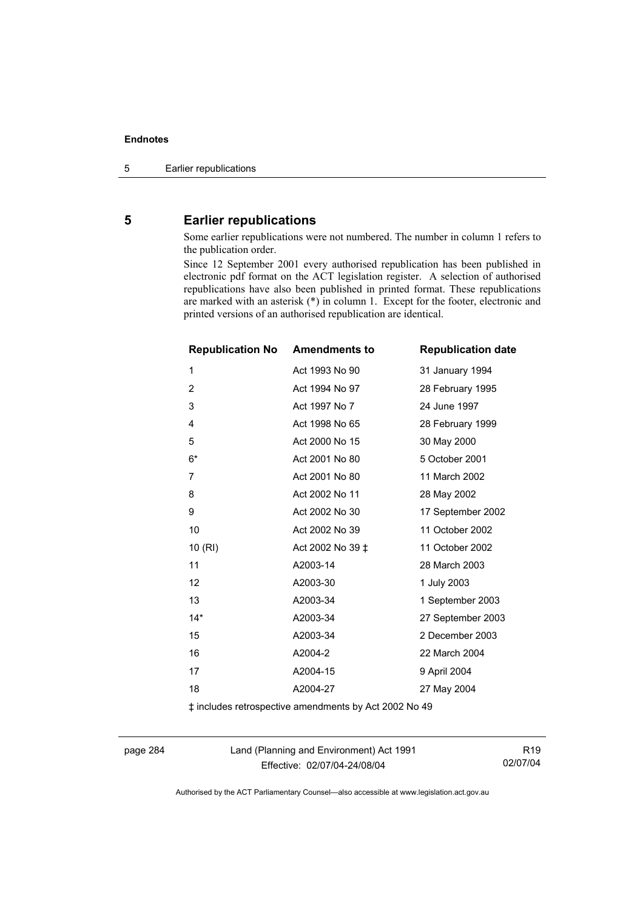## 5 Earlier republications

Some earlier republications were not numbered. The number in column 1 refers to the publication order.

Since 12 September 2001 every authorised republication has been published in electronic pdf format on the ACT legislation register. A selection of authorised republications have also been published in printed format. These republications are marked with an asterisk (*) in column 1. Except for the footer, electronic and printed versions of an authorised republication are identical.

| Republication No | Amendments to | Republication date |
|---|---|---|
| 1 | Act 1993 No 90 | 31 January 1994 |
| 2 | Act 1994 No 97 | 28 February 1995 |
| 3 | Act 1997 No 7 | 24 June 1997 |
| 4 | Act 1998 No 65 | 28 February 1999 |
| 5 | Act 2000 No 15 | 30 May 2000 |
| 6* | Act 2001 No 80 | 5 October 2001 |
| 7 | Act 2001 No 80 | 11 March 2002 |
| 8 | Act 2002 No 11 | 28 May 2002 |
| 9 | Act 2002 No 30 | 17 September 2002 |
| 10 | Act 2002 No 39 | 11 October 2002 |
| 10 (RI) | Act 2002 No 39 ‡ | 11 October 2002 |
| 11 | A2003-14 | 28 March 2003 |
| 12 | A2003-30 | 1 July 2003 |
| 13 | A2003-34 | 1 September 2003 |
| 14* | A2003-34 | 27 September 2003 |
| 15 | A2003-34 | 2 December 2003 |
| 16 | A2004-2 | 22 March 2004 |
| 17 | A2004-15 | 9 April 2004 |
| 18 | A2004-27 | 27 May 2004 |

‡ includes retrospective amendments by Act 2002 No 49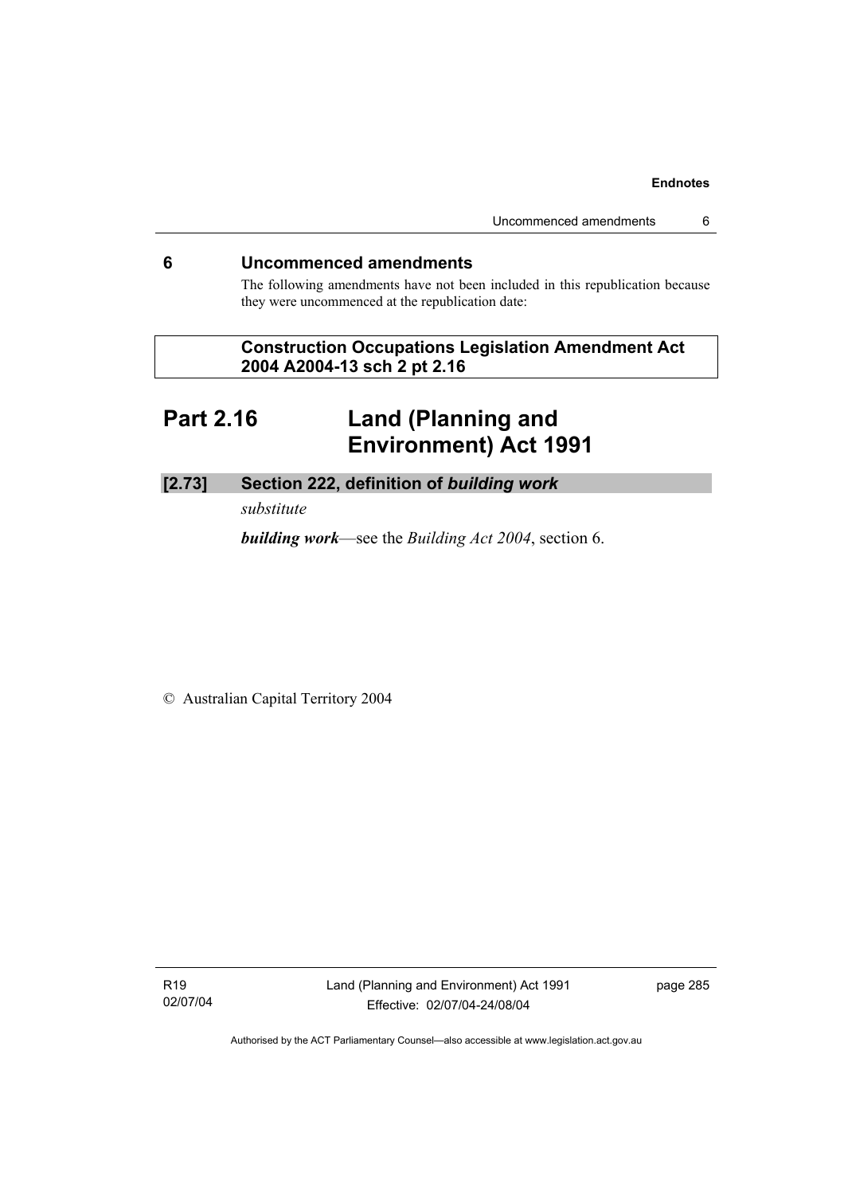## 6 Uncommenced amendments

The following amendments have not been included in this republication because they were uncommenced at the republication date:

**Construction Occupations Legislation Amendment Act 2004 A2004-13 sch 2 pt 2.16**

# Part 2.16 Land (Planning and Environment) Act 1991

### [2.73] Section 222, definition of *building work*

*substitute*

***building work***—see the *Building Act 2004*, section 6.

© Australian Capital Territory 2004